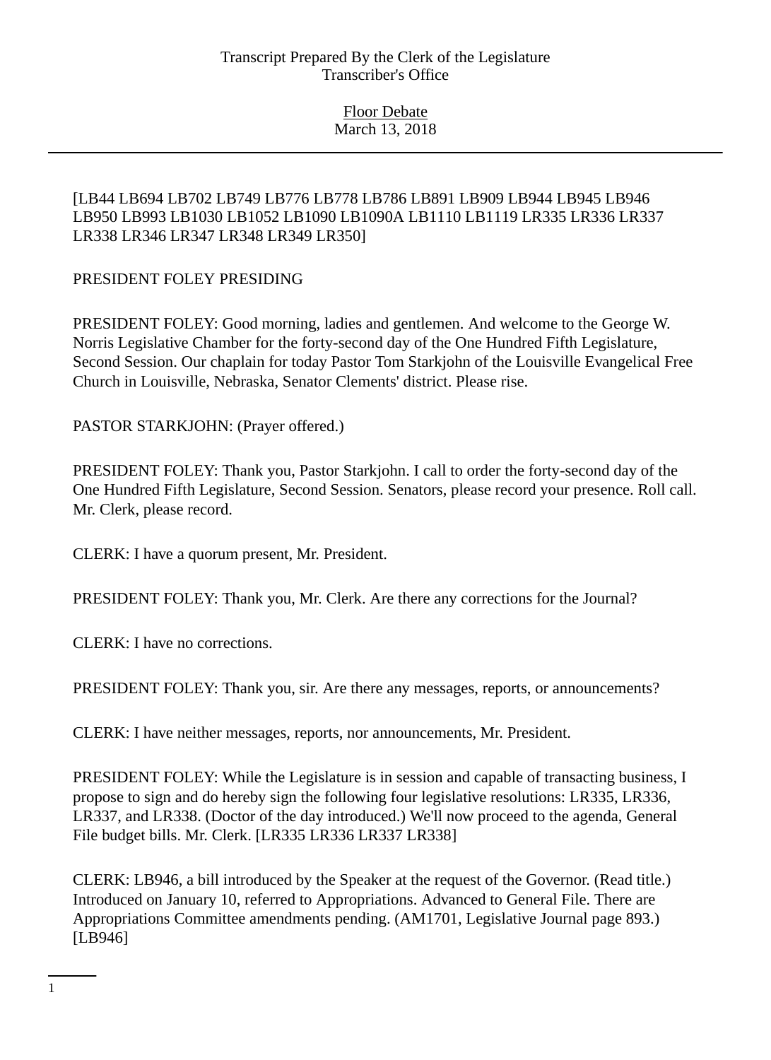[LB44 LB694 LB702 LB749 LB776 LB778 LB786 LB891 LB909 LB944 LB945 LB946 LB950 LB993 LB1030 LB1052 LB1090 LB1090A LB1110 LB1119 LR335 LR336 LR337 LR338 LR346 LR347 LR348 LR349 LR350]

PRESIDENT FOLEY PRESIDING

PRESIDENT FOLEY: Good morning, ladies and gentlemen. And welcome to the George W. Norris Legislative Chamber for the forty-second day of the One Hundred Fifth Legislature, Second Session. Our chaplain for today Pastor Tom Starkjohn of the Louisville Evangelical Free Church in Louisville, Nebraska, Senator Clements' district. Please rise.

PASTOR STARKJOHN: (Prayer offered.)

PRESIDENT FOLEY: Thank you, Pastor Starkjohn. I call to order the forty-second day of the One Hundred Fifth Legislature, Second Session. Senators, please record your presence. Roll call. Mr. Clerk, please record.

CLERK: I have a quorum present, Mr. President.

PRESIDENT FOLEY: Thank you, Mr. Clerk. Are there any corrections for the Journal?

CLERK: I have no corrections.

PRESIDENT FOLEY: Thank you, sir. Are there any messages, reports, or announcements?

CLERK: I have neither messages, reports, nor announcements, Mr. President.

PRESIDENT FOLEY: While the Legislature is in session and capable of transacting business, I propose to sign and do hereby sign the following four legislative resolutions: LR335, LR336, LR337, and LR338. (Doctor of the day introduced.) We'll now proceed to the agenda, General File budget bills. Mr. Clerk. [LR335 LR336 LR337 LR338]

CLERK: LB946, a bill introduced by the Speaker at the request of the Governor. (Read title.) Introduced on January 10, referred to Appropriations. Advanced to General File. There are Appropriations Committee amendments pending. (AM1701, Legislative Journal page 893.) [LB946]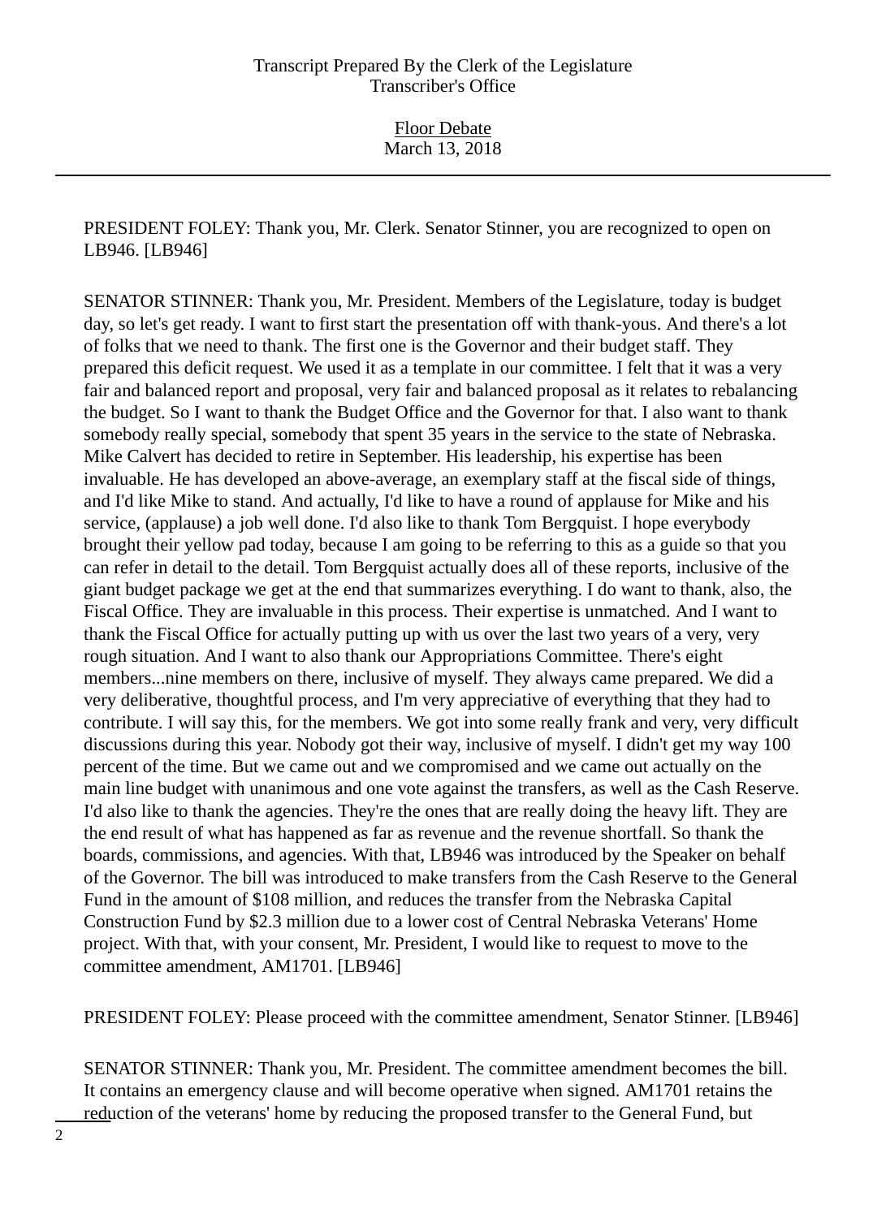PRESIDENT FOLEY: Thank you, Mr. Clerk. Senator Stinner, you are recognized to open on LB946. [LB946]

SENATOR STINNER: Thank you, Mr. President. Members of the Legislature, today is budget day, so let's get ready. I want to first start the presentation off with thank-yous. And there's a lot of folks that we need to thank. The first one is the Governor and their budget staff. They prepared this deficit request. We used it as a template in our committee. I felt that it was a very fair and balanced report and proposal, very fair and balanced proposal as it relates to rebalancing the budget. So I want to thank the Budget Office and the Governor for that. I also want to thank somebody really special, somebody that spent 35 years in the service to the state of Nebraska. Mike Calvert has decided to retire in September. His leadership, his expertise has been invaluable. He has developed an above-average, an exemplary staff at the fiscal side of things, and I'd like Mike to stand. And actually, I'd like to have a round of applause for Mike and his service, (applause) a job well done. I'd also like to thank Tom Bergquist. I hope everybody brought their yellow pad today, because I am going to be referring to this as a guide so that you can refer in detail to the detail. Tom Bergquist actually does all of these reports, inclusive of the giant budget package we get at the end that summarizes everything. I do want to thank, also, the Fiscal Office. They are invaluable in this process. Their expertise is unmatched. And I want to thank the Fiscal Office for actually putting up with us over the last two years of a very, very rough situation. And I want to also thank our Appropriations Committee. There's eight members...nine members on there, inclusive of myself. They always came prepared. We did a very deliberative, thoughtful process, and I'm very appreciative of everything that they had to contribute. I will say this, for the members. We got into some really frank and very, very difficult discussions during this year. Nobody got their way, inclusive of myself. I didn't get my way 100 percent of the time. But we came out and we compromised and we came out actually on the main line budget with unanimous and one vote against the transfers, as well as the Cash Reserve. I'd also like to thank the agencies. They're the ones that are really doing the heavy lift. They are the end result of what has happened as far as revenue and the revenue shortfall. So thank the boards, commissions, and agencies. With that, LB946 was introduced by the Speaker on behalf of the Governor. The bill was introduced to make transfers from the Cash Reserve to the General Fund in the amount of $108 million, and reduces the transfer from the Nebraska Capital Construction Fund by $2.3 million due to a lower cost of Central Nebraska Veterans' Home project. With that, with your consent, Mr. President, I would like to request to move to the committee amendment, AM1701. [LB946]

PRESIDENT FOLEY: Please proceed with the committee amendment, Senator Stinner. [LB946]

SENATOR STINNER: Thank you, Mr. President. The committee amendment becomes the bill. It contains an emergency clause and will become operative when signed. AM1701 retains the reduction of the veterans' home by reducing the proposed transfer to the General Fund, but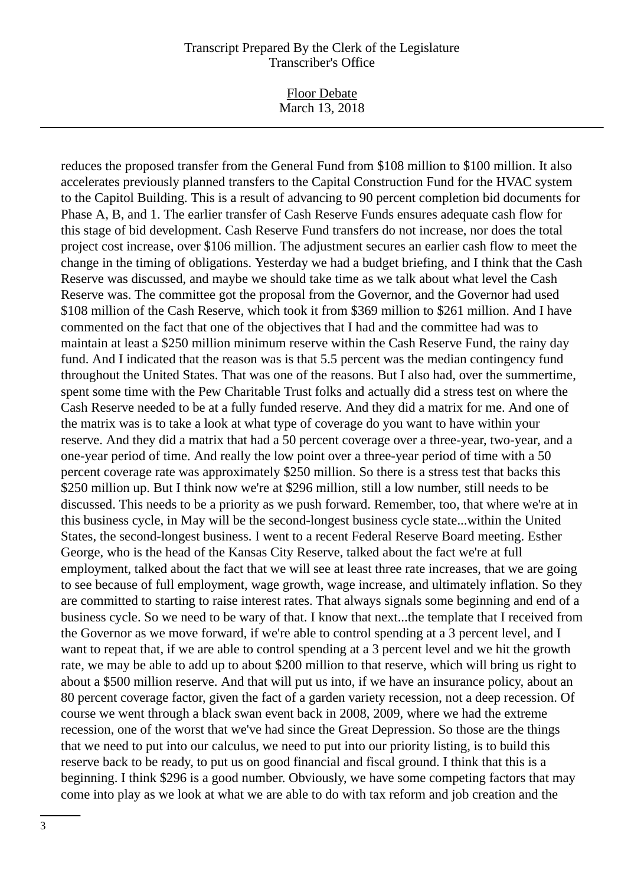reduces the proposed transfer from the General Fund from $108 million to $100 million. It also accelerates previously planned transfers to the Capital Construction Fund for the HVAC system to the Capitol Building. This is a result of advancing to 90 percent completion bid documents for Phase A, B, and 1. The earlier transfer of Cash Reserve Funds ensures adequate cash flow for this stage of bid development. Cash Reserve Fund transfers do not increase, nor does the total project cost increase, over $106 million. The adjustment secures an earlier cash flow to meet the change in the timing of obligations. Yesterday we had a budget briefing, and I think that the Cash Reserve was discussed, and maybe we should take time as we talk about what level the Cash Reserve was. The committee got the proposal from the Governor, and the Governor had used $108 million of the Cash Reserve, which took it from $369 million to $261 million. And I have commented on the fact that one of the objectives that I had and the committee had was to maintain at least a $250 million minimum reserve within the Cash Reserve Fund, the rainy day fund. And I indicated that the reason was is that 5.5 percent was the median contingency fund throughout the United States. That was one of the reasons. But I also had, over the summertime, spent some time with the Pew Charitable Trust folks and actually did a stress test on where the Cash Reserve needed to be at a fully funded reserve. And they did a matrix for me. And one of the matrix was is to take a look at what type of coverage do you want to have within your reserve. And they did a matrix that had a 50 percent coverage over a three-year, two-year, and a one-year period of time. And really the low point over a three-year period of time with a 50 percent coverage rate was approximately $250 million. So there is a stress test that backs this $250 million up. But I think now we're at $296 million, still a low number, still needs to be discussed. This needs to be a priority as we push forward. Remember, too, that where we're at in this business cycle, in May will be the second-longest business cycle state...within the United States, the second-longest business. I went to a recent Federal Reserve Board meeting. Esther George, who is the head of the Kansas City Reserve, talked about the fact we're at full employment, talked about the fact that we will see at least three rate increases, that we are going to see because of full employment, wage growth, wage increase, and ultimately inflation. So they are committed to starting to raise interest rates. That always signals some beginning and end of a business cycle. So we need to be wary of that. I know that next...the template that I received from the Governor as we move forward, if we're able to control spending at a 3 percent level, and I want to repeat that, if we are able to control spending at a 3 percent level and we hit the growth rate, we may be able to add up to about $200 million to that reserve, which will bring us right to about a $500 million reserve. And that will put us into, if we have an insurance policy, about an 80 percent coverage factor, given the fact of a garden variety recession, not a deep recession. Of course we went through a black swan event back in 2008, 2009, where we had the extreme recession, one of the worst that we've had since the Great Depression. So those are the things that we need to put into our calculus, we need to put into our priority listing, is to build this reserve back to be ready, to put us on good financial and fiscal ground. I think that this is a beginning. I think $296 is a good number. Obviously, we have some competing factors that may come into play as we look at what we are able to do with tax reform and job creation and the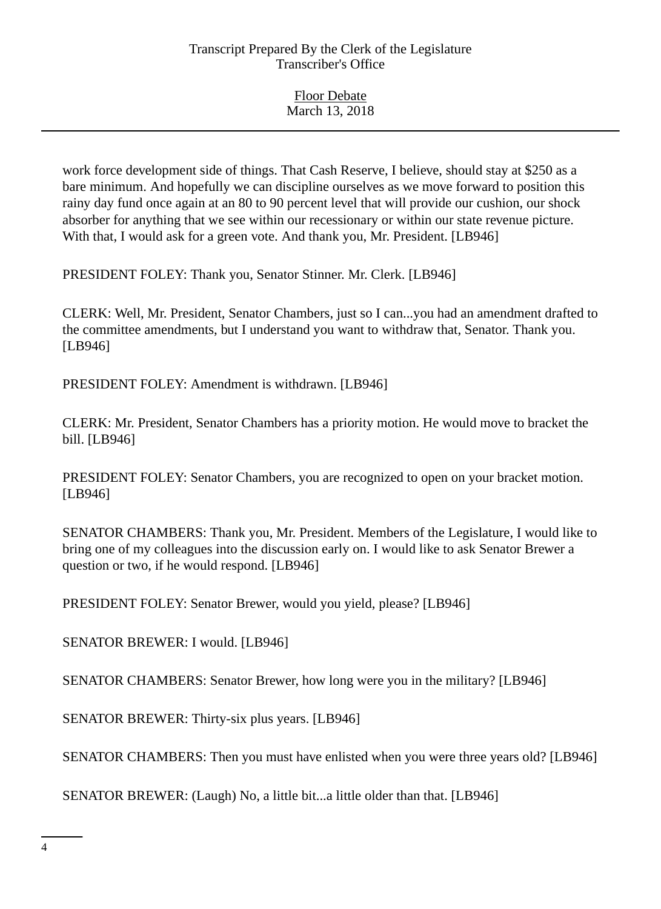work force development side of things. That Cash Reserve, I believe, should stay at $250 as a bare minimum. And hopefully we can discipline ourselves as we move forward to position this rainy day fund once again at an 80 to 90 percent level that will provide our cushion, our shock absorber for anything that we see within our recessionary or within our state revenue picture. With that, I would ask for a green vote. And thank you, Mr. President. [LB946]

PRESIDENT FOLEY: Thank you, Senator Stinner. Mr. Clerk. [LB946]

CLERK: Well, Mr. President, Senator Chambers, just so I can...you had an amendment drafted to the committee amendments, but I understand you want to withdraw that, Senator. Thank you. [LB946]

PRESIDENT FOLEY: Amendment is withdrawn. [LB946]

CLERK: Mr. President, Senator Chambers has a priority motion. He would move to bracket the bill. [LB946]

PRESIDENT FOLEY: Senator Chambers, you are recognized to open on your bracket motion. [LB946]

SENATOR CHAMBERS: Thank you, Mr. President. Members of the Legislature, I would like to bring one of my colleagues into the discussion early on. I would like to ask Senator Brewer a question or two, if he would respond. [LB946]

PRESIDENT FOLEY: Senator Brewer, would you yield, please? [LB946]

SENATOR BREWER: I would. [LB946]

SENATOR CHAMBERS: Senator Brewer, how long were you in the military? [LB946]

SENATOR BREWER: Thirty-six plus years. [LB946]

SENATOR CHAMBERS: Then you must have enlisted when you were three years old? [LB946]

SENATOR BREWER: (Laugh) No, a little bit...a little older than that. [LB946]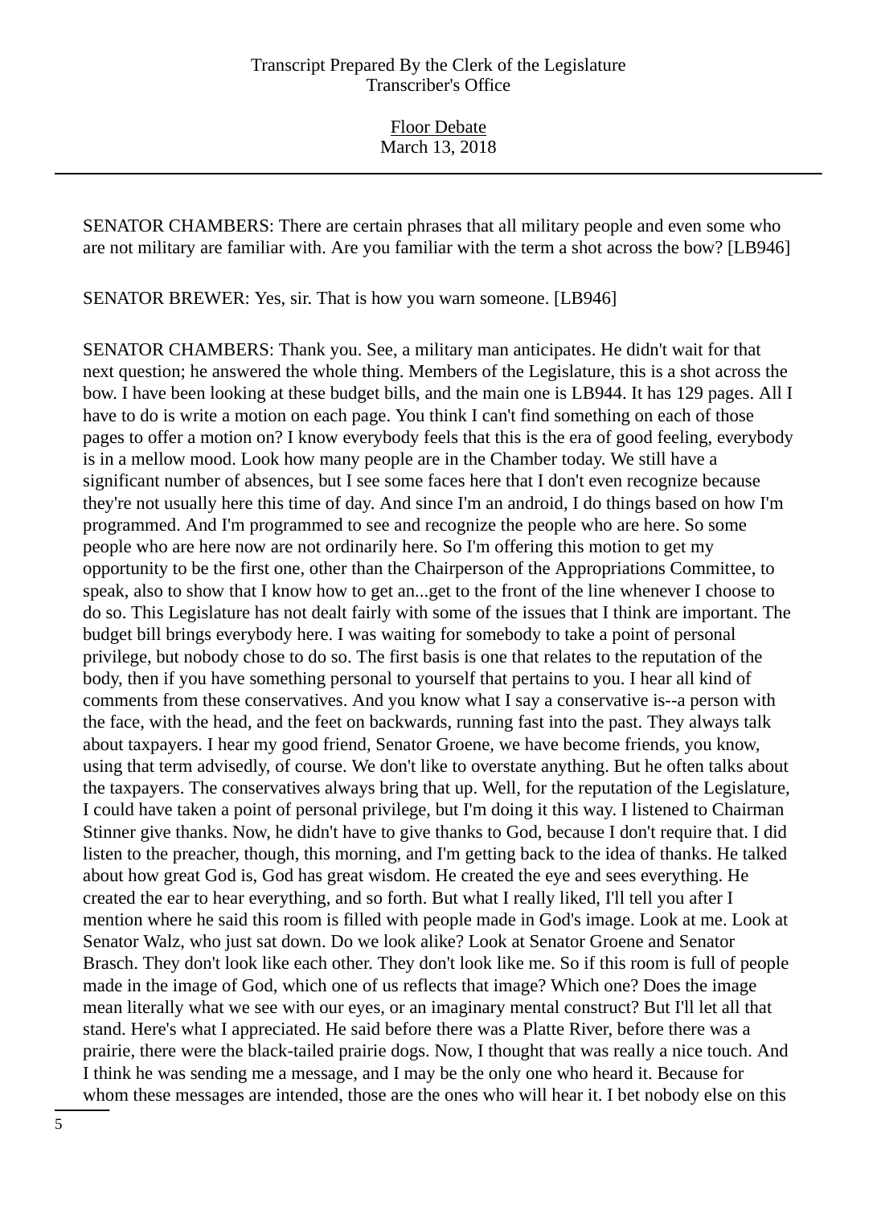SENATOR CHAMBERS: There are certain phrases that all military people and even some who are not military are familiar with. Are you familiar with the term a shot across the bow? [LB946]

SENATOR BREWER: Yes, sir. That is how you warn someone. [LB946]

SENATOR CHAMBERS: Thank you. See, a military man anticipates. He didn't wait for that next question; he answered the whole thing. Members of the Legislature, this is a shot across the bow. I have been looking at these budget bills, and the main one is LB944. It has 129 pages. All I have to do is write a motion on each page. You think I can't find something on each of those pages to offer a motion on? I know everybody feels that this is the era of good feeling, everybody is in a mellow mood. Look how many people are in the Chamber today. We still have a significant number of absences, but I see some faces here that I don't even recognize because they're not usually here this time of day. And since I'm an android, I do things based on how I'm programmed. And I'm programmed to see and recognize the people who are here. So some people who are here now are not ordinarily here. So I'm offering this motion to get my opportunity to be the first one, other than the Chairperson of the Appropriations Committee, to speak, also to show that I know how to get an...get to the front of the line whenever I choose to do so. This Legislature has not dealt fairly with some of the issues that I think are important. The budget bill brings everybody here. I was waiting for somebody to take a point of personal privilege, but nobody chose to do so. The first basis is one that relates to the reputation of the body, then if you have something personal to yourself that pertains to you. I hear all kind of comments from these conservatives. And you know what I say a conservative is--a person with the face, with the head, and the feet on backwards, running fast into the past. They always talk about taxpayers. I hear my good friend, Senator Groene, we have become friends, you know, using that term advisedly, of course. We don't like to overstate anything. But he often talks about the taxpayers. The conservatives always bring that up. Well, for the reputation of the Legislature, I could have taken a point of personal privilege, but I'm doing it this way. I listened to Chairman Stinner give thanks. Now, he didn't have to give thanks to God, because I don't require that. I did listen to the preacher, though, this morning, and I'm getting back to the idea of thanks. He talked about how great God is, God has great wisdom. He created the eye and sees everything. He created the ear to hear everything, and so forth. But what I really liked, I'll tell you after I mention where he said this room is filled with people made in God's image. Look at me. Look at Senator Walz, who just sat down. Do we look alike? Look at Senator Groene and Senator Brasch. They don't look like each other. They don't look like me. So if this room is full of people made in the image of God, which one of us reflects that image? Which one? Does the image mean literally what we see with our eyes, or an imaginary mental construct? But I'll let all that stand. Here's what I appreciated. He said before there was a Platte River, before there was a prairie, there were the black-tailed prairie dogs. Now, I thought that was really a nice touch. And I think he was sending me a message, and I may be the only one who heard it. Because for whom these messages are intended, those are the ones who will hear it. I bet nobody else on this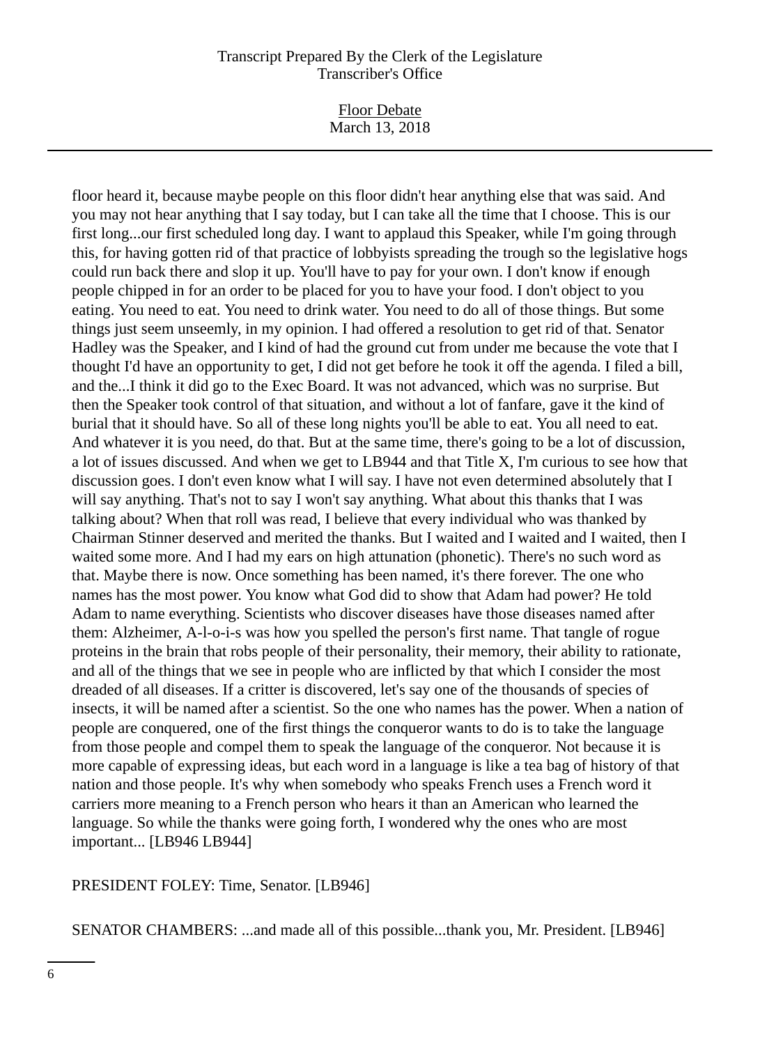floor heard it, because maybe people on this floor didn't hear anything else that was said. And you may not hear anything that I say today, but I can take all the time that I choose. This is our first long...our first scheduled long day. I want to applaud this Speaker, while I'm going through this, for having gotten rid of that practice of lobbyists spreading the trough so the legislative hogs could run back there and slop it up. You'll have to pay for your own. I don't know if enough people chipped in for an order to be placed for you to have your food. I don't object to you eating. You need to eat. You need to drink water. You need to do all of those things. But some things just seem unseemly, in my opinion. I had offered a resolution to get rid of that. Senator Hadley was the Speaker, and I kind of had the ground cut from under me because the vote that I thought I'd have an opportunity to get, I did not get before he took it off the agenda. I filed a bill, and the...I think it did go to the Exec Board. It was not advanced, which was no surprise. But then the Speaker took control of that situation, and without a lot of fanfare, gave it the kind of burial that it should have. So all of these long nights you'll be able to eat. You all need to eat. And whatever it is you need, do that. But at the same time, there's going to be a lot of discussion, a lot of issues discussed. And when we get to LB944 and that Title X, I'm curious to see how that discussion goes. I don't even know what I will say. I have not even determined absolutely that I will say anything. That's not to say I won't say anything. What about this thanks that I was talking about? When that roll was read, I believe that every individual who was thanked by Chairman Stinner deserved and merited the thanks. But I waited and I waited and I waited, then I waited some more. And I had my ears on high attunation (phonetic). There's no such word as that. Maybe there is now. Once something has been named, it's there forever. The one who names has the most power. You know what God did to show that Adam had power? He told Adam to name everything. Scientists who discover diseases have those diseases named after them: Alzheimer, A-l-o-i-s was how you spelled the person's first name. That tangle of rogue proteins in the brain that robs people of their personality, their memory, their ability to rationate, and all of the things that we see in people who are inflicted by that which I consider the most dreaded of all diseases. If a critter is discovered, let's say one of the thousands of species of insects, it will be named after a scientist. So the one who names has the power. When a nation of people are conquered, one of the first things the conqueror wants to do is to take the language from those people and compel them to speak the language of the conqueror. Not because it is more capable of expressing ideas, but each word in a language is like a tea bag of history of that nation and those people. It's why when somebody who speaks French uses a French word it carriers more meaning to a French person who hears it than an American who learned the language. So while the thanks were going forth, I wondered why the ones who are most important... [LB946 LB944]

PRESIDENT FOLEY: Time, Senator. [LB946]

SENATOR CHAMBERS: ...and made all of this possible...thank you, Mr. President. [LB946]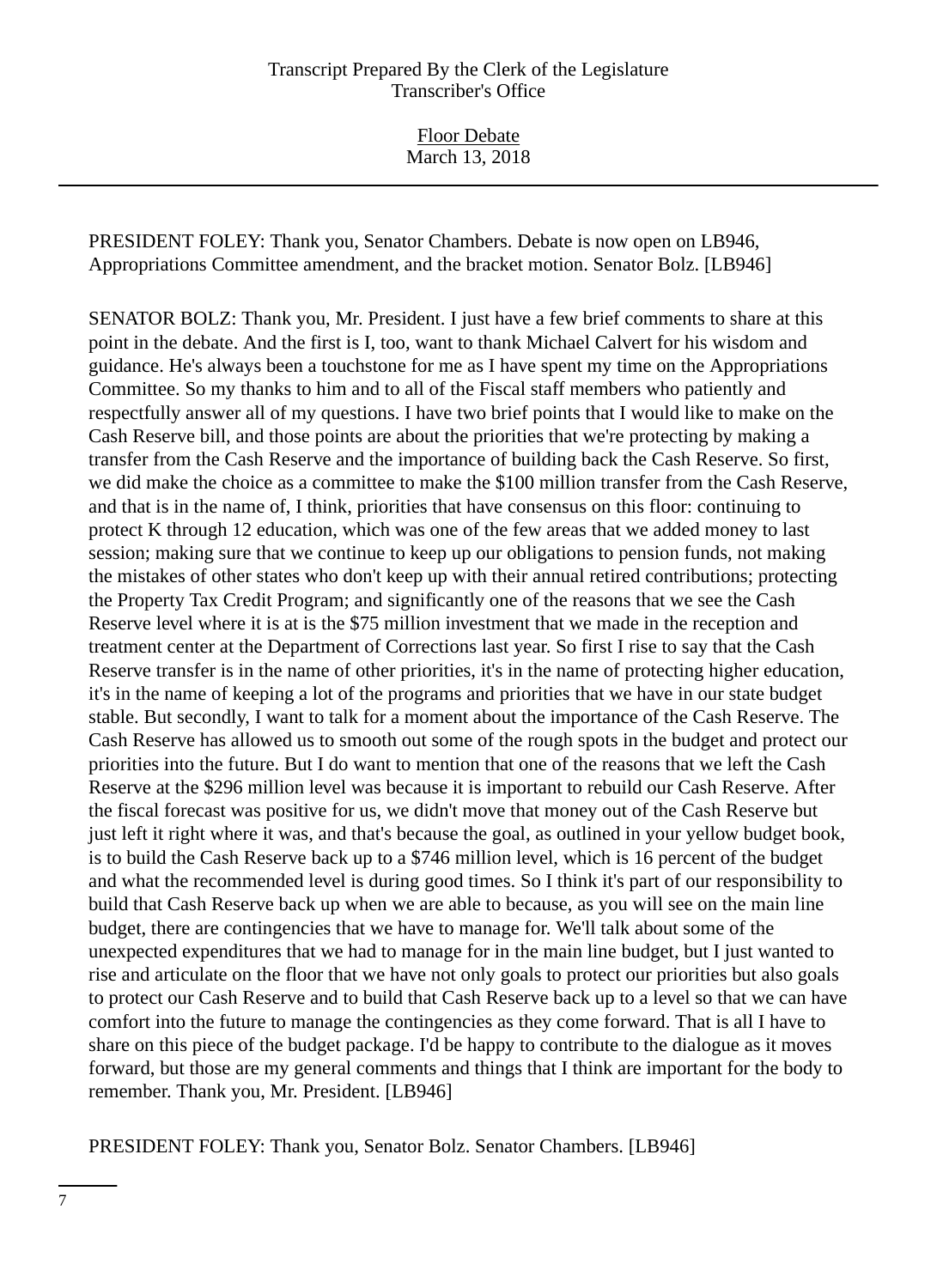PRESIDENT FOLEY: Thank you, Senator Chambers. Debate is now open on LB946, Appropriations Committee amendment, and the bracket motion. Senator Bolz. [LB946]

SENATOR BOLZ: Thank you, Mr. President. I just have a few brief comments to share at this point in the debate. And the first is I, too, want to thank Michael Calvert for his wisdom and guidance. He's always been a touchstone for me as I have spent my time on the Appropriations Committee. So my thanks to him and to all of the Fiscal staff members who patiently and respectfully answer all of my questions. I have two brief points that I would like to make on the Cash Reserve bill, and those points are about the priorities that we're protecting by making a transfer from the Cash Reserve and the importance of building back the Cash Reserve. So first, we did make the choice as a committee to make the $100 million transfer from the Cash Reserve, and that is in the name of, I think, priorities that have consensus on this floor: continuing to protect K through 12 education, which was one of the few areas that we added money to last session; making sure that we continue to keep up our obligations to pension funds, not making the mistakes of other states who don't keep up with their annual retired contributions; protecting the Property Tax Credit Program; and significantly one of the reasons that we see the Cash Reserve level where it is at is the $75 million investment that we made in the reception and treatment center at the Department of Corrections last year. So first I rise to say that the Cash Reserve transfer is in the name of other priorities, it's in the name of protecting higher education, it's in the name of keeping a lot of the programs and priorities that we have in our state budget stable. But secondly, I want to talk for a moment about the importance of the Cash Reserve. The Cash Reserve has allowed us to smooth out some of the rough spots in the budget and protect our priorities into the future. But I do want to mention that one of the reasons that we left the Cash Reserve at the $296 million level was because it is important to rebuild our Cash Reserve. After the fiscal forecast was positive for us, we didn't move that money out of the Cash Reserve but just left it right where it was, and that's because the goal, as outlined in your yellow budget book, is to build the Cash Reserve back up to a $746 million level, which is 16 percent of the budget and what the recommended level is during good times. So I think it's part of our responsibility to build that Cash Reserve back up when we are able to because, as you will see on the main line budget, there are contingencies that we have to manage for. We'll talk about some of the unexpected expenditures that we had to manage for in the main line budget, but I just wanted to rise and articulate on the floor that we have not only goals to protect our priorities but also goals to protect our Cash Reserve and to build that Cash Reserve back up to a level so that we can have comfort into the future to manage the contingencies as they come forward. That is all I have to share on this piece of the budget package. I'd be happy to contribute to the dialogue as it moves forward, but those are my general comments and things that I think are important for the body to remember. Thank you, Mr. President. [LB946]

PRESIDENT FOLEY: Thank you, Senator Bolz. Senator Chambers. [LB946]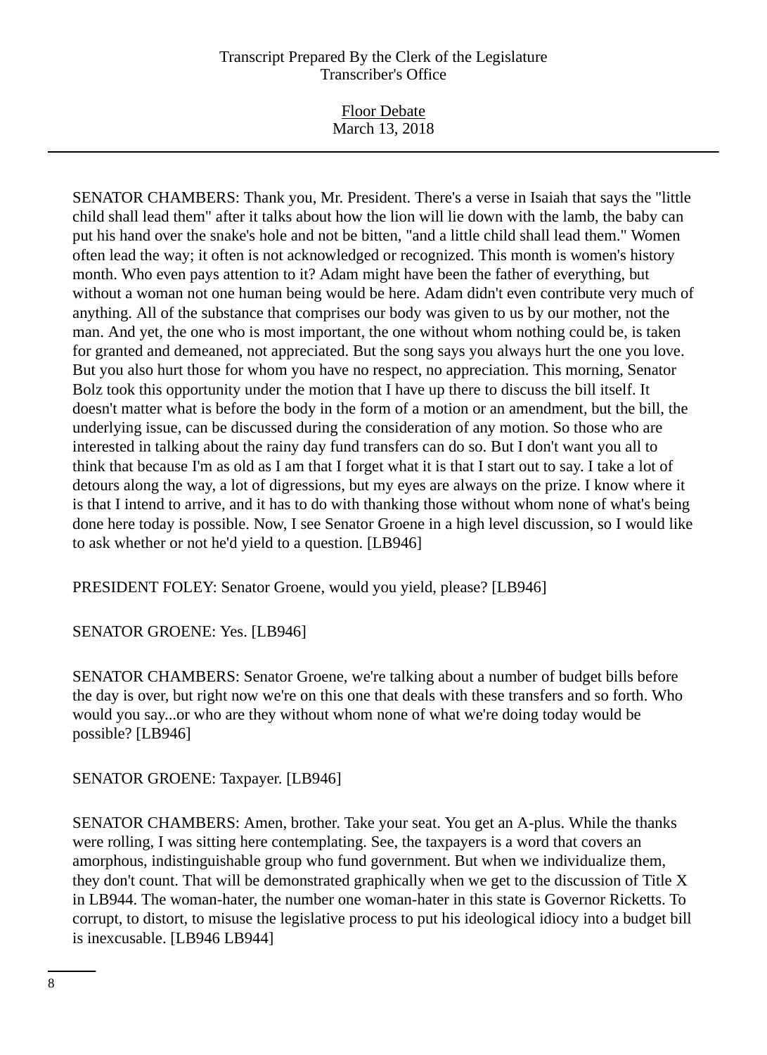SENATOR CHAMBERS: Thank you, Mr. President. There's a verse in Isaiah that says the "little child shall lead them" after it talks about how the lion will lie down with the lamb, the baby can put his hand over the snake's hole and not be bitten, "and a little child shall lead them." Women often lead the way; it often is not acknowledged or recognized. This month is women's history month. Who even pays attention to it? Adam might have been the father of everything, but without a woman not one human being would be here. Adam didn't even contribute very much of anything. All of the substance that comprises our body was given to us by our mother, not the man. And yet, the one who is most important, the one without whom nothing could be, is taken for granted and demeaned, not appreciated. But the song says you always hurt the one you love. But you also hurt those for whom you have no respect, no appreciation. This morning, Senator Bolz took this opportunity under the motion that I have up there to discuss the bill itself. It doesn't matter what is before the body in the form of a motion or an amendment, but the bill, the underlying issue, can be discussed during the consideration of any motion. So those who are interested in talking about the rainy day fund transfers can do so. But I don't want you all to think that because I'm as old as I am that I forget what it is that I start out to say. I take a lot of detours along the way, a lot of digressions, but my eyes are always on the prize. I know where it is that I intend to arrive, and it has to do with thanking those without whom none of what's being done here today is possible. Now, I see Senator Groene in a high level discussion, so I would like to ask whether or not he'd yield to a question. [LB946]

PRESIDENT FOLEY: Senator Groene, would you yield, please? [LB946]

SENATOR GROENE: Yes. [LB946]

SENATOR CHAMBERS: Senator Groene, we're talking about a number of budget bills before the day is over, but right now we're on this one that deals with these transfers and so forth. Who would you say...or who are they without whom none of what we're doing today would be possible? [LB946]

SENATOR GROENE: Taxpayer. [LB946]

SENATOR CHAMBERS: Amen, brother. Take your seat. You get an A-plus. While the thanks were rolling, I was sitting here contemplating. See, the taxpayers is a word that covers an amorphous, indistinguishable group who fund government. But when we individualize them, they don't count. That will be demonstrated graphically when we get to the discussion of Title X in LB944. The woman-hater, the number one woman-hater in this state is Governor Ricketts. To corrupt, to distort, to misuse the legislative process to put his ideological idiocy into a budget bill is inexcusable. [LB946 LB944]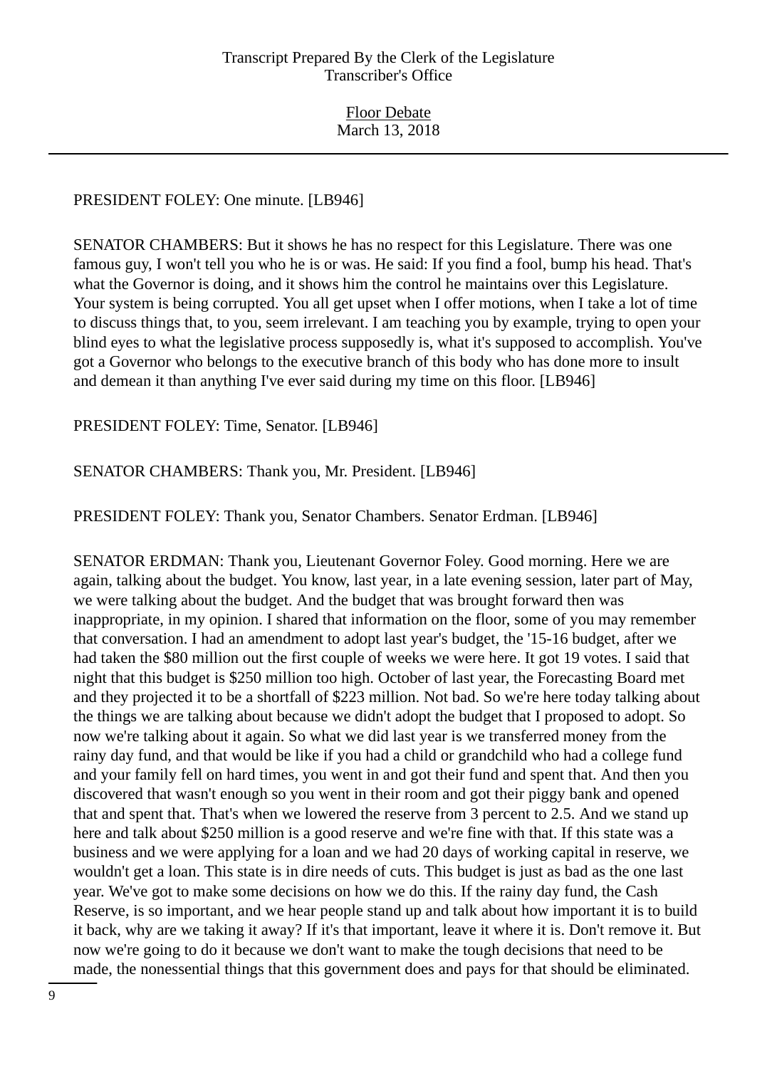PRESIDENT FOLEY: One minute. [LB946]

SENATOR CHAMBERS: But it shows he has no respect for this Legislature. There was one famous guy, I won't tell you who he is or was. He said: If you find a fool, bump his head. That's what the Governor is doing, and it shows him the control he maintains over this Legislature. Your system is being corrupted. You all get upset when I offer motions, when I take a lot of time to discuss things that, to you, seem irrelevant. I am teaching you by example, trying to open your blind eyes to what the legislative process supposedly is, what it's supposed to accomplish. You've got a Governor who belongs to the executive branch of this body who has done more to insult and demean it than anything I've ever said during my time on this floor. [LB946]

PRESIDENT FOLEY: Time, Senator. [LB946]

SENATOR CHAMBERS: Thank you, Mr. President. [LB946]

PRESIDENT FOLEY: Thank you, Senator Chambers. Senator Erdman. [LB946]

SENATOR ERDMAN: Thank you, Lieutenant Governor Foley. Good morning. Here we are again, talking about the budget. You know, last year, in a late evening session, later part of May, we were talking about the budget. And the budget that was brought forward then was inappropriate, in my opinion. I shared that information on the floor, some of you may remember that conversation. I had an amendment to adopt last year's budget, the '15-16 budget, after we had taken the $80 million out the first couple of weeks we were here. It got 19 votes. I said that night that this budget is $250 million too high. October of last year, the Forecasting Board met and they projected it to be a shortfall of $223 million. Not bad. So we're here today talking about the things we are talking about because we didn't adopt the budget that I proposed to adopt. So now we're talking about it again. So what we did last year is we transferred money from the rainy day fund, and that would be like if you had a child or grandchild who had a college fund and your family fell on hard times, you went in and got their fund and spent that. And then you discovered that wasn't enough so you went in their room and got their piggy bank and opened that and spent that. That's when we lowered the reserve from 3 percent to 2.5. And we stand up here and talk about $250 million is a good reserve and we're fine with that. If this state was a business and we were applying for a loan and we had 20 days of working capital in reserve, we wouldn't get a loan. This state is in dire needs of cuts. This budget is just as bad as the one last year. We've got to make some decisions on how we do this. If the rainy day fund, the Cash Reserve, is so important, and we hear people stand up and talk about how important it is to build it back, why are we taking it away? If it's that important, leave it where it is. Don't remove it. But now we're going to do it because we don't want to make the tough decisions that need to be made, the nonessential things that this government does and pays for that should be eliminated.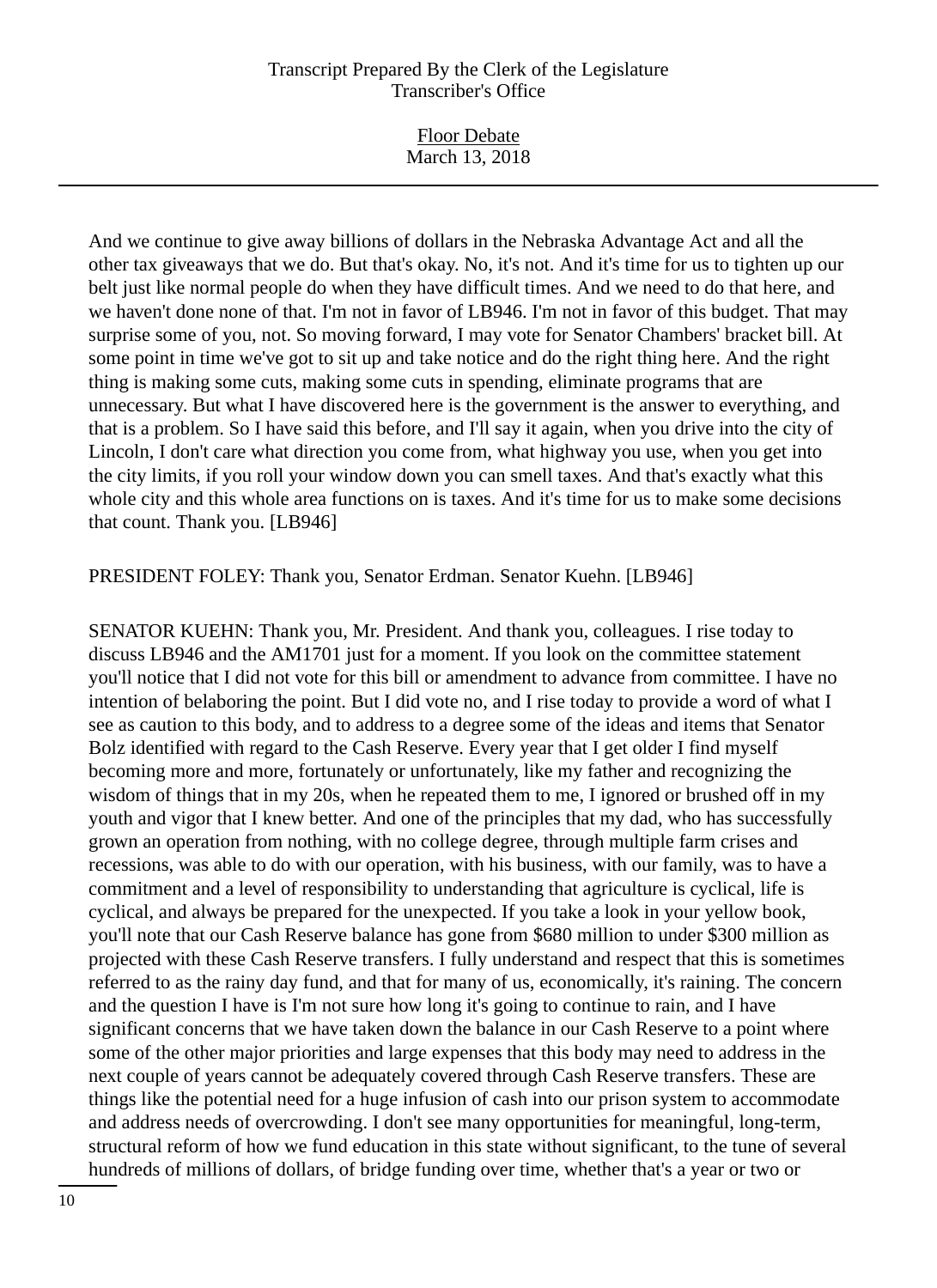And we continue to give away billions of dollars in the Nebraska Advantage Act and all the other tax giveaways that we do. But that's okay. No, it's not. And it's time for us to tighten up our belt just like normal people do when they have difficult times. And we need to do that here, and we haven't done none of that. I'm not in favor of LB946. I'm not in favor of this budget. That may surprise some of you, not. So moving forward, I may vote for Senator Chambers' bracket bill. At some point in time we've got to sit up and take notice and do the right thing here. And the right thing is making some cuts, making some cuts in spending, eliminate programs that are unnecessary. But what I have discovered here is the government is the answer to everything, and that is a problem. So I have said this before, and I'll say it again, when you drive into the city of Lincoln, I don't care what direction you come from, what highway you use, when you get into the city limits, if you roll your window down you can smell taxes. And that's exactly what this whole city and this whole area functions on is taxes. And it's time for us to make some decisions that count. Thank you. [LB946]

PRESIDENT FOLEY: Thank you, Senator Erdman. Senator Kuehn. [LB946]

SENATOR KUEHN: Thank you, Mr. President. And thank you, colleagues. I rise today to discuss LB946 and the AM1701 just for a moment. If you look on the committee statement you'll notice that I did not vote for this bill or amendment to advance from committee. I have no intention of belaboring the point. But I did vote no, and I rise today to provide a word of what I see as caution to this body, and to address to a degree some of the ideas and items that Senator Bolz identified with regard to the Cash Reserve. Every year that I get older I find myself becoming more and more, fortunately or unfortunately, like my father and recognizing the wisdom of things that in my 20s, when he repeated them to me, I ignored or brushed off in my youth and vigor that I knew better. And one of the principles that my dad, who has successfully grown an operation from nothing, with no college degree, through multiple farm crises and recessions, was able to do with our operation, with his business, with our family, was to have a commitment and a level of responsibility to understanding that agriculture is cyclical, life is cyclical, and always be prepared for the unexpected. If you take a look in your yellow book, you'll note that our Cash Reserve balance has gone from $680 million to under $300 million as projected with these Cash Reserve transfers. I fully understand and respect that this is sometimes referred to as the rainy day fund, and that for many of us, economically, it's raining. The concern and the question I have is I'm not sure how long it's going to continue to rain, and I have significant concerns that we have taken down the balance in our Cash Reserve to a point where some of the other major priorities and large expenses that this body may need to address in the next couple of years cannot be adequately covered through Cash Reserve transfers. These are things like the potential need for a huge infusion of cash into our prison system to accommodate and address needs of overcrowding. I don't see many opportunities for meaningful, long-term, structural reform of how we fund education in this state without significant, to the tune of several hundreds of millions of dollars, of bridge funding over time, whether that's a year or two or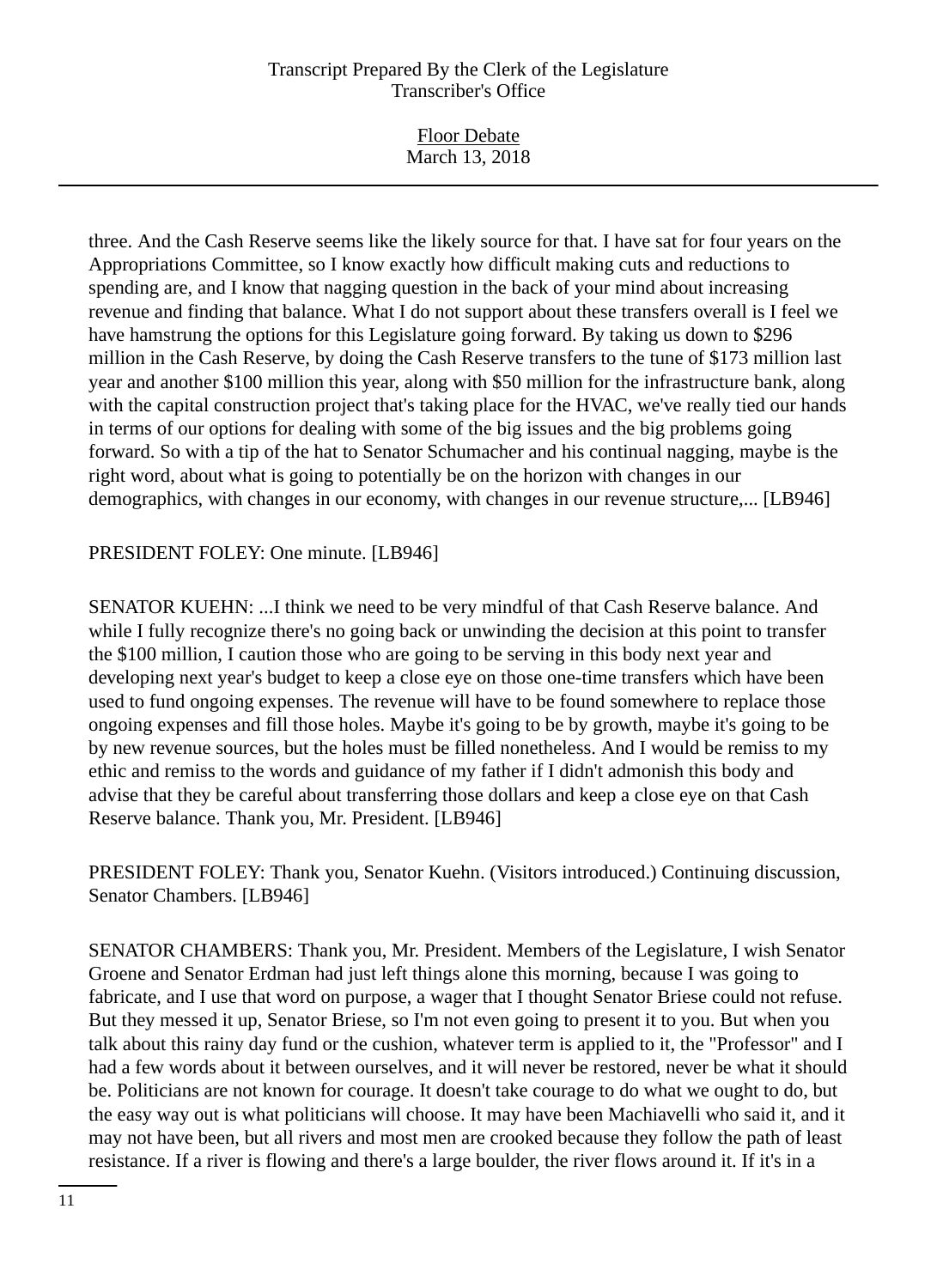three. And the Cash Reserve seems like the likely source for that. I have sat for four years on the Appropriations Committee, so I know exactly how difficult making cuts and reductions to spending are, and I know that nagging question in the back of your mind about increasing revenue and finding that balance. What I do not support about these transfers overall is I feel we have hamstrung the options for this Legislature going forward. By taking us down to $296 million in the Cash Reserve, by doing the Cash Reserve transfers to the tune of $173 million last year and another $100 million this year, along with $50 million for the infrastructure bank, along with the capital construction project that's taking place for the HVAC, we've really tied our hands in terms of our options for dealing with some of the big issues and the big problems going forward. So with a tip of the hat to Senator Schumacher and his continual nagging, maybe is the right word, about what is going to potentially be on the horizon with changes in our demographics, with changes in our economy, with changes in our revenue structure,... [LB946]

PRESIDENT FOLEY: One minute. [LB946]

SENATOR KUEHN: ...I think we need to be very mindful of that Cash Reserve balance. And while I fully recognize there's no going back or unwinding the decision at this point to transfer the $100 million, I caution those who are going to be serving in this body next year and developing next year's budget to keep a close eye on those one-time transfers which have been used to fund ongoing expenses. The revenue will have to be found somewhere to replace those ongoing expenses and fill those holes. Maybe it's going to be by growth, maybe it's going to be by new revenue sources, but the holes must be filled nonetheless. And I would be remiss to my ethic and remiss to the words and guidance of my father if I didn't admonish this body and advise that they be careful about transferring those dollars and keep a close eye on that Cash Reserve balance. Thank you, Mr. President. [LB946]

PRESIDENT FOLEY: Thank you, Senator Kuehn. (Visitors introduced.) Continuing discussion, Senator Chambers. [LB946]

SENATOR CHAMBERS: Thank you, Mr. President. Members of the Legislature, I wish Senator Groene and Senator Erdman had just left things alone this morning, because I was going to fabricate, and I use that word on purpose, a wager that I thought Senator Briese could not refuse. But they messed it up, Senator Briese, so I'm not even going to present it to you. But when you talk about this rainy day fund or the cushion, whatever term is applied to it, the "Professor" and I had a few words about it between ourselves, and it will never be restored, never be what it should be. Politicians are not known for courage. It doesn't take courage to do what we ought to do, but the easy way out is what politicians will choose. It may have been Machiavelli who said it, and it may not have been, but all rivers and most men are crooked because they follow the path of least resistance. If a river is flowing and there's a large boulder, the river flows around it. If it's in a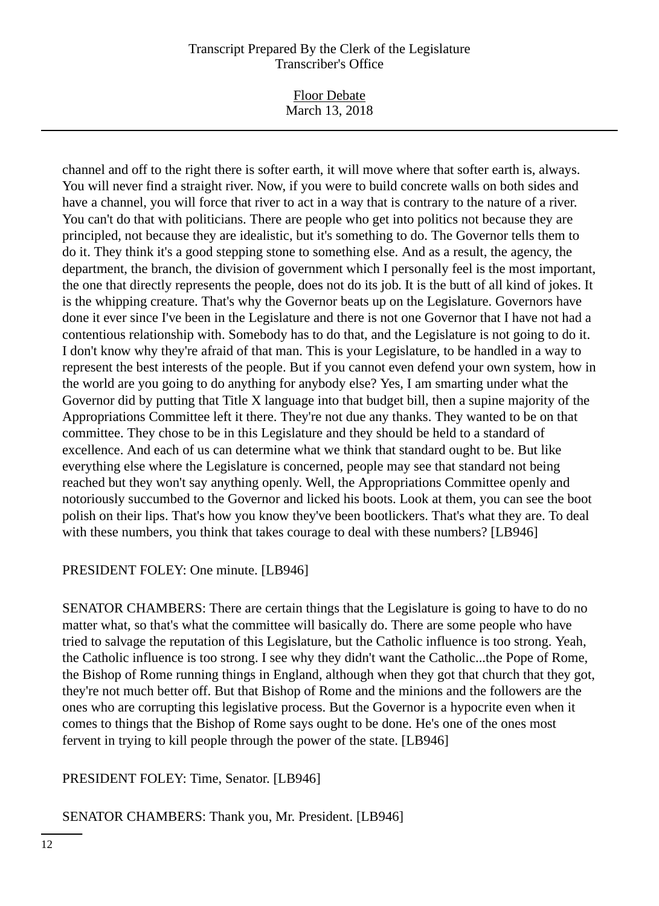channel and off to the right there is softer earth, it will move where that softer earth is, always. You will never find a straight river. Now, if you were to build concrete walls on both sides and have a channel, you will force that river to act in a way that is contrary to the nature of a river. You can't do that with politicians. There are people who get into politics not because they are principled, not because they are idealistic, but it's something to do. The Governor tells them to do it. They think it's a good stepping stone to something else. And as a result, the agency, the department, the branch, the division of government which I personally feel is the most important, the one that directly represents the people, does not do its job. It is the butt of all kind of jokes. It is the whipping creature. That's why the Governor beats up on the Legislature. Governors have done it ever since I've been in the Legislature and there is not one Governor that I have not had a contentious relationship with. Somebody has to do that, and the Legislature is not going to do it. I don't know why they're afraid of that man. This is your Legislature, to be handled in a way to represent the best interests of the people. But if you cannot even defend your own system, how in the world are you going to do anything for anybody else? Yes, I am smarting under what the Governor did by putting that Title X language into that budget bill, then a supine majority of the Appropriations Committee left it there. They're not due any thanks. They wanted to be on that committee. They chose to be in this Legislature and they should be held to a standard of excellence. And each of us can determine what we think that standard ought to be. But like everything else where the Legislature is concerned, people may see that standard not being reached but they won't say anything openly. Well, the Appropriations Committee openly and notoriously succumbed to the Governor and licked his boots. Look at them, you can see the boot polish on their lips. That's how you know they've been bootlickers. That's what they are. To deal with these numbers, you think that takes courage to deal with these numbers? [LB946]

PRESIDENT FOLEY: One minute. [LB946]

SENATOR CHAMBERS: There are certain things that the Legislature is going to have to do no matter what, so that's what the committee will basically do. There are some people who have tried to salvage the reputation of this Legislature, but the Catholic influence is too strong. Yeah, the Catholic influence is too strong. I see why they didn't want the Catholic...the Pope of Rome, the Bishop of Rome running things in England, although when they got that church that they got, they're not much better off. But that Bishop of Rome and the minions and the followers are the ones who are corrupting this legislative process. But the Governor is a hypocrite even when it comes to things that the Bishop of Rome says ought to be done. He's one of the ones most fervent in trying to kill people through the power of the state. [LB946]

PRESIDENT FOLEY: Time, Senator. [LB946]

SENATOR CHAMBERS: Thank you, Mr. President. [LB946]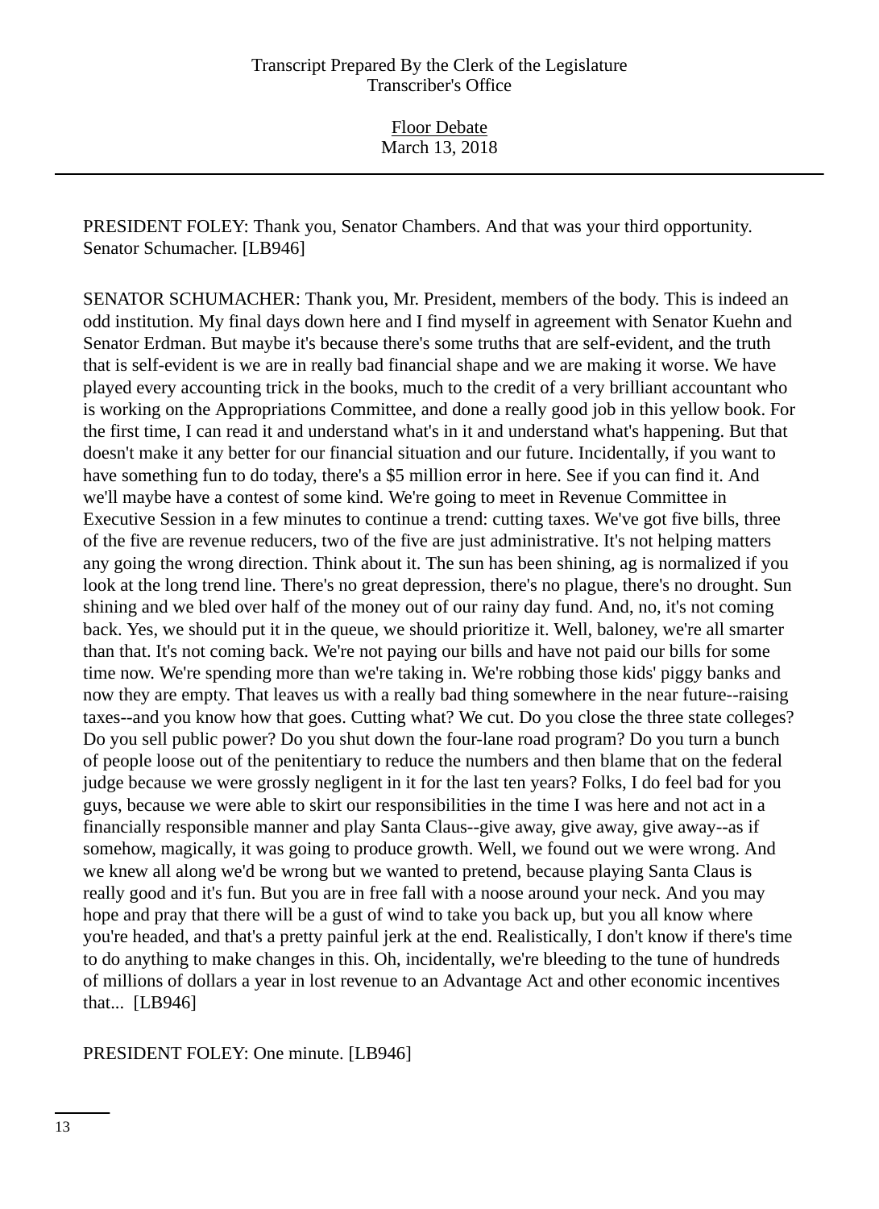PRESIDENT FOLEY: Thank you, Senator Chambers. And that was your third opportunity. Senator Schumacher. [LB946]

SENATOR SCHUMACHER: Thank you, Mr. President, members of the body. This is indeed an odd institution. My final days down here and I find myself in agreement with Senator Kuehn and Senator Erdman. But maybe it's because there's some truths that are self-evident, and the truth that is self-evident is we are in really bad financial shape and we are making it worse. We have played every accounting trick in the books, much to the credit of a very brilliant accountant who is working on the Appropriations Committee, and done a really good job in this yellow book. For the first time, I can read it and understand what's in it and understand what's happening. But that doesn't make it any better for our financial situation and our future. Incidentally, if you want to have something fun to do today, there's a $5 million error in here. See if you can find it. And we'll maybe have a contest of some kind. We're going to meet in Revenue Committee in Executive Session in a few minutes to continue a trend: cutting taxes. We've got five bills, three of the five are revenue reducers, two of the five are just administrative. It's not helping matters any going the wrong direction. Think about it. The sun has been shining, ag is normalized if you look at the long trend line. There's no great depression, there's no plague, there's no drought. Sun shining and we bled over half of the money out of our rainy day fund. And, no, it's not coming back. Yes, we should put it in the queue, we should prioritize it. Well, baloney, we're all smarter than that. It's not coming back. We're not paying our bills and have not paid our bills for some time now. We're spending more than we're taking in. We're robbing those kids' piggy banks and now they are empty. That leaves us with a really bad thing somewhere in the near future--raising taxes--and you know how that goes. Cutting what? We cut. Do you close the three state colleges? Do you sell public power? Do you shut down the four-lane road program? Do you turn a bunch of people loose out of the penitentiary to reduce the numbers and then blame that on the federal judge because we were grossly negligent in it for the last ten years? Folks, I do feel bad for you guys, because we were able to skirt our responsibilities in the time I was here and not act in a financially responsible manner and play Santa Claus--give away, give away, give away--as if somehow, magically, it was going to produce growth. Well, we found out we were wrong. And we knew all along we'd be wrong but we wanted to pretend, because playing Santa Claus is really good and it's fun. But you are in free fall with a noose around your neck. And you may hope and pray that there will be a gust of wind to take you back up, but you all know where you're headed, and that's a pretty painful jerk at the end. Realistically, I don't know if there's time to do anything to make changes in this. Oh, incidentally, we're bleeding to the tune of hundreds of millions of dollars a year in lost revenue to an Advantage Act and other economic incentives that... [LB946]

PRESIDENT FOLEY: One minute. [LB946]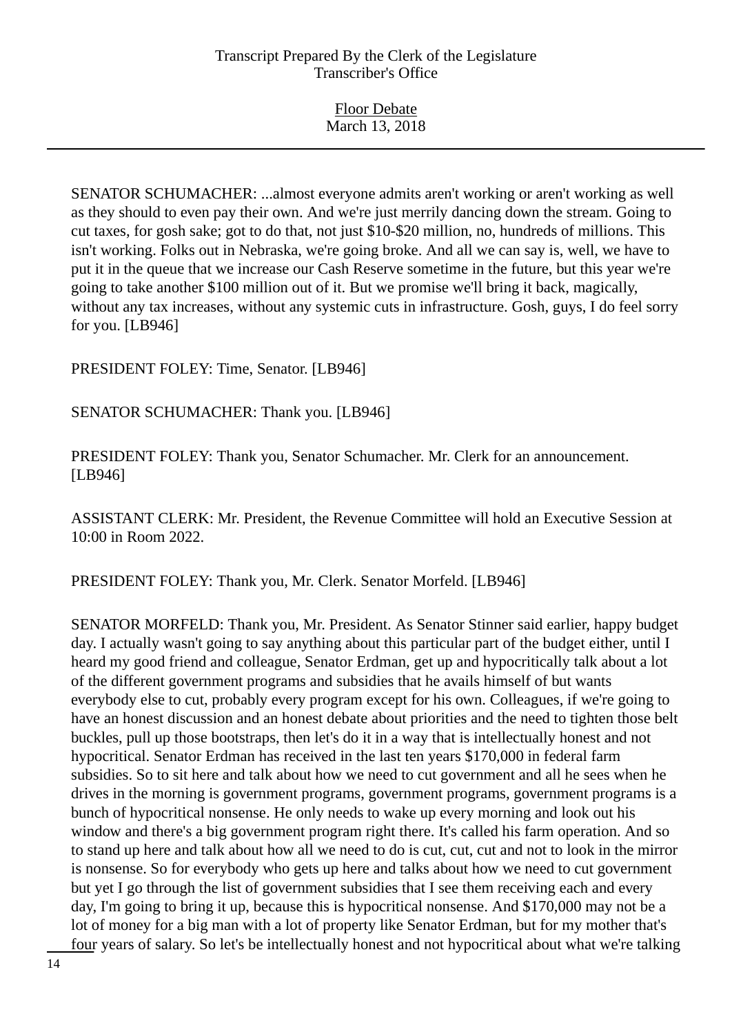SENATOR SCHUMACHER: ...almost everyone admits aren't working or aren't working as well as they should to even pay their own. And we're just merrily dancing down the stream. Going to cut taxes, for gosh sake; got to do that, not just $10-$20 million, no, hundreds of millions. This isn't working. Folks out in Nebraska, we're going broke. And all we can say is, well, we have to put it in the queue that we increase our Cash Reserve sometime in the future, but this year we're going to take another $100 million out of it. But we promise we'll bring it back, magically, without any tax increases, without any systemic cuts in infrastructure. Gosh, guys, I do feel sorry for you. [LB946]

PRESIDENT FOLEY: Time, Senator. [LB946]

SENATOR SCHUMACHER: Thank you. [LB946]

PRESIDENT FOLEY: Thank you, Senator Schumacher. Mr. Clerk for an announcement. [LB946]

ASSISTANT CLERK: Mr. President, the Revenue Committee will hold an Executive Session at 10:00 in Room 2022.

PRESIDENT FOLEY: Thank you, Mr. Clerk. Senator Morfeld. [LB946]

SENATOR MORFELD: Thank you, Mr. President. As Senator Stinner said earlier, happy budget day. I actually wasn't going to say anything about this particular part of the budget either, until I heard my good friend and colleague, Senator Erdman, get up and hypocritically talk about a lot of the different government programs and subsidies that he avails himself of but wants everybody else to cut, probably every program except for his own. Colleagues, if we're going to have an honest discussion and an honest debate about priorities and the need to tighten those belt buckles, pull up those bootstraps, then let's do it in a way that is intellectually honest and not hypocritical. Senator Erdman has received in the last ten years $170,000 in federal farm subsidies. So to sit here and talk about how we need to cut government and all he sees when he drives in the morning is government programs, government programs, government programs is a bunch of hypocritical nonsense. He only needs to wake up every morning and look out his window and there's a big government program right there. It's called his farm operation. And so to stand up here and talk about how all we need to do is cut, cut, cut and not to look in the mirror is nonsense. So for everybody who gets up here and talks about how we need to cut government but yet I go through the list of government subsidies that I see them receiving each and every day, I'm going to bring it up, because this is hypocritical nonsense. And $170,000 may not be a lot of money for a big man with a lot of property like Senator Erdman, but for my mother that's four years of salary. So let's be intellectually honest and not hypocritical about what we're talking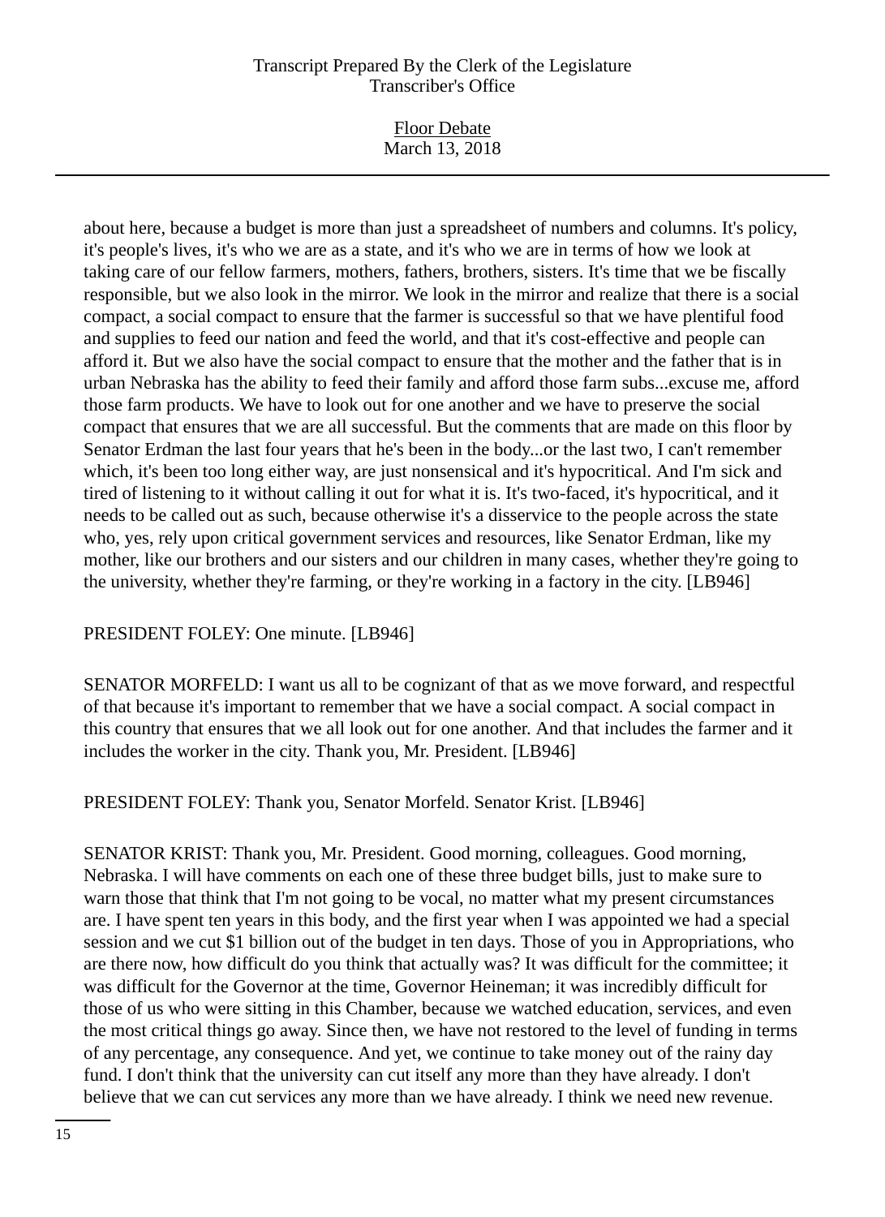about here, because a budget is more than just a spreadsheet of numbers and columns. It's policy, it's people's lives, it's who we are as a state, and it's who we are in terms of how we look at taking care of our fellow farmers, mothers, fathers, brothers, sisters. It's time that we be fiscally responsible, but we also look in the mirror. We look in the mirror and realize that there is a social compact, a social compact to ensure that the farmer is successful so that we have plentiful food and supplies to feed our nation and feed the world, and that it's cost-effective and people can afford it. But we also have the social compact to ensure that the mother and the father that is in urban Nebraska has the ability to feed their family and afford those farm subs...excuse me, afford those farm products. We have to look out for one another and we have to preserve the social compact that ensures that we are all successful. But the comments that are made on this floor by Senator Erdman the last four years that he's been in the body...or the last two, I can't remember which, it's been too long either way, are just nonsensical and it's hypocritical. And I'm sick and tired of listening to it without calling it out for what it is. It's two-faced, it's hypocritical, and it needs to be called out as such, because otherwise it's a disservice to the people across the state who, yes, rely upon critical government services and resources, like Senator Erdman, like my mother, like our brothers and our sisters and our children in many cases, whether they're going to the university, whether they're farming, or they're working in a factory in the city. [LB946]

PRESIDENT FOLEY: One minute. [LB946]

SENATOR MORFELD: I want us all to be cognizant of that as we move forward, and respectful of that because it's important to remember that we have a social compact. A social compact in this country that ensures that we all look out for one another. And that includes the farmer and it includes the worker in the city. Thank you, Mr. President. [LB946]

PRESIDENT FOLEY: Thank you, Senator Morfeld. Senator Krist. [LB946]

SENATOR KRIST: Thank you, Mr. President. Good morning, colleagues. Good morning, Nebraska. I will have comments on each one of these three budget bills, just to make sure to warn those that think that I'm not going to be vocal, no matter what my present circumstances are. I have spent ten years in this body, and the first year when I was appointed we had a special session and we cut $1 billion out of the budget in ten days. Those of you in Appropriations, who are there now, how difficult do you think that actually was? It was difficult for the committee; it was difficult for the Governor at the time, Governor Heineman; it was incredibly difficult for those of us who were sitting in this Chamber, because we watched education, services, and even the most critical things go away. Since then, we have not restored to the level of funding in terms of any percentage, any consequence. And yet, we continue to take money out of the rainy day fund. I don't think that the university can cut itself any more than they have already. I don't believe that we can cut services any more than we have already. I think we need new revenue.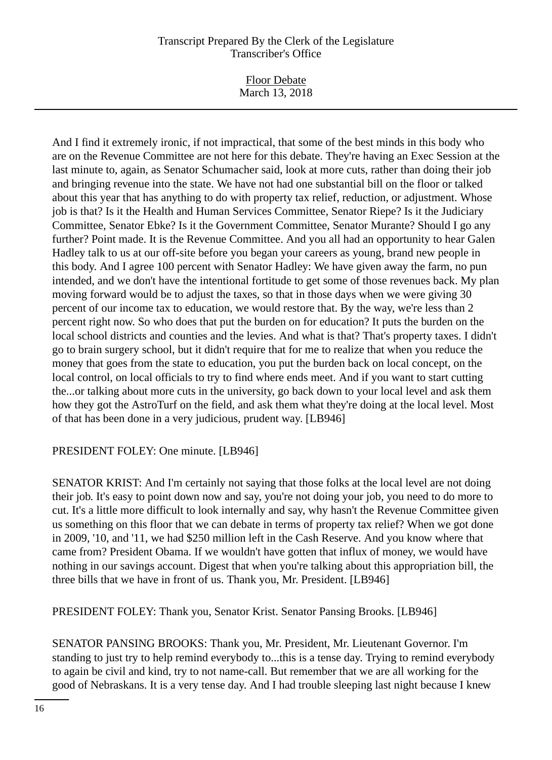And I find it extremely ironic, if not impractical, that some of the best minds in this body who are on the Revenue Committee are not here for this debate. They're having an Exec Session at the last minute to, again, as Senator Schumacher said, look at more cuts, rather than doing their job and bringing revenue into the state. We have not had one substantial bill on the floor or talked about this year that has anything to do with property tax relief, reduction, or adjustment. Whose job is that? Is it the Health and Human Services Committee, Senator Riepe? Is it the Judiciary Committee, Senator Ebke? Is it the Government Committee, Senator Murante? Should I go any further? Point made. It is the Revenue Committee. And you all had an opportunity to hear Galen Hadley talk to us at our off-site before you began your careers as young, brand new people in this body. And I agree 100 percent with Senator Hadley: We have given away the farm, no pun intended, and we don't have the intentional fortitude to get some of those revenues back. My plan moving forward would be to adjust the taxes, so that in those days when we were giving 30 percent of our income tax to education, we would restore that. By the way, we're less than 2 percent right now. So who does that put the burden on for education? It puts the burden on the local school districts and counties and the levies. And what is that? That's property taxes. I didn't go to brain surgery school, but it didn't require that for me to realize that when you reduce the money that goes from the state to education, you put the burden back on local concept, on the local control, on local officials to try to find where ends meet. And if you want to start cutting the...or talking about more cuts in the university, go back down to your local level and ask them how they got the AstroTurf on the field, and ask them what they're doing at the local level. Most of that has been done in a very judicious, prudent way. [LB946]

PRESIDENT FOLEY: One minute. [LB946]

SENATOR KRIST: And I'm certainly not saying that those folks at the local level are not doing their job. It's easy to point down now and say, you're not doing your job, you need to do more to cut. It's a little more difficult to look internally and say, why hasn't the Revenue Committee given us something on this floor that we can debate in terms of property tax relief? When we got done in 2009, '10, and '11, we had $250 million left in the Cash Reserve. And you know where that came from? President Obama. If we wouldn't have gotten that influx of money, we would have nothing in our savings account. Digest that when you're talking about this appropriation bill, the three bills that we have in front of us. Thank you, Mr. President. [LB946]

PRESIDENT FOLEY: Thank you, Senator Krist. Senator Pansing Brooks. [LB946]

SENATOR PANSING BROOKS: Thank you, Mr. President, Mr. Lieutenant Governor. I'm standing to just try to help remind everybody to...this is a tense day. Trying to remind everybody to again be civil and kind, try to not name-call. But remember that we are all working for the good of Nebraskans. It is a very tense day. And I had trouble sleeping last night because I knew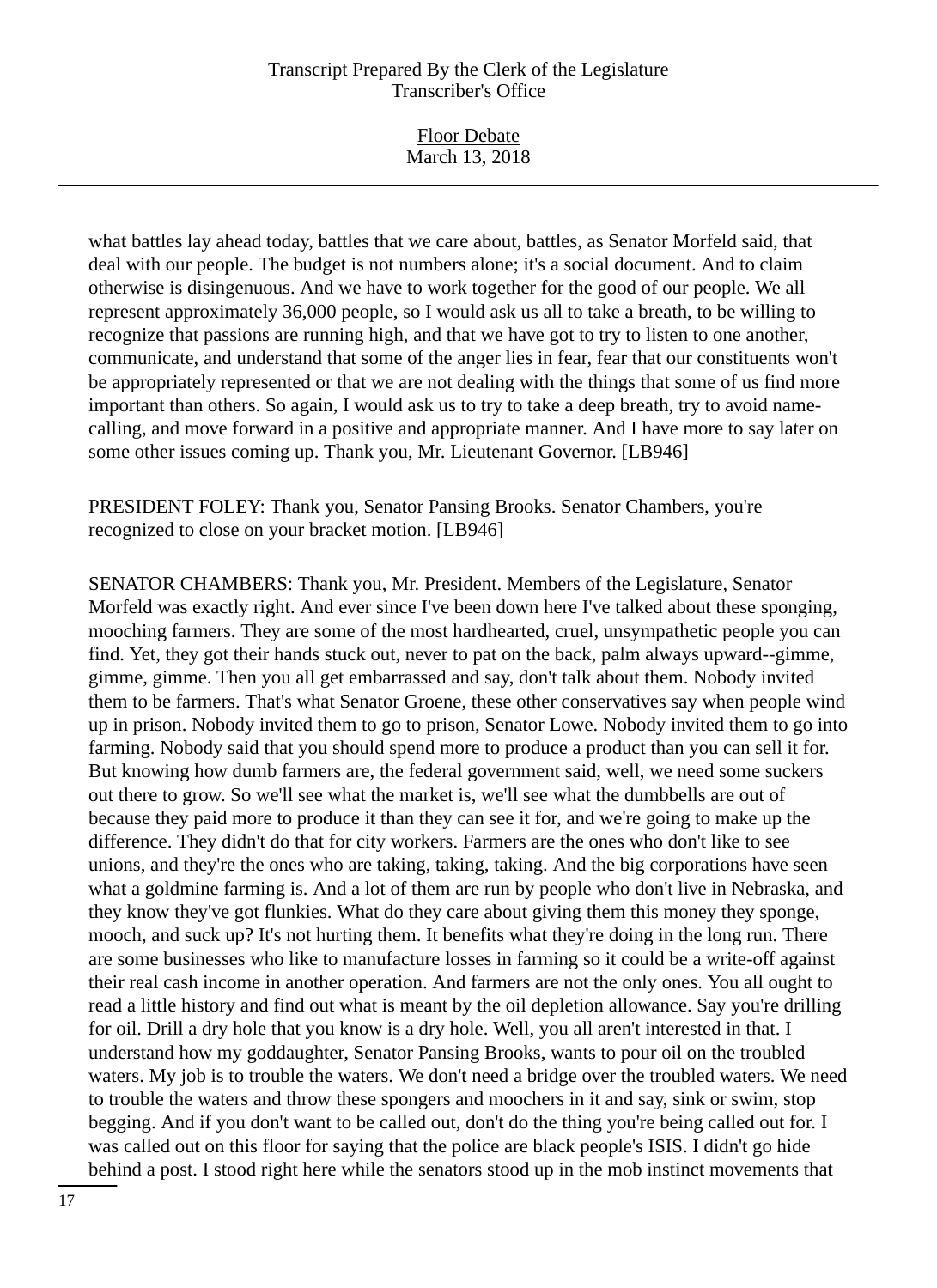what battles lay ahead today, battles that we care about, battles, as Senator Morfeld said, that deal with our people. The budget is not numbers alone; it's a social document. And to claim otherwise is disingenuous. And we have to work together for the good of our people. We all represent approximately 36,000 people, so I would ask us all to take a breath, to be willing to recognize that passions are running high, and that we have got to try to listen to one another, communicate, and understand that some of the anger lies in fear, fear that our constituents won't be appropriately represented or that we are not dealing with the things that some of us find more important than others. So again, I would ask us to try to take a deep breath, try to avoid name-calling, and move forward in a positive and appropriate manner. And I have more to say later on some other issues coming up. Thank you, Mr. Lieutenant Governor. [LB946]

PRESIDENT FOLEY: Thank you, Senator Pansing Brooks. Senator Chambers, you're recognized to close on your bracket motion. [LB946]

SENATOR CHAMBERS: Thank you, Mr. President. Members of the Legislature, Senator Morfeld was exactly right. And ever since I've been down here I've talked about these sponging, mooching farmers. They are some of the most hardhearted, cruel, unsympathetic people you can find. Yet, they got their hands stuck out, never to pat on the back, palm always upward--gimme, gimme, gimme. Then you all get embarrassed and say, don't talk about them. Nobody invited them to be farmers. That's what Senator Groene, these other conservatives say when people wind up in prison. Nobody invited them to go to prison, Senator Lowe. Nobody invited them to go into farming. Nobody said that you should spend more to produce a product than you can sell it for. But knowing how dumb farmers are, the federal government said, well, we need some suckers out there to grow. So we'll see what the market is, we'll see what the dumbbells are out of because they paid more to produce it than they can see it for, and we're going to make up the difference. They didn't do that for city workers. Farmers are the ones who don't like to see unions, and they're the ones who are taking, taking, taking. And the big corporations have seen what a goldmine farming is. And a lot of them are run by people who don't live in Nebraska, and they know they've got flunkies. What do they care about giving them this money they sponge, mooch, and suck up? It's not hurting them. It benefits what they're doing in the long run. There are some businesses who like to manufacture losses in farming so it could be a write-off against their real cash income in another operation. And farmers are not the only ones. You all ought to read a little history and find out what is meant by the oil depletion allowance. Say you're drilling for oil. Drill a dry hole that you know is a dry hole. Well, you all aren't interested in that. I understand how my goddaughter, Senator Pansing Brooks, wants to pour oil on the troubled waters. My job is to trouble the waters. We don't need a bridge over the troubled waters. We need to trouble the waters and throw these spongers and moochers in it and say, sink or swim, stop begging. And if you don't want to be called out, don't do the thing you're being called out for. I was called out on this floor for saying that the police are black people's ISIS. I didn't go hide behind a post. I stood right here while the senators stood up in the mob instinct movements that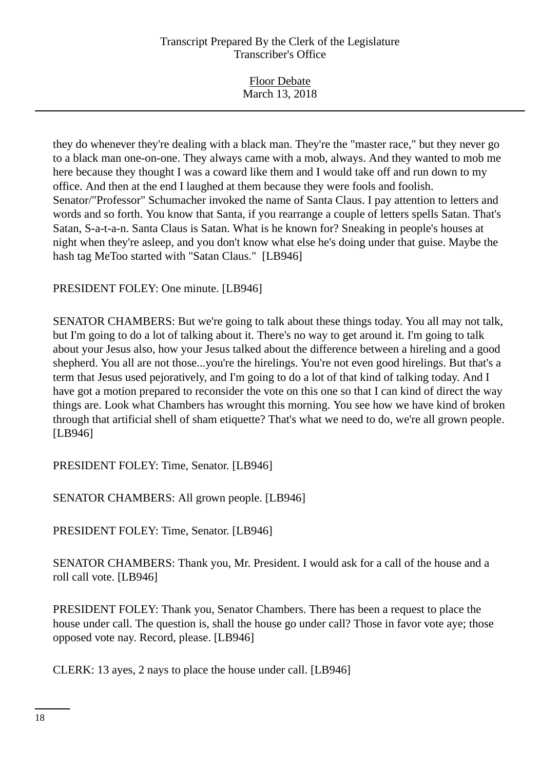they do whenever they're dealing with a black man. They're the "master race," but they never go to a black man one-on-one. They always came with a mob, always. And they wanted to mob me here because they thought I was a coward like them and I would take off and run down to my office. And then at the end I laughed at them because they were fools and foolish. Senator/"Professor" Schumacher invoked the name of Santa Claus. I pay attention to letters and words and so forth. You know that Santa, if you rearrange a couple of letters spells Satan. That's Satan, S-a-t-a-n. Santa Claus is Satan. What is he known for? Sneaking in people's houses at night when they're asleep, and you don't know what else he's doing under that guise. Maybe the hash tag MeToo started with "Satan Claus." [LB946]

PRESIDENT FOLEY: One minute. [LB946]

SENATOR CHAMBERS: But we're going to talk about these things today. You all may not talk, but I'm going to do a lot of talking about it. There's no way to get around it. I'm going to talk about your Jesus also, how your Jesus talked about the difference between a hireling and a good shepherd. You all are not those...you're the hirelings. You're not even good hirelings. But that's a term that Jesus used pejoratively, and I'm going to do a lot of that kind of talking today. And I have got a motion prepared to reconsider the vote on this one so that I can kind of direct the way things are. Look what Chambers has wrought this morning. You see how we have kind of broken through that artificial shell of sham etiquette? That's what we need to do, we're all grown people. [LB946]

PRESIDENT FOLEY: Time, Senator. [LB946]

SENATOR CHAMBERS: All grown people. [LB946]

PRESIDENT FOLEY: Time, Senator. [LB946]

SENATOR CHAMBERS: Thank you, Mr. President. I would ask for a call of the house and a roll call vote. [LB946]

PRESIDENT FOLEY: Thank you, Senator Chambers. There has been a request to place the house under call. The question is, shall the house go under call? Those in favor vote aye; those opposed vote nay. Record, please. [LB946]

CLERK: 13 ayes, 2 nays to place the house under call. [LB946]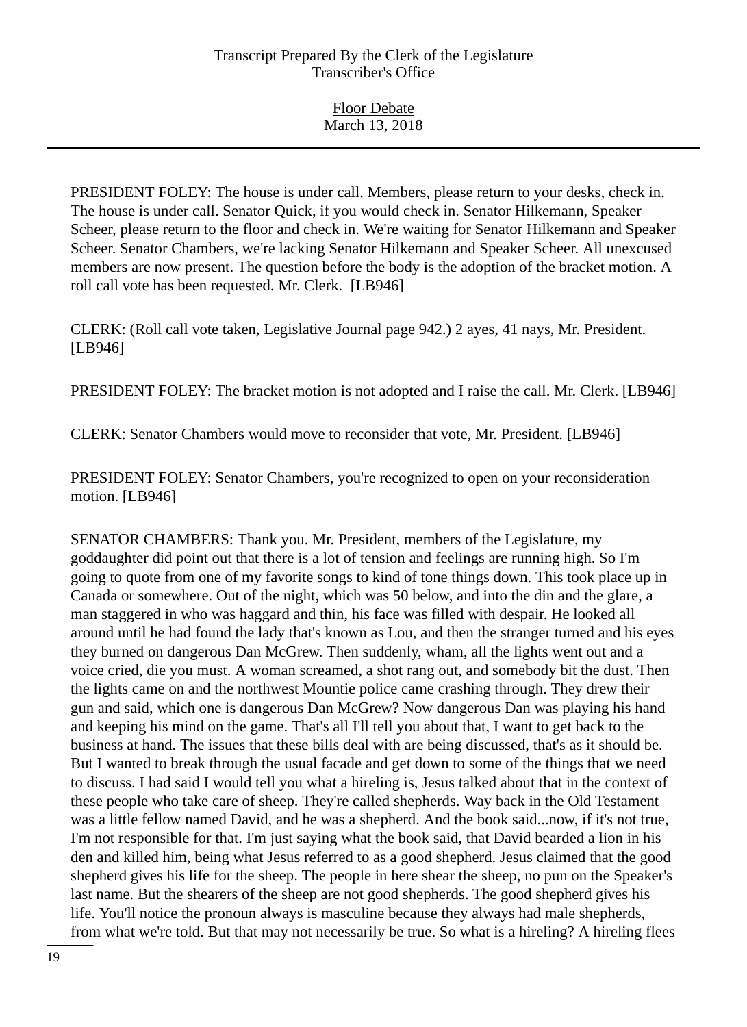PRESIDENT FOLEY: The house is under call. Members, please return to your desks, check in. The house is under call. Senator Quick, if you would check in. Senator Hilkemann, Speaker Scheer, please return to the floor and check in. We're waiting for Senator Hilkemann and Speaker Scheer. Senator Chambers, we're lacking Senator Hilkemann and Speaker Scheer. All unexcused members are now present. The question before the body is the adoption of the bracket motion. A roll call vote has been requested. Mr. Clerk. [LB946]

CLERK: (Roll call vote taken, Legislative Journal page 942.) 2 ayes, 41 nays, Mr. President. [LB946]

PRESIDENT FOLEY: The bracket motion is not adopted and I raise the call. Mr. Clerk. [LB946]

CLERK: Senator Chambers would move to reconsider that vote, Mr. President. [LB946]

PRESIDENT FOLEY: Senator Chambers, you're recognized to open on your reconsideration motion. [LB946]

SENATOR CHAMBERS: Thank you. Mr. President, members of the Legislature, my goddaughter did point out that there is a lot of tension and feelings are running high. So I'm going to quote from one of my favorite songs to kind of tone things down. This took place up in Canada or somewhere. Out of the night, which was 50 below, and into the din and the glare, a man staggered in who was haggard and thin, his face was filled with despair. He looked all around until he had found the lady that's known as Lou, and then the stranger turned and his eyes they burned on dangerous Dan McGrew. Then suddenly, wham, all the lights went out and a voice cried, die you must. A woman screamed, a shot rang out, and somebody bit the dust. Then the lights came on and the northwest Mountie police came crashing through. They drew their gun and said, which one is dangerous Dan McGrew? Now dangerous Dan was playing his hand and keeping his mind on the game. That's all I'll tell you about that, I want to get back to the business at hand. The issues that these bills deal with are being discussed, that's as it should be. But I wanted to break through the usual facade and get down to some of the things that we need to discuss. I had said I would tell you what a hireling is, Jesus talked about that in the context of these people who take care of sheep. They're called shepherds. Way back in the Old Testament was a little fellow named David, and he was a shepherd. And the book said...now, if it's not true, I'm not responsible for that. I'm just saying what the book said, that David bearded a lion in his den and killed him, being what Jesus referred to as a good shepherd. Jesus claimed that the good shepherd gives his life for the sheep. The people in here shear the sheep, no pun on the Speaker's last name. But the shearers of the sheep are not good shepherds. The good shepherd gives his life. You'll notice the pronoun always is masculine because they always had male shepherds, from what we're told. But that may not necessarily be true. So what is a hireling? A hireling flees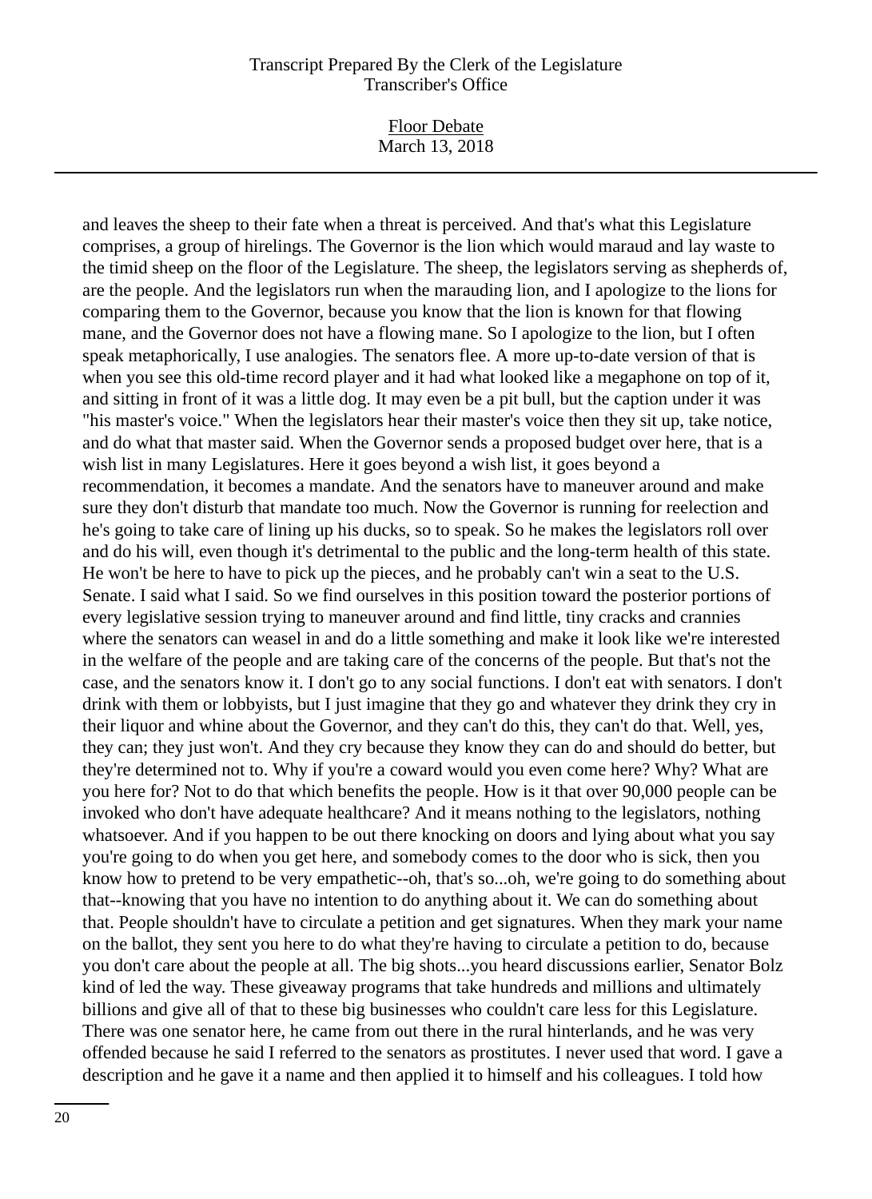and leaves the sheep to their fate when a threat is perceived. And that's what this Legislature comprises, a group of hirelings. The Governor is the lion which would maraud and lay waste to the timid sheep on the floor of the Legislature. The sheep, the legislators serving as shepherds of, are the people. And the legislators run when the marauding lion, and I apologize to the lions for comparing them to the Governor, because you know that the lion is known for that flowing mane, and the Governor does not have a flowing mane. So I apologize to the lion, but I often speak metaphorically, I use analogies. The senators flee. A more up-to-date version of that is when you see this old-time record player and it had what looked like a megaphone on top of it, and sitting in front of it was a little dog. It may even be a pit bull, but the caption under it was "his master's voice." When the legislators hear their master's voice then they sit up, take notice, and do what that master said. When the Governor sends a proposed budget over here, that is a wish list in many Legislatures. Here it goes beyond a wish list, it goes beyond a recommendation, it becomes a mandate. And the senators have to maneuver around and make sure they don't disturb that mandate too much. Now the Governor is running for reelection and he's going to take care of lining up his ducks, so to speak. So he makes the legislators roll over and do his will, even though it's detrimental to the public and the long-term health of this state. He won't be here to have to pick up the pieces, and he probably can't win a seat to the U.S. Senate. I said what I said. So we find ourselves in this position toward the posterior portions of every legislative session trying to maneuver around and find little, tiny cracks and crannies where the senators can weasel in and do a little something and make it look like we're interested in the welfare of the people and are taking care of the concerns of the people. But that's not the case, and the senators know it. I don't go to any social functions. I don't eat with senators. I don't drink with them or lobbyists, but I just imagine that they go and whatever they drink they cry in their liquor and whine about the Governor, and they can't do this, they can't do that. Well, yes, they can; they just won't. And they cry because they know they can do and should do better, but they're determined not to. Why if you're a coward would you even come here? Why? What are you here for? Not to do that which benefits the people. How is it that over 90,000 people can be invoked who don't have adequate healthcare? And it means nothing to the legislators, nothing whatsoever. And if you happen to be out there knocking on doors and lying about what you say you're going to do when you get here, and somebody comes to the door who is sick, then you know how to pretend to be very empathetic--oh, that's so...oh, we're going to do something about that--knowing that you have no intention to do anything about it. We can do something about that. People shouldn't have to circulate a petition and get signatures. When they mark your name on the ballot, they sent you here to do what they're having to circulate a petition to do, because you don't care about the people at all. The big shots...you heard discussions earlier, Senator Bolz kind of led the way. These giveaway programs that take hundreds and millions and ultimately billions and give all of that to these big businesses who couldn't care less for this Legislature. There was one senator here, he came from out there in the rural hinterlands, and he was very offended because he said I referred to the senators as prostitutes. I never used that word. I gave a description and he gave it a name and then applied it to himself and his colleagues. I told how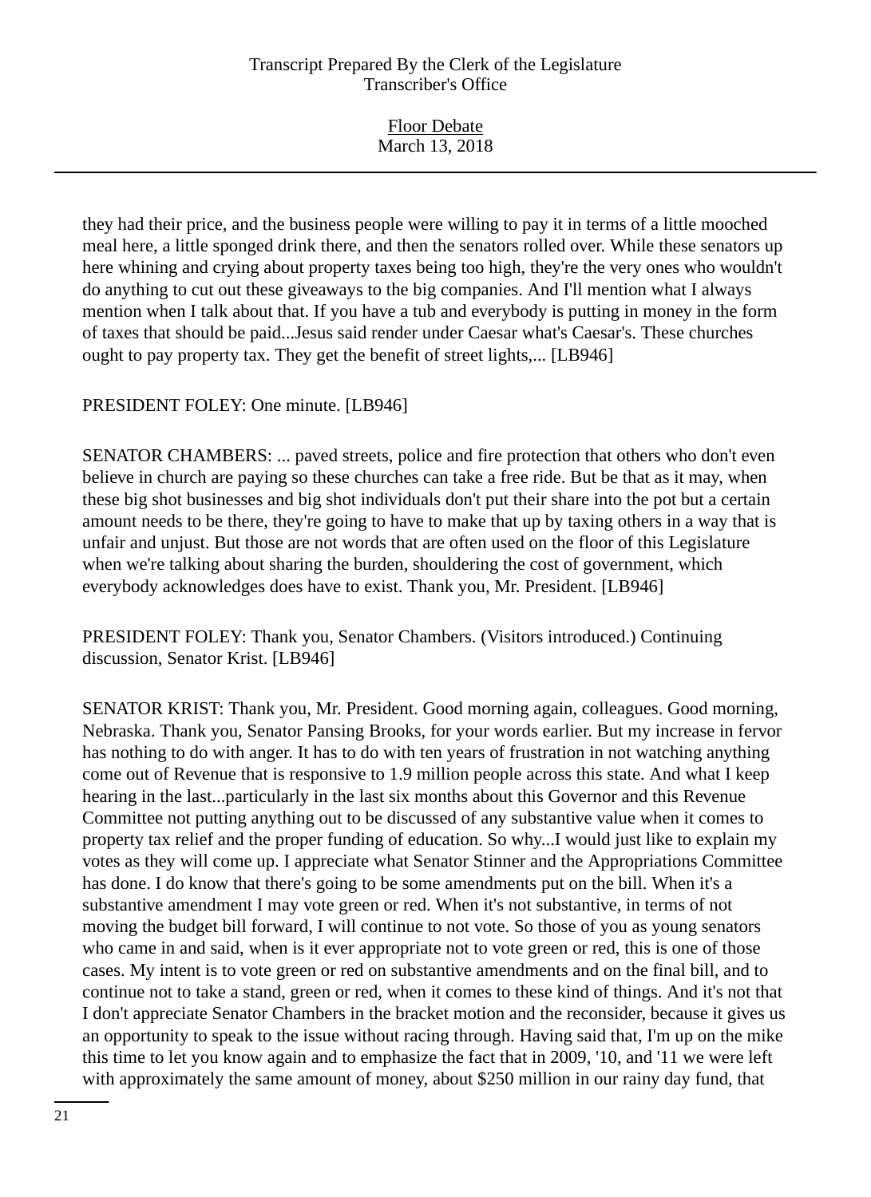they had their price, and the business people were willing to pay it in terms of a little mooched meal here, a little sponged drink there, and then the senators rolled over. While these senators up here whining and crying about property taxes being too high, they're the very ones who wouldn't do anything to cut out these giveaways to the big companies. And I'll mention what I always mention when I talk about that. If you have a tub and everybody is putting in money in the form of taxes that should be paid...Jesus said render under Caesar what's Caesar's. These churches ought to pay property tax. They get the benefit of street lights,... [LB946]

PRESIDENT FOLEY: One minute. [LB946]

SENATOR CHAMBERS: ... paved streets, police and fire protection that others who don't even believe in church are paying so these churches can take a free ride. But be that as it may, when these big shot businesses and big shot individuals don't put their share into the pot but a certain amount needs to be there, they're going to have to make that up by taxing others in a way that is unfair and unjust. But those are not words that are often used on the floor of this Legislature when we're talking about sharing the burden, shouldering the cost of government, which everybody acknowledges does have to exist. Thank you, Mr. President. [LB946]

PRESIDENT FOLEY: Thank you, Senator Chambers. (Visitors introduced.) Continuing discussion, Senator Krist. [LB946]

SENATOR KRIST: Thank you, Mr. President. Good morning again, colleagues. Good morning, Nebraska. Thank you, Senator Pansing Brooks, for your words earlier. But my increase in fervor has nothing to do with anger. It has to do with ten years of frustration in not watching anything come out of Revenue that is responsive to 1.9 million people across this state. And what I keep hearing in the last...particularly in the last six months about this Governor and this Revenue Committee not putting anything out to be discussed of any substantive value when it comes to property tax relief and the proper funding of education. So why...I would just like to explain my votes as they will come up. I appreciate what Senator Stinner and the Appropriations Committee has done. I do know that there's going to be some amendments put on the bill. When it's a substantive amendment I may vote green or red. When it's not substantive, in terms of not moving the budget bill forward, I will continue to not vote. So those of you as young senators who came in and said, when is it ever appropriate not to vote green or red, this is one of those cases. My intent is to vote green or red on substantive amendments and on the final bill, and to continue not to take a stand, green or red, when it comes to these kind of things. And it's not that I don't appreciate Senator Chambers in the bracket motion and the reconsider, because it gives us an opportunity to speak to the issue without racing through. Having said that, I'm up on the mike this time to let you know again and to emphasize the fact that in 2009, '10, and '11 we were left with approximately the same amount of money, about $250 million in our rainy day fund, that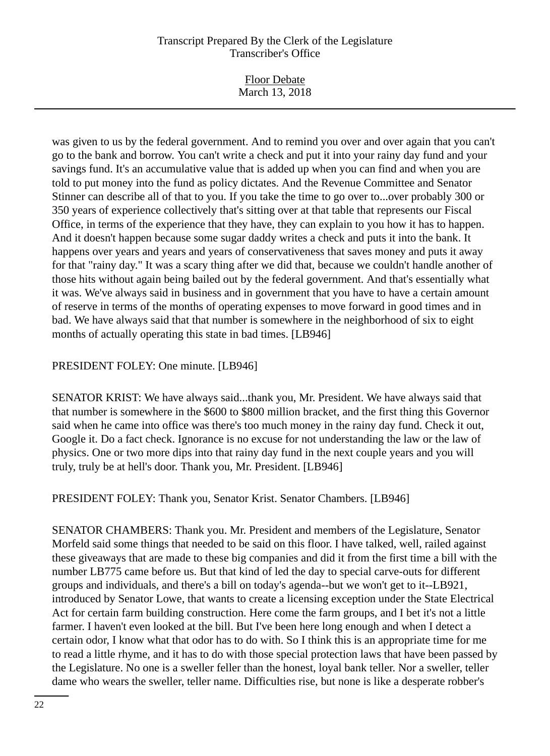was given to us by the federal government. And to remind you over and over again that you can't go to the bank and borrow. You can't write a check and put it into your rainy day fund and your savings fund. It's an accumulative value that is added up when you can find and when you are told to put money into the fund as policy dictates. And the Revenue Committee and Senator Stinner can describe all of that to you. If you take the time to go over to...over probably 300 or 350 years of experience collectively that's sitting over at that table that represents our Fiscal Office, in terms of the experience that they have, they can explain to you how it has to happen. And it doesn't happen because some sugar daddy writes a check and puts it into the bank. It happens over years and years and years of conservativeness that saves money and puts it away for that "rainy day." It was a scary thing after we did that, because we couldn't handle another of those hits without again being bailed out by the federal government. And that's essentially what it was. We've always said in business and in government that you have to have a certain amount of reserve in terms of the months of operating expenses to move forward in good times and in bad. We have always said that that number is somewhere in the neighborhood of six to eight months of actually operating this state in bad times. [LB946]

PRESIDENT FOLEY: One minute. [LB946]

SENATOR KRIST: We have always said...thank you, Mr. President. We have always said that that number is somewhere in the $600 to $800 million bracket, and the first thing this Governor said when he came into office was there's too much money in the rainy day fund. Check it out, Google it. Do a fact check. Ignorance is no excuse for not understanding the law or the law of physics. One or two more dips into that rainy day fund in the next couple years and you will truly, truly be at hell's door. Thank you, Mr. President. [LB946]

PRESIDENT FOLEY: Thank you, Senator Krist. Senator Chambers. [LB946]

SENATOR CHAMBERS: Thank you. Mr. President and members of the Legislature, Senator Morfeld said some things that needed to be said on this floor. I have talked, well, railed against these giveaways that are made to these big companies and did it from the first time a bill with the number LB775 came before us. But that kind of led the day to special carve-outs for different groups and individuals, and there's a bill on today's agenda--but we won't get to it--LB921, introduced by Senator Lowe, that wants to create a licensing exception under the State Electrical Act for certain farm building construction. Here come the farm groups, and I bet it's not a little farmer. I haven't even looked at the bill. But I've been here long enough and when I detect a certain odor, I know what that odor has to do with. So I think this is an appropriate time for me to read a little rhyme, and it has to do with those special protection laws that have been passed by the Legislature. No one is a sweller feller than the honest, loyal bank teller. Nor a sweller, teller dame who wears the sweller, teller name. Difficulties rise, but none is like a desperate robber's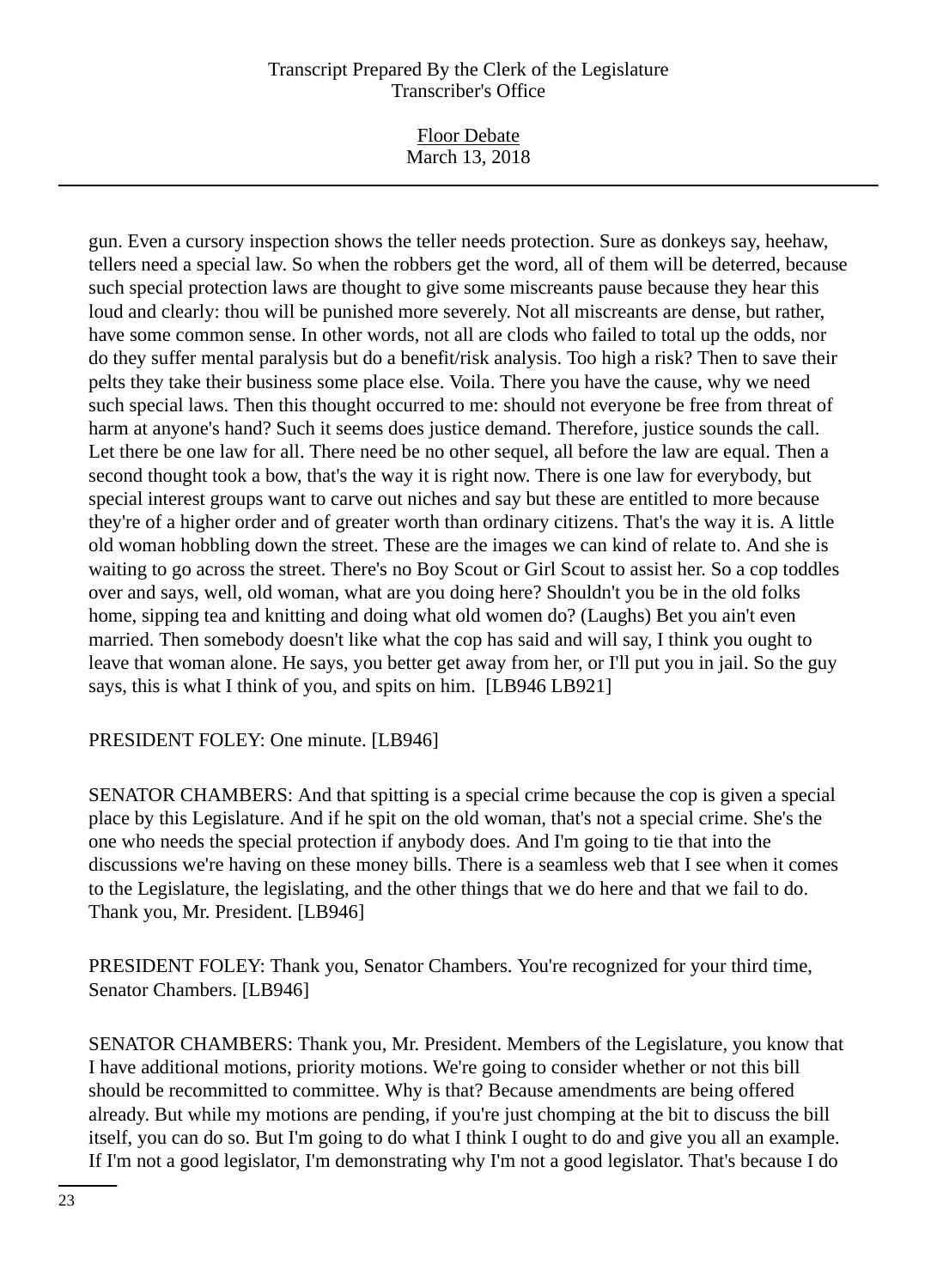gun. Even a cursory inspection shows the teller needs protection. Sure as donkeys say, heehaw, tellers need a special law. So when the robbers get the word, all of them will be deterred, because such special protection laws are thought to give some miscreants pause because they hear this loud and clearly: thou will be punished more severely. Not all miscreants are dense, but rather, have some common sense. In other words, not all are clods who failed to total up the odds, nor do they suffer mental paralysis but do a benefit/risk analysis. Too high a risk? Then to save their pelts they take their business some place else. Voila. There you have the cause, why we need such special laws. Then this thought occurred to me: should not everyone be free from threat of harm at anyone's hand? Such it seems does justice demand. Therefore, justice sounds the call. Let there be one law for all. There need be no other sequel, all before the law are equal. Then a second thought took a bow, that's the way it is right now. There is one law for everybody, but special interest groups want to carve out niches and say but these are entitled to more because they're of a higher order and of greater worth than ordinary citizens. That's the way it is. A little old woman hobbling down the street. These are the images we can kind of relate to. And she is waiting to go across the street. There's no Boy Scout or Girl Scout to assist her. So a cop toddles over and says, well, old woman, what are you doing here? Shouldn't you be in the old folks home, sipping tea and knitting and doing what old women do? (Laughs) Bet you ain't even married. Then somebody doesn't like what the cop has said and will say, I think you ought to leave that woman alone. He says, you better get away from her, or I'll put you in jail. So the guy says, this is what I think of you, and spits on him. [LB946 LB921]

PRESIDENT FOLEY: One minute. [LB946]

SENATOR CHAMBERS: And that spitting is a special crime because the cop is given a special place by this Legislature. And if he spit on the old woman, that's not a special crime. She's the one who needs the special protection if anybody does. And I'm going to tie that into the discussions we're having on these money bills. There is a seamless web that I see when it comes to the Legislature, the legislating, and the other things that we do here and that we fail to do. Thank you, Mr. President. [LB946]

PRESIDENT FOLEY: Thank you, Senator Chambers. You're recognized for your third time, Senator Chambers. [LB946]

SENATOR CHAMBERS: Thank you, Mr. President. Members of the Legislature, you know that I have additional motions, priority motions. We're going to consider whether or not this bill should be recommitted to committee. Why is that? Because amendments are being offered already. But while my motions are pending, if you're just chomping at the bit to discuss the bill itself, you can do so. But I'm going to do what I think I ought to do and give you all an example. If I'm not a good legislator, I'm demonstrating why I'm not a good legislator. That's because I do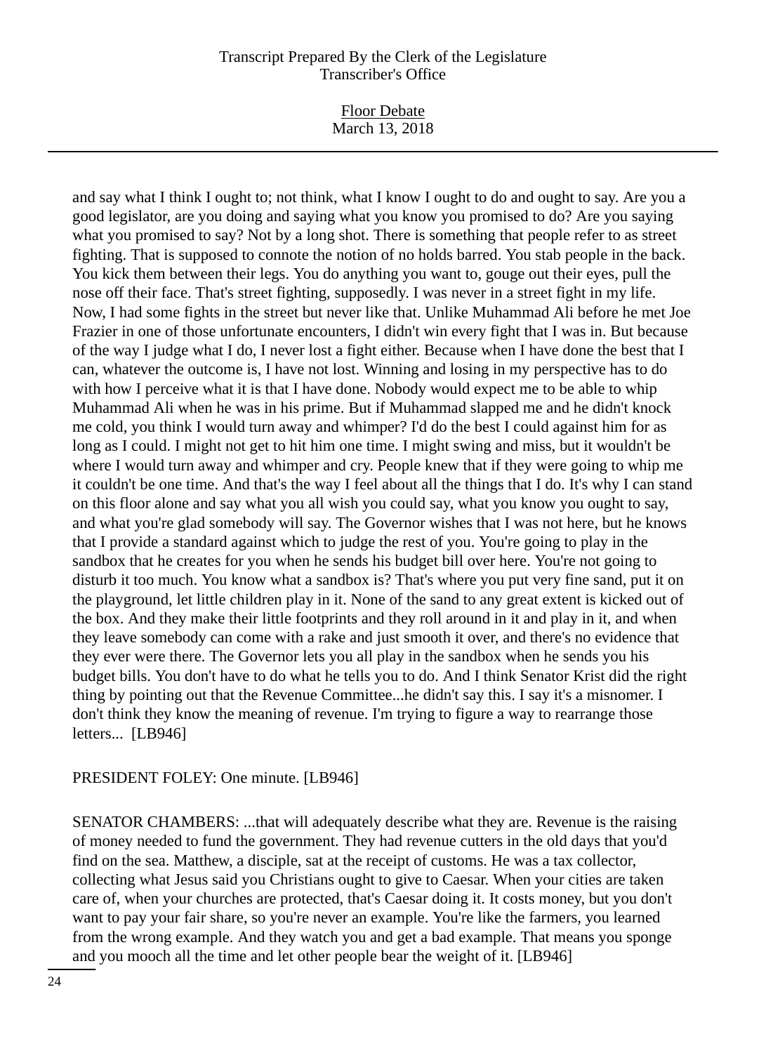and say what I think I ought to; not think, what I know I ought to do and ought to say. Are you a good legislator, are you doing and saying what you know you promised to do? Are you saying what you promised to say? Not by a long shot. There is something that people refer to as street fighting. That is supposed to connote the notion of no holds barred. You stab people in the back. You kick them between their legs. You do anything you want to, gouge out their eyes, pull the nose off their face. That's street fighting, supposedly. I was never in a street fight in my life. Now, I had some fights in the street but never like that. Unlike Muhammad Ali before he met Joe Frazier in one of those unfortunate encounters, I didn't win every fight that I was in. But because of the way I judge what I do, I never lost a fight either. Because when I have done the best that I can, whatever the outcome is, I have not lost. Winning and losing in my perspective has to do with how I perceive what it is that I have done. Nobody would expect me to be able to whip Muhammad Ali when he was in his prime. But if Muhammad slapped me and he didn't knock me cold, you think I would turn away and whimper? I'd do the best I could against him for as long as I could. I might not get to hit him one time. I might swing and miss, but it wouldn't be where I would turn away and whimper and cry. People knew that if they were going to whip me it couldn't be one time. And that's the way I feel about all the things that I do. It's why I can stand on this floor alone and say what you all wish you could say, what you know you ought to say, and what you're glad somebody will say. The Governor wishes that I was not here, but he knows that I provide a standard against which to judge the rest of you. You're going to play in the sandbox that he creates for you when he sends his budget bill over here. You're not going to disturb it too much. You know what a sandbox is? That's where you put very fine sand, put it on the playground, let little children play in it. None of the sand to any great extent is kicked out of the box. And they make their little footprints and they roll around in it and play in it, and when they leave somebody can come with a rake and just smooth it over, and there's no evidence that they ever were there. The Governor lets you all play in the sandbox when he sends you his budget bills. You don't have to do what he tells you to do. And I think Senator Krist did the right thing by pointing out that the Revenue Committee...he didn't say this. I say it's a misnomer. I don't think they know the meaning of revenue. I'm trying to figure a way to rearrange those letters... [LB946]

PRESIDENT FOLEY: One minute. [LB946]

SENATOR CHAMBERS: ...that will adequately describe what they are. Revenue is the raising of money needed to fund the government. They had revenue cutters in the old days that you'd find on the sea. Matthew, a disciple, sat at the receipt of customs. He was a tax collector, collecting what Jesus said you Christians ought to give to Caesar. When your cities are taken care of, when your churches are protected, that's Caesar doing it. It costs money, but you don't want to pay your fair share, so you're never an example. You're like the farmers, you learned from the wrong example. And they watch you and get a bad example. That means you sponge and you mooch all the time and let other people bear the weight of it. [LB946]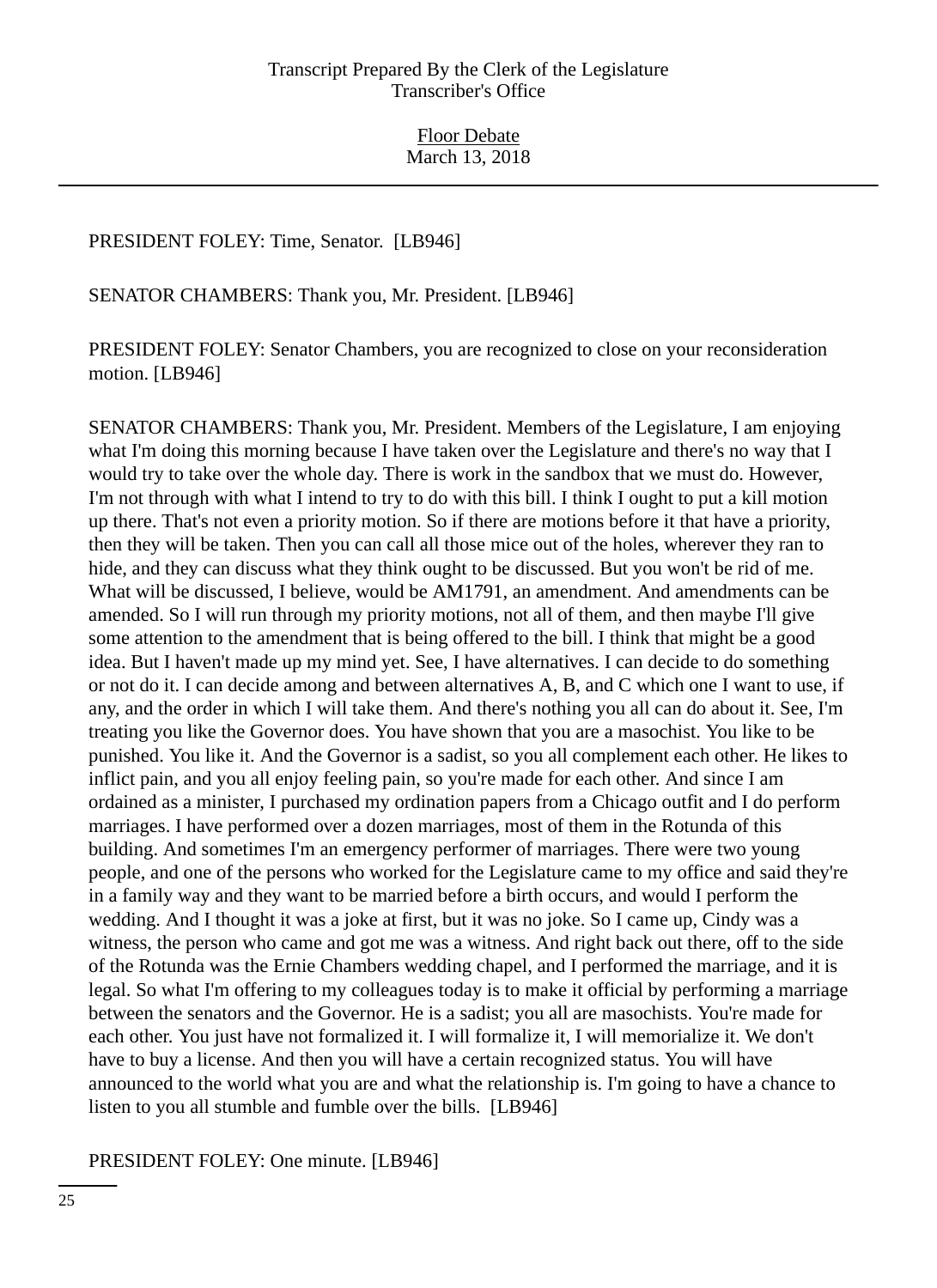PRESIDENT FOLEY: Time, Senator. [LB946]

SENATOR CHAMBERS: Thank you, Mr. President. [LB946]

PRESIDENT FOLEY: Senator Chambers, you are recognized to close on your reconsideration motion. [LB946]

SENATOR CHAMBERS: Thank you, Mr. President. Members of the Legislature, I am enjoying what I'm doing this morning because I have taken over the Legislature and there's no way that I would try to take over the whole day. There is work in the sandbox that we must do. However, I'm not through with what I intend to try to do with this bill. I think I ought to put a kill motion up there. That's not even a priority motion. So if there are motions before it that have a priority, then they will be taken. Then you can call all those mice out of the holes, wherever they ran to hide, and they can discuss what they think ought to be discussed. But you won't be rid of me. What will be discussed, I believe, would be AM1791, an amendment. And amendments can be amended. So I will run through my priority motions, not all of them, and then maybe I'll give some attention to the amendment that is being offered to the bill. I think that might be a good idea. But I haven't made up my mind yet. See, I have alternatives. I can decide to do something or not do it. I can decide among and between alternatives A, B, and C which one I want to use, if any, and the order in which I will take them. And there's nothing you all can do about it. See, I'm treating you like the Governor does. You have shown that you are a masochist. You like to be punished. You like it. And the Governor is a sadist, so you all complement each other. He likes to inflict pain, and you all enjoy feeling pain, so you're made for each other. And since I am ordained as a minister, I purchased my ordination papers from a Chicago outfit and I do perform marriages. I have performed over a dozen marriages, most of them in the Rotunda of this building. And sometimes I'm an emergency performer of marriages. There were two young people, and one of the persons who worked for the Legislature came to my office and said they're in a family way and they want to be married before a birth occurs, and would I perform the wedding. And I thought it was a joke at first, but it was no joke. So I came up, Cindy was a witness, the person who came and got me was a witness. And right back out there, off to the side of the Rotunda was the Ernie Chambers wedding chapel, and I performed the marriage, and it is legal. So what I'm offering to my colleagues today is to make it official by performing a marriage between the senators and the Governor. He is a sadist; you all are masochists. You're made for each other. You just have not formalized it. I will formalize it, I will memorialize it. We don't have to buy a license. And then you will have a certain recognized status. You will have announced to the world what you are and what the relationship is. I'm going to have a chance to listen to you all stumble and fumble over the bills. [LB946]

PRESIDENT FOLEY: One minute. [LB946]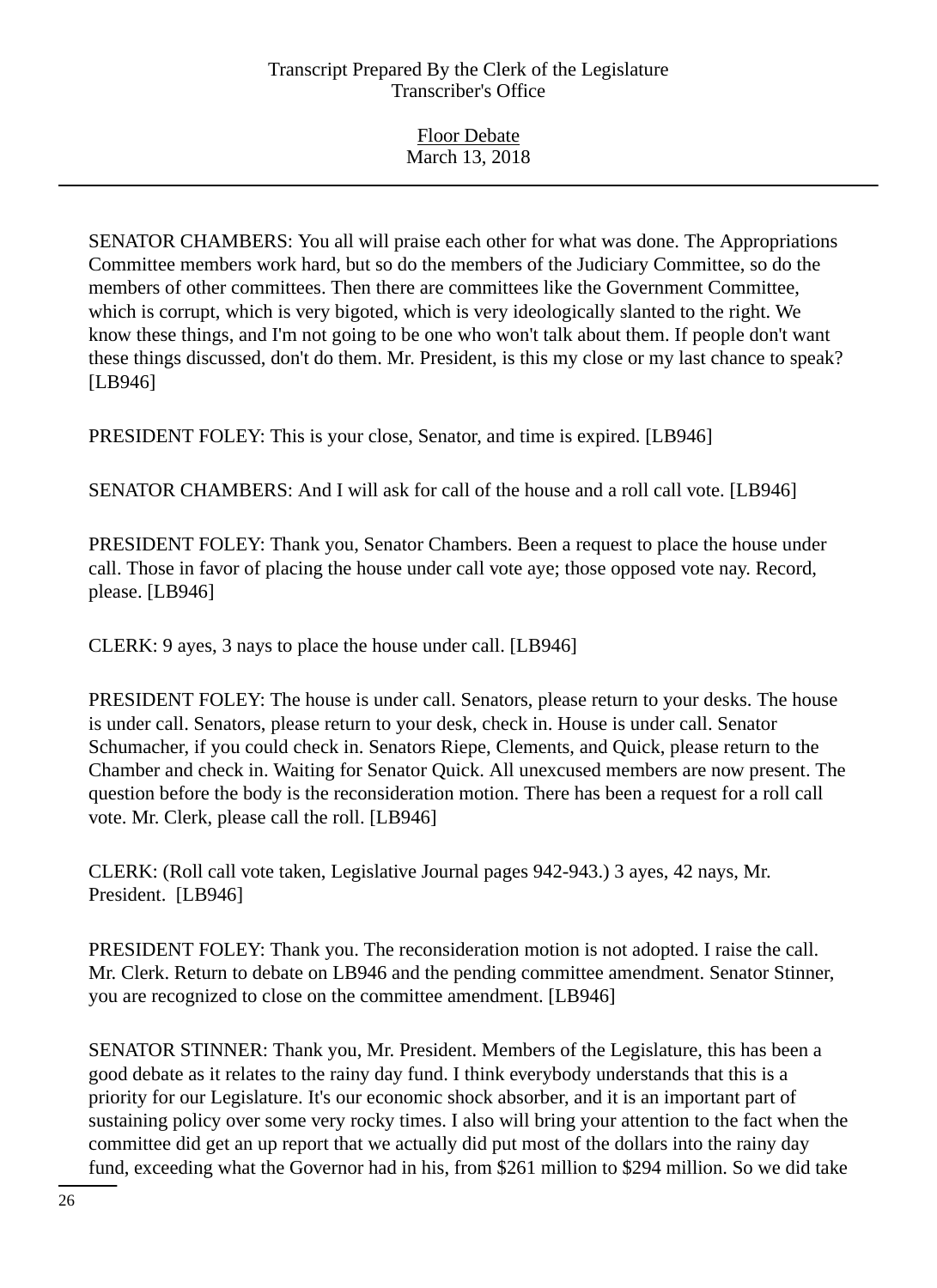SENATOR CHAMBERS: You all will praise each other for what was done. The Appropriations Committee members work hard, but so do the members of the Judiciary Committee, so do the members of other committees. Then there are committees like the Government Committee, which is corrupt, which is very bigoted, which is very ideologically slanted to the right. We know these things, and I'm not going to be one who won't talk about them. If people don't want these things discussed, don't do them. Mr. President, is this my close or my last chance to speak? [LB946]

PRESIDENT FOLEY: This is your close, Senator, and time is expired. [LB946]

SENATOR CHAMBERS: And I will ask for call of the house and a roll call vote. [LB946]

PRESIDENT FOLEY: Thank you, Senator Chambers. Been a request to place the house under call. Those in favor of placing the house under call vote aye; those opposed vote nay. Record, please. [LB946]

CLERK: 9 ayes, 3 nays to place the house under call. [LB946]

PRESIDENT FOLEY: The house is under call. Senators, please return to your desks. The house is under call. Senators, please return to your desk, check in. House is under call. Senator Schumacher, if you could check in. Senators Riepe, Clements, and Quick, please return to the Chamber and check in. Waiting for Senator Quick. All unexcused members are now present. The question before the body is the reconsideration motion. There has been a request for a roll call vote. Mr. Clerk, please call the roll. [LB946]

CLERK: (Roll call vote taken, Legislative Journal pages 942-943.) 3 ayes, 42 nays, Mr. President. [LB946]

PRESIDENT FOLEY: Thank you. The reconsideration motion is not adopted. I raise the call. Mr. Clerk. Return to debate on LB946 and the pending committee amendment. Senator Stinner, you are recognized to close on the committee amendment. [LB946]

SENATOR STINNER: Thank you, Mr. President. Members of the Legislature, this has been a good debate as it relates to the rainy day fund. I think everybody understands that this is a priority for our Legislature. It's our economic shock absorber, and it is an important part of sustaining policy over some very rocky times. I also will bring your attention to the fact when the committee did get an up report that we actually did put most of the dollars into the rainy day fund, exceeding what the Governor had in his, from $261 million to $294 million. So we did take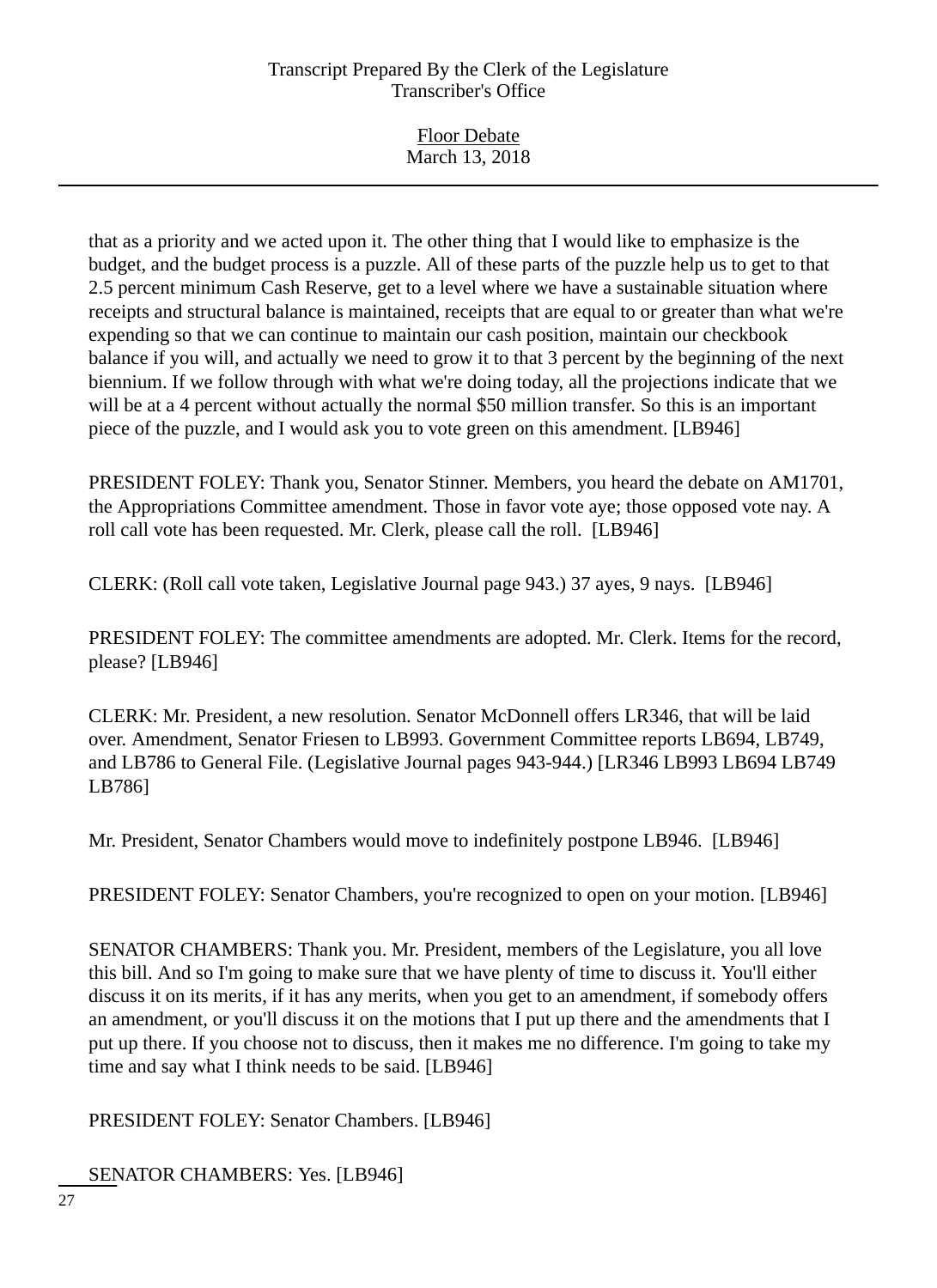that as a priority and we acted upon it. The other thing that I would like to emphasize is the budget, and the budget process is a puzzle. All of these parts of the puzzle help us to get to that 2.5 percent minimum Cash Reserve, get to a level where we have a sustainable situation where receipts and structural balance is maintained, receipts that are equal to or greater than what we're expending so that we can continue to maintain our cash position, maintain our checkbook balance if you will, and actually we need to grow it to that 3 percent by the beginning of the next biennium. If we follow through with what we're doing today, all the projections indicate that we will be at a 4 percent without actually the normal $50 million transfer. So this is an important piece of the puzzle, and I would ask you to vote green on this amendment. [LB946]

PRESIDENT FOLEY: Thank you, Senator Stinner. Members, you heard the debate on AM1701, the Appropriations Committee amendment. Those in favor vote aye; those opposed vote nay. A roll call vote has been requested. Mr. Clerk, please call the roll. [LB946]

CLERK: (Roll call vote taken, Legislative Journal page 943.) 37 ayes, 9 nays. [LB946]

PRESIDENT FOLEY: The committee amendments are adopted. Mr. Clerk. Items for the record, please? [LB946]

CLERK: Mr. President, a new resolution. Senator McDonnell offers LR346, that will be laid over. Amendment, Senator Friesen to LB993. Government Committee reports LB694, LB749, and LB786 to General File. (Legislative Journal pages 943-944.) [LR346 LB993 LB694 LB749 LB786]

Mr. President, Senator Chambers would move to indefinitely postpone LB946. [LB946]

PRESIDENT FOLEY: Senator Chambers, you're recognized to open on your motion. [LB946]

SENATOR CHAMBERS: Thank you. Mr. President, members of the Legislature, you all love this bill. And so I'm going to make sure that we have plenty of time to discuss it. You'll either discuss it on its merits, if it has any merits, when you get to an amendment, if somebody offers an amendment, or you'll discuss it on the motions that I put up there and the amendments that I put up there. If you choose not to discuss, then it makes me no difference. I'm going to take my time and say what I think needs to be said. [LB946]

PRESIDENT FOLEY: Senator Chambers. [LB946]

SENATOR CHAMBERS: Yes. [LB946]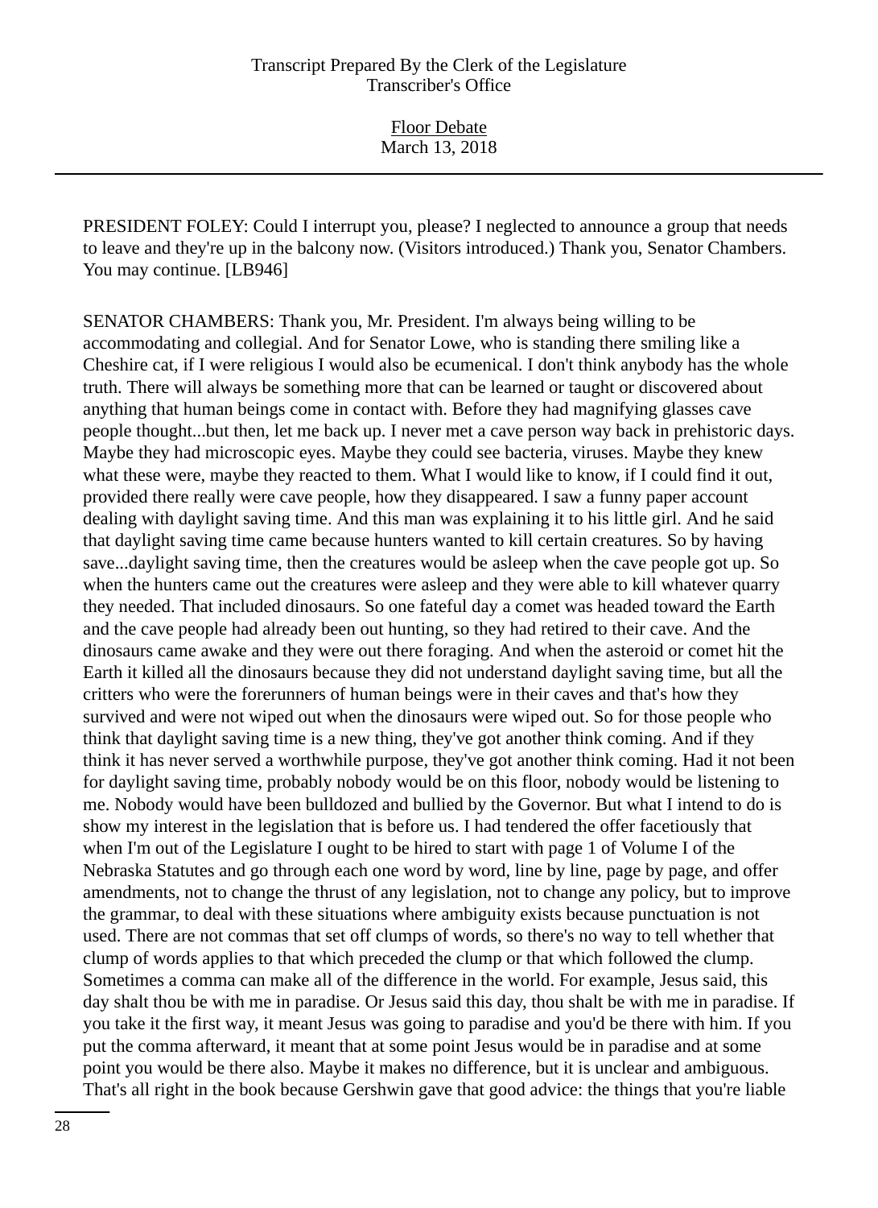PRESIDENT FOLEY: Could I interrupt you, please? I neglected to announce a group that needs to leave and they're up in the balcony now. (Visitors introduced.) Thank you, Senator Chambers. You may continue. [LB946]

SENATOR CHAMBERS: Thank you, Mr. President. I'm always being willing to be accommodating and collegial. And for Senator Lowe, who is standing there smiling like a Cheshire cat, if I were religious I would also be ecumenical. I don't think anybody has the whole truth. There will always be something more that can be learned or taught or discovered about anything that human beings come in contact with. Before they had magnifying glasses cave people thought...but then, let me back up. I never met a cave person way back in prehistoric days. Maybe they had microscopic eyes. Maybe they could see bacteria, viruses. Maybe they knew what these were, maybe they reacted to them. What I would like to know, if I could find it out, provided there really were cave people, how they disappeared. I saw a funny paper account dealing with daylight saving time. And this man was explaining it to his little girl. And he said that daylight saving time came because hunters wanted to kill certain creatures. So by having save...daylight saving time, then the creatures would be asleep when the cave people got up. So when the hunters came out the creatures were asleep and they were able to kill whatever quarry they needed. That included dinosaurs. So one fateful day a comet was headed toward the Earth and the cave people had already been out hunting, so they had retired to their cave. And the dinosaurs came awake and they were out there foraging. And when the asteroid or comet hit the Earth it killed all the dinosaurs because they did not understand daylight saving time, but all the critters who were the forerunners of human beings were in their caves and that's how they survived and were not wiped out when the dinosaurs were wiped out. So for those people who think that daylight saving time is a new thing, they've got another think coming. And if they think it has never served a worthwhile purpose, they've got another think coming. Had it not been for daylight saving time, probably nobody would be on this floor, nobody would be listening to me. Nobody would have been bulldozed and bullied by the Governor. But what I intend to do is show my interest in the legislation that is before us. I had tendered the offer facetiously that when I'm out of the Legislature I ought to be hired to start with page 1 of Volume I of the Nebraska Statutes and go through each one word by word, line by line, page by page, and offer amendments, not to change the thrust of any legislation, not to change any policy, but to improve the grammar, to deal with these situations where ambiguity exists because punctuation is not used. There are not commas that set off clumps of words, so there's no way to tell whether that clump of words applies to that which preceded the clump or that which followed the clump. Sometimes a comma can make all of the difference in the world. For example, Jesus said, this day shalt thou be with me in paradise. Or Jesus said this day, thou shalt be with me in paradise. If you take it the first way, it meant Jesus was going to paradise and you'd be there with him. If you put the comma afterward, it meant that at some point Jesus would be in paradise and at some point you would be there also. Maybe it makes no difference, but it is unclear and ambiguous. That's all right in the book because Gershwin gave that good advice: the things that you're liable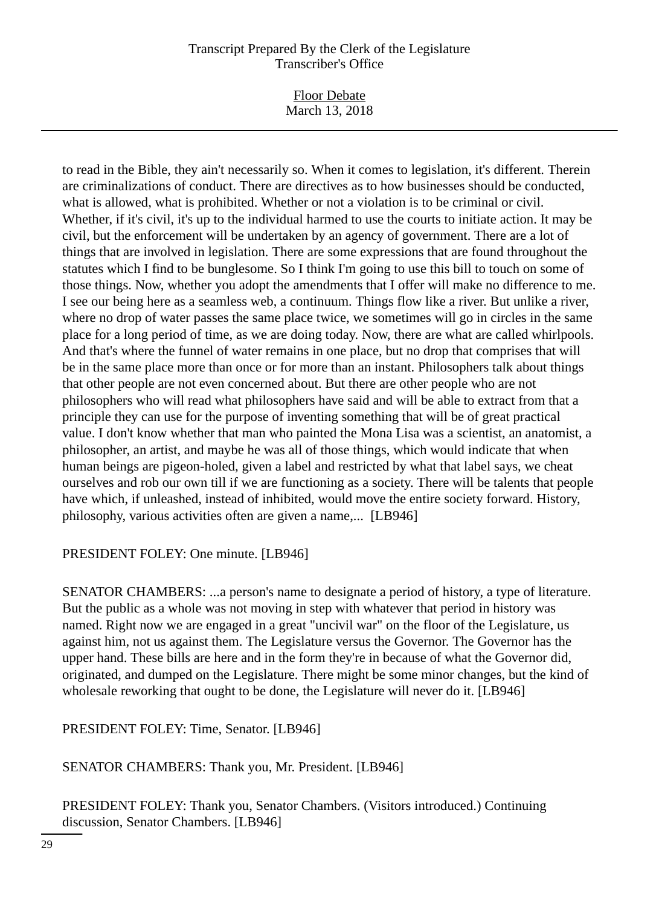to read in the Bible, they ain't necessarily so. When it comes to legislation, it's different. Therein are criminalizations of conduct. There are directives as to how businesses should be conducted, what is allowed, what is prohibited. Whether or not a violation is to be criminal or civil. Whether, if it's civil, it's up to the individual harmed to use the courts to initiate action. It may be civil, but the enforcement will be undertaken by an agency of government. There are a lot of things that are involved in legislation. There are some expressions that are found throughout the statutes which I find to be bunglesome. So I think I'm going to use this bill to touch on some of those things. Now, whether you adopt the amendments that I offer will make no difference to me. I see our being here as a seamless web, a continuum. Things flow like a river. But unlike a river, where no drop of water passes the same place twice, we sometimes will go in circles in the same place for a long period of time, as we are doing today. Now, there are what are called whirlpools. And that's where the funnel of water remains in one place, but no drop that comprises that will be in the same place more than once or for more than an instant. Philosophers talk about things that other people are not even concerned about. But there are other people who are not philosophers who will read what philosophers have said and will be able to extract from that a principle they can use for the purpose of inventing something that will be of great practical value. I don't know whether that man who painted the Mona Lisa was a scientist, an anatomist, a philosopher, an artist, and maybe he was all of those things, which would indicate that when human beings are pigeon-holed, given a label and restricted by what that label says, we cheat ourselves and rob our own till if we are functioning as a society. There will be talents that people have which, if unleashed, instead of inhibited, would move the entire society forward. History, philosophy, various activities often are given a name,... [LB946]

PRESIDENT FOLEY: One minute. [LB946]

SENATOR CHAMBERS: ...a person's name to designate a period of history, a type of literature. But the public as a whole was not moving in step with whatever that period in history was named. Right now we are engaged in a great "uncivil war" on the floor of the Legislature, us against him, not us against them. The Legislature versus the Governor. The Governor has the upper hand. These bills are here and in the form they're in because of what the Governor did, originated, and dumped on the Legislature. There might be some minor changes, but the kind of wholesale reworking that ought to be done, the Legislature will never do it. [LB946]

PRESIDENT FOLEY: Time, Senator. [LB946]

SENATOR CHAMBERS: Thank you, Mr. President. [LB946]

PRESIDENT FOLEY: Thank you, Senator Chambers. (Visitors introduced.) Continuing discussion, Senator Chambers. [LB946]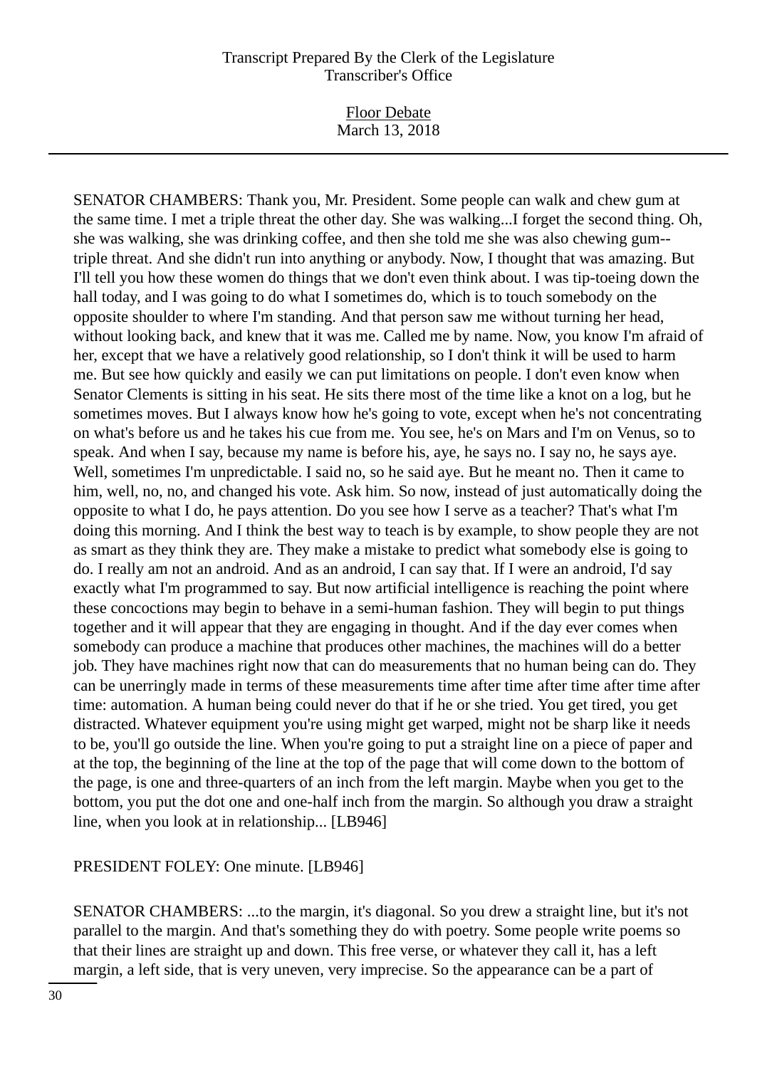SENATOR CHAMBERS: Thank you, Mr. President. Some people can walk and chew gum at the same time. I met a triple threat the other day. She was walking...I forget the second thing. Oh, she was walking, she was drinking coffee, and then she told me she was also chewing gum--triple threat. And she didn't run into anything or anybody. Now, I thought that was amazing. But I'll tell you how these women do things that we don't even think about. I was tip-toeing down the hall today, and I was going to do what I sometimes do, which is to touch somebody on the opposite shoulder to where I'm standing. And that person saw me without turning her head, without looking back, and knew that it was me. Called me by name. Now, you know I'm afraid of her, except that we have a relatively good relationship, so I don't think it will be used to harm me. But see how quickly and easily we can put limitations on people. I don't even know when Senator Clements is sitting in his seat. He sits there most of the time like a knot on a log, but he sometimes moves. But I always know how he's going to vote, except when he's not concentrating on what's before us and he takes his cue from me. You see, he's on Mars and I'm on Venus, so to speak. And when I say, because my name is before his, aye, he says no. I say no, he says aye. Well, sometimes I'm unpredictable. I said no, so he said aye. But he meant no. Then it came to him, well, no, no, and changed his vote. Ask him. So now, instead of just automatically doing the opposite to what I do, he pays attention. Do you see how I serve as a teacher? That's what I'm doing this morning. And I think the best way to teach is by example, to show people they are not as smart as they think they are. They make a mistake to predict what somebody else is going to do. I really am not an android. And as an android, I can say that. If I were an android, I'd say exactly what I'm programmed to say. But now artificial intelligence is reaching the point where these concoctions may begin to behave in a semi-human fashion. They will begin to put things together and it will appear that they are engaging in thought. And if the day ever comes when somebody can produce a machine that produces other machines, the machines will do a better job. They have machines right now that can do measurements that no human being can do. They can be unerringly made in terms of these measurements time after time after time after time after time: automation. A human being could never do that if he or she tried. You get tired, you get distracted. Whatever equipment you're using might get warped, might not be sharp like it needs to be, you'll go outside the line. When you're going to put a straight line on a piece of paper and at the top, the beginning of the line at the top of the page that will come down to the bottom of the page, is one and three-quarters of an inch from the left margin. Maybe when you get to the bottom, you put the dot one and one-half inch from the margin. So although you draw a straight line, when you look at in relationship... [LB946]

PRESIDENT FOLEY: One minute. [LB946]

SENATOR CHAMBERS: ...to the margin, it's diagonal. So you drew a straight line, but it's not parallel to the margin. And that's something they do with poetry. Some people write poems so that their lines are straight up and down. This free verse, or whatever they call it, has a left margin, a left side, that is very uneven, very imprecise. So the appearance can be a part of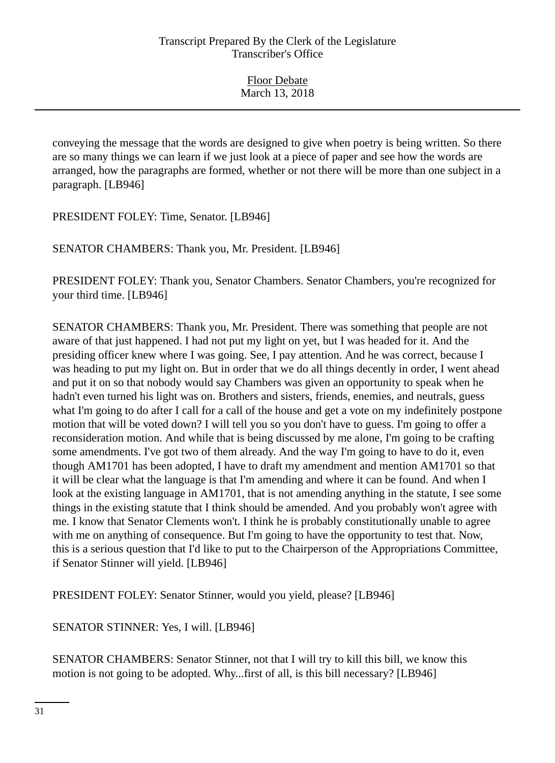conveying the message that the words are designed to give when poetry is being written. So there are so many things we can learn if we just look at a piece of paper and see how the words are arranged, how the paragraphs are formed, whether or not there will be more than one subject in a paragraph. [LB946]

PRESIDENT FOLEY: Time, Senator. [LB946]

SENATOR CHAMBERS: Thank you, Mr. President. [LB946]

PRESIDENT FOLEY: Thank you, Senator Chambers. Senator Chambers, you're recognized for your third time. [LB946]

SENATOR CHAMBERS: Thank you, Mr. President. There was something that people are not aware of that just happened. I had not put my light on yet, but I was headed for it. And the presiding officer knew where I was going. See, I pay attention. And he was correct, because I was heading to put my light on. But in order that we do all things decently in order, I went ahead and put it on so that nobody would say Chambers was given an opportunity to speak when he hadn't even turned his light was on. Brothers and sisters, friends, enemies, and neutrals, guess what I'm going to do after I call for a call of the house and get a vote on my indefinitely postpone motion that will be voted down? I will tell you so you don't have to guess. I'm going to offer a reconsideration motion. And while that is being discussed by me alone, I'm going to be crafting some amendments. I've got two of them already. And the way I'm going to have to do it, even though AM1701 has been adopted, I have to draft my amendment and mention AM1701 so that it will be clear what the language is that I'm amending and where it can be found. And when I look at the existing language in AM1701, that is not amending anything in the statute, I see some things in the existing statute that I think should be amended. And you probably won't agree with me. I know that Senator Clements won't. I think he is probably constitutionally unable to agree with me on anything of consequence. But I'm going to have the opportunity to test that. Now, this is a serious question that I'd like to put to the Chairperson of the Appropriations Committee, if Senator Stinner will yield. [LB946]

PRESIDENT FOLEY: Senator Stinner, would you yield, please? [LB946]

SENATOR STINNER: Yes, I will. [LB946]

SENATOR CHAMBERS: Senator Stinner, not that I will try to kill this bill, we know this motion is not going to be adopted. Why...first of all, is this bill necessary? [LB946]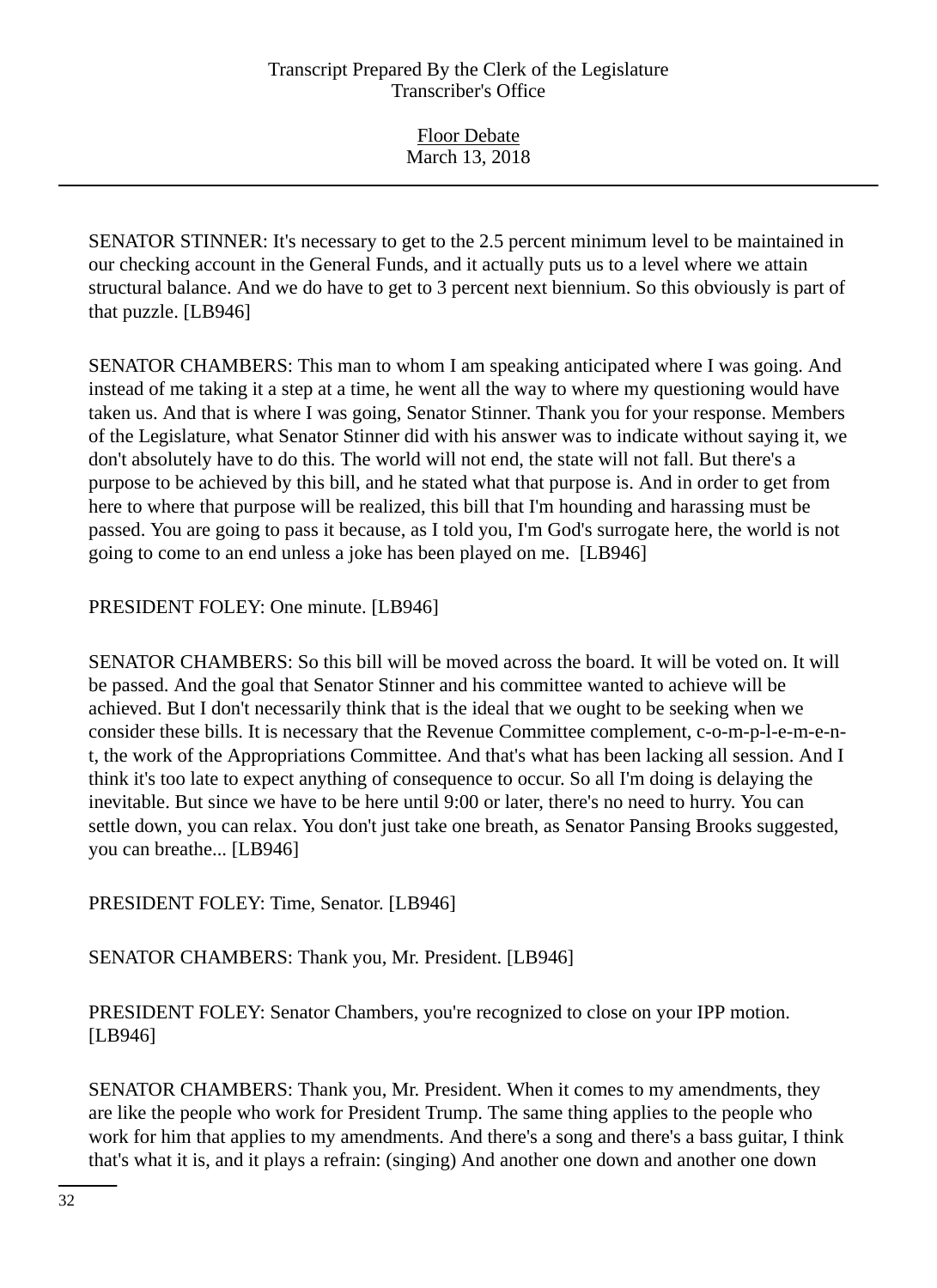SENATOR STINNER: It's necessary to get to the 2.5 percent minimum level to be maintained in our checking account in the General Funds, and it actually puts us to a level where we attain structural balance. And we do have to get to 3 percent next biennium. So this obviously is part of that puzzle. [LB946]

SENATOR CHAMBERS: This man to whom I am speaking anticipated where I was going. And instead of me taking it a step at a time, he went all the way to where my questioning would have taken us. And that is where I was going, Senator Stinner. Thank you for your response. Members of the Legislature, what Senator Stinner did with his answer was to indicate without saying it, we don't absolutely have to do this. The world will not end, the state will not fall. But there's a purpose to be achieved by this bill, and he stated what that purpose is. And in order to get from here to where that purpose will be realized, this bill that I'm hounding and harassing must be passed. You are going to pass it because, as I told you, I'm God's surrogate here, the world is not going to come to an end unless a joke has been played on me. [LB946]

PRESIDENT FOLEY: One minute. [LB946]

SENATOR CHAMBERS: So this bill will be moved across the board. It will be voted on. It will be passed. And the goal that Senator Stinner and his committee wanted to achieve will be achieved. But I don't necessarily think that is the ideal that we ought to be seeking when we consider these bills. It is necessary that the Revenue Committee complement, c-o-m-p-l-e-m-e-n-t, the work of the Appropriations Committee. And that's what has been lacking all session. And I think it's too late to expect anything of consequence to occur. So all I'm doing is delaying the inevitable. But since we have to be here until 9:00 or later, there's no need to hurry. You can settle down, you can relax. You don't just take one breath, as Senator Pansing Brooks suggested, you can breathe... [LB946]

PRESIDENT FOLEY: Time, Senator. [LB946]

SENATOR CHAMBERS: Thank you, Mr. President. [LB946]

PRESIDENT FOLEY: Senator Chambers, you're recognized to close on your IPP motion. [LB946]

SENATOR CHAMBERS: Thank you, Mr. President. When it comes to my amendments, they are like the people who work for President Trump. The same thing applies to the people who work for him that applies to my amendments. And there's a song and there's a bass guitar, I think that's what it is, and it plays a refrain: (singing) And another one down and another one down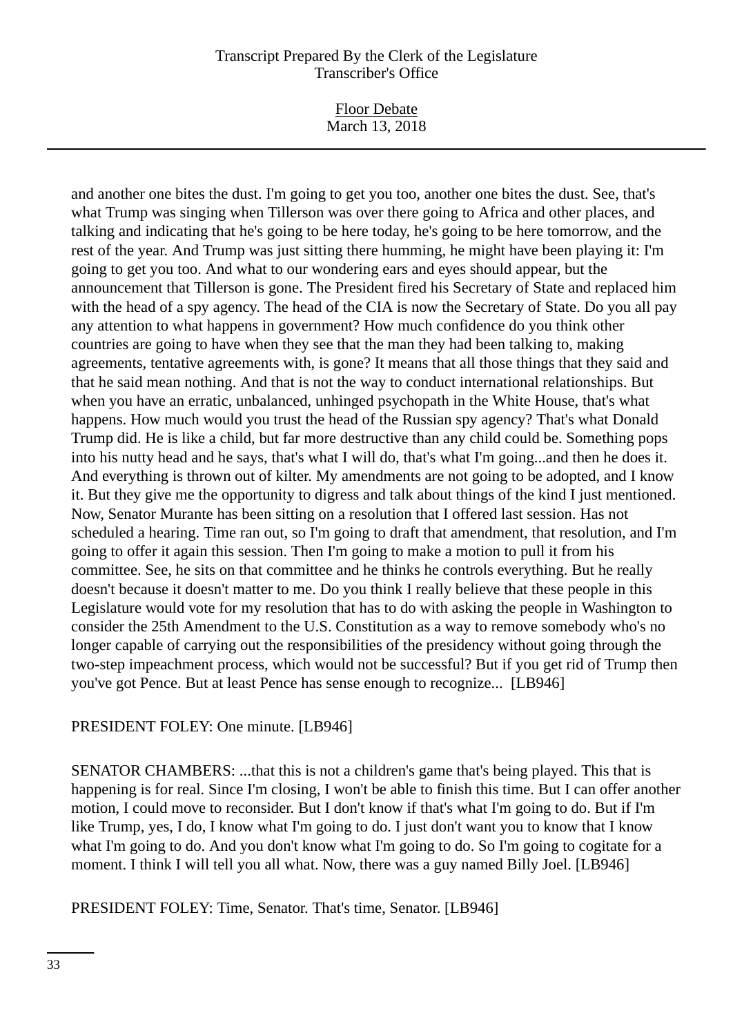and another one bites the dust. I'm going to get you too, another one bites the dust. See, that's what Trump was singing when Tillerson was over there going to Africa and other places, and talking and indicating that he's going to be here today, he's going to be here tomorrow, and the rest of the year. And Trump was just sitting there humming, he might have been playing it: I'm going to get you too. And what to our wondering ears and eyes should appear, but the announcement that Tillerson is gone. The President fired his Secretary of State and replaced him with the head of a spy agency. The head of the CIA is now the Secretary of State. Do you all pay any attention to what happens in government? How much confidence do you think other countries are going to have when they see that the man they had been talking to, making agreements, tentative agreements with, is gone? It means that all those things that they said and that he said mean nothing. And that is not the way to conduct international relationships. But when you have an erratic, unbalanced, unhinged psychopath in the White House, that's what happens. How much would you trust the head of the Russian spy agency? That's what Donald Trump did. He is like a child, but far more destructive than any child could be. Something pops into his nutty head and he says, that's what I will do, that's what I'm going...and then he does it. And everything is thrown out of kilter. My amendments are not going to be adopted, and I know it. But they give me the opportunity to digress and talk about things of the kind I just mentioned. Now, Senator Murante has been sitting on a resolution that I offered last session. Has not scheduled a hearing. Time ran out, so I'm going to draft that amendment, that resolution, and I'm going to offer it again this session. Then I'm going to make a motion to pull it from his committee. See, he sits on that committee and he thinks he controls everything. But he really doesn't because it doesn't matter to me. Do you think I really believe that these people in this Legislature would vote for my resolution that has to do with asking the people in Washington to consider the 25th Amendment to the U.S. Constitution as a way to remove somebody who's no longer capable of carrying out the responsibilities of the presidency without going through the two-step impeachment process, which would not be successful? But if you get rid of Trump then you've got Pence. But at least Pence has sense enough to recognize... [LB946]

PRESIDENT FOLEY: One minute. [LB946]

SENATOR CHAMBERS: ...that this is not a children's game that's being played. This that is happening is for real. Since I'm closing, I won't be able to finish this time. But I can offer another motion, I could move to reconsider. But I don't know if that's what I'm going to do. But if I'm like Trump, yes, I do, I know what I'm going to do. I just don't want you to know that I know what I'm going to do. And you don't know what I'm going to do. So I'm going to cogitate for a moment. I think I will tell you all what. Now, there was a guy named Billy Joel. [LB946]

PRESIDENT FOLEY: Time, Senator. That's time, Senator. [LB946]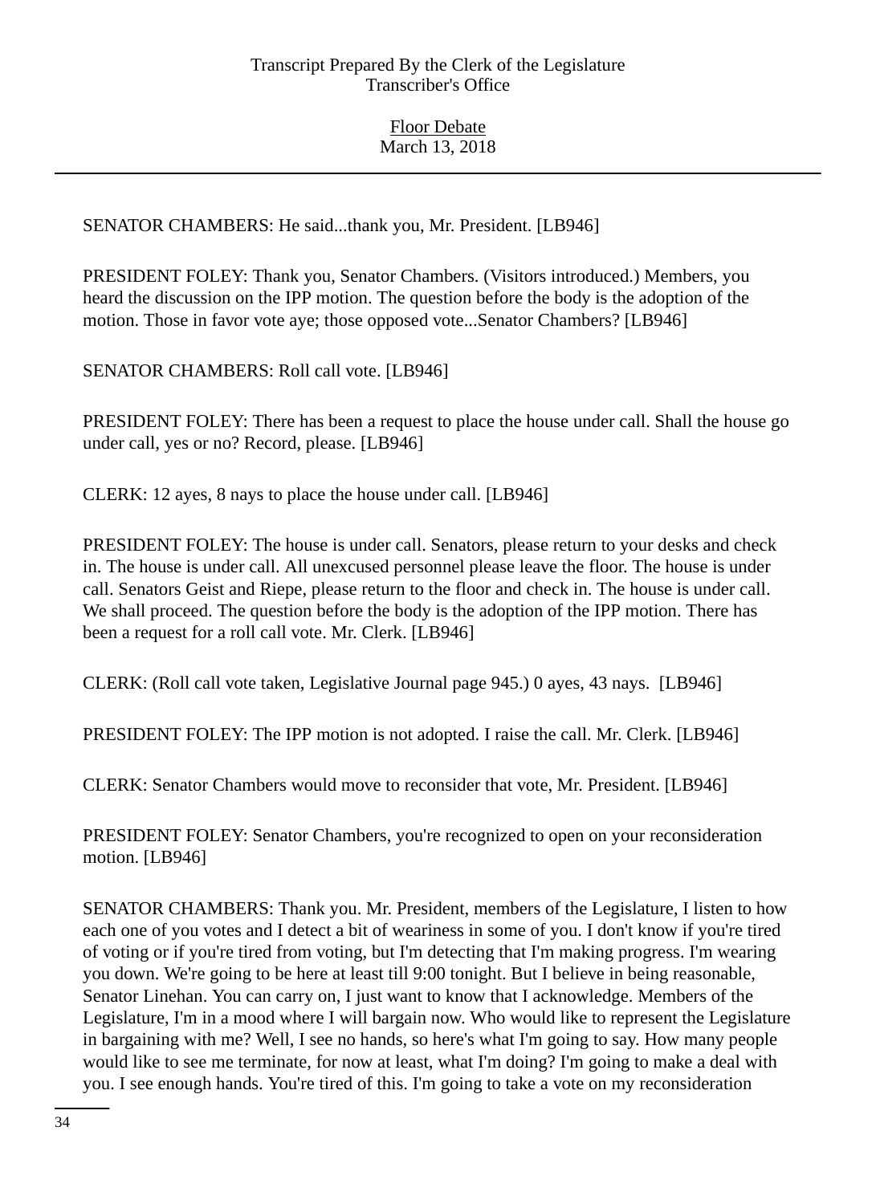SENATOR CHAMBERS: He said...thank you, Mr. President. [LB946]

PRESIDENT FOLEY: Thank you, Senator Chambers. (Visitors introduced.) Members, you heard the discussion on the IPP motion. The question before the body is the adoption of the motion. Those in favor vote aye; those opposed vote...Senator Chambers? [LB946]

SENATOR CHAMBERS: Roll call vote. [LB946]

PRESIDENT FOLEY: There has been a request to place the house under call. Shall the house go under call, yes or no? Record, please. [LB946]

CLERK: 12 ayes, 8 nays to place the house under call. [LB946]

PRESIDENT FOLEY: The house is under call. Senators, please return to your desks and check in. The house is under call. All unexcused personnel please leave the floor. The house is under call. Senators Geist and Riepe, please return to the floor and check in. The house is under call. We shall proceed. The question before the body is the adoption of the IPP motion. There has been a request for a roll call vote. Mr. Clerk. [LB946]

CLERK: (Roll call vote taken, Legislative Journal page 945.) 0 ayes, 43 nays. [LB946]

PRESIDENT FOLEY: The IPP motion is not adopted. I raise the call. Mr. Clerk. [LB946]

CLERK: Senator Chambers would move to reconsider that vote, Mr. President. [LB946]

PRESIDENT FOLEY: Senator Chambers, you're recognized to open on your reconsideration motion. [LB946]

SENATOR CHAMBERS: Thank you. Mr. President, members of the Legislature, I listen to how each one of you votes and I detect a bit of weariness in some of you. I don't know if you're tired of voting or if you're tired from voting, but I'm detecting that I'm making progress. I'm wearing you down. We're going to be here at least till 9:00 tonight. But I believe in being reasonable, Senator Linehan. You can carry on, I just want to know that I acknowledge. Members of the Legislature, I'm in a mood where I will bargain now. Who would like to represent the Legislature in bargaining with me? Well, I see no hands, so here's what I'm going to say. How many people would like to see me terminate, for now at least, what I'm doing? I'm going to make a deal with you. I see enough hands. You're tired of this. I'm going to take a vote on my reconsideration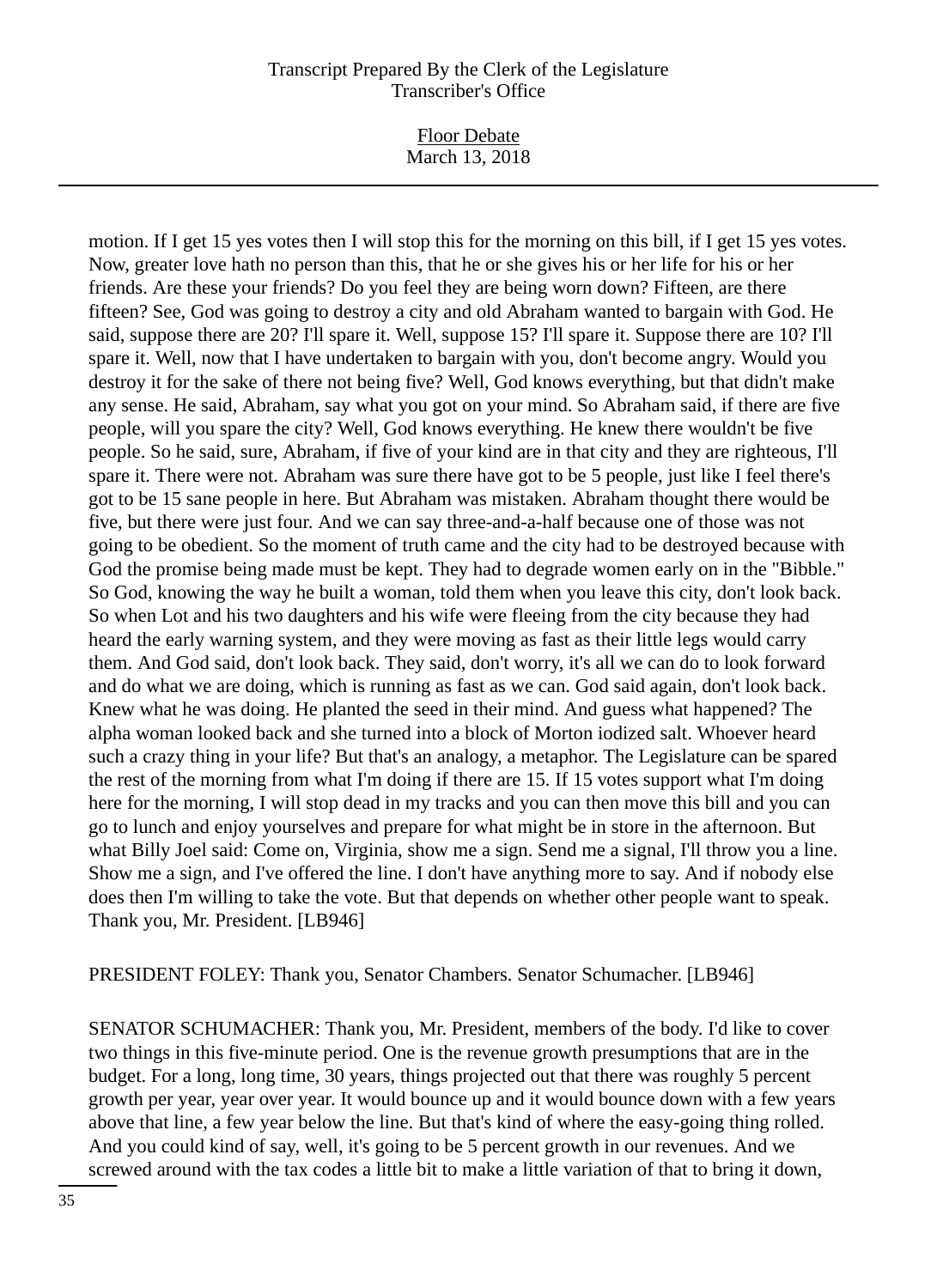motion. If I get 15 yes votes then I will stop this for the morning on this bill, if I get 15 yes votes. Now, greater love hath no person than this, that he or she gives his or her life for his or her friends. Are these your friends? Do you feel they are being worn down? Fifteen, are there fifteen? See, God was going to destroy a city and old Abraham wanted to bargain with God. He said, suppose there are 20? I'll spare it. Well, suppose 15? I'll spare it. Suppose there are 10? I'll spare it. Well, now that I have undertaken to bargain with you, don't become angry. Would you destroy it for the sake of there not being five? Well, God knows everything, but that didn't make any sense. He said, Abraham, say what you got on your mind. So Abraham said, if there are five people, will you spare the city? Well, God knows everything. He knew there wouldn't be five people. So he said, sure, Abraham, if five of your kind are in that city and they are righteous, I'll spare it. There were not. Abraham was sure there have got to be 5 people, just like I feel there's got to be 15 sane people in here. But Abraham was mistaken. Abraham thought there would be five, but there were just four. And we can say three-and-a-half because one of those was not going to be obedient. So the moment of truth came and the city had to be destroyed because with God the promise being made must be kept. They had to degrade women early on in the "Bibble." So God, knowing the way he built a woman, told them when you leave this city, don't look back. So when Lot and his two daughters and his wife were fleeing from the city because they had heard the early warning system, and they were moving as fast as their little legs would carry them. And God said, don't look back. They said, don't worry, it's all we can do to look forward and do what we are doing, which is running as fast as we can. God said again, don't look back. Knew what he was doing. He planted the seed in their mind. And guess what happened? The alpha woman looked back and she turned into a block of Morton iodized salt. Whoever heard such a crazy thing in your life? But that's an analogy, a metaphor. The Legislature can be spared the rest of the morning from what I'm doing if there are 15. If 15 votes support what I'm doing here for the morning, I will stop dead in my tracks and you can then move this bill and you can go to lunch and enjoy yourselves and prepare for what might be in store in the afternoon. But what Billy Joel said: Come on, Virginia, show me a sign. Send me a signal, I'll throw you a line. Show me a sign, and I've offered the line. I don't have anything more to say. And if nobody else does then I'm willing to take the vote. But that depends on whether other people want to speak. Thank you, Mr. President. [LB946]

PRESIDENT FOLEY: Thank you, Senator Chambers. Senator Schumacher. [LB946]

SENATOR SCHUMACHER: Thank you, Mr. President, members of the body. I'd like to cover two things in this five-minute period. One is the revenue growth presumptions that are in the budget. For a long, long time, 30 years, things projected out that there was roughly 5 percent growth per year, year over year. It would bounce up and it would bounce down with a few years above that line, a few year below the line. But that's kind of where the easy-going thing rolled. And you could kind of say, well, it's going to be 5 percent growth in our revenues. And we screwed around with the tax codes a little bit to make a little variation of that to bring it down,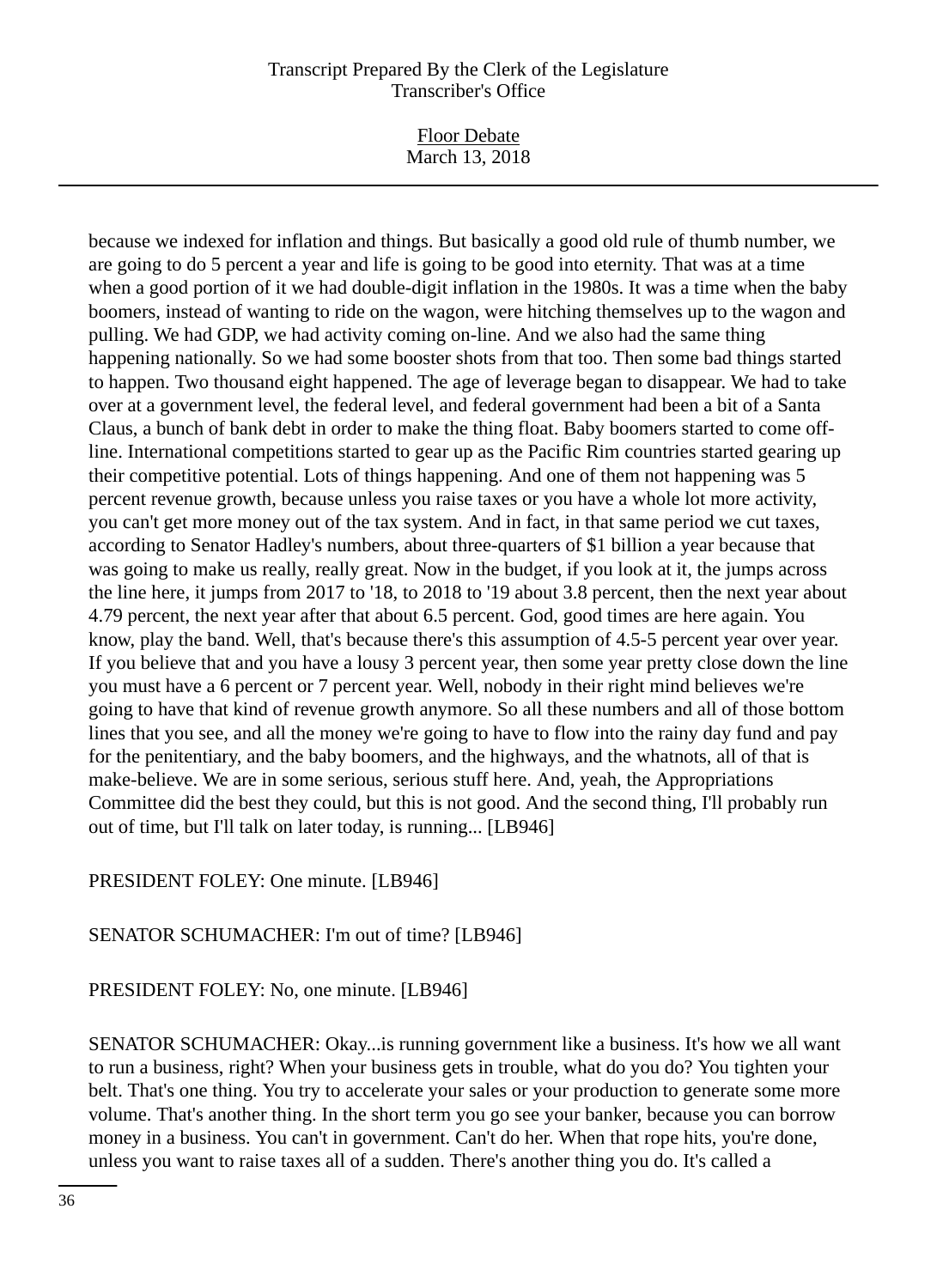because we indexed for inflation and things. But basically a good old rule of thumb number, we are going to do 5 percent a year and life is going to be good into eternity. That was at a time when a good portion of it we had double-digit inflation in the 1980s. It was a time when the baby boomers, instead of wanting to ride on the wagon, were hitching themselves up to the wagon and pulling. We had GDP, we had activity coming on-line. And we also had the same thing happening nationally. So we had some booster shots from that too. Then some bad things started to happen. Two thousand eight happened. The age of leverage began to disappear. We had to take over at a government level, the federal level, and federal government had been a bit of a Santa Claus, a bunch of bank debt in order to make the thing float. Baby boomers started to come off-line. International competitions started to gear up as the Pacific Rim countries started gearing up their competitive potential. Lots of things happening. And one of them not happening was 5 percent revenue growth, because unless you raise taxes or you have a whole lot more activity, you can't get more money out of the tax system. And in fact, in that same period we cut taxes, according to Senator Hadley's numbers, about three-quarters of $1 billion a year because that was going to make us really, really great. Now in the budget, if you look at it, the jumps across the line here, it jumps from 2017 to '18, to 2018 to '19 about 3.8 percent, then the next year about 4.79 percent, the next year after that about 6.5 percent. God, good times are here again. You know, play the band. Well, that's because there's this assumption of 4.5-5 percent year over year. If you believe that and you have a lousy 3 percent year, then some year pretty close down the line you must have a 6 percent or 7 percent year. Well, nobody in their right mind believes we're going to have that kind of revenue growth anymore. So all these numbers and all of those bottom lines that you see, and all the money we're going to have to flow into the rainy day fund and pay for the penitentiary, and the baby boomers, and the highways, and the whatnots, all of that is make-believe. We are in some serious, serious stuff here. And, yeah, the Appropriations Committee did the best they could, but this is not good. And the second thing, I'll probably run out of time, but I'll talk on later today, is running... [LB946]

PRESIDENT FOLEY: One minute. [LB946]

SENATOR SCHUMACHER: I'm out of time? [LB946]

PRESIDENT FOLEY: No, one minute. [LB946]

SENATOR SCHUMACHER: Okay...is running government like a business. It's how we all want to run a business, right? When your business gets in trouble, what do you do? You tighten your belt. That's one thing. You try to accelerate your sales or your production to generate some more volume. That's another thing. In the short term you go see your banker, because you can borrow money in a business. You can't in government. Can't do her. When that rope hits, you're done, unless you want to raise taxes all of a sudden. There's another thing you do. It's called a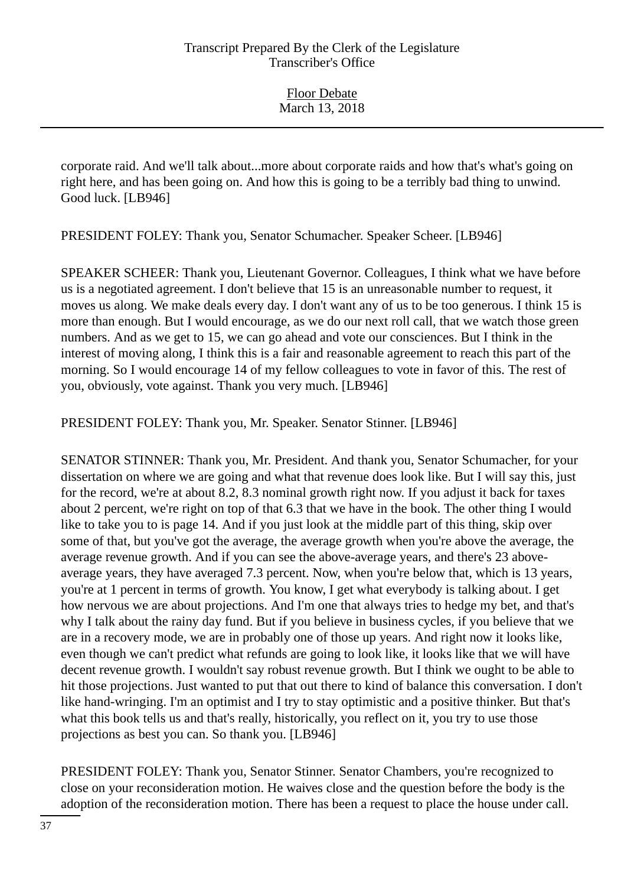corporate raid. And we'll talk about...more about corporate raids and how that's what's going on right here, and has been going on. And how this is going to be a terribly bad thing to unwind. Good luck. [LB946]

PRESIDENT FOLEY: Thank you, Senator Schumacher. Speaker Scheer. [LB946]

SPEAKER SCHEER: Thank you, Lieutenant Governor. Colleagues, I think what we have before us is a negotiated agreement. I don't believe that 15 is an unreasonable number to request, it moves us along. We make deals every day. I don't want any of us to be too generous. I think 15 is more than enough. But I would encourage, as we do our next roll call, that we watch those green numbers. And as we get to 15, we can go ahead and vote our consciences. But I think in the interest of moving along, I think this is a fair and reasonable agreement to reach this part of the morning. So I would encourage 14 of my fellow colleagues to vote in favor of this. The rest of you, obviously, vote against. Thank you very much. [LB946]

PRESIDENT FOLEY: Thank you, Mr. Speaker. Senator Stinner. [LB946]

SENATOR STINNER: Thank you, Mr. President. And thank you, Senator Schumacher, for your dissertation on where we are going and what that revenue does look like. But I will say this, just for the record, we're at about 8.2, 8.3 nominal growth right now. If you adjust it back for taxes about 2 percent, we're right on top of that 6.3 that we have in the book. The other thing I would like to take you to is page 14. And if you just look at the middle part of this thing, skip over some of that, but you've got the average, the average growth when you're above the average, the average revenue growth. And if you can see the above-average years, and there's 23 above-average years, they have averaged 7.3 percent. Now, when you're below that, which is 13 years, you're at 1 percent in terms of growth. You know, I get what everybody is talking about. I get how nervous we are about projections. And I'm one that always tries to hedge my bet, and that's why I talk about the rainy day fund. But if you believe in business cycles, if you believe that we are in a recovery mode, we are in probably one of those up years. And right now it looks like, even though we can't predict what refunds are going to look like, it looks like that we will have decent revenue growth. I wouldn't say robust revenue growth. But I think we ought to be able to hit those projections. Just wanted to put that out there to kind of balance this conversation. I don't like hand-wringing. I'm an optimist and I try to stay optimistic and a positive thinker. But that's what this book tells us and that's really, historically, you reflect on it, you try to use those projections as best you can. So thank you. [LB946]

PRESIDENT FOLEY: Thank you, Senator Stinner. Senator Chambers, you're recognized to close on your reconsideration motion. He waives close and the question before the body is the adoption of the reconsideration motion. There has been a request to place the house under call.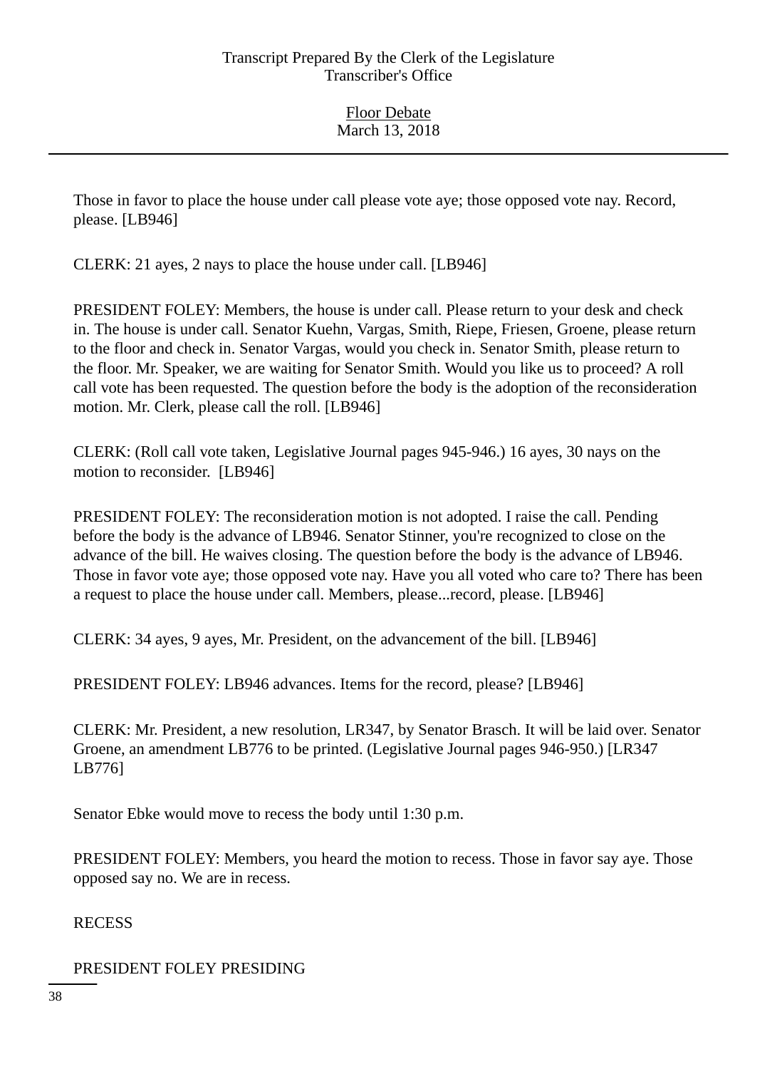Those in favor to place the house under call please vote aye; those opposed vote nay. Record, please. [LB946]

CLERK: 21 ayes, 2 nays to place the house under call. [LB946]

PRESIDENT FOLEY: Members, the house is under call. Please return to your desk and check in. The house is under call. Senator Kuehn, Vargas, Smith, Riepe, Friesen, Groene, please return to the floor and check in. Senator Vargas, would you check in. Senator Smith, please return to the floor. Mr. Speaker, we are waiting for Senator Smith. Would you like us to proceed? A roll call vote has been requested. The question before the body is the adoption of the reconsideration motion. Mr. Clerk, please call the roll. [LB946]

CLERK: (Roll call vote taken, Legislative Journal pages 945-946.) 16 ayes, 30 nays on the motion to reconsider. [LB946]

PRESIDENT FOLEY: The reconsideration motion is not adopted. I raise the call. Pending before the body is the advance of LB946. Senator Stinner, you're recognized to close on the advance of the bill. He waives closing. The question before the body is the advance of LB946. Those in favor vote aye; those opposed vote nay. Have you all voted who care to? There has been a request to place the house under call. Members, please...record, please. [LB946]

CLERK: 34 ayes, 9 ayes, Mr. President, on the advancement of the bill. [LB946]

PRESIDENT FOLEY: LB946 advances. Items for the record, please? [LB946]

CLERK: Mr. President, a new resolution, LR347, by Senator Brasch. It will be laid over. Senator Groene, an amendment LB776 to be printed. (Legislative Journal pages 946-950.) [LR347 LB776]

Senator Ebke would move to recess the body until 1:30 p.m.

PRESIDENT FOLEY: Members, you heard the motion to recess. Those in favor say aye. Those opposed say no. We are in recess.

RECESS

PRESIDENT FOLEY PRESIDING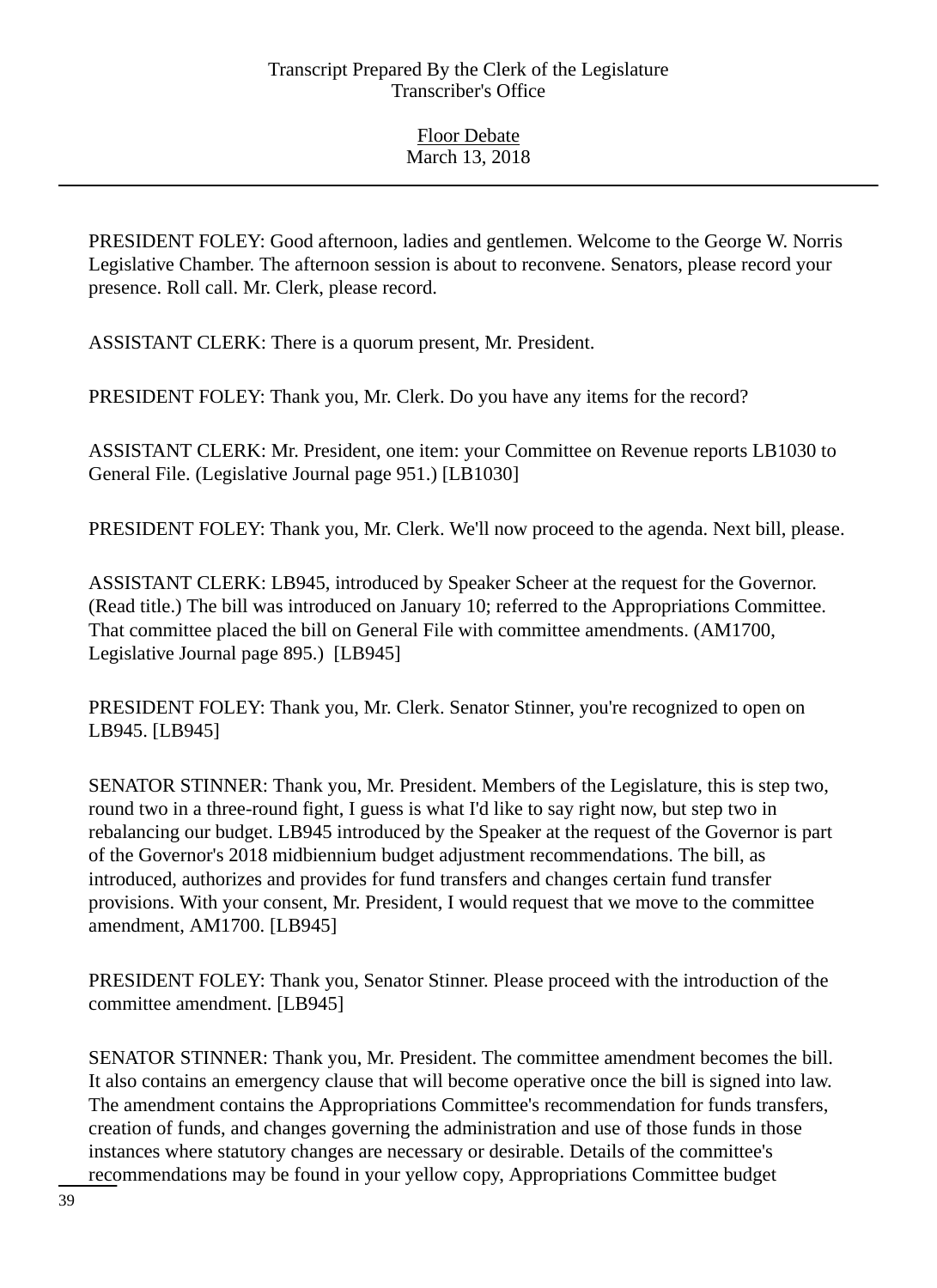PRESIDENT FOLEY: Good afternoon, ladies and gentlemen. Welcome to the George W. Norris Legislative Chamber. The afternoon session is about to reconvene. Senators, please record your presence. Roll call. Mr. Clerk, please record.

ASSISTANT CLERK: There is a quorum present, Mr. President.

PRESIDENT FOLEY: Thank you, Mr. Clerk. Do you have any items for the record?

ASSISTANT CLERK: Mr. President, one item: your Committee on Revenue reports LB1030 to General File. (Legislative Journal page 951.) [LB1030]

PRESIDENT FOLEY: Thank you, Mr. Clerk. We'll now proceed to the agenda. Next bill, please.

ASSISTANT CLERK: LB945, introduced by Speaker Scheer at the request for the Governor. (Read title.) The bill was introduced on January 10; referred to the Appropriations Committee. That committee placed the bill on General File with committee amendments. (AM1700, Legislative Journal page 895.) [LB945]

PRESIDENT FOLEY: Thank you, Mr. Clerk. Senator Stinner, you're recognized to open on LB945. [LB945]

SENATOR STINNER: Thank you, Mr. President. Members of the Legislature, this is step two, round two in a three-round fight, I guess is what I'd like to say right now, but step two in rebalancing our budget. LB945 introduced by the Speaker at the request of the Governor is part of the Governor's 2018 midbiennium budget adjustment recommendations. The bill, as introduced, authorizes and provides for fund transfers and changes certain fund transfer provisions. With your consent, Mr. President, I would request that we move to the committee amendment, AM1700. [LB945]

PRESIDENT FOLEY: Thank you, Senator Stinner. Please proceed with the introduction of the committee amendment. [LB945]

SENATOR STINNER: Thank you, Mr. President. The committee amendment becomes the bill. It also contains an emergency clause that will become operative once the bill is signed into law. The amendment contains the Appropriations Committee's recommendation for funds transfers, creation of funds, and changes governing the administration and use of those funds in those instances where statutory changes are necessary or desirable. Details of the committee's recommendations may be found in your yellow copy, Appropriations Committee budget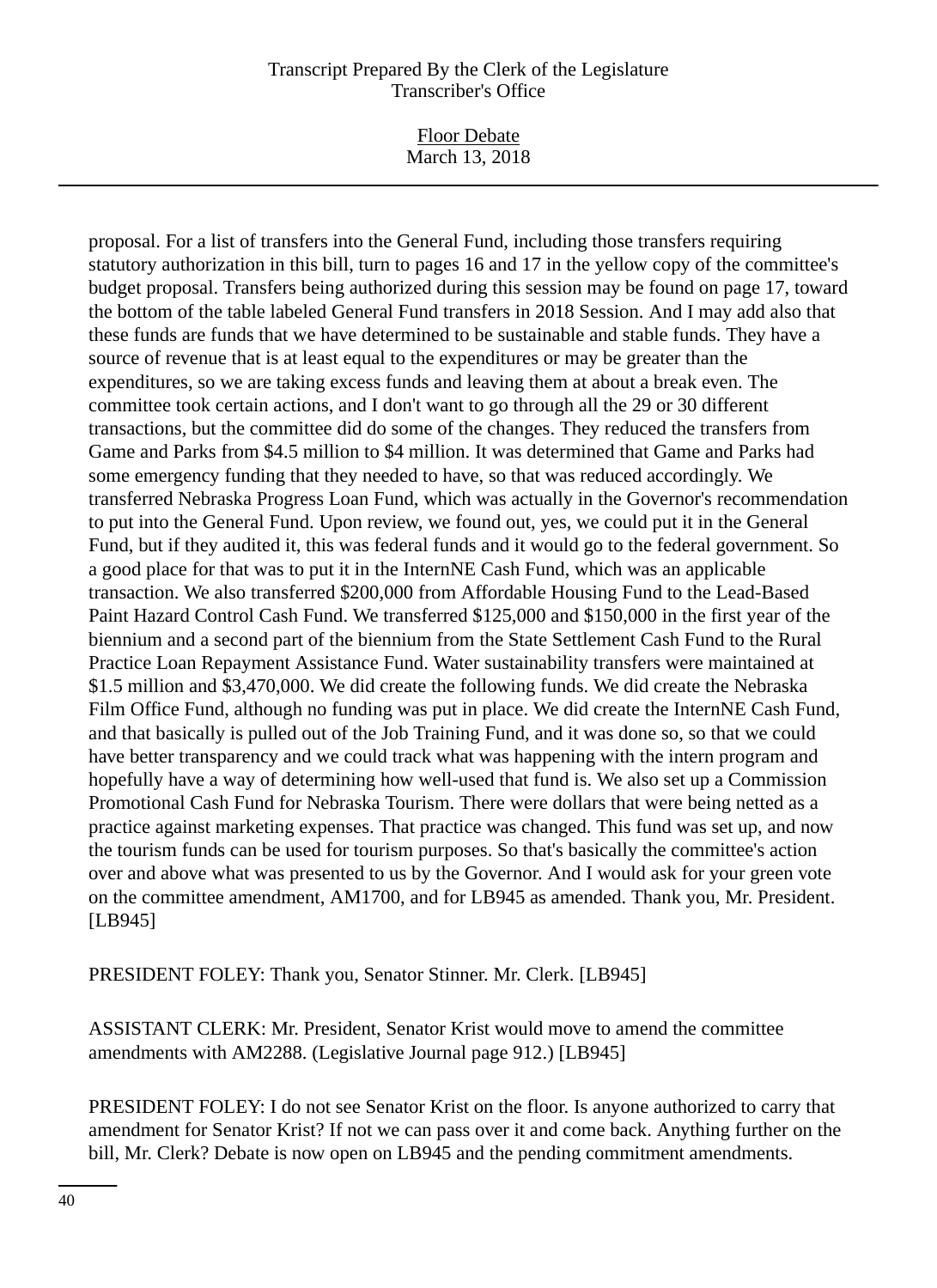proposal. For a list of transfers into the General Fund, including those transfers requiring statutory authorization in this bill, turn to pages 16 and 17 in the yellow copy of the committee's budget proposal. Transfers being authorized during this session may be found on page 17, toward the bottom of the table labeled General Fund transfers in 2018 Session. And I may add also that these funds are funds that we have determined to be sustainable and stable funds. They have a source of revenue that is at least equal to the expenditures or may be greater than the expenditures, so we are taking excess funds and leaving them at about a break even. The committee took certain actions, and I don't want to go through all the 29 or 30 different transactions, but the committee did do some of the changes. They reduced the transfers from Game and Parks from $4.5 million to $4 million. It was determined that Game and Parks had some emergency funding that they needed to have, so that was reduced accordingly. We transferred Nebraska Progress Loan Fund, which was actually in the Governor's recommendation to put into the General Fund. Upon review, we found out, yes, we could put it in the General Fund, but if they audited it, this was federal funds and it would go to the federal government. So a good place for that was to put it in the InternNE Cash Fund, which was an applicable transaction. We also transferred $200,000 from Affordable Housing Fund to the Lead-Based Paint Hazard Control Cash Fund. We transferred $125,000 and $150,000 in the first year of the biennium and a second part of the biennium from the State Settlement Cash Fund to the Rural Practice Loan Repayment Assistance Fund. Water sustainability transfers were maintained at $1.5 million and $3,470,000. We did create the following funds. We did create the Nebraska Film Office Fund, although no funding was put in place. We did create the InternNE Cash Fund, and that basically is pulled out of the Job Training Fund, and it was done so, so that we could have better transparency and we could track what was happening with the intern program and hopefully have a way of determining how well-used that fund is. We also set up a Commission Promotional Cash Fund for Nebraska Tourism. There were dollars that were being netted as a practice against marketing expenses. That practice was changed. This fund was set up, and now the tourism funds can be used for tourism purposes. So that's basically the committee's action over and above what was presented to us by the Governor. And I would ask for your green vote on the committee amendment, AM1700, and for LB945 as amended. Thank you, Mr. President. [LB945]

PRESIDENT FOLEY: Thank you, Senator Stinner. Mr. Clerk. [LB945]

ASSISTANT CLERK: Mr. President, Senator Krist would move to amend the committee amendments with AM2288. (Legislative Journal page 912.) [LB945]

PRESIDENT FOLEY: I do not see Senator Krist on the floor. Is anyone authorized to carry that amendment for Senator Krist? If not we can pass over it and come back. Anything further on the bill, Mr. Clerk? Debate is now open on LB945 and the pending commitment amendments.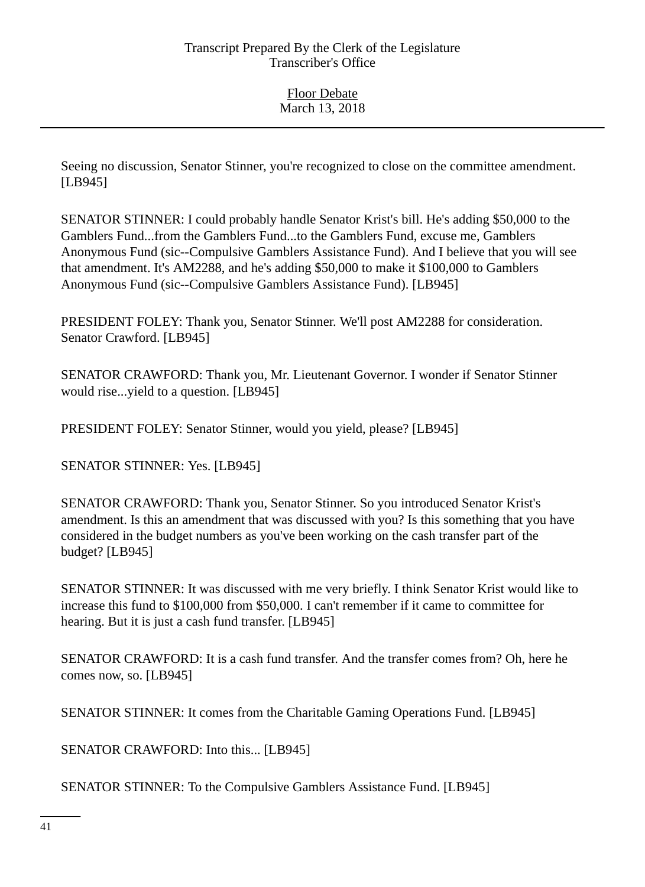Seeing no discussion, Senator Stinner, you're recognized to close on the committee amendment. [LB945]

SENATOR STINNER: I could probably handle Senator Krist's bill. He's adding $50,000 to the Gamblers Fund...from the Gamblers Fund...to the Gamblers Fund, excuse me, Gamblers Anonymous Fund (sic--Compulsive Gamblers Assistance Fund). And I believe that you will see that amendment. It's AM2288, and he's adding $50,000 to make it $100,000 to Gamblers Anonymous Fund (sic--Compulsive Gamblers Assistance Fund). [LB945]

PRESIDENT FOLEY: Thank you, Senator Stinner. We'll post AM2288 for consideration. Senator Crawford. [LB945]

SENATOR CRAWFORD: Thank you, Mr. Lieutenant Governor. I wonder if Senator Stinner would rise...yield to a question. [LB945]

PRESIDENT FOLEY: Senator Stinner, would you yield, please? [LB945]

SENATOR STINNER: Yes. [LB945]

SENATOR CRAWFORD: Thank you, Senator Stinner. So you introduced Senator Krist's amendment. Is this an amendment that was discussed with you? Is this something that you have considered in the budget numbers as you've been working on the cash transfer part of the budget? [LB945]

SENATOR STINNER: It was discussed with me very briefly. I think Senator Krist would like to increase this fund to $100,000 from $50,000. I can't remember if it came to committee for hearing. But it is just a cash fund transfer. [LB945]

SENATOR CRAWFORD: It is a cash fund transfer. And the transfer comes from? Oh, here he comes now, so. [LB945]

SENATOR STINNER: It comes from the Charitable Gaming Operations Fund. [LB945]

SENATOR CRAWFORD: Into this... [LB945]

SENATOR STINNER: To the Compulsive Gamblers Assistance Fund. [LB945]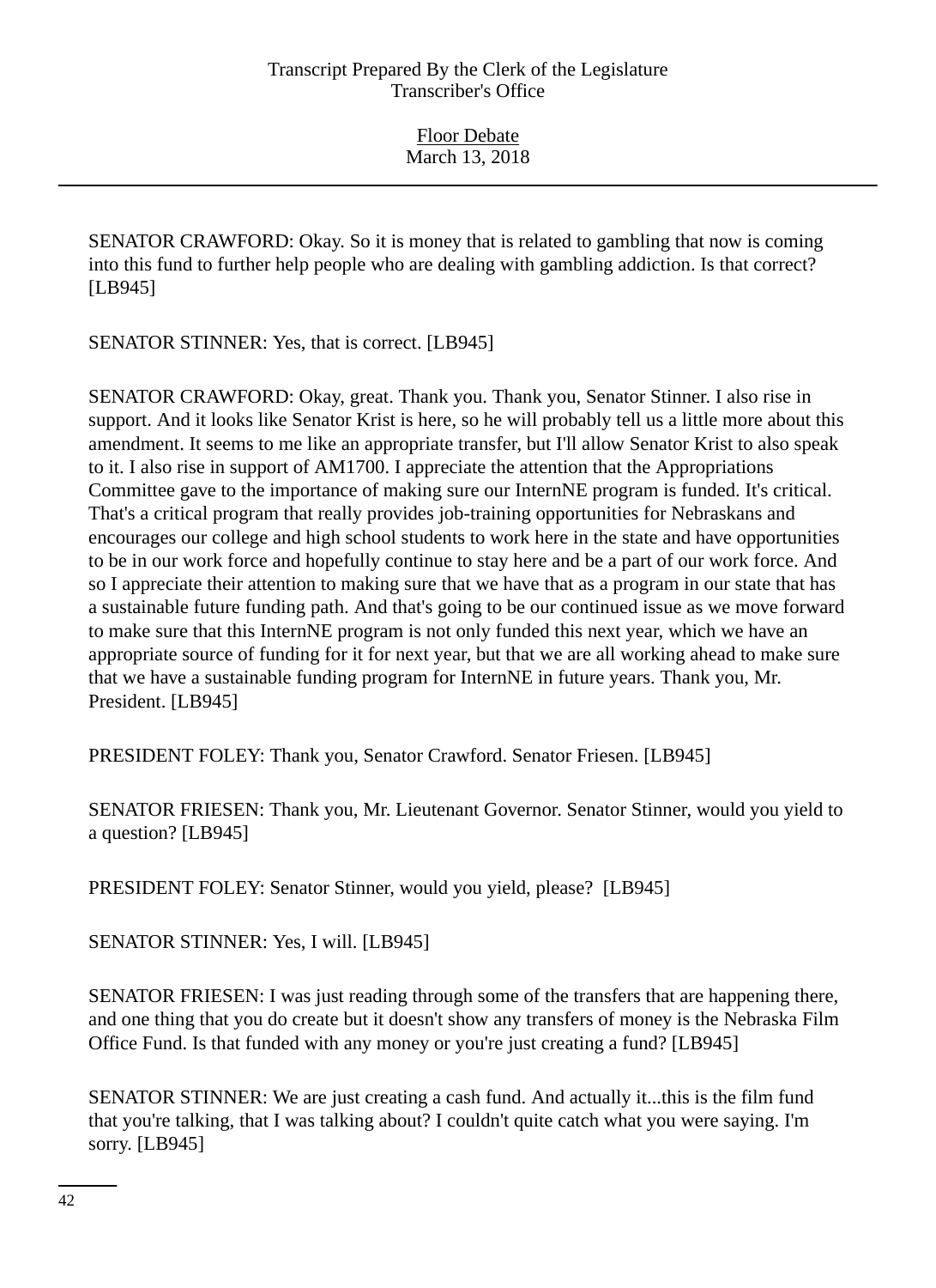SENATOR CRAWFORD: Okay. So it is money that is related to gambling that now is coming into this fund to further help people who are dealing with gambling addiction. Is that correct? [LB945]

SENATOR STINNER: Yes, that is correct. [LB945]

SENATOR CRAWFORD: Okay, great. Thank you. Thank you, Senator Stinner. I also rise in support. And it looks like Senator Krist is here, so he will probably tell us a little more about this amendment. It seems to me like an appropriate transfer, but I'll allow Senator Krist to also speak to it. I also rise in support of AM1700. I appreciate the attention that the Appropriations Committee gave to the importance of making sure our InternNE program is funded. It's critical. That's a critical program that really provides job-training opportunities for Nebraskans and encourages our college and high school students to work here in the state and have opportunities to be in our work force and hopefully continue to stay here and be a part of our work force. And so I appreciate their attention to making sure that we have that as a program in our state that has a sustainable future funding path. And that's going to be our continued issue as we move forward to make sure that this InternNE program is not only funded this next year, which we have an appropriate source of funding for it for next year, but that we are all working ahead to make sure that we have a sustainable funding program for InternNE in future years. Thank you, Mr. President. [LB945]

PRESIDENT FOLEY: Thank you, Senator Crawford. Senator Friesen. [LB945]

SENATOR FRIESEN: Thank you, Mr. Lieutenant Governor. Senator Stinner, would you yield to a question? [LB945]

PRESIDENT FOLEY: Senator Stinner, would you yield, please? [LB945]

SENATOR STINNER: Yes, I will. [LB945]

SENATOR FRIESEN: I was just reading through some of the transfers that are happening there, and one thing that you do create but it doesn't show any transfers of money is the Nebraska Film Office Fund. Is that funded with any money or you're just creating a fund? [LB945]

SENATOR STINNER: We are just creating a cash fund. And actually it...this is the film fund that you're talking, that I was talking about? I couldn't quite catch what you were saying. I'm sorry. [LB945]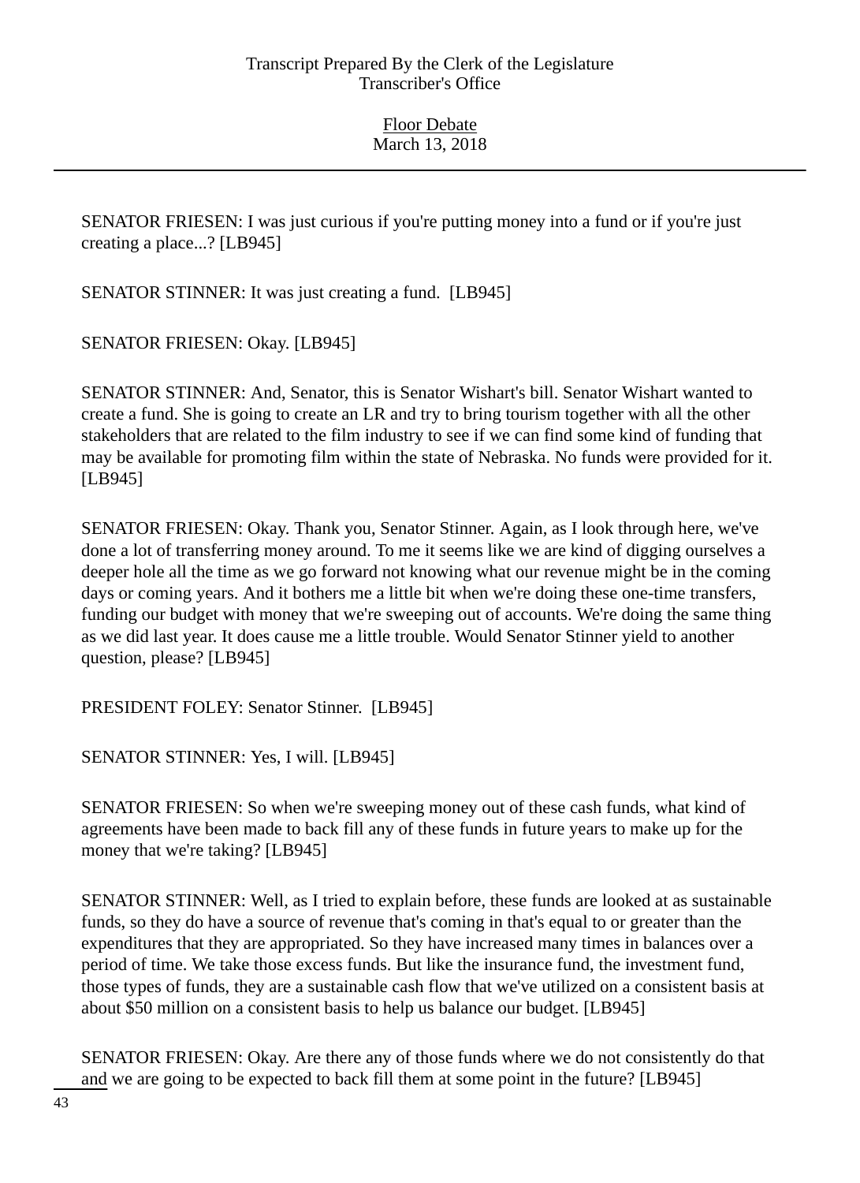SENATOR FRIESEN: I was just curious if you're putting money into a fund or if you're just creating a place...? [LB945]

SENATOR STINNER: It was just creating a fund. [LB945]

SENATOR FRIESEN: Okay. [LB945]

SENATOR STINNER: And, Senator, this is Senator Wishart's bill. Senator Wishart wanted to create a fund. She is going to create an LR and try to bring tourism together with all the other stakeholders that are related to the film industry to see if we can find some kind of funding that may be available for promoting film within the state of Nebraska. No funds were provided for it. [LB945]

SENATOR FRIESEN: Okay. Thank you, Senator Stinner. Again, as I look through here, we've done a lot of transferring money around. To me it seems like we are kind of digging ourselves a deeper hole all the time as we go forward not knowing what our revenue might be in the coming days or coming years. And it bothers me a little bit when we're doing these one-time transfers, funding our budget with money that we're sweeping out of accounts. We're doing the same thing as we did last year. It does cause me a little trouble. Would Senator Stinner yield to another question, please? [LB945]

PRESIDENT FOLEY: Senator Stinner. [LB945]

SENATOR STINNER: Yes, I will. [LB945]

SENATOR FRIESEN: So when we're sweeping money out of these cash funds, what kind of agreements have been made to back fill any of these funds in future years to make up for the money that we're taking? [LB945]

SENATOR STINNER: Well, as I tried to explain before, these funds are looked at as sustainable funds, so they do have a source of revenue that's coming in that's equal to or greater than the expenditures that they are appropriated. So they have increased many times in balances over a period of time. We take those excess funds. But like the insurance fund, the investment fund, those types of funds, they are a sustainable cash flow that we've utilized on a consistent basis at about $50 million on a consistent basis to help us balance our budget. [LB945]

SENATOR FRIESEN: Okay. Are there any of those funds where we do not consistently do that and we are going to be expected to back fill them at some point in the future? [LB945]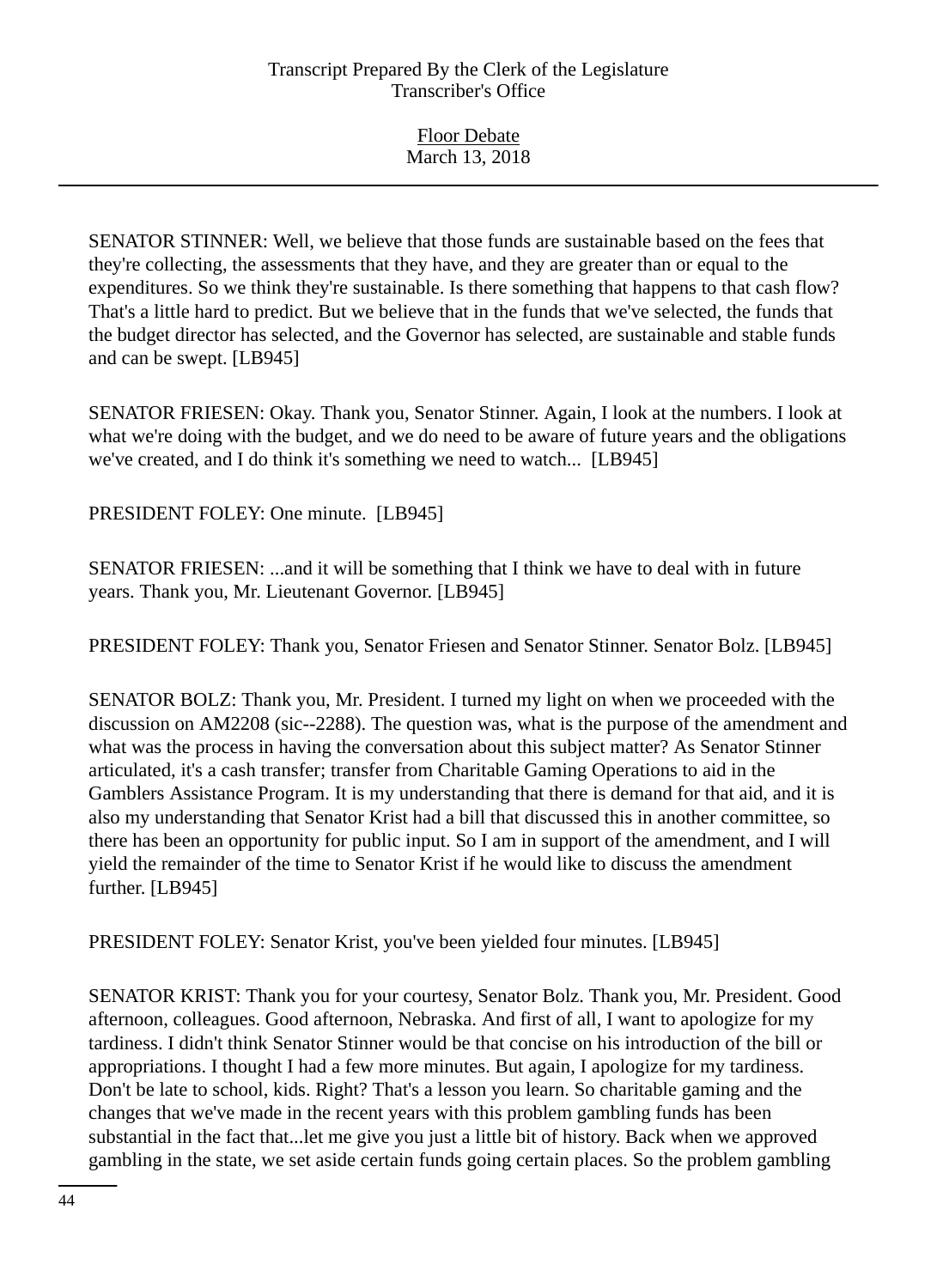SENATOR STINNER: Well, we believe that those funds are sustainable based on the fees that they're collecting, the assessments that they have, and they are greater than or equal to the expenditures. So we think they're sustainable. Is there something that happens to that cash flow? That's a little hard to predict. But we believe that in the funds that we've selected, the funds that the budget director has selected, and the Governor has selected, are sustainable and stable funds and can be swept. [LB945]

SENATOR FRIESEN: Okay. Thank you, Senator Stinner. Again, I look at the numbers. I look at what we're doing with the budget, and we do need to be aware of future years and the obligations we've created, and I do think it's something we need to watch... [LB945]

PRESIDENT FOLEY: One minute. [LB945]

SENATOR FRIESEN: ...and it will be something that I think we have to deal with in future years. Thank you, Mr. Lieutenant Governor. [LB945]

PRESIDENT FOLEY: Thank you, Senator Friesen and Senator Stinner. Senator Bolz. [LB945]

SENATOR BOLZ: Thank you, Mr. President. I turned my light on when we proceeded with the discussion on AM2208 (sic--2288). The question was, what is the purpose of the amendment and what was the process in having the conversation about this subject matter? As Senator Stinner articulated, it's a cash transfer; transfer from Charitable Gaming Operations to aid in the Gamblers Assistance Program. It is my understanding that there is demand for that aid, and it is also my understanding that Senator Krist had a bill that discussed this in another committee, so there has been an opportunity for public input. So I am in support of the amendment, and I will yield the remainder of the time to Senator Krist if he would like to discuss the amendment further. [LB945]

PRESIDENT FOLEY: Senator Krist, you've been yielded four minutes. [LB945]

SENATOR KRIST: Thank you for your courtesy, Senator Bolz. Thank you, Mr. President. Good afternoon, colleagues. Good afternoon, Nebraska. And first of all, I want to apologize for my tardiness. I didn't think Senator Stinner would be that concise on his introduction of the bill or appropriations. I thought I had a few more minutes. But again, I apologize for my tardiness. Don't be late to school, kids. Right? That's a lesson you learn. So charitable gaming and the changes that we've made in the recent years with this problem gambling funds has been substantial in the fact that...let me give you just a little bit of history. Back when we approved gambling in the state, we set aside certain funds going certain places. So the problem gambling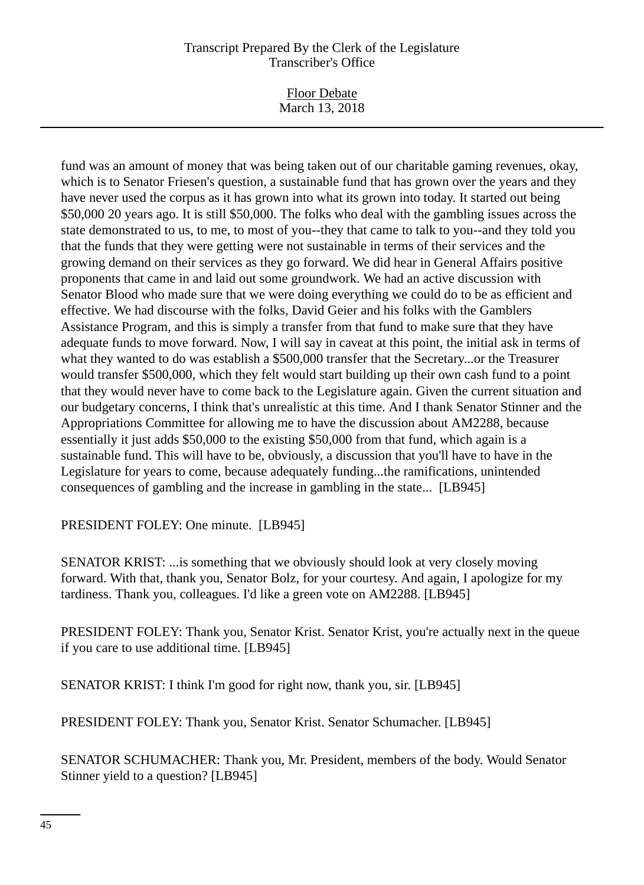fund was an amount of money that was being taken out of our charitable gaming revenues, okay, which is to Senator Friesen's question, a sustainable fund that has grown over the years and they have never used the corpus as it has grown into what its grown into today. It started out being $50,000 20 years ago. It is still $50,000. The folks who deal with the gambling issues across the state demonstrated to us, to me, to most of you--they that came to talk to you--and they told you that the funds that they were getting were not sustainable in terms of their services and the growing demand on their services as they go forward. We did hear in General Affairs positive proponents that came in and laid out some groundwork. We had an active discussion with Senator Blood who made sure that we were doing everything we could do to be as efficient and effective. We had discourse with the folks, David Geier and his folks with the Gamblers Assistance Program, and this is simply a transfer from that fund to make sure that they have adequate funds to move forward. Now, I will say in caveat at this point, the initial ask in terms of what they wanted to do was establish a $500,000 transfer that the Secretary...or the Treasurer would transfer $500,000, which they felt would start building up their own cash fund to a point that they would never have to come back to the Legislature again. Given the current situation and our budgetary concerns, I think that's unrealistic at this time. And I thank Senator Stinner and the Appropriations Committee for allowing me to have the discussion about AM2288, because essentially it just adds $50,000 to the existing $50,000 from that fund, which again is a sustainable fund. This will have to be, obviously, a discussion that you'll have to have in the Legislature for years to come, because adequately funding...the ramifications, unintended consequences of gambling and the increase in gambling in the state... [LB945]

PRESIDENT FOLEY: One minute. [LB945]

SENATOR KRIST: ...is something that we obviously should look at very closely moving forward. With that, thank you, Senator Bolz, for your courtesy. And again, I apologize for my tardiness. Thank you, colleagues. I'd like a green vote on AM2288. [LB945]

PRESIDENT FOLEY: Thank you, Senator Krist. Senator Krist, you're actually next in the queue if you care to use additional time. [LB945]

SENATOR KRIST: I think I'm good for right now, thank you, sir. [LB945]

PRESIDENT FOLEY: Thank you, Senator Krist. Senator Schumacher. [LB945]

SENATOR SCHUMACHER: Thank you, Mr. President, members of the body. Would Senator Stinner yield to a question? [LB945]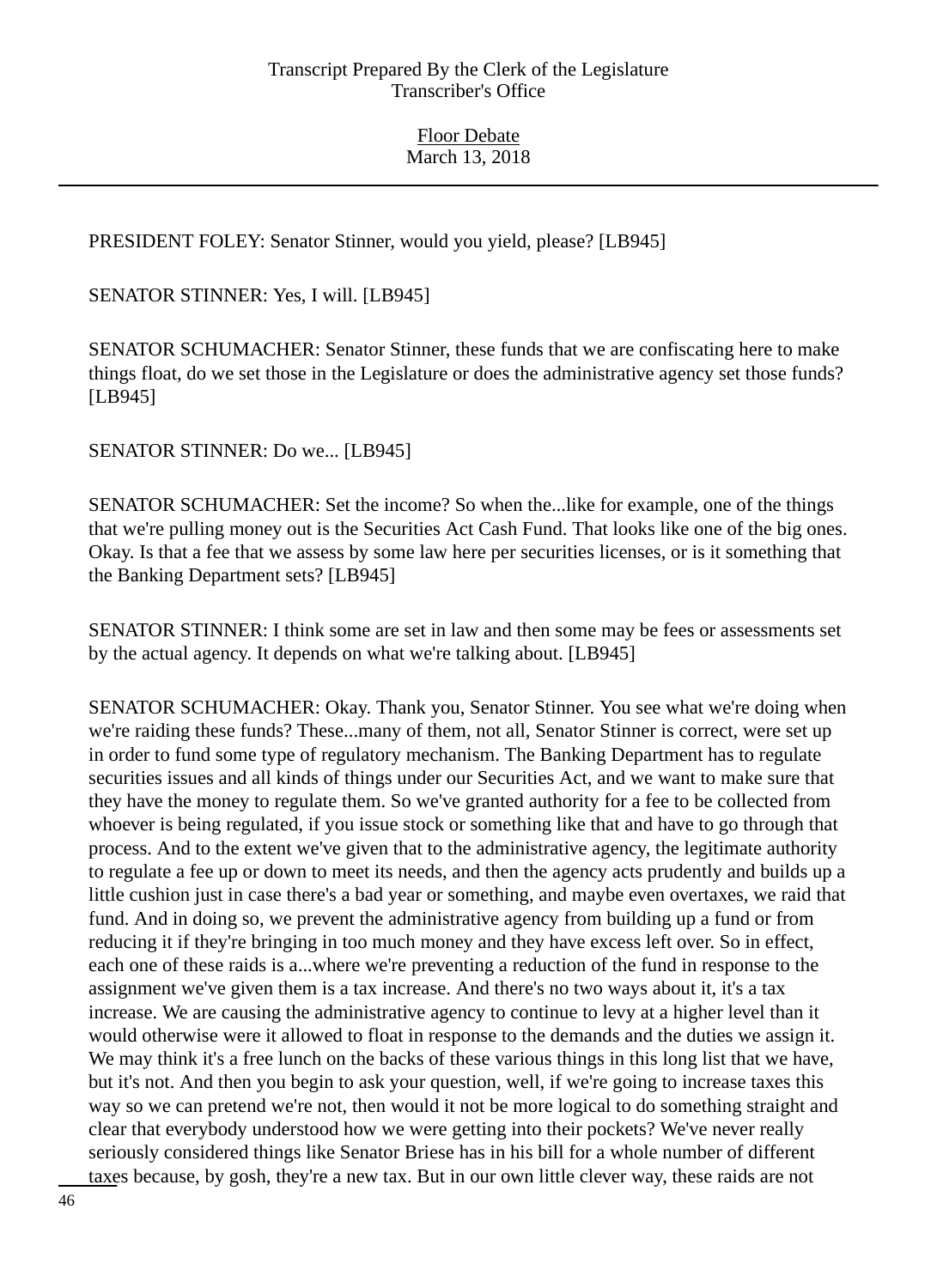PRESIDENT FOLEY: Senator Stinner, would you yield, please? [LB945]

SENATOR STINNER: Yes, I will. [LB945]

SENATOR SCHUMACHER: Senator Stinner, these funds that we are confiscating here to make things float, do we set those in the Legislature or does the administrative agency set those funds? [LB945]

SENATOR STINNER: Do we... [LB945]

SENATOR SCHUMACHER: Set the income? So when the...like for example, one of the things that we're pulling money out is the Securities Act Cash Fund. That looks like one of the big ones. Okay. Is that a fee that we assess by some law here per securities licenses, or is it something that the Banking Department sets? [LB945]

SENATOR STINNER: I think some are set in law and then some may be fees or assessments set by the actual agency. It depends on what we're talking about. [LB945]

SENATOR SCHUMACHER: Okay. Thank you, Senator Stinner. You see what we're doing when we're raiding these funds? These...many of them, not all, Senator Stinner is correct, were set up in order to fund some type of regulatory mechanism. The Banking Department has to regulate securities issues and all kinds of things under our Securities Act, and we want to make sure that they have the money to regulate them. So we've granted authority for a fee to be collected from whoever is being regulated, if you issue stock or something like that and have to go through that process. And to the extent we've given that to the administrative agency, the legitimate authority to regulate a fee up or down to meet its needs, and then the agency acts prudently and builds up a little cushion just in case there's a bad year or something, and maybe even overtaxes, we raid that fund. And in doing so, we prevent the administrative agency from building up a fund or from reducing it if they're bringing in too much money and they have excess left over. So in effect, each one of these raids is a...where we're preventing a reduction of the fund in response to the assignment we've given them is a tax increase. And there's no two ways about it, it's a tax increase. We are causing the administrative agency to continue to levy at a higher level than it would otherwise were it allowed to float in response to the demands and the duties we assign it. We may think it's a free lunch on the backs of these various things in this long list that we have, but it's not. And then you begin to ask your question, well, if we're going to increase taxes this way so we can pretend we're not, then would it not be more logical to do something straight and clear that everybody understood how we were getting into their pockets? We've never really seriously considered things like Senator Briese has in his bill for a whole number of different taxes because, by gosh, they're a new tax. But in our own little clever way, these raids are not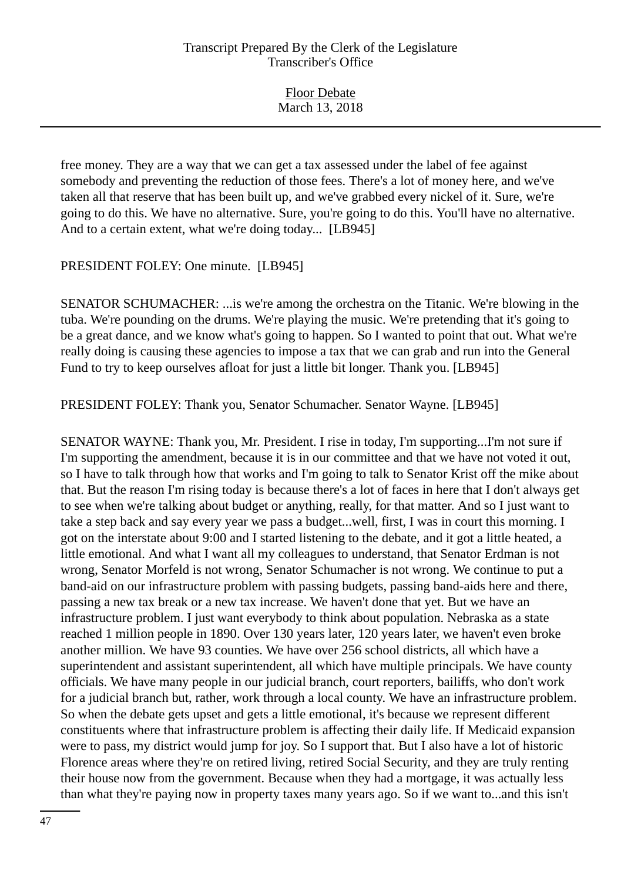free money. They are a way that we can get a tax assessed under the label of fee against somebody and preventing the reduction of those fees. There's a lot of money here, and we've taken all that reserve that has been built up, and we've grabbed every nickel of it. Sure, we're going to do this. We have no alternative. Sure, you're going to do this. You'll have no alternative. And to a certain extent, what we're doing today... [LB945]

PRESIDENT FOLEY: One minute. [LB945]

SENATOR SCHUMACHER: ...is we're among the orchestra on the Titanic. We're blowing in the tuba. We're pounding on the drums. We're playing the music. We're pretending that it's going to be a great dance, and we know what's going to happen. So I wanted to point that out. What we're really doing is causing these agencies to impose a tax that we can grab and run into the General Fund to try to keep ourselves afloat for just a little bit longer. Thank you. [LB945]

PRESIDENT FOLEY: Thank you, Senator Schumacher. Senator Wayne. [LB945]

SENATOR WAYNE: Thank you, Mr. President. I rise in today, I'm supporting...I'm not sure if I'm supporting the amendment, because it is in our committee and that we have not voted it out, so I have to talk through how that works and I'm going to talk to Senator Krist off the mike about that. But the reason I'm rising today is because there's a lot of faces in here that I don't always get to see when we're talking about budget or anything, really, for that matter. And so I just want to take a step back and say every year we pass a budget...well, first, I was in court this morning. I got on the interstate about 9:00 and I started listening to the debate, and it got a little heated, a little emotional. And what I want all my colleagues to understand, that Senator Erdman is not wrong, Senator Morfeld is not wrong, Senator Schumacher is not wrong. We continue to put a band-aid on our infrastructure problem with passing budgets, passing band-aids here and there, passing a new tax break or a new tax increase. We haven't done that yet. But we have an infrastructure problem. I just want everybody to think about population. Nebraska as a state reached 1 million people in 1890. Over 130 years later, 120 years later, we haven't even broke another million. We have 93 counties. We have over 256 school districts, all which have a superintendent and assistant superintendent, all which have multiple principals. We have county officials. We have many people in our judicial branch, court reporters, bailiffs, who don't work for a judicial branch but, rather, work through a local county. We have an infrastructure problem. So when the debate gets upset and gets a little emotional, it's because we represent different constituents where that infrastructure problem is affecting their daily life. If Medicaid expansion were to pass, my district would jump for joy. So I support that. But I also have a lot of historic Florence areas where they're on retired living, retired Social Security, and they are truly renting their house now from the government. Because when they had a mortgage, it was actually less than what they're paying now in property taxes many years ago. So if we want to...and this isn't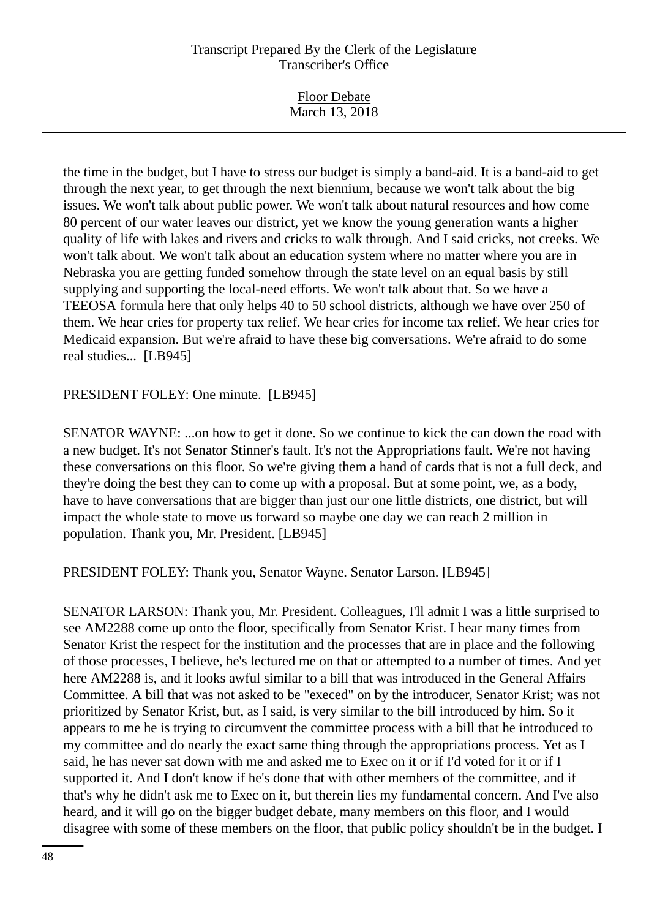the time in the budget, but I have to stress our budget is simply a band-aid. It is a band-aid to get through the next year, to get through the next biennium, because we won't talk about the big issues. We won't talk about public power. We won't talk about natural resources and how come 80 percent of our water leaves our district, yet we know the young generation wants a higher quality of life with lakes and rivers and cricks to walk through. And I said cricks, not creeks. We won't talk about. We won't talk about an education system where no matter where you are in Nebraska you are getting funded somehow through the state level on an equal basis by still supplying and supporting the local-need efforts. We won't talk about that. So we have a TEEOSA formula here that only helps 40 to 50 school districts, although we have over 250 of them. We hear cries for property tax relief. We hear cries for income tax relief. We hear cries for Medicaid expansion. But we're afraid to have these big conversations. We're afraid to do some real studies... [LB945]

PRESIDENT FOLEY: One minute. [LB945]

SENATOR WAYNE: ...on how to get it done. So we continue to kick the can down the road with a new budget. It's not Senator Stinner's fault. It's not the Appropriations fault. We're not having these conversations on this floor. So we're giving them a hand of cards that is not a full deck, and they're doing the best they can to come up with a proposal. But at some point, we, as a body, have to have conversations that are bigger than just our one little districts, one district, but will impact the whole state to move us forward so maybe one day we can reach 2 million in population. Thank you, Mr. President. [LB945]

PRESIDENT FOLEY: Thank you, Senator Wayne. Senator Larson. [LB945]

SENATOR LARSON: Thank you, Mr. President. Colleagues, I'll admit I was a little surprised to see AM2288 come up onto the floor, specifically from Senator Krist. I hear many times from Senator Krist the respect for the institution and the processes that are in place and the following of those processes, I believe, he's lectured me on that or attempted to a number of times. And yet here AM2288 is, and it looks awful similar to a bill that was introduced in the General Affairs Committee. A bill that was not asked to be "execed" on by the introducer, Senator Krist; was not prioritized by Senator Krist, but, as I said, is very similar to the bill introduced by him. So it appears to me he is trying to circumvent the committee process with a bill that he introduced to my committee and do nearly the exact same thing through the appropriations process. Yet as I said, he has never sat down with me and asked me to Exec on it or if I'd voted for it or if I supported it. And I don't know if he's done that with other members of the committee, and if that's why he didn't ask me to Exec on it, but therein lies my fundamental concern. And I've also heard, and it will go on the bigger budget debate, many members on this floor, and I would disagree with some of these members on the floor, that public policy shouldn't be in the budget. I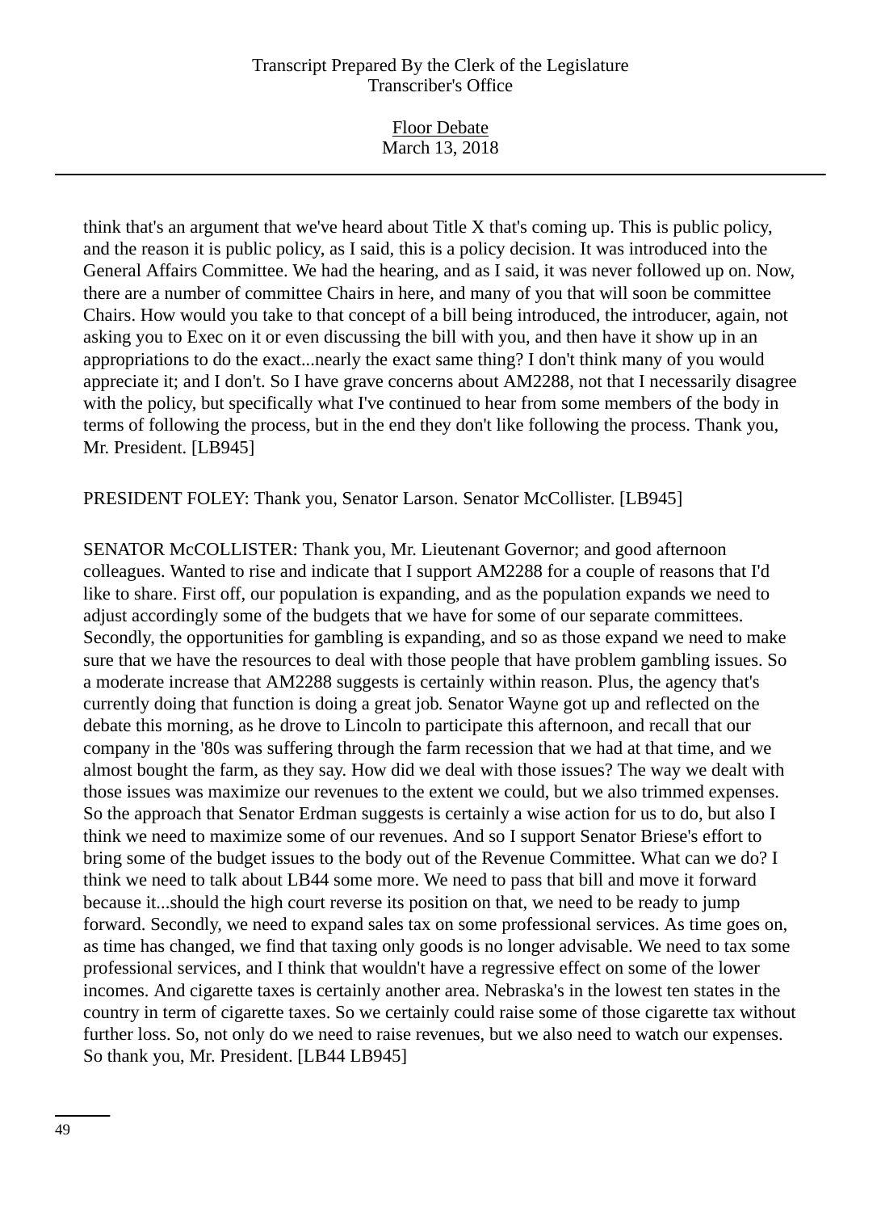think that's an argument that we've heard about Title X that's coming up. This is public policy, and the reason it is public policy, as I said, this is a policy decision. It was introduced into the General Affairs Committee. We had the hearing, and as I said, it was never followed up on. Now, there are a number of committee Chairs in here, and many of you that will soon be committee Chairs. How would you take to that concept of a bill being introduced, the introducer, again, not asking you to Exec on it or even discussing the bill with you, and then have it show up in an appropriations to do the exact...nearly the exact same thing? I don't think many of you would appreciate it; and I don't. So I have grave concerns about AM2288, not that I necessarily disagree with the policy, but specifically what I've continued to hear from some members of the body in terms of following the process, but in the end they don't like following the process. Thank you, Mr. President. [LB945]

PRESIDENT FOLEY: Thank you, Senator Larson. Senator McCollister. [LB945]

SENATOR McCOLLISTER: Thank you, Mr. Lieutenant Governor; and good afternoon colleagues. Wanted to rise and indicate that I support AM2288 for a couple of reasons that I'd like to share. First off, our population is expanding, and as the population expands we need to adjust accordingly some of the budgets that we have for some of our separate committees. Secondly, the opportunities for gambling is expanding, and so as those expand we need to make sure that we have the resources to deal with those people that have problem gambling issues. So a moderate increase that AM2288 suggests is certainly within reason. Plus, the agency that's currently doing that function is doing a great job. Senator Wayne got up and reflected on the debate this morning, as he drove to Lincoln to participate this afternoon, and recall that our company in the '80s was suffering through the farm recession that we had at that time, and we almost bought the farm, as they say. How did we deal with those issues? The way we dealt with those issues was maximize our revenues to the extent we could, but we also trimmed expenses. So the approach that Senator Erdman suggests is certainly a wise action for us to do, but also I think we need to maximize some of our revenues. And so I support Senator Briese's effort to bring some of the budget issues to the body out of the Revenue Committee. What can we do? I think we need to talk about LB44 some more. We need to pass that bill and move it forward because it...should the high court reverse its position on that, we need to be ready to jump forward. Secondly, we need to expand sales tax on some professional services. As time goes on, as time has changed, we find that taxing only goods is no longer advisable. We need to tax some professional services, and I think that wouldn't have a regressive effect on some of the lower incomes. And cigarette taxes is certainly another area. Nebraska's in the lowest ten states in the country in term of cigarette taxes. So we certainly could raise some of those cigarette tax without further loss. So, not only do we need to raise revenues, but we also need to watch our expenses. So thank you, Mr. President. [LB44 LB945]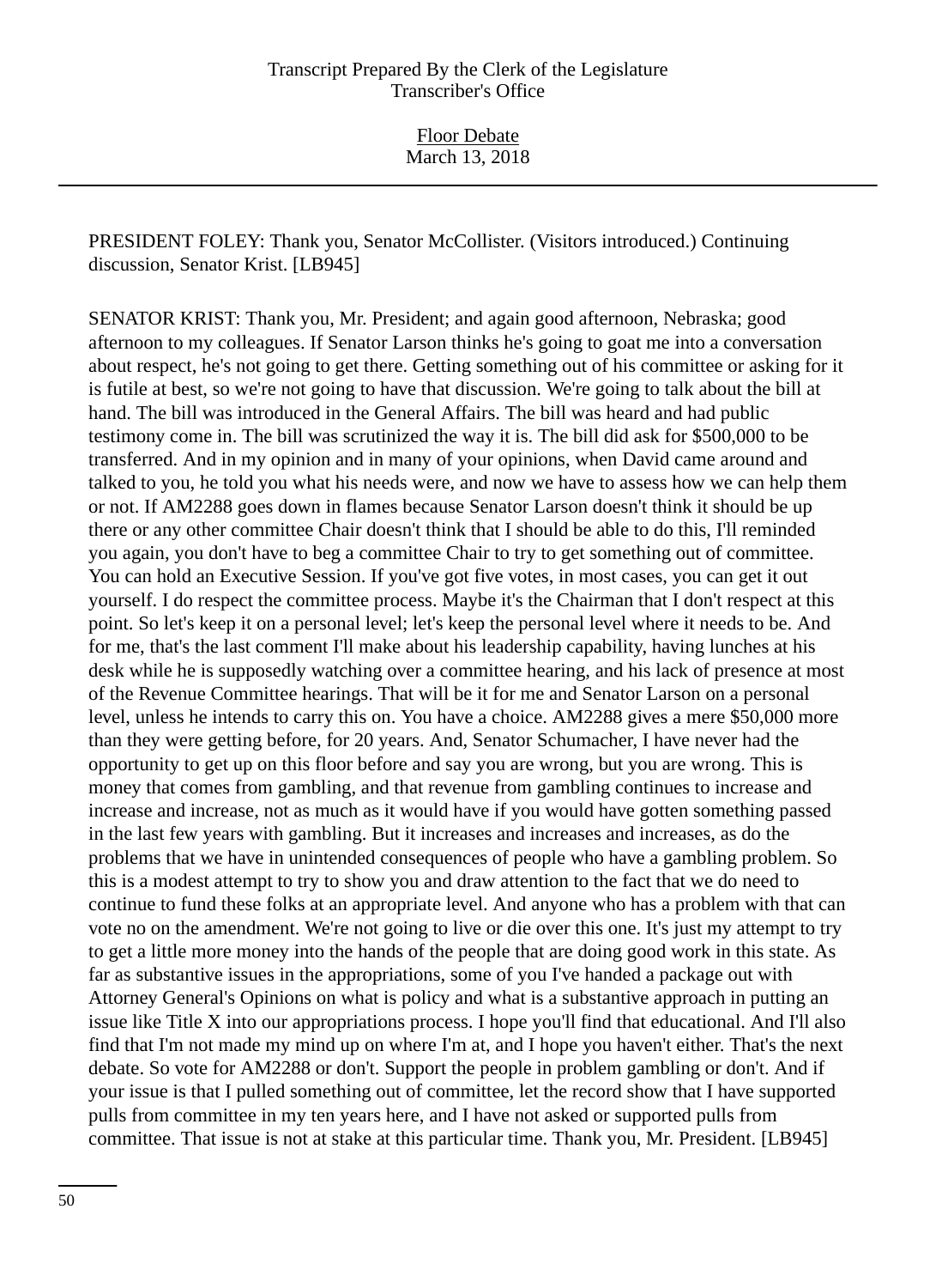PRESIDENT FOLEY: Thank you, Senator McCollister. (Visitors introduced.) Continuing discussion, Senator Krist. [LB945]

SENATOR KRIST: Thank you, Mr. President; and again good afternoon, Nebraska; good afternoon to my colleagues. If Senator Larson thinks he's going to goat me into a conversation about respect, he's not going to get there. Getting something out of his committee or asking for it is futile at best, so we're not going to have that discussion. We're going to talk about the bill at hand. The bill was introduced in the General Affairs. The bill was heard and had public testimony come in. The bill was scrutinized the way it is. The bill did ask for $500,000 to be transferred. And in my opinion and in many of your opinions, when David came around and talked to you, he told you what his needs were, and now we have to assess how we can help them or not. If AM2288 goes down in flames because Senator Larson doesn't think it should be up there or any other committee Chair doesn't think that I should be able to do this, I'll reminded you again, you don't have to beg a committee Chair to try to get something out of committee. You can hold an Executive Session. If you've got five votes, in most cases, you can get it out yourself. I do respect the committee process. Maybe it's the Chairman that I don't respect at this point. So let's keep it on a personal level; let's keep the personal level where it needs to be. And for me, that's the last comment I'll make about his leadership capability, having lunches at his desk while he is supposedly watching over a committee hearing, and his lack of presence at most of the Revenue Committee hearings. That will be it for me and Senator Larson on a personal level, unless he intends to carry this on. You have a choice. AM2288 gives a mere $50,000 more than they were getting before, for 20 years. And, Senator Schumacher, I have never had the opportunity to get up on this floor before and say you are wrong, but you are wrong. This is money that comes from gambling, and that revenue from gambling continues to increase and increase and increase, not as much as it would have if you would have gotten something passed in the last few years with gambling. But it increases and increases and increases, as do the problems that we have in unintended consequences of people who have a gambling problem. So this is a modest attempt to try to show you and draw attention to the fact that we do need to continue to fund these folks at an appropriate level. And anyone who has a problem with that can vote no on the amendment. We're not going to live or die over this one. It's just my attempt to try to get a little more money into the hands of the people that are doing good work in this state. As far as substantive issues in the appropriations, some of you I've handed a package out with Attorney General's Opinions on what is policy and what is a substantive approach in putting an issue like Title X into our appropriations process. I hope you'll find that educational. And I'll also find that I'm not made my mind up on where I'm at, and I hope you haven't either. That's the next debate. So vote for AM2288 or don't. Support the people in problem gambling or don't. And if your issue is that I pulled something out of committee, let the record show that I have supported pulls from committee in my ten years here, and I have not asked or supported pulls from committee. That issue is not at stake at this particular time. Thank you, Mr. President. [LB945]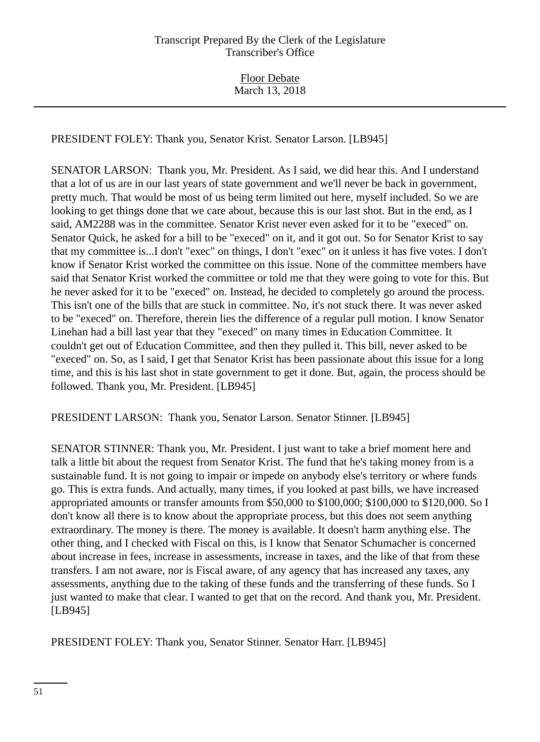PRESIDENT FOLEY: Thank you, Senator Krist. Senator Larson. [LB945]

SENATOR LARSON: Thank you, Mr. President. As I said, we did hear this. And I understand that a lot of us are in our last years of state government and we'll never be back in government, pretty much. That would be most of us being term limited out here, myself included. So we are looking to get things done that we care about, because this is our last shot. But in the end, as I said, AM2288 was in the committee. Senator Krist never even asked for it to be "execed" on. Senator Quick, he asked for a bill to be "execed" on it, and it got out. So for Senator Krist to say that my committee is...I don't "exec" on things, I don't "exec" on it unless it has five votes. I don't know if Senator Krist worked the committee on this issue. None of the committee members have said that Senator Krist worked the committee or told me that they were going to vote for this. But he never asked for it to be "execed" on. Instead, he decided to completely go around the process. This isn't one of the bills that are stuck in committee. No, it's not stuck there. It was never asked to be "execed" on. Therefore, therein lies the difference of a regular pull motion. I know Senator Linehan had a bill last year that they "execed" on many times in Education Committee. It couldn't get out of Education Committee, and then they pulled it. This bill, never asked to be "execed" on. So, as I said, I get that Senator Krist has been passionate about this issue for a long time, and this is his last shot in state government to get it done. But, again, the process should be followed. Thank you, Mr. President. [LB945]

PRESIDENT LARSON: Thank you, Senator Larson. Senator Stinner. [LB945]

SENATOR STINNER: Thank you, Mr. President. I just want to take a brief moment here and talk a little bit about the request from Senator Krist. The fund that he's taking money from is a sustainable fund. It is not going to impair or impede on anybody else's territory or where funds go. This is extra funds. And actually, many times, if you looked at past bills, we have increased appropriated amounts or transfer amounts from $50,000 to $100,000; $100,000 to $120,000. So I don't know all there is to know about the appropriate process, but this does not seem anything extraordinary. The money is there. The money is available. It doesn't harm anything else. The other thing, and I checked with Fiscal on this, is I know that Senator Schumacher is concerned about increase in fees, increase in assessments, increase in taxes, and the like of that from these transfers. I am not aware, nor is Fiscal aware, of any agency that has increased any taxes, any assessments, anything due to the taking of these funds and the transferring of these funds. So I just wanted to make that clear. I wanted to get that on the record. And thank you, Mr. President. [LB945]

PRESIDENT FOLEY: Thank you, Senator Stinner. Senator Harr. [LB945]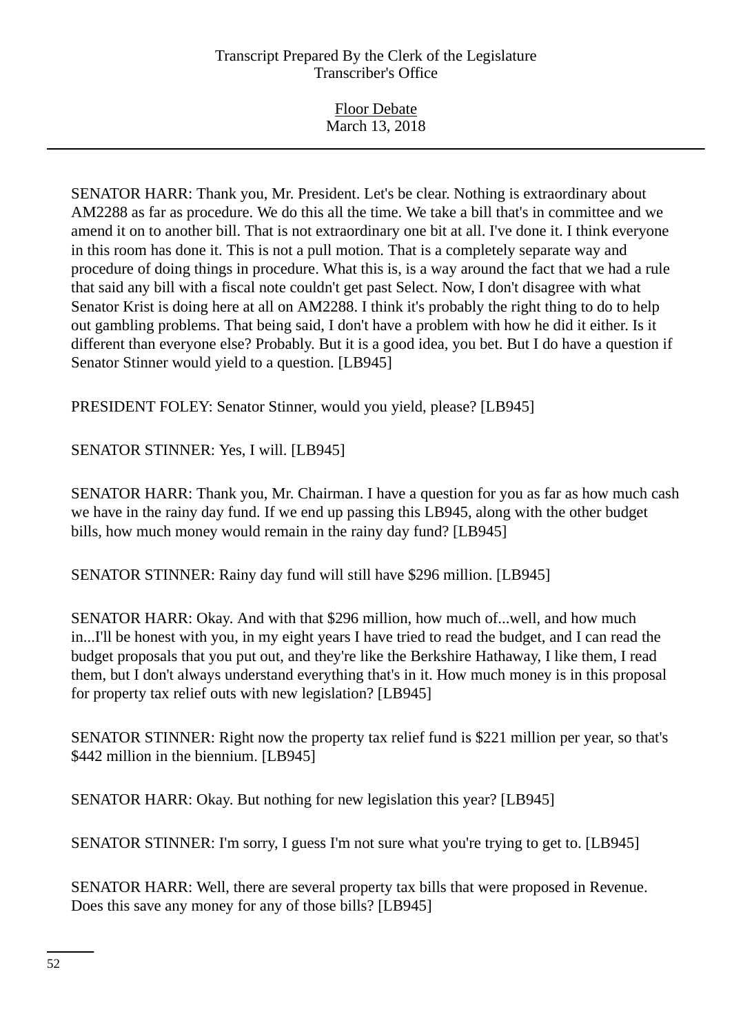SENATOR HARR: Thank you, Mr. President. Let's be clear. Nothing is extraordinary about AM2288 as far as procedure. We do this all the time. We take a bill that's in committee and we amend it on to another bill. That is not extraordinary one bit at all. I've done it. I think everyone in this room has done it. This is not a pull motion. That is a completely separate way and procedure of doing things in procedure. What this is, is a way around the fact that we had a rule that said any bill with a fiscal note couldn't get past Select. Now, I don't disagree with what Senator Krist is doing here at all on AM2288. I think it's probably the right thing to do to help out gambling problems. That being said, I don't have a problem with how he did it either. Is it different than everyone else? Probably. But it is a good idea, you bet. But I do have a question if Senator Stinner would yield to a question. [LB945]

PRESIDENT FOLEY: Senator Stinner, would you yield, please? [LB945]

SENATOR STINNER: Yes, I will. [LB945]

SENATOR HARR: Thank you, Mr. Chairman. I have a question for you as far as how much cash we have in the rainy day fund. If we end up passing this LB945, along with the other budget bills, how much money would remain in the rainy day fund? [LB945]

SENATOR STINNER: Rainy day fund will still have $296 million. [LB945]

SENATOR HARR: Okay. And with that $296 million, how much of...well, and how much in...I'll be honest with you, in my eight years I have tried to read the budget, and I can read the budget proposals that you put out, and they're like the Berkshire Hathaway, I like them, I read them, but I don't always understand everything that's in it. How much money is in this proposal for property tax relief outs with new legislation? [LB945]

SENATOR STINNER: Right now the property tax relief fund is $221 million per year, so that's $442 million in the biennium. [LB945]

SENATOR HARR: Okay. But nothing for new legislation this year? [LB945]

SENATOR STINNER: I'm sorry, I guess I'm not sure what you're trying to get to. [LB945]

SENATOR HARR: Well, there are several property tax bills that were proposed in Revenue. Does this save any money for any of those bills? [LB945]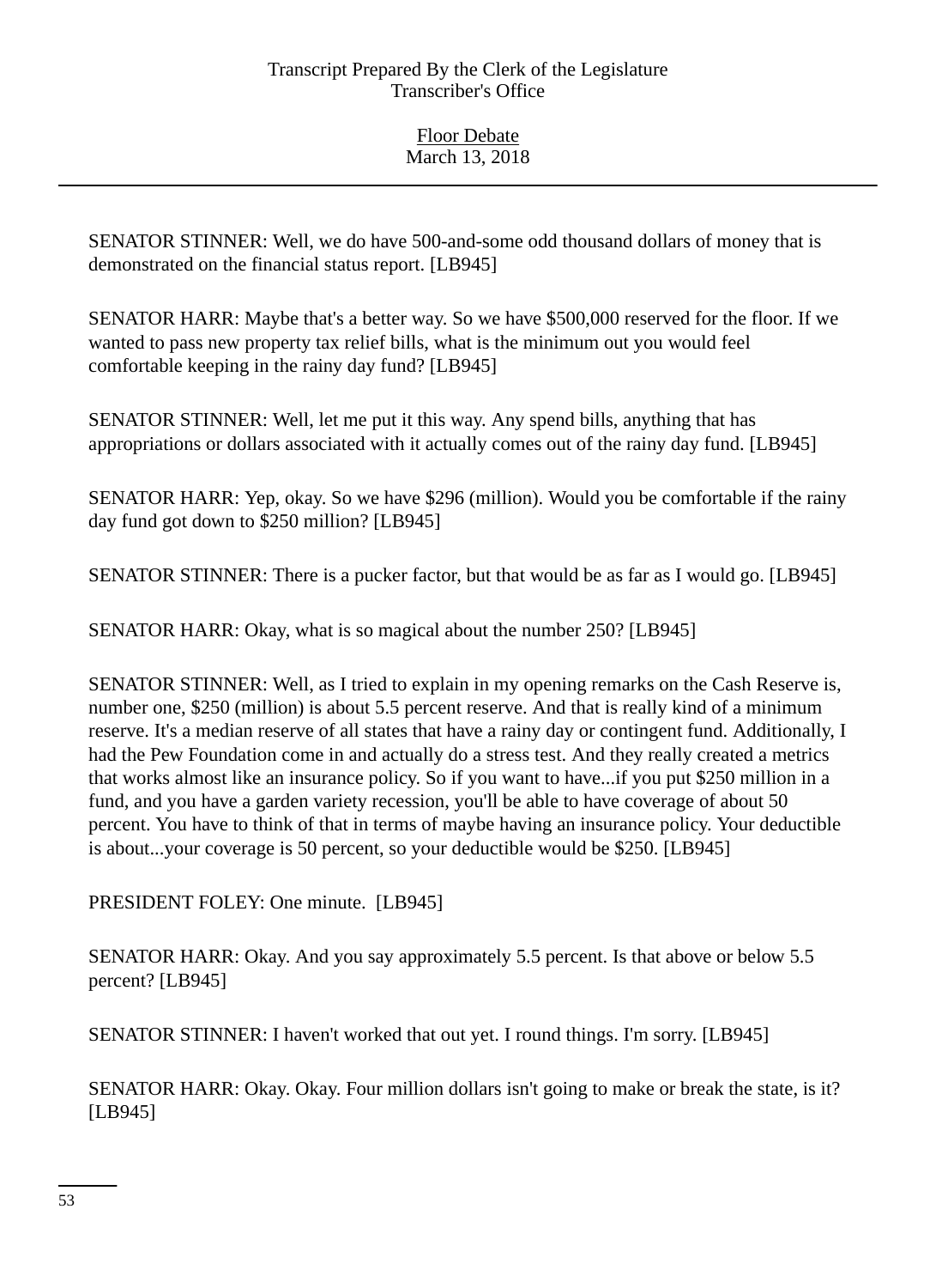SENATOR STINNER: Well, we do have 500-and-some odd thousand dollars of money that is demonstrated on the financial status report. [LB945]

SENATOR HARR: Maybe that's a better way. So we have $500,000 reserved for the floor. If we wanted to pass new property tax relief bills, what is the minimum out you would feel comfortable keeping in the rainy day fund? [LB945]

SENATOR STINNER: Well, let me put it this way. Any spend bills, anything that has appropriations or dollars associated with it actually comes out of the rainy day fund. [LB945]

SENATOR HARR: Yep, okay. So we have $296 (million). Would you be comfortable if the rainy day fund got down to $250 million? [LB945]

SENATOR STINNER: There is a pucker factor, but that would be as far as I would go. [LB945]

SENATOR HARR: Okay, what is so magical about the number 250? [LB945]

SENATOR STINNER: Well, as I tried to explain in my opening remarks on the Cash Reserve is, number one, $250 (million) is about 5.5 percent reserve. And that is really kind of a minimum reserve. It's a median reserve of all states that have a rainy day or contingent fund. Additionally, I had the Pew Foundation come in and actually do a stress test. And they really created a metrics that works almost like an insurance policy. So if you want to have...if you put $250 million in a fund, and you have a garden variety recession, you'll be able to have coverage of about 50 percent. You have to think of that in terms of maybe having an insurance policy. Your deductible is about...your coverage is 50 percent, so your deductible would be $250. [LB945]

PRESIDENT FOLEY: One minute. [LB945]

SENATOR HARR: Okay. And you say approximately 5.5 percent. Is that above or below 5.5 percent? [LB945]

SENATOR STINNER: I haven't worked that out yet. I round things. I'm sorry. [LB945]

SENATOR HARR: Okay. Okay. Four million dollars isn't going to make or break the state, is it? [LB945]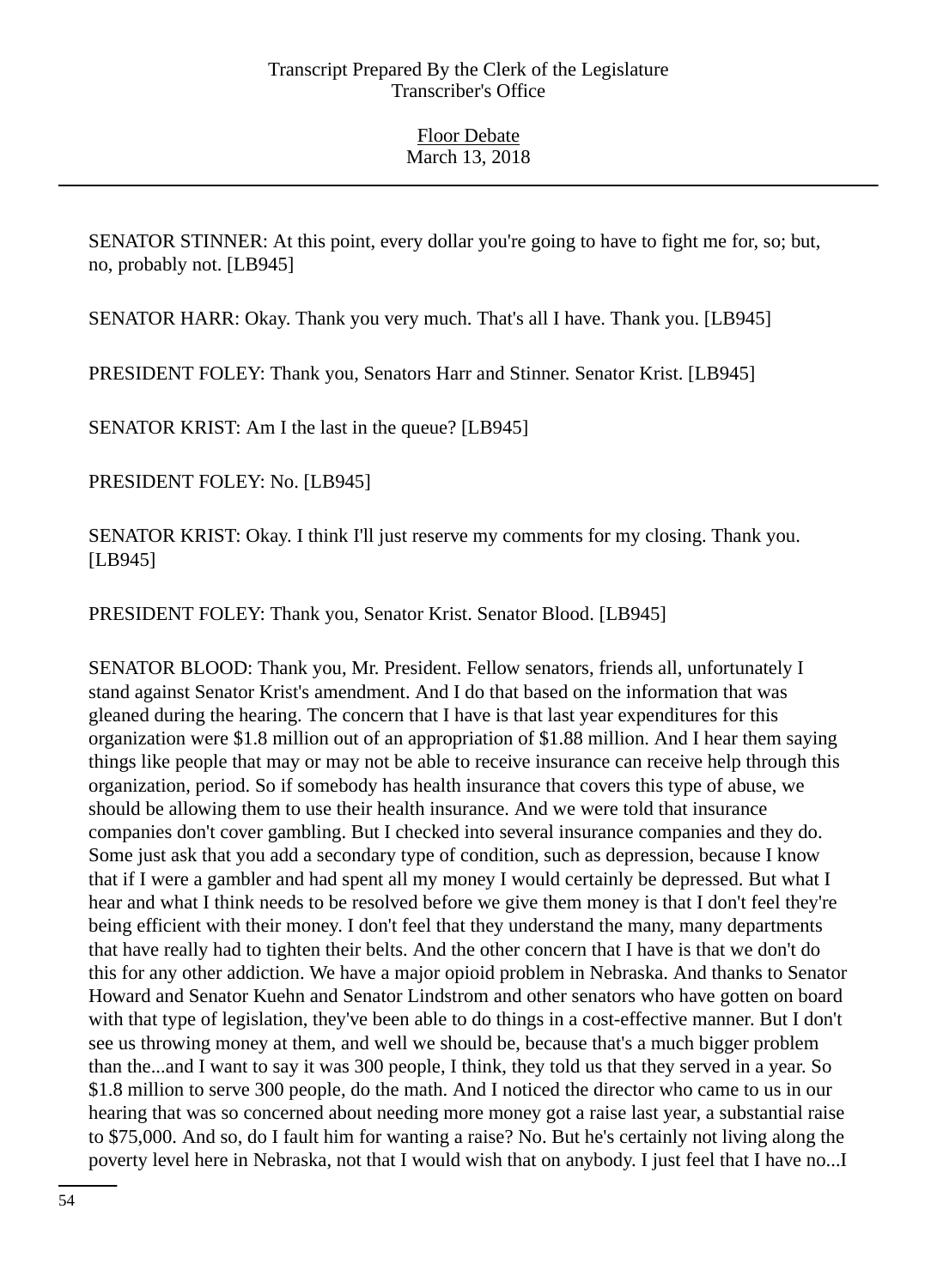SENATOR STINNER: At this point, every dollar you're going to have to fight me for, so; but, no, probably not. [LB945]

SENATOR HARR: Okay. Thank you very much. That's all I have. Thank you. [LB945]

PRESIDENT FOLEY: Thank you, Senators Harr and Stinner. Senator Krist. [LB945]

SENATOR KRIST: Am I the last in the queue? [LB945]

PRESIDENT FOLEY: No. [LB945]

SENATOR KRIST: Okay. I think I'll just reserve my comments for my closing. Thank you. [LB945]

PRESIDENT FOLEY: Thank you, Senator Krist. Senator Blood. [LB945]

SENATOR BLOOD: Thank you, Mr. President. Fellow senators, friends all, unfortunately I stand against Senator Krist's amendment. And I do that based on the information that was gleaned during the hearing. The concern that I have is that last year expenditures for this organization were $1.8 million out of an appropriation of $1.88 million. And I hear them saying things like people that may or may not be able to receive insurance can receive help through this organization, period. So if somebody has health insurance that covers this type of abuse, we should be allowing them to use their health insurance. And we were told that insurance companies don't cover gambling. But I checked into several insurance companies and they do. Some just ask that you add a secondary type of condition, such as depression, because I know that if I were a gambler and had spent all my money I would certainly be depressed. But what I hear and what I think needs to be resolved before we give them money is that I don't feel they're being efficient with their money. I don't feel that they understand the many, many departments that have really had to tighten their belts. And the other concern that I have is that we don't do this for any other addiction. We have a major opioid problem in Nebraska. And thanks to Senator Howard and Senator Kuehn and Senator Lindstrom and other senators who have gotten on board with that type of legislation, they've been able to do things in a cost-effective manner. But I don't see us throwing money at them, and well we should be, because that's a much bigger problem than the...and I want to say it was 300 people, I think, they told us that they served in a year. So $1.8 million to serve 300 people, do the math. And I noticed the director who came to us in our hearing that was so concerned about needing more money got a raise last year, a substantial raise to $75,000. And so, do I fault him for wanting a raise? No. But he's certainly not living along the poverty level here in Nebraska, not that I would wish that on anybody. I just feel that I have no...I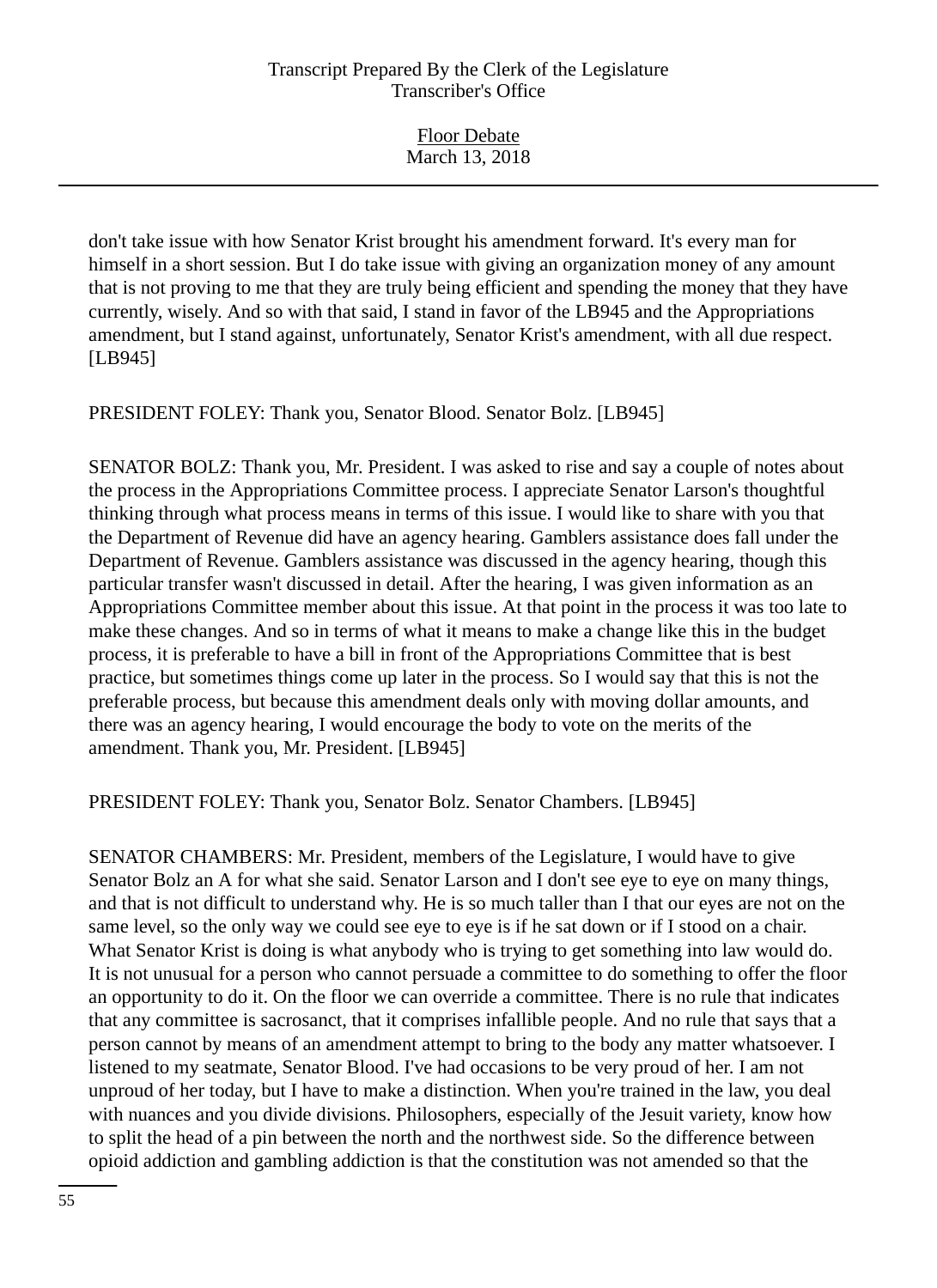don't take issue with how Senator Krist brought his amendment forward. It's every man for himself in a short session. But I do take issue with giving an organization money of any amount that is not proving to me that they are truly being efficient and spending the money that they have currently, wisely. And so with that said, I stand in favor of the LB945 and the Appropriations amendment, but I stand against, unfortunately, Senator Krist's amendment, with all due respect. [LB945]

PRESIDENT FOLEY: Thank you, Senator Blood. Senator Bolz. [LB945]

SENATOR BOLZ: Thank you, Mr. President. I was asked to rise and say a couple of notes about the process in the Appropriations Committee process. I appreciate Senator Larson's thoughtful thinking through what process means in terms of this issue. I would like to share with you that the Department of Revenue did have an agency hearing. Gamblers assistance does fall under the Department of Revenue. Gamblers assistance was discussed in the agency hearing, though this particular transfer wasn't discussed in detail. After the hearing, I was given information as an Appropriations Committee member about this issue. At that point in the process it was too late to make these changes. And so in terms of what it means to make a change like this in the budget process, it is preferable to have a bill in front of the Appropriations Committee that is best practice, but sometimes things come up later in the process. So I would say that this is not the preferable process, but because this amendment deals only with moving dollar amounts, and there was an agency hearing, I would encourage the body to vote on the merits of the amendment. Thank you, Mr. President. [LB945]

PRESIDENT FOLEY: Thank you, Senator Bolz. Senator Chambers. [LB945]

SENATOR CHAMBERS: Mr. President, members of the Legislature, I would have to give Senator Bolz an A for what she said. Senator Larson and I don't see eye to eye on many things, and that is not difficult to understand why. He is so much taller than I that our eyes are not on the same level, so the only way we could see eye to eye is if he sat down or if I stood on a chair. What Senator Krist is doing is what anybody who is trying to get something into law would do. It is not unusual for a person who cannot persuade a committee to do something to offer the floor an opportunity to do it. On the floor we can override a committee. There is no rule that indicates that any committee is sacrosanct, that it comprises infallible people. And no rule that says that a person cannot by means of an amendment attempt to bring to the body any matter whatsoever. I listened to my seatmate, Senator Blood. I've had occasions to be very proud of her. I am not unproud of her today, but I have to make a distinction. When you're trained in the law, you deal with nuances and you divide divisions. Philosophers, especially of the Jesuit variety, know how to split the head of a pin between the north and the northwest side. So the difference between opioid addiction and gambling addiction is that the constitution was not amended so that the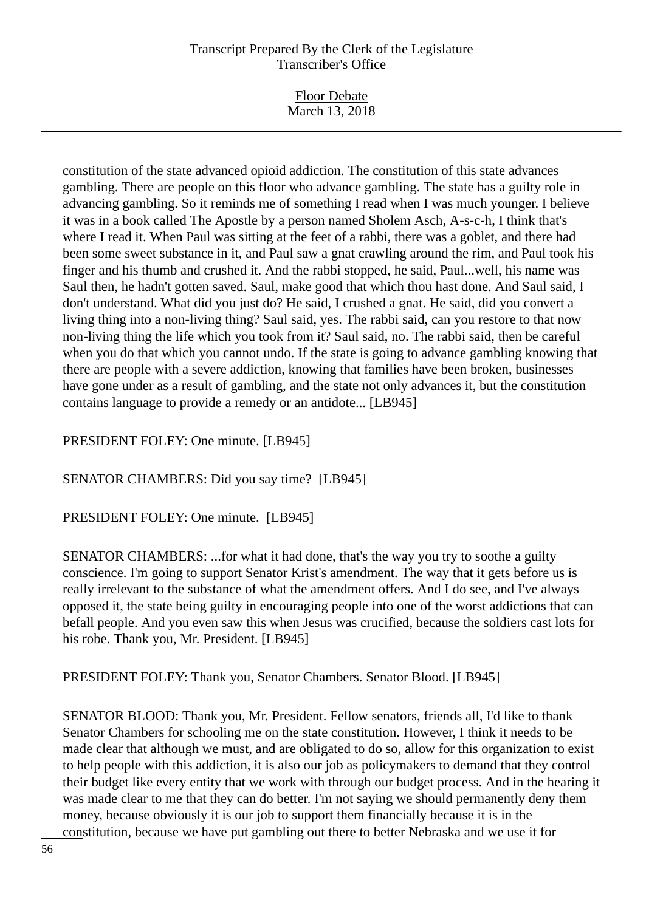constitution of the state advanced opioid addiction. The constitution of this state advances gambling. There are people on this floor who advance gambling. The state has a guilty role in advancing gambling. So it reminds me of something I read when I was much younger. I believe it was in a book called The Apostle by a person named Sholem Asch, A-s-c-h, I think that's where I read it. When Paul was sitting at the feet of a rabbi, there was a goblet, and there had been some sweet substance in it, and Paul saw a gnat crawling around the rim, and Paul took his finger and his thumb and crushed it. And the rabbi stopped, he said, Paul...well, his name was Saul then, he hadn't gotten saved. Saul, make good that which thou hast done. And Saul said, I don't understand. What did you just do? He said, I crushed a gnat. He said, did you convert a living thing into a non-living thing? Saul said, yes. The rabbi said, can you restore to that now non-living thing the life which you took from it? Saul said, no. The rabbi said, then be careful when you do that which you cannot undo. If the state is going to advance gambling knowing that there are people with a severe addiction, knowing that families have been broken, businesses have gone under as a result of gambling, and the state not only advances it, but the constitution contains language to provide a remedy or an antidote... [LB945]

PRESIDENT FOLEY: One minute. [LB945]

SENATOR CHAMBERS: Did you say time? [LB945]

PRESIDENT FOLEY: One minute. [LB945]

SENATOR CHAMBERS: ...for what it had done, that's the way you try to soothe a guilty conscience. I'm going to support Senator Krist's amendment. The way that it gets before us is really irrelevant to the substance of what the amendment offers. And I do see, and I've always opposed it, the state being guilty in encouraging people into one of the worst addictions that can befall people. And you even saw this when Jesus was crucified, because the soldiers cast lots for his robe. Thank you, Mr. President. [LB945]

PRESIDENT FOLEY: Thank you, Senator Chambers. Senator Blood. [LB945]

SENATOR BLOOD: Thank you, Mr. President. Fellow senators, friends all, I'd like to thank Senator Chambers for schooling me on the state constitution. However, I think it needs to be made clear that although we must, and are obligated to do so, allow for this organization to exist to help people with this addiction, it is also our job as policymakers to demand that they control their budget like every entity that we work with through our budget process. And in the hearing it was made clear to me that they can do better. I'm not saying we should permanently deny them money, because obviously it is our job to support them financially because it is in the constitution, because we have put gambling out there to better Nebraska and we use it for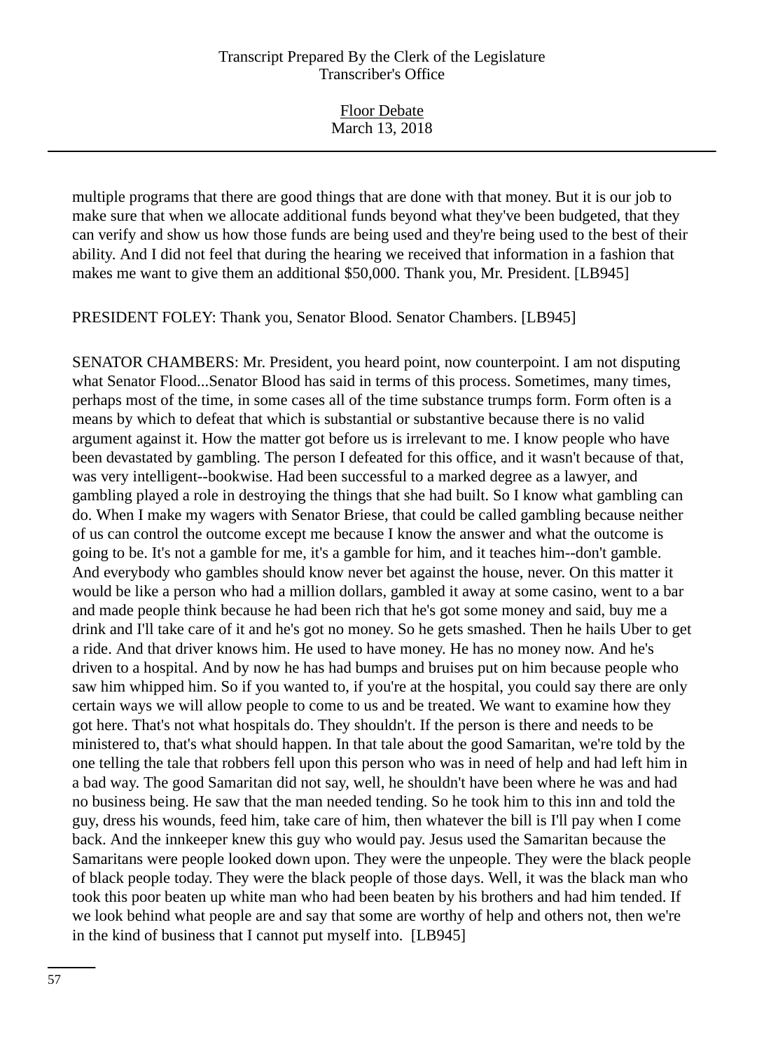multiple programs that there are good things that are done with that money. But it is our job to make sure that when we allocate additional funds beyond what they've been budgeted, that they can verify and show us how those funds are being used and they're being used to the best of their ability. And I did not feel that during the hearing we received that information in a fashion that makes me want to give them an additional $50,000. Thank you, Mr. President. [LB945]

PRESIDENT FOLEY: Thank you, Senator Blood. Senator Chambers. [LB945]

SENATOR CHAMBERS: Mr. President, you heard point, now counterpoint. I am not disputing what Senator Flood...Senator Blood has said in terms of this process. Sometimes, many times, perhaps most of the time, in some cases all of the time substance trumps form. Form often is a means by which to defeat that which is substantial or substantive because there is no valid argument against it. How the matter got before us is irrelevant to me. I know people who have been devastated by gambling. The person I defeated for this office, and it wasn't because of that, was very intelligent--bookwise. Had been successful to a marked degree as a lawyer, and gambling played a role in destroying the things that she had built. So I know what gambling can do. When I make my wagers with Senator Briese, that could be called gambling because neither of us can control the outcome except me because I know the answer and what the outcome is going to be. It's not a gamble for me, it's a gamble for him, and it teaches him--don't gamble. And everybody who gambles should know never bet against the house, never. On this matter it would be like a person who had a million dollars, gambled it away at some casino, went to a bar and made people think because he had been rich that he's got some money and said, buy me a drink and I'll take care of it and he's got no money. So he gets smashed. Then he hails Uber to get a ride. And that driver knows him. He used to have money. He has no money now. And he's driven to a hospital. And by now he has had bumps and bruises put on him because people who saw him whipped him. So if you wanted to, if you're at the hospital, you could say there are only certain ways we will allow people to come to us and be treated. We want to examine how they got here. That's not what hospitals do. They shouldn't. If the person is there and needs to be ministered to, that's what should happen. In that tale about the good Samaritan, we're told by the one telling the tale that robbers fell upon this person who was in need of help and had left him in a bad way. The good Samaritan did not say, well, he shouldn't have been where he was and had no business being. He saw that the man needed tending. So he took him to this inn and told the guy, dress his wounds, feed him, take care of him, then whatever the bill is I'll pay when I come back. And the innkeeper knew this guy who would pay. Jesus used the Samaritan because the Samaritans were people looked down upon. They were the unpeople. They were the black people of black people today. They were the black people of those days. Well, it was the black man who took this poor beaten up white man who had been beaten by his brothers and had him tended. If we look behind what people are and say that some are worthy of help and others not, then we're in the kind of business that I cannot put myself into. [LB945]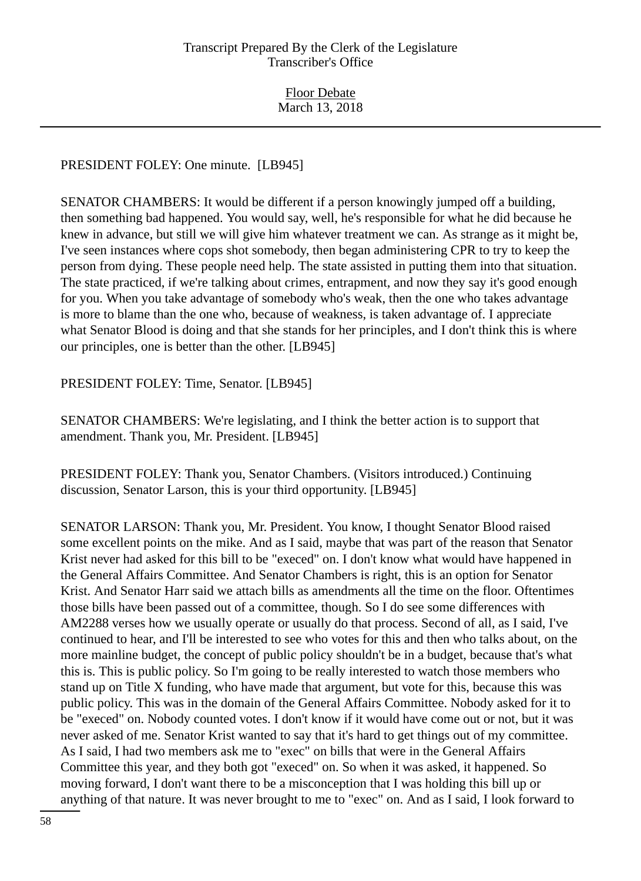PRESIDENT FOLEY: One minute. [LB945]

SENATOR CHAMBERS: It would be different if a person knowingly jumped off a building, then something bad happened. You would say, well, he's responsible for what he did because he knew in advance, but still we will give him whatever treatment we can. As strange as it might be, I've seen instances where cops shot somebody, then began administering CPR to try to keep the person from dying. These people need help. The state assisted in putting them into that situation. The state practiced, if we're talking about crimes, entrapment, and now they say it's good enough for you. When you take advantage of somebody who's weak, then the one who takes advantage is more to blame than the one who, because of weakness, is taken advantage of. I appreciate what Senator Blood is doing and that she stands for her principles, and I don't think this is where our principles, one is better than the other. [LB945]

PRESIDENT FOLEY: Time, Senator. [LB945]

SENATOR CHAMBERS: We're legislating, and I think the better action is to support that amendment. Thank you, Mr. President. [LB945]

PRESIDENT FOLEY: Thank you, Senator Chambers. (Visitors introduced.) Continuing discussion, Senator Larson, this is your third opportunity. [LB945]

SENATOR LARSON: Thank you, Mr. President. You know, I thought Senator Blood raised some excellent points on the mike. And as I said, maybe that was part of the reason that Senator Krist never had asked for this bill to be "execed" on. I don't know what would have happened in the General Affairs Committee. And Senator Chambers is right, this is an option for Senator Krist. And Senator Harr said we attach bills as amendments all the time on the floor. Oftentimes those bills have been passed out of a committee, though. So I do see some differences with AM2288 verses how we usually operate or usually do that process. Second of all, as I said, I've continued to hear, and I'll be interested to see who votes for this and then who talks about, on the more mainline budget, the concept of public policy shouldn't be in a budget, because that's what this is. This is public policy. So I'm going to be really interested to watch those members who stand up on Title X funding, who have made that argument, but vote for this, because this was public policy. This was in the domain of the General Affairs Committee. Nobody asked for it to be "execed" on. Nobody counted votes. I don't know if it would have come out or not, but it was never asked of me. Senator Krist wanted to say that it's hard to get things out of my committee. As I said, I had two members ask me to "exec" on bills that were in the General Affairs Committee this year, and they both got "execed" on. So when it was asked, it happened. So moving forward, I don't want there to be a misconception that I was holding this bill up or anything of that nature. It was never brought to me to "exec" on. And as I said, I look forward to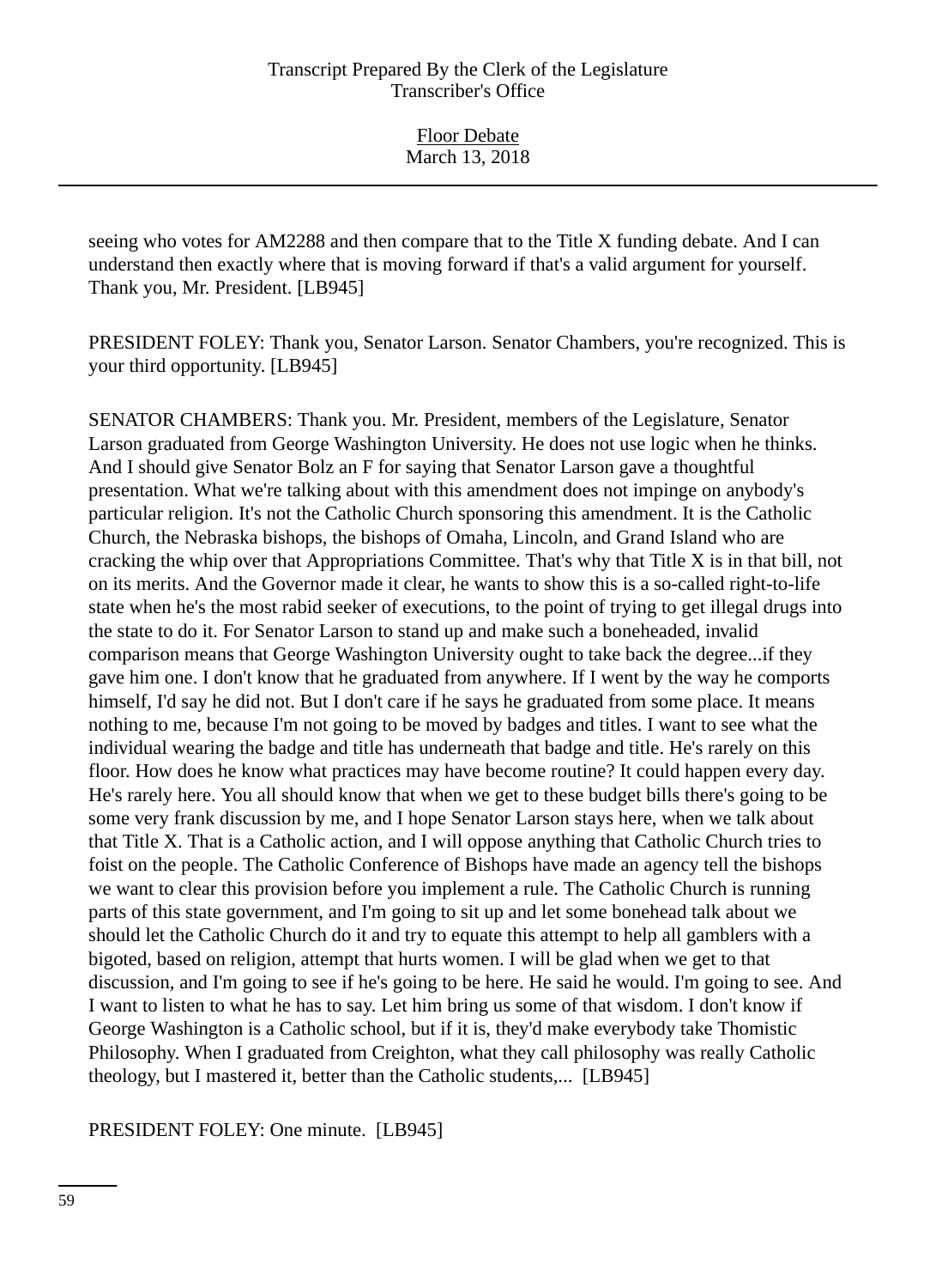seeing who votes for AM2288 and then compare that to the Title X funding debate. And I can understand then exactly where that is moving forward if that's a valid argument for yourself. Thank you, Mr. President. [LB945]

PRESIDENT FOLEY: Thank you, Senator Larson. Senator Chambers, you're recognized. This is your third opportunity. [LB945]

SENATOR CHAMBERS: Thank you. Mr. President, members of the Legislature, Senator Larson graduated from George Washington University. He does not use logic when he thinks. And I should give Senator Bolz an F for saying that Senator Larson gave a thoughtful presentation. What we're talking about with this amendment does not impinge on anybody's particular religion. It's not the Catholic Church sponsoring this amendment. It is the Catholic Church, the Nebraska bishops, the bishops of Omaha, Lincoln, and Grand Island who are cracking the whip over that Appropriations Committee. That's why that Title X is in that bill, not on its merits. And the Governor made it clear, he wants to show this is a so-called right-to-life state when he's the most rabid seeker of executions, to the point of trying to get illegal drugs into the state to do it. For Senator Larson to stand up and make such a boneheaded, invalid comparison means that George Washington University ought to take back the degree...if they gave him one. I don't know that he graduated from anywhere. If I went by the way he comports himself, I'd say he did not. But I don't care if he says he graduated from some place. It means nothing to me, because I'm not going to be moved by badges and titles. I want to see what the individual wearing the badge and title has underneath that badge and title. He's rarely on this floor. How does he know what practices may have become routine? It could happen every day. He's rarely here. You all should know that when we get to these budget bills there's going to be some very frank discussion by me, and I hope Senator Larson stays here, when we talk about that Title X. That is a Catholic action, and I will oppose anything that Catholic Church tries to foist on the people. The Catholic Conference of Bishops have made an agency tell the bishops we want to clear this provision before you implement a rule. The Catholic Church is running parts of this state government, and I'm going to sit up and let some bonehead talk about we should let the Catholic Church do it and try to equate this attempt to help all gamblers with a bigoted, based on religion, attempt that hurts women. I will be glad when we get to that discussion, and I'm going to see if he's going to be here. He said he would. I'm going to see. And I want to listen to what he has to say. Let him bring us some of that wisdom. I don't know if George Washington is a Catholic school, but if it is, they'd make everybody take Thomistic Philosophy. When I graduated from Creighton, what they call philosophy was really Catholic theology, but I mastered it, better than the Catholic students,... [LB945]

PRESIDENT FOLEY: One minute. [LB945]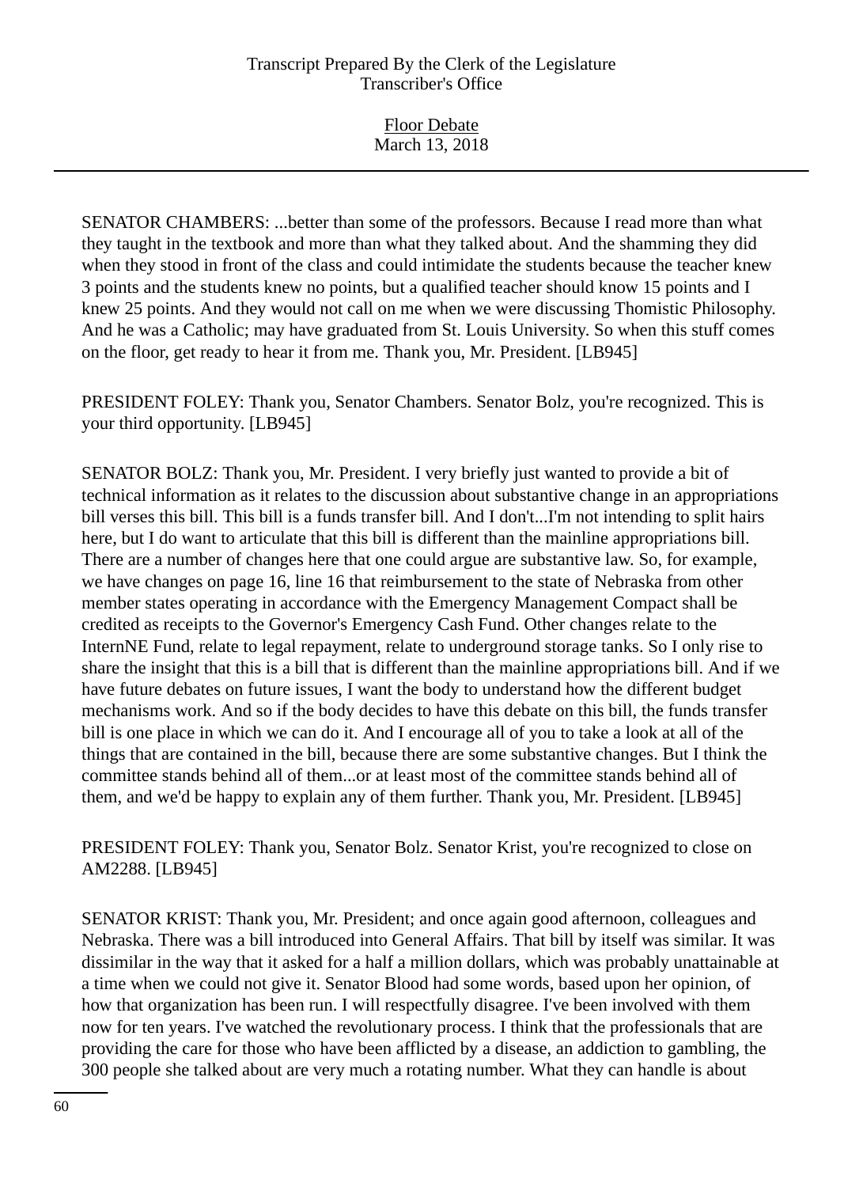SENATOR CHAMBERS: ...better than some of the professors. Because I read more than what they taught in the textbook and more than what they talked about. And the shamming they did when they stood in front of the class and could intimidate the students because the teacher knew 3 points and the students knew no points, but a qualified teacher should know 15 points and I knew 25 points. And they would not call on me when we were discussing Thomistic Philosophy. And he was a Catholic; may have graduated from St. Louis University. So when this stuff comes on the floor, get ready to hear it from me. Thank you, Mr. President. [LB945]

PRESIDENT FOLEY: Thank you, Senator Chambers. Senator Bolz, you're recognized. This is your third opportunity. [LB945]

SENATOR BOLZ: Thank you, Mr. President. I very briefly just wanted to provide a bit of technical information as it relates to the discussion about substantive change in an appropriations bill verses this bill. This bill is a funds transfer bill. And I don't...I'm not intending to split hairs here, but I do want to articulate that this bill is different than the mainline appropriations bill. There are a number of changes here that one could argue are substantive law. So, for example, we have changes on page 16, line 16 that reimbursement to the state of Nebraska from other member states operating in accordance with the Emergency Management Compact shall be credited as receipts to the Governor's Emergency Cash Fund. Other changes relate to the InternNE Fund, relate to legal repayment, relate to underground storage tanks. So I only rise to share the insight that this is a bill that is different than the mainline appropriations bill. And if we have future debates on future issues, I want the body to understand how the different budget mechanisms work. And so if the body decides to have this debate on this bill, the funds transfer bill is one place in which we can do it. And I encourage all of you to take a look at all of the things that are contained in the bill, because there are some substantive changes. But I think the committee stands behind all of them...or at least most of the committee stands behind all of them, and we'd be happy to explain any of them further. Thank you, Mr. President. [LB945]

PRESIDENT FOLEY: Thank you, Senator Bolz. Senator Krist, you're recognized to close on AM2288. [LB945]

SENATOR KRIST: Thank you, Mr. President; and once again good afternoon, colleagues and Nebraska. There was a bill introduced into General Affairs. That bill by itself was similar. It was dissimilar in the way that it asked for a half a million dollars, which was probably unattainable at a time when we could not give it. Senator Blood had some words, based upon her opinion, of how that organization has been run. I will respectfully disagree. I've been involved with them now for ten years. I've watched the revolutionary process. I think that the professionals that are providing the care for those who have been afflicted by a disease, an addiction to gambling, the 300 people she talked about are very much a rotating number. What they can handle is about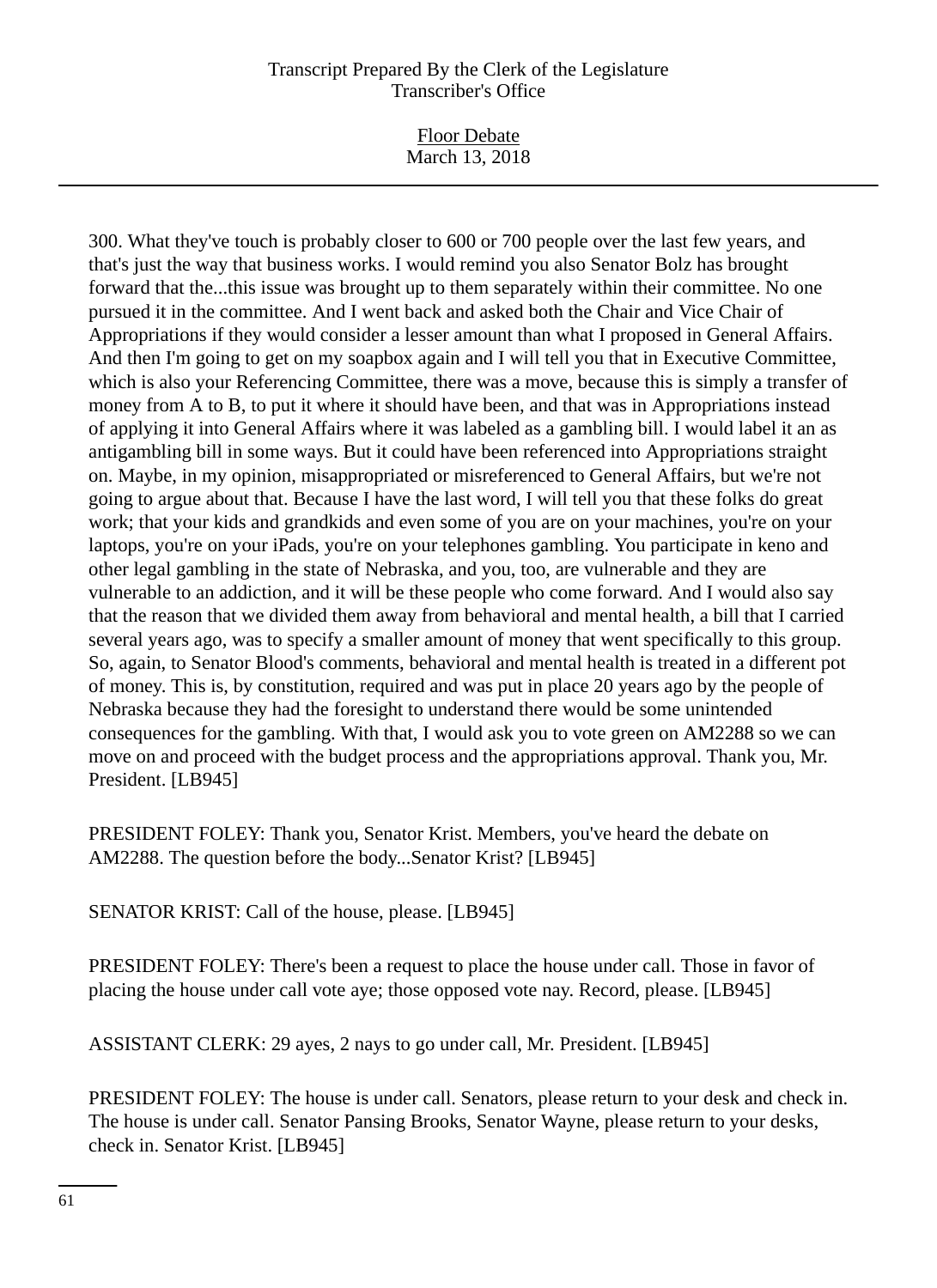300. What they've touch is probably closer to 600 or 700 people over the last few years, and that's just the way that business works. I would remind you also Senator Bolz has brought forward that the...this issue was brought up to them separately within their committee. No one pursued it in the committee. And I went back and asked both the Chair and Vice Chair of Appropriations if they would consider a lesser amount than what I proposed in General Affairs. And then I'm going to get on my soapbox again and I will tell you that in Executive Committee, which is also your Referencing Committee, there was a move, because this is simply a transfer of money from A to B, to put it where it should have been, and that was in Appropriations instead of applying it into General Affairs where it was labeled as a gambling bill. I would label it an as antigambling bill in some ways. But it could have been referenced into Appropriations straight on. Maybe, in my opinion, misappropriated or misreferenced to General Affairs, but we're not going to argue about that. Because I have the last word, I will tell you that these folks do great work; that your kids and grandkids and even some of you are on your machines, you're on your laptops, you're on your iPads, you're on your telephones gambling. You participate in keno and other legal gambling in the state of Nebraska, and you, too, are vulnerable and they are vulnerable to an addiction, and it will be these people who come forward. And I would also say that the reason that we divided them away from behavioral and mental health, a bill that I carried several years ago, was to specify a smaller amount of money that went specifically to this group. So, again, to Senator Blood's comments, behavioral and mental health is treated in a different pot of money. This is, by constitution, required and was put in place 20 years ago by the people of Nebraska because they had the foresight to understand there would be some unintended consequences for the gambling. With that, I would ask you to vote green on AM2288 so we can move on and proceed with the budget process and the appropriations approval. Thank you, Mr. President. [LB945]

PRESIDENT FOLEY: Thank you, Senator Krist. Members, you've heard the debate on AM2288. The question before the body...Senator Krist? [LB945]

SENATOR KRIST: Call of the house, please. [LB945]

PRESIDENT FOLEY: There's been a request to place the house under call. Those in favor of placing the house under call vote aye; those opposed vote nay. Record, please. [LB945]

ASSISTANT CLERK: 29 ayes, 2 nays to go under call, Mr. President. [LB945]

PRESIDENT FOLEY: The house is under call. Senators, please return to your desk and check in. The house is under call. Senator Pansing Brooks, Senator Wayne, please return to your desks, check in. Senator Krist. [LB945]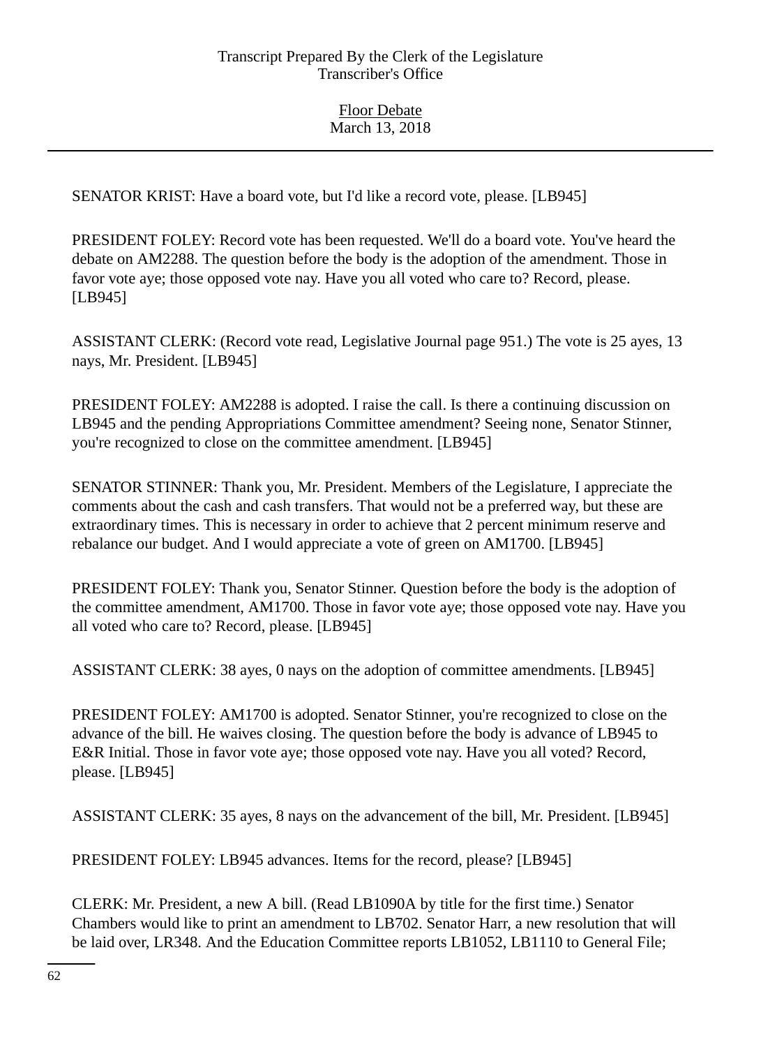SENATOR KRIST: Have a board vote, but I'd like a record vote, please. [LB945]

PRESIDENT FOLEY: Record vote has been requested. We'll do a board vote. You've heard the debate on AM2288. The question before the body is the adoption of the amendment. Those in favor vote aye; those opposed vote nay. Have you all voted who care to? Record, please. [LB945]

ASSISTANT CLERK: (Record vote read, Legislative Journal page 951.) The vote is 25 ayes, 13 nays, Mr. President. [LB945]

PRESIDENT FOLEY: AM2288 is adopted. I raise the call. Is there a continuing discussion on LB945 and the pending Appropriations Committee amendment? Seeing none, Senator Stinner, you're recognized to close on the committee amendment. [LB945]

SENATOR STINNER: Thank you, Mr. President. Members of the Legislature, I appreciate the comments about the cash and cash transfers. That would not be a preferred way, but these are extraordinary times. This is necessary in order to achieve that 2 percent minimum reserve and rebalance our budget. And I would appreciate a vote of green on AM1700. [LB945]

PRESIDENT FOLEY: Thank you, Senator Stinner. Question before the body is the adoption of the committee amendment, AM1700. Those in favor vote aye; those opposed vote nay. Have you all voted who care to? Record, please. [LB945]

ASSISTANT CLERK: 38 ayes, 0 nays on the adoption of committee amendments. [LB945]

PRESIDENT FOLEY: AM1700 is adopted. Senator Stinner, you're recognized to close on the advance of the bill. He waives closing. The question before the body is advance of LB945 to E&R Initial. Those in favor vote aye; those opposed vote nay. Have you all voted? Record, please. [LB945]

ASSISTANT CLERK: 35 ayes, 8 nays on the advancement of the bill, Mr. President. [LB945]

PRESIDENT FOLEY: LB945 advances. Items for the record, please? [LB945]

CLERK: Mr. President, a new A bill. (Read LB1090A by title for the first time.) Senator Chambers would like to print an amendment to LB702. Senator Harr, a new resolution that will be laid over, LR348. And the Education Committee reports LB1052, LB1110 to General File;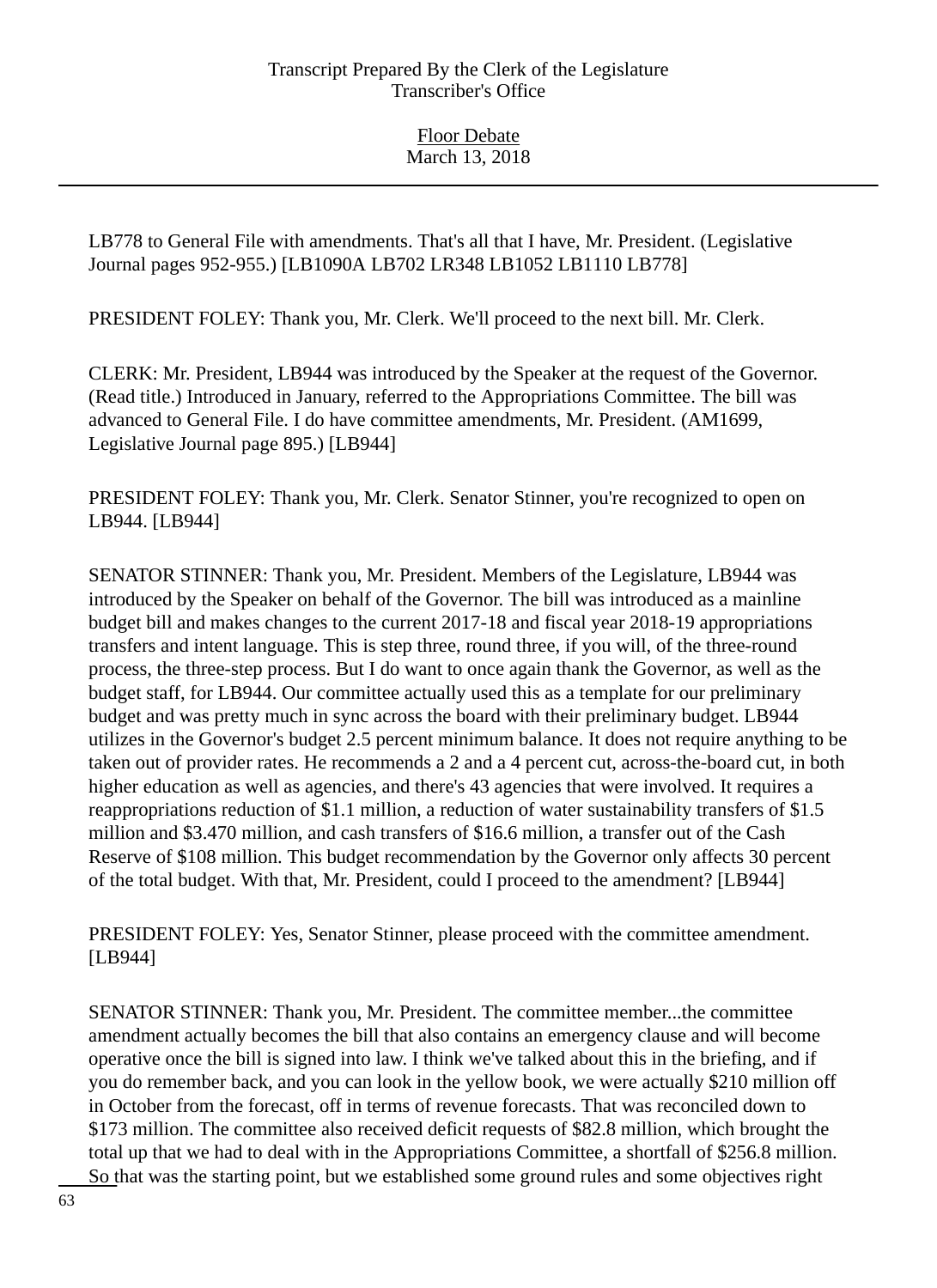LB778 to General File with amendments. That's all that I have, Mr. President. (Legislative Journal pages 952-955.) [LB1090A LB702 LR348 LB1052 LB1110 LB778]

PRESIDENT FOLEY: Thank you, Mr. Clerk. We'll proceed to the next bill. Mr. Clerk.

CLERK: Mr. President, LB944 was introduced by the Speaker at the request of the Governor. (Read title.) Introduced in January, referred to the Appropriations Committee. The bill was advanced to General File. I do have committee amendments, Mr. President. (AM1699, Legislative Journal page 895.) [LB944]

PRESIDENT FOLEY: Thank you, Mr. Clerk. Senator Stinner, you're recognized to open on LB944. [LB944]

SENATOR STINNER: Thank you, Mr. President. Members of the Legislature, LB944 was introduced by the Speaker on behalf of the Governor. The bill was introduced as a mainline budget bill and makes changes to the current 2017-18 and fiscal year 2018-19 appropriations transfers and intent language. This is step three, round three, if you will, of the three-round process, the three-step process. But I do want to once again thank the Governor, as well as the budget staff, for LB944. Our committee actually used this as a template for our preliminary budget and was pretty much in sync across the board with their preliminary budget. LB944 utilizes in the Governor's budget 2.5 percent minimum balance. It does not require anything to be taken out of provider rates. He recommends a 2 and a 4 percent cut, across-the-board cut, in both higher education as well as agencies, and there's 43 agencies that were involved. It requires a reappropriations reduction of $1.1 million, a reduction of water sustainability transfers of $1.5 million and $3.470 million, and cash transfers of $16.6 million, a transfer out of the Cash Reserve of $108 million. This budget recommendation by the Governor only affects 30 percent of the total budget. With that, Mr. President, could I proceed to the amendment? [LB944]

PRESIDENT FOLEY: Yes, Senator Stinner, please proceed with the committee amendment. [LB944]

SENATOR STINNER: Thank you, Mr. President. The committee member...the committee amendment actually becomes the bill that also contains an emergency clause and will become operative once the bill is signed into law. I think we've talked about this in the briefing, and if you do remember back, and you can look in the yellow book, we were actually $210 million off in October from the forecast, off in terms of revenue forecasts. That was reconciled down to $173 million. The committee also received deficit requests of $82.8 million, which brought the total up that we had to deal with in the Appropriations Committee, a shortfall of $256.8 million. So that was the starting point, but we established some ground rules and some objectives right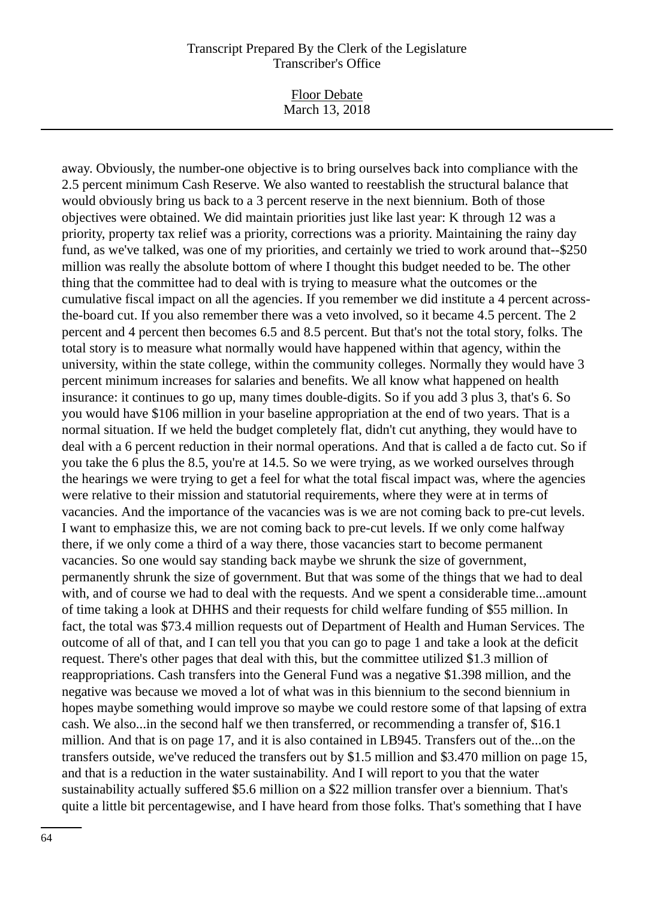away. Obviously, the number-one objective is to bring ourselves back into compliance with the 2.5 percent minimum Cash Reserve. We also wanted to reestablish the structural balance that would obviously bring us back to a 3 percent reserve in the next biennium. Both of those objectives were obtained. We did maintain priorities just like last year: K through 12 was a priority, property tax relief was a priority, corrections was a priority. Maintaining the rainy day fund, as we've talked, was one of my priorities, and certainly we tried to work around that--$250 million was really the absolute bottom of where I thought this budget needed to be. The other thing that the committee had to deal with is trying to measure what the outcomes or the cumulative fiscal impact on all the agencies. If you remember we did institute a 4 percent across-the-board cut. If you also remember there was a veto involved, so it became 4.5 percent. The 2 percent and 4 percent then becomes 6.5 and 8.5 percent. But that's not the total story, folks. The total story is to measure what normally would have happened within that agency, within the university, within the state college, within the community colleges. Normally they would have 3 percent minimum increases for salaries and benefits. We all know what happened on health insurance: it continues to go up, many times double-digits. So if you add 3 plus 3, that's 6. So you would have $106 million in your baseline appropriation at the end of two years. That is a normal situation. If we held the budget completely flat, didn't cut anything, they would have to deal with a 6 percent reduction in their normal operations. And that is called a de facto cut. So if you take the 6 plus the 8.5, you're at 14.5. So we were trying, as we worked ourselves through the hearings we were trying to get a feel for what the total fiscal impact was, where the agencies were relative to their mission and statutorial requirements, where they were at in terms of vacancies. And the importance of the vacancies was is we are not coming back to pre-cut levels. I want to emphasize this, we are not coming back to pre-cut levels. If we only come halfway there, if we only come a third of a way there, those vacancies start to become permanent vacancies. So one would say standing back maybe we shrunk the size of government, permanently shrunk the size of government. But that was some of the things that we had to deal with, and of course we had to deal with the requests. And we spent a considerable time...amount of time taking a look at DHHS and their requests for child welfare funding of $55 million. In fact, the total was $73.4 million requests out of Department of Health and Human Services. The outcome of all of that, and I can tell you that you can go to page 1 and take a look at the deficit request. There's other pages that deal with this, but the committee utilized $1.3 million of reappropriations. Cash transfers into the General Fund was a negative $1.398 million, and the negative was because we moved a lot of what was in this biennium to the second biennium in hopes maybe something would improve so maybe we could restore some of that lapsing of extra cash. We also...in the second half we then transferred, or recommending a transfer of, $16.1 million. And that is on page 17, and it is also contained in LB945. Transfers out of the...on the transfers outside, we've reduced the transfers out by $1.5 million and $3.470 million on page 15, and that is a reduction in the water sustainability. And I will report to you that the water sustainability actually suffered $5.6 million on a $22 million transfer over a biennium. That's quite a little bit percentagewise, and I have heard from those folks. That's something that I have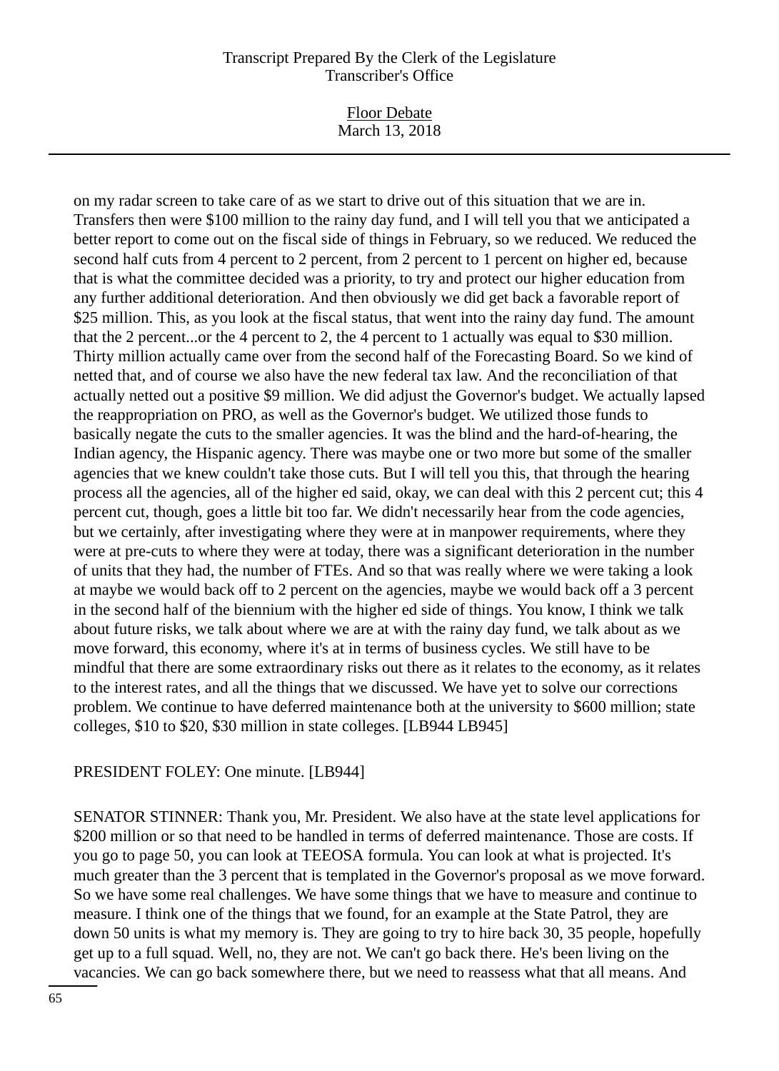on my radar screen to take care of as we start to drive out of this situation that we are in. Transfers then were $100 million to the rainy day fund, and I will tell you that we anticipated a better report to come out on the fiscal side of things in February, so we reduced. We reduced the second half cuts from 4 percent to 2 percent, from 2 percent to 1 percent on higher ed, because that is what the committee decided was a priority, to try and protect our higher education from any further additional deterioration. And then obviously we did get back a favorable report of $25 million. This, as you look at the fiscal status, that went into the rainy day fund. The amount that the 2 percent...or the 4 percent to 2, the 4 percent to 1 actually was equal to $30 million. Thirty million actually came over from the second half of the Forecasting Board. So we kind of netted that, and of course we also have the new federal tax law. And the reconciliation of that actually netted out a positive $9 million. We did adjust the Governor's budget. We actually lapsed the reappropriation on PRO, as well as the Governor's budget. We utilized those funds to basically negate the cuts to the smaller agencies. It was the blind and the hard-of-hearing, the Indian agency, the Hispanic agency. There was maybe one or two more but some of the smaller agencies that we knew couldn't take those cuts. But I will tell you this, that through the hearing process all the agencies, all of the higher ed said, okay, we can deal with this 2 percent cut; this 4 percent cut, though, goes a little bit too far. We didn't necessarily hear from the code agencies, but we certainly, after investigating where they were at in manpower requirements, where they were at pre-cuts to where they were at today, there was a significant deterioration in the number of units that they had, the number of FTEs. And so that was really where we were taking a look at maybe we would back off to 2 percent on the agencies, maybe we would back off a 3 percent in the second half of the biennium with the higher ed side of things. You know, I think we talk about future risks, we talk about where we are at with the rainy day fund, we talk about as we move forward, this economy, where it's at in terms of business cycles. We still have to be mindful that there are some extraordinary risks out there as it relates to the economy, as it relates to the interest rates, and all the things that we discussed. We have yet to solve our corrections problem. We continue to have deferred maintenance both at the university to $600 million; state colleges, $10 to $20, $30 million in state colleges. [LB944 LB945]

PRESIDENT FOLEY: One minute. [LB944]

SENATOR STINNER: Thank you, Mr. President. We also have at the state level applications for $200 million or so that need to be handled in terms of deferred maintenance. Those are costs. If you go to page 50, you can look at TEEOSA formula. You can look at what is projected. It's much greater than the 3 percent that is templated in the Governor's proposal as we move forward. So we have some real challenges. We have some things that we have to measure and continue to measure. I think one of the things that we found, for an example at the State Patrol, they are down 50 units is what my memory is. They are going to try to hire back 30, 35 people, hopefully get up to a full squad. Well, no, they are not. We can't go back there. He's been living on the vacancies. We can go back somewhere there, but we need to reassess what that all means. And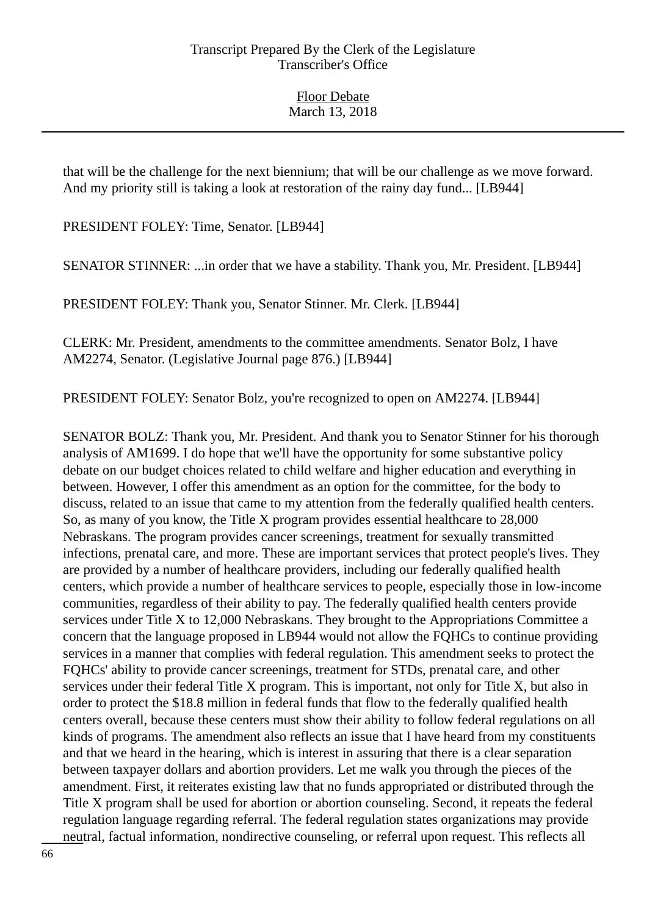that will be the challenge for the next biennium; that will be our challenge as we move forward. And my priority still is taking a look at restoration of the rainy day fund... [LB944]

PRESIDENT FOLEY: Time, Senator. [LB944]

SENATOR STINNER: ...in order that we have a stability. Thank you, Mr. President. [LB944]

PRESIDENT FOLEY: Thank you, Senator Stinner. Mr. Clerk. [LB944]

CLERK: Mr. President, amendments to the committee amendments. Senator Bolz, I have AM2274, Senator. (Legislative Journal page 876.) [LB944]

PRESIDENT FOLEY: Senator Bolz, you're recognized to open on AM2274. [LB944]

SENATOR BOLZ: Thank you, Mr. President. And thank you to Senator Stinner for his thorough analysis of AM1699. I do hope that we'll have the opportunity for some substantive policy debate on our budget choices related to child welfare and higher education and everything in between. However, I offer this amendment as an option for the committee, for the body to discuss, related to an issue that came to my attention from the federally qualified health centers. So, as many of you know, the Title X program provides essential healthcare to 28,000 Nebraskans. The program provides cancer screenings, treatment for sexually transmitted infections, prenatal care, and more. These are important services that protect people's lives. They are provided by a number of healthcare providers, including our federally qualified health centers, which provide a number of healthcare services to people, especially those in low-income communities, regardless of their ability to pay. The federally qualified health centers provide services under Title X to 12,000 Nebraskans. They brought to the Appropriations Committee a concern that the language proposed in LB944 would not allow the FQHCs to continue providing services in a manner that complies with federal regulation. This amendment seeks to protect the FQHCs' ability to provide cancer screenings, treatment for STDs, prenatal care, and other services under their federal Title X program. This is important, not only for Title X, but also in order to protect the $18.8 million in federal funds that flow to the federally qualified health centers overall, because these centers must show their ability to follow federal regulations on all kinds of programs. The amendment also reflects an issue that I have heard from my constituents and that we heard in the hearing, which is interest in assuring that there is a clear separation between taxpayer dollars and abortion providers. Let me walk you through the pieces of the amendment. First, it reiterates existing law that no funds appropriated or distributed through the Title X program shall be used for abortion or abortion counseling. Second, it repeats the federal regulation language regarding referral. The federal regulation states organizations may provide neutral, factual information, nondirective counseling, or referral upon request. This reflects all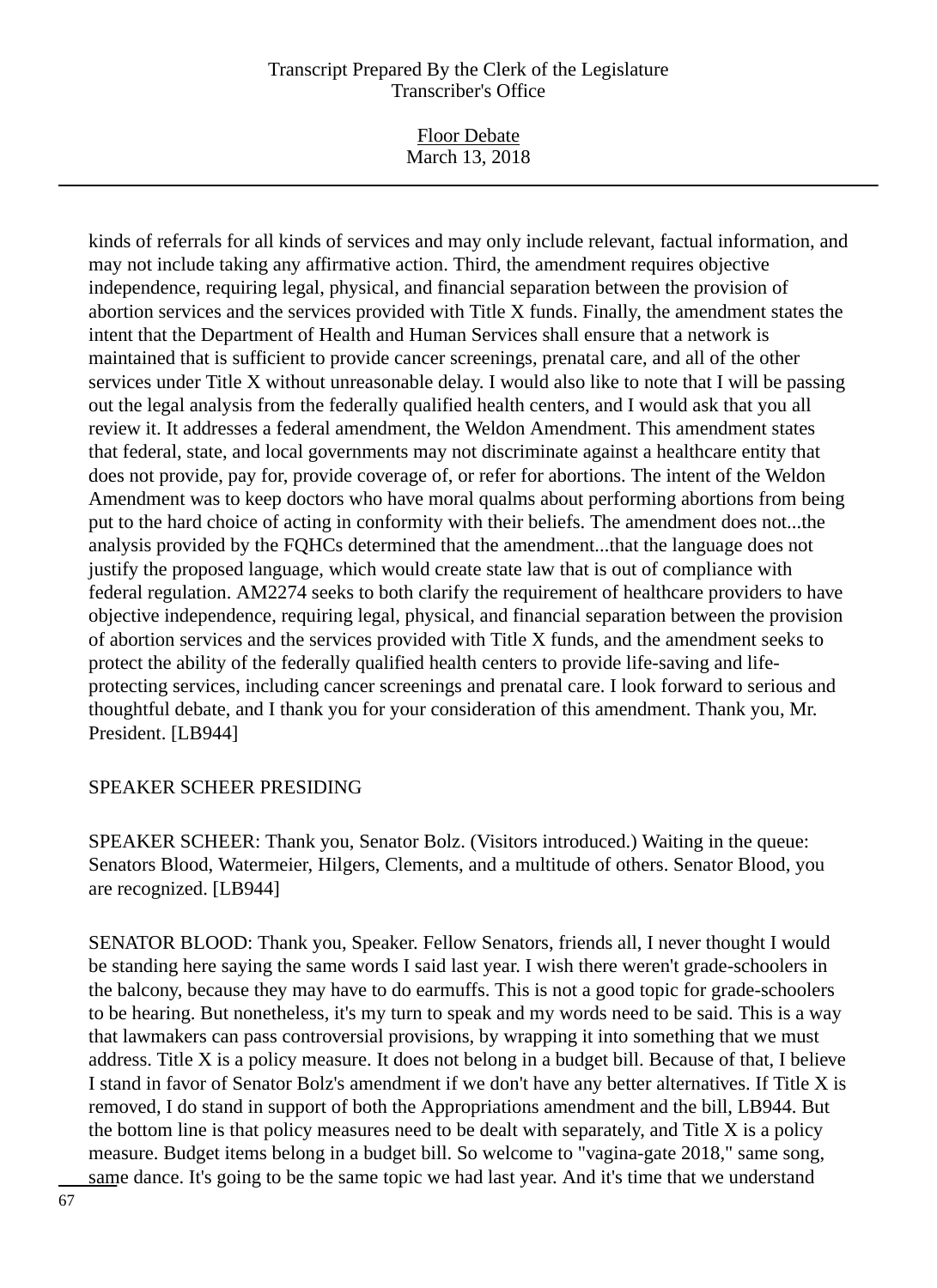kinds of referrals for all kinds of services and may only include relevant, factual information, and may not include taking any affirmative action. Third, the amendment requires objective independence, requiring legal, physical, and financial separation between the provision of abortion services and the services provided with Title X funds. Finally, the amendment states the intent that the Department of Health and Human Services shall ensure that a network is maintained that is sufficient to provide cancer screenings, prenatal care, and all of the other services under Title X without unreasonable delay. I would also like to note that I will be passing out the legal analysis from the federally qualified health centers, and I would ask that you all review it. It addresses a federal amendment, the Weldon Amendment. This amendment states that federal, state, and local governments may not discriminate against a healthcare entity that does not provide, pay for, provide coverage of, or refer for abortions. The intent of the Weldon Amendment was to keep doctors who have moral qualms about performing abortions from being put to the hard choice of acting in conformity with their beliefs. The amendment does not...the analysis provided by the FQHCs determined that the amendment...that the language does not justify the proposed language, which would create state law that is out of compliance with federal regulation. AM2274 seeks to both clarify the requirement of healthcare providers to have objective independence, requiring legal, physical, and financial separation between the provision of abortion services and the services provided with Title X funds, and the amendment seeks to protect the ability of the federally qualified health centers to provide life-saving and life-protecting services, including cancer screenings and prenatal care. I look forward to serious and thoughtful debate, and I thank you for your consideration of this amendment. Thank you, Mr. President. [LB944]

SPEAKER SCHEER PRESIDING

SPEAKER SCHEER: Thank you, Senator Bolz. (Visitors introduced.) Waiting in the queue: Senators Blood, Watermeier, Hilgers, Clements, and a multitude of others. Senator Blood, you are recognized. [LB944]

SENATOR BLOOD: Thank you, Speaker. Fellow Senators, friends all, I never thought I would be standing here saying the same words I said last year. I wish there weren't grade-schoolers in the balcony, because they may have to do earmuffs. This is not a good topic for grade-schoolers to be hearing. But nonetheless, it's my turn to speak and my words need to be said. This is a way that lawmakers can pass controversial provisions, by wrapping it into something that we must address. Title X is a policy measure. It does not belong in a budget bill. Because of that, I believe I stand in favor of Senator Bolz's amendment if we don't have any better alternatives. If Title X is removed, I do stand in support of both the Appropriations amendment and the bill, LB944. But the bottom line is that policy measures need to be dealt with separately, and Title X is a policy measure. Budget items belong in a budget bill. So welcome to "vagina-gate 2018," same song, same dance. It's going to be the same topic we had last year. And it's time that we understand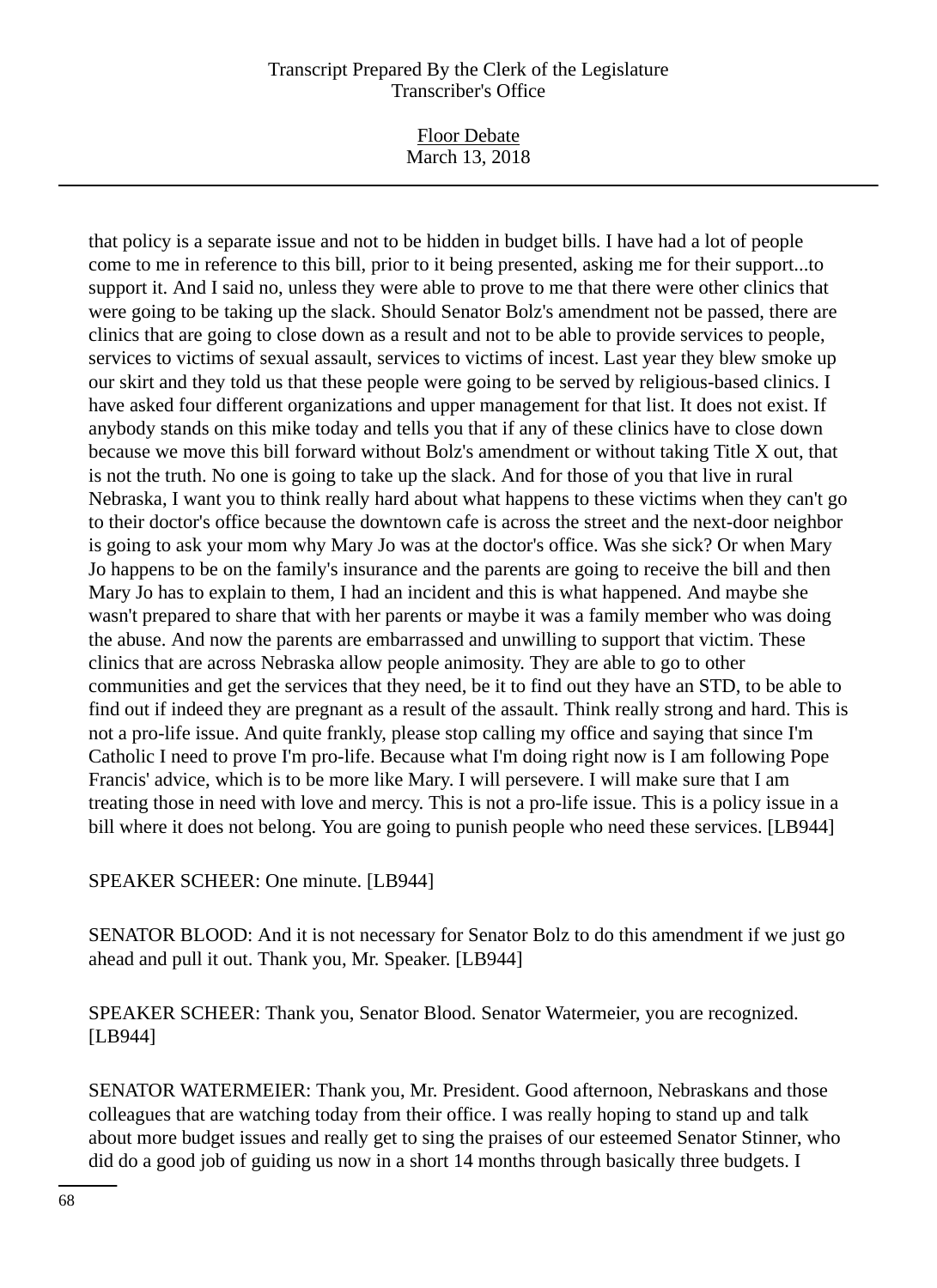that policy is a separate issue and not to be hidden in budget bills. I have had a lot of people come to me in reference to this bill, prior to it being presented, asking me for their support...to support it. And I said no, unless they were able to prove to me that there were other clinics that were going to be taking up the slack. Should Senator Bolz's amendment not be passed, there are clinics that are going to close down as a result and not to be able to provide services to people, services to victims of sexual assault, services to victims of incest. Last year they blew smoke up our skirt and they told us that these people were going to be served by religious-based clinics. I have asked four different organizations and upper management for that list. It does not exist. If anybody stands on this mike today and tells you that if any of these clinics have to close down because we move this bill forward without Bolz's amendment or without taking Title X out, that is not the truth. No one is going to take up the slack. And for those of you that live in rural Nebraska, I want you to think really hard about what happens to these victims when they can't go to their doctor's office because the downtown cafe is across the street and the next-door neighbor is going to ask your mom why Mary Jo was at the doctor's office. Was she sick? Or when Mary Jo happens to be on the family's insurance and the parents are going to receive the bill and then Mary Jo has to explain to them, I had an incident and this is what happened. And maybe she wasn't prepared to share that with her parents or maybe it was a family member who was doing the abuse. And now the parents are embarrassed and unwilling to support that victim. These clinics that are across Nebraska allow people animosity. They are able to go to other communities and get the services that they need, be it to find out they have an STD, to be able to find out if indeed they are pregnant as a result of the assault. Think really strong and hard. This is not a pro-life issue. And quite frankly, please stop calling my office and saying that since I'm Catholic I need to prove I'm pro-life. Because what I'm doing right now is I am following Pope Francis' advice, which is to be more like Mary. I will persevere. I will make sure that I am treating those in need with love and mercy. This is not a pro-life issue. This is a policy issue in a bill where it does not belong. You are going to punish people who need these services. [LB944]

SPEAKER SCHEER: One minute. [LB944]

SENATOR BLOOD: And it is not necessary for Senator Bolz to do this amendment if we just go ahead and pull it out. Thank you, Mr. Speaker. [LB944]

SPEAKER SCHEER: Thank you, Senator Blood. Senator Watermeier, you are recognized. [LB944]

SENATOR WATERMEIER: Thank you, Mr. President. Good afternoon, Nebraskans and those colleagues that are watching today from their office. I was really hoping to stand up and talk about more budget issues and really get to sing the praises of our esteemed Senator Stinner, who did do a good job of guiding us now in a short 14 months through basically three budgets. I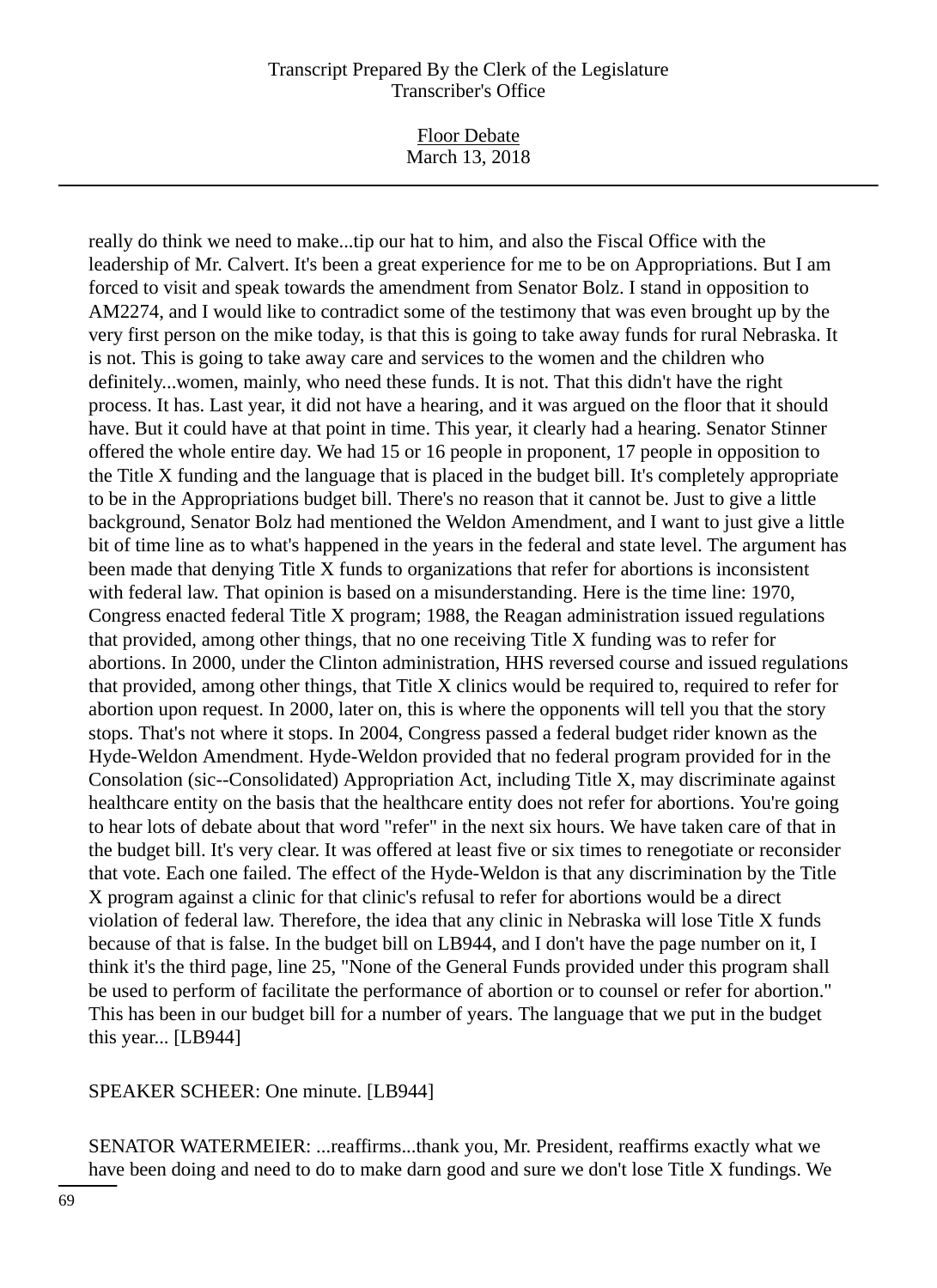really do think we need to make...tip our hat to him, and also the Fiscal Office with the leadership of Mr. Calvert. It's been a great experience for me to be on Appropriations. But I am forced to visit and speak towards the amendment from Senator Bolz. I stand in opposition to AM2274, and I would like to contradict some of the testimony that was even brought up by the very first person on the mike today, is that this is going to take away funds for rural Nebraska. It is not. This is going to take away care and services to the women and the children who definitely...women, mainly, who need these funds. It is not. That this didn't have the right process. It has. Last year, it did not have a hearing, and it was argued on the floor that it should have. But it could have at that point in time. This year, it clearly had a hearing. Senator Stinner offered the whole entire day. We had 15 or 16 people in proponent, 17 people in opposition to the Title X funding and the language that is placed in the budget bill. It's completely appropriate to be in the Appropriations budget bill. There's no reason that it cannot be. Just to give a little background, Senator Bolz had mentioned the Weldon Amendment, and I want to just give a little bit of time line as to what's happened in the years in the federal and state level. The argument has been made that denying Title X funds to organizations that refer for abortions is inconsistent with federal law. That opinion is based on a misunderstanding. Here is the time line: 1970, Congress enacted federal Title X program; 1988, the Reagan administration issued regulations that provided, among other things, that no one receiving Title X funding was to refer for abortions. In 2000, under the Clinton administration, HHS reversed course and issued regulations that provided, among other things, that Title X clinics would be required to, required to refer for abortion upon request. In 2000, later on, this is where the opponents will tell you that the story stops. That's not where it stops. In 2004, Congress passed a federal budget rider known as the Hyde-Weldon Amendment. Hyde-Weldon provided that no federal program provided for in the Consolation (sic--Consolidated) Appropriation Act, including Title X, may discriminate against healthcare entity on the basis that the healthcare entity does not refer for abortions. You're going to hear lots of debate about that word "refer" in the next six hours. We have taken care of that in the budget bill. It's very clear. It was offered at least five or six times to renegotiate or reconsider that vote. Each one failed. The effect of the Hyde-Weldon is that any discrimination by the Title X program against a clinic for that clinic's refusal to refer for abortions would be a direct violation of federal law. Therefore, the idea that any clinic in Nebraska will lose Title X funds because of that is false. In the budget bill on LB944, and I don't have the page number on it, I think it's the third page, line 25, "None of the General Funds provided under this program shall be used to perform of facilitate the performance of abortion or to counsel or refer for abortion." This has been in our budget bill for a number of years. The language that we put in the budget this year... [LB944]

SPEAKER SCHEER: One minute. [LB944]

SENATOR WATERMEIER: ...reaffirms...thank you, Mr. President, reaffirms exactly what we have been doing and need to do to make darn good and sure we don't lose Title X fundings. We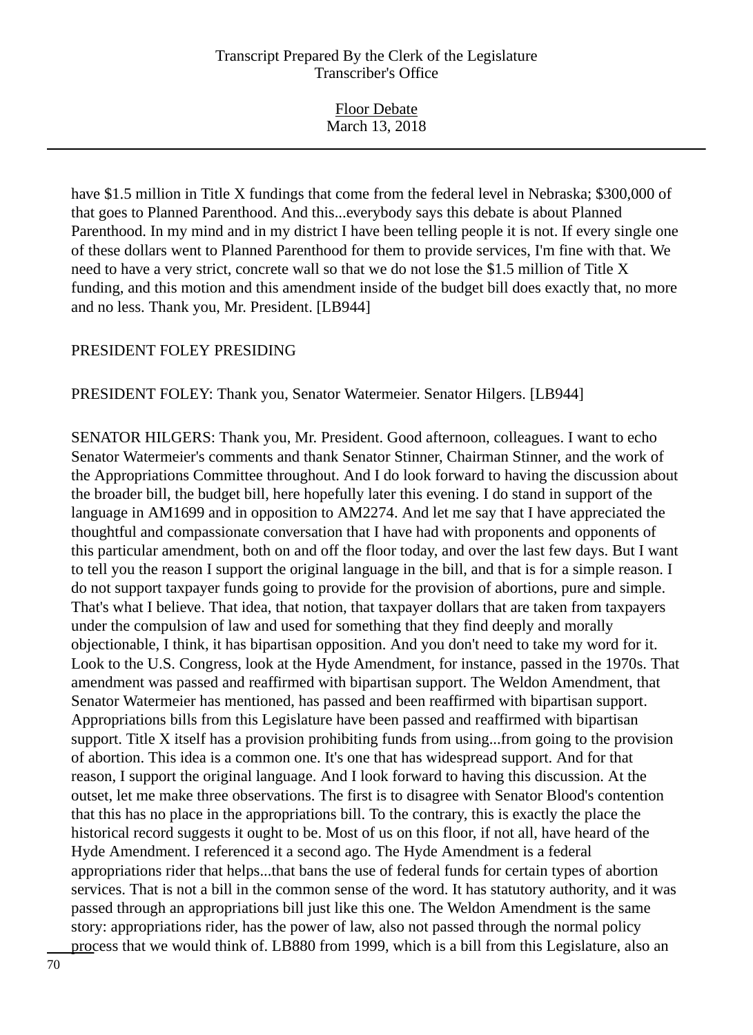have $1.5 million in Title X fundings that come from the federal level in Nebraska; $300,000 of that goes to Planned Parenthood. And this...everybody says this debate is about Planned Parenthood. In my mind and in my district I have been telling people it is not. If every single one of these dollars went to Planned Parenthood for them to provide services, I'm fine with that. We need to have a very strict, concrete wall so that we do not lose the $1.5 million of Title X funding, and this motion and this amendment inside of the budget bill does exactly that, no more and no less. Thank you, Mr. President. [LB944]

PRESIDENT FOLEY PRESIDING

PRESIDENT FOLEY: Thank you, Senator Watermeier. Senator Hilgers. [LB944]

SENATOR HILGERS: Thank you, Mr. President. Good afternoon, colleagues. I want to echo Senator Watermeier's comments and thank Senator Stinner, Chairman Stinner, and the work of the Appropriations Committee throughout. And I do look forward to having the discussion about the broader bill, the budget bill, here hopefully later this evening. I do stand in support of the language in AM1699 and in opposition to AM2274. And let me say that I have appreciated the thoughtful and compassionate conversation that I have had with proponents and opponents of this particular amendment, both on and off the floor today, and over the last few days. But I want to tell you the reason I support the original language in the bill, and that is for a simple reason. I do not support taxpayer funds going to provide for the provision of abortions, pure and simple. That's what I believe. That idea, that notion, that taxpayer dollars that are taken from taxpayers under the compulsion of law and used for something that they find deeply and morally objectionable, I think, it has bipartisan opposition. And you don't need to take my word for it. Look to the U.S. Congress, look at the Hyde Amendment, for instance, passed in the 1970s. That amendment was passed and reaffirmed with bipartisan support. The Weldon Amendment, that Senator Watermeier has mentioned, has passed and been reaffirmed with bipartisan support. Appropriations bills from this Legislature have been passed and reaffirmed with bipartisan support. Title X itself has a provision prohibiting funds from using...from going to the provision of abortion. This idea is a common one. It's one that has widespread support. And for that reason, I support the original language. And I look forward to having this discussion. At the outset, let me make three observations. The first is to disagree with Senator Blood's contention that this has no place in the appropriations bill. To the contrary, this is exactly the place the historical record suggests it ought to be. Most of us on this floor, if not all, have heard of the Hyde Amendment. I referenced it a second ago. The Hyde Amendment is a federal appropriations rider that helps...that bans the use of federal funds for certain types of abortion services. That is not a bill in the common sense of the word. It has statutory authority, and it was passed through an appropriations bill just like this one. The Weldon Amendment is the same story: appropriations rider, has the power of law, also not passed through the normal policy process that we would think of. LB880 from 1999, which is a bill from this Legislature, also an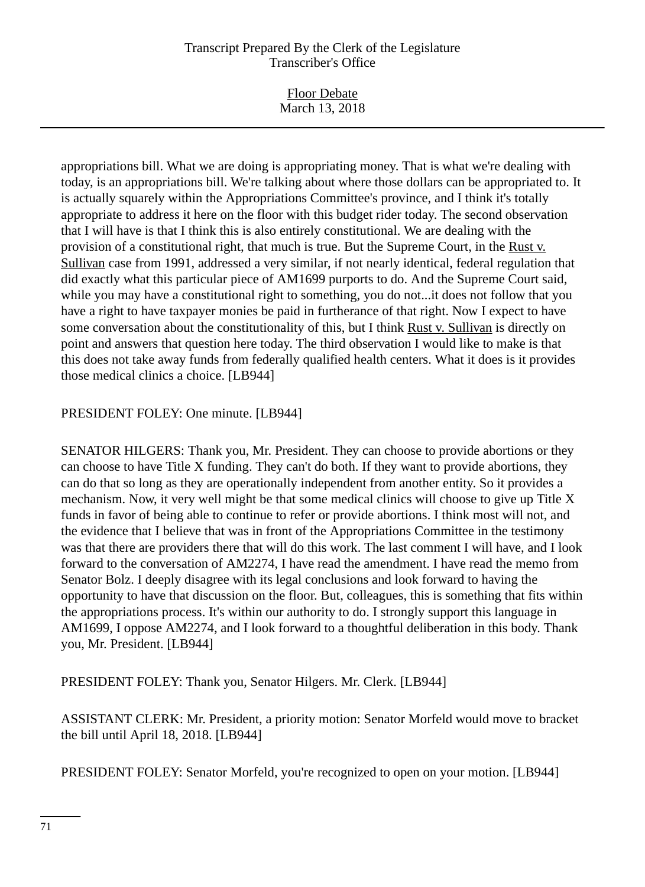appropriations bill. What we are doing is appropriating money. That is what we're dealing with today, is an appropriations bill. We're talking about where those dollars can be appropriated to. It is actually squarely within the Appropriations Committee's province, and I think it's totally appropriate to address it here on the floor with this budget rider today. The second observation that I will have is that I think this is also entirely constitutional. We are dealing with the provision of a constitutional right, that much is true. But the Supreme Court, in the Rust v. Sullivan case from 1991, addressed a very similar, if not nearly identical, federal regulation that did exactly what this particular piece of AM1699 purports to do. And the Supreme Court said, while you may have a constitutional right to something, you do not...it does not follow that you have a right to have taxpayer monies be paid in furtherance of that right. Now I expect to have some conversation about the constitutionality of this, but I think Rust v. Sullivan is directly on point and answers that question here today. The third observation I would like to make is that this does not take away funds from federally qualified health centers. What it does is it provides those medical clinics a choice. [LB944]

PRESIDENT FOLEY: One minute. [LB944]

SENATOR HILGERS: Thank you, Mr. President. They can choose to provide abortions or they can choose to have Title X funding. They can't do both. If they want to provide abortions, they can do that so long as they are operationally independent from another entity. So it provides a mechanism. Now, it very well might be that some medical clinics will choose to give up Title X funds in favor of being able to continue to refer or provide abortions. I think most will not, and the evidence that I believe that was in front of the Appropriations Committee in the testimony was that there are providers there that will do this work. The last comment I will have, and I look forward to the conversation of AM2274, I have read the amendment. I have read the memo from Senator Bolz. I deeply disagree with its legal conclusions and look forward to having the opportunity to have that discussion on the floor. But, colleagues, this is something that fits within the appropriations process. It's within our authority to do. I strongly support this language in AM1699, I oppose AM2274, and I look forward to a thoughtful deliberation in this body. Thank you, Mr. President. [LB944]

PRESIDENT FOLEY: Thank you, Senator Hilgers. Mr. Clerk. [LB944]

ASSISTANT CLERK: Mr. President, a priority motion: Senator Morfeld would move to bracket the bill until April 18, 2018. [LB944]

PRESIDENT FOLEY: Senator Morfeld, you're recognized to open on your motion. [LB944]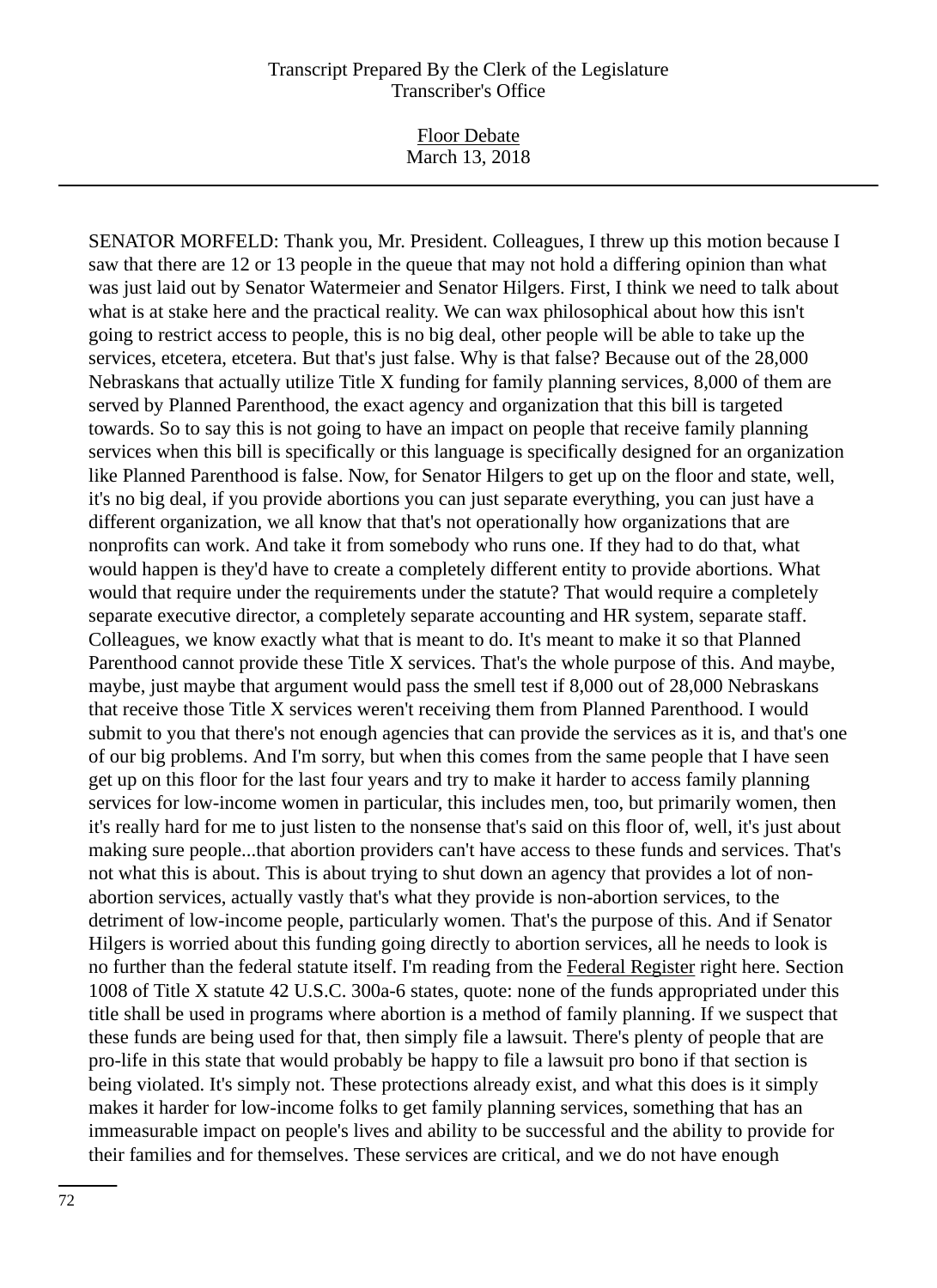SENATOR MORFELD: Thank you, Mr. President. Colleagues, I threw up this motion because I saw that there are 12 or 13 people in the queue that may not hold a differing opinion than what was just laid out by Senator Watermeier and Senator Hilgers. First, I think we need to talk about what is at stake here and the practical reality. We can wax philosophical about how this isn't going to restrict access to people, this is no big deal, other people will be able to take up the services, etcetera, etcetera. But that's just false. Why is that false? Because out of the 28,000 Nebraskans that actually utilize Title X funding for family planning services, 8,000 of them are served by Planned Parenthood, the exact agency and organization that this bill is targeted towards. So to say this is not going to have an impact on people that receive family planning services when this bill is specifically or this language is specifically designed for an organization like Planned Parenthood is false. Now, for Senator Hilgers to get up on the floor and state, well, it's no big deal, if you provide abortions you can just separate everything, you can just have a different organization, we all know that that's not operationally how organizations that are nonprofits can work. And take it from somebody who runs one. If they had to do that, what would happen is they'd have to create a completely different entity to provide abortions. What would that require under the requirements under the statute? That would require a completely separate executive director, a completely separate accounting and HR system, separate staff. Colleagues, we know exactly what that is meant to do. It's meant to make it so that Planned Parenthood cannot provide these Title X services. That's the whole purpose of this. And maybe, maybe, just maybe that argument would pass the smell test if 8,000 out of 28,000 Nebraskans that receive those Title X services weren't receiving them from Planned Parenthood. I would submit to you that there's not enough agencies that can provide the services as it is, and that's one of our big problems. And I'm sorry, but when this comes from the same people that I have seen get up on this floor for the last four years and try to make it harder to access family planning services for low-income women in particular, this includes men, too, but primarily women, then it's really hard for me to just listen to the nonsense that's said on this floor of, well, it's just about making sure people...that abortion providers can't have access to these funds and services. That's not what this is about. This is about trying to shut down an agency that provides a lot of non-abortion services, actually vastly that's what they provide is non-abortion services, to the detriment of low-income people, particularly women. That's the purpose of this. And if Senator Hilgers is worried about this funding going directly to abortion services, all he needs to look is no further than the federal statute itself. I'm reading from the Federal Register right here. Section 1008 of Title X statute 42 U.S.C. 300a-6 states, quote: none of the funds appropriated under this title shall be used in programs where abortion is a method of family planning. If we suspect that these funds are being used for that, then simply file a lawsuit. There's plenty of people that are pro-life in this state that would probably be happy to file a lawsuit pro bono if that section is being violated. It's simply not. These protections already exist, and what this does is it simply makes it harder for low-income folks to get family planning services, something that has an immeasurable impact on people's lives and ability to be successful and the ability to provide for their families and for themselves. These services are critical, and we do not have enough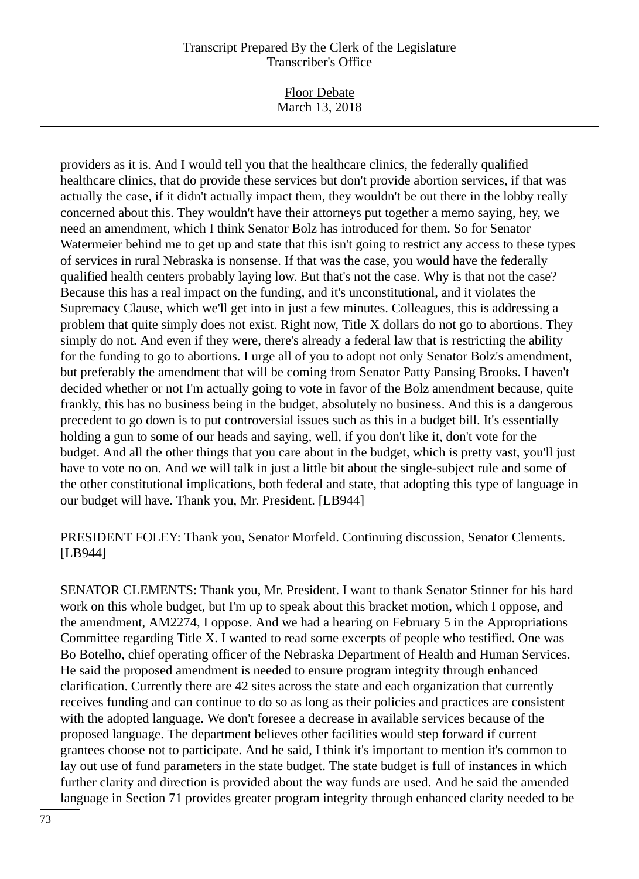providers as it is. And I would tell you that the healthcare clinics, the federally qualified healthcare clinics, that do provide these services but don't provide abortion services, if that was actually the case, if it didn't actually impact them, they wouldn't be out there in the lobby really concerned about this. They wouldn't have their attorneys put together a memo saying, hey, we need an amendment, which I think Senator Bolz has introduced for them. So for Senator Watermeier behind me to get up and state that this isn't going to restrict any access to these types of services in rural Nebraska is nonsense. If that was the case, you would have the federally qualified health centers probably laying low. But that's not the case. Why is that not the case? Because this has a real impact on the funding, and it's unconstitutional, and it violates the Supremacy Clause, which we'll get into in just a few minutes. Colleagues, this is addressing a problem that quite simply does not exist. Right now, Title X dollars do not go to abortions. They simply do not. And even if they were, there's already a federal law that is restricting the ability for the funding to go to abortions. I urge all of you to adopt not only Senator Bolz's amendment, but preferably the amendment that will be coming from Senator Patty Pansing Brooks. I haven't decided whether or not I'm actually going to vote in favor of the Bolz amendment because, quite frankly, this has no business being in the budget, absolutely no business. And this is a dangerous precedent to go down is to put controversial issues such as this in a budget bill. It's essentially holding a gun to some of our heads and saying, well, if you don't like it, don't vote for the budget. And all the other things that you care about in the budget, which is pretty vast, you'll just have to vote no on. And we will talk in just a little bit about the single-subject rule and some of the other constitutional implications, both federal and state, that adopting this type of language in our budget will have. Thank you, Mr. President. [LB944]

PRESIDENT FOLEY: Thank you, Senator Morfeld. Continuing discussion, Senator Clements. [LB944]

SENATOR CLEMENTS: Thank you, Mr. President. I want to thank Senator Stinner for his hard work on this whole budget, but I'm up to speak about this bracket motion, which I oppose, and the amendment, AM2274, I oppose. And we had a hearing on February 5 in the Appropriations Committee regarding Title X. I wanted to read some excerpts of people who testified. One was Bo Botelho, chief operating officer of the Nebraska Department of Health and Human Services. He said the proposed amendment is needed to ensure program integrity through enhanced clarification. Currently there are 42 sites across the state and each organization that currently receives funding and can continue to do so as long as their policies and practices are consistent with the adopted language. We don't foresee a decrease in available services because of the proposed language. The department believes other facilities would step forward if current grantees choose not to participate. And he said, I think it's important to mention it's common to lay out use of fund parameters in the state budget. The state budget is full of instances in which further clarity and direction is provided about the way funds are used. And he said the amended language in Section 71 provides greater program integrity through enhanced clarity needed to be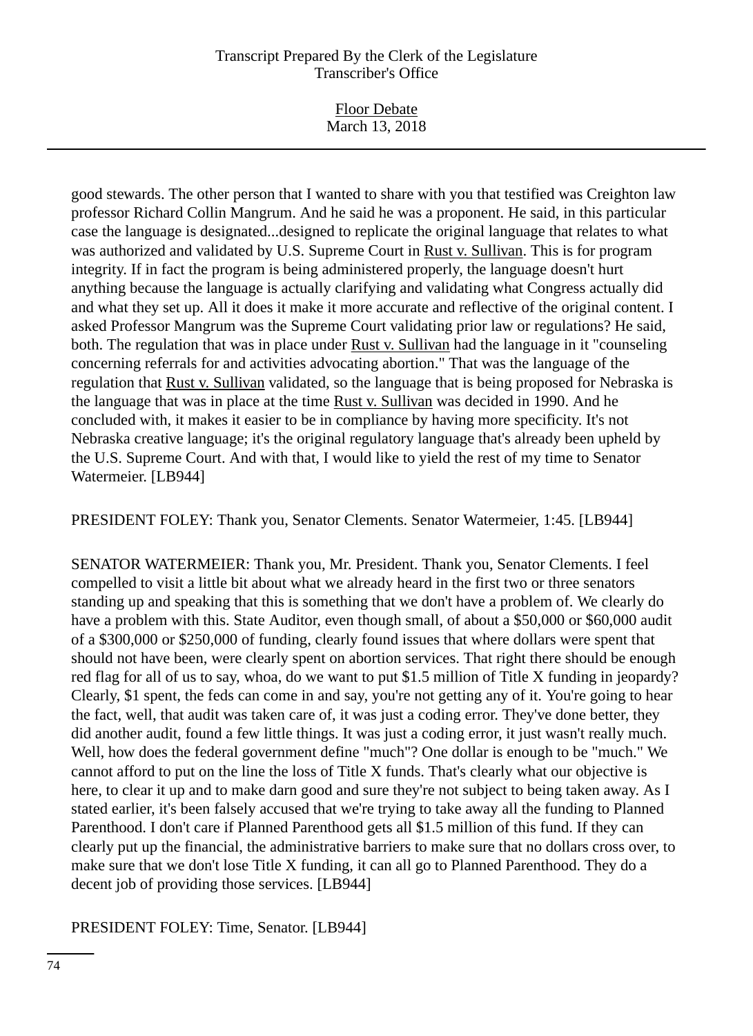good stewards. The other person that I wanted to share with you that testified was Creighton law professor Richard Collin Mangrum. And he said he was a proponent. He said, in this particular case the language is designated...designed to replicate the original language that relates to what was authorized and validated by U.S. Supreme Court in Rust v. Sullivan. This is for program integrity. If in fact the program is being administered properly, the language doesn't hurt anything because the language is actually clarifying and validating what Congress actually did and what they set up. All it does it make it more accurate and reflective of the original content. I asked Professor Mangrum was the Supreme Court validating prior law or regulations? He said, both. The regulation that was in place under Rust v. Sullivan had the language in it "counseling concerning referrals for and activities advocating abortion." That was the language of the regulation that Rust v. Sullivan validated, so the language that is being proposed for Nebraska is the language that was in place at the time Rust v. Sullivan was decided in 1990. And he concluded with, it makes it easier to be in compliance by having more specificity. It's not Nebraska creative language; it's the original regulatory language that's already been upheld by the U.S. Supreme Court. And with that, I would like to yield the rest of my time to Senator Watermeier. [LB944]

PRESIDENT FOLEY: Thank you, Senator Clements. Senator Watermeier, 1:45. [LB944]

SENATOR WATERMEIER: Thank you, Mr. President. Thank you, Senator Clements. I feel compelled to visit a little bit about what we already heard in the first two or three senators standing up and speaking that this is something that we don't have a problem of. We clearly do have a problem with this. State Auditor, even though small, of about a $50,000 or $60,000 audit of a $300,000 or $250,000 of funding, clearly found issues that where dollars were spent that should not have been, were clearly spent on abortion services. That right there should be enough red flag for all of us to say, whoa, do we want to put $1.5 million of Title X funding in jeopardy? Clearly, $1 spent, the feds can come in and say, you're not getting any of it. You're going to hear the fact, well, that audit was taken care of, it was just a coding error. They've done better, they did another audit, found a few little things. It was just a coding error, it just wasn't really much. Well, how does the federal government define "much"? One dollar is enough to be "much." We cannot afford to put on the line the loss of Title X funds. That's clearly what our objective is here, to clear it up and to make darn good and sure they're not subject to being taken away. As I stated earlier, it's been falsely accused that we're trying to take away all the funding to Planned Parenthood. I don't care if Planned Parenthood gets all $1.5 million of this fund. If they can clearly put up the financial, the administrative barriers to make sure that no dollars cross over, to make sure that we don't lose Title X funding, it can all go to Planned Parenthood. They do a decent job of providing those services. [LB944]

PRESIDENT FOLEY: Time, Senator. [LB944]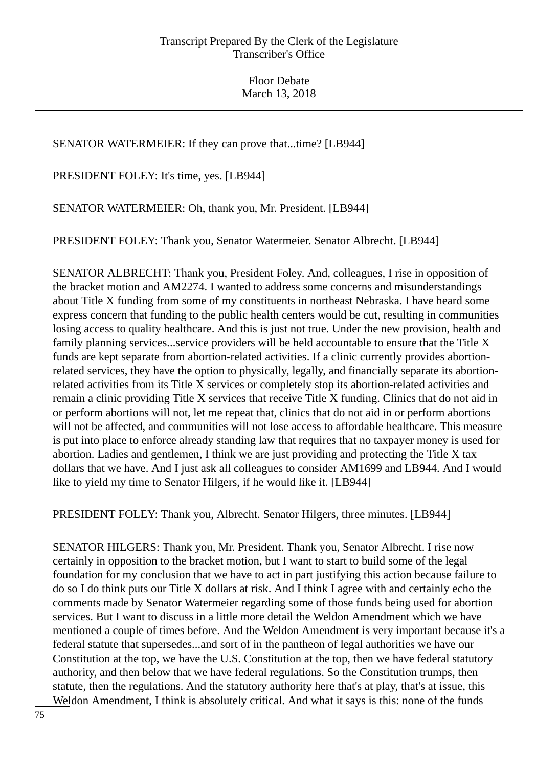SENATOR WATERMEIER: If they can prove that...time? [LB944]

PRESIDENT FOLEY: It's time, yes. [LB944]

SENATOR WATERMEIER: Oh, thank you, Mr. President. [LB944]

PRESIDENT FOLEY: Thank you, Senator Watermeier. Senator Albrecht. [LB944]

SENATOR ALBRECHT: Thank you, President Foley. And, colleagues, I rise in opposition of the bracket motion and AM2274. I wanted to address some concerns and misunderstandings about Title X funding from some of my constituents in northeast Nebraska. I have heard some express concern that funding to the public health centers would be cut, resulting in communities losing access to quality healthcare. And this is just not true. Under the new provision, health and family planning services...service providers will be held accountable to ensure that the Title X funds are kept separate from abortion-related activities. If a clinic currently provides abortion-related services, they have the option to physically, legally, and financially separate its abortion-related activities from its Title X services or completely stop its abortion-related activities and remain a clinic providing Title X services that receive Title X funding. Clinics that do not aid in or perform abortions will not, let me repeat that, clinics that do not aid in or perform abortions will not be affected, and communities will not lose access to affordable healthcare. This measure is put into place to enforce already standing law that requires that no taxpayer money is used for abortion. Ladies and gentlemen, I think we are just providing and protecting the Title X tax dollars that we have. And I just ask all colleagues to consider AM1699 and LB944. And I would like to yield my time to Senator Hilgers, if he would like it. [LB944]

PRESIDENT FOLEY: Thank you, Albrecht. Senator Hilgers, three minutes. [LB944]

SENATOR HILGERS: Thank you, Mr. President. Thank you, Senator Albrecht. I rise now certainly in opposition to the bracket motion, but I want to start to build some of the legal foundation for my conclusion that we have to act in part justifying this action because failure to do so I do think puts our Title X dollars at risk. And I think I agree with and certainly echo the comments made by Senator Watermeier regarding some of those funds being used for abortion services. But I want to discuss in a little more detail the Weldon Amendment which we have mentioned a couple of times before. And the Weldon Amendment is very important because it's a federal statute that supersedes...and sort of in the pantheon of legal authorities we have our Constitution at the top, we have the U.S. Constitution at the top, then we have federal statutory authority, and then below that we have federal regulations. So the Constitution trumps, then statute, then the regulations. And the statutory authority here that's at play, that's at issue, this Weldon Amendment, I think is absolutely critical. And what it says is this: none of the funds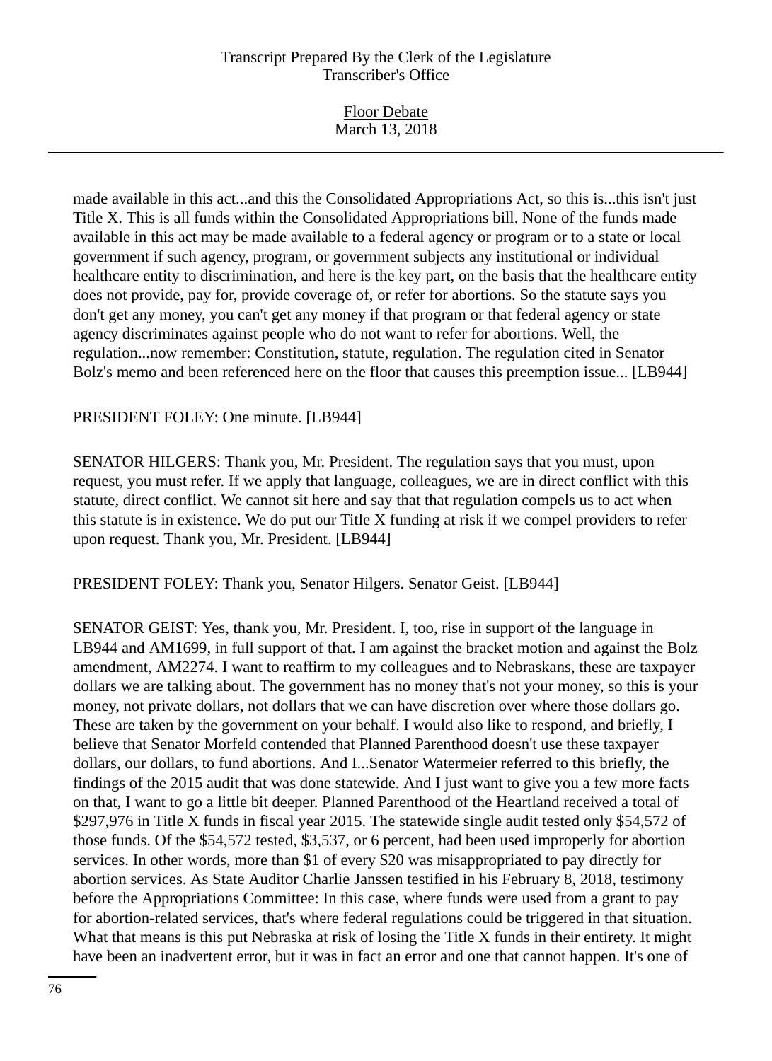made available in this act...and this the Consolidated Appropriations Act, so this is...this isn't just Title X. This is all funds within the Consolidated Appropriations bill. None of the funds made available in this act may be made available to a federal agency or program or to a state or local government if such agency, program, or government subjects any institutional or individual healthcare entity to discrimination, and here is the key part, on the basis that the healthcare entity does not provide, pay for, provide coverage of, or refer for abortions. So the statute says you don't get any money, you can't get any money if that program or that federal agency or state agency discriminates against people who do not want to refer for abortions. Well, the regulation...now remember: Constitution, statute, regulation. The regulation cited in Senator Bolz's memo and been referenced here on the floor that causes this preemption issue... [LB944]

PRESIDENT FOLEY: One minute. [LB944]

SENATOR HILGERS: Thank you, Mr. President. The regulation says that you must, upon request, you must refer. If we apply that language, colleagues, we are in direct conflict with this statute, direct conflict. We cannot sit here and say that that regulation compels us to act when this statute is in existence. We do put our Title X funding at risk if we compel providers to refer upon request. Thank you, Mr. President. [LB944]

PRESIDENT FOLEY: Thank you, Senator Hilgers. Senator Geist. [LB944]

SENATOR GEIST: Yes, thank you, Mr. President. I, too, rise in support of the language in LB944 and AM1699, in full support of that. I am against the bracket motion and against the Bolz amendment, AM2274. I want to reaffirm to my colleagues and to Nebraskans, these are taxpayer dollars we are talking about. The government has no money that's not your money, so this is your money, not private dollars, not dollars that we can have discretion over where those dollars go. These are taken by the government on your behalf. I would also like to respond, and briefly, I believe that Senator Morfeld contended that Planned Parenthood doesn't use these taxpayer dollars, our dollars, to fund abortions. And I...Senator Watermeier referred to this briefly, the findings of the 2015 audit that was done statewide. And I just want to give you a few more facts on that, I want to go a little bit deeper. Planned Parenthood of the Heartland received a total of $297,976 in Title X funds in fiscal year 2015. The statewide single audit tested only $54,572 of those funds. Of the $54,572 tested, $3,537, or 6 percent, had been used improperly for abortion services. In other words, more than $1 of every $20 was misappropriated to pay directly for abortion services. As State Auditor Charlie Janssen testified in his February 8, 2018, testimony before the Appropriations Committee: In this case, where funds were used from a grant to pay for abortion-related services, that's where federal regulations could be triggered in that situation. What that means is this put Nebraska at risk of losing the Title X funds in their entirety. It might have been an inadvertent error, but it was in fact an error and one that cannot happen. It's one of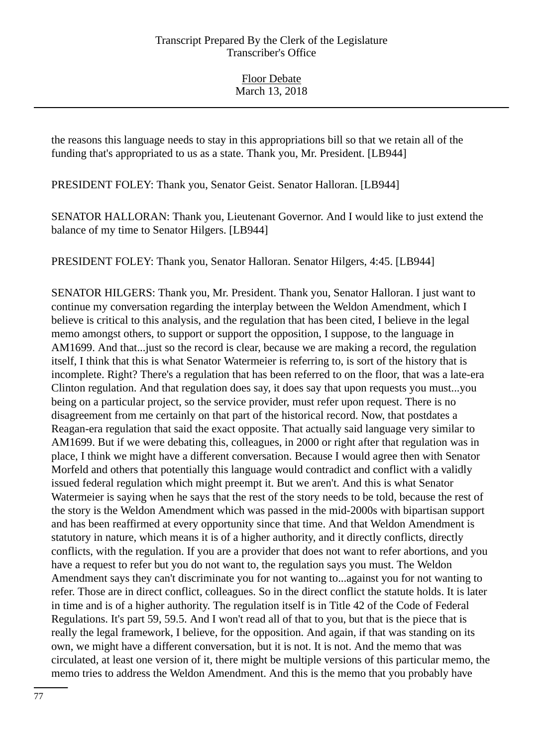the reasons this language needs to stay in this appropriations bill so that we retain all of the funding that's appropriated to us as a state. Thank you, Mr. President. [LB944]

PRESIDENT FOLEY: Thank you, Senator Geist. Senator Halloran. [LB944]

SENATOR HALLORAN: Thank you, Lieutenant Governor. And I would like to just extend the balance of my time to Senator Hilgers. [LB944]

PRESIDENT FOLEY: Thank you, Senator Halloran. Senator Hilgers, 4:45. [LB944]

SENATOR HILGERS: Thank you, Mr. President. Thank you, Senator Halloran. I just want to continue my conversation regarding the interplay between the Weldon Amendment, which I believe is critical to this analysis, and the regulation that has been cited, I believe in the legal memo amongst others, to support or support the opposition, I suppose, to the language in AM1699. And that...just so the record is clear, because we are making a record, the regulation itself, I think that this is what Senator Watermeier is referring to, is sort of the history that is incomplete. Right? There's a regulation that has been referred to on the floor, that was a late-era Clinton regulation. And that regulation does say, it does say that upon requests you must...you being on a particular project, so the service provider, must refer upon request. There is no disagreement from me certainly on that part of the historical record. Now, that postdates a Reagan-era regulation that said the exact opposite. That actually said language very similar to AM1699. But if we were debating this, colleagues, in 2000 or right after that regulation was in place, I think we might have a different conversation. Because I would agree then with Senator Morfeld and others that potentially this language would contradict and conflict with a validly issued federal regulation which might preempt it. But we aren't. And this is what Senator Watermeier is saying when he says that the rest of the story needs to be told, because the rest of the story is the Weldon Amendment which was passed in the mid-2000s with bipartisan support and has been reaffirmed at every opportunity since that time. And that Weldon Amendment is statutory in nature, which means it is of a higher authority, and it directly conflicts, directly conflicts, with the regulation. If you are a provider that does not want to refer abortions, and you have a request to refer but you do not want to, the regulation says you must. The Weldon Amendment says they can't discriminate you for not wanting to...against you for not wanting to refer. Those are in direct conflict, colleagues. So in the direct conflict the statute holds. It is later in time and is of a higher authority. The regulation itself is in Title 42 of the Code of Federal Regulations. It's part 59, 59.5. And I won't read all of that to you, but that is the piece that is really the legal framework, I believe, for the opposition. And again, if that was standing on its own, we might have a different conversation, but it is not. It is not. And the memo that was circulated, at least one version of it, there might be multiple versions of this particular memo, the memo tries to address the Weldon Amendment. And this is the memo that you probably have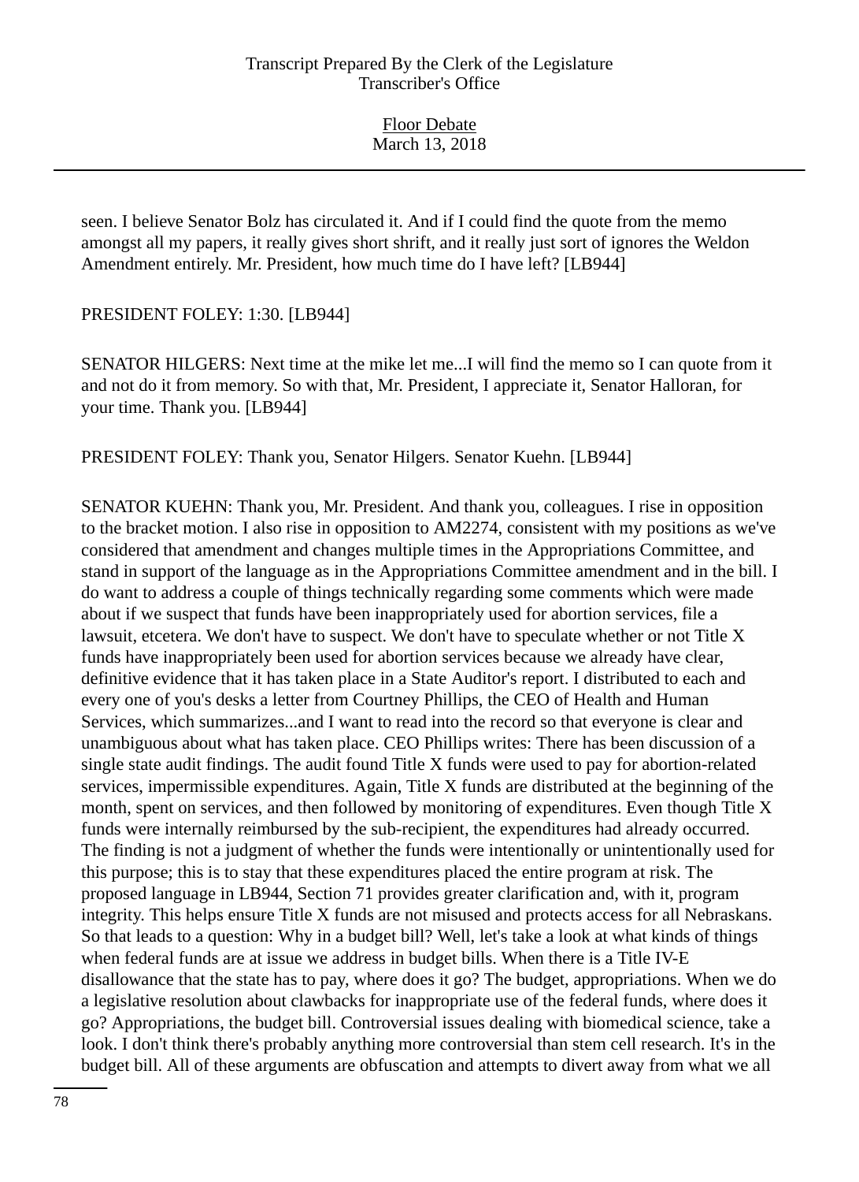seen. I believe Senator Bolz has circulated it. And if I could find the quote from the memo amongst all my papers, it really gives short shrift, and it really just sort of ignores the Weldon Amendment entirely. Mr. President, how much time do I have left? [LB944]

PRESIDENT FOLEY: 1:30. [LB944]

SENATOR HILGERS: Next time at the mike let me...I will find the memo so I can quote from it and not do it from memory. So with that, Mr. President, I appreciate it, Senator Halloran, for your time. Thank you. [LB944]

PRESIDENT FOLEY: Thank you, Senator Hilgers. Senator Kuehn. [LB944]

SENATOR KUEHN: Thank you, Mr. President. And thank you, colleagues. I rise in opposition to the bracket motion. I also rise in opposition to AM2274, consistent with my positions as we've considered that amendment and changes multiple times in the Appropriations Committee, and stand in support of the language as in the Appropriations Committee amendment and in the bill. I do want to address a couple of things technically regarding some comments which were made about if we suspect that funds have been inappropriately used for abortion services, file a lawsuit, etcetera. We don't have to suspect. We don't have to speculate whether or not Title X funds have inappropriately been used for abortion services because we already have clear, definitive evidence that it has taken place in a State Auditor's report. I distributed to each and every one of you's desks a letter from Courtney Phillips, the CEO of Health and Human Services, which summarizes...and I want to read into the record so that everyone is clear and unambiguous about what has taken place. CEO Phillips writes: There has been discussion of a single state audit findings. The audit found Title X funds were used to pay for abortion-related services, impermissible expenditures. Again, Title X funds are distributed at the beginning of the month, spent on services, and then followed by monitoring of expenditures. Even though Title X funds were internally reimbursed by the sub-recipient, the expenditures had already occurred. The finding is not a judgment of whether the funds were intentionally or unintentionally used for this purpose; this is to stay that these expenditures placed the entire program at risk. The proposed language in LB944, Section 71 provides greater clarification and, with it, program integrity. This helps ensure Title X funds are not misused and protects access for all Nebraskans. So that leads to a question: Why in a budget bill? Well, let's take a look at what kinds of things when federal funds are at issue we address in budget bills. When there is a Title IV-E disallowance that the state has to pay, where does it go? The budget, appropriations. When we do a legislative resolution about clawbacks for inappropriate use of the federal funds, where does it go? Appropriations, the budget bill. Controversial issues dealing with biomedical science, take a look. I don't think there's probably anything more controversial than stem cell research. It's in the budget bill. All of these arguments are obfuscation and attempts to divert away from what we all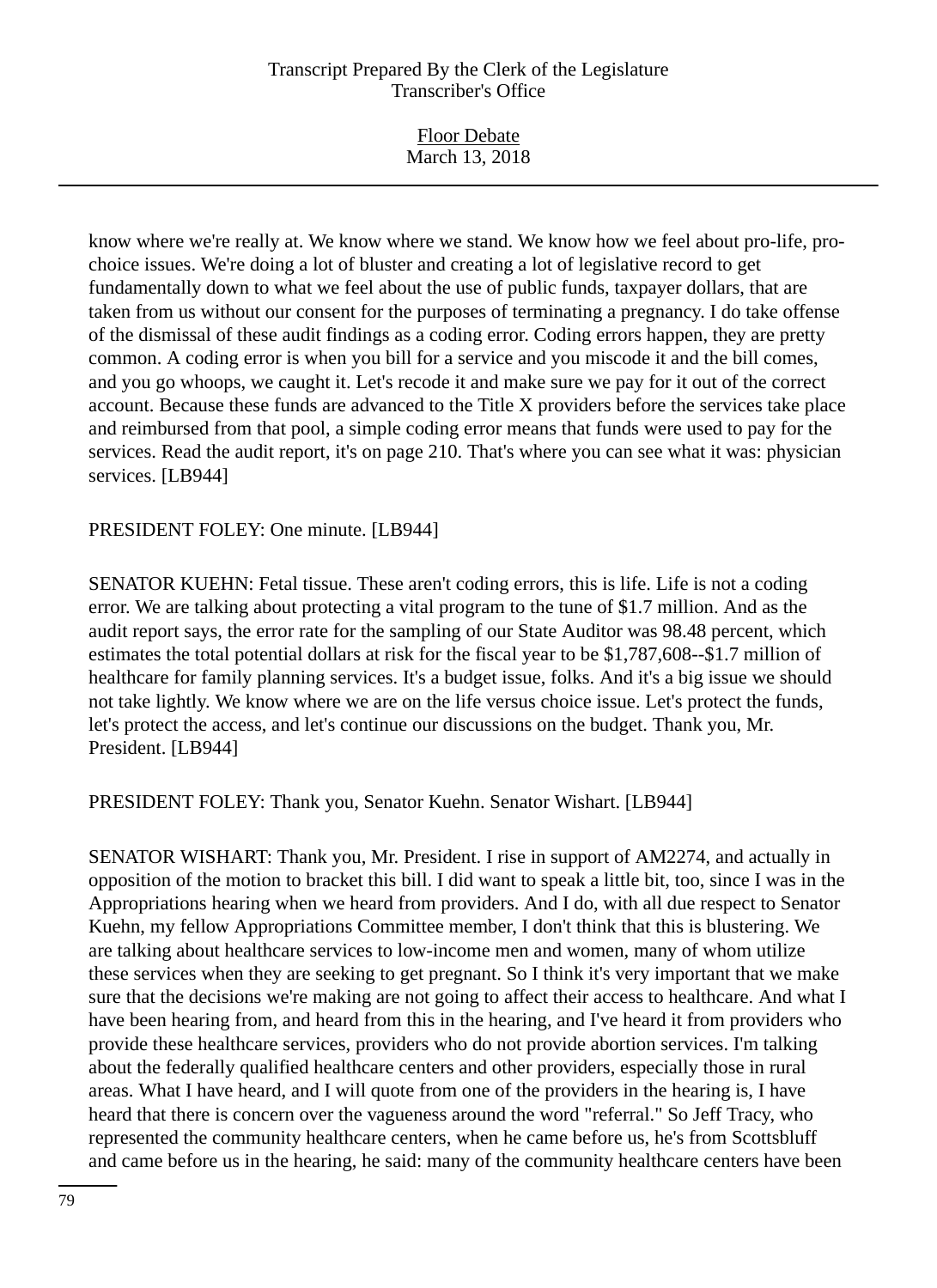know where we're really at. We know where we stand. We know how we feel about pro-life, pro-choice issues. We're doing a lot of bluster and creating a lot of legislative record to get fundamentally down to what we feel about the use of public funds, taxpayer dollars, that are taken from us without our consent for the purposes of terminating a pregnancy. I do take offense of the dismissal of these audit findings as a coding error. Coding errors happen, they are pretty common. A coding error is when you bill for a service and you miscode it and the bill comes, and you go whoops, we caught it. Let's recode it and make sure we pay for it out of the correct account. Because these funds are advanced to the Title X providers before the services take place and reimbursed from that pool, a simple coding error means that funds were used to pay for the services. Read the audit report, it's on page 210. That's where you can see what it was: physician services. [LB944]

PRESIDENT FOLEY: One minute. [LB944]

SENATOR KUEHN: Fetal tissue. These aren't coding errors, this is life. Life is not a coding error. We are talking about protecting a vital program to the tune of $1.7 million. And as the audit report says, the error rate for the sampling of our State Auditor was 98.48 percent, which estimates the total potential dollars at risk for the fiscal year to be $1,787,608--$1.7 million of healthcare for family planning services. It's a budget issue, folks. And it's a big issue we should not take lightly. We know where we are on the life versus choice issue. Let's protect the funds, let's protect the access, and let's continue our discussions on the budget. Thank you, Mr. President. [LB944]

PRESIDENT FOLEY: Thank you, Senator Kuehn. Senator Wishart. [LB944]

SENATOR WISHART: Thank you, Mr. President. I rise in support of AM2274, and actually in opposition of the motion to bracket this bill. I did want to speak a little bit, too, since I was in the Appropriations hearing when we heard from providers. And I do, with all due respect to Senator Kuehn, my fellow Appropriations Committee member, I don't think that this is blustering. We are talking about healthcare services to low-income men and women, many of whom utilize these services when they are seeking to get pregnant. So I think it's very important that we make sure that the decisions we're making are not going to affect their access to healthcare. And what I have been hearing from, and heard from this in the hearing, and I've heard it from providers who provide these healthcare services, providers who do not provide abortion services. I'm talking about the federally qualified healthcare centers and other providers, especially those in rural areas. What I have heard, and I will quote from one of the providers in the hearing is, I have heard that there is concern over the vagueness around the word "referral." So Jeff Tracy, who represented the community healthcare centers, when he came before us, he's from Scottsbluff and came before us in the hearing, he said: many of the community healthcare centers have been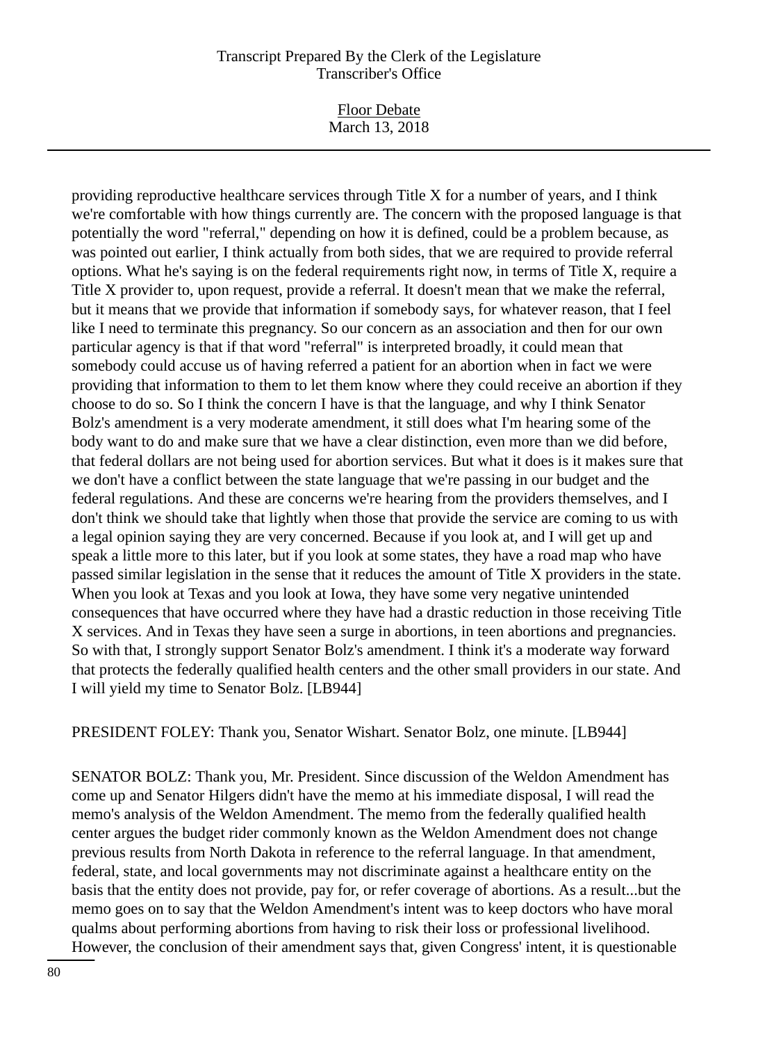providing reproductive healthcare services through Title X for a number of years, and I think we're comfortable with how things currently are. The concern with the proposed language is that potentially the word "referral," depending on how it is defined, could be a problem because, as was pointed out earlier, I think actually from both sides, that we are required to provide referral options. What he's saying is on the federal requirements right now, in terms of Title X, require a Title X provider to, upon request, provide a referral. It doesn't mean that we make the referral, but it means that we provide that information if somebody says, for whatever reason, that I feel like I need to terminate this pregnancy. So our concern as an association and then for our own particular agency is that if that word "referral" is interpreted broadly, it could mean that somebody could accuse us of having referred a patient for an abortion when in fact we were providing that information to them to let them know where they could receive an abortion if they choose to do so. So I think the concern I have is that the language, and why I think Senator Bolz's amendment is a very moderate amendment, it still does what I'm hearing some of the body want to do and make sure that we have a clear distinction, even more than we did before, that federal dollars are not being used for abortion services. But what it does is it makes sure that we don't have a conflict between the state language that we're passing in our budget and the federal regulations. And these are concerns we're hearing from the providers themselves, and I don't think we should take that lightly when those that provide the service are coming to us with a legal opinion saying they are very concerned. Because if you look at, and I will get up and speak a little more to this later, but if you look at some states, they have a road map who have passed similar legislation in the sense that it reduces the amount of Title X providers in the state. When you look at Texas and you look at Iowa, they have some very negative unintended consequences that have occurred where they have had a drastic reduction in those receiving Title X services. And in Texas they have seen a surge in abortions, in teen abortions and pregnancies. So with that, I strongly support Senator Bolz's amendment. I think it's a moderate way forward that protects the federally qualified health centers and the other small providers in our state. And I will yield my time to Senator Bolz. [LB944]

PRESIDENT FOLEY: Thank you, Senator Wishart. Senator Bolz, one minute. [LB944]

SENATOR BOLZ: Thank you, Mr. President. Since discussion of the Weldon Amendment has come up and Senator Hilgers didn't have the memo at his immediate disposal, I will read the memo's analysis of the Weldon Amendment. The memo from the federally qualified health center argues the budget rider commonly known as the Weldon Amendment does not change previous results from North Dakota in reference to the referral language. In that amendment, federal, state, and local governments may not discriminate against a healthcare entity on the basis that the entity does not provide, pay for, or refer coverage of abortions. As a result...but the memo goes on to say that the Weldon Amendment's intent was to keep doctors who have moral qualms about performing abortions from having to risk their loss or professional livelihood. However, the conclusion of their amendment says that, given Congress' intent, it is questionable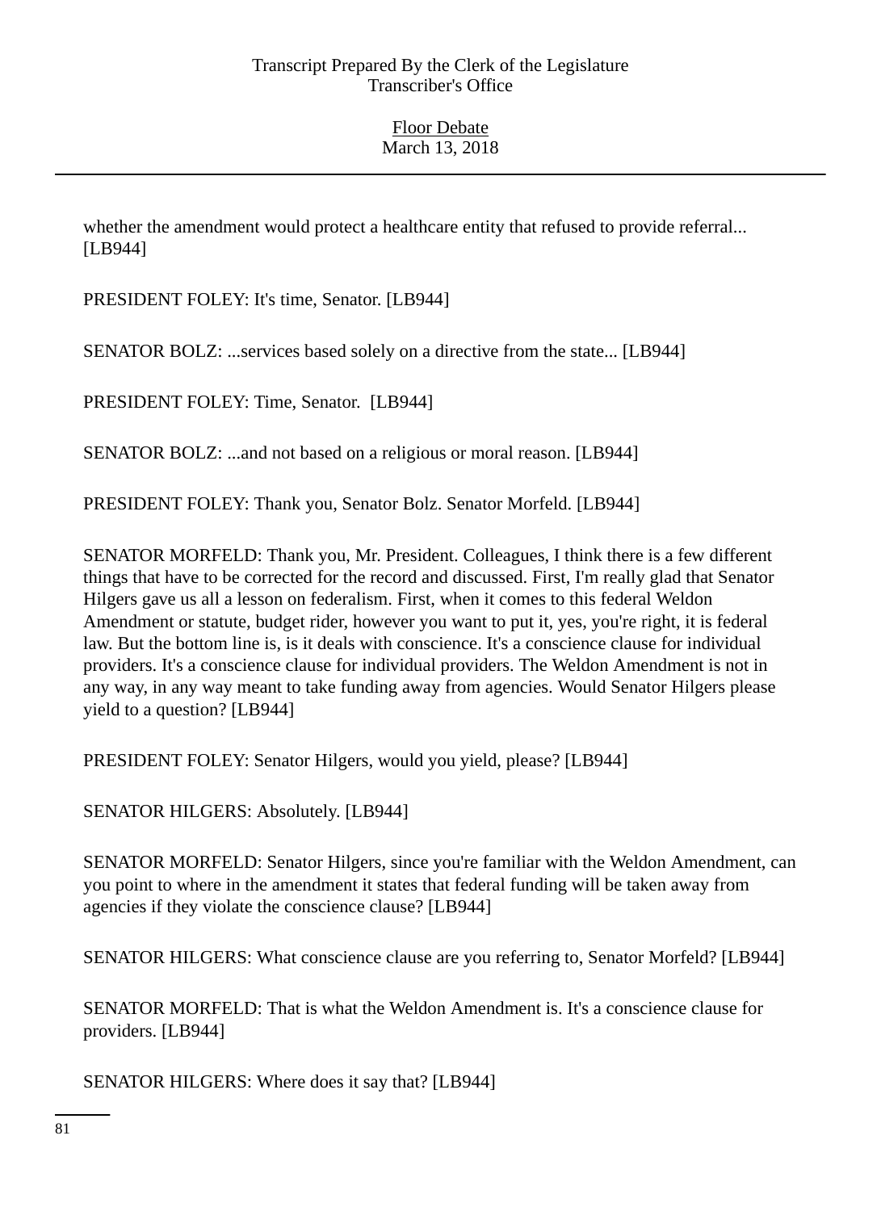whether the amendment would protect a healthcare entity that refused to provide referral... [LB944]

PRESIDENT FOLEY: It's time, Senator. [LB944]

SENATOR BOLZ: ...services based solely on a directive from the state... [LB944]

PRESIDENT FOLEY: Time, Senator. [LB944]

SENATOR BOLZ: ...and not based on a religious or moral reason. [LB944]

PRESIDENT FOLEY: Thank you, Senator Bolz. Senator Morfeld. [LB944]

SENATOR MORFELD: Thank you, Mr. President. Colleagues, I think there is a few different things that have to be corrected for the record and discussed. First, I'm really glad that Senator Hilgers gave us all a lesson on federalism. First, when it comes to this federal Weldon Amendment or statute, budget rider, however you want to put it, yes, you're right, it is federal law. But the bottom line is, is it deals with conscience. It's a conscience clause for individual providers. It's a conscience clause for individual providers. The Weldon Amendment is not in any way, in any way meant to take funding away from agencies. Would Senator Hilgers please yield to a question? [LB944]

PRESIDENT FOLEY: Senator Hilgers, would you yield, please? [LB944]

SENATOR HILGERS: Absolutely. [LB944]

SENATOR MORFELD: Senator Hilgers, since you're familiar with the Weldon Amendment, can you point to where in the amendment it states that federal funding will be taken away from agencies if they violate the conscience clause? [LB944]

SENATOR HILGERS: What conscience clause are you referring to, Senator Morfeld? [LB944]

SENATOR MORFELD: That is what the Weldon Amendment is. It's a conscience clause for providers. [LB944]

SENATOR HILGERS: Where does it say that? [LB944]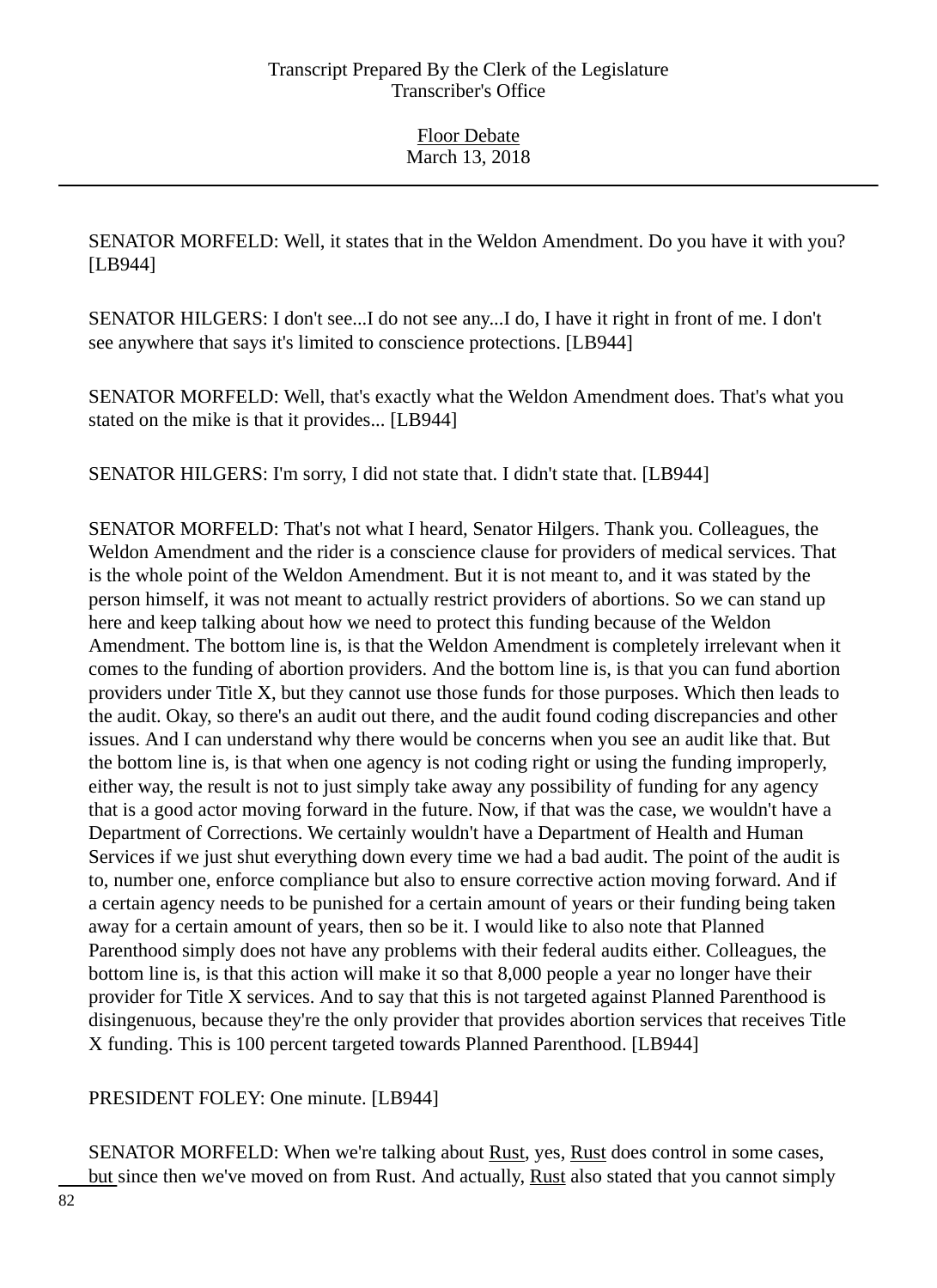SENATOR MORFELD: Well, it states that in the Weldon Amendment. Do you have it with you? [LB944]

SENATOR HILGERS: I don't see...I do not see any...I do, I have it right in front of me. I don't see anywhere that says it's limited to conscience protections. [LB944]

SENATOR MORFELD: Well, that's exactly what the Weldon Amendment does. That's what you stated on the mike is that it provides... [LB944]

SENATOR HILGERS: I'm sorry, I did not state that. I didn't state that. [LB944]

SENATOR MORFELD: That's not what I heard, Senator Hilgers. Thank you. Colleagues, the Weldon Amendment and the rider is a conscience clause for providers of medical services. That is the whole point of the Weldon Amendment. But it is not meant to, and it was stated by the person himself, it was not meant to actually restrict providers of abortions. So we can stand up here and keep talking about how we need to protect this funding because of the Weldon Amendment. The bottom line is, is that the Weldon Amendment is completely irrelevant when it comes to the funding of abortion providers. And the bottom line is, is that you can fund abortion providers under Title X, but they cannot use those funds for those purposes. Which then leads to the audit. Okay, so there's an audit out there, and the audit found coding discrepancies and other issues. And I can understand why there would be concerns when you see an audit like that. But the bottom line is, is that when one agency is not coding right or using the funding improperly, either way, the result is not to just simply take away any possibility of funding for any agency that is a good actor moving forward in the future. Now, if that was the case, we wouldn't have a Department of Corrections. We certainly wouldn't have a Department of Health and Human Services if we just shut everything down every time we had a bad audit. The point of the audit is to, number one, enforce compliance but also to ensure corrective action moving forward. And if a certain agency needs to be punished for a certain amount of years or their funding being taken away for a certain amount of years, then so be it. I would like to also note that Planned Parenthood simply does not have any problems with their federal audits either. Colleagues, the bottom line is, is that this action will make it so that 8,000 people a year no longer have their provider for Title X services. And to say that this is not targeted against Planned Parenthood is disingenuous, because they're the only provider that provides abortion services that receives Title X funding. This is 100 percent targeted towards Planned Parenthood. [LB944]

PRESIDENT FOLEY: One minute. [LB944]

SENATOR MORFELD: When we're talking about Rust, yes, Rust does control in some cases, but since then we've moved on from Rust. And actually, Rust also stated that you cannot simply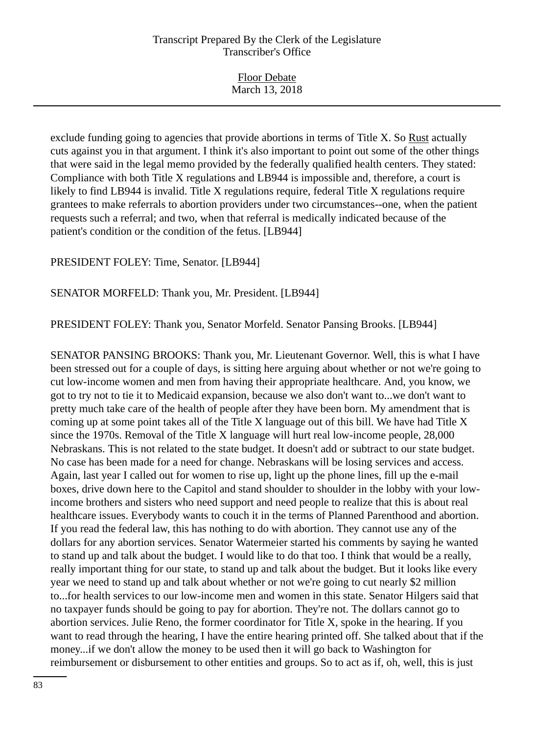exclude funding going to agencies that provide abortions in terms of Title X. So Rust actually cuts against you in that argument. I think it's also important to point out some of the other things that were said in the legal memo provided by the federally qualified health centers. They stated: Compliance with both Title X regulations and LB944 is impossible and, therefore, a court is likely to find LB944 is invalid. Title X regulations require, federal Title X regulations require grantees to make referrals to abortion providers under two circumstances--one, when the patient requests such a referral; and two, when that referral is medically indicated because of the patient's condition or the condition of the fetus. [LB944]

PRESIDENT FOLEY: Time, Senator. [LB944]

SENATOR MORFELD: Thank you, Mr. President. [LB944]

PRESIDENT FOLEY: Thank you, Senator Morfeld. Senator Pansing Brooks. [LB944]

SENATOR PANSING BROOKS: Thank you, Mr. Lieutenant Governor. Well, this is what I have been stressed out for a couple of days, is sitting here arguing about whether or not we're going to cut low-income women and men from having their appropriate healthcare. And, you know, we got to try not to tie it to Medicaid expansion, because we also don't want to...we don't want to pretty much take care of the health of people after they have been born. My amendment that is coming up at some point takes all of the Title X language out of this bill. We have had Title X since the 1970s. Removal of the Title X language will hurt real low-income people, 28,000 Nebraskans. This is not related to the state budget. It doesn't add or subtract to our state budget. No case has been made for a need for change. Nebraskans will be losing services and access. Again, last year I called out for women to rise up, light up the phone lines, fill up the e-mail boxes, drive down here to the Capitol and stand shoulder to shoulder in the lobby with your low-income brothers and sisters who need support and need people to realize that this is about real healthcare issues. Everybody wants to couch it in the terms of Planned Parenthood and abortion. If you read the federal law, this has nothing to do with abortion. They cannot use any of the dollars for any abortion services. Senator Watermeier started his comments by saying he wanted to stand up and talk about the budget. I would like to do that too. I think that would be a really, really important thing for our state, to stand up and talk about the budget. But it looks like every year we need to stand up and talk about whether or not we're going to cut nearly $2 million to...for health services to our low-income men and women in this state. Senator Hilgers said that no taxpayer funds should be going to pay for abortion. They're not. The dollars cannot go to abortion services. Julie Reno, the former coordinator for Title X, spoke in the hearing. If you want to read through the hearing, I have the entire hearing printed off. She talked about that if the money...if we don't allow the money to be used then it will go back to Washington for reimbursement or disbursement to other entities and groups. So to act as if, oh, well, this is just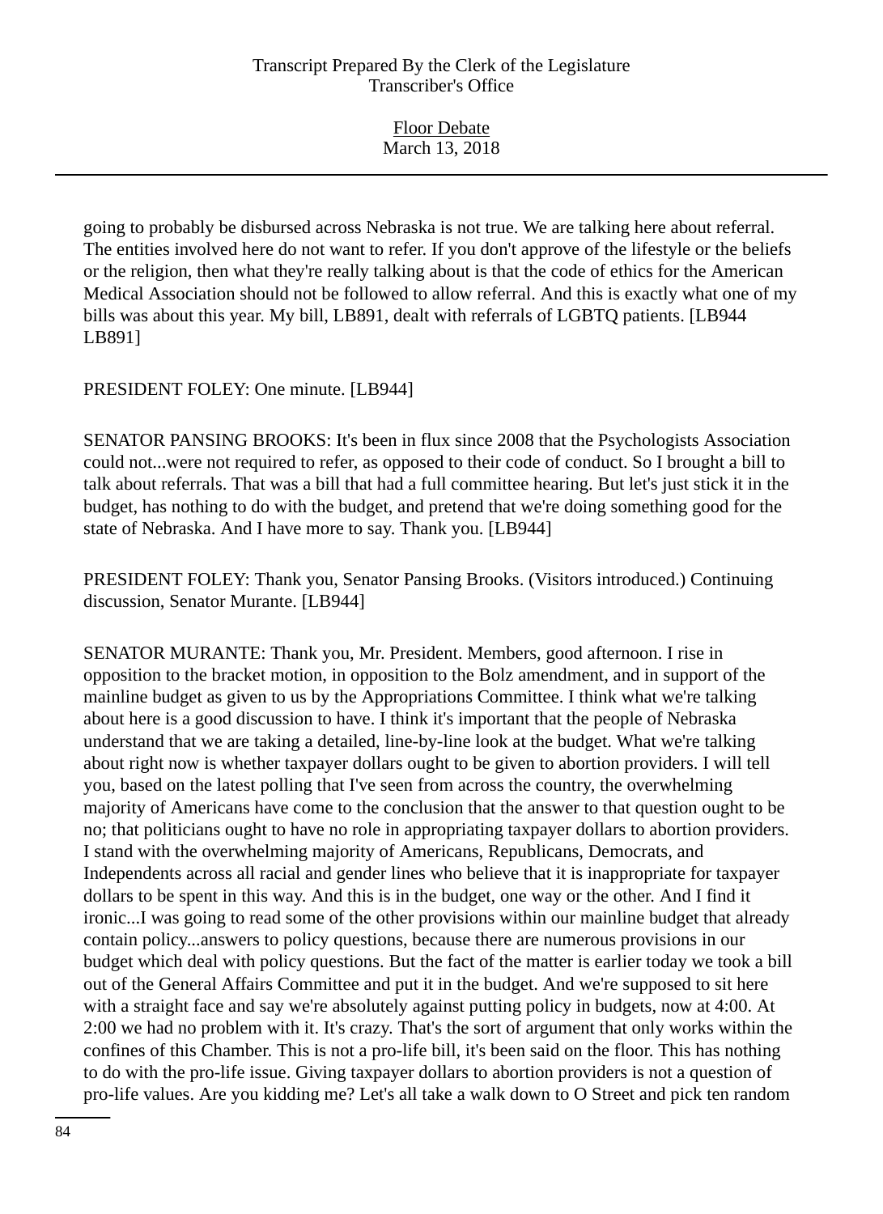going to probably be disbursed across Nebraska is not true. We are talking here about referral. The entities involved here do not want to refer. If you don't approve of the lifestyle or the beliefs or the religion, then what they're really talking about is that the code of ethics for the American Medical Association should not be followed to allow referral. And this is exactly what one of my bills was about this year. My bill, LB891, dealt with referrals of LGBTQ patients. [LB944 LB891]

PRESIDENT FOLEY: One minute. [LB944]

SENATOR PANSING BROOKS: It's been in flux since 2008 that the Psychologists Association could not...were not required to refer, as opposed to their code of conduct. So I brought a bill to talk about referrals. That was a bill that had a full committee hearing. But let's just stick it in the budget, has nothing to do with the budget, and pretend that we're doing something good for the state of Nebraska. And I have more to say. Thank you. [LB944]

PRESIDENT FOLEY: Thank you, Senator Pansing Brooks. (Visitors introduced.) Continuing discussion, Senator Murante. [LB944]

SENATOR MURANTE: Thank you, Mr. President. Members, good afternoon. I rise in opposition to the bracket motion, in opposition to the Bolz amendment, and in support of the mainline budget as given to us by the Appropriations Committee. I think what we're talking about here is a good discussion to have. I think it's important that the people of Nebraska understand that we are taking a detailed, line-by-line look at the budget. What we're talking about right now is whether taxpayer dollars ought to be given to abortion providers. I will tell you, based on the latest polling that I've seen from across the country, the overwhelming majority of Americans have come to the conclusion that the answer to that question ought to be no; that politicians ought to have no role in appropriating taxpayer dollars to abortion providers. I stand with the overwhelming majority of Americans, Republicans, Democrats, and Independents across all racial and gender lines who believe that it is inappropriate for taxpayer dollars to be spent in this way. And this is in the budget, one way or the other. And I find it ironic...I was going to read some of the other provisions within our mainline budget that already contain policy...answers to policy questions, because there are numerous provisions in our budget which deal with policy questions. But the fact of the matter is earlier today we took a bill out of the General Affairs Committee and put it in the budget. And we're supposed to sit here with a straight face and say we're absolutely against putting policy in budgets, now at 4:00. At 2:00 we had no problem with it. It's crazy. That's the sort of argument that only works within the confines of this Chamber. This is not a pro-life bill, it's been said on the floor. This has nothing to do with the pro-life issue. Giving taxpayer dollars to abortion providers is not a question of pro-life values. Are you kidding me? Let's all take a walk down to O Street and pick ten random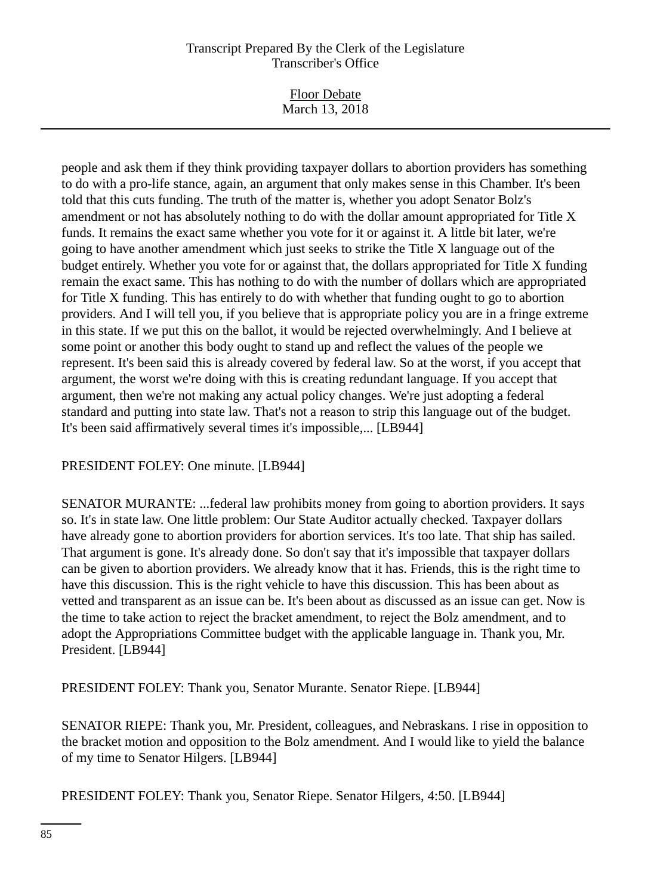people and ask them if they think providing taxpayer dollars to abortion providers has something to do with a pro-life stance, again, an argument that only makes sense in this Chamber. It's been told that this cuts funding. The truth of the matter is, whether you adopt Senator Bolz's amendment or not has absolutely nothing to do with the dollar amount appropriated for Title X funds. It remains the exact same whether you vote for it or against it. A little bit later, we're going to have another amendment which just seeks to strike the Title X language out of the budget entirely. Whether you vote for or against that, the dollars appropriated for Title X funding remain the exact same. This has nothing to do with the number of dollars which are appropriated for Title X funding. This has entirely to do with whether that funding ought to go to abortion providers. And I will tell you, if you believe that is appropriate policy you are in a fringe extreme in this state. If we put this on the ballot, it would be rejected overwhelmingly. And I believe at some point or another this body ought to stand up and reflect the values of the people we represent. It's been said this is already covered by federal law. So at the worst, if you accept that argument, the worst we're doing with this is creating redundant language. If you accept that argument, then we're not making any actual policy changes. We're just adopting a federal standard and putting into state law. That's not a reason to strip this language out of the budget. It's been said affirmatively several times it's impossible,... [LB944]

PRESIDENT FOLEY: One minute. [LB944]

SENATOR MURANTE: ...federal law prohibits money from going to abortion providers. It says so. It's in state law. One little problem: Our State Auditor actually checked. Taxpayer dollars have already gone to abortion providers for abortion services. It's too late. That ship has sailed. That argument is gone. It's already done. So don't say that it's impossible that taxpayer dollars can be given to abortion providers. We already know that it has. Friends, this is the right time to have this discussion. This is the right vehicle to have this discussion. This has been about as vetted and transparent as an issue can be. It's been about as discussed as an issue can get. Now is the time to take action to reject the bracket amendment, to reject the Bolz amendment, and to adopt the Appropriations Committee budget with the applicable language in. Thank you, Mr. President. [LB944]

PRESIDENT FOLEY: Thank you, Senator Murante. Senator Riepe. [LB944]

SENATOR RIEPE: Thank you, Mr. President, colleagues, and Nebraskans. I rise in opposition to the bracket motion and opposition to the Bolz amendment. And I would like to yield the balance of my time to Senator Hilgers. [LB944]

PRESIDENT FOLEY: Thank you, Senator Riepe. Senator Hilgers, 4:50. [LB944]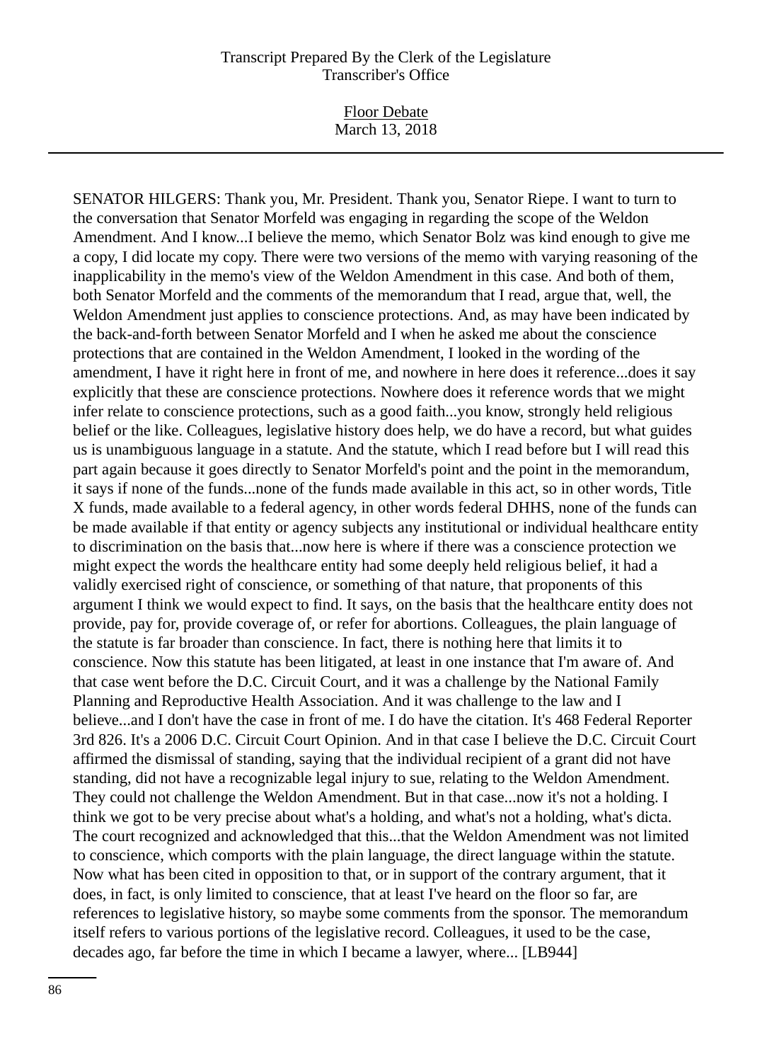SENATOR HILGERS: Thank you, Mr. President. Thank you, Senator Riepe. I want to turn to the conversation that Senator Morfeld was engaging in regarding the scope of the Weldon Amendment. And I know...I believe the memo, which Senator Bolz was kind enough to give me a copy, I did locate my copy. There were two versions of the memo with varying reasoning of the inapplicability in the memo's view of the Weldon Amendment in this case. And both of them, both Senator Morfeld and the comments of the memorandum that I read, argue that, well, the Weldon Amendment just applies to conscience protections. And, as may have been indicated by the back-and-forth between Senator Morfeld and I when he asked me about the conscience protections that are contained in the Weldon Amendment, I looked in the wording of the amendment, I have it right here in front of me, and nowhere in here does it reference...does it say explicitly that these are conscience protections. Nowhere does it reference words that we might infer relate to conscience protections, such as a good faith...you know, strongly held religious belief or the like. Colleagues, legislative history does help, we do have a record, but what guides us is unambiguous language in a statute. And the statute, which I read before but I will read this part again because it goes directly to Senator Morfeld's point and the point in the memorandum, it says if none of the funds...none of the funds made available in this act, so in other words, Title X funds, made available to a federal agency, in other words federal DHHS, none of the funds can be made available if that entity or agency subjects any institutional or individual healthcare entity to discrimination on the basis that...now here is where if there was a conscience protection we might expect the words the healthcare entity had some deeply held religious belief, it had a validly exercised right of conscience, or something of that nature, that proponents of this argument I think we would expect to find. It says, on the basis that the healthcare entity does not provide, pay for, provide coverage of, or refer for abortions. Colleagues, the plain language of the statute is far broader than conscience. In fact, there is nothing here that limits it to conscience. Now this statute has been litigated, at least in one instance that I'm aware of. And that case went before the D.C. Circuit Court, and it was a challenge by the National Family Planning and Reproductive Health Association. And it was challenge to the law and I believe...and I don't have the case in front of me. I do have the citation. It's 468 Federal Reporter 3rd 826. It's a 2006 D.C. Circuit Court Opinion. And in that case I believe the D.C. Circuit Court affirmed the dismissal of standing, saying that the individual recipient of a grant did not have standing, did not have a recognizable legal injury to sue, relating to the Weldon Amendment. They could not challenge the Weldon Amendment. But in that case...now it's not a holding. I think we got to be very precise about what's a holding, and what's not a holding, what's dicta. The court recognized and acknowledged that this...that the Weldon Amendment was not limited to conscience, which comports with the plain language, the direct language within the statute. Now what has been cited in opposition to that, or in support of the contrary argument, that it does, in fact, is only limited to conscience, that at least I've heard on the floor so far, are references to legislative history, so maybe some comments from the sponsor. The memorandum itself refers to various portions of the legislative record. Colleagues, it used to be the case, decades ago, far before the time in which I became a lawyer, where... [LB944]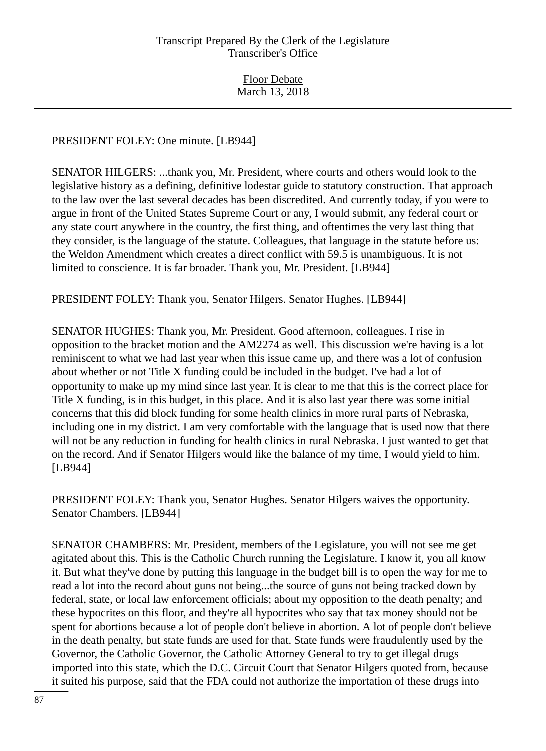PRESIDENT FOLEY: One minute. [LB944]

SENATOR HILGERS: ...thank you, Mr. President, where courts and others would look to the legislative history as a defining, definitive lodestar guide to statutory construction. That approach to the law over the last several decades has been discredited. And currently today, if you were to argue in front of the United States Supreme Court or any, I would submit, any federal court or any state court anywhere in the country, the first thing, and oftentimes the very last thing that they consider, is the language of the statute. Colleagues, that language in the statute before us: the Weldon Amendment which creates a direct conflict with 59.5 is unambiguous. It is not limited to conscience. It is far broader. Thank you, Mr. President. [LB944]

PRESIDENT FOLEY: Thank you, Senator Hilgers. Senator Hughes. [LB944]

SENATOR HUGHES: Thank you, Mr. President. Good afternoon, colleagues. I rise in opposition to the bracket motion and the AM2274 as well. This discussion we're having is a lot reminiscent to what we had last year when this issue came up, and there was a lot of confusion about whether or not Title X funding could be included in the budget. I've had a lot of opportunity to make up my mind since last year. It is clear to me that this is the correct place for Title X funding, is in this budget, in this place. And it is also last year there was some initial concerns that this did block funding for some health clinics in more rural parts of Nebraska, including one in my district. I am very comfortable with the language that is used now that there will not be any reduction in funding for health clinics in rural Nebraska. I just wanted to get that on the record. And if Senator Hilgers would like the balance of my time, I would yield to him. [LB944]

PRESIDENT FOLEY: Thank you, Senator Hughes. Senator Hilgers waives the opportunity. Senator Chambers. [LB944]

SENATOR CHAMBERS: Mr. President, members of the Legislature, you will not see me get agitated about this. This is the Catholic Church running the Legislature. I know it, you all know it. But what they've done by putting this language in the budget bill is to open the way for me to read a lot into the record about guns not being...the source of guns not being tracked down by federal, state, or local law enforcement officials; about my opposition to the death penalty; and these hypocrites on this floor, and they're all hypocrites who say that tax money should not be spent for abortions because a lot of people don't believe in abortion. A lot of people don't believe in the death penalty, but state funds are used for that. State funds were fraudulently used by the Governor, the Catholic Governor, the Catholic Attorney General to try to get illegal drugs imported into this state, which the D.C. Circuit Court that Senator Hilgers quoted from, because it suited his purpose, said that the FDA could not authorize the importation of these drugs into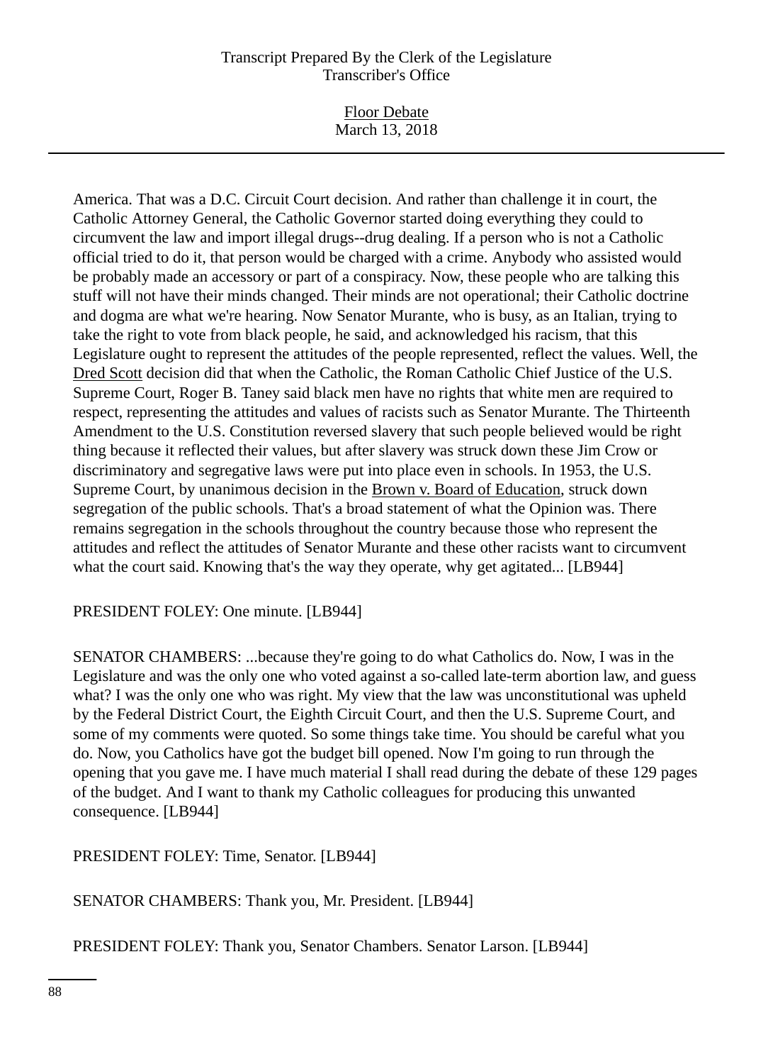America. That was a D.C. Circuit Court decision. And rather than challenge it in court, the Catholic Attorney General, the Catholic Governor started doing everything they could to circumvent the law and import illegal drugs--drug dealing. If a person who is not a Catholic official tried to do it, that person would be charged with a crime. Anybody who assisted would be probably made an accessory or part of a conspiracy. Now, these people who are talking this stuff will not have their minds changed. Their minds are not operational; their Catholic doctrine and dogma are what we're hearing. Now Senator Murante, who is busy, as an Italian, trying to take the right to vote from black people, he said, and acknowledged his racism, that this Legislature ought to represent the attitudes of the people represented, reflect the values. Well, the Dred Scott decision did that when the Catholic, the Roman Catholic Chief Justice of the U.S. Supreme Court, Roger B. Taney said black men have no rights that white men are required to respect, representing the attitudes and values of racists such as Senator Murante. The Thirteenth Amendment to the U.S. Constitution reversed slavery that such people believed would be right thing because it reflected their values, but after slavery was struck down these Jim Crow or discriminatory and segregative laws were put into place even in schools. In 1953, the U.S. Supreme Court, by unanimous decision in the Brown v. Board of Education, struck down segregation of the public schools. That's a broad statement of what the Opinion was. There remains segregation in the schools throughout the country because those who represent the attitudes and reflect the attitudes of Senator Murante and these other racists want to circumvent what the court said. Knowing that's the way they operate, why get agitated... [LB944]

PRESIDENT FOLEY: One minute. [LB944]

SENATOR CHAMBERS: ...because they're going to do what Catholics do. Now, I was in the Legislature and was the only one who voted against a so-called late-term abortion law, and guess what? I was the only one who was right. My view that the law was unconstitutional was upheld by the Federal District Court, the Eighth Circuit Court, and then the U.S. Supreme Court, and some of my comments were quoted. So some things take time. You should be careful what you do. Now, you Catholics have got the budget bill opened. Now I'm going to run through the opening that you gave me. I have much material I shall read during the debate of these 129 pages of the budget. And I want to thank my Catholic colleagues for producing this unwanted consequence. [LB944]

PRESIDENT FOLEY: Time, Senator. [LB944]

SENATOR CHAMBERS: Thank you, Mr. President. [LB944]

PRESIDENT FOLEY: Thank you, Senator Chambers. Senator Larson. [LB944]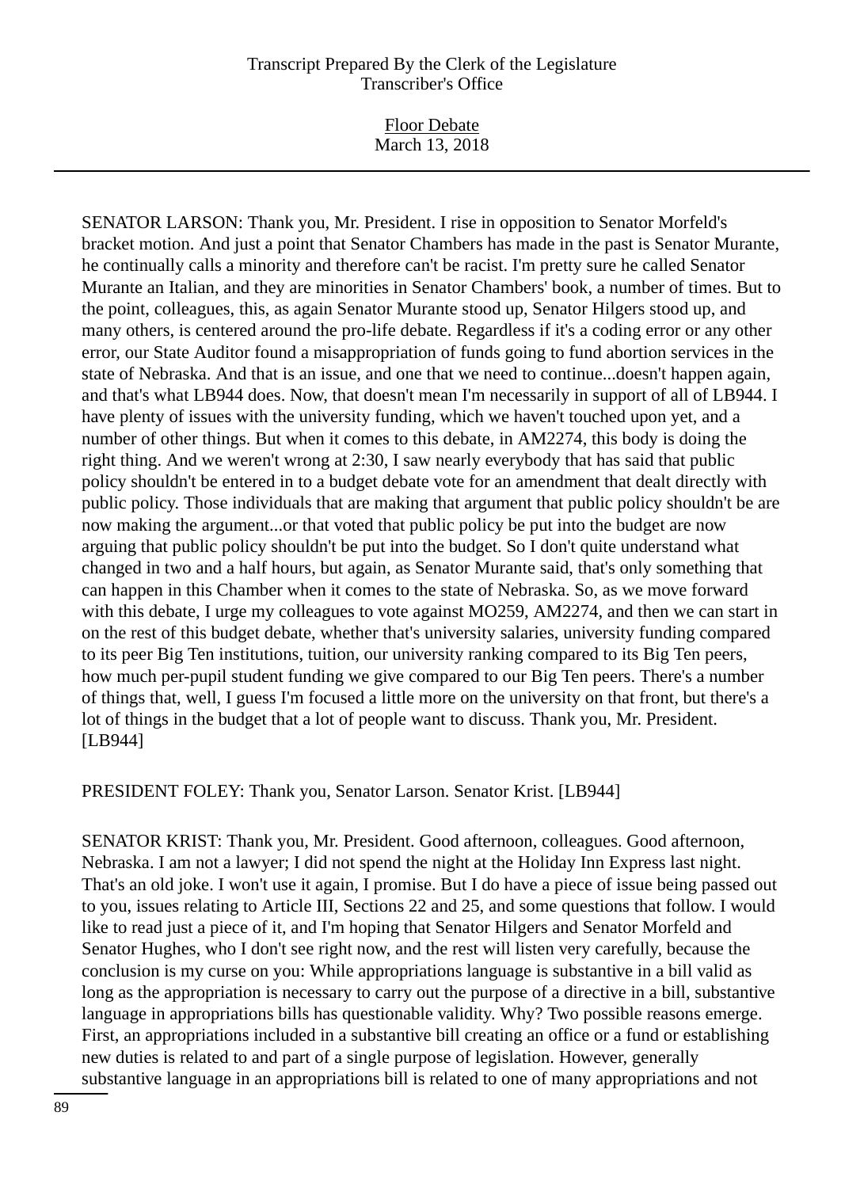SENATOR LARSON: Thank you, Mr. President. I rise in opposition to Senator Morfeld's bracket motion. And just a point that Senator Chambers has made in the past is Senator Murante, he continually calls a minority and therefore can't be racist. I'm pretty sure he called Senator Murante an Italian, and they are minorities in Senator Chambers' book, a number of times. But to the point, colleagues, this, as again Senator Murante stood up, Senator Hilgers stood up, and many others, is centered around the pro-life debate. Regardless if it's a coding error or any other error, our State Auditor found a misappropriation of funds going to fund abortion services in the state of Nebraska. And that is an issue, and one that we need to continue...doesn't happen again, and that's what LB944 does. Now, that doesn't mean I'm necessarily in support of all of LB944. I have plenty of issues with the university funding, which we haven't touched upon yet, and a number of other things. But when it comes to this debate, in AM2274, this body is doing the right thing. And we weren't wrong at 2:30, I saw nearly everybody that has said that public policy shouldn't be entered in to a budget debate vote for an amendment that dealt directly with public policy. Those individuals that are making that argument that public policy shouldn't be are now making the argument...or that voted that public policy be put into the budget are now arguing that public policy shouldn't be put into the budget. So I don't quite understand what changed in two and a half hours, but again, as Senator Murante said, that's only something that can happen in this Chamber when it comes to the state of Nebraska. So, as we move forward with this debate, I urge my colleagues to vote against MO259, AM2274, and then we can start in on the rest of this budget debate, whether that's university salaries, university funding compared to its peer Big Ten institutions, tuition, our university ranking compared to its Big Ten peers, how much per-pupil student funding we give compared to our Big Ten peers. There's a number of things that, well, I guess I'm focused a little more on the university on that front, but there's a lot of things in the budget that a lot of people want to discuss. Thank you, Mr. President. [LB944]

PRESIDENT FOLEY: Thank you, Senator Larson. Senator Krist. [LB944]

SENATOR KRIST: Thank you, Mr. President. Good afternoon, colleagues. Good afternoon, Nebraska. I am not a lawyer; I did not spend the night at the Holiday Inn Express last night. That's an old joke. I won't use it again, I promise. But I do have a piece of issue being passed out to you, issues relating to Article III, Sections 22 and 25, and some questions that follow. I would like to read just a piece of it, and I'm hoping that Senator Hilgers and Senator Morfeld and Senator Hughes, who I don't see right now, and the rest will listen very carefully, because the conclusion is my curse on you: While appropriations language is substantive in a bill valid as long as the appropriation is necessary to carry out the purpose of a directive in a bill, substantive language in appropriations bills has questionable validity. Why? Two possible reasons emerge. First, an appropriations included in a substantive bill creating an office or a fund or establishing new duties is related to and part of a single purpose of legislation. However, generally substantive language in an appropriations bill is related to one of many appropriations and not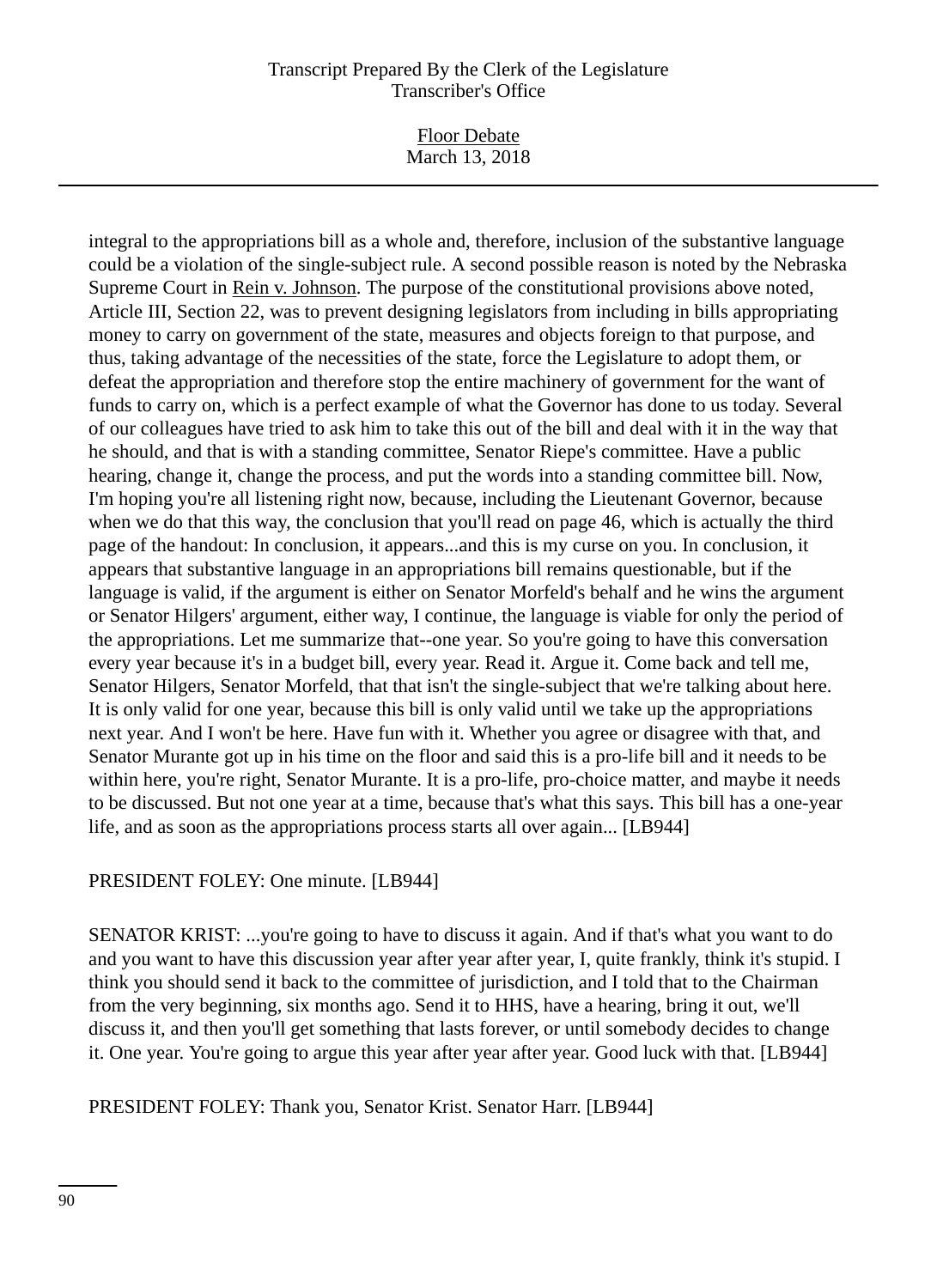integral to the appropriations bill as a whole and, therefore, inclusion of the substantive language could be a violation of the single-subject rule. A second possible reason is noted by the Nebraska Supreme Court in Rein v. Johnson. The purpose of the constitutional provisions above noted, Article III, Section 22, was to prevent designing legislators from including in bills appropriating money to carry on government of the state, measures and objects foreign to that purpose, and thus, taking advantage of the necessities of the state, force the Legislature to adopt them, or defeat the appropriation and therefore stop the entire machinery of government for the want of funds to carry on, which is a perfect example of what the Governor has done to us today. Several of our colleagues have tried to ask him to take this out of the bill and deal with it in the way that he should, and that is with a standing committee, Senator Riepe's committee. Have a public hearing, change it, change the process, and put the words into a standing committee bill. Now, I'm hoping you're all listening right now, because, including the Lieutenant Governor, because when we do that this way, the conclusion that you'll read on page 46, which is actually the third page of the handout: In conclusion, it appears...and this is my curse on you. In conclusion, it appears that substantive language in an appropriations bill remains questionable, but if the language is valid, if the argument is either on Senator Morfeld's behalf and he wins the argument or Senator Hilgers' argument, either way, I continue, the language is viable for only the period of the appropriations. Let me summarize that--one year. So you're going to have this conversation every year because it's in a budget bill, every year. Read it. Argue it. Come back and tell me, Senator Hilgers, Senator Morfeld, that that isn't the single-subject that we're talking about here. It is only valid for one year, because this bill is only valid until we take up the appropriations next year. And I won't be here. Have fun with it. Whether you agree or disagree with that, and Senator Murante got up in his time on the floor and said this is a pro-life bill and it needs to be within here, you're right, Senator Murante. It is a pro-life, pro-choice matter, and maybe it needs to be discussed. But not one year at a time, because that's what this says. This bill has a one-year life, and as soon as the appropriations process starts all over again... [LB944]

PRESIDENT FOLEY: One minute. [LB944]

SENATOR KRIST: ...you're going to have to discuss it again. And if that's what you want to do and you want to have this discussion year after year after year, I, quite frankly, think it's stupid. I think you should send it back to the committee of jurisdiction, and I told that to the Chairman from the very beginning, six months ago. Send it to HHS, have a hearing, bring it out, we'll discuss it, and then you'll get something that lasts forever, or until somebody decides to change it. One year. You're going to argue this year after year after year. Good luck with that. [LB944]

PRESIDENT FOLEY: Thank you, Senator Krist. Senator Harr. [LB944]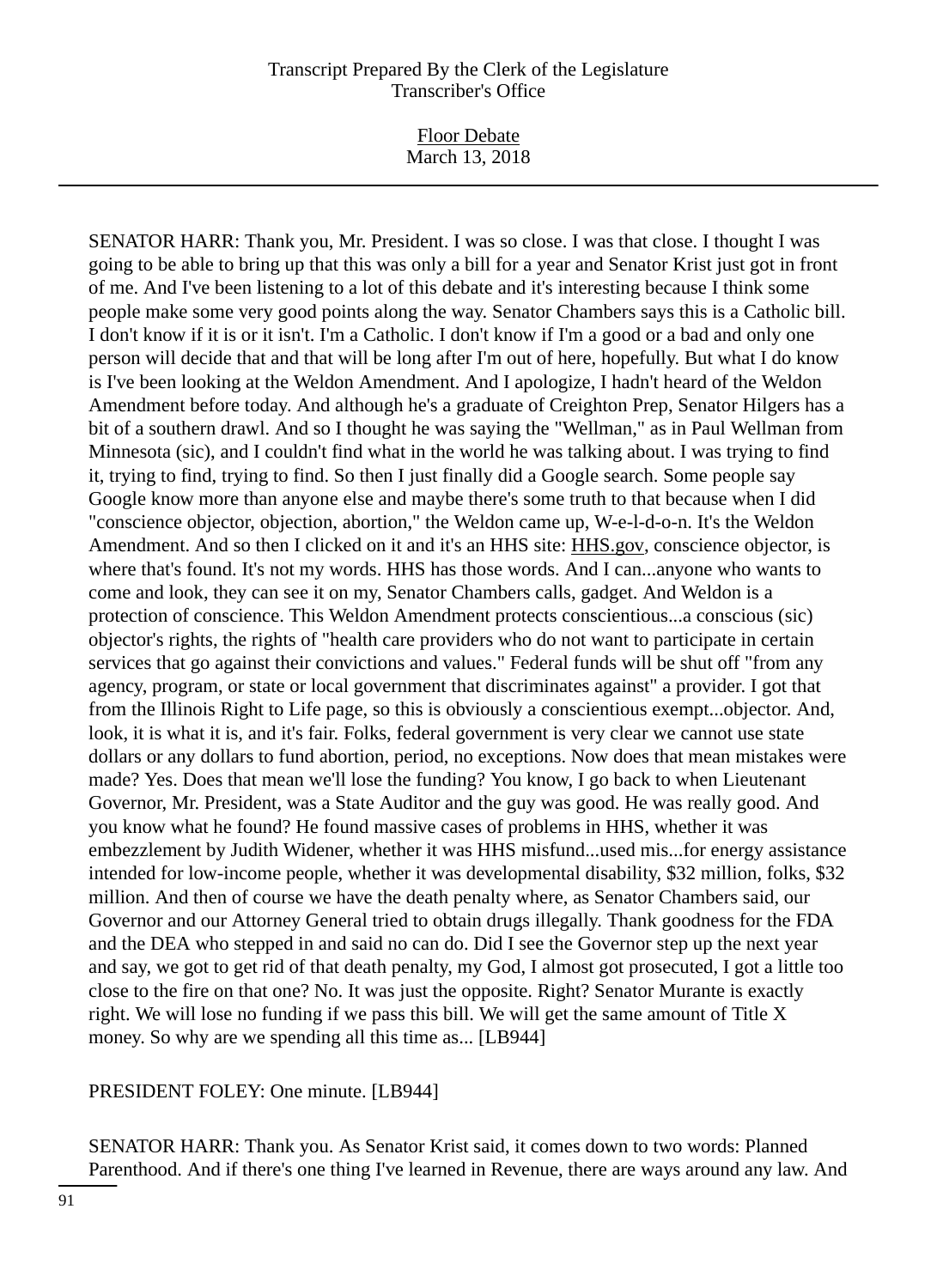SENATOR HARR: Thank you, Mr. President. I was so close. I was that close. I thought I was going to be able to bring up that this was only a bill for a year and Senator Krist just got in front of me. And I've been listening to a lot of this debate and it's interesting because I think some people make some very good points along the way. Senator Chambers says this is a Catholic bill. I don't know if it is or it isn't. I'm a Catholic. I don't know if I'm a good or a bad and only one person will decide that and that will be long after I'm out of here, hopefully. But what I do know is I've been looking at the Weldon Amendment. And I apologize, I hadn't heard of the Weldon Amendment before today. And although he's a graduate of Creighton Prep, Senator Hilgers has a bit of a southern drawl. And so I thought he was saying the "Wellman," as in Paul Wellman from Minnesota (sic), and I couldn't find what in the world he was talking about. I was trying to find it, trying to find, trying to find. So then I just finally did a Google search. Some people say Google know more than anyone else and maybe there's some truth to that because when I did "conscience objector, objection, abortion," the Weldon came up, W-e-l-d-o-n. It's the Weldon Amendment. And so then I clicked on it and it's an HHS site: HHS.gov, conscience objector, is where that's found. It's not my words. HHS has those words. And I can...anyone who wants to come and look, they can see it on my, Senator Chambers calls, gadget. And Weldon is a protection of conscience. This Weldon Amendment protects conscientious...a conscious (sic) objector's rights, the rights of "health care providers who do not want to participate in certain services that go against their convictions and values." Federal funds will be shut off "from any agency, program, or state or local government that discriminates against" a provider. I got that from the Illinois Right to Life page, so this is obviously a conscientious exempt...objector. And, look, it is what it is, and it's fair. Folks, federal government is very clear we cannot use state dollars or any dollars to fund abortion, period, no exceptions. Now does that mean mistakes were made? Yes. Does that mean we'll lose the funding? You know, I go back to when Lieutenant Governor, Mr. President, was a State Auditor and the guy was good. He was really good. And you know what he found? He found massive cases of problems in HHS, whether it was embezzlement by Judith Widener, whether it was HHS misfund...used mis...for energy assistance intended for low-income people, whether it was developmental disability, $32 million, folks, $32 million. And then of course we have the death penalty where, as Senator Chambers said, our Governor and our Attorney General tried to obtain drugs illegally. Thank goodness for the FDA and the DEA who stepped in and said no can do. Did I see the Governor step up the next year and say, we got to get rid of that death penalty, my God, I almost got prosecuted, I got a little too close to the fire on that one? No. It was just the opposite. Right? Senator Murante is exactly right. We will lose no funding if we pass this bill. We will get the same amount of Title X money. So why are we spending all this time as... [LB944]

PRESIDENT FOLEY: One minute. [LB944]

SENATOR HARR: Thank you. As Senator Krist said, it comes down to two words: Planned Parenthood. And if there's one thing I've learned in Revenue, there are ways around any law. And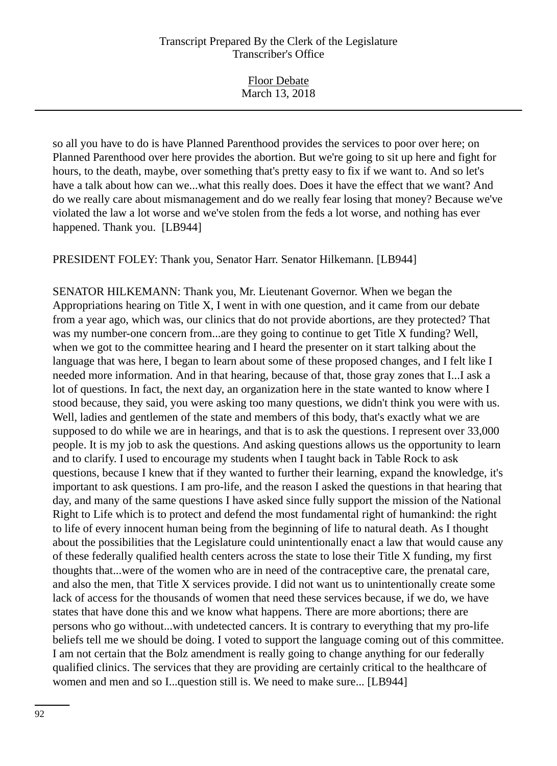so all you have to do is have Planned Parenthood provides the services to poor over here; on Planned Parenthood over here provides the abortion. But we're going to sit up here and fight for hours, to the death, maybe, over something that's pretty easy to fix if we want to. And so let's have a talk about how can we...what this really does. Does it have the effect that we want? And do we really care about mismanagement and do we really fear losing that money? Because we've violated the law a lot worse and we've stolen from the feds a lot worse, and nothing has ever happened. Thank you. [LB944]

PRESIDENT FOLEY: Thank you, Senator Harr. Senator Hilkemann. [LB944]

SENATOR HILKEMANN: Thank you, Mr. Lieutenant Governor. When we began the Appropriations hearing on Title X, I went in with one question, and it came from our debate from a year ago, which was, our clinics that do not provide abortions, are they protected? That was my number-one concern from...are they going to continue to get Title X funding? Well, when we got to the committee hearing and I heard the presenter on it start talking about the language that was here, I began to learn about some of these proposed changes, and I felt like I needed more information. And in that hearing, because of that, those gray zones that I...I ask a lot of questions. In fact, the next day, an organization here in the state wanted to know where I stood because, they said, you were asking too many questions, we didn't think you were with us. Well, ladies and gentlemen of the state and members of this body, that's exactly what we are supposed to do while we are in hearings, and that is to ask the questions. I represent over 33,000 people. It is my job to ask the questions. And asking questions allows us the opportunity to learn and to clarify. I used to encourage my students when I taught back in Table Rock to ask questions, because I knew that if they wanted to further their learning, expand the knowledge, it's important to ask questions. I am pro-life, and the reason I asked the questions in that hearing that day, and many of the same questions I have asked since fully support the mission of the National Right to Life which is to protect and defend the most fundamental right of humankind: the right to life of every innocent human being from the beginning of life to natural death. As I thought about the possibilities that the Legislature could unintentionally enact a law that would cause any of these federally qualified health centers across the state to lose their Title X funding, my first thoughts that...were of the women who are in need of the contraceptive care, the prenatal care, and also the men, that Title X services provide. I did not want us to unintentionally create some lack of access for the thousands of women that need these services because, if we do, we have states that have done this and we know what happens. There are more abortions; there are persons who go without...with undetected cancers. It is contrary to everything that my pro-life beliefs tell me we should be doing. I voted to support the language coming out of this committee. I am not certain that the Bolz amendment is really going to change anything for our federally qualified clinics. The services that they are providing are certainly critical to the healthcare of women and men and so I...question still is. We need to make sure... [LB944]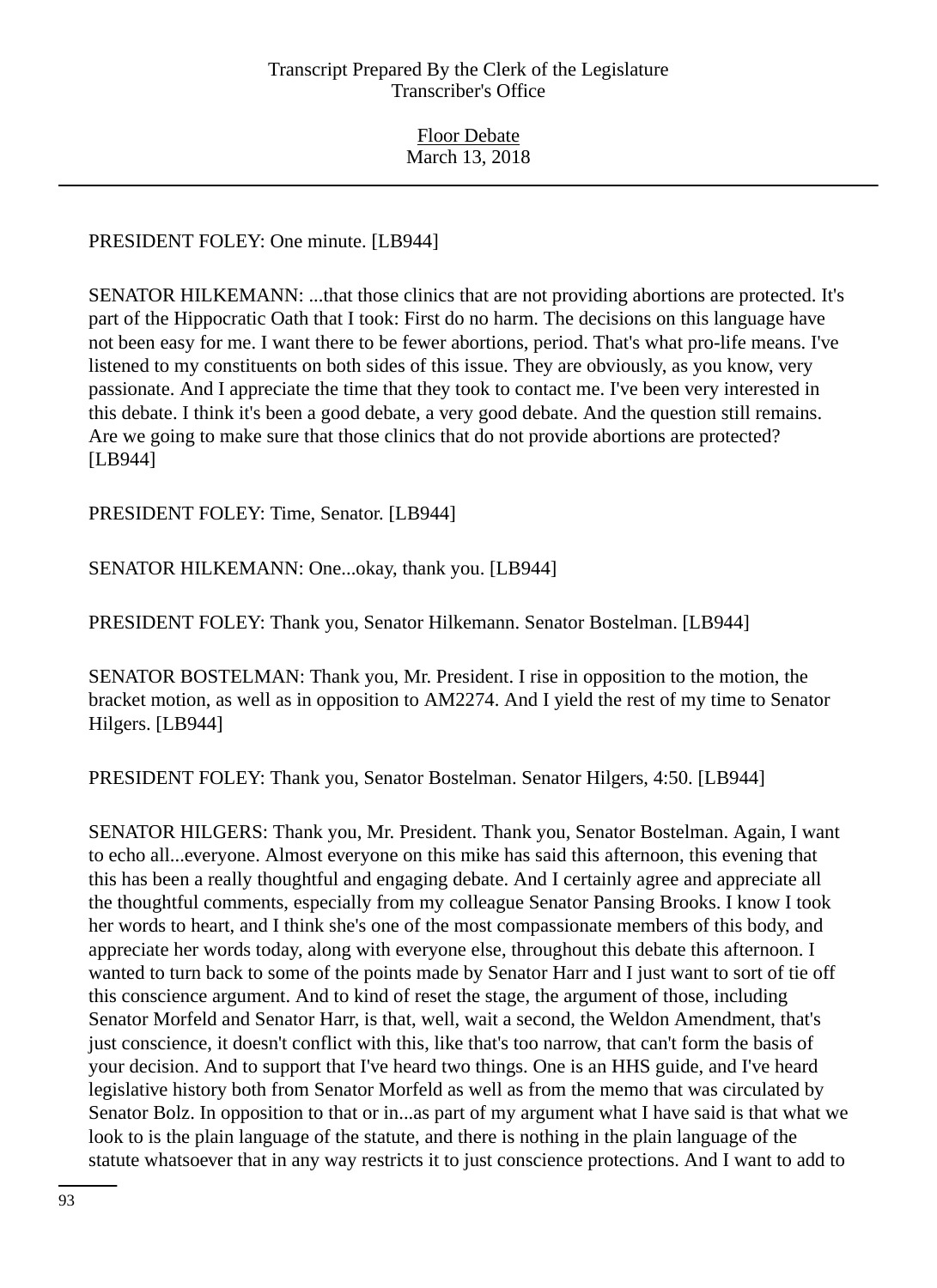PRESIDENT FOLEY: One minute. [LB944]

SENATOR HILKEMANN: ...that those clinics that are not providing abortions are protected. It's part of the Hippocratic Oath that I took: First do no harm. The decisions on this language have not been easy for me. I want there to be fewer abortions, period. That's what pro-life means. I've listened to my constituents on both sides of this issue. They are obviously, as you know, very passionate. And I appreciate the time that they took to contact me. I've been very interested in this debate. I think it's been a good debate, a very good debate. And the question still remains. Are we going to make sure that those clinics that do not provide abortions are protected? [LB944]

PRESIDENT FOLEY: Time, Senator. [LB944]

SENATOR HILKEMANN: One...okay, thank you. [LB944]

PRESIDENT FOLEY: Thank you, Senator Hilkemann. Senator Bostelman. [LB944]

SENATOR BOSTELMAN: Thank you, Mr. President. I rise in opposition to the motion, the bracket motion, as well as in opposition to AM2274. And I yield the rest of my time to Senator Hilgers. [LB944]

PRESIDENT FOLEY: Thank you, Senator Bostelman. Senator Hilgers, 4:50. [LB944]

SENATOR HILGERS: Thank you, Mr. President. Thank you, Senator Bostelman. Again, I want to echo all...everyone. Almost everyone on this mike has said this afternoon, this evening that this has been a really thoughtful and engaging debate. And I certainly agree and appreciate all the thoughtful comments, especially from my colleague Senator Pansing Brooks. I know I took her words to heart, and I think she's one of the most compassionate members of this body, and appreciate her words today, along with everyone else, throughout this debate this afternoon. I wanted to turn back to some of the points made by Senator Harr and I just want to sort of tie off this conscience argument. And to kind of reset the stage, the argument of those, including Senator Morfeld and Senator Harr, is that, well, wait a second, the Weldon Amendment, that's just conscience, it doesn't conflict with this, like that's too narrow, that can't form the basis of your decision. And to support that I've heard two things. One is an HHS guide, and I've heard legislative history both from Senator Morfeld as well as from the memo that was circulated by Senator Bolz. In opposition to that or in...as part of my argument what I have said is that what we look to is the plain language of the statute, and there is nothing in the plain language of the statute whatsoever that in any way restricts it to just conscience protections. And I want to add to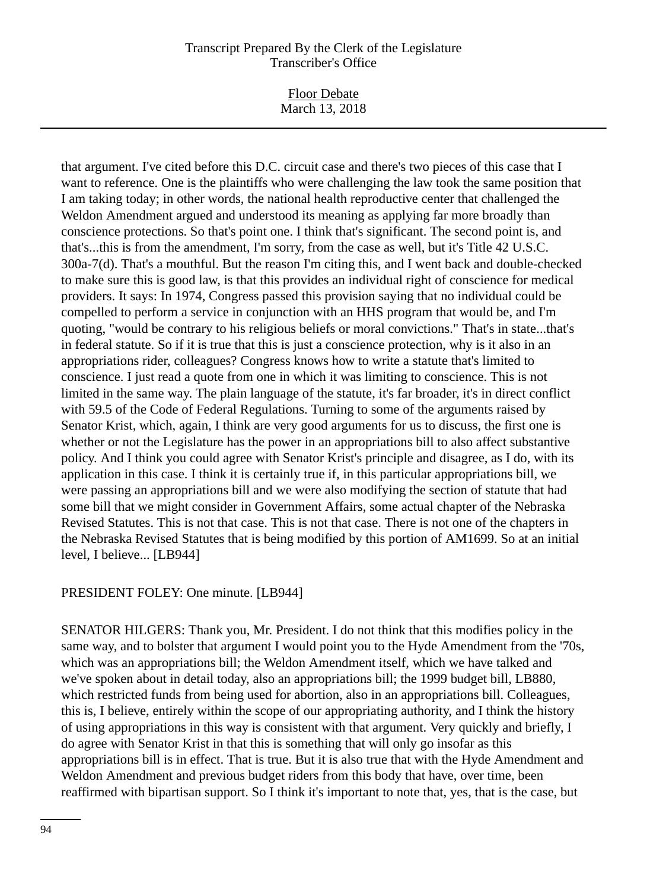that argument. I've cited before this D.C. circuit case and there's two pieces of this case that I want to reference. One is the plaintiffs who were challenging the law took the same position that I am taking today; in other words, the national health reproductive center that challenged the Weldon Amendment argued and understood its meaning as applying far more broadly than conscience protections. So that's point one. I think that's significant. The second point is, and that's...this is from the amendment, I'm sorry, from the case as well, but it's Title 42 U.S.C. 300a-7(d). That's a mouthful. But the reason I'm citing this, and I went back and double-checked to make sure this is good law, is that this provides an individual right of conscience for medical providers. It says: In 1974, Congress passed this provision saying that no individual could be compelled to perform a service in conjunction with an HHS program that would be, and I'm quoting, "would be contrary to his religious beliefs or moral convictions." That's in state...that's in federal statute. So if it is true that this is just a conscience protection, why is it also in an appropriations rider, colleagues? Congress knows how to write a statute that's limited to conscience. I just read a quote from one in which it was limiting to conscience. This is not limited in the same way. The plain language of the statute, it's far broader, it's in direct conflict with 59.5 of the Code of Federal Regulations. Turning to some of the arguments raised by Senator Krist, which, again, I think are very good arguments for us to discuss, the first one is whether or not the Legislature has the power in an appropriations bill to also affect substantive policy. And I think you could agree with Senator Krist's principle and disagree, as I do, with its application in this case. I think it is certainly true if, in this particular appropriations bill, we were passing an appropriations bill and we were also modifying the section of statute that had some bill that we might consider in Government Affairs, some actual chapter of the Nebraska Revised Statutes. This is not that case. This is not that case. There is not one of the chapters in the Nebraska Revised Statutes that is being modified by this portion of AM1699. So at an initial level, I believe... [LB944]

PRESIDENT FOLEY: One minute. [LB944]

SENATOR HILGERS: Thank you, Mr. President. I do not think that this modifies policy in the same way, and to bolster that argument I would point you to the Hyde Amendment from the '70s, which was an appropriations bill; the Weldon Amendment itself, which we have talked and we've spoken about in detail today, also an appropriations bill; the 1999 budget bill, LB880, which restricted funds from being used for abortion, also in an appropriations bill. Colleagues, this is, I believe, entirely within the scope of our appropriating authority, and I think the history of using appropriations in this way is consistent with that argument. Very quickly and briefly, I do agree with Senator Krist in that this is something that will only go insofar as this appropriations bill is in effect. That is true. But it is also true that with the Hyde Amendment and Weldon Amendment and previous budget riders from this body that have, over time, been reaffirmed with bipartisan support. So I think it's important to note that, yes, that is the case, but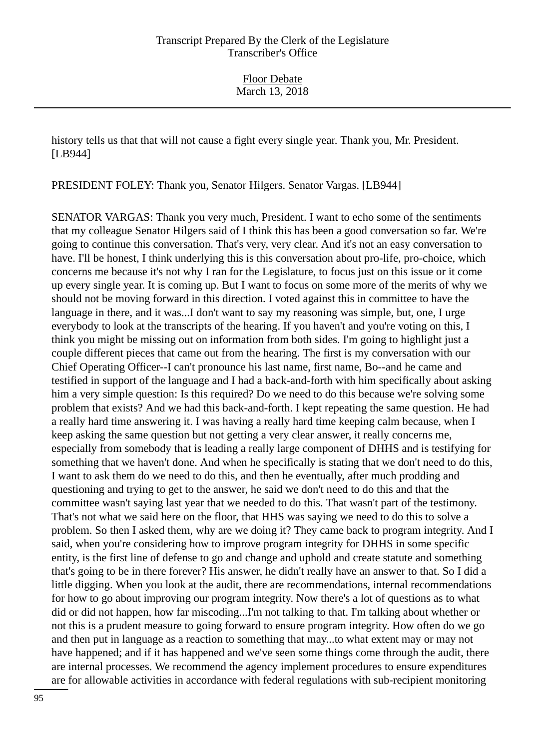history tells us that that will not cause a fight every single year. Thank you, Mr. President. [LB944]

PRESIDENT FOLEY: Thank you, Senator Hilgers. Senator Vargas. [LB944]

SENATOR VARGAS: Thank you very much, President. I want to echo some of the sentiments that my colleague Senator Hilgers said of I think this has been a good conversation so far. We're going to continue this conversation. That's very, very clear. And it's not an easy conversation to have. I'll be honest, I think underlying this is this conversation about pro-life, pro-choice, which concerns me because it's not why I ran for the Legislature, to focus just on this issue or it come up every single year. It is coming up. But I want to focus on some more of the merits of why we should not be moving forward in this direction. I voted against this in committee to have the language in there, and it was...I don't want to say my reasoning was simple, but, one, I urge everybody to look at the transcripts of the hearing. If you haven't and you're voting on this, I think you might be missing out on information from both sides. I'm going to highlight just a couple different pieces that came out from the hearing. The first is my conversation with our Chief Operating Officer--I can't pronounce his last name, first name, Bo--and he came and testified in support of the language and I had a back-and-forth with him specifically about asking him a very simple question: Is this required? Do we need to do this because we're solving some problem that exists? And we had this back-and-forth. I kept repeating the same question. He had a really hard time answering it. I was having a really hard time keeping calm because, when I keep asking the same question but not getting a very clear answer, it really concerns me, especially from somebody that is leading a really large component of DHHS and is testifying for something that we haven't done. And when he specifically is stating that we don't need to do this, I want to ask them do we need to do this, and then he eventually, after much prodding and questioning and trying to get to the answer, he said we don't need to do this and that the committee wasn't saying last year that we needed to do this. That wasn't part of the testimony. That's not what we said here on the floor, that HHS was saying we need to do this to solve a problem. So then I asked them, why are we doing it? They came back to program integrity. And I said, when you're considering how to improve program integrity for DHHS in some specific entity, is the first line of defense to go and change and uphold and create statute and something that's going to be in there forever? His answer, he didn't really have an answer to that. So I did a little digging. When you look at the audit, there are recommendations, internal recommendations for how to go about improving our program integrity. Now there's a lot of questions as to what did or did not happen, how far miscoding...I'm not talking to that. I'm talking about whether or not this is a prudent measure to going forward to ensure program integrity. How often do we go and then put in language as a reaction to something that may...to what extent may or may not have happened; and if it has happened and we've seen some things come through the audit, there are internal processes. We recommend the agency implement procedures to ensure expenditures are for allowable activities in accordance with federal regulations with sub-recipient monitoring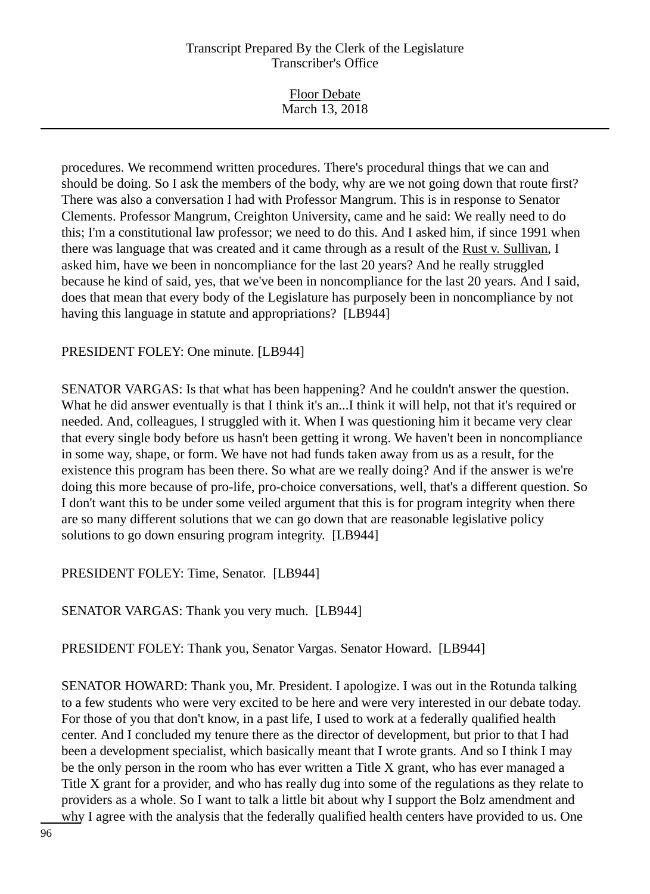procedures. We recommend written procedures. There's procedural things that we can and should be doing. So I ask the members of the body, why are we not going down that route first? There was also a conversation I had with Professor Mangrum. This is in response to Senator Clements. Professor Mangrum, Creighton University, came and he said: We really need to do this; I'm a constitutional law professor; we need to do this. And I asked him, if since 1991 when there was language that was created and it came through as a result of the Rust v. Sullivan, I asked him, have we been in noncompliance for the last 20 years? And he really struggled because he kind of said, yes, that we've been in noncompliance for the last 20 years. And I said, does that mean that every body of the Legislature has purposely been in noncompliance by not having this language in statute and appropriations? [LB944]

PRESIDENT FOLEY: One minute. [LB944]

SENATOR VARGAS: Is that what has been happening? And he couldn't answer the question. What he did answer eventually is that I think it's an...I think it will help, not that it's required or needed. And, colleagues, I struggled with it. When I was questioning him it became very clear that every single body before us hasn't been getting it wrong. We haven't been in noncompliance in some way, shape, or form. We have not had funds taken away from us as a result, for the existence this program has been there. So what are we really doing? And if the answer is we're doing this more because of pro-life, pro-choice conversations, well, that's a different question. So I don't want this to be under some veiled argument that this is for program integrity when there are so many different solutions that we can go down that are reasonable legislative policy solutions to go down ensuring program integrity. [LB944]

PRESIDENT FOLEY: Time, Senator. [LB944]

SENATOR VARGAS: Thank you very much. [LB944]

PRESIDENT FOLEY: Thank you, Senator Vargas. Senator Howard. [LB944]

SENATOR HOWARD: Thank you, Mr. President. I apologize. I was out in the Rotunda talking to a few students who were very excited to be here and were very interested in our debate today. For those of you that don't know, in a past life, I used to work at a federally qualified health center. And I concluded my tenure there as the director of development, but prior to that I had been a development specialist, which basically meant that I wrote grants. And so I think I may be the only person in the room who has ever written a Title X grant, who has ever managed a Title X grant for a provider, and who has really dug into some of the regulations as they relate to providers as a whole. So I want to talk a little bit about why I support the Bolz amendment and why I agree with the analysis that the federally qualified health centers have provided to us. One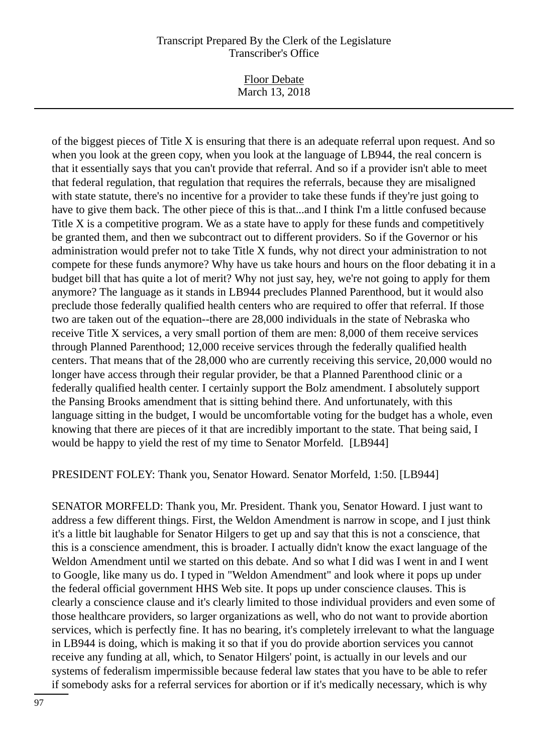of the biggest pieces of Title X is ensuring that there is an adequate referral upon request. And so when you look at the green copy, when you look at the language of LB944, the real concern is that it essentially says that you can't provide that referral. And so if a provider isn't able to meet that federal regulation, that regulation that requires the referrals, because they are misaligned with state statute, there's no incentive for a provider to take these funds if they're just going to have to give them back. The other piece of this is that...and I think I'm a little confused because Title X is a competitive program. We as a state have to apply for these funds and competitively be granted them, and then we subcontract out to different providers. So if the Governor or his administration would prefer not to take Title X funds, why not direct your administration to not compete for these funds anymore? Why have us take hours and hours on the floor debating it in a budget bill that has quite a lot of merit? Why not just say, hey, we're not going to apply for them anymore? The language as it stands in LB944 precludes Planned Parenthood, but it would also preclude those federally qualified health centers who are required to offer that referral. If those two are taken out of the equation--there are 28,000 individuals in the state of Nebraska who receive Title X services, a very small portion of them are men: 8,000 of them receive services through Planned Parenthood; 12,000 receive services through the federally qualified health centers. That means that of the 28,000 who are currently receiving this service, 20,000 would no longer have access through their regular provider, be that a Planned Parenthood clinic or a federally qualified health center. I certainly support the Bolz amendment. I absolutely support the Pansing Brooks amendment that is sitting behind there. And unfortunately, with this language sitting in the budget, I would be uncomfortable voting for the budget has a whole, even knowing that there are pieces of it that are incredibly important to the state. That being said, I would be happy to yield the rest of my time to Senator Morfeld. [LB944]

PRESIDENT FOLEY: Thank you, Senator Howard. Senator Morfeld, 1:50. [LB944]

SENATOR MORFELD: Thank you, Mr. President. Thank you, Senator Howard. I just want to address a few different things. First, the Weldon Amendment is narrow in scope, and I just think it's a little bit laughable for Senator Hilgers to get up and say that this is not a conscience, that this is a conscience amendment, this is broader. I actually didn't know the exact language of the Weldon Amendment until we started on this debate. And so what I did was I went in and I went to Google, like many us do. I typed in "Weldon Amendment" and look where it pops up under the federal official government HHS Web site. It pops up under conscience clauses. This is clearly a conscience clause and it's clearly limited to those individual providers and even some of those healthcare providers, so larger organizations as well, who do not want to provide abortion services, which is perfectly fine. It has no bearing, it's completely irrelevant to what the language in LB944 is doing, which is making it so that if you do provide abortion services you cannot receive any funding at all, which, to Senator Hilgers' point, is actually in our levels and our systems of federalism impermissible because federal law states that you have to be able to refer if somebody asks for a referral services for abortion or if it's medically necessary, which is why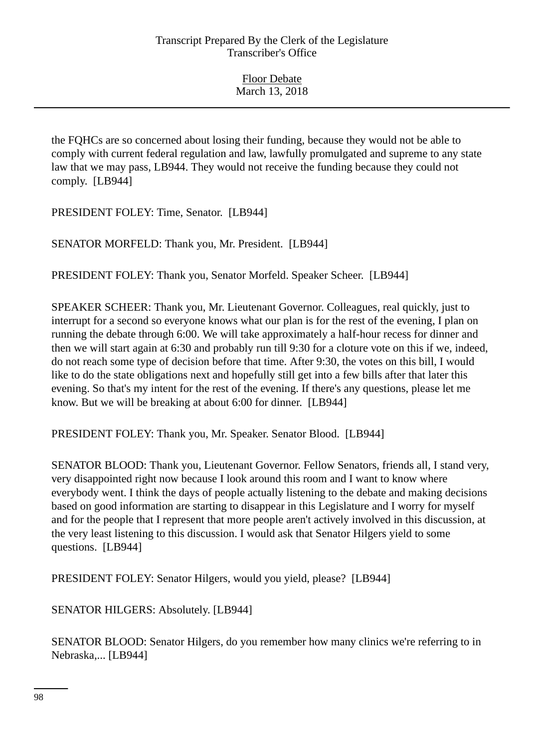the FQHCs are so concerned about losing their funding, because they would not be able to comply with current federal regulation and law, lawfully promulgated and supreme to any state law that we may pass, LB944. They would not receive the funding because they could not comply. [LB944]

PRESIDENT FOLEY: Time, Senator. [LB944]

SENATOR MORFELD: Thank you, Mr. President. [LB944]

PRESIDENT FOLEY: Thank you, Senator Morfeld. Speaker Scheer. [LB944]

SPEAKER SCHEER: Thank you, Mr. Lieutenant Governor. Colleagues, real quickly, just to interrupt for a second so everyone knows what our plan is for the rest of the evening, I plan on running the debate through 6:00. We will take approximately a half-hour recess for dinner and then we will start again at 6:30 and probably run till 9:30 for a cloture vote on this if we, indeed, do not reach some type of decision before that time. After 9:30, the votes on this bill, I would like to do the state obligations next and hopefully still get into a few bills after that later this evening. So that's my intent for the rest of the evening. If there's any questions, please let me know. But we will be breaking at about 6:00 for dinner. [LB944]

PRESIDENT FOLEY: Thank you, Mr. Speaker. Senator Blood. [LB944]

SENATOR BLOOD: Thank you, Lieutenant Governor. Fellow Senators, friends all, I stand very, very disappointed right now because I look around this room and I want to know where everybody went. I think the days of people actually listening to the debate and making decisions based on good information are starting to disappear in this Legislature and I worry for myself and for the people that I represent that more people aren't actively involved in this discussion, at the very least listening to this discussion. I would ask that Senator Hilgers yield to some questions. [LB944]

PRESIDENT FOLEY: Senator Hilgers, would you yield, please? [LB944]

SENATOR HILGERS: Absolutely. [LB944]

SENATOR BLOOD: Senator Hilgers, do you remember how many clinics we're referring to in Nebraska,... [LB944]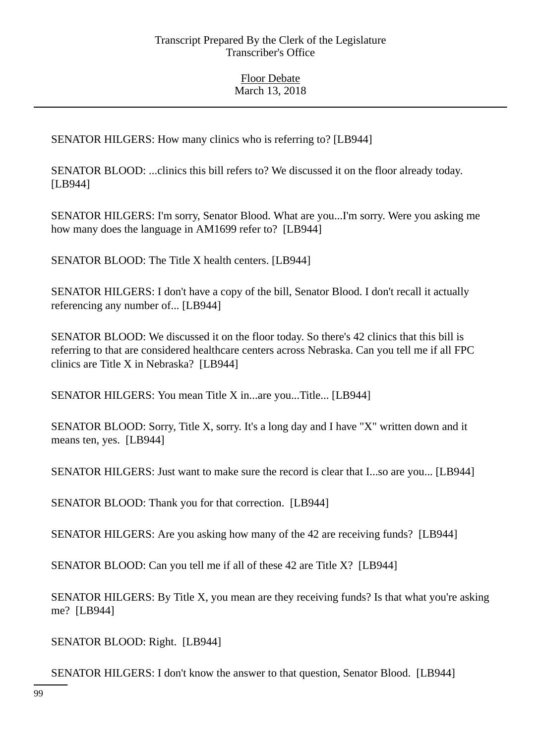SENATOR HILGERS: How many clinics who is referring to? [LB944]

SENATOR BLOOD: ...clinics this bill refers to? We discussed it on the floor already today. [LB944]

SENATOR HILGERS: I'm sorry, Senator Blood. What are you...I'm sorry. Were you asking me how many does the language in AM1699 refer to? [LB944]

SENATOR BLOOD: The Title X health centers. [LB944]

SENATOR HILGERS: I don't have a copy of the bill, Senator Blood. I don't recall it actually referencing any number of... [LB944]

SENATOR BLOOD: We discussed it on the floor today. So there's 42 clinics that this bill is referring to that are considered healthcare centers across Nebraska. Can you tell me if all FPC clinics are Title X in Nebraska? [LB944]

SENATOR HILGERS: You mean Title X in...are you...Title... [LB944]

SENATOR BLOOD: Sorry, Title X, sorry. It's a long day and I have "X" written down and it means ten, yes. [LB944]

SENATOR HILGERS: Just want to make sure the record is clear that I...so are you... [LB944]

SENATOR BLOOD: Thank you for that correction. [LB944]

SENATOR HILGERS: Are you asking how many of the 42 are receiving funds? [LB944]

SENATOR BLOOD: Can you tell me if all of these 42 are Title X? [LB944]

SENATOR HILGERS: By Title X, you mean are they receiving funds? Is that what you're asking me? [LB944]

SENATOR BLOOD: Right. [LB944]

SENATOR HILGERS: I don't know the answer to that question, Senator Blood. [LB944]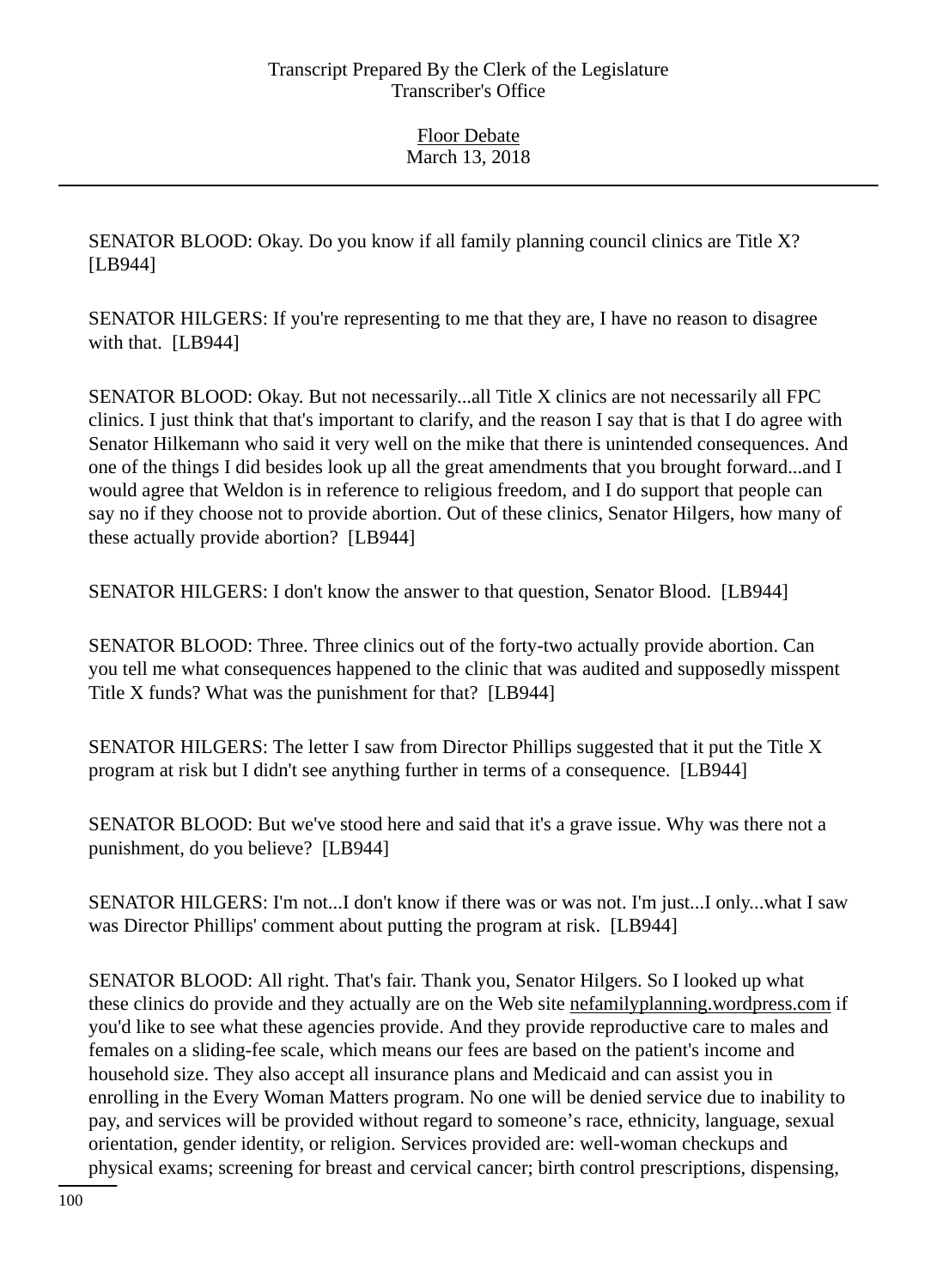SENATOR BLOOD: Okay. Do you know if all family planning council clinics are Title X? [LB944]

SENATOR HILGERS: If you're representing to me that they are, I have no reason to disagree with that. [LB944]

SENATOR BLOOD: Okay. But not necessarily...all Title X clinics are not necessarily all FPC clinics. I just think that that's important to clarify, and the reason I say that is that I do agree with Senator Hilkemann who said it very well on the mike that there is unintended consequences. And one of the things I did besides look up all the great amendments that you brought forward...and I would agree that Weldon is in reference to religious freedom, and I do support that people can say no if they choose not to provide abortion. Out of these clinics, Senator Hilgers, how many of these actually provide abortion? [LB944]

SENATOR HILGERS: I don't know the answer to that question, Senator Blood. [LB944]

SENATOR BLOOD: Three. Three clinics out of the forty-two actually provide abortion. Can you tell me what consequences happened to the clinic that was audited and supposedly misspent Title X funds? What was the punishment for that? [LB944]

SENATOR HILGERS: The letter I saw from Director Phillips suggested that it put the Title X program at risk but I didn't see anything further in terms of a consequence. [LB944]

SENATOR BLOOD: But we've stood here and said that it's a grave issue. Why was there not a punishment, do you believe? [LB944]

SENATOR HILGERS: I'm not...I don't know if there was or was not. I'm just...I only...what I saw was Director Phillips' comment about putting the program at risk. [LB944]

SENATOR BLOOD: All right. That's fair. Thank you, Senator Hilgers. So I looked up what these clinics do provide and they actually are on the Web site nefamilyplanning.wordpress.com if you'd like to see what these agencies provide. And they provide reproductive care to males and females on a sliding-fee scale, which means our fees are based on the patient's income and household size. They also accept all insurance plans and Medicaid and can assist you in enrolling in the Every Woman Matters program. No one will be denied service due to inability to pay, and services will be provided without regard to someone's race, ethnicity, language, sexual orientation, gender identity, or religion. Services provided are: well-woman checkups and physical exams; screening for breast and cervical cancer; birth control prescriptions, dispensing,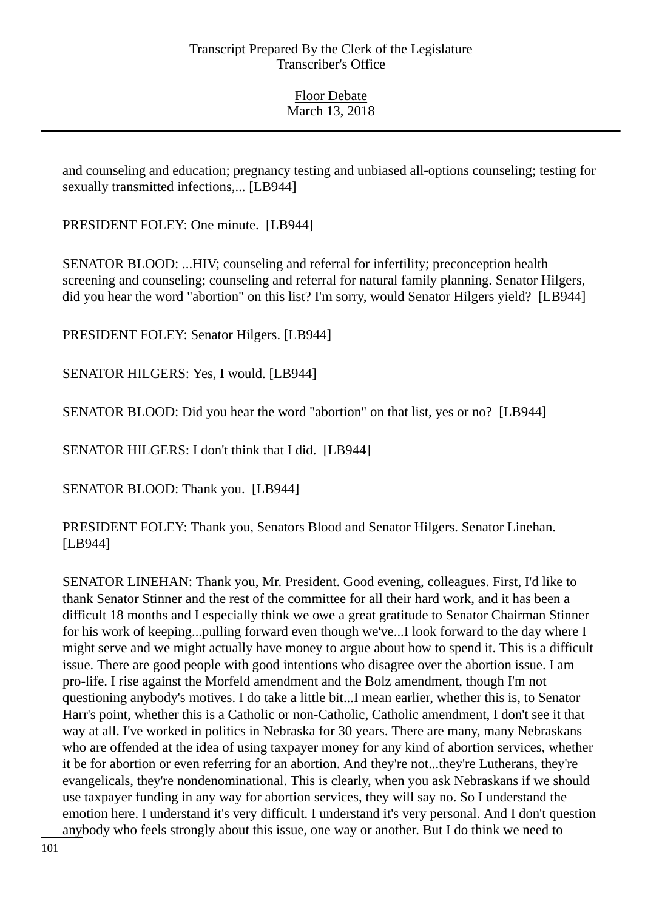and counseling and education; pregnancy testing and unbiased all-options counseling; testing for sexually transmitted infections,... [LB944]

PRESIDENT FOLEY: One minute. [LB944]

SENATOR BLOOD: ...HIV; counseling and referral for infertility; preconception health screening and counseling; counseling and referral for natural family planning. Senator Hilgers, did you hear the word "abortion" on this list? I'm sorry, would Senator Hilgers yield? [LB944]

PRESIDENT FOLEY: Senator Hilgers. [LB944]

SENATOR HILGERS: Yes, I would. [LB944]

SENATOR BLOOD: Did you hear the word "abortion" on that list, yes or no? [LB944]

SENATOR HILGERS: I don't think that I did. [LB944]

SENATOR BLOOD: Thank you. [LB944]

PRESIDENT FOLEY: Thank you, Senators Blood and Senator Hilgers. Senator Linehan. [LB944]

SENATOR LINEHAN: Thank you, Mr. President. Good evening, colleagues. First, I'd like to thank Senator Stinner and the rest of the committee for all their hard work, and it has been a difficult 18 months and I especially think we owe a great gratitude to Senator Chairman Stinner for his work of keeping...pulling forward even though we've...I look forward to the day where I might serve and we might actually have money to argue about how to spend it. This is a difficult issue. There are good people with good intentions who disagree over the abortion issue. I am pro-life. I rise against the Morfeld amendment and the Bolz amendment, though I'm not questioning anybody's motives. I do take a little bit...I mean earlier, whether this is, to Senator Harr's point, whether this is a Catholic or non-Catholic, Catholic amendment, I don't see it that way at all. I've worked in politics in Nebraska for 30 years. There are many, many Nebraskans who are offended at the idea of using taxpayer money for any kind of abortion services, whether it be for abortion or even referring for an abortion. And they're not...they're Lutherans, they're evangelicals, they're nondenominational. This is clearly, when you ask Nebraskans if we should use taxpayer funding in any way for abortion services, they will say no. So I understand the emotion here. I understand it's very difficult. I understand it's very personal. And I don't question anybody who feels strongly about this issue, one way or another. But I do think we need to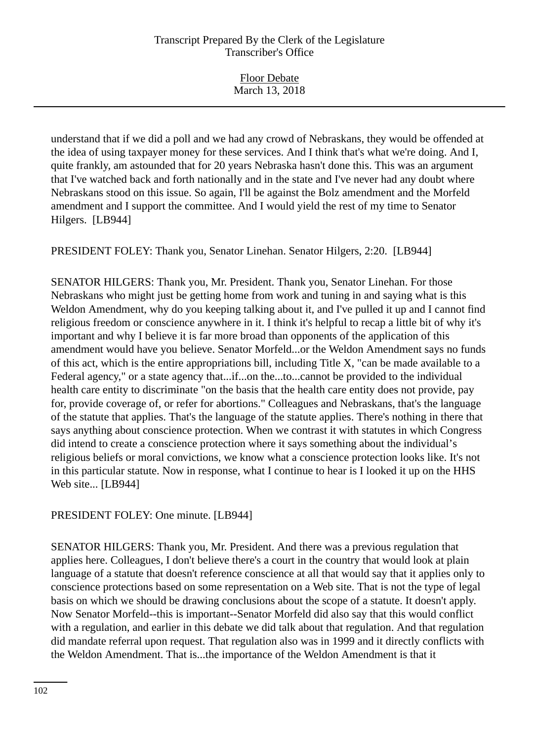understand that if we did a poll and we had any crowd of Nebraskans, they would be offended at the idea of using taxpayer money for these services. And I think that's what we're doing. And I, quite frankly, am astounded that for 20 years Nebraska hasn't done this. This was an argument that I've watched back and forth nationally and in the state and I've never had any doubt where Nebraskans stood on this issue. So again, I'll be against the Bolz amendment and the Morfeld amendment and I support the committee. And I would yield the rest of my time to Senator Hilgers. [LB944]

PRESIDENT FOLEY: Thank you, Senator Linehan. Senator Hilgers, 2:20. [LB944]

SENATOR HILGERS: Thank you, Mr. President. Thank you, Senator Linehan. For those Nebraskans who might just be getting home from work and tuning in and saying what is this Weldon Amendment, why do you keeping talking about it, and I've pulled it up and I cannot find religious freedom or conscience anywhere in it. I think it's helpful to recap a little bit of why it's important and why I believe it is far more broad than opponents of the application of this amendment would have you believe. Senator Morfeld...or the Weldon Amendment says no funds of this act, which is the entire appropriations bill, including Title X, "can be made available to a Federal agency," or a state agency that...if...on the...to...cannot be provided to the individual health care entity to discriminate "on the basis that the health care entity does not provide, pay for, provide coverage of, or refer for abortions." Colleagues and Nebraskans, that's the language of the statute that applies. That's the language of the statute applies. There's nothing in there that says anything about conscience protection. When we contrast it with statutes in which Congress did intend to create a conscience protection where it says something about the individual's religious beliefs or moral convictions, we know what a conscience protection looks like. It's not in this particular statute. Now in response, what I continue to hear is I looked it up on the HHS Web site... [LB944]

PRESIDENT FOLEY: One minute. [LB944]

SENATOR HILGERS: Thank you, Mr. President. And there was a previous regulation that applies here. Colleagues, I don't believe there's a court in the country that would look at plain language of a statute that doesn't reference conscience at all that would say that it applies only to conscience protections based on some representation on a Web site. That is not the type of legal basis on which we should be drawing conclusions about the scope of a statute. It doesn't apply. Now Senator Morfeld--this is important--Senator Morfeld did also say that this would conflict with a regulation, and earlier in this debate we did talk about that regulation. And that regulation did mandate referral upon request. That regulation also was in 1999 and it directly conflicts with the Weldon Amendment. That is...the importance of the Weldon Amendment is that it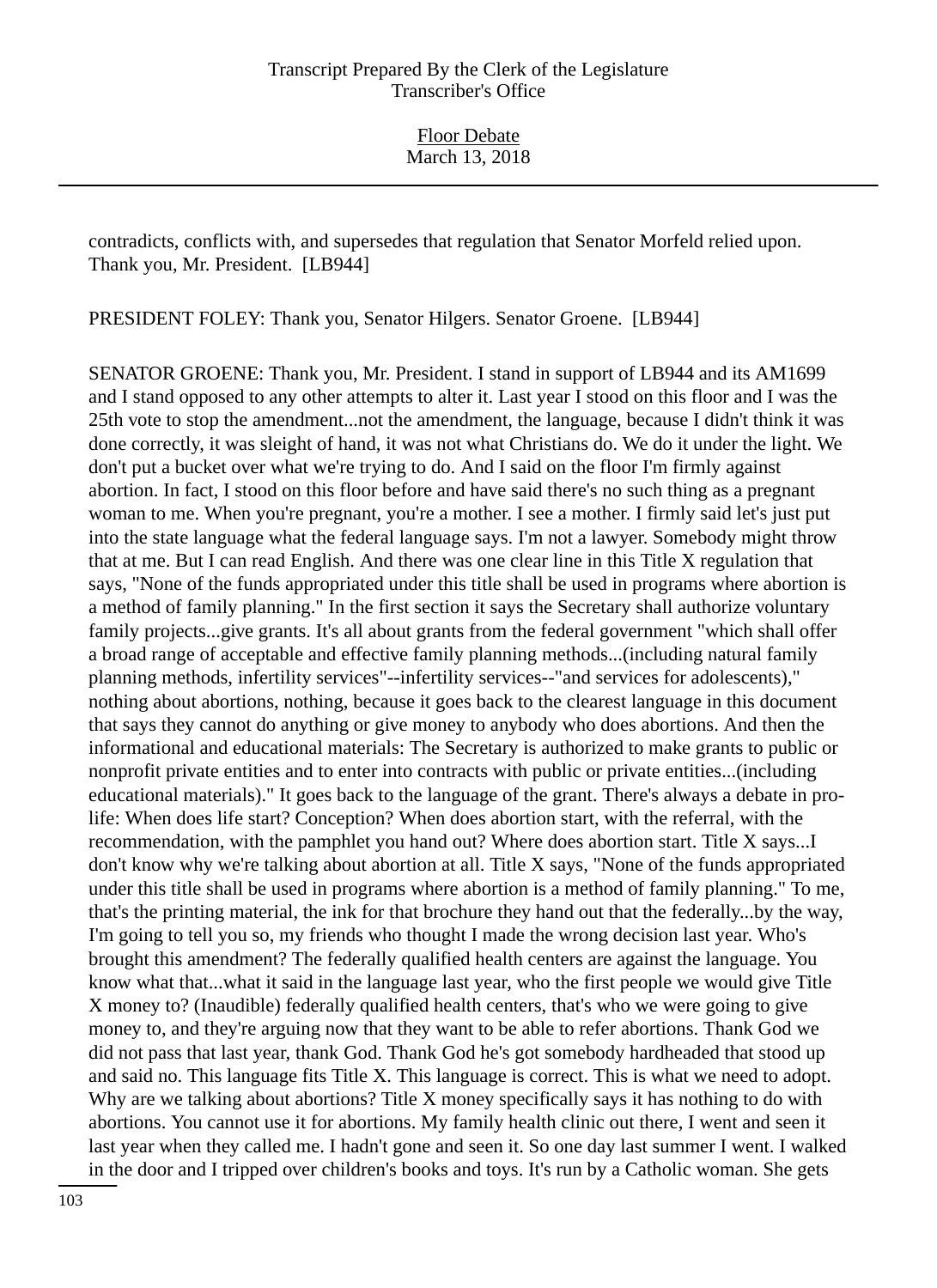contradicts, conflicts with, and supersedes that regulation that Senator Morfeld relied upon. Thank you, Mr. President. [LB944]

PRESIDENT FOLEY: Thank you, Senator Hilgers. Senator Groene. [LB944]

SENATOR GROENE: Thank you, Mr. President. I stand in support of LB944 and its AM1699 and I stand opposed to any other attempts to alter it. Last year I stood on this floor and I was the 25th vote to stop the amendment...not the amendment, the language, because I didn't think it was done correctly, it was sleight of hand, it was not what Christians do. We do it under the light. We don't put a bucket over what we're trying to do. And I said on the floor I'm firmly against abortion. In fact, I stood on this floor before and have said there's no such thing as a pregnant woman to me. When you're pregnant, you're a mother. I see a mother. I firmly said let's just put into the state language what the federal language says. I'm not a lawyer. Somebody might throw that at me. But I can read English. And there was one clear line in this Title X regulation that says, "None of the funds appropriated under this title shall be used in programs where abortion is a method of family planning." In the first section it says the Secretary shall authorize voluntary family projects...give grants. It's all about grants from the federal government "which shall offer a broad range of acceptable and effective family planning methods...(including natural family planning methods, infertility services"--infertility services--"and services for adolescents)," nothing about abortions, nothing, because it goes back to the clearest language in this document that says they cannot do anything or give money to anybody who does abortions. And then the informational and educational materials: The Secretary is authorized to make grants to public or nonprofit private entities and to enter into contracts with public or private entities...(including educational materials)." It goes back to the language of the grant. There's always a debate in pro-life: When does life start? Conception? When does abortion start, with the referral, with the recommendation, with the pamphlet you hand out? Where does abortion start. Title X says...I don't know why we're talking about abortion at all. Title X says, "None of the funds appropriated under this title shall be used in programs where abortion is a method of family planning." To me, that's the printing material, the ink for that brochure they hand out that the federally...by the way, I'm going to tell you so, my friends who thought I made the wrong decision last year. Who's brought this amendment? The federally qualified health centers are against the language. You know what that...what it said in the language last year, who the first people we would give Title X money to? (Inaudible) federally qualified health centers, that's who we were going to give money to, and they're arguing now that they want to be able to refer abortions. Thank God we did not pass that last year, thank God. Thank God he's got somebody hardheaded that stood up and said no. This language fits Title X. This language is correct. This is what we need to adopt. Why are we talking about abortions? Title X money specifically says it has nothing to do with abortions. You cannot use it for abortions. My family health clinic out there, I went and seen it last year when they called me. I hadn't gone and seen it. So one day last summer I went. I walked in the door and I tripped over children's books and toys. It's run by a Catholic woman. She gets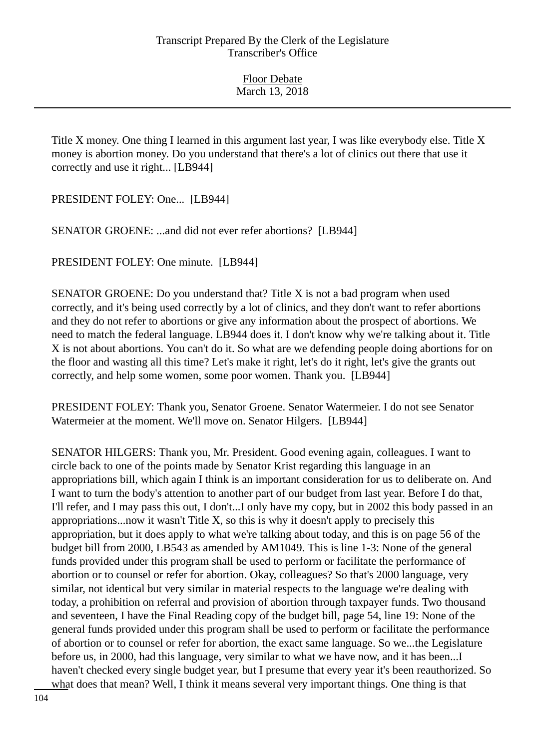Title X money. One thing I learned in this argument last year, I was like everybody else. Title X money is abortion money. Do you understand that there's a lot of clinics out there that use it correctly and use it right... [LB944]

PRESIDENT FOLEY: One... [LB944]

SENATOR GROENE: ...and did not ever refer abortions? [LB944]

PRESIDENT FOLEY: One minute. [LB944]

SENATOR GROENE: Do you understand that? Title X is not a bad program when used correctly, and it's being used correctly by a lot of clinics, and they don't want to refer abortions and they do not refer to abortions or give any information about the prospect of abortions. We need to match the federal language. LB944 does it. I don't know why we're talking about it. Title X is not about abortions. You can't do it. So what are we defending people doing abortions for on the floor and wasting all this time? Let's make it right, let's do it right, let's give the grants out correctly, and help some women, some poor women. Thank you. [LB944]

PRESIDENT FOLEY: Thank you, Senator Groene. Senator Watermeier. I do not see Senator Watermeier at the moment. We'll move on. Senator Hilgers. [LB944]

SENATOR HILGERS: Thank you, Mr. President. Good evening again, colleagues. I want to circle back to one of the points made by Senator Krist regarding this language in an appropriations bill, which again I think is an important consideration for us to deliberate on. And I want to turn the body's attention to another part of our budget from last year. Before I do that, I'll refer, and I may pass this out, I don't...I only have my copy, but in 2002 this body passed in an appropriations...now it wasn't Title X, so this is why it doesn't apply to precisely this appropriation, but it does apply to what we're talking about today, and this is on page 56 of the budget bill from 2000, LB543 as amended by AM1049. This is line 1-3: None of the general funds provided under this program shall be used to perform or facilitate the performance of abortion or to counsel or refer for abortion. Okay, colleagues? So that's 2000 language, very similar, not identical but very similar in material respects to the language we're dealing with today, a prohibition on referral and provision of abortion through taxpayer funds. Two thousand and seventeen, I have the Final Reading copy of the budget bill, page 54, line 19: None of the general funds provided under this program shall be used to perform or facilitate the performance of abortion or to counsel or refer for abortion, the exact same language. So we...the Legislature before us, in 2000, had this language, very similar to what we have now, and it has been...I haven't checked every single budget year, but I presume that every year it's been reauthorized. So what does that mean? Well, I think it means several very important things. One thing is that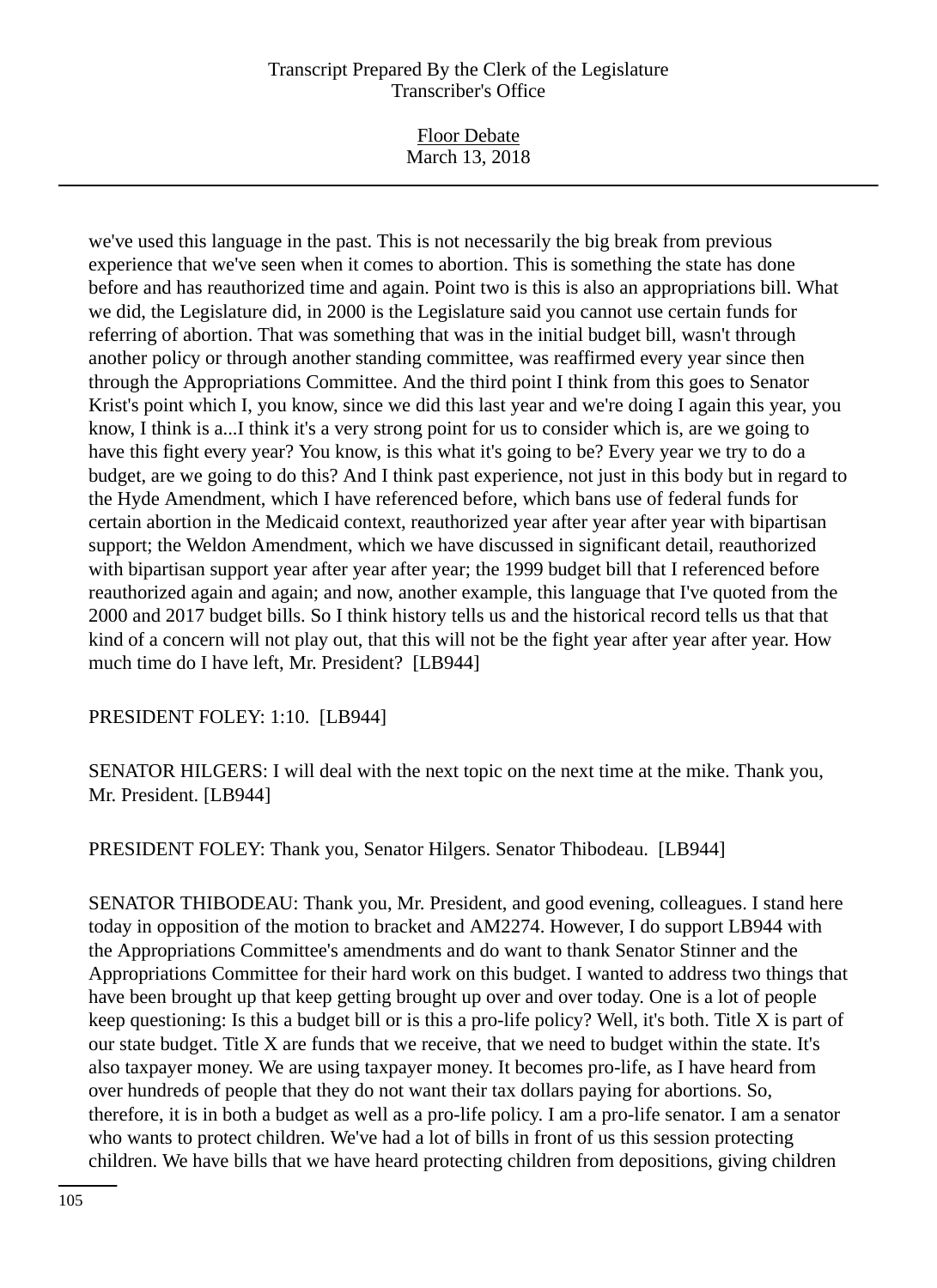we've used this language in the past. This is not necessarily the big break from previous experience that we've seen when it comes to abortion. This is something the state has done before and has reauthorized time and again. Point two is this is also an appropriations bill. What we did, the Legislature did, in 2000 is the Legislature said you cannot use certain funds for referring of abortion. That was something that was in the initial budget bill, wasn't through another policy or through another standing committee, was reaffirmed every year since then through the Appropriations Committee. And the third point I think from this goes to Senator Krist's point which I, you know, since we did this last year and we're doing I again this year, you know, I think is a...I think it's a very strong point for us to consider which is, are we going to have this fight every year? You know, is this what it's going to be? Every year we try to do a budget, are we going to do this? And I think past experience, not just in this body but in regard to the Hyde Amendment, which I have referenced before, which bans use of federal funds for certain abortion in the Medicaid context, reauthorized year after year after year with bipartisan support; the Weldon Amendment, which we have discussed in significant detail, reauthorized with bipartisan support year after year after year; the 1999 budget bill that I referenced before reauthorized again and again; and now, another example, this language that I've quoted from the 2000 and 2017 budget bills. So I think history tells us and the historical record tells us that that kind of a concern will not play out, that this will not be the fight year after year after year. How much time do I have left, Mr. President? [LB944]

PRESIDENT FOLEY: 1:10. [LB944]

SENATOR HILGERS: I will deal with the next topic on the next time at the mike. Thank you, Mr. President. [LB944]

PRESIDENT FOLEY: Thank you, Senator Hilgers. Senator Thibodeau. [LB944]

SENATOR THIBODEAU: Thank you, Mr. President, and good evening, colleagues. I stand here today in opposition of the motion to bracket and AM2274. However, I do support LB944 with the Appropriations Committee's amendments and do want to thank Senator Stinner and the Appropriations Committee for their hard work on this budget. I wanted to address two things that have been brought up that keep getting brought up over and over today. One is a lot of people keep questioning: Is this a budget bill or is this a pro-life policy? Well, it's both. Title X is part of our state budget. Title X are funds that we receive, that we need to budget within the state. It's also taxpayer money. We are using taxpayer money. It becomes pro-life, as I have heard from over hundreds of people that they do not want their tax dollars paying for abortions. So, therefore, it is in both a budget as well as a pro-life policy. I am a pro-life senator. I am a senator who wants to protect children. We've had a lot of bills in front of us this session protecting children. We have bills that we have heard protecting children from depositions, giving children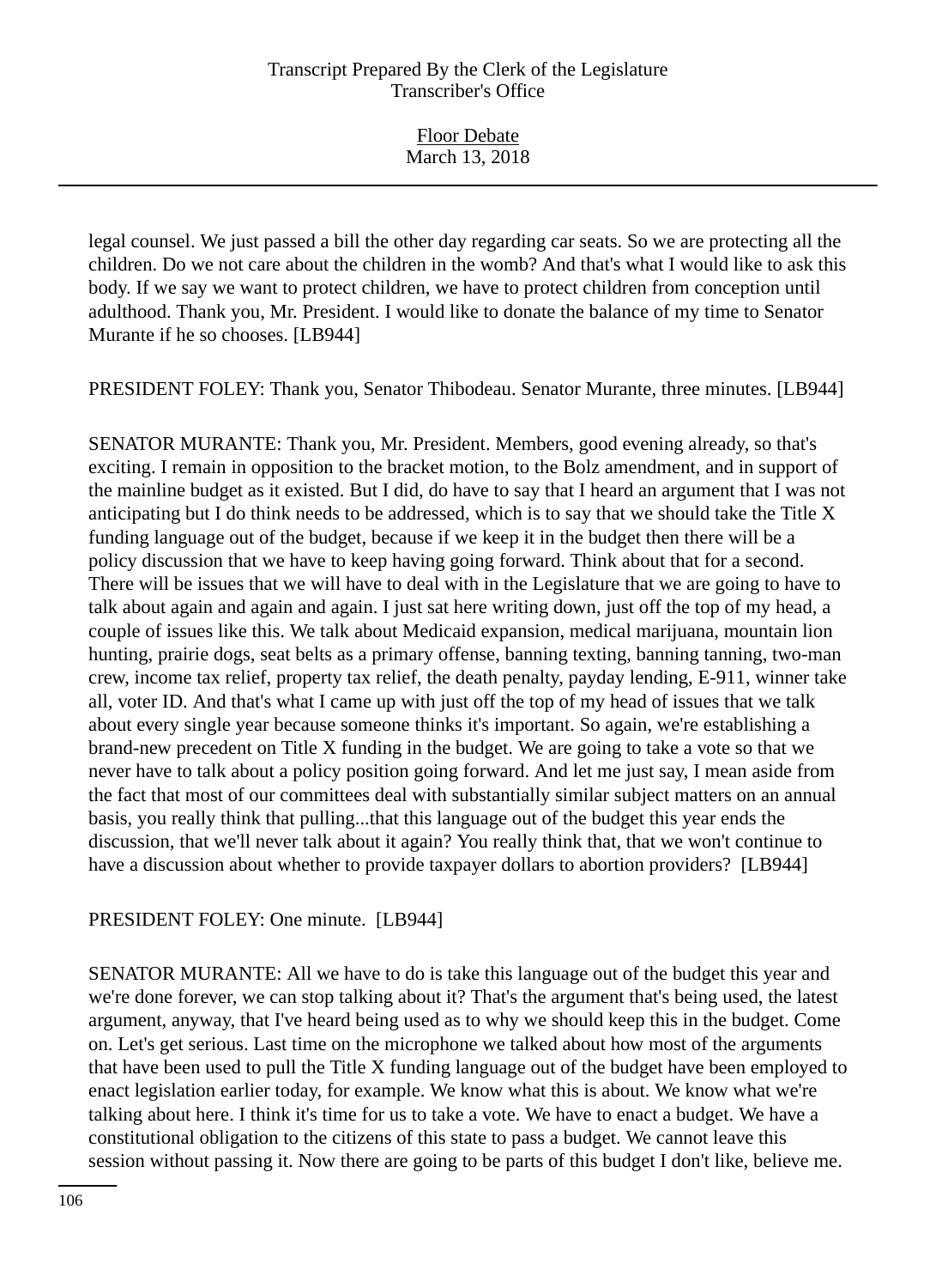legal counsel. We just passed a bill the other day regarding car seats. So we are protecting all the children. Do we not care about the children in the womb? And that's what I would like to ask this body. If we say we want to protect children, we have to protect children from conception until adulthood. Thank you, Mr. President. I would like to donate the balance of my time to Senator Murante if he so chooses. [LB944]

PRESIDENT FOLEY: Thank you, Senator Thibodeau. Senator Murante, three minutes. [LB944]

SENATOR MURANTE: Thank you, Mr. President. Members, good evening already, so that's exciting. I remain in opposition to the bracket motion, to the Bolz amendment, and in support of the mainline budget as it existed. But I did, do have to say that I heard an argument that I was not anticipating but I do think needs to be addressed, which is to say that we should take the Title X funding language out of the budget, because if we keep it in the budget then there will be a policy discussion that we have to keep having going forward. Think about that for a second. There will be issues that we will have to deal with in the Legislature that we are going to have to talk about again and again and again. I just sat here writing down, just off the top of my head, a couple of issues like this. We talk about Medicaid expansion, medical marijuana, mountain lion hunting, prairie dogs, seat belts as a primary offense, banning texting, banning tanning, two-man crew, income tax relief, property tax relief, the death penalty, payday lending, E-911, winner take all, voter ID. And that's what I came up with just off the top of my head of issues that we talk about every single year because someone thinks it's important. So again, we're establishing a brand-new precedent on Title X funding in the budget. We are going to take a vote so that we never have to talk about a policy position going forward. And let me just say, I mean aside from the fact that most of our committees deal with substantially similar subject matters on an annual basis, you really think that pulling...that this language out of the budget this year ends the discussion, that we'll never talk about it again? You really think that, that we won't continue to have a discussion about whether to provide taxpayer dollars to abortion providers? [LB944]

PRESIDENT FOLEY: One minute. [LB944]

SENATOR MURANTE: All we have to do is take this language out of the budget this year and we're done forever, we can stop talking about it? That's the argument that's being used, the latest argument, anyway, that I've heard being used as to why we should keep this in the budget. Come on. Let's get serious. Last time on the microphone we talked about how most of the arguments that have been used to pull the Title X funding language out of the budget have been employed to enact legislation earlier today, for example. We know what this is about. We know what we're talking about here. I think it's time for us to take a vote. We have to enact a budget. We have a constitutional obligation to the citizens of this state to pass a budget. We cannot leave this session without passing it. Now there are going to be parts of this budget I don't like, believe me.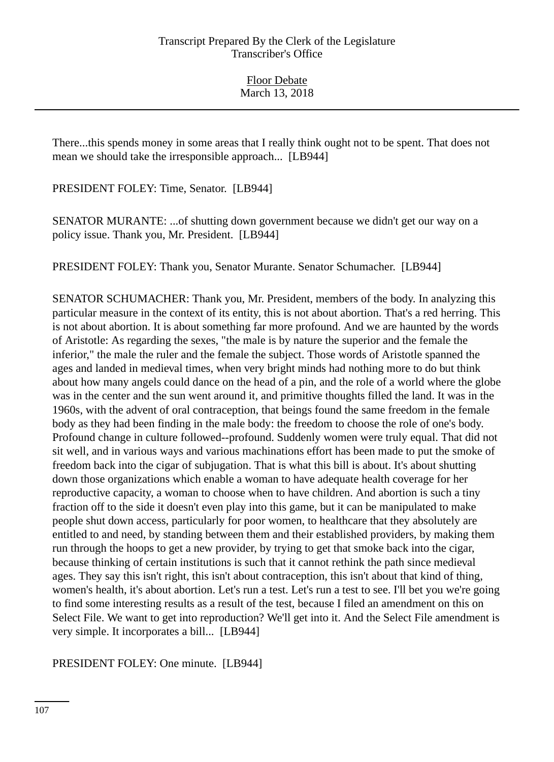There...this spends money in some areas that I really think ought not to be spent. That does not mean we should take the irresponsible approach... [LB944]

PRESIDENT FOLEY: Time, Senator. [LB944]

SENATOR MURANTE: ...of shutting down government because we didn't get our way on a policy issue. Thank you, Mr. President. [LB944]

PRESIDENT FOLEY: Thank you, Senator Murante. Senator Schumacher. [LB944]

SENATOR SCHUMACHER: Thank you, Mr. President, members of the body. In analyzing this particular measure in the context of its entity, this is not about abortion. That's a red herring. This is not about abortion. It is about something far more profound. And we are haunted by the words of Aristotle: As regarding the sexes, "the male is by nature the superior and the female the inferior," the male the ruler and the female the subject. Those words of Aristotle spanned the ages and landed in medieval times, when very bright minds had nothing more to do but think about how many angels could dance on the head of a pin, and the role of a world where the globe was in the center and the sun went around it, and primitive thoughts filled the land. It was in the 1960s, with the advent of oral contraception, that beings found the same freedom in the female body as they had been finding in the male body: the freedom to choose the role of one's body. Profound change in culture followed--profound. Suddenly women were truly equal. That did not sit well, and in various ways and various machinations effort has been made to put the smoke of freedom back into the cigar of subjugation. That is what this bill is about. It's about shutting down those organizations which enable a woman to have adequate health coverage for her reproductive capacity, a woman to choose when to have children. And abortion is such a tiny fraction off to the side it doesn't even play into this game, but it can be manipulated to make people shut down access, particularly for poor women, to healthcare that they absolutely are entitled to and need, by standing between them and their established providers, by making them run through the hoops to get a new provider, by trying to get that smoke back into the cigar, because thinking of certain institutions is such that it cannot rethink the path since medieval ages. They say this isn't right, this isn't about contraception, this isn't about that kind of thing, women's health, it's about abortion. Let's run a test. Let's run a test to see. I'll bet you we're going to find some interesting results as a result of the test, because I filed an amendment on this on Select File. We want to get into reproduction? We'll get into it. And the Select File amendment is very simple. It incorporates a bill... [LB944]

PRESIDENT FOLEY: One minute. [LB944]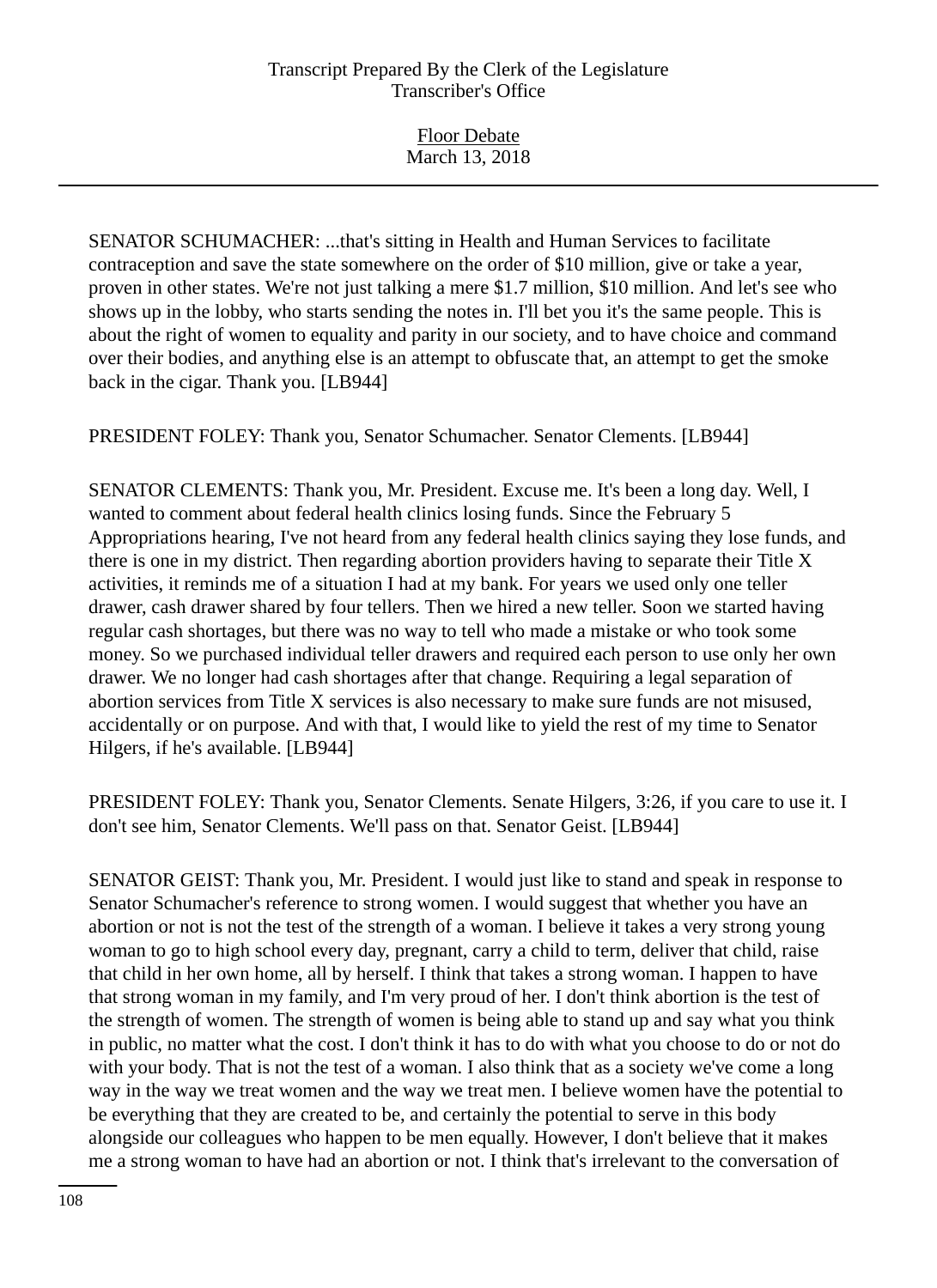SENATOR SCHUMACHER: ...that's sitting in Health and Human Services to facilitate contraception and save the state somewhere on the order of $10 million, give or take a year, proven in other states. We're not just talking a mere $1.7 million, $10 million. And let's see who shows up in the lobby, who starts sending the notes in. I'll bet you it's the same people. This is about the right of women to equality and parity in our society, and to have choice and command over their bodies, and anything else is an attempt to obfuscate that, an attempt to get the smoke back in the cigar. Thank you. [LB944]

PRESIDENT FOLEY: Thank you, Senator Schumacher. Senator Clements. [LB944]

SENATOR CLEMENTS: Thank you, Mr. President. Excuse me. It's been a long day. Well, I wanted to comment about federal health clinics losing funds. Since the February 5 Appropriations hearing, I've not heard from any federal health clinics saying they lose funds, and there is one in my district. Then regarding abortion providers having to separate their Title X activities, it reminds me of a situation I had at my bank. For years we used only one teller drawer, cash drawer shared by four tellers. Then we hired a new teller. Soon we started having regular cash shortages, but there was no way to tell who made a mistake or who took some money. So we purchased individual teller drawers and required each person to use only her own drawer. We no longer had cash shortages after that change. Requiring a legal separation of abortion services from Title X services is also necessary to make sure funds are not misused, accidentally or on purpose. And with that, I would like to yield the rest of my time to Senator Hilgers, if he's available. [LB944]

PRESIDENT FOLEY: Thank you, Senator Clements. Senate Hilgers, 3:26, if you care to use it. I don't see him, Senator Clements. We'll pass on that. Senator Geist. [LB944]

SENATOR GEIST: Thank you, Mr. President. I would just like to stand and speak in response to Senator Schumacher's reference to strong women. I would suggest that whether you have an abortion or not is not the test of the strength of a woman. I believe it takes a very strong young woman to go to high school every day, pregnant, carry a child to term, deliver that child, raise that child in her own home, all by herself. I think that takes a strong woman. I happen to have that strong woman in my family, and I'm very proud of her. I don't think abortion is the test of the strength of women. The strength of women is being able to stand up and say what you think in public, no matter what the cost. I don't think it has to do with what you choose to do or not do with your body. That is not the test of a woman. I also think that as a society we've come a long way in the way we treat women and the way we treat men. I believe women have the potential to be everything that they are created to be, and certainly the potential to serve in this body alongside our colleagues who happen to be men equally. However, I don't believe that it makes me a strong woman to have had an abortion or not. I think that's irrelevant to the conversation of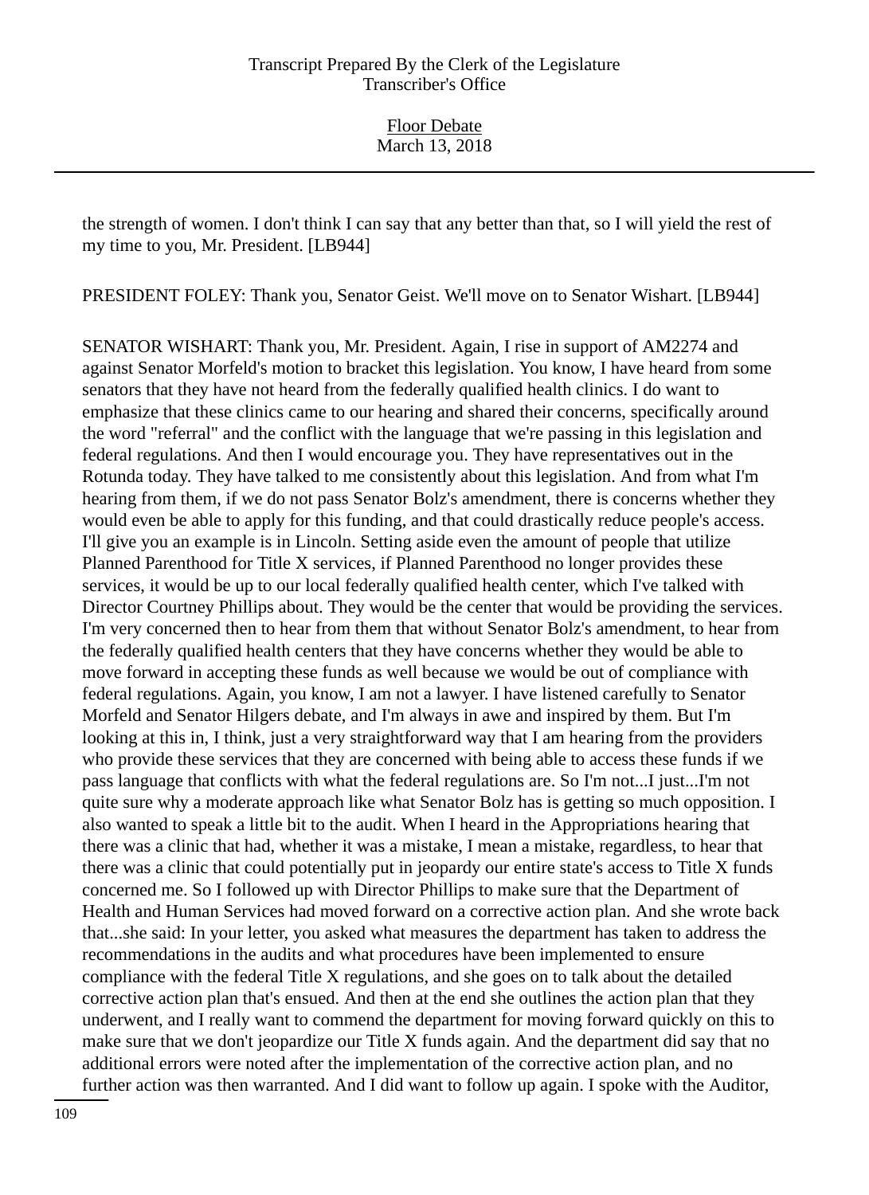the strength of women. I don't think I can say that any better than that, so I will yield the rest of my time to you, Mr. President. [LB944]

PRESIDENT FOLEY: Thank you, Senator Geist. We'll move on to Senator Wishart. [LB944]

SENATOR WISHART: Thank you, Mr. President. Again, I rise in support of AM2274 and against Senator Morfeld's motion to bracket this legislation. You know, I have heard from some senators that they have not heard from the federally qualified health clinics. I do want to emphasize that these clinics came to our hearing and shared their concerns, specifically around the word "referral" and the conflict with the language that we're passing in this legislation and federal regulations. And then I would encourage you. They have representatives out in the Rotunda today. They have talked to me consistently about this legislation. And from what I'm hearing from them, if we do not pass Senator Bolz's amendment, there is concerns whether they would even be able to apply for this funding, and that could drastically reduce people's access. I'll give you an example is in Lincoln. Setting aside even the amount of people that utilize Planned Parenthood for Title X services, if Planned Parenthood no longer provides these services, it would be up to our local federally qualified health center, which I've talked with Director Courtney Phillips about. They would be the center that would be providing the services. I'm very concerned then to hear from them that without Senator Bolz's amendment, to hear from the federally qualified health centers that they have concerns whether they would be able to move forward in accepting these funds as well because we would be out of compliance with federal regulations. Again, you know, I am not a lawyer. I have listened carefully to Senator Morfeld and Senator Hilgers debate, and I'm always in awe and inspired by them. But I'm looking at this in, I think, just a very straightforward way that I am hearing from the providers who provide these services that they are concerned with being able to access these funds if we pass language that conflicts with what the federal regulations are. So I'm not...I just...I'm not quite sure why a moderate approach like what Senator Bolz has is getting so much opposition. I also wanted to speak a little bit to the audit. When I heard in the Appropriations hearing that there was a clinic that had, whether it was a mistake, I mean a mistake, regardless, to hear that there was a clinic that could potentially put in jeopardy our entire state's access to Title X funds concerned me. So I followed up with Director Phillips to make sure that the Department of Health and Human Services had moved forward on a corrective action plan. And she wrote back that...she said: In your letter, you asked what measures the department has taken to address the recommendations in the audits and what procedures have been implemented to ensure compliance with the federal Title X regulations, and she goes on to talk about the detailed corrective action plan that's ensued. And then at the end she outlines the action plan that they underwent, and I really want to commend the department for moving forward quickly on this to make sure that we don't jeopardize our Title X funds again. And the department did say that no additional errors were noted after the implementation of the corrective action plan, and no further action was then warranted. And I did want to follow up again. I spoke with the Auditor,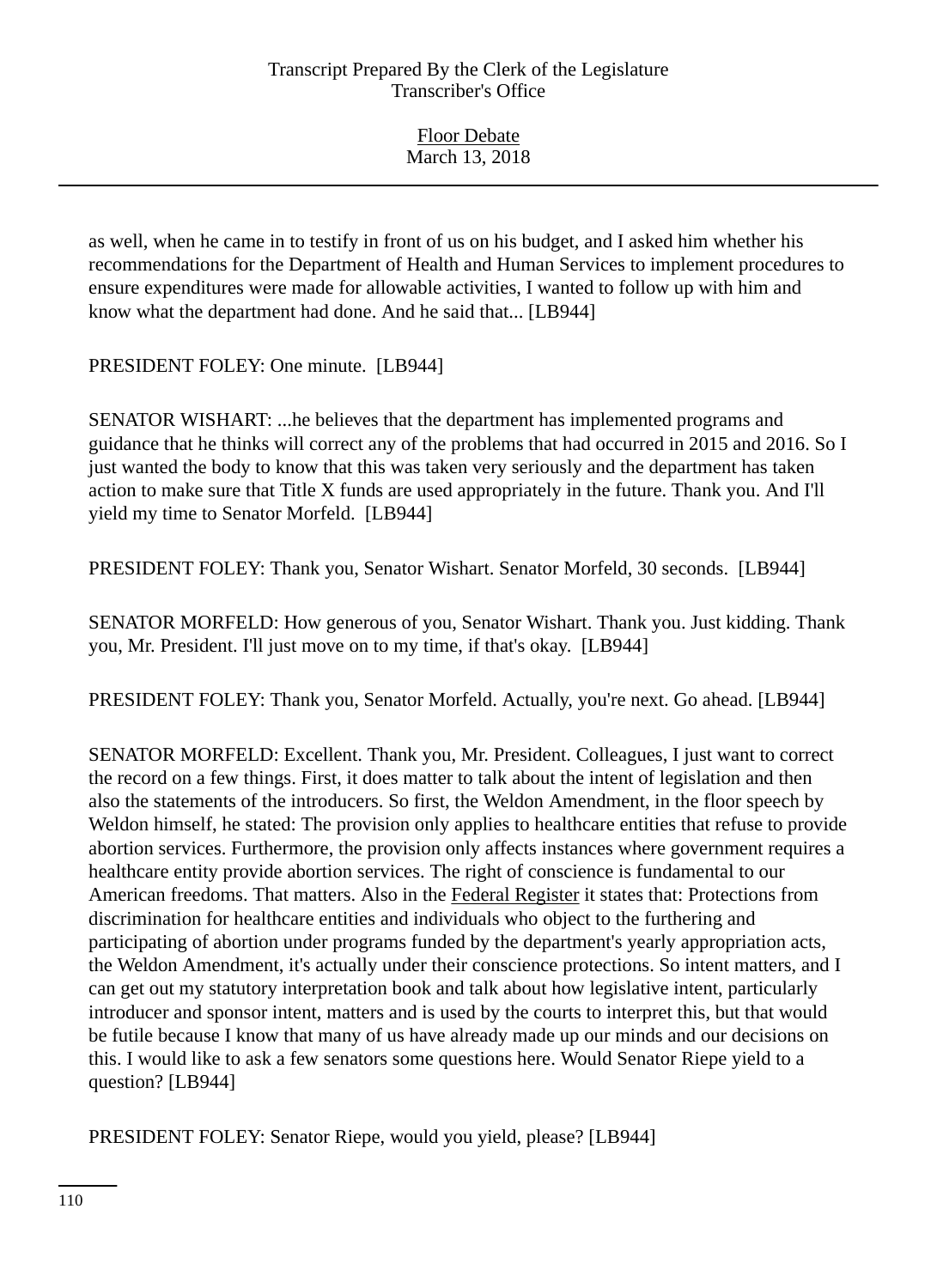as well, when he came in to testify in front of us on his budget, and I asked him whether his recommendations for the Department of Health and Human Services to implement procedures to ensure expenditures were made for allowable activities, I wanted to follow up with him and know what the department had done. And he said that... [LB944]

PRESIDENT FOLEY: One minute. [LB944]

SENATOR WISHART: ...he believes that the department has implemented programs and guidance that he thinks will correct any of the problems that had occurred in 2015 and 2016. So I just wanted the body to know that this was taken very seriously and the department has taken action to make sure that Title X funds are used appropriately in the future. Thank you. And I'll yield my time to Senator Morfeld. [LB944]

PRESIDENT FOLEY: Thank you, Senator Wishart. Senator Morfeld, 30 seconds. [LB944]

SENATOR MORFELD: How generous of you, Senator Wishart. Thank you. Just kidding. Thank you, Mr. President. I'll just move on to my time, if that's okay. [LB944]

PRESIDENT FOLEY: Thank you, Senator Morfeld. Actually, you're next. Go ahead. [LB944]

SENATOR MORFELD: Excellent. Thank you, Mr. President. Colleagues, I just want to correct the record on a few things. First, it does matter to talk about the intent of legislation and then also the statements of the introducers. So first, the Weldon Amendment, in the floor speech by Weldon himself, he stated: The provision only applies to healthcare entities that refuse to provide abortion services. Furthermore, the provision only affects instances where government requires a healthcare entity provide abortion services. The right of conscience is fundamental to our American freedoms. That matters. Also in the Federal Register it states that: Protections from discrimination for healthcare entities and individuals who object to the furthering and participating of abortion under programs funded by the department's yearly appropriation acts, the Weldon Amendment, it's actually under their conscience protections. So intent matters, and I can get out my statutory interpretation book and talk about how legislative intent, particularly introducer and sponsor intent, matters and is used by the courts to interpret this, but that would be futile because I know that many of us have already made up our minds and our decisions on this. I would like to ask a few senators some questions here. Would Senator Riepe yield to a question? [LB944]

PRESIDENT FOLEY: Senator Riepe, would you yield, please? [LB944]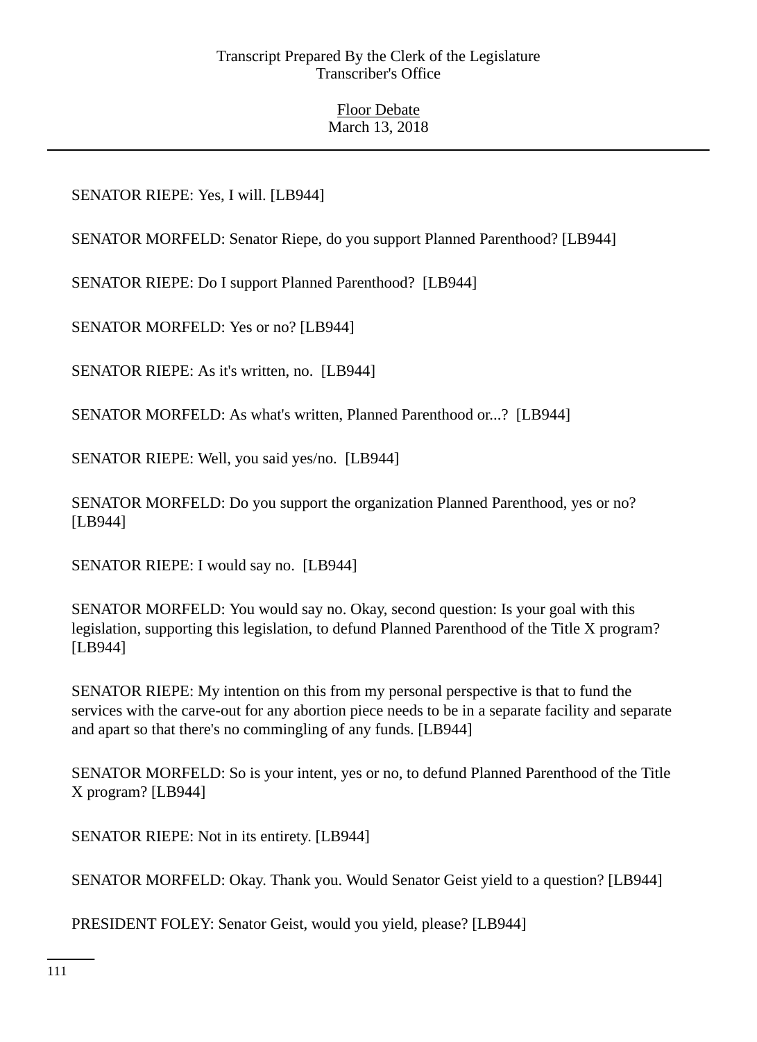SENATOR RIEPE: Yes, I will. [LB944]

SENATOR MORFELD: Senator Riepe, do you support Planned Parenthood? [LB944]

SENATOR RIEPE: Do I support Planned Parenthood? [LB944]

SENATOR MORFELD: Yes or no? [LB944]

SENATOR RIEPE: As it's written, no. [LB944]

SENATOR MORFELD: As what's written, Planned Parenthood or...? [LB944]

SENATOR RIEPE: Well, you said yes/no. [LB944]

SENATOR MORFELD: Do you support the organization Planned Parenthood, yes or no? [LB944]

SENATOR RIEPE: I would say no. [LB944]

SENATOR MORFELD: You would say no. Okay, second question: Is your goal with this legislation, supporting this legislation, to defund Planned Parenthood of the Title X program? [LB944]

SENATOR RIEPE: My intention on this from my personal perspective is that to fund the services with the carve-out for any abortion piece needs to be in a separate facility and separate and apart so that there's no commingling of any funds. [LB944]

SENATOR MORFELD: So is your intent, yes or no, to defund Planned Parenthood of the Title X program? [LB944]

SENATOR RIEPE: Not in its entirety. [LB944]

SENATOR MORFELD: Okay. Thank you. Would Senator Geist yield to a question? [LB944]

PRESIDENT FOLEY: Senator Geist, would you yield, please? [LB944]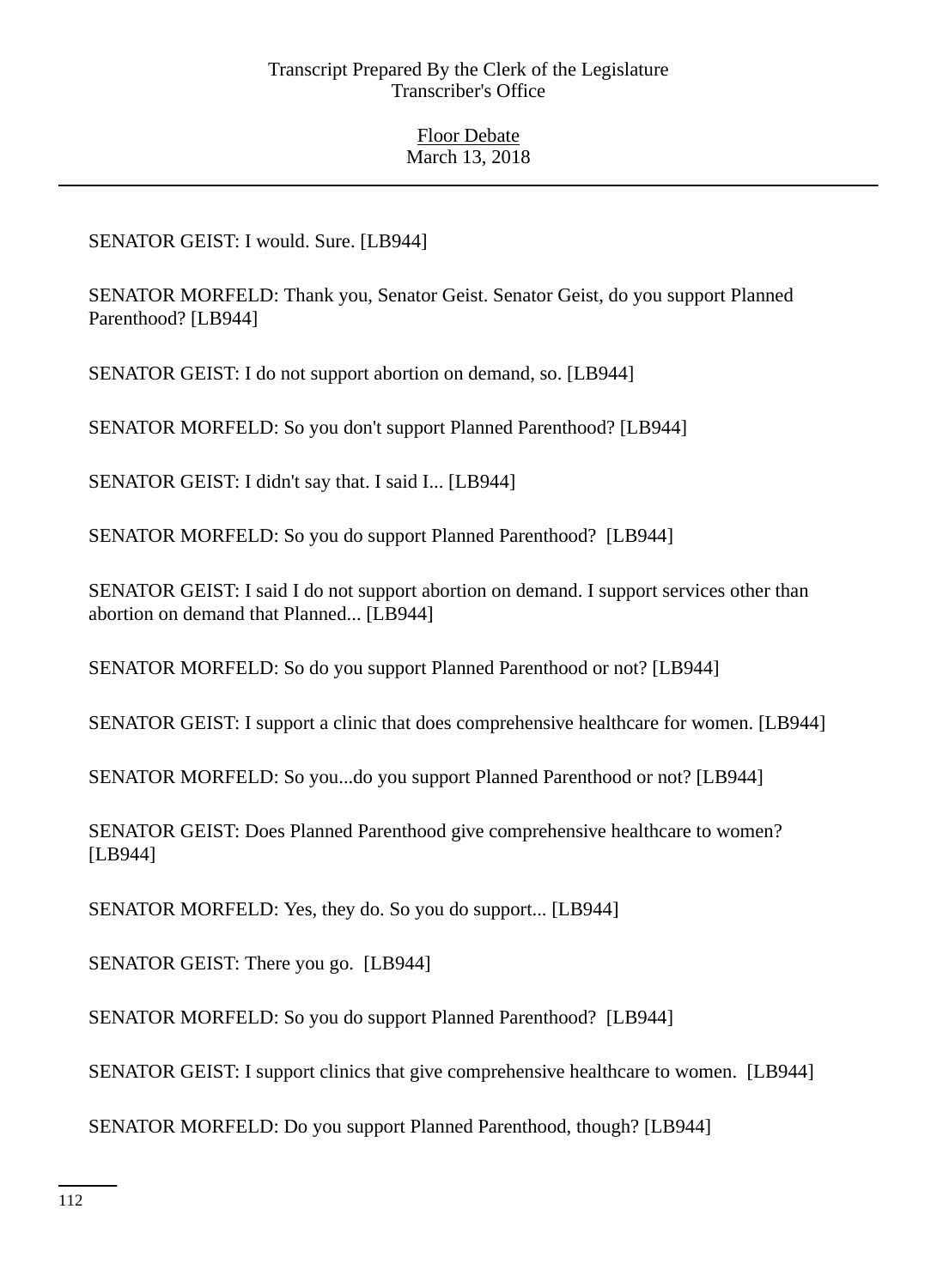SENATOR GEIST: I would. Sure. [LB944]

SENATOR MORFELD: Thank you, Senator Geist. Senator Geist, do you support Planned Parenthood? [LB944]

SENATOR GEIST: I do not support abortion on demand, so. [LB944]

SENATOR MORFELD: So you don't support Planned Parenthood? [LB944]

SENATOR GEIST: I didn't say that. I said I... [LB944]

SENATOR MORFELD: So you do support Planned Parenthood? [LB944]

SENATOR GEIST: I said I do not support abortion on demand. I support services other than abortion on demand that Planned... [LB944]

SENATOR MORFELD: So do you support Planned Parenthood or not? [LB944]

SENATOR GEIST: I support a clinic that does comprehensive healthcare for women. [LB944]

SENATOR MORFELD: So you...do you support Planned Parenthood or not? [LB944]

SENATOR GEIST: Does Planned Parenthood give comprehensive healthcare to women? [LB944]

SENATOR MORFELD: Yes, they do. So you do support... [LB944]

SENATOR GEIST: There you go. [LB944]

SENATOR MORFELD: So you do support Planned Parenthood? [LB944]

SENATOR GEIST: I support clinics that give comprehensive healthcare to women. [LB944]

SENATOR MORFELD: Do you support Planned Parenthood, though? [LB944]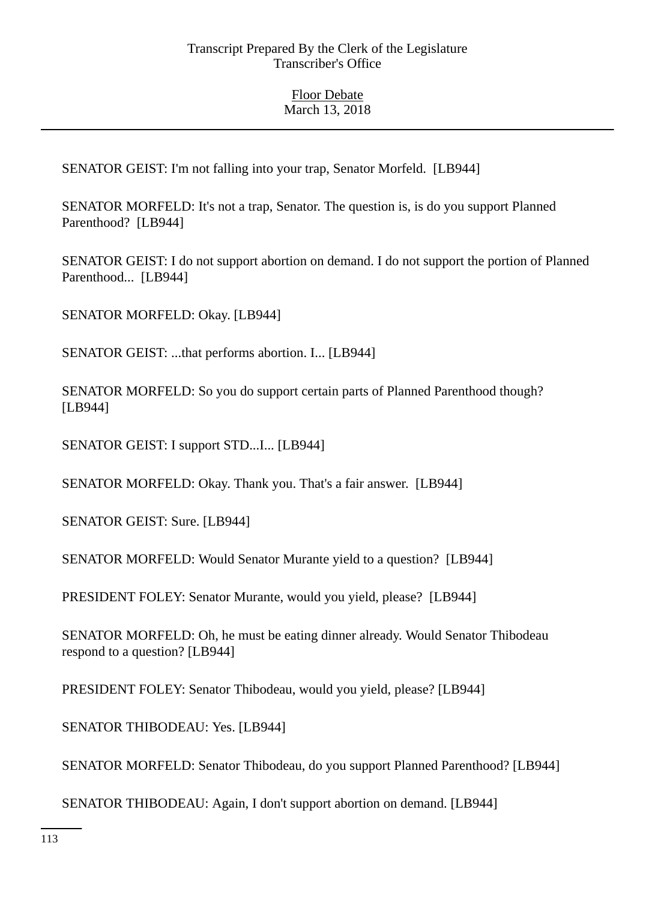SENATOR GEIST: I'm not falling into your trap, Senator Morfeld. [LB944]

SENATOR MORFELD: It's not a trap, Senator. The question is, is do you support Planned Parenthood? [LB944]

SENATOR GEIST: I do not support abortion on demand. I do not support the portion of Planned Parenthood... [LB944]

SENATOR MORFELD: Okay. [LB944]

SENATOR GEIST: ...that performs abortion. I... [LB944]

SENATOR MORFELD: So you do support certain parts of Planned Parenthood though? [LB944]

SENATOR GEIST: I support STD...I... [LB944]

SENATOR MORFELD: Okay. Thank you. That's a fair answer. [LB944]

SENATOR GEIST: Sure. [LB944]

SENATOR MORFELD: Would Senator Murante yield to a question? [LB944]

PRESIDENT FOLEY: Senator Murante, would you yield, please? [LB944]

SENATOR MORFELD: Oh, he must be eating dinner already. Would Senator Thibodeau respond to a question? [LB944]

PRESIDENT FOLEY: Senator Thibodeau, would you yield, please? [LB944]

SENATOR THIBODEAU: Yes. [LB944]

SENATOR MORFELD: Senator Thibodeau, do you support Planned Parenthood? [LB944]

SENATOR THIBODEAU: Again, I don't support abortion on demand. [LB944]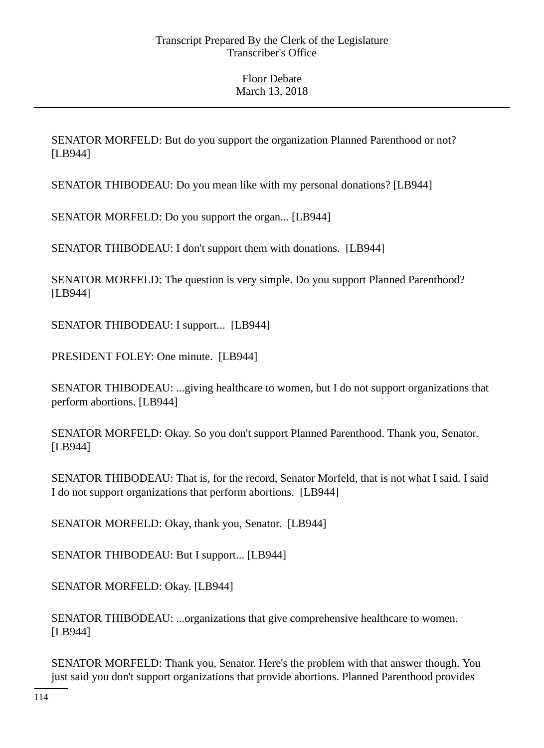SENATOR MORFELD: But do you support the organization Planned Parenthood or not? [LB944]

SENATOR THIBODEAU: Do you mean like with my personal donations? [LB944]

SENATOR MORFELD: Do you support the organ... [LB944]

SENATOR THIBODEAU: I don't support them with donations. [LB944]

SENATOR MORFELD: The question is very simple. Do you support Planned Parenthood? [LB944]

SENATOR THIBODEAU: I support... [LB944]

PRESIDENT FOLEY: One minute. [LB944]

SENATOR THIBODEAU: ...giving healthcare to women, but I do not support organizations that perform abortions. [LB944]

SENATOR MORFELD: Okay. So you don't support Planned Parenthood. Thank you, Senator. [LB944]

SENATOR THIBODEAU: That is, for the record, Senator Morfeld, that is not what I said. I said I do not support organizations that perform abortions. [LB944]

SENATOR MORFELD: Okay, thank you, Senator. [LB944]

SENATOR THIBODEAU: But I support... [LB944]

SENATOR MORFELD: Okay. [LB944]

SENATOR THIBODEAU: ...organizations that give comprehensive healthcare to women. [LB944]

SENATOR MORFELD: Thank you, Senator. Here's the problem with that answer though. You just said you don't support organizations that provide abortions. Planned Parenthood provides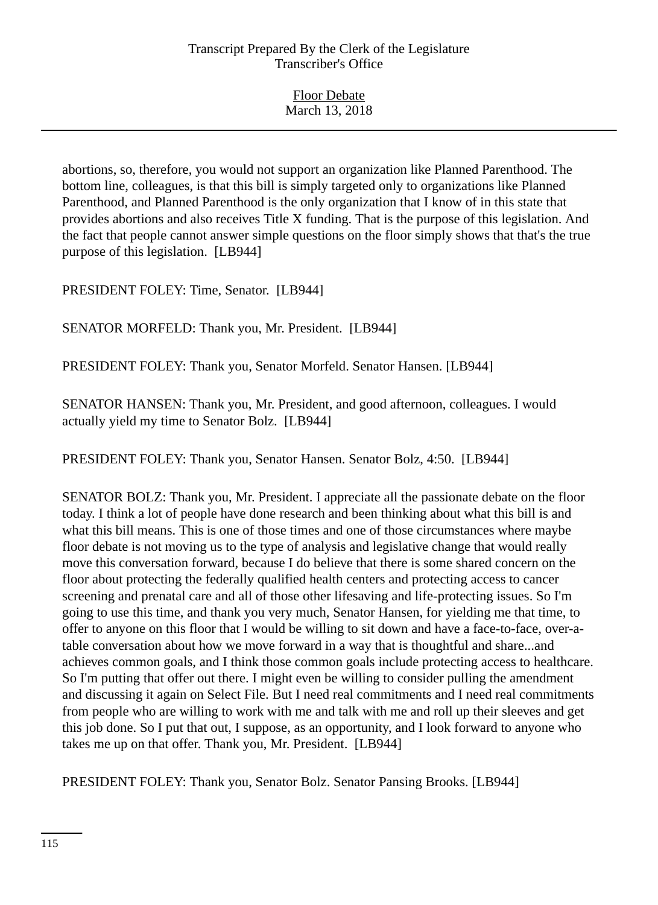abortions, so, therefore, you would not support an organization like Planned Parenthood. The bottom line, colleagues, is that this bill is simply targeted only to organizations like Planned Parenthood, and Planned Parenthood is the only organization that I know of in this state that provides abortions and also receives Title X funding. That is the purpose of this legislation. And the fact that people cannot answer simple questions on the floor simply shows that that's the true purpose of this legislation. [LB944]

PRESIDENT FOLEY: Time, Senator. [LB944]

SENATOR MORFELD: Thank you, Mr. President. [LB944]

PRESIDENT FOLEY: Thank you, Senator Morfeld. Senator Hansen. [LB944]

SENATOR HANSEN: Thank you, Mr. President, and good afternoon, colleagues. I would actually yield my time to Senator Bolz. [LB944]

PRESIDENT FOLEY: Thank you, Senator Hansen. Senator Bolz, 4:50. [LB944]

SENATOR BOLZ: Thank you, Mr. President. I appreciate all the passionate debate on the floor today. I think a lot of people have done research and been thinking about what this bill is and what this bill means. This is one of those times and one of those circumstances where maybe floor debate is not moving us to the type of analysis and legislative change that would really move this conversation forward, because I do believe that there is some shared concern on the floor about protecting the federally qualified health centers and protecting access to cancer screening and prenatal care and all of those other lifesaving and life-protecting issues. So I'm going to use this time, and thank you very much, Senator Hansen, for yielding me that time, to offer to anyone on this floor that I would be willing to sit down and have a face-to-face, over-a-table conversation about how we move forward in a way that is thoughtful and share...and achieves common goals, and I think those common goals include protecting access to healthcare. So I'm putting that offer out there. I might even be willing to consider pulling the amendment and discussing it again on Select File. But I need real commitments and I need real commitments from people who are willing to work with me and talk with me and roll up their sleeves and get this job done. So I put that out, I suppose, as an opportunity, and I look forward to anyone who takes me up on that offer. Thank you, Mr. President. [LB944]

PRESIDENT FOLEY: Thank you, Senator Bolz. Senator Pansing Brooks. [LB944]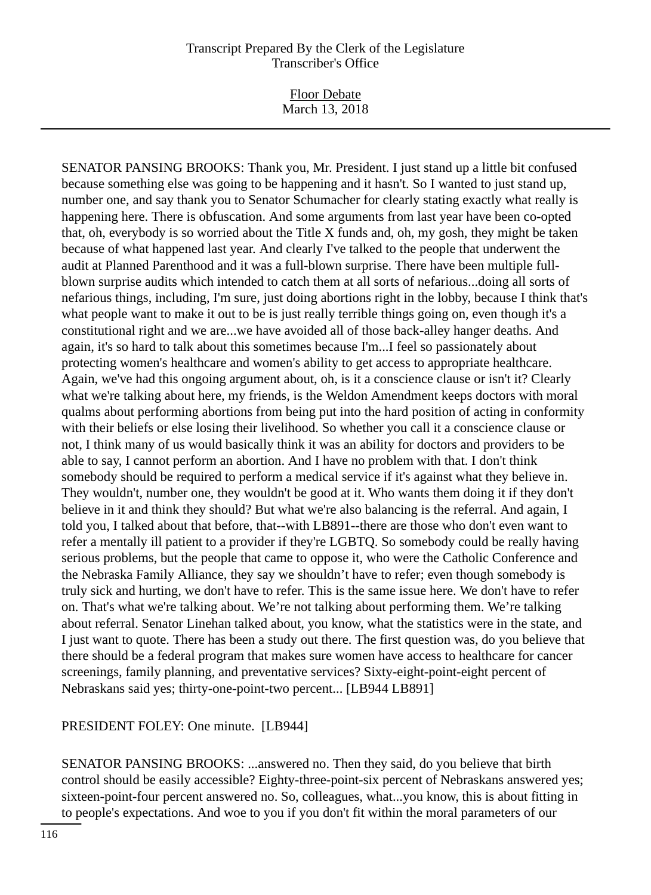SENATOR PANSING BROOKS: Thank you, Mr. President. I just stand up a little bit confused because something else was going to be happening and it hasn't. So I wanted to just stand up, number one, and say thank you to Senator Schumacher for clearly stating exactly what really is happening here. There is obfuscation. And some arguments from last year have been co-opted that, oh, everybody is so worried about the Title X funds and, oh, my gosh, they might be taken because of what happened last year. And clearly I've talked to the people that underwent the audit at Planned Parenthood and it was a full-blown surprise. There have been multiple full-blown surprise audits which intended to catch them at all sorts of nefarious...doing all sorts of nefarious things, including, I'm sure, just doing abortions right in the lobby, because I think that's what people want to make it out to be is just really terrible things going on, even though it's a constitutional right and we are...we have avoided all of those back-alley hanger deaths. And again, it's so hard to talk about this sometimes because I'm...I feel so passionately about protecting women's healthcare and women's ability to get access to appropriate healthcare. Again, we've had this ongoing argument about, oh, is it a conscience clause or isn't it? Clearly what we're talking about here, my friends, is the Weldon Amendment keeps doctors with moral qualms about performing abortions from being put into the hard position of acting in conformity with their beliefs or else losing their livelihood. So whether you call it a conscience clause or not, I think many of us would basically think it was an ability for doctors and providers to be able to say, I cannot perform an abortion. And I have no problem with that. I don't think somebody should be required to perform a medical service if it's against what they believe in. They wouldn't, number one, they wouldn't be good at it. Who wants them doing it if they don't believe in it and think they should? But what we're also balancing is the referral. And again, I told you, I talked about that before, that--with LB891--there are those who don't even want to refer a mentally ill patient to a provider if they're LGBTQ. So somebody could be really having serious problems, but the people that came to oppose it, who were the Catholic Conference and the Nebraska Family Alliance, they say we shouldn't have to refer; even though somebody is truly sick and hurting, we don't have to refer. This is the same issue here. We don't have to refer on. That's what we're talking about. We're not talking about performing them. We're talking about referral. Senator Linehan talked about, you know, what the statistics were in the state, and I just want to quote. There has been a study out there. The first question was, do you believe that there should be a federal program that makes sure women have access to healthcare for cancer screenings, family planning, and preventative services? Sixty-eight-point-eight percent of Nebraskans said yes; thirty-one-point-two percent... [LB944 LB891]

PRESIDENT FOLEY: One minute. [LB944]

SENATOR PANSING BROOKS: ...answered no. Then they said, do you believe that birth control should be easily accessible? Eighty-three-point-six percent of Nebraskans answered yes; sixteen-point-four percent answered no. So, colleagues, what...you know, this is about fitting in to people's expectations. And woe to you if you don't fit within the moral parameters of our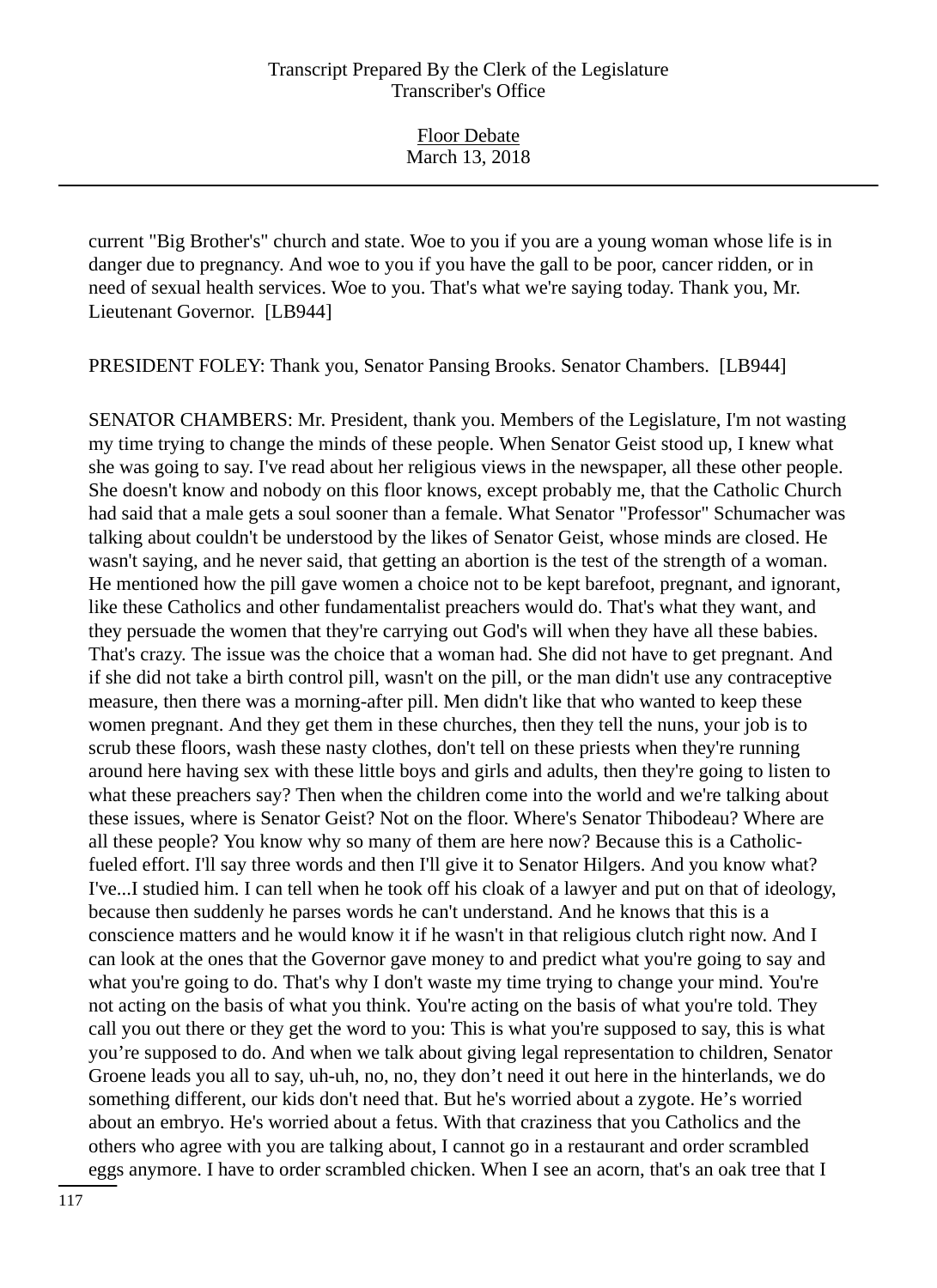current "Big Brother's" church and state. Woe to you if you are a young woman whose life is in danger due to pregnancy. And woe to you if you have the gall to be poor, cancer ridden, or in need of sexual health services. Woe to you. That's what we're saying today. Thank you, Mr. Lieutenant Governor. [LB944]

PRESIDENT FOLEY: Thank you, Senator Pansing Brooks. Senator Chambers. [LB944]

SENATOR CHAMBERS: Mr. President, thank you. Members of the Legislature, I'm not wasting my time trying to change the minds of these people. When Senator Geist stood up, I knew what she was going to say. I've read about her religious views in the newspaper, all these other people. She doesn't know and nobody on this floor knows, except probably me, that the Catholic Church had said that a male gets a soul sooner than a female. What Senator "Professor" Schumacher was talking about couldn't be understood by the likes of Senator Geist, whose minds are closed. He wasn't saying, and he never said, that getting an abortion is the test of the strength of a woman. He mentioned how the pill gave women a choice not to be kept barefoot, pregnant, and ignorant, like these Catholics and other fundamentalist preachers would do. That's what they want, and they persuade the women that they're carrying out God's will when they have all these babies. That's crazy. The issue was the choice that a woman had. She did not have to get pregnant. And if she did not take a birth control pill, wasn't on the pill, or the man didn't use any contraceptive measure, then there was a morning-after pill. Men didn't like that who wanted to keep these women pregnant. And they get them in these churches, then they tell the nuns, your job is to scrub these floors, wash these nasty clothes, don't tell on these priests when they're running around here having sex with these little boys and girls and adults, then they're going to listen to what these preachers say? Then when the children come into the world and we're talking about these issues, where is Senator Geist? Not on the floor. Where's Senator Thibodeau? Where are all these people? You know why so many of them are here now? Because this is a Catholic-fueled effort. I'll say three words and then I'll give it to Senator Hilgers. And you know what? I've...I studied him. I can tell when he took off his cloak of a lawyer and put on that of ideology, because then suddenly he parses words he can't understand. And he knows that this is a conscience matters and he would know it if he wasn't in that religious clutch right now. And I can look at the ones that the Governor gave money to and predict what you're going to say and what you're going to do. That's why I don't waste my time trying to change your mind. You're not acting on the basis of what you think. You're acting on the basis of what you're told. They call you out there or they get the word to you: This is what you're supposed to say, this is what you're supposed to do. And when we talk about giving legal representation to children, Senator Groene leads you all to say, uh-uh, no, no, they don't need it out here in the hinterlands, we do something different, our kids don't need that. But he's worried about a zygote. He's worried about an embryo. He's worried about a fetus. With that craziness that you Catholics and the others who agree with you are talking about, I cannot go in a restaurant and order scrambled eggs anymore. I have to order scrambled chicken. When I see an acorn, that's an oak tree that I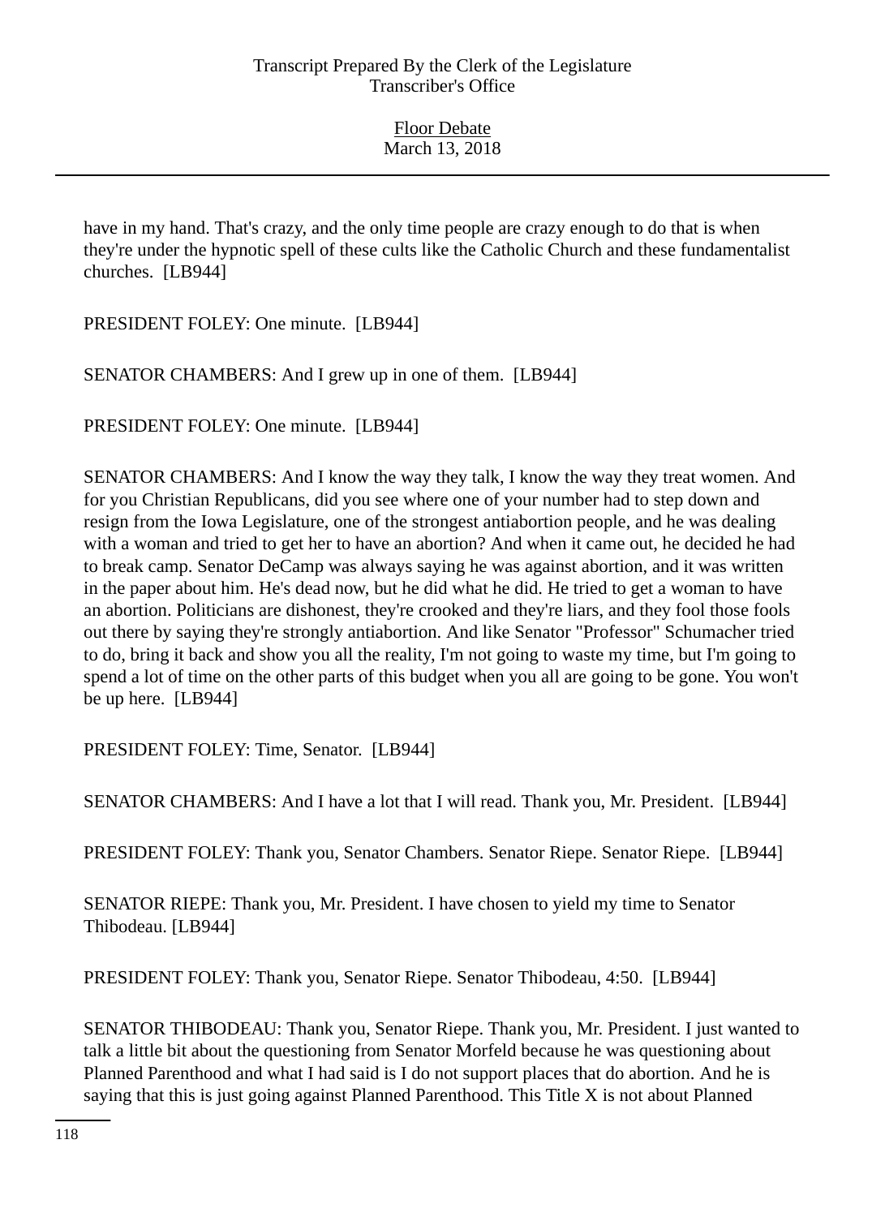have in my hand. That's crazy, and the only time people are crazy enough to do that is when they're under the hypnotic spell of these cults like the Catholic Church and these fundamentalist churches. [LB944]

PRESIDENT FOLEY: One minute. [LB944]

SENATOR CHAMBERS: And I grew up in one of them. [LB944]

PRESIDENT FOLEY: One minute. [LB944]

SENATOR CHAMBERS: And I know the way they talk, I know the way they treat women. And for you Christian Republicans, did you see where one of your number had to step down and resign from the Iowa Legislature, one of the strongest antiabortion people, and he was dealing with a woman and tried to get her to have an abortion? And when it came out, he decided he had to break camp. Senator DeCamp was always saying he was against abortion, and it was written in the paper about him. He's dead now, but he did what he did. He tried to get a woman to have an abortion. Politicians are dishonest, they're crooked and they're liars, and they fool those fools out there by saying they're strongly antiabortion. And like Senator "Professor" Schumacher tried to do, bring it back and show you all the reality, I'm not going to waste my time, but I'm going to spend a lot of time on the other parts of this budget when you all are going to be gone. You won't be up here. [LB944]

PRESIDENT FOLEY: Time, Senator. [LB944]

SENATOR CHAMBERS: And I have a lot that I will read. Thank you, Mr. President. [LB944]

PRESIDENT FOLEY: Thank you, Senator Chambers. Senator Riepe. Senator Riepe. [LB944]

SENATOR RIEPE: Thank you, Mr. President. I have chosen to yield my time to Senator Thibodeau. [LB944]

PRESIDENT FOLEY: Thank you, Senator Riepe. Senator Thibodeau, 4:50. [LB944]

SENATOR THIBODEAU: Thank you, Senator Riepe. Thank you, Mr. President. I just wanted to talk a little bit about the questioning from Senator Morfeld because he was questioning about Planned Parenthood and what I had said is I do not support places that do abortion. And he is saying that this is just going against Planned Parenthood. This Title X is not about Planned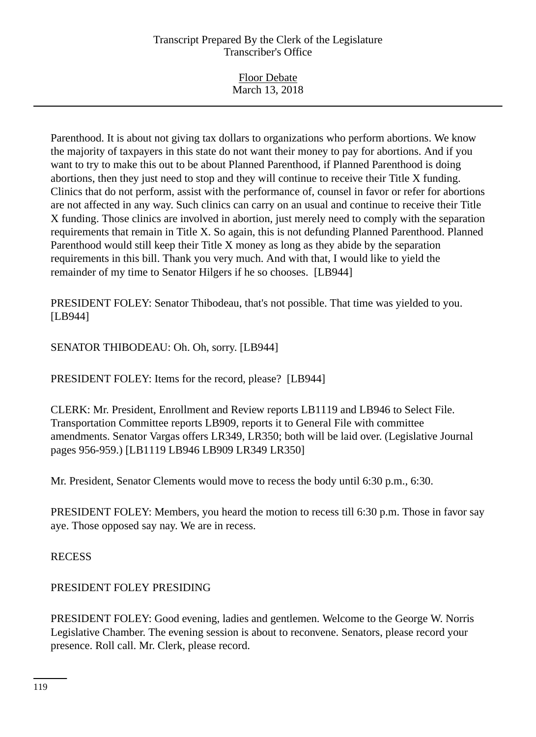Parenthood. It is about not giving tax dollars to organizations who perform abortions. We know the majority of taxpayers in this state do not want their money to pay for abortions. And if you want to try to make this out to be about Planned Parenthood, if Planned Parenthood is doing abortions, then they just need to stop and they will continue to receive their Title X funding. Clinics that do not perform, assist with the performance of, counsel in favor or refer for abortions are not affected in any way. Such clinics can carry on an usual and continue to receive their Title X funding. Those clinics are involved in abortion, just merely need to comply with the separation requirements that remain in Title X. So again, this is not defunding Planned Parenthood. Planned Parenthood would still keep their Title X money as long as they abide by the separation requirements in this bill. Thank you very much. And with that, I would like to yield the remainder of my time to Senator Hilgers if he so chooses. [LB944]

PRESIDENT FOLEY: Senator Thibodeau, that's not possible. That time was yielded to you. [LB944]

SENATOR THIBODEAU: Oh. Oh, sorry. [LB944]

PRESIDENT FOLEY: Items for the record, please? [LB944]

CLERK: Mr. President, Enrollment and Review reports LB1119 and LB946 to Select File. Transportation Committee reports LB909, reports it to General File with committee amendments. Senator Vargas offers LR349, LR350; both will be laid over. (Legislative Journal pages 956-959.) [LB1119 LB946 LB909 LR349 LR350]

Mr. President, Senator Clements would move to recess the body until 6:30 p.m., 6:30.

PRESIDENT FOLEY: Members, you heard the motion to recess till 6:30 p.m. Those in favor say aye. Those opposed say nay. We are in recess.

RECESS

PRESIDENT FOLEY PRESIDING

PRESIDENT FOLEY: Good evening, ladies and gentlemen. Welcome to the George W. Norris Legislative Chamber. The evening session is about to reconvene. Senators, please record your presence. Roll call. Mr. Clerk, please record.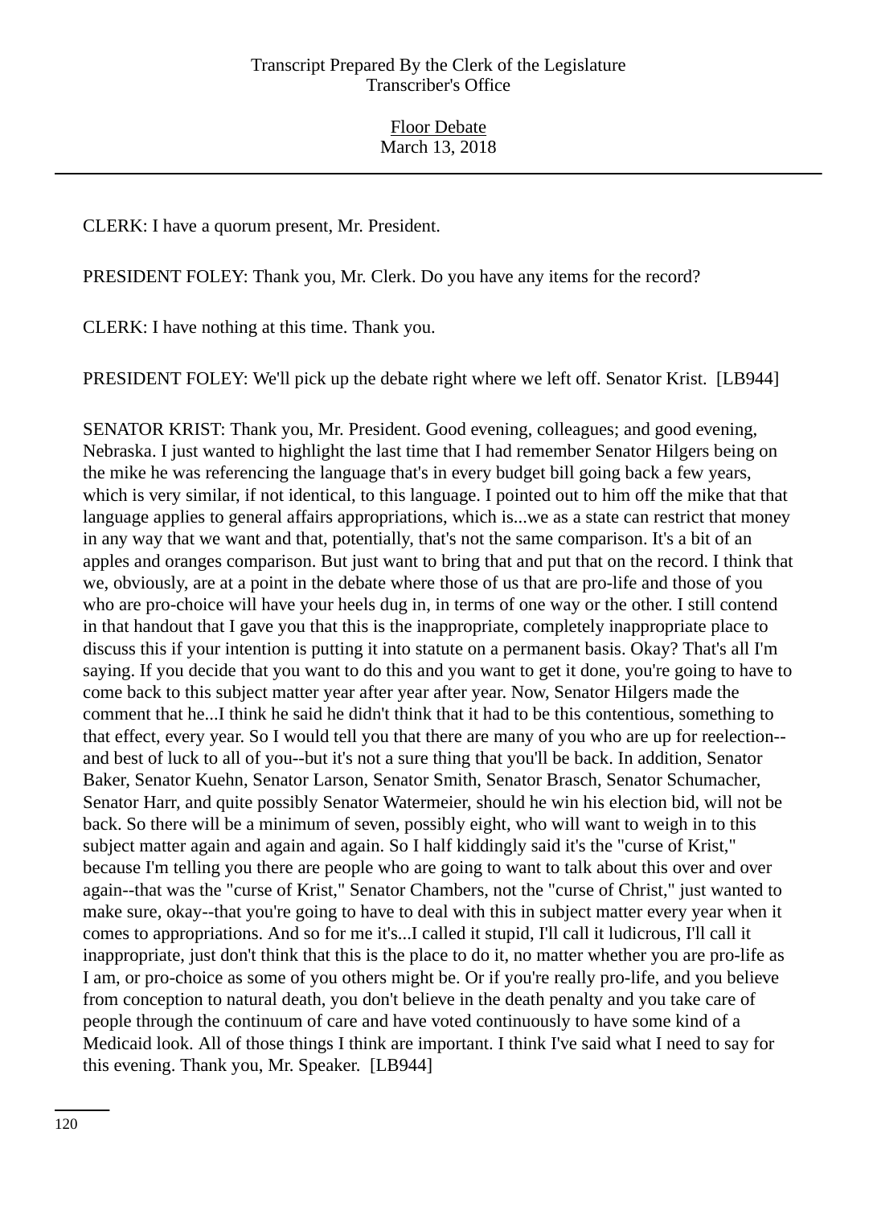CLERK: I have a quorum present, Mr. President.

PRESIDENT FOLEY: Thank you, Mr. Clerk. Do you have any items for the record?

CLERK: I have nothing at this time. Thank you.

PRESIDENT FOLEY: We'll pick up the debate right where we left off. Senator Krist. [LB944]

SENATOR KRIST: Thank you, Mr. President. Good evening, colleagues; and good evening, Nebraska. I just wanted to highlight the last time that I had remember Senator Hilgers being on the mike he was referencing the language that's in every budget bill going back a few years, which is very similar, if not identical, to this language. I pointed out to him off the mike that that language applies to general affairs appropriations, which is...we as a state can restrict that money in any way that we want and that, potentially, that's not the same comparison. It's a bit of an apples and oranges comparison. But just want to bring that and put that on the record. I think that we, obviously, are at a point in the debate where those of us that are pro-life and those of you who are pro-choice will have your heels dug in, in terms of one way or the other. I still contend in that handout that I gave you that this is the inappropriate, completely inappropriate place to discuss this if your intention is putting it into statute on a permanent basis. Okay? That's all I'm saying. If you decide that you want to do this and you want to get it done, you're going to have to come back to this subject matter year after year after year. Now, Senator Hilgers made the comment that he...I think he said he didn't think that it had to be this contentious, something to that effect, every year. So I would tell you that there are many of you who are up for reelection--and best of luck to all of you--but it's not a sure thing that you'll be back. In addition, Senator Baker, Senator Kuehn, Senator Larson, Senator Smith, Senator Brasch, Senator Schumacher, Senator Harr, and quite possibly Senator Watermeier, should he win his election bid, will not be back. So there will be a minimum of seven, possibly eight, who will want to weigh in to this subject matter again and again and again. So I half kiddingly said it's the "curse of Krist," because I'm telling you there are people who are going to want to talk about this over and over again--that was the "curse of Krist," Senator Chambers, not the "curse of Christ," just wanted to make sure, okay--that you're going to have to deal with this in subject matter every year when it comes to appropriations. And so for me it's...I called it stupid, I'll call it ludicrous, I'll call it inappropriate, just don't think that this is the place to do it, no matter whether you are pro-life as I am, or pro-choice as some of you others might be. Or if you're really pro-life, and you believe from conception to natural death, you don't believe in the death penalty and you take care of people through the continuum of care and have voted continuously to have some kind of a Medicaid look. All of those things I think are important. I think I've said what I need to say for this evening. Thank you, Mr. Speaker. [LB944]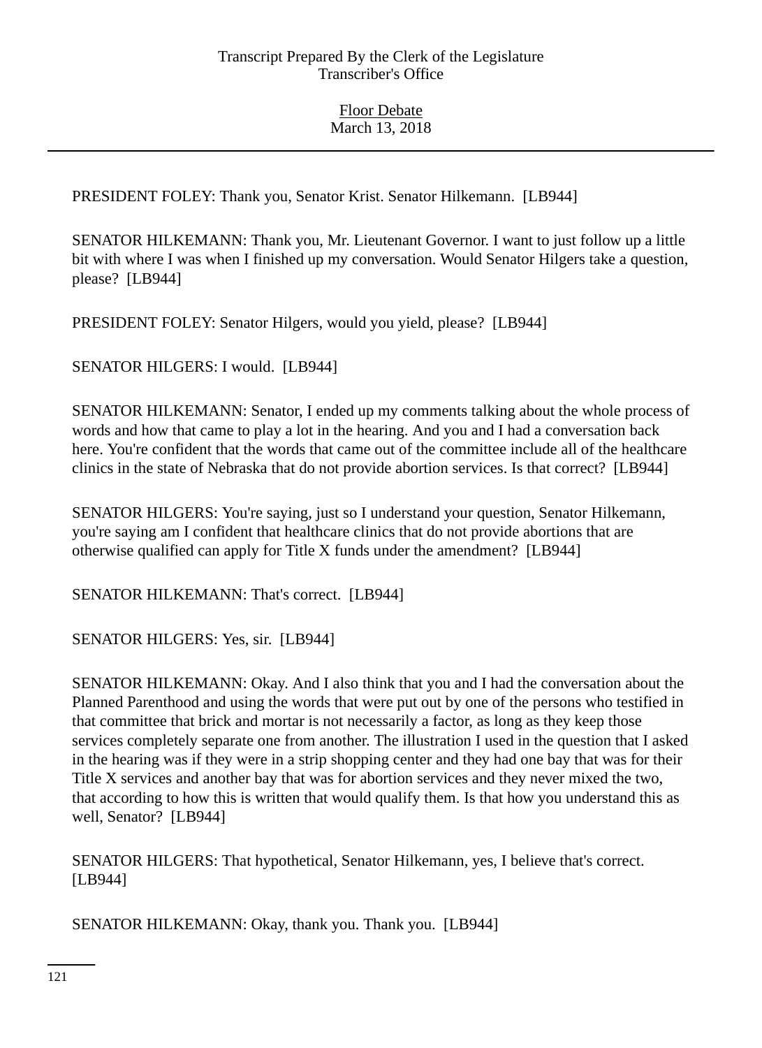PRESIDENT FOLEY: Thank you, Senator Krist. Senator Hilkemann. [LB944]

SENATOR HILKEMANN: Thank you, Mr. Lieutenant Governor. I want to just follow up a little bit with where I was when I finished up my conversation. Would Senator Hilgers take a question, please? [LB944]

PRESIDENT FOLEY: Senator Hilgers, would you yield, please? [LB944]

SENATOR HILGERS: I would. [LB944]

SENATOR HILKEMANN: Senator, I ended up my comments talking about the whole process of words and how that came to play a lot in the hearing. And you and I had a conversation back here. You're confident that the words that came out of the committee include all of the healthcare clinics in the state of Nebraska that do not provide abortion services. Is that correct? [LB944]

SENATOR HILGERS: You're saying, just so I understand your question, Senator Hilkemann, you're saying am I confident that healthcare clinics that do not provide abortions that are otherwise qualified can apply for Title X funds under the amendment? [LB944]

SENATOR HILKEMANN: That's correct. [LB944]

SENATOR HILGERS: Yes, sir. [LB944]

SENATOR HILKEMANN: Okay. And I also think that you and I had the conversation about the Planned Parenthood and using the words that were put out by one of the persons who testified in that committee that brick and mortar is not necessarily a factor, as long as they keep those services completely separate one from another. The illustration I used in the question that I asked in the hearing was if they were in a strip shopping center and they had one bay that was for their Title X services and another bay that was for abortion services and they never mixed the two, that according to how this is written that would qualify them. Is that how you understand this as well, Senator? [LB944]

SENATOR HILGERS: That hypothetical, Senator Hilkemann, yes, I believe that's correct. [LB944]

SENATOR HILKEMANN: Okay, thank you. Thank you. [LB944]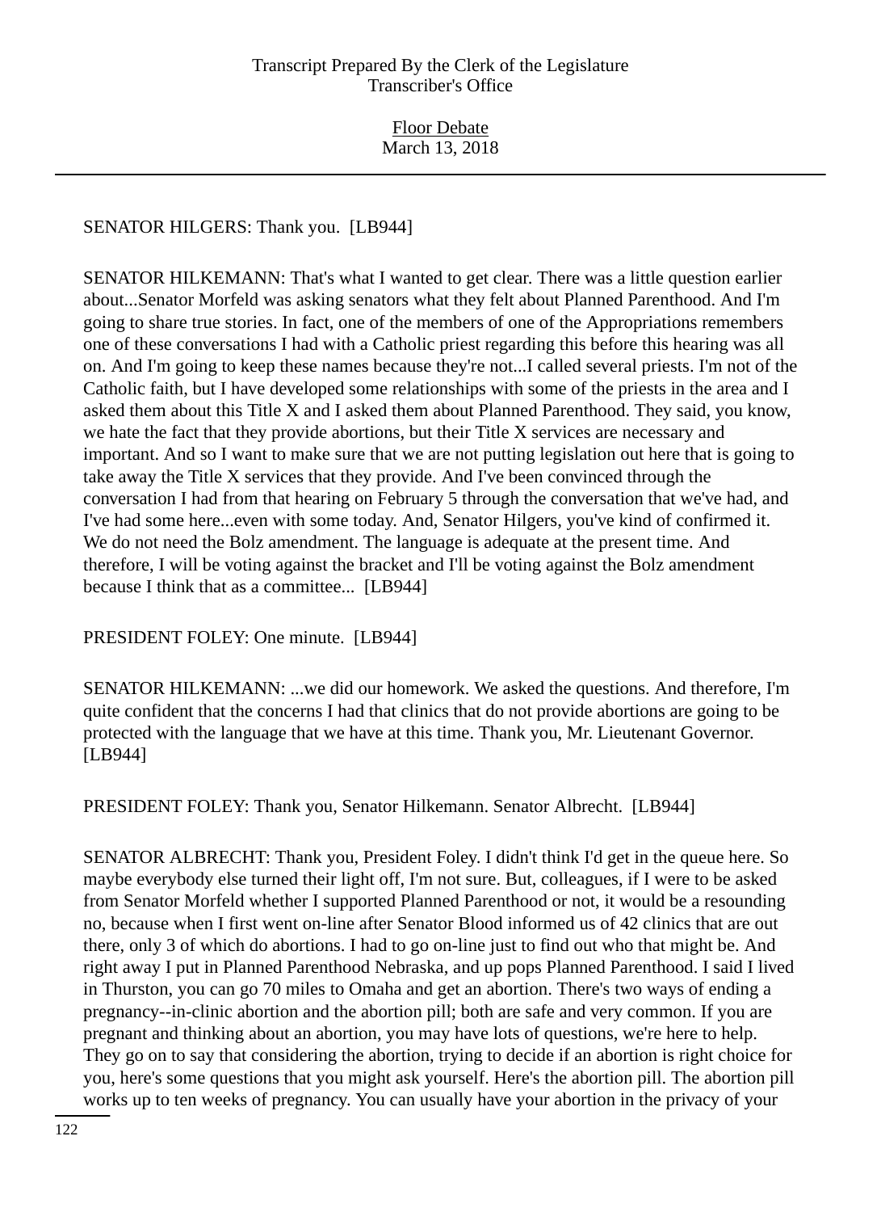SENATOR HILGERS: Thank you. [LB944]

SENATOR HILKEMANN: That's what I wanted to get clear. There was a little question earlier about...Senator Morfeld was asking senators what they felt about Planned Parenthood. And I'm going to share true stories. In fact, one of the members of one of the Appropriations remembers one of these conversations I had with a Catholic priest regarding this before this hearing was all on. And I'm going to keep these names because they're not...I called several priests. I'm not of the Catholic faith, but I have developed some relationships with some of the priests in the area and I asked them about this Title X and I asked them about Planned Parenthood. They said, you know, we hate the fact that they provide abortions, but their Title X services are necessary and important. And so I want to make sure that we are not putting legislation out here that is going to take away the Title X services that they provide. And I've been convinced through the conversation I had from that hearing on February 5 through the conversation that we've had, and I've had some here...even with some today. And, Senator Hilgers, you've kind of confirmed it. We do not need the Bolz amendment. The language is adequate at the present time. And therefore, I will be voting against the bracket and I'll be voting against the Bolz amendment because I think that as a committee... [LB944]

PRESIDENT FOLEY: One minute. [LB944]

SENATOR HILKEMANN: ...we did our homework. We asked the questions. And therefore, I'm quite confident that the concerns I had that clinics that do not provide abortions are going to be protected with the language that we have at this time. Thank you, Mr. Lieutenant Governor. [LB944]

PRESIDENT FOLEY: Thank you, Senator Hilkemann. Senator Albrecht. [LB944]

SENATOR ALBRECHT: Thank you, President Foley. I didn't think I'd get in the queue here. So maybe everybody else turned their light off, I'm not sure. But, colleagues, if I were to be asked from Senator Morfeld whether I supported Planned Parenthood or not, it would be a resounding no, because when I first went on-line after Senator Blood informed us of 42 clinics that are out there, only 3 of which do abortions. I had to go on-line just to find out who that might be. And right away I put in Planned Parenthood Nebraska, and up pops Planned Parenthood. I said I lived in Thurston, you can go 70 miles to Omaha and get an abortion. There's two ways of ending a pregnancy--in-clinic abortion and the abortion pill; both are safe and very common. If you are pregnant and thinking about an abortion, you may have lots of questions, we're here to help. They go on to say that considering the abortion, trying to decide if an abortion is right choice for you, here's some questions that you might ask yourself. Here's the abortion pill. The abortion pill works up to ten weeks of pregnancy. You can usually have your abortion in the privacy of your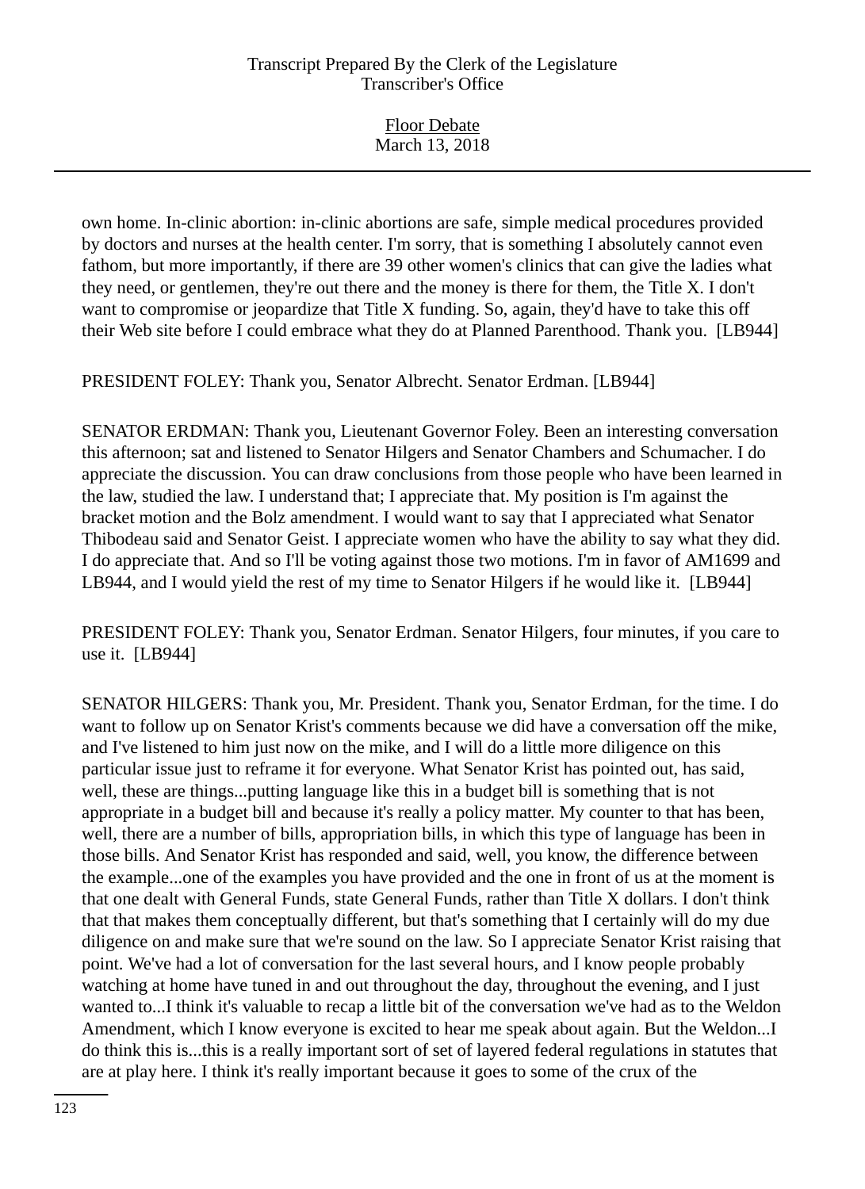own home. In-clinic abortion: in-clinic abortions are safe, simple medical procedures provided by doctors and nurses at the health center. I'm sorry, that is something I absolutely cannot even fathom, but more importantly, if there are 39 other women's clinics that can give the ladies what they need, or gentlemen, they're out there and the money is there for them, the Title X. I don't want to compromise or jeopardize that Title X funding. So, again, they'd have to take this off their Web site before I could embrace what they do at Planned Parenthood. Thank you. [LB944]

PRESIDENT FOLEY: Thank you, Senator Albrecht. Senator Erdman. [LB944]

SENATOR ERDMAN: Thank you, Lieutenant Governor Foley. Been an interesting conversation this afternoon; sat and listened to Senator Hilgers and Senator Chambers and Schumacher. I do appreciate the discussion. You can draw conclusions from those people who have been learned in the law, studied the law. I understand that; I appreciate that. My position is I'm against the bracket motion and the Bolz amendment. I would want to say that I appreciated what Senator Thibodeau said and Senator Geist. I appreciate women who have the ability to say what they did. I do appreciate that. And so I'll be voting against those two motions. I'm in favor of AM1699 and LB944, and I would yield the rest of my time to Senator Hilgers if he would like it. [LB944]

PRESIDENT FOLEY: Thank you, Senator Erdman. Senator Hilgers, four minutes, if you care to use it. [LB944]

SENATOR HILGERS: Thank you, Mr. President. Thank you, Senator Erdman, for the time. I do want to follow up on Senator Krist's comments because we did have a conversation off the mike, and I've listened to him just now on the mike, and I will do a little more diligence on this particular issue just to reframe it for everyone. What Senator Krist has pointed out, has said, well, these are things...putting language like this in a budget bill is something that is not appropriate in a budget bill and because it's really a policy matter. My counter to that has been, well, there are a number of bills, appropriation bills, in which this type of language has been in those bills. And Senator Krist has responded and said, well, you know, the difference between the example...one of the examples you have provided and the one in front of us at the moment is that one dealt with General Funds, state General Funds, rather than Title X dollars. I don't think that that makes them conceptually different, but that's something that I certainly will do my due diligence on and make sure that we're sound on the law. So I appreciate Senator Krist raising that point. We've had a lot of conversation for the last several hours, and I know people probably watching at home have tuned in and out throughout the day, throughout the evening, and I just wanted to...I think it's valuable to recap a little bit of the conversation we've had as to the Weldon Amendment, which I know everyone is excited to hear me speak about again. But the Weldon...I do think this is...this is a really important sort of set of layered federal regulations in statutes that are at play here. I think it's really important because it goes to some of the crux of the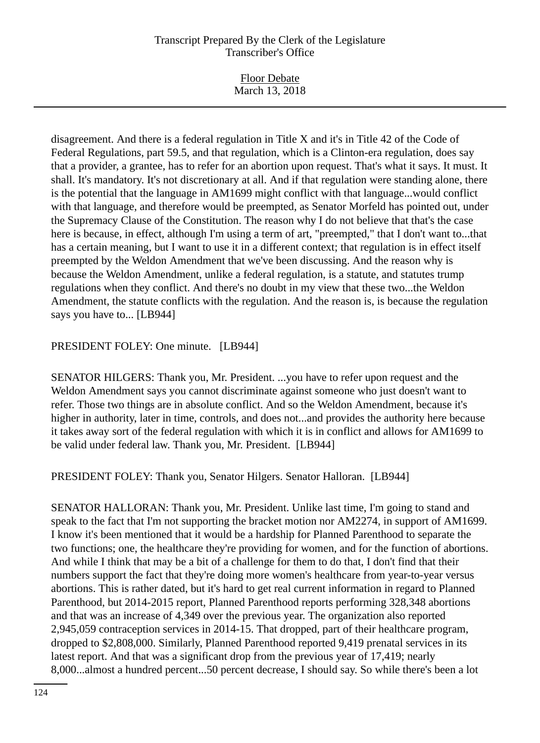disagreement. And there is a federal regulation in Title X and it's in Title 42 of the Code of Federal Regulations, part 59.5, and that regulation, which is a Clinton-era regulation, does say that a provider, a grantee, has to refer for an abortion upon request. That's what it says. It must. It shall. It's mandatory. It's not discretionary at all. And if that regulation were standing alone, there is the potential that the language in AM1699 might conflict with that language...would conflict with that language, and therefore would be preempted, as Senator Morfeld has pointed out, under the Supremacy Clause of the Constitution. The reason why I do not believe that that's the case here is because, in effect, although I'm using a term of art, "preempted," that I don't want to...that has a certain meaning, but I want to use it in a different context; that regulation is in effect itself preempted by the Weldon Amendment that we've been discussing. And the reason why is because the Weldon Amendment, unlike a federal regulation, is a statute, and statutes trump regulations when they conflict. And there's no doubt in my view that these two...the Weldon Amendment, the statute conflicts with the regulation. And the reason is, is because the regulation says you have to... [LB944]

PRESIDENT FOLEY: One minute. [LB944]

SENATOR HILGERS: Thank you, Mr. President. ...you have to refer upon request and the Weldon Amendment says you cannot discriminate against someone who just doesn't want to refer. Those two things are in absolute conflict. And so the Weldon Amendment, because it's higher in authority, later in time, controls, and does not...and provides the authority here because it takes away sort of the federal regulation with which it is in conflict and allows for AM1699 to be valid under federal law. Thank you, Mr. President. [LB944]

PRESIDENT FOLEY: Thank you, Senator Hilgers. Senator Halloran. [LB944]

SENATOR HALLORAN: Thank you, Mr. President. Unlike last time, I'm going to stand and speak to the fact that I'm not supporting the bracket motion nor AM2274, in support of AM1699. I know it's been mentioned that it would be a hardship for Planned Parenthood to separate the two functions; one, the healthcare they're providing for women, and for the function of abortions. And while I think that may be a bit of a challenge for them to do that, I don't find that their numbers support the fact that they're doing more women's healthcare from year-to-year versus abortions. This is rather dated, but it's hard to get real current information in regard to Planned Parenthood, but 2014-2015 report, Planned Parenthood reports performing 328,348 abortions and that was an increase of 4,349 over the previous year. The organization also reported 2,945,059 contraception services in 2014-15. That dropped, part of their healthcare program, dropped to $2,808,000. Similarly, Planned Parenthood reported 9,419 prenatal services in its latest report. And that was a significant drop from the previous year of 17,419; nearly 8,000...almost a hundred percent...50 percent decrease, I should say. So while there's been a lot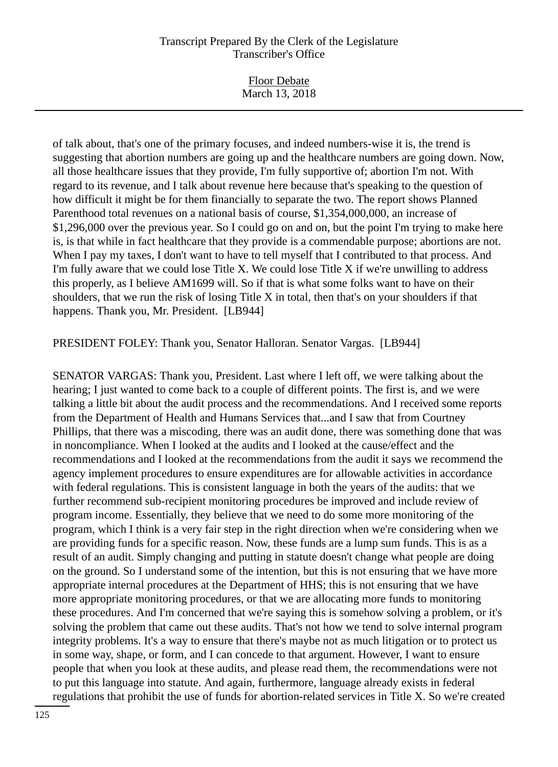of talk about, that's one of the primary focuses, and indeed numbers-wise it is, the trend is suggesting that abortion numbers are going up and the healthcare numbers are going down. Now, all those healthcare issues that they provide, I'm fully supportive of; abortion I'm not. With regard to its revenue, and I talk about revenue here because that's speaking to the question of how difficult it might be for them financially to separate the two. The report shows Planned Parenthood total revenues on a national basis of course, $1,354,000,000, an increase of $1,296,000 over the previous year. So I could go on and on, but the point I'm trying to make here is, is that while in fact healthcare that they provide is a commendable purpose; abortions are not. When I pay my taxes, I don't want to have to tell myself that I contributed to that process. And I'm fully aware that we could lose Title X. We could lose Title X if we're unwilling to address this properly, as I believe AM1699 will. So if that is what some folks want to have on their shoulders, that we run the risk of losing Title X in total, then that's on your shoulders if that happens. Thank you, Mr. President. [LB944]

PRESIDENT FOLEY: Thank you, Senator Halloran. Senator Vargas. [LB944]

SENATOR VARGAS: Thank you, President. Last where I left off, we were talking about the hearing; I just wanted to come back to a couple of different points. The first is, and we were talking a little bit about the audit process and the recommendations. And I received some reports from the Department of Health and Humans Services that...and I saw that from Courtney Phillips, that there was a miscoding, there was an audit done, there was something done that was in noncompliance. When I looked at the audits and I looked at the cause/effect and the recommendations and I looked at the recommendations from the audit it says we recommend the agency implement procedures to ensure expenditures are for allowable activities in accordance with federal regulations. This is consistent language in both the years of the audits: that we further recommend sub-recipient monitoring procedures be improved and include review of program income. Essentially, they believe that we need to do some more monitoring of the program, which I think is a very fair step in the right direction when we're considering when we are providing funds for a specific reason. Now, these funds are a lump sum funds. This is as a result of an audit. Simply changing and putting in statute doesn't change what people are doing on the ground. So I understand some of the intention, but this is not ensuring that we have more appropriate internal procedures at the Department of HHS; this is not ensuring that we have more appropriate monitoring procedures, or that we are allocating more funds to monitoring these procedures. And I'm concerned that we're saying this is somehow solving a problem, or it's solving the problem that came out these audits. That's not how we tend to solve internal program integrity problems. It's a way to ensure that there's maybe not as much litigation or to protect us in some way, shape, or form, and I can concede to that argument. However, I want to ensure people that when you look at these audits, and please read them, the recommendations were not to put this language into statute. And again, furthermore, language already exists in federal regulations that prohibit the use of funds for abortion-related services in Title X. So we're created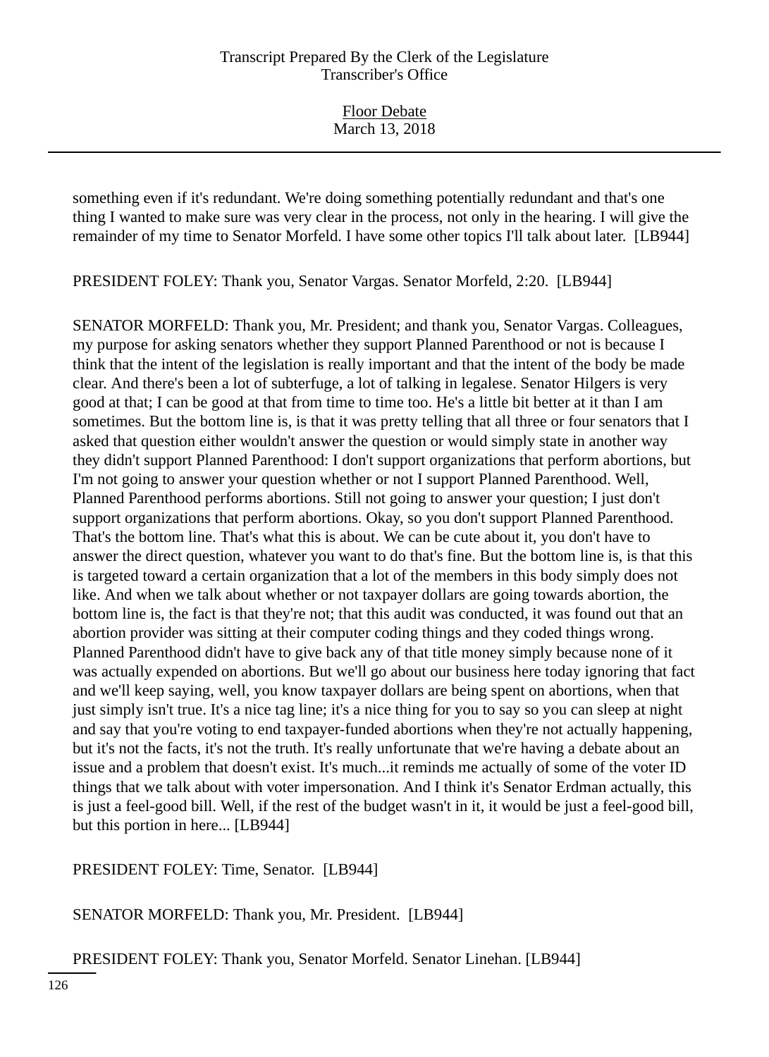something even if it's redundant. We're doing something potentially redundant and that's one thing I wanted to make sure was very clear in the process, not only in the hearing. I will give the remainder of my time to Senator Morfeld. I have some other topics I'll talk about later. [LB944]

PRESIDENT FOLEY: Thank you, Senator Vargas. Senator Morfeld, 2:20. [LB944]

SENATOR MORFELD: Thank you, Mr. President; and thank you, Senator Vargas. Colleagues, my purpose for asking senators whether they support Planned Parenthood or not is because I think that the intent of the legislation is really important and that the intent of the body be made clear. And there's been a lot of subterfuge, a lot of talking in legalese. Senator Hilgers is very good at that; I can be good at that from time to time too. He's a little bit better at it than I am sometimes. But the bottom line is, is that it was pretty telling that all three or four senators that I asked that question either wouldn't answer the question or would simply state in another way they didn't support Planned Parenthood: I don't support organizations that perform abortions, but I'm not going to answer your question whether or not I support Planned Parenthood. Well, Planned Parenthood performs abortions. Still not going to answer your question; I just don't support organizations that perform abortions. Okay, so you don't support Planned Parenthood. That's the bottom line. That's what this is about. We can be cute about it, you don't have to answer the direct question, whatever you want to do that's fine. But the bottom line is, is that this is targeted toward a certain organization that a lot of the members in this body simply does not like. And when we talk about whether or not taxpayer dollars are going towards abortion, the bottom line is, the fact is that they're not; that this audit was conducted, it was found out that an abortion provider was sitting at their computer coding things and they coded things wrong. Planned Parenthood didn't have to give back any of that title money simply because none of it was actually expended on abortions. But we'll go about our business here today ignoring that fact and we'll keep saying, well, you know taxpayer dollars are being spent on abortions, when that just simply isn't true. It's a nice tag line; it's a nice thing for you to say so you can sleep at night and say that you're voting to end taxpayer-funded abortions when they're not actually happening, but it's not the facts, it's not the truth. It's really unfortunate that we're having a debate about an issue and a problem that doesn't exist. It's much...it reminds me actually of some of the voter ID things that we talk about with voter impersonation. And I think it's Senator Erdman actually, this is just a feel-good bill. Well, if the rest of the budget wasn't in it, it would be just a feel-good bill, but this portion in here... [LB944]

PRESIDENT FOLEY: Time, Senator. [LB944]

SENATOR MORFELD: Thank you, Mr. President. [LB944]

PRESIDENT FOLEY: Thank you, Senator Morfeld. Senator Linehan. [LB944]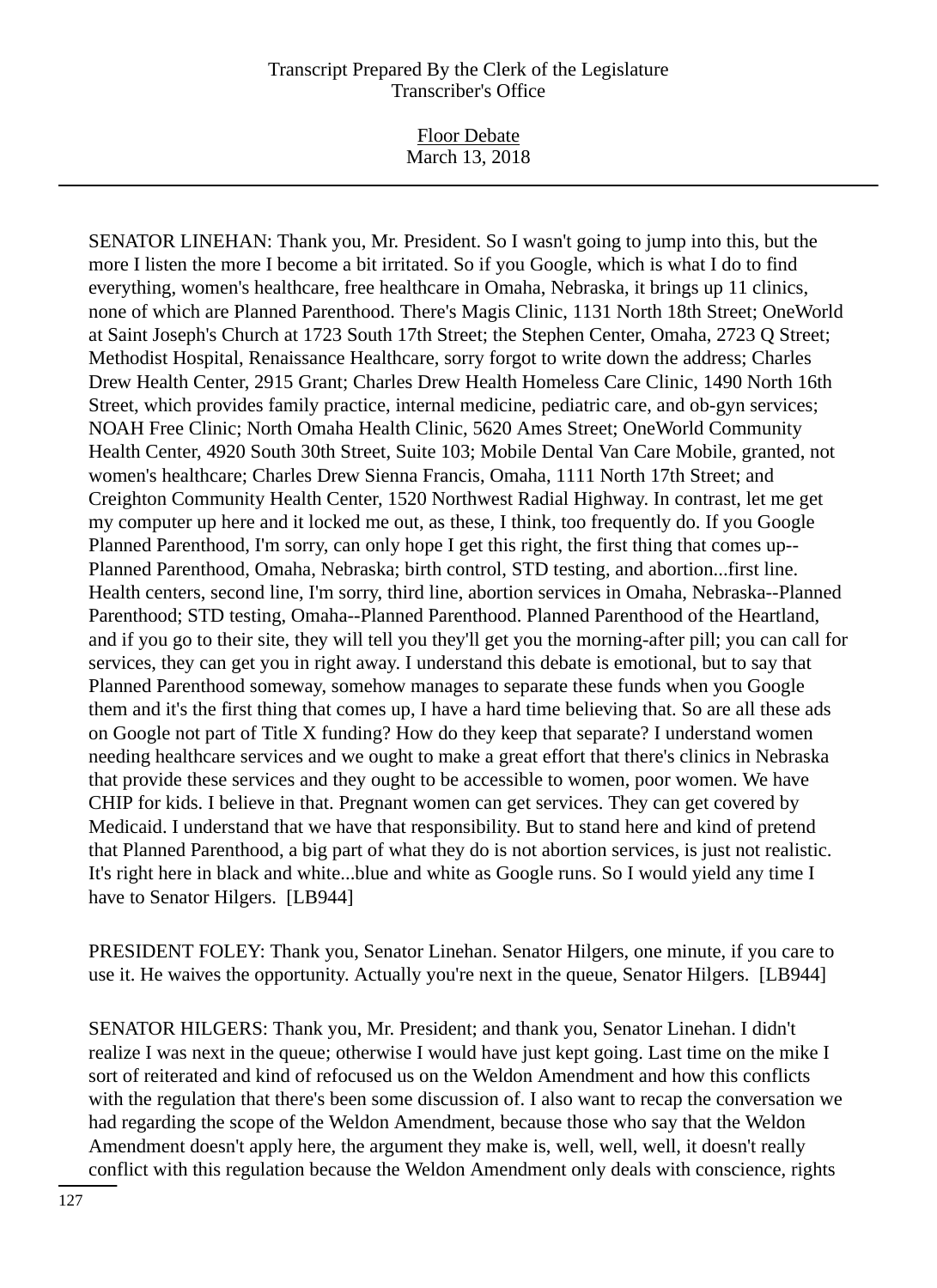SENATOR LINEHAN: Thank you, Mr. President. So I wasn't going to jump into this, but the more I listen the more I become a bit irritated. So if you Google, which is what I do to find everything, women's healthcare, free healthcare in Omaha, Nebraska, it brings up 11 clinics, none of which are Planned Parenthood. There's Magis Clinic, 1131 North 18th Street; OneWorld at Saint Joseph's Church at 1723 South 17th Street; the Stephen Center, Omaha, 2723 Q Street; Methodist Hospital, Renaissance Healthcare, sorry forgot to write down the address; Charles Drew Health Center, 2915 Grant; Charles Drew Health Homeless Care Clinic, 1490 North 16th Street, which provides family practice, internal medicine, pediatric care, and ob-gyn services; NOAH Free Clinic; North Omaha Health Clinic, 5620 Ames Street; OneWorld Community Health Center, 4920 South 30th Street, Suite 103; Mobile Dental Van Care Mobile, granted, not women's healthcare; Charles Drew Sienna Francis, Omaha, 1111 North 17th Street; and Creighton Community Health Center, 1520 Northwest Radial Highway. In contrast, let me get my computer up here and it locked me out, as these, I think, too frequently do. If you Google Planned Parenthood, I'm sorry, can only hope I get this right, the first thing that comes up--Planned Parenthood, Omaha, Nebraska; birth control, STD testing, and abortion...first line. Health centers, second line, I'm sorry, third line, abortion services in Omaha, Nebraska--Planned Parenthood; STD testing, Omaha--Planned Parenthood. Planned Parenthood of the Heartland, and if you go to their site, they will tell you they'll get you the morning-after pill; you can call for services, they can get you in right away. I understand this debate is emotional, but to say that Planned Parenthood someway, somehow manages to separate these funds when you Google them and it's the first thing that comes up, I have a hard time believing that. So are all these ads on Google not part of Title X funding? How do they keep that separate? I understand women needing healthcare services and we ought to make a great effort that there's clinics in Nebraska that provide these services and they ought to be accessible to women, poor women. We have CHIP for kids. I believe in that. Pregnant women can get services. They can get covered by Medicaid. I understand that we have that responsibility. But to stand here and kind of pretend that Planned Parenthood, a big part of what they do is not abortion services, is just not realistic. It's right here in black and white...blue and white as Google runs. So I would yield any time I have to Senator Hilgers. [LB944]

PRESIDENT FOLEY: Thank you, Senator Linehan. Senator Hilgers, one minute, if you care to use it. He waives the opportunity. Actually you're next in the queue, Senator Hilgers. [LB944]

SENATOR HILGERS: Thank you, Mr. President; and thank you, Senator Linehan. I didn't realize I was next in the queue; otherwise I would have just kept going. Last time on the mike I sort of reiterated and kind of refocused us on the Weldon Amendment and how this conflicts with the regulation that there's been some discussion of. I also want to recap the conversation we had regarding the scope of the Weldon Amendment, because those who say that the Weldon Amendment doesn't apply here, the argument they make is, well, well, well, it doesn't really conflict with this regulation because the Weldon Amendment only deals with conscience, rights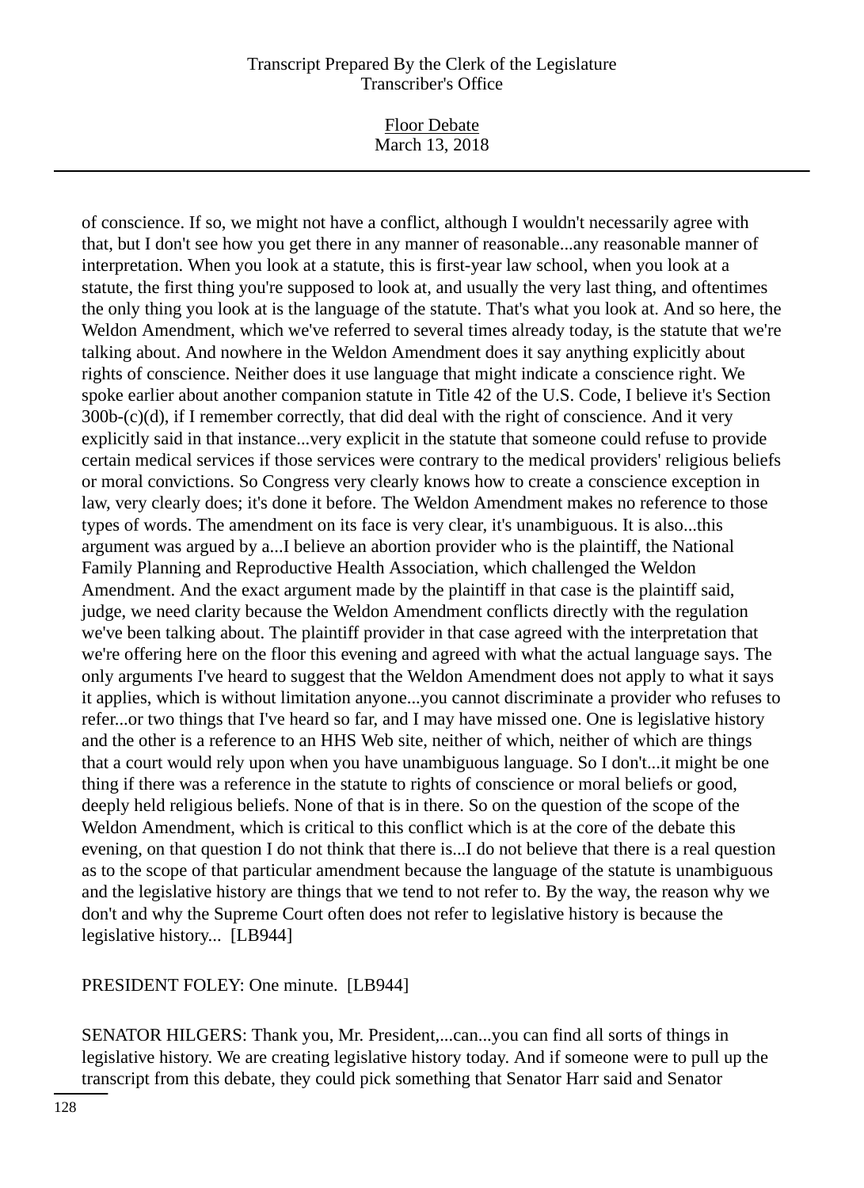of conscience. If so, we might not have a conflict, although I wouldn't necessarily agree with that, but I don't see how you get there in any manner of reasonable...any reasonable manner of interpretation. When you look at a statute, this is first-year law school, when you look at a statute, the first thing you're supposed to look at, and usually the very last thing, and oftentimes the only thing you look at is the language of the statute. That's what you look at. And so here, the Weldon Amendment, which we've referred to several times already today, is the statute that we're talking about. And nowhere in the Weldon Amendment does it say anything explicitly about rights of conscience. Neither does it use language that might indicate a conscience right. We spoke earlier about another companion statute in Title 42 of the U.S. Code, I believe it's Section 300b-(c)(d), if I remember correctly, that did deal with the right of conscience. And it very explicitly said in that instance...very explicit in the statute that someone could refuse to provide certain medical services if those services were contrary to the medical providers' religious beliefs or moral convictions. So Congress very clearly knows how to create a conscience exception in law, very clearly does; it's done it before. The Weldon Amendment makes no reference to those types of words. The amendment on its face is very clear, it's unambiguous. It is also...this argument was argued by a...I believe an abortion provider who is the plaintiff, the National Family Planning and Reproductive Health Association, which challenged the Weldon Amendment. And the exact argument made by the plaintiff in that case is the plaintiff said, judge, we need clarity because the Weldon Amendment conflicts directly with the regulation we've been talking about. The plaintiff provider in that case agreed with the interpretation that we're offering here on the floor this evening and agreed with what the actual language says. The only arguments I've heard to suggest that the Weldon Amendment does not apply to what it says it applies, which is without limitation anyone...you cannot discriminate a provider who refuses to refer...or two things that I've heard so far, and I may have missed one. One is legislative history and the other is a reference to an HHS Web site, neither of which, neither of which are things that a court would rely upon when you have unambiguous language. So I don't...it might be one thing if there was a reference in the statute to rights of conscience or moral beliefs or good, deeply held religious beliefs. None of that is in there. So on the question of the scope of the Weldon Amendment, which is critical to this conflict which is at the core of the debate this evening, on that question I do not think that there is...I do not believe that there is a real question as to the scope of that particular amendment because the language of the statute is unambiguous and the legislative history are things that we tend to not refer to. By the way, the reason why we don't and why the Supreme Court often does not refer to legislative history is because the legislative history... [LB944]

PRESIDENT FOLEY: One minute. [LB944]

SENATOR HILGERS: Thank you, Mr. President,...can...you can find all sorts of things in legislative history. We are creating legislative history today. And if someone were to pull up the transcript from this debate, they could pick something that Senator Harr said and Senator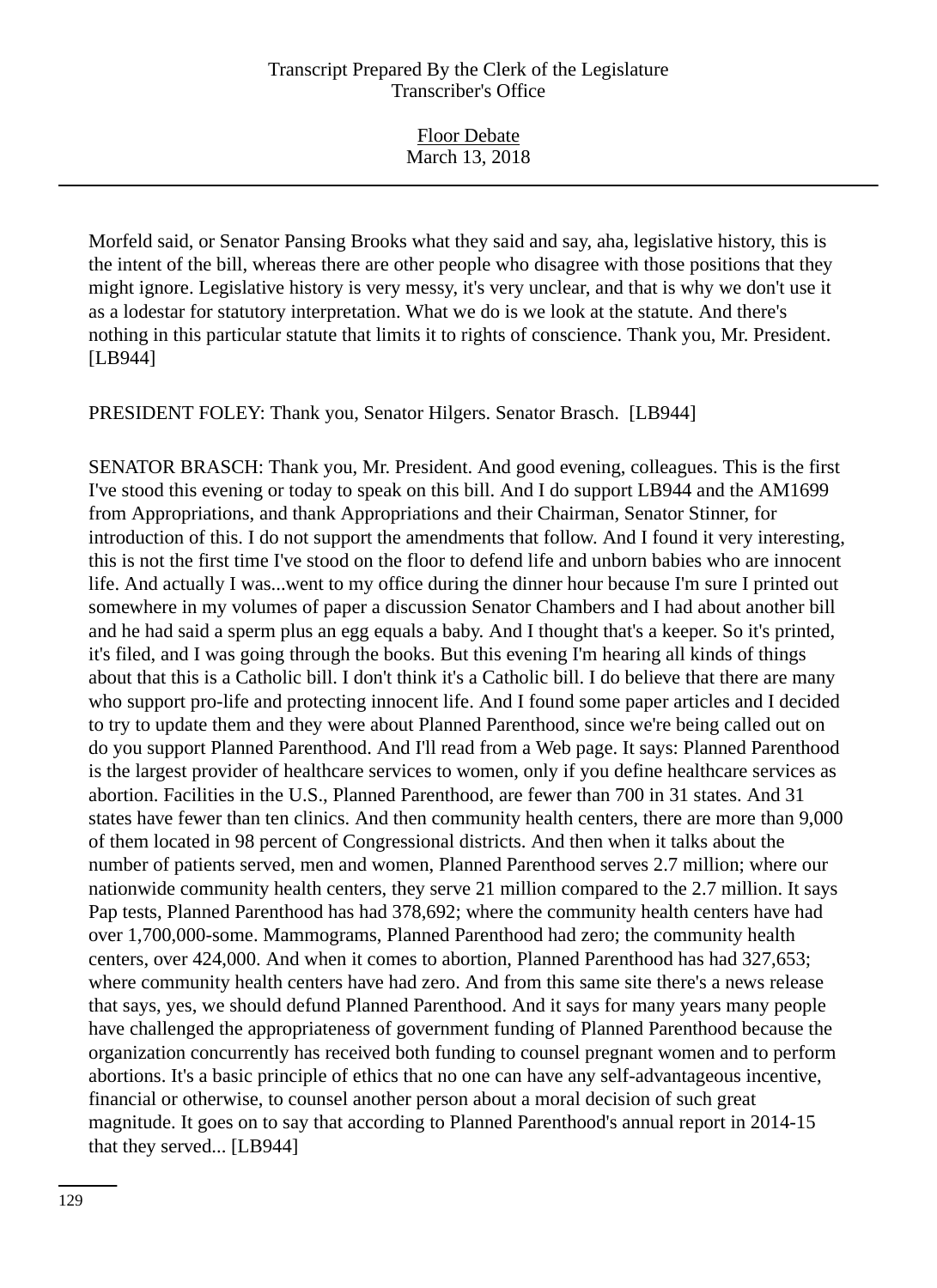Morfeld said, or Senator Pansing Brooks what they said and say, aha, legislative history, this is the intent of the bill, whereas there are other people who disagree with those positions that they might ignore. Legislative history is very messy, it's very unclear, and that is why we don't use it as a lodestar for statutory interpretation. What we do is we look at the statute. And there's nothing in this particular statute that limits it to rights of conscience. Thank you, Mr. President. [LB944]

PRESIDENT FOLEY: Thank you, Senator Hilgers. Senator Brasch. [LB944]

SENATOR BRASCH: Thank you, Mr. President. And good evening, colleagues. This is the first I've stood this evening or today to speak on this bill. And I do support LB944 and the AM1699 from Appropriations, and thank Appropriations and their Chairman, Senator Stinner, for introduction of this. I do not support the amendments that follow. And I found it very interesting, this is not the first time I've stood on the floor to defend life and unborn babies who are innocent life. And actually I was...went to my office during the dinner hour because I'm sure I printed out somewhere in my volumes of paper a discussion Senator Chambers and I had about another bill and he had said a sperm plus an egg equals a baby. And I thought that's a keeper. So it's printed, it's filed, and I was going through the books. But this evening I'm hearing all kinds of things about that this is a Catholic bill. I don't think it's a Catholic bill. I do believe that there are many who support pro-life and protecting innocent life. And I found some paper articles and I decided to try to update them and they were about Planned Parenthood, since we're being called out on do you support Planned Parenthood. And I'll read from a Web page. It says: Planned Parenthood is the largest provider of healthcare services to women, only if you define healthcare services as abortion. Facilities in the U.S., Planned Parenthood, are fewer than 700 in 31 states. And 31 states have fewer than ten clinics. And then community health centers, there are more than 9,000 of them located in 98 percent of Congressional districts. And then when it talks about the number of patients served, men and women, Planned Parenthood serves 2.7 million; where our nationwide community health centers, they serve 21 million compared to the 2.7 million. It says Pap tests, Planned Parenthood has had 378,692; where the community health centers have had over 1,700,000-some. Mammograms, Planned Parenthood had zero; the community health centers, over 424,000. And when it comes to abortion, Planned Parenthood has had 327,653; where community health centers have had zero. And from this same site there's a news release that says, yes, we should defund Planned Parenthood. And it says for many years many people have challenged the appropriateness of government funding of Planned Parenthood because the organization concurrently has received both funding to counsel pregnant women and to perform abortions. It's a basic principle of ethics that no one can have any self-advantageous incentive, financial or otherwise, to counsel another person about a moral decision of such great magnitude. It goes on to say that according to Planned Parenthood's annual report in 2014-15 that they served... [LB944]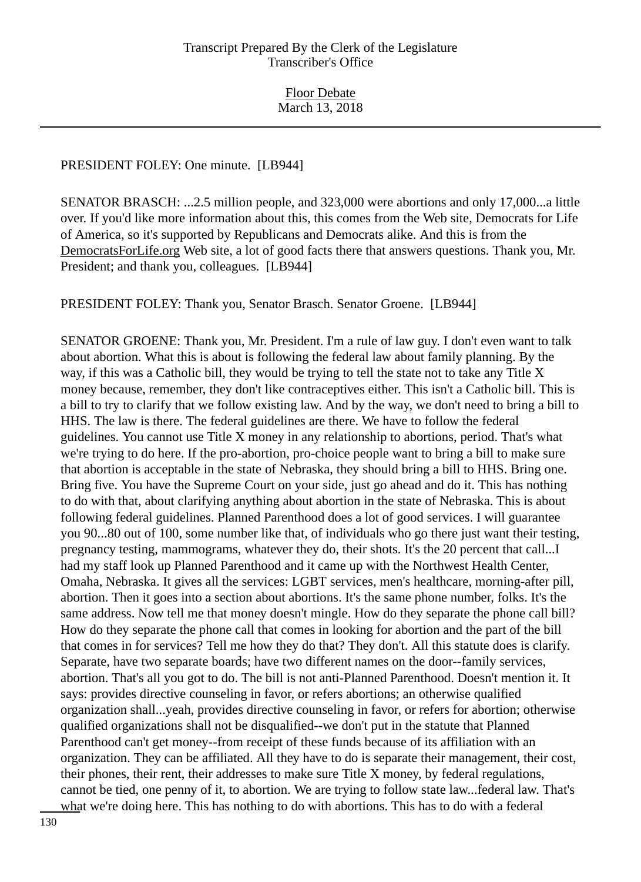PRESIDENT FOLEY: One minute. [LB944]

SENATOR BRASCH: ...2.5 million people, and 323,000 were abortions and only 17,000...a little over. If you'd like more information about this, this comes from the Web site, Democrats for Life of America, so it's supported by Republicans and Democrats alike. And this is from the DemocratsForLife.org Web site, a lot of good facts there that answers questions. Thank you, Mr. President; and thank you, colleagues. [LB944]

PRESIDENT FOLEY: Thank you, Senator Brasch. Senator Groene. [LB944]

SENATOR GROENE: Thank you, Mr. President. I'm a rule of law guy. I don't even want to talk about abortion. What this is about is following the federal law about family planning. By the way, if this was a Catholic bill, they would be trying to tell the state not to take any Title X money because, remember, they don't like contraceptives either. This isn't a Catholic bill. This is a bill to try to clarify that we follow existing law. And by the way, we don't need to bring a bill to HHS. The law is there. The federal guidelines are there. We have to follow the federal guidelines. You cannot use Title X money in any relationship to abortions, period. That's what we're trying to do here. If the pro-abortion, pro-choice people want to bring a bill to make sure that abortion is acceptable in the state of Nebraska, they should bring a bill to HHS. Bring one. Bring five. You have the Supreme Court on your side, just go ahead and do it. This has nothing to do with that, about clarifying anything about abortion in the state of Nebraska. This is about following federal guidelines. Planned Parenthood does a lot of good services. I will guarantee you 90...80 out of 100, some number like that, of individuals who go there just want their testing, pregnancy testing, mammograms, whatever they do, their shots. It's the 20 percent that call...I had my staff look up Planned Parenthood and it came up with the Northwest Health Center, Omaha, Nebraska. It gives all the services: LGBT services, men's healthcare, morning-after pill, abortion. Then it goes into a section about abortions. It's the same phone number, folks. It's the same address. Now tell me that money doesn't mingle. How do they separate the phone call bill? How do they separate the phone call that comes in looking for abortion and the part of the bill that comes in for services? Tell me how they do that? They don't. All this statute does is clarify. Separate, have two separate boards; have two different names on the door--family services, abortion. That's all you got to do. The bill is not anti-Planned Parenthood. Doesn't mention it. It says: provides directive counseling in favor, or refers abortions; an otherwise qualified organization shall...yeah, provides directive counseling in favor, or refers for abortion; otherwise qualified organizations shall not be disqualified--we don't put in the statute that Planned Parenthood can't get money--from receipt of these funds because of its affiliation with an organization. They can be affiliated. All they have to do is separate their management, their cost, their phones, their rent, their addresses to make sure Title X money, by federal regulations, cannot be tied, one penny of it, to abortion. We are trying to follow state law...federal law. That's what we're doing here. This has nothing to do with abortions. This has to do with a federal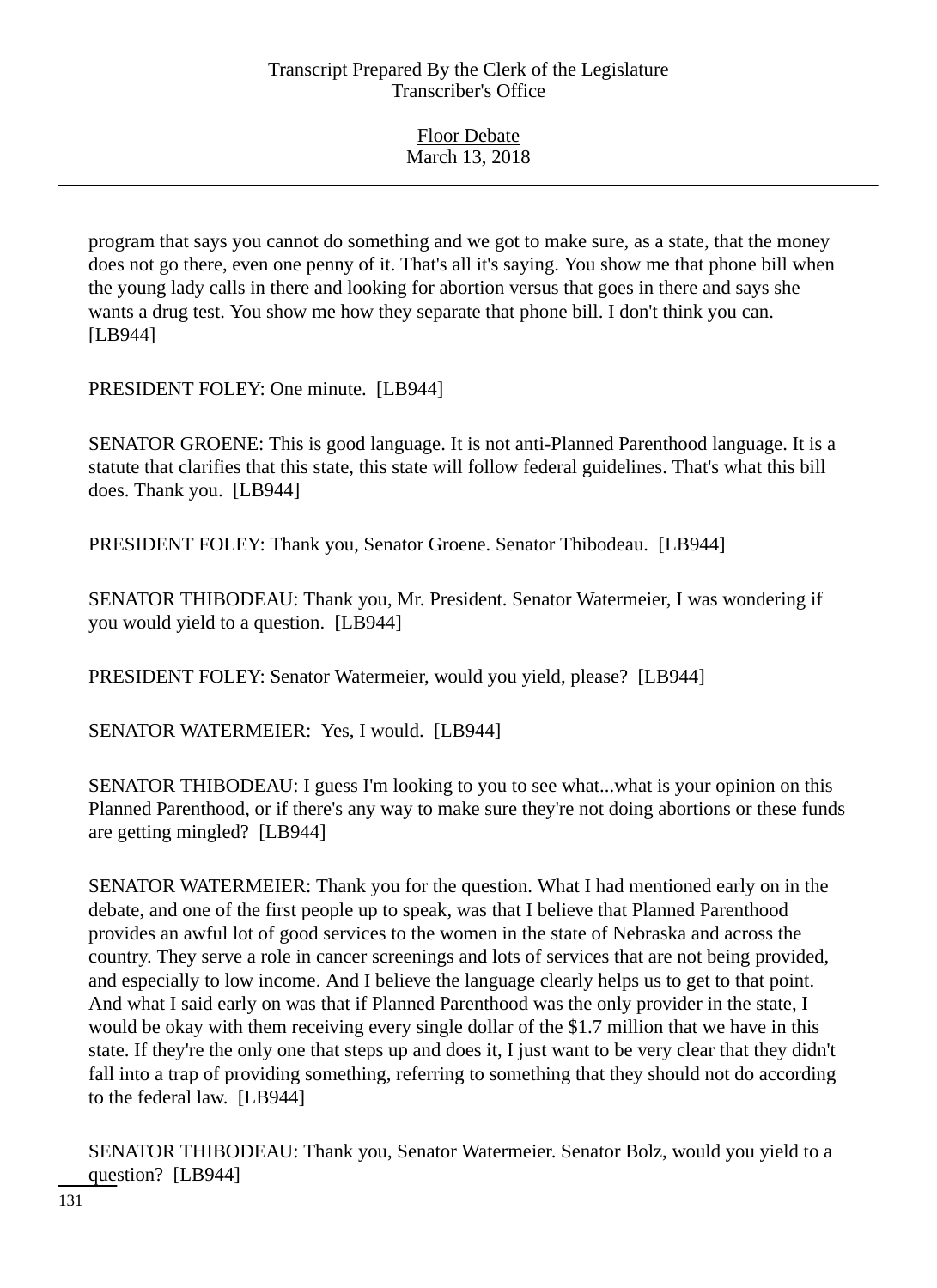program that says you cannot do something and we got to make sure, as a state, that the money does not go there, even one penny of it. That's all it's saying. You show me that phone bill when the young lady calls in there and looking for abortion versus that goes in there and says she wants a drug test. You show me how they separate that phone bill. I don't think you can. [LB944]

PRESIDENT FOLEY: One minute. [LB944]

SENATOR GROENE: This is good language. It is not anti-Planned Parenthood language. It is a statute that clarifies that this state, this state will follow federal guidelines. That's what this bill does. Thank you. [LB944]

PRESIDENT FOLEY: Thank you, Senator Groene. Senator Thibodeau. [LB944]

SENATOR THIBODEAU: Thank you, Mr. President. Senator Watermeier, I was wondering if you would yield to a question. [LB944]

PRESIDENT FOLEY: Senator Watermeier, would you yield, please? [LB944]

SENATOR WATERMEIER: Yes, I would. [LB944]

SENATOR THIBODEAU: I guess I'm looking to you to see what...what is your opinion on this Planned Parenthood, or if there's any way to make sure they're not doing abortions or these funds are getting mingled? [LB944]

SENATOR WATERMEIER: Thank you for the question. What I had mentioned early on in the debate, and one of the first people up to speak, was that I believe that Planned Parenthood provides an awful lot of good services to the women in the state of Nebraska and across the country. They serve a role in cancer screenings and lots of services that are not being provided, and especially to low income. And I believe the language clearly helps us to get to that point. And what I said early on was that if Planned Parenthood was the only provider in the state, I would be okay with them receiving every single dollar of the $1.7 million that we have in this state. If they're the only one that steps up and does it, I just want to be very clear that they didn't fall into a trap of providing something, referring to something that they should not do according to the federal law. [LB944]

SENATOR THIBODEAU: Thank you, Senator Watermeier. Senator Bolz, would you yield to a question? [LB944]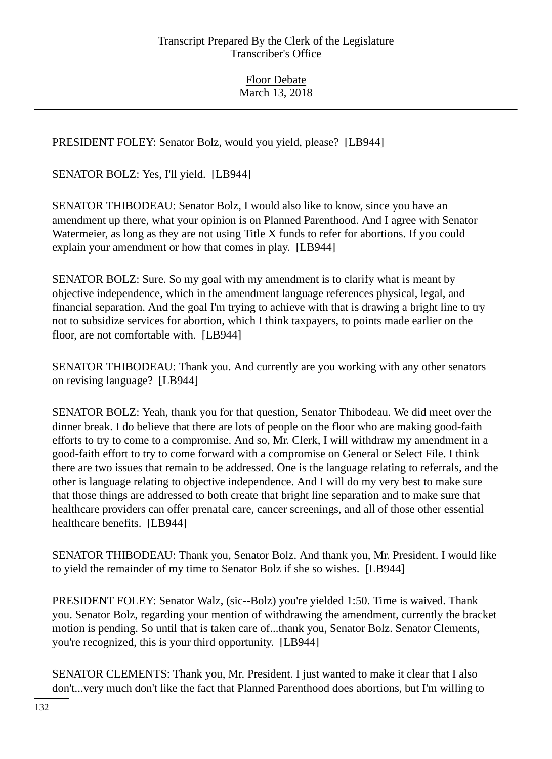PRESIDENT FOLEY: Senator Bolz, would you yield, please? [LB944]

SENATOR BOLZ: Yes, I'll yield. [LB944]

SENATOR THIBODEAU: Senator Bolz, I would also like to know, since you have an amendment up there, what your opinion is on Planned Parenthood. And I agree with Senator Watermeier, as long as they are not using Title X funds to refer for abortions. If you could explain your amendment or how that comes in play. [LB944]

SENATOR BOLZ: Sure. So my goal with my amendment is to clarify what is meant by objective independence, which in the amendment language references physical, legal, and financial separation. And the goal I'm trying to achieve with that is drawing a bright line to try not to subsidize services for abortion, which I think taxpayers, to points made earlier on the floor, are not comfortable with. [LB944]

SENATOR THIBODEAU: Thank you. And currently are you working with any other senators on revising language? [LB944]

SENATOR BOLZ: Yeah, thank you for that question, Senator Thibodeau. We did meet over the dinner break. I do believe that there are lots of people on the floor who are making good-faith efforts to try to come to a compromise. And so, Mr. Clerk, I will withdraw my amendment in a good-faith effort to try to come forward with a compromise on General or Select File. I think there are two issues that remain to be addressed. One is the language relating to referrals, and the other is language relating to objective independence. And I will do my very best to make sure that those things are addressed to both create that bright line separation and to make sure that healthcare providers can offer prenatal care, cancer screenings, and all of those other essential healthcare benefits. [LB944]

SENATOR THIBODEAU: Thank you, Senator Bolz. And thank you, Mr. President. I would like to yield the remainder of my time to Senator Bolz if she so wishes. [LB944]

PRESIDENT FOLEY: Senator Walz, (sic--Bolz) you're yielded 1:50. Time is waived. Thank you. Senator Bolz, regarding your mention of withdrawing the amendment, currently the bracket motion is pending. So until that is taken care of...thank you, Senator Bolz. Senator Clements, you're recognized, this is your third opportunity. [LB944]

SENATOR CLEMENTS: Thank you, Mr. President. I just wanted to make it clear that I also don't...very much don't like the fact that Planned Parenthood does abortions, but I'm willing to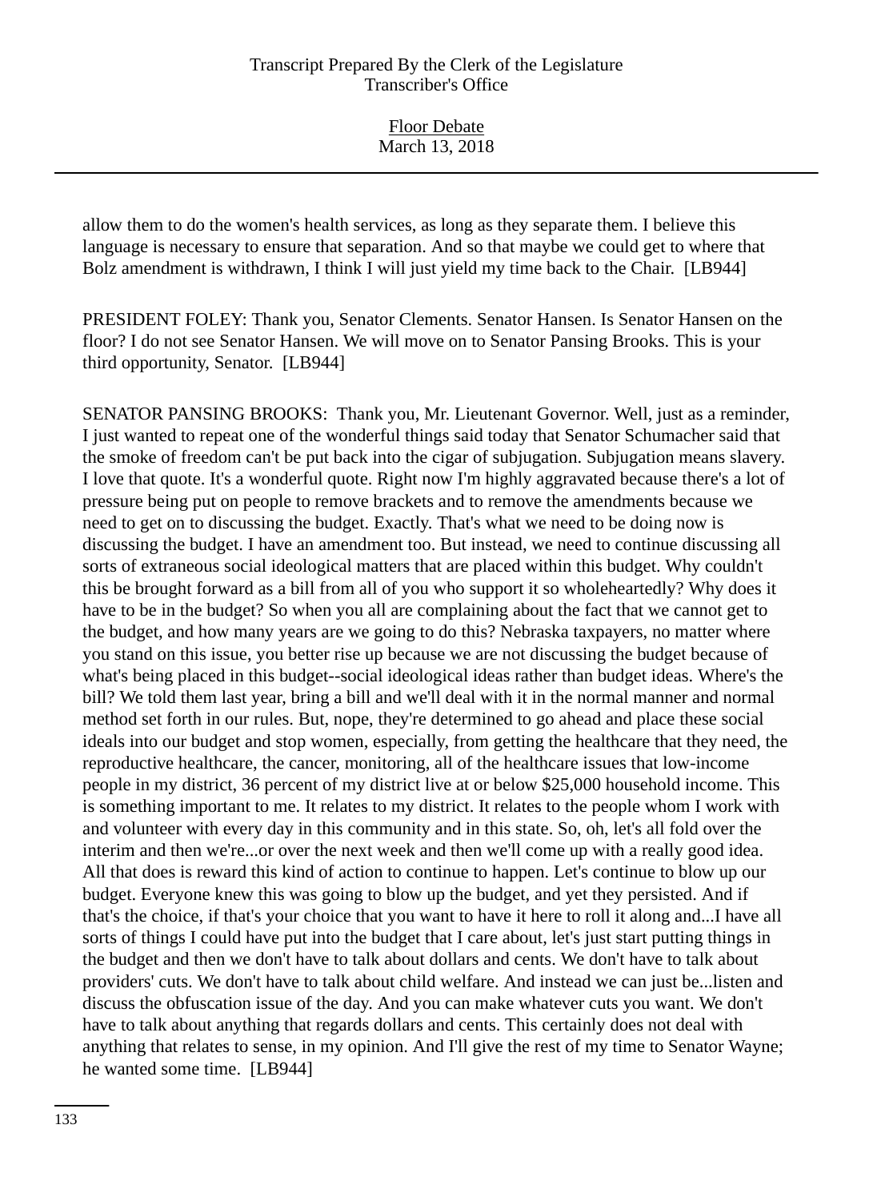allow them to do the women's health services, as long as they separate them. I believe this language is necessary to ensure that separation. And so that maybe we could get to where that Bolz amendment is withdrawn, I think I will just yield my time back to the Chair. [LB944]

PRESIDENT FOLEY: Thank you, Senator Clements. Senator Hansen. Is Senator Hansen on the floor? I do not see Senator Hansen. We will move on to Senator Pansing Brooks. This is your third opportunity, Senator. [LB944]

SENATOR PANSING BROOKS: Thank you, Mr. Lieutenant Governor. Well, just as a reminder, I just wanted to repeat one of the wonderful things said today that Senator Schumacher said that the smoke of freedom can't be put back into the cigar of subjugation. Subjugation means slavery. I love that quote. It's a wonderful quote. Right now I'm highly aggravated because there's a lot of pressure being put on people to remove brackets and to remove the amendments because we need to get on to discussing the budget. Exactly. That's what we need to be doing now is discussing the budget. I have an amendment too. But instead, we need to continue discussing all sorts of extraneous social ideological matters that are placed within this budget. Why couldn't this be brought forward as a bill from all of you who support it so wholeheartedly? Why does it have to be in the budget? So when you all are complaining about the fact that we cannot get to the budget, and how many years are we going to do this? Nebraska taxpayers, no matter where you stand on this issue, you better rise up because we are not discussing the budget because of what's being placed in this budget--social ideological ideas rather than budget ideas. Where's the bill? We told them last year, bring a bill and we'll deal with it in the normal manner and normal method set forth in our rules. But, nope, they're determined to go ahead and place these social ideals into our budget and stop women, especially, from getting the healthcare that they need, the reproductive healthcare, the cancer, monitoring, all of the healthcare issues that low-income people in my district, 36 percent of my district live at or below $25,000 household income. This is something important to me. It relates to my district. It relates to the people whom I work with and volunteer with every day in this community and in this state. So, oh, let's all fold over the interim and then we're...or over the next week and then we'll come up with a really good idea. All that does is reward this kind of action to continue to happen. Let's continue to blow up our budget. Everyone knew this was going to blow up the budget, and yet they persisted. And if that's the choice, if that's your choice that you want to have it here to roll it along and...I have all sorts of things I could have put into the budget that I care about, let's just start putting things in the budget and then we don't have to talk about dollars and cents. We don't have to talk about providers' cuts. We don't have to talk about child welfare. And instead we can just be...listen and discuss the obfuscation issue of the day. And you can make whatever cuts you want. We don't have to talk about anything that regards dollars and cents. This certainly does not deal with anything that relates to sense, in my opinion. And I'll give the rest of my time to Senator Wayne; he wanted some time. [LB944]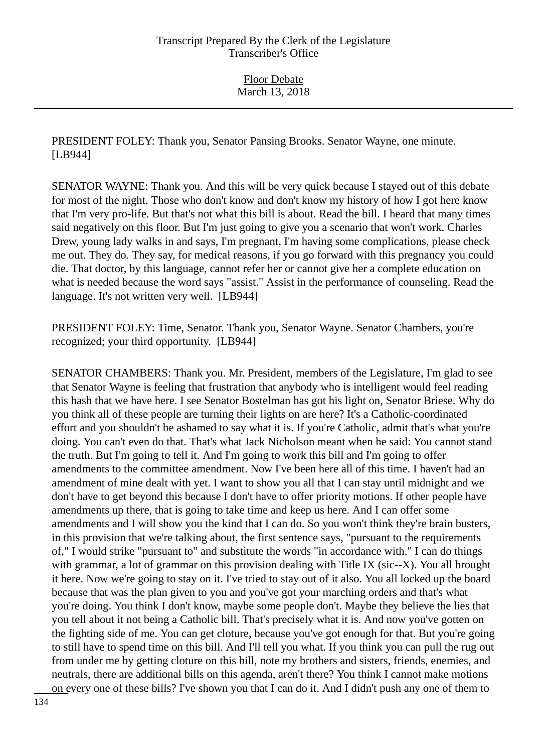PRESIDENT FOLEY: Thank you, Senator Pansing Brooks. Senator Wayne, one minute. [LB944]

SENATOR WAYNE: Thank you. And this will be very quick because I stayed out of this debate for most of the night. Those who don't know and don't know my history of how I got here know that I'm very pro-life. But that's not what this bill is about. Read the bill. I heard that many times said negatively on this floor. But I'm just going to give you a scenario that won't work. Charles Drew, young lady walks in and says, I'm pregnant, I'm having some complications, please check me out. They do. They say, for medical reasons, if you go forward with this pregnancy you could die. That doctor, by this language, cannot refer her or cannot give her a complete education on what is needed because the word says "assist." Assist in the performance of counseling. Read the language. It's not written very well. [LB944]

PRESIDENT FOLEY: Time, Senator. Thank you, Senator Wayne. Senator Chambers, you're recognized; your third opportunity. [LB944]

SENATOR CHAMBERS: Thank you. Mr. President, members of the Legislature, I'm glad to see that Senator Wayne is feeling that frustration that anybody who is intelligent would feel reading this hash that we have here. I see Senator Bostelman has got his light on, Senator Briese. Why do you think all of these people are turning their lights on are here? It's a Catholic-coordinated effort and you shouldn't be ashamed to say what it is. If you're Catholic, admit that's what you're doing. You can't even do that. That's what Jack Nicholson meant when he said: You cannot stand the truth. But I'm going to tell it. And I'm going to work this bill and I'm going to offer amendments to the committee amendment. Now I've been here all of this time. I haven't had an amendment of mine dealt with yet. I want to show you all that I can stay until midnight and we don't have to get beyond this because I don't have to offer priority motions. If other people have amendments up there, that is going to take time and keep us here. And I can offer some amendments and I will show you the kind that I can do. So you won't think they're brain busters, in this provision that we're talking about, the first sentence says, "pursuant to the requirements of," I would strike "pursuant to" and substitute the words "in accordance with." I can do things with grammar, a lot of grammar on this provision dealing with Title IX (sic--X). You all brought it here. Now we're going to stay on it. I've tried to stay out of it also. You all locked up the board because that was the plan given to you and you've got your marching orders and that's what you're doing. You think I don't know, maybe some people don't. Maybe they believe the lies that you tell about it not being a Catholic bill. That's precisely what it is. And now you've gotten on the fighting side of me. You can get cloture, because you've got enough for that. But you're going to still have to spend time on this bill. And I'll tell you what. If you think you can pull the rug out from under me by getting cloture on this bill, note my brothers and sisters, friends, enemies, and neutrals, there are additional bills on this agenda, aren't there? You think I cannot make motions on every one of these bills? I've shown you that I can do it. And I didn't push any one of them to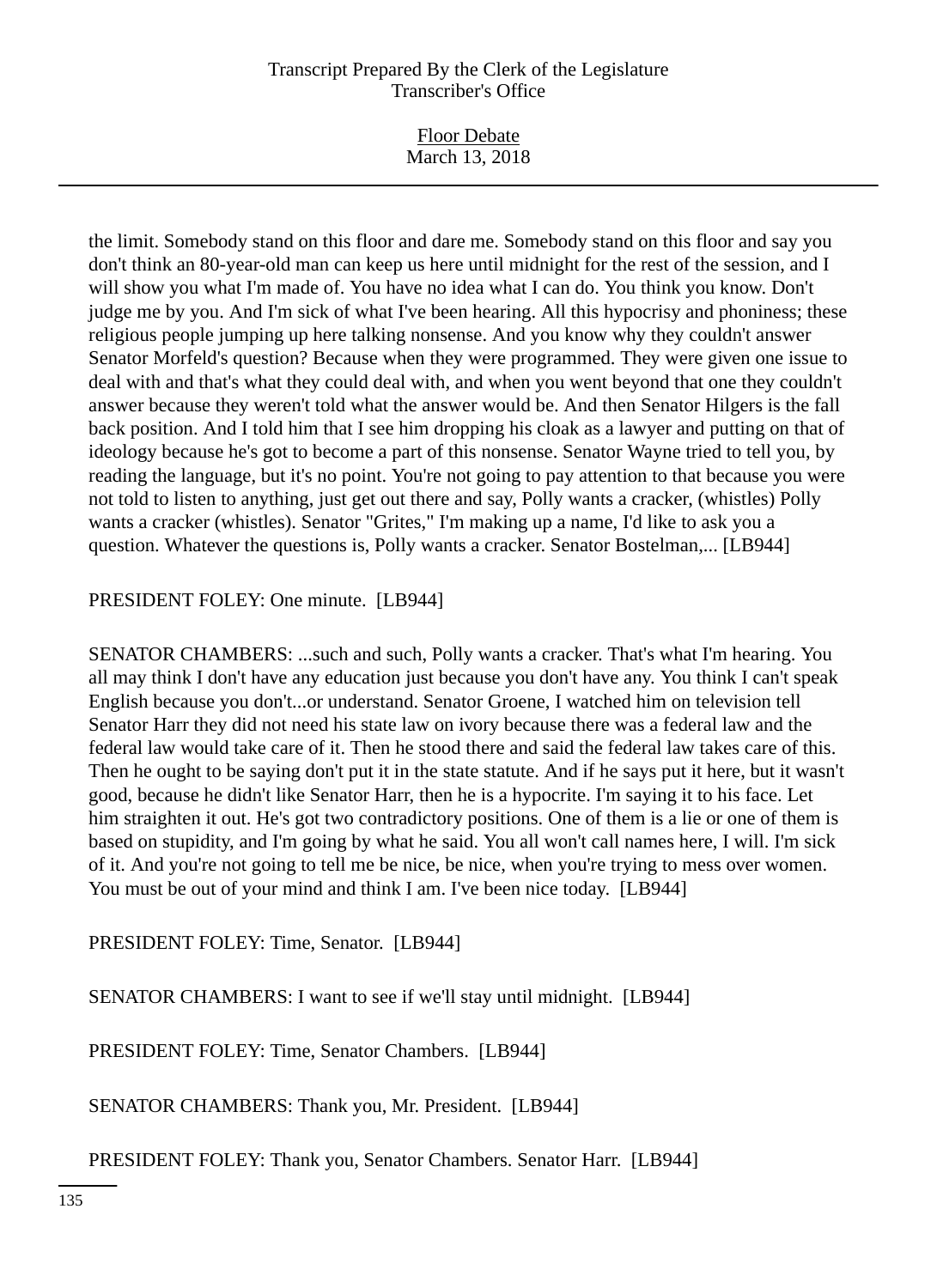the limit. Somebody stand on this floor and dare me. Somebody stand on this floor and say you don't think an 80-year-old man can keep us here until midnight for the rest of the session, and I will show you what I'm made of. You have no idea what I can do. You think you know. Don't judge me by you. And I'm sick of what I've been hearing. All this hypocrisy and phoniness; these religious people jumping up here talking nonsense. And you know why they couldn't answer Senator Morfeld's question? Because when they were programmed. They were given one issue to deal with and that's what they could deal with, and when you went beyond that one they couldn't answer because they weren't told what the answer would be. And then Senator Hilgers is the fall back position. And I told him that I see him dropping his cloak as a lawyer and putting on that of ideology because he's got to become a part of this nonsense. Senator Wayne tried to tell you, by reading the language, but it's no point. You're not going to pay attention to that because you were not told to listen to anything, just get out there and say, Polly wants a cracker, (whistles) Polly wants a cracker (whistles). Senator "Grites," I'm making up a name, I'd like to ask you a question. Whatever the questions is, Polly wants a cracker. Senator Bostelman,... [LB944]

PRESIDENT FOLEY: One minute. [LB944]

SENATOR CHAMBERS: ...such and such, Polly wants a cracker. That's what I'm hearing. You all may think I don't have any education just because you don't have any. You think I can't speak English because you don't...or understand. Senator Groene, I watched him on television tell Senator Harr they did not need his state law on ivory because there was a federal law and the federal law would take care of it. Then he stood there and said the federal law takes care of this. Then he ought to be saying don't put it in the state statute. And if he says put it here, but it wasn't good, because he didn't like Senator Harr, then he is a hypocrite. I'm saying it to his face. Let him straighten it out. He's got two contradictory positions. One of them is a lie or one of them is based on stupidity, and I'm going by what he said. You all won't call names here, I will. I'm sick of it. And you're not going to tell me be nice, be nice, when you're trying to mess over women. You must be out of your mind and think I am. I've been nice today. [LB944]

PRESIDENT FOLEY: Time, Senator. [LB944]

SENATOR CHAMBERS: I want to see if we'll stay until midnight. [LB944]

PRESIDENT FOLEY: Time, Senator Chambers. [LB944]

SENATOR CHAMBERS: Thank you, Mr. President. [LB944]

PRESIDENT FOLEY: Thank you, Senator Chambers. Senator Harr. [LB944]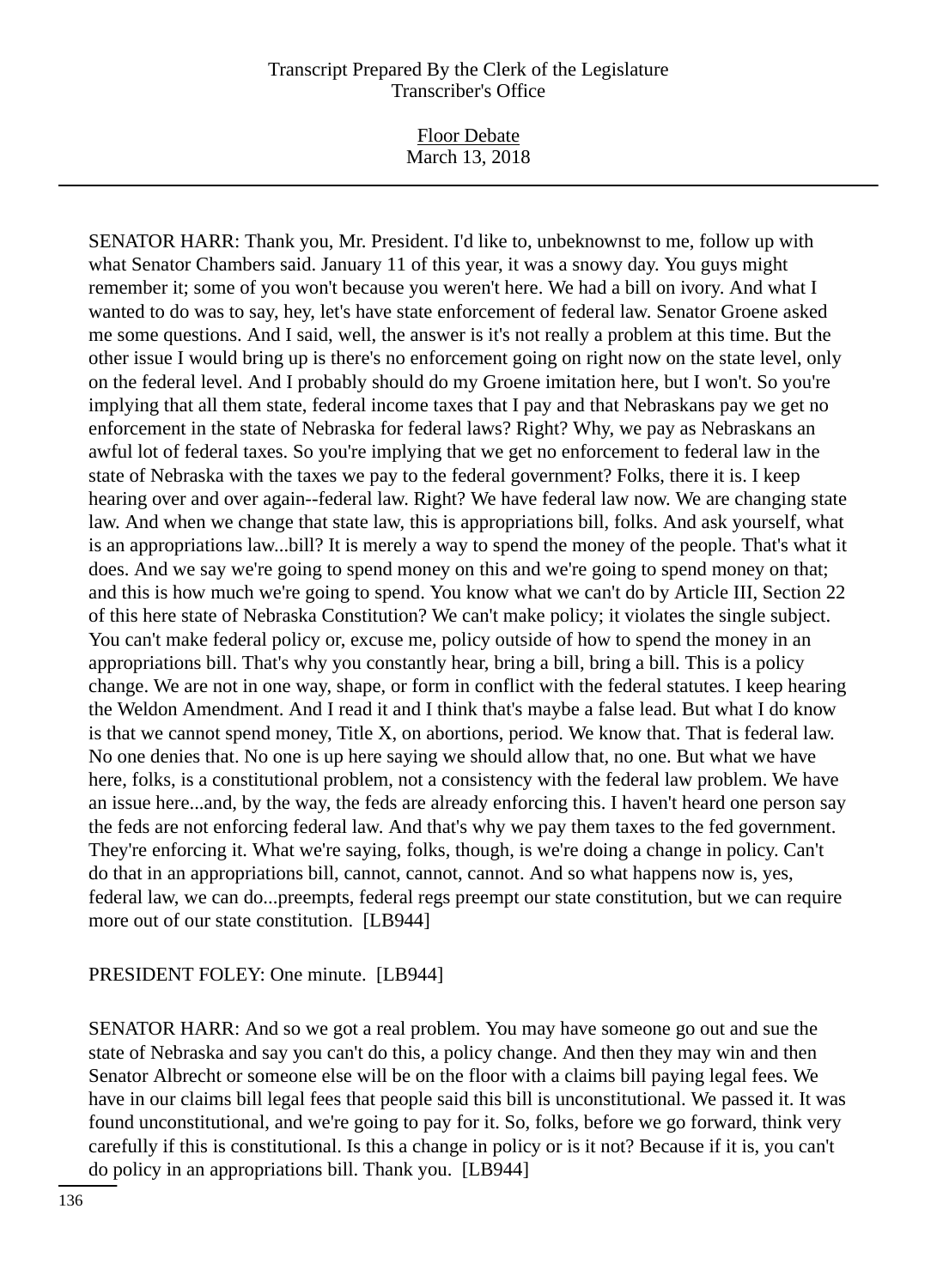SENATOR HARR: Thank you, Mr. President. I'd like to, unbeknownst to me, follow up with what Senator Chambers said. January 11 of this year, it was a snowy day. You guys might remember it; some of you won't because you weren't here. We had a bill on ivory. And what I wanted to do was to say, hey, let's have state enforcement of federal law. Senator Groene asked me some questions. And I said, well, the answer is it's not really a problem at this time. But the other issue I would bring up is there's no enforcement going on right now on the state level, only on the federal level. And I probably should do my Groene imitation here, but I won't. So you're implying that all them state, federal income taxes that I pay and that Nebraskans pay we get no enforcement in the state of Nebraska for federal laws? Right? Why, we pay as Nebraskans an awful lot of federal taxes. So you're implying that we get no enforcement to federal law in the state of Nebraska with the taxes we pay to the federal government? Folks, there it is. I keep hearing over and over again--federal law. Right? We have federal law now. We are changing state law. And when we change that state law, this is appropriations bill, folks. And ask yourself, what is an appropriations law...bill? It is merely a way to spend the money of the people. That's what it does. And we say we're going to spend money on this and we're going to spend money on that; and this is how much we're going to spend. You know what we can't do by Article III, Section 22 of this here state of Nebraska Constitution? We can't make policy; it violates the single subject. You can't make federal policy or, excuse me, policy outside of how to spend the money in an appropriations bill. That's why you constantly hear, bring a bill, bring a bill. This is a policy change. We are not in one way, shape, or form in conflict with the federal statutes. I keep hearing the Weldon Amendment. And I read it and I think that's maybe a false lead. But what I do know is that we cannot spend money, Title X, on abortions, period. We know that. That is federal law. No one denies that. No one is up here saying we should allow that, no one. But what we have here, folks, is a constitutional problem, not a consistency with the federal law problem. We have an issue here...and, by the way, the feds are already enforcing this. I haven't heard one person say the feds are not enforcing federal law. And that's why we pay them taxes to the fed government. They're enforcing it. What we're saying, folks, though, is we're doing a change in policy. Can't do that in an appropriations bill, cannot, cannot, cannot. And so what happens now is, yes, federal law, we can do...preempts, federal regs preempt our state constitution, but we can require more out of our state constitution. [LB944]

PRESIDENT FOLEY: One minute. [LB944]

SENATOR HARR: And so we got a real problem. You may have someone go out and sue the state of Nebraska and say you can't do this, a policy change. And then they may win and then Senator Albrecht or someone else will be on the floor with a claims bill paying legal fees. We have in our claims bill legal fees that people said this bill is unconstitutional. We passed it. It was found unconstitutional, and we're going to pay for it. So, folks, before we go forward, think very carefully if this is constitutional. Is this a change in policy or is it not? Because if it is, you can't do policy in an appropriations bill. Thank you. [LB944]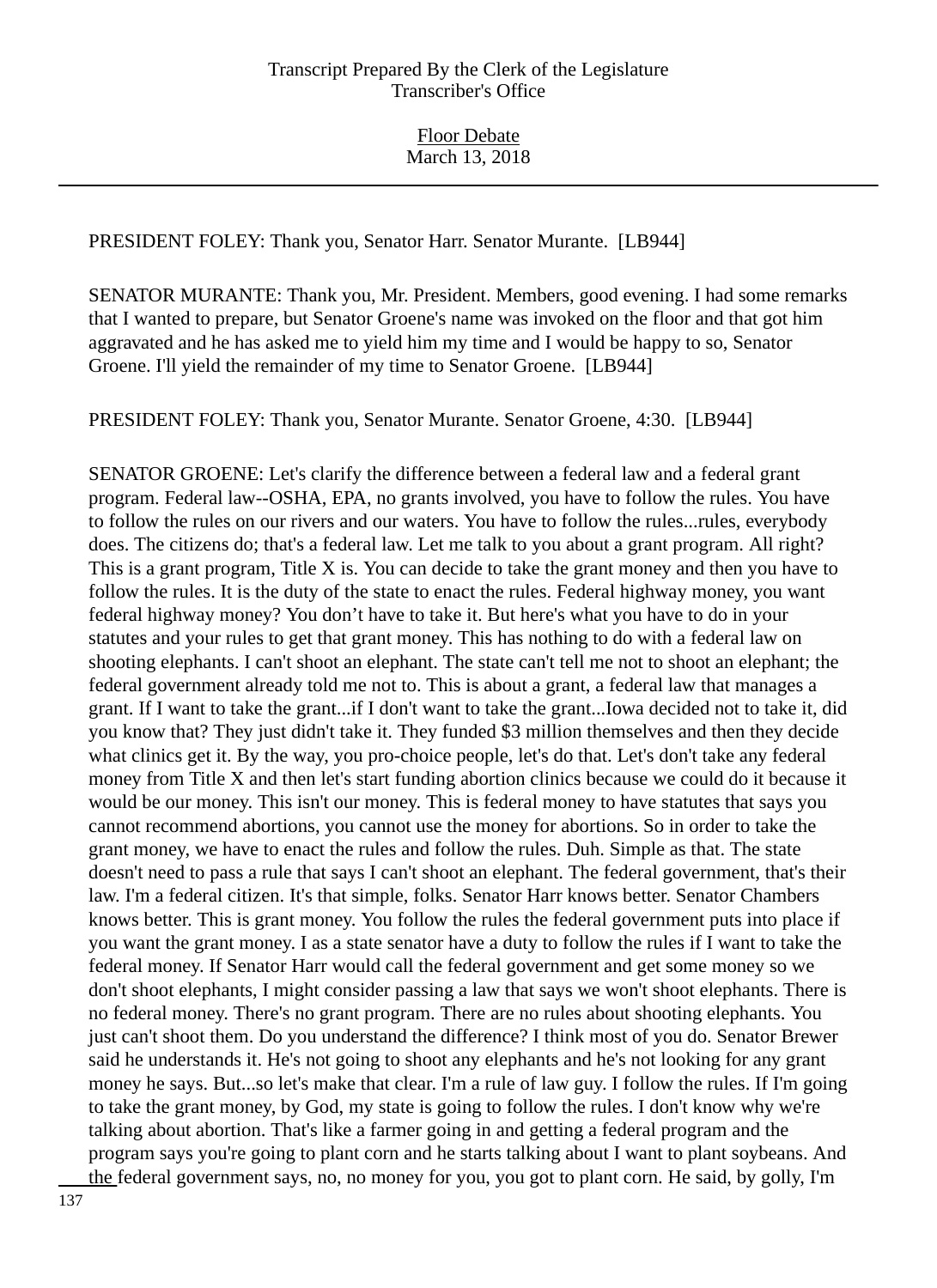PRESIDENT FOLEY: Thank you, Senator Harr. Senator Murante. [LB944]

SENATOR MURANTE: Thank you, Mr. President. Members, good evening. I had some remarks that I wanted to prepare, but Senator Groene's name was invoked on the floor and that got him aggravated and he has asked me to yield him my time and I would be happy to so, Senator Groene. I'll yield the remainder of my time to Senator Groene. [LB944]

PRESIDENT FOLEY: Thank you, Senator Murante. Senator Groene, 4:30. [LB944]

SENATOR GROENE: Let's clarify the difference between a federal law and a federal grant program. Federal law--OSHA, EPA, no grants involved, you have to follow the rules. You have to follow the rules on our rivers and our waters. You have to follow the rules...rules, everybody does. The citizens do; that's a federal law. Let me talk to you about a grant program. All right? This is a grant program, Title X is. You can decide to take the grant money and then you have to follow the rules. It is the duty of the state to enact the rules. Federal highway money, you want federal highway money? You don't have to take it. But here's what you have to do in your statutes and your rules to get that grant money. This has nothing to do with a federal law on shooting elephants. I can't shoot an elephant. The state can't tell me not to shoot an elephant; the federal government already told me not to. This is about a grant, a federal law that manages a grant. If I want to take the grant...if I don't want to take the grant...Iowa decided not to take it, did you know that? They just didn't take it. They funded $3 million themselves and then they decide what clinics get it. By the way, you pro-choice people, let's do that. Let's don't take any federal money from Title X and then let's start funding abortion clinics because we could do it because it would be our money. This isn't our money. This is federal money to have statutes that says you cannot recommend abortions, you cannot use the money for abortions. So in order to take the grant money, we have to enact the rules and follow the rules. Duh. Simple as that. The state doesn't need to pass a rule that says I can't shoot an elephant. The federal government, that's their law. I'm a federal citizen. It's that simple, folks. Senator Harr knows better. Senator Chambers knows better. This is grant money. You follow the rules the federal government puts into place if you want the grant money. I as a state senator have a duty to follow the rules if I want to take the federal money. If Senator Harr would call the federal government and get some money so we don't shoot elephants, I might consider passing a law that says we won't shoot elephants. There is no federal money. There's no grant program. There are no rules about shooting elephants. You just can't shoot them. Do you understand the difference? I think most of you do. Senator Brewer said he understands it. He's not going to shoot any elephants and he's not looking for any grant money he says. But...so let's make that clear. I'm a rule of law guy. I follow the rules. If I'm going to take the grant money, by God, my state is going to follow the rules. I don't know why we're talking about abortion. That's like a farmer going in and getting a federal program and the program says you're going to plant corn and he starts talking about I want to plant soybeans. And the federal government says, no, no money for you, you got to plant corn. He said, by golly, I'm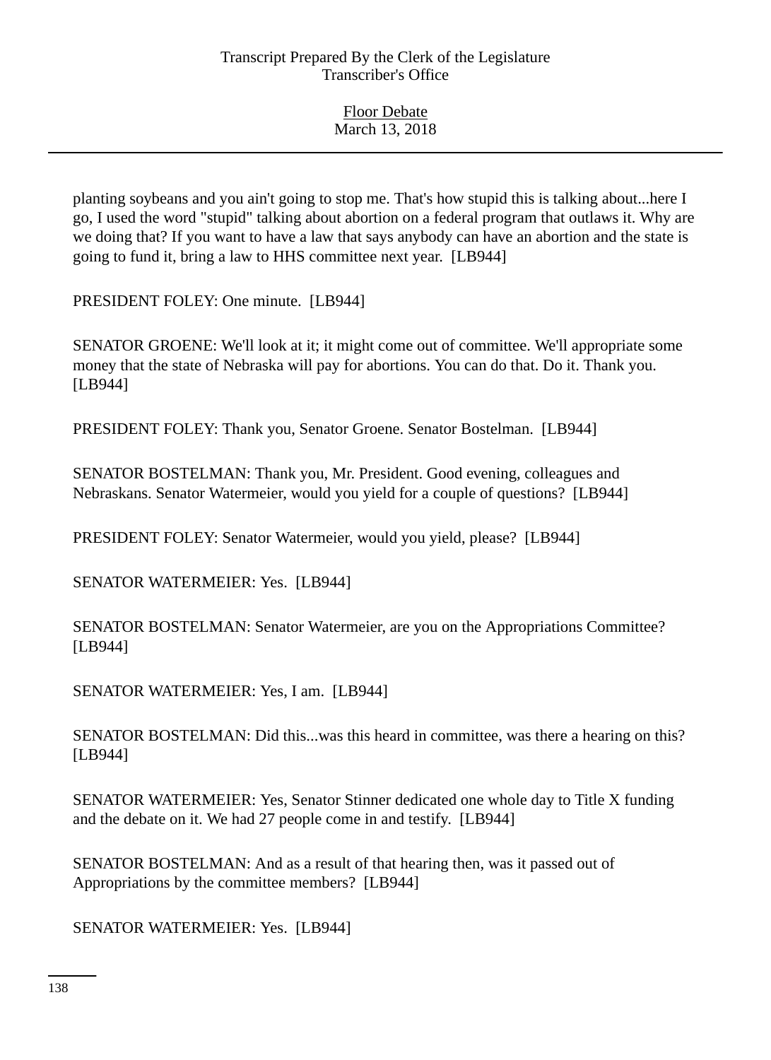planting soybeans and you ain't going to stop me. That's how stupid this is talking about...here I go, I used the word "stupid" talking about abortion on a federal program that outlaws it. Why are we doing that? If you want to have a law that says anybody can have an abortion and the state is going to fund it, bring a law to HHS committee next year. [LB944]

PRESIDENT FOLEY: One minute. [LB944]

SENATOR GROENE: We'll look at it; it might come out of committee. We'll appropriate some money that the state of Nebraska will pay for abortions. You can do that. Do it. Thank you. [LB944]

PRESIDENT FOLEY: Thank you, Senator Groene. Senator Bostelman. [LB944]

SENATOR BOSTELMAN: Thank you, Mr. President. Good evening, colleagues and Nebraskans. Senator Watermeier, would you yield for a couple of questions? [LB944]

PRESIDENT FOLEY: Senator Watermeier, would you yield, please? [LB944]

SENATOR WATERMEIER: Yes. [LB944]

SENATOR BOSTELMAN: Senator Watermeier, are you on the Appropriations Committee? [LB944]

SENATOR WATERMEIER: Yes, I am. [LB944]

SENATOR BOSTELMAN: Did this...was this heard in committee, was there a hearing on this? [LB944]

SENATOR WATERMEIER: Yes, Senator Stinner dedicated one whole day to Title X funding and the debate on it. We had 27 people come in and testify. [LB944]

SENATOR BOSTELMAN: And as a result of that hearing then, was it passed out of Appropriations by the committee members? [LB944]

SENATOR WATERMEIER: Yes. [LB944]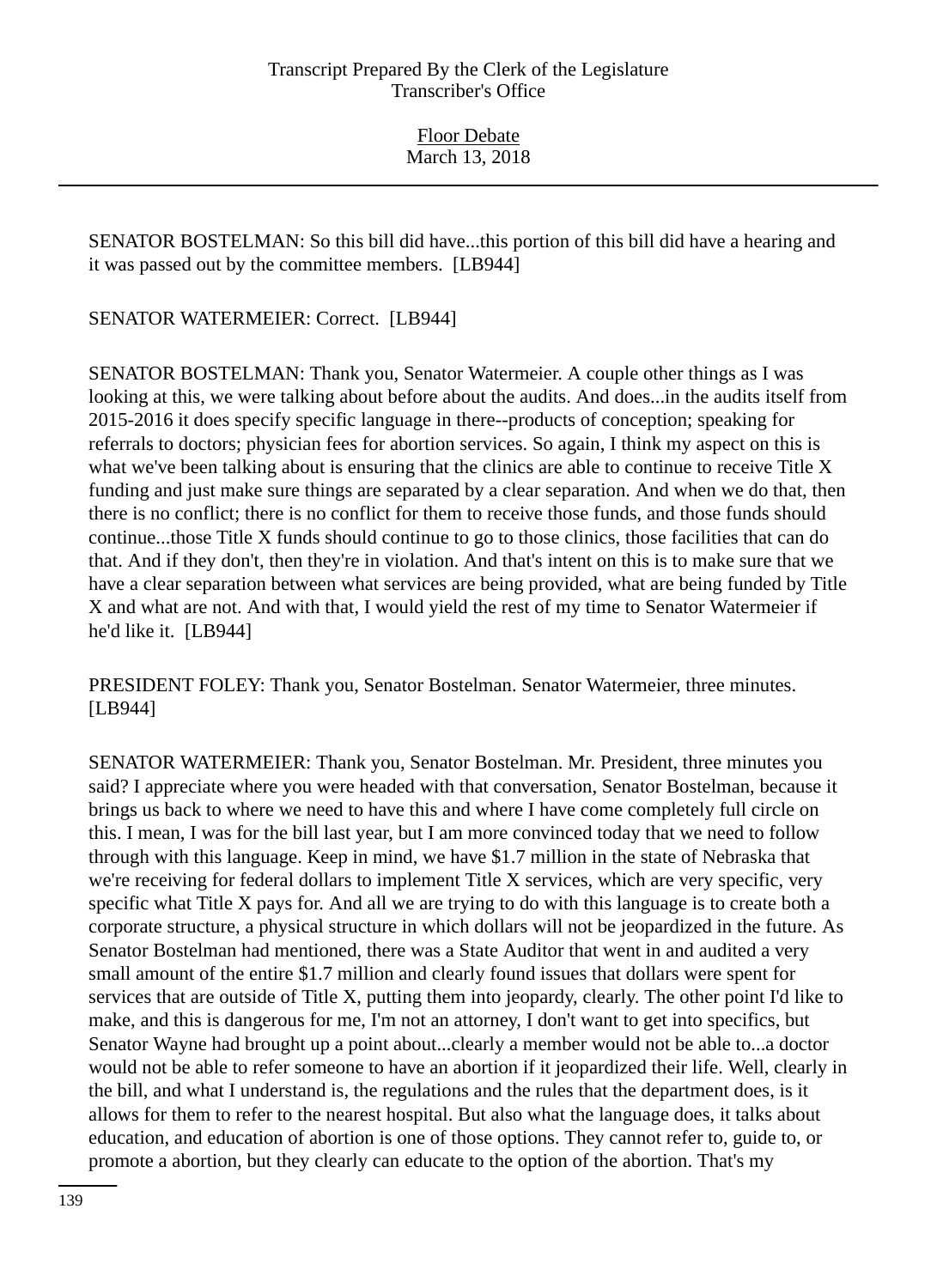SENATOR BOSTELMAN: So this bill did have...this portion of this bill did have a hearing and it was passed out by the committee members. [LB944]

SENATOR WATERMEIER: Correct. [LB944]

SENATOR BOSTELMAN: Thank you, Senator Watermeier. A couple other things as I was looking at this, we were talking about before about the audits. And does...in the audits itself from 2015-2016 it does specify specific language in there--products of conception; speaking for referrals to doctors; physician fees for abortion services. So again, I think my aspect on this is what we've been talking about is ensuring that the clinics are able to continue to receive Title X funding and just make sure things are separated by a clear separation. And when we do that, then there is no conflict; there is no conflict for them to receive those funds, and those funds should continue...those Title X funds should continue to go to those clinics, those facilities that can do that. And if they don't, then they're in violation. And that's intent on this is to make sure that we have a clear separation between what services are being provided, what are being funded by Title X and what are not. And with that, I would yield the rest of my time to Senator Watermeier if he'd like it. [LB944]

PRESIDENT FOLEY: Thank you, Senator Bostelman. Senator Watermeier, three minutes. [LB944]

SENATOR WATERMEIER: Thank you, Senator Bostelman. Mr. President, three minutes you said? I appreciate where you were headed with that conversation, Senator Bostelman, because it brings us back to where we need to have this and where I have come completely full circle on this. I mean, I was for the bill last year, but I am more convinced today that we need to follow through with this language. Keep in mind, we have $1.7 million in the state of Nebraska that we're receiving for federal dollars to implement Title X services, which are very specific, very specific what Title X pays for. And all we are trying to do with this language is to create both a corporate structure, a physical structure in which dollars will not be jeopardized in the future. As Senator Bostelman had mentioned, there was a State Auditor that went in and audited a very small amount of the entire $1.7 million and clearly found issues that dollars were spent for services that are outside of Title X, putting them into jeopardy, clearly. The other point I'd like to make, and this is dangerous for me, I'm not an attorney, I don't want to get into specifics, but Senator Wayne had brought up a point about...clearly a member would not be able to...a doctor would not be able to refer someone to have an abortion if it jeopardized their life. Well, clearly in the bill, and what I understand is, the regulations and the rules that the department does, is it allows for them to refer to the nearest hospital. But also what the language does, it talks about education, and education of abortion is one of those options. They cannot refer to, guide to, or promote a abortion, but they clearly can educate to the option of the abortion. That's my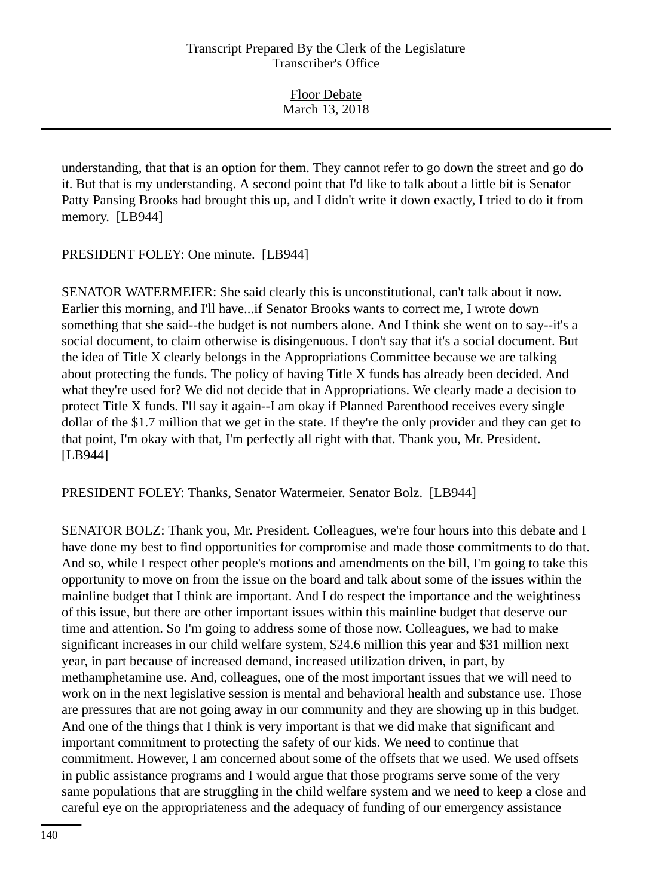understanding, that that is an option for them. They cannot refer to go down the street and go do it. But that is my understanding. A second point that I'd like to talk about a little bit is Senator Patty Pansing Brooks had brought this up, and I didn't write it down exactly, I tried to do it from memory. [LB944]

PRESIDENT FOLEY: One minute. [LB944]

SENATOR WATERMEIER: She said clearly this is unconstitutional, can't talk about it now. Earlier this morning, and I'll have...if Senator Brooks wants to correct me, I wrote down something that she said--the budget is not numbers alone. And I think she went on to say--it's a social document, to claim otherwise is disingenuous. I don't say that it's a social document. But the idea of Title X clearly belongs in the Appropriations Committee because we are talking about protecting the funds. The policy of having Title X funds has already been decided. And what they're used for? We did not decide that in Appropriations. We clearly made a decision to protect Title X funds. I'll say it again--I am okay if Planned Parenthood receives every single dollar of the $1.7 million that we get in the state. If they're the only provider and they can get to that point, I'm okay with that, I'm perfectly all right with that. Thank you, Mr. President. [LB944]

PRESIDENT FOLEY: Thanks, Senator Watermeier. Senator Bolz. [LB944]

SENATOR BOLZ: Thank you, Mr. President. Colleagues, we're four hours into this debate and I have done my best to find opportunities for compromise and made those commitments to do that. And so, while I respect other people's motions and amendments on the bill, I'm going to take this opportunity to move on from the issue on the board and talk about some of the issues within the mainline budget that I think are important. And I do respect the importance and the weightiness of this issue, but there are other important issues within this mainline budget that deserve our time and attention. So I'm going to address some of those now. Colleagues, we had to make significant increases in our child welfare system, $24.6 million this year and $31 million next year, in part because of increased demand, increased utilization driven, in part, by methamphetamine use. And, colleagues, one of the most important issues that we will need to work on in the next legislative session is mental and behavioral health and substance use. Those are pressures that are not going away in our community and they are showing up in this budget. And one of the things that I think is very important is that we did make that significant and important commitment to protecting the safety of our kids. We need to continue that commitment. However, I am concerned about some of the offsets that we used. We used offsets in public assistance programs and I would argue that those programs serve some of the very same populations that are struggling in the child welfare system and we need to keep a close and careful eye on the appropriateness and the adequacy of funding of our emergency assistance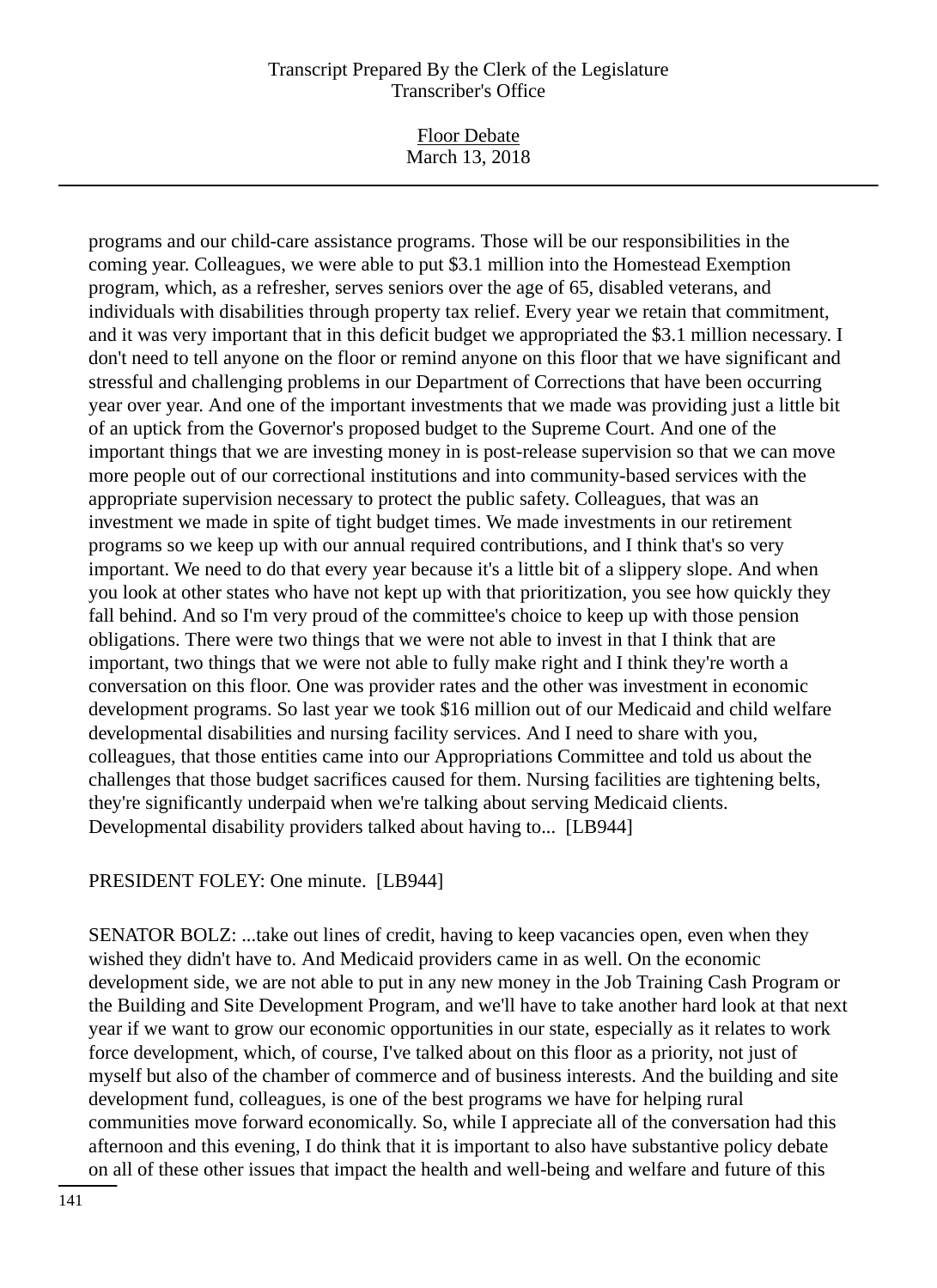programs and our child-care assistance programs. Those will be our responsibilities in the coming year. Colleagues, we were able to put $3.1 million into the Homestead Exemption program, which, as a refresher, serves seniors over the age of 65, disabled veterans, and individuals with disabilities through property tax relief. Every year we retain that commitment, and it was very important that in this deficit budget we appropriated the $3.1 million necessary. I don't need to tell anyone on the floor or remind anyone on this floor that we have significant and stressful and challenging problems in our Department of Corrections that have been occurring year over year. And one of the important investments that we made was providing just a little bit of an uptick from the Governor's proposed budget to the Supreme Court. And one of the important things that we are investing money in is post-release supervision so that we can move more people out of our correctional institutions and into community-based services with the appropriate supervision necessary to protect the public safety. Colleagues, that was an investment we made in spite of tight budget times. We made investments in our retirement programs so we keep up with our annual required contributions, and I think that's so very important. We need to do that every year because it's a little bit of a slippery slope. And when you look at other states who have not kept up with that prioritization, you see how quickly they fall behind. And so I'm very proud of the committee's choice to keep up with those pension obligations. There were two things that we were not able to invest in that I think that are important, two things that we were not able to fully make right and I think they're worth a conversation on this floor. One was provider rates and the other was investment in economic development programs. So last year we took $16 million out of our Medicaid and child welfare developmental disabilities and nursing facility services. And I need to share with you, colleagues, that those entities came into our Appropriations Committee and told us about the challenges that those budget sacrifices caused for them. Nursing facilities are tightening belts, they're significantly underpaid when we're talking about serving Medicaid clients. Developmental disability providers talked about having to... [LB944]

PRESIDENT FOLEY: One minute. [LB944]

SENATOR BOLZ: ...take out lines of credit, having to keep vacancies open, even when they wished they didn't have to. And Medicaid providers came in as well. On the economic development side, we are not able to put in any new money in the Job Training Cash Program or the Building and Site Development Program, and we'll have to take another hard look at that next year if we want to grow our economic opportunities in our state, especially as it relates to work force development, which, of course, I've talked about on this floor as a priority, not just of myself but also of the chamber of commerce and of business interests. And the building and site development fund, colleagues, is one of the best programs we have for helping rural communities move forward economically. So, while I appreciate all of the conversation had this afternoon and this evening, I do think that it is important to also have substantive policy debate on all of these other issues that impact the health and well-being and welfare and future of this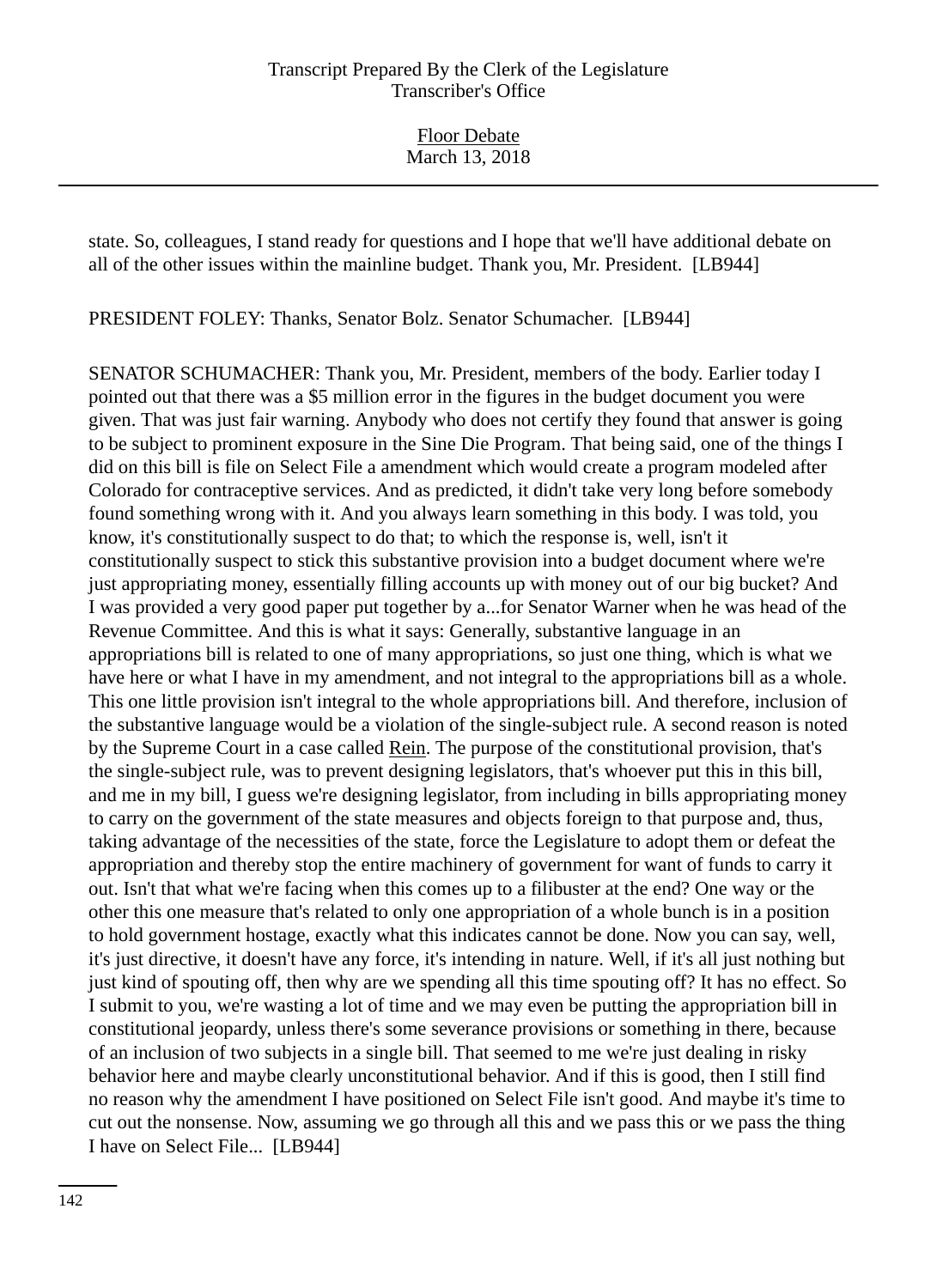state. So, colleagues, I stand ready for questions and I hope that we'll have additional debate on all of the other issues within the mainline budget. Thank you, Mr. President. [LB944]

PRESIDENT FOLEY: Thanks, Senator Bolz. Senator Schumacher. [LB944]

SENATOR SCHUMACHER: Thank you, Mr. President, members of the body. Earlier today I pointed out that there was a $5 million error in the figures in the budget document you were given. That was just fair warning. Anybody who does not certify they found that answer is going to be subject to prominent exposure in the Sine Die Program. That being said, one of the things I did on this bill is file on Select File a amendment which would create a program modeled after Colorado for contraceptive services. And as predicted, it didn't take very long before somebody found something wrong with it. And you always learn something in this body. I was told, you know, it's constitutionally suspect to do that; to which the response is, well, isn't it constitutionally suspect to stick this substantive provision into a budget document where we're just appropriating money, essentially filling accounts up with money out of our big bucket? And I was provided a very good paper put together by a...for Senator Warner when he was head of the Revenue Committee. And this is what it says: Generally, substantive language in an appropriations bill is related to one of many appropriations, so just one thing, which is what we have here or what I have in my amendment, and not integral to the appropriations bill as a whole. This one little provision isn't integral to the whole appropriations bill. And therefore, inclusion of the substantive language would be a violation of the single-subject rule. A second reason is noted by the Supreme Court in a case called Rein. The purpose of the constitutional provision, that's the single-subject rule, was to prevent designing legislators, that's whoever put this in this bill, and me in my bill, I guess we're designing legislator, from including in bills appropriating money to carry on the government of the state measures and objects foreign to that purpose and, thus, taking advantage of the necessities of the state, force the Legislature to adopt them or defeat the appropriation and thereby stop the entire machinery of government for want of funds to carry it out. Isn't that what we're facing when this comes up to a filibuster at the end? One way or the other this one measure that's related to only one appropriation of a whole bunch is in a position to hold government hostage, exactly what this indicates cannot be done. Now you can say, well, it's just directive, it doesn't have any force, it's intending in nature. Well, if it's all just nothing but just kind of spouting off, then why are we spending all this time spouting off? It has no effect. So I submit to you, we're wasting a lot of time and we may even be putting the appropriation bill in constitutional jeopardy, unless there's some severance provisions or something in there, because of an inclusion of two subjects in a single bill. That seemed to me we're just dealing in risky behavior here and maybe clearly unconstitutional behavior. And if this is good, then I still find no reason why the amendment I have positioned on Select File isn't good. And maybe it's time to cut out the nonsense. Now, assuming we go through all this and we pass this or we pass the thing I have on Select File... [LB944]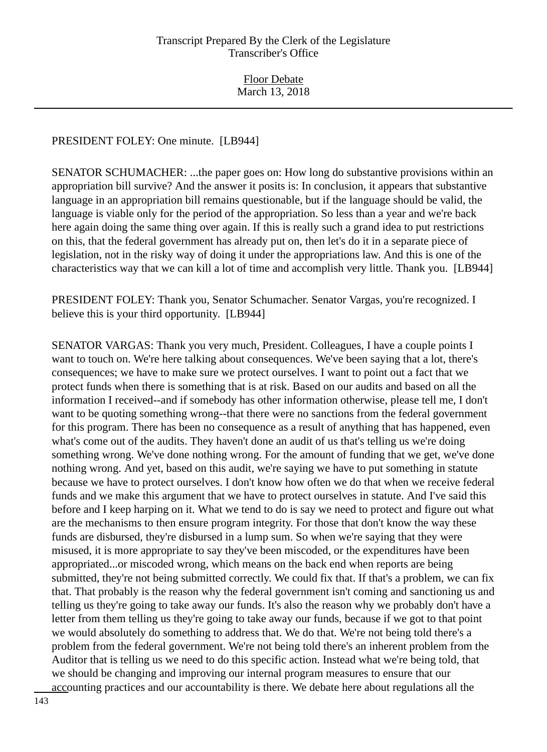PRESIDENT FOLEY: One minute.  [LB944]

SENATOR SCHUMACHER: ...the paper goes on: How long do substantive provisions within an appropriation bill survive? And the answer it posits is: In conclusion, it appears that substantive language in an appropriation bill remains questionable, but if the language should be valid, the language is viable only for the period of the appropriation. So less than a year and we're back here again doing the same thing over again. If this is really such a grand idea to put restrictions on this, that the federal government has already put on, then let's do it in a separate piece of legislation, not in the risky way of doing it under the appropriations law. And this is one of the characteristics way that we can kill a lot of time and accomplish very little. Thank you.  [LB944]

PRESIDENT FOLEY: Thank you, Senator Schumacher. Senator Vargas, you're recognized. I believe this is your third opportunity.  [LB944]

SENATOR VARGAS: Thank you very much, President. Colleagues, I have a couple points I want to touch on. We're here talking about consequences. We've been saying that a lot, there's consequences; we have to make sure we protect ourselves. I want to point out a fact that we protect funds when there is something that is at risk. Based on our audits and based on all the information I received--and if somebody has other information otherwise, please tell me, I don't want to be quoting something wrong--that there were no sanctions from the federal government for this program. There has been no consequence as a result of anything that has happened, even what's come out of the audits. They haven't done an audit of us that's telling us we're doing something wrong. We've done nothing wrong. For the amount of funding that we get, we've done nothing wrong. And yet, based on this audit, we're saying we have to put something in statute because we have to protect ourselves. I don't know how often we do that when we receive federal funds and we make this argument that we have to protect ourselves in statute. And I've said this before and I keep harping on it. What we tend to do is say we need to protect and figure out what are the mechanisms to then ensure program integrity. For those that don't know the way these funds are disbursed, they're disbursed in a lump sum. So when we're saying that they were misused, it is more appropriate to say they've been miscoded, or the expenditures have been appropriated...or miscoded wrong, which means on the back end when reports are being submitted, they're not being submitted correctly. We could fix that. If that's a problem, we can fix that. That probably is the reason why the federal government isn't coming and sanctioning us and telling us they're going to take away our funds. It's also the reason why we probably don't have a letter from them telling us they're going to take away our funds, because if we got to that point we would absolutely do something to address that. We do that. We're not being told there's a problem from the federal government. We're not being told there's an inherent problem from the Auditor that is telling us we need to do this specific action. Instead what we're being told, that we should be changing and improving our internal program measures to ensure that our accounting practices and our accountability is there. We debate here about regulations all the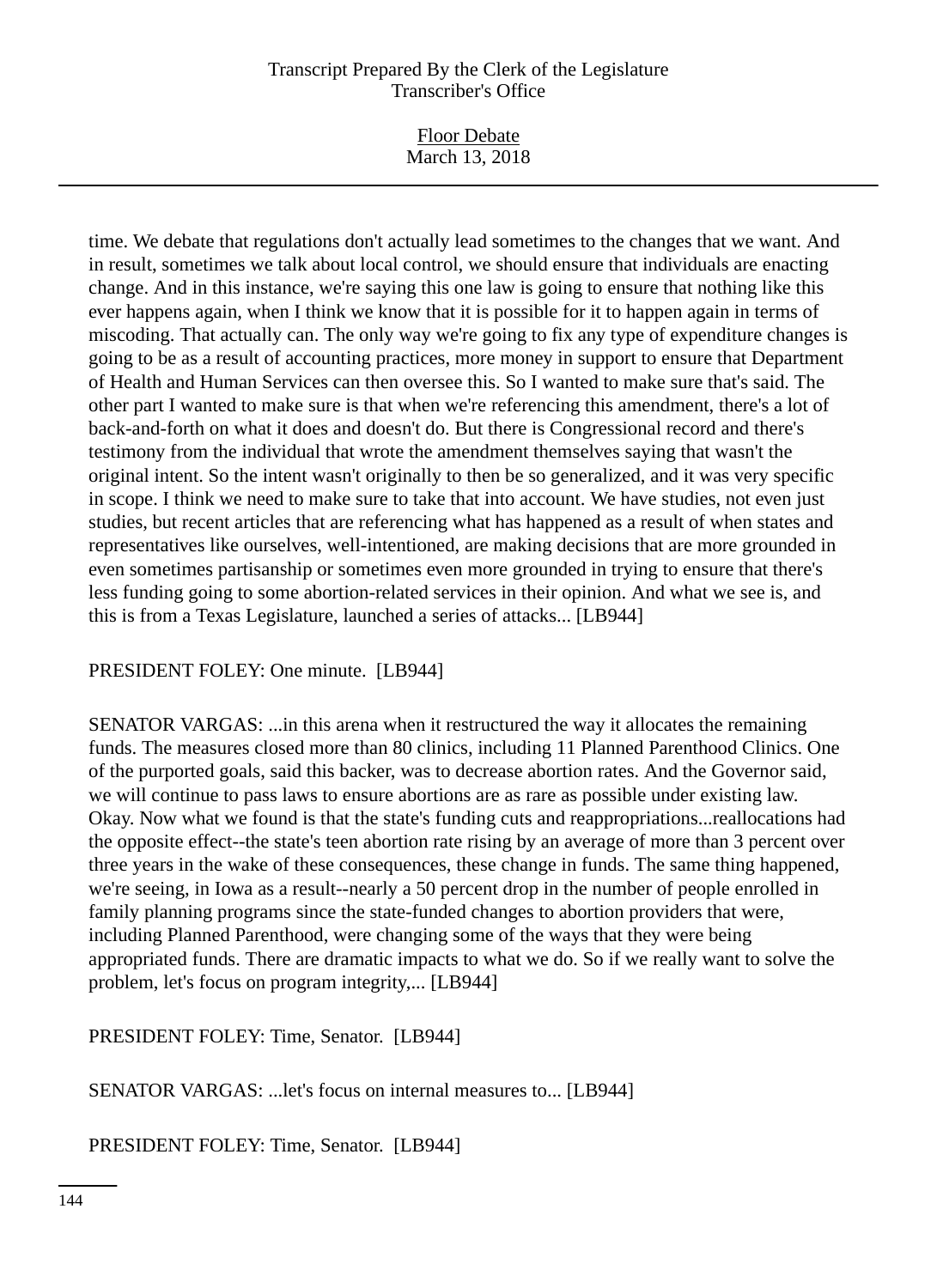time. We debate that regulations don't actually lead sometimes to the changes that we want. And in result, sometimes we talk about local control, we should ensure that individuals are enacting change. And in this instance, we're saying this one law is going to ensure that nothing like this ever happens again, when I think we know that it is possible for it to happen again in terms of miscoding. That actually can. The only way we're going to fix any type of expenditure changes is going to be as a result of accounting practices, more money in support to ensure that Department of Health and Human Services can then oversee this. So I wanted to make sure that's said. The other part I wanted to make sure is that when we're referencing this amendment, there's a lot of back-and-forth on what it does and doesn't do. But there is Congressional record and there's testimony from the individual that wrote the amendment themselves saying that wasn't the original intent. So the intent wasn't originally to then be so generalized, and it was very specific in scope. I think we need to make sure to take that into account. We have studies, not even just studies, but recent articles that are referencing what has happened as a result of when states and representatives like ourselves, well-intentioned, are making decisions that are more grounded in even sometimes partisanship or sometimes even more grounded in trying to ensure that there's less funding going to some abortion-related services in their opinion. And what we see is, and this is from a Texas Legislature, launched a series of attacks... [LB944]

PRESIDENT FOLEY: One minute. [LB944]

SENATOR VARGAS: ...in this arena when it restructured the way it allocates the remaining funds. The measures closed more than 80 clinics, including 11 Planned Parenthood Clinics. One of the purported goals, said this backer, was to decrease abortion rates. And the Governor said, we will continue to pass laws to ensure abortions are as rare as possible under existing law. Okay. Now what we found is that the state's funding cuts and reappropriations...reallocations had the opposite effect--the state's teen abortion rate rising by an average of more than 3 percent over three years in the wake of these consequences, these change in funds. The same thing happened, we're seeing, in Iowa as a result--nearly a 50 percent drop in the number of people enrolled in family planning programs since the state-funded changes to abortion providers that were, including Planned Parenthood, were changing some of the ways that they were being appropriated funds. There are dramatic impacts to what we do. So if we really want to solve the problem, let's focus on program integrity,... [LB944]

PRESIDENT FOLEY: Time, Senator. [LB944]

SENATOR VARGAS: ...let's focus on internal measures to... [LB944]

PRESIDENT FOLEY: Time, Senator. [LB944]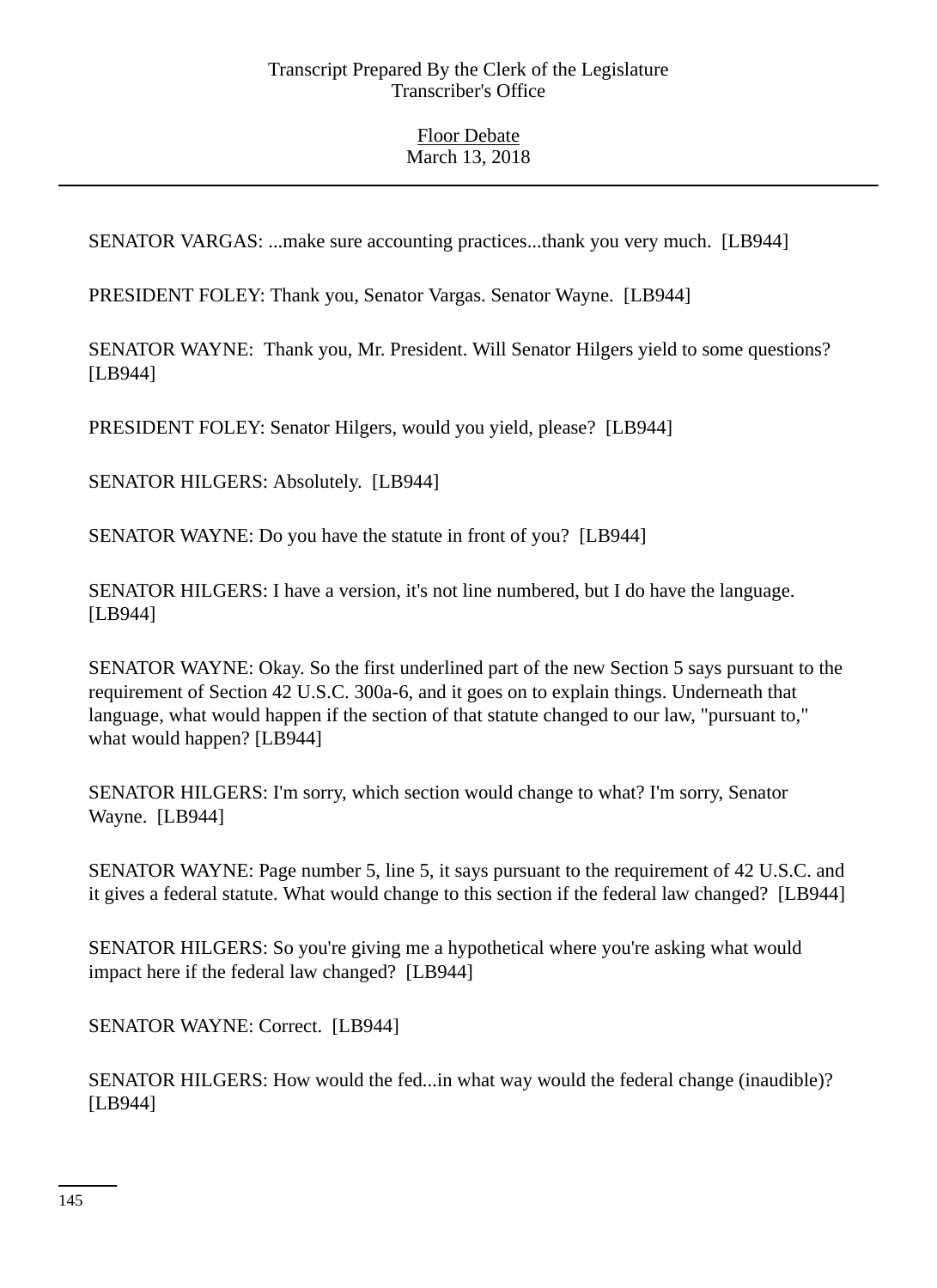SENATOR VARGAS: ...make sure accounting practices...thank you very much. [LB944]

PRESIDENT FOLEY: Thank you, Senator Vargas. Senator Wayne. [LB944]

SENATOR WAYNE: Thank you, Mr. President. Will Senator Hilgers yield to some questions? [LB944]

PRESIDENT FOLEY: Senator Hilgers, would you yield, please? [LB944]

SENATOR HILGERS: Absolutely. [LB944]

SENATOR WAYNE: Do you have the statute in front of you? [LB944]

SENATOR HILGERS: I have a version, it's not line numbered, but I do have the language. [LB944]

SENATOR WAYNE: Okay. So the first underlined part of the new Section 5 says pursuant to the requirement of Section 42 U.S.C. 300a-6, and it goes on to explain things. Underneath that language, what would happen if the section of that statute changed to our law, "pursuant to," what would happen? [LB944]

SENATOR HILGERS: I'm sorry, which section would change to what? I'm sorry, Senator Wayne. [LB944]

SENATOR WAYNE: Page number 5, line 5, it says pursuant to the requirement of 42 U.S.C. and it gives a federal statute. What would change to this section if the federal law changed? [LB944]

SENATOR HILGERS: So you're giving me a hypothetical where you're asking what would impact here if the federal law changed? [LB944]

SENATOR WAYNE: Correct. [LB944]

SENATOR HILGERS: How would the fed...in what way would the federal change (inaudible)? [LB944]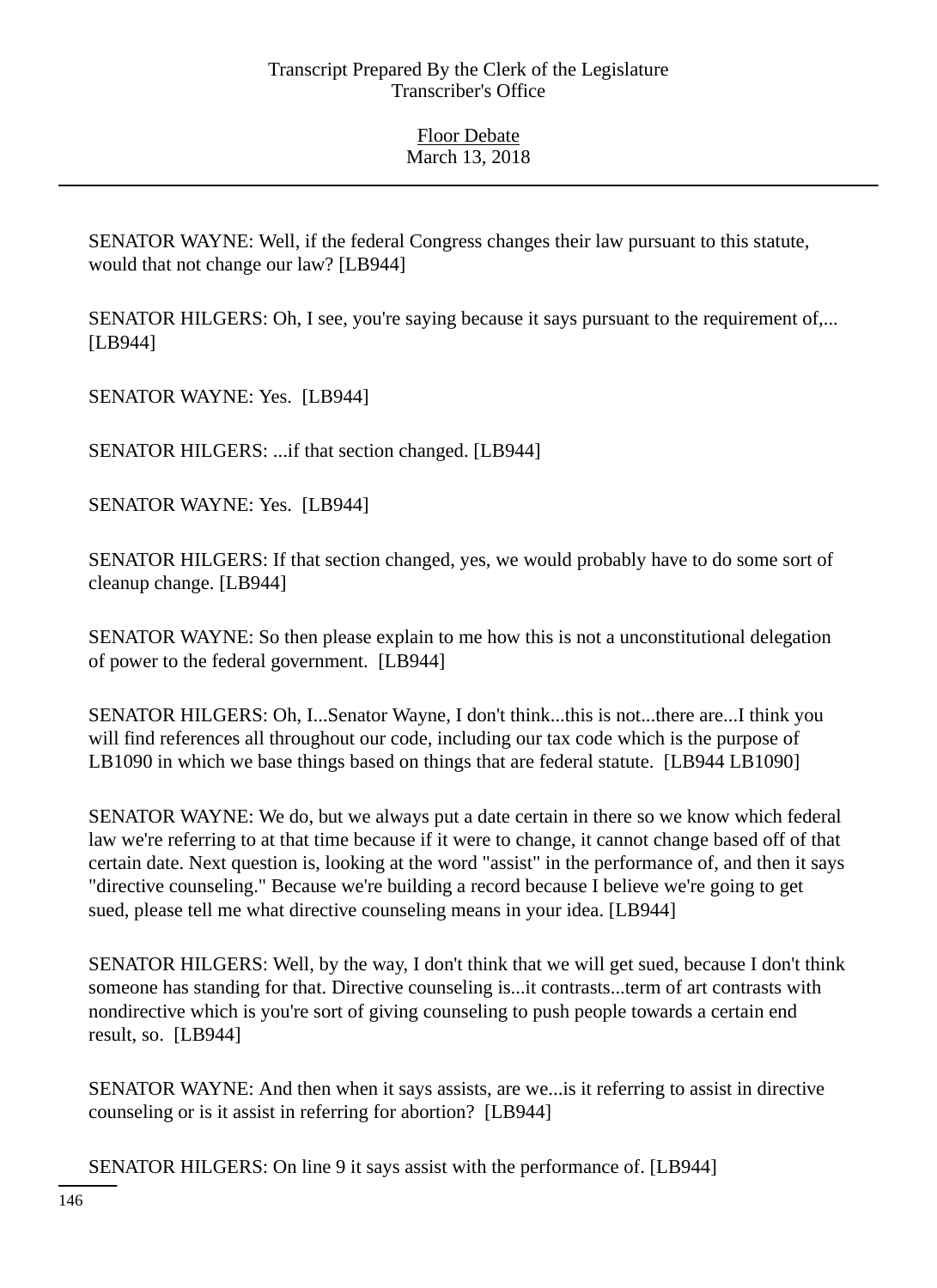SENATOR WAYNE: Well, if the federal Congress changes their law pursuant to this statute, would that not change our law? [LB944]

SENATOR HILGERS: Oh, I see, you're saying because it says pursuant to the requirement of,... [LB944]

SENATOR WAYNE: Yes. [LB944]

SENATOR HILGERS: ...if that section changed. [LB944]

SENATOR WAYNE: Yes. [LB944]

SENATOR HILGERS: If that section changed, yes, we would probably have to do some sort of cleanup change. [LB944]

SENATOR WAYNE: So then please explain to me how this is not a unconstitutional delegation of power to the federal government. [LB944]

SENATOR HILGERS: Oh, I...Senator Wayne, I don't think...this is not...there are...I think you will find references all throughout our code, including our tax code which is the purpose of LB1090 in which we base things based on things that are federal statute. [LB944 LB1090]

SENATOR WAYNE: We do, but we always put a date certain in there so we know which federal law we're referring to at that time because if it were to change, it cannot change based off of that certain date. Next question is, looking at the word "assist" in the performance of, and then it says "directive counseling." Because we're building a record because I believe we're going to get sued, please tell me what directive counseling means in your idea. [LB944]

SENATOR HILGERS: Well, by the way, I don't think that we will get sued, because I don't think someone has standing for that. Directive counseling is...it contrasts...term of art contrasts with nondirective which is you're sort of giving counseling to push people towards a certain end result, so. [LB944]

SENATOR WAYNE: And then when it says assists, are we...is it referring to assist in directive counseling or is it assist in referring for abortion? [LB944]

SENATOR HILGERS: On line 9 it says assist with the performance of. [LB944]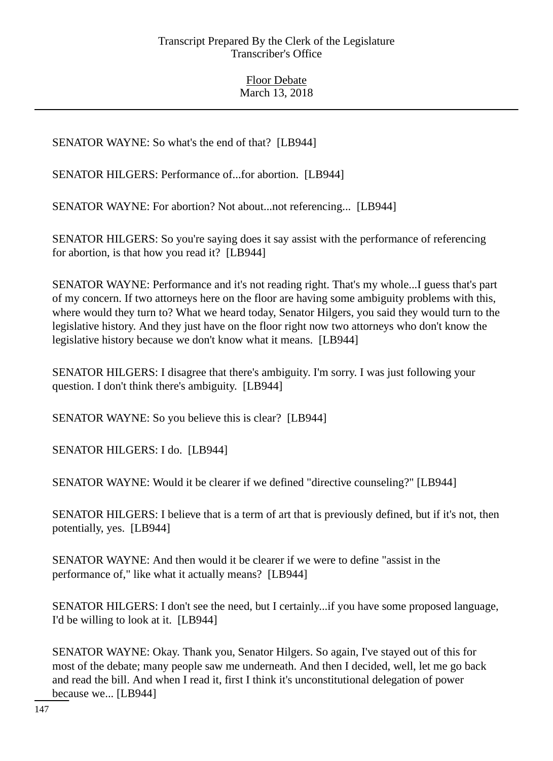SENATOR WAYNE: So what's the end of that? [LB944]

SENATOR HILGERS: Performance of...for abortion. [LB944]

SENATOR WAYNE: For abortion? Not about...not referencing... [LB944]

SENATOR HILGERS: So you're saying does it say assist with the performance of referencing for abortion, is that how you read it? [LB944]

SENATOR WAYNE: Performance and it's not reading right. That's my whole...I guess that's part of my concern. If two attorneys here on the floor are having some ambiguity problems with this, where would they turn to? What we heard today, Senator Hilgers, you said they would turn to the legislative history. And they just have on the floor right now two attorneys who don't know the legislative history because we don't know what it means. [LB944]

SENATOR HILGERS: I disagree that there's ambiguity. I'm sorry. I was just following your question. I don't think there's ambiguity. [LB944]

SENATOR WAYNE: So you believe this is clear? [LB944]

SENATOR HILGERS: I do. [LB944]

SENATOR WAYNE: Would it be clearer if we defined "directive counseling?" [LB944]

SENATOR HILGERS: I believe that is a term of art that is previously defined, but if it's not, then potentially, yes. [LB944]

SENATOR WAYNE: And then would it be clearer if we were to define "assist in the performance of," like what it actually means? [LB944]

SENATOR HILGERS: I don't see the need, but I certainly...if you have some proposed language, I'd be willing to look at it. [LB944]

SENATOR WAYNE: Okay. Thank you, Senator Hilgers. So again, I've stayed out of this for most of the debate; many people saw me underneath. And then I decided, well, let me go back and read the bill. And when I read it, first I think it's unconstitutional delegation of power because we... [LB944]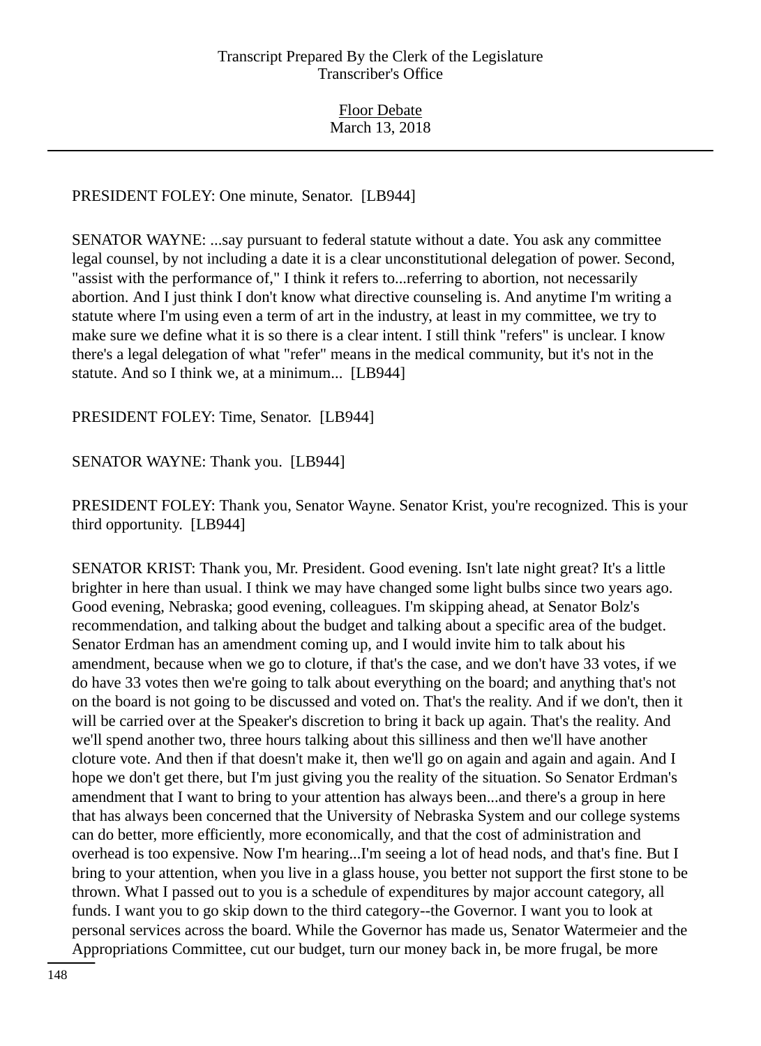PRESIDENT FOLEY: One minute, Senator. [LB944]

SENATOR WAYNE: ...say pursuant to federal statute without a date. You ask any committee legal counsel, by not including a date it is a clear unconstitutional delegation of power. Second, "assist with the performance of," I think it refers to...referring to abortion, not necessarily abortion. And I just think I don't know what directive counseling is. And anytime I'm writing a statute where I'm using even a term of art in the industry, at least in my committee, we try to make sure we define what it is so there is a clear intent. I still think "refers" is unclear. I know there's a legal delegation of what "refer" means in the medical community, but it's not in the statute. And so I think we, at a minimum... [LB944]

PRESIDENT FOLEY: Time, Senator. [LB944]

SENATOR WAYNE: Thank you. [LB944]

PRESIDENT FOLEY: Thank you, Senator Wayne. Senator Krist, you're recognized. This is your third opportunity. [LB944]

SENATOR KRIST: Thank you, Mr. President. Good evening. Isn't late night great? It's a little brighter in here than usual. I think we may have changed some light bulbs since two years ago. Good evening, Nebraska; good evening, colleagues. I'm skipping ahead, at Senator Bolz's recommendation, and talking about the budget and talking about a specific area of the budget. Senator Erdman has an amendment coming up, and I would invite him to talk about his amendment, because when we go to cloture, if that's the case, and we don't have 33 votes, if we do have 33 votes then we're going to talk about everything on the board; and anything that's not on the board is not going to be discussed and voted on. That's the reality. And if we don't, then it will be carried over at the Speaker's discretion to bring it back up again. That's the reality. And we'll spend another two, three hours talking about this silliness and then we'll have another cloture vote. And then if that doesn't make it, then we'll go on again and again and again. And I hope we don't get there, but I'm just giving you the reality of the situation. So Senator Erdman's amendment that I want to bring to your attention has always been...and there's a group in here that has always been concerned that the University of Nebraska System and our college systems can do better, more efficiently, more economically, and that the cost of administration and overhead is too expensive. Now I'm hearing...I'm seeing a lot of head nods, and that's fine. But I bring to your attention, when you live in a glass house, you better not support the first stone to be thrown. What I passed out to you is a schedule of expenditures by major account category, all funds. I want you to go skip down to the third category--the Governor. I want you to look at personal services across the board. While the Governor has made us, Senator Watermeier and the Appropriations Committee, cut our budget, turn our money back in, be more frugal, be more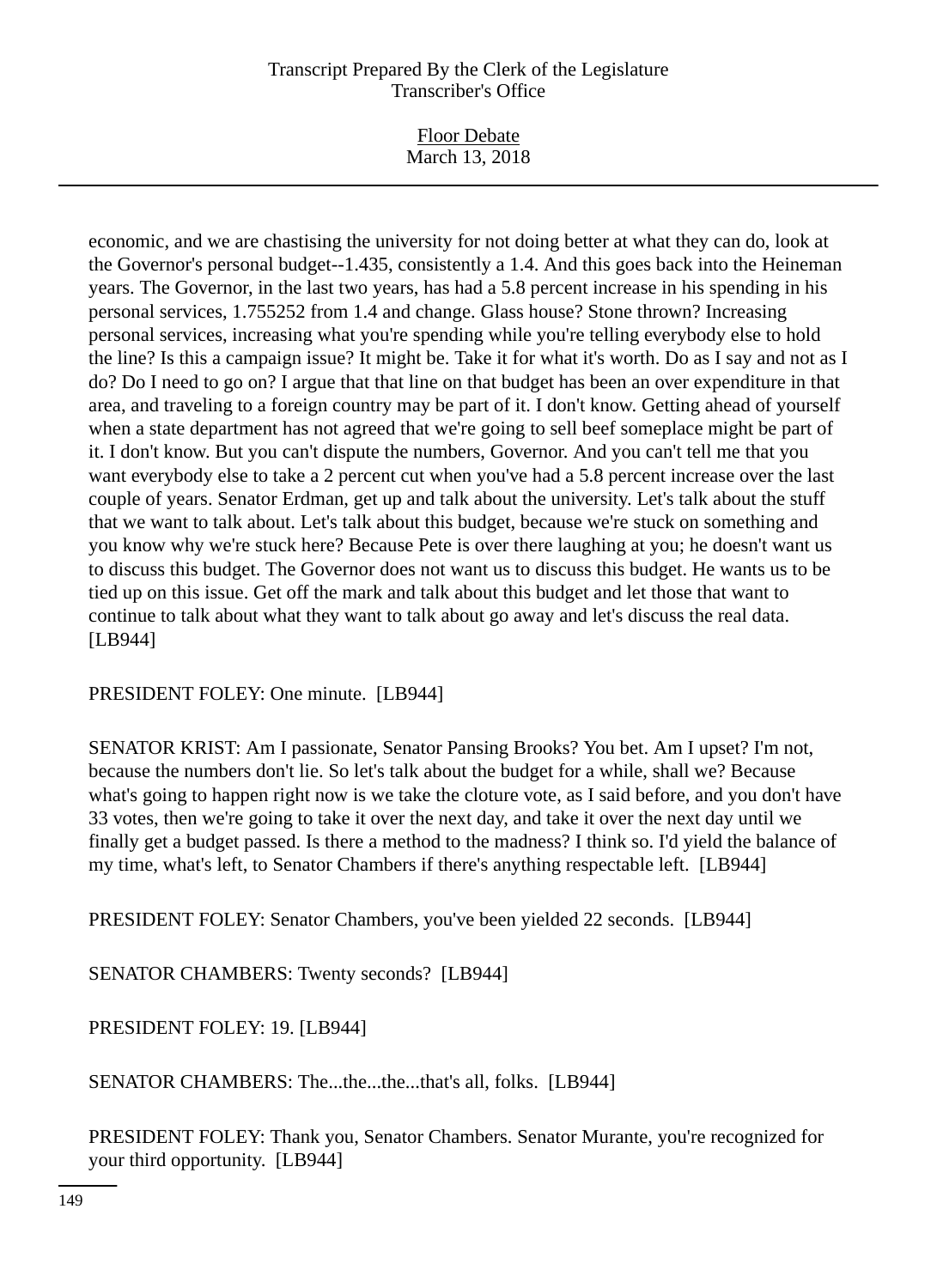economic, and we are chastising the university for not doing better at what they can do, look at the Governor's personal budget--1.435, consistently a 1.4. And this goes back into the Heineman years. The Governor, in the last two years, has had a 5.8 percent increase in his spending in his personal services, 1.755252 from 1.4 and change. Glass house? Stone thrown? Increasing personal services, increasing what you're spending while you're telling everybody else to hold the line? Is this a campaign issue? It might be. Take it for what it's worth. Do as I say and not as I do? Do I need to go on? I argue that that line on that budget has been an over expenditure in that area, and traveling to a foreign country may be part of it. I don't know. Getting ahead of yourself when a state department has not agreed that we're going to sell beef someplace might be part of it. I don't know. But you can't dispute the numbers, Governor. And you can't tell me that you want everybody else to take a 2 percent cut when you've had a 5.8 percent increase over the last couple of years. Senator Erdman, get up and talk about the university. Let's talk about the stuff that we want to talk about. Let's talk about this budget, because we're stuck on something and you know why we're stuck here? Because Pete is over there laughing at you; he doesn't want us to discuss this budget. The Governor does not want us to discuss this budget. He wants us to be tied up on this issue. Get off the mark and talk about this budget and let those that want to continue to talk about what they want to talk about go away and let's discuss the real data. [LB944]

PRESIDENT FOLEY: One minute. [LB944]

SENATOR KRIST: Am I passionate, Senator Pansing Brooks? You bet. Am I upset? I'm not, because the numbers don't lie. So let's talk about the budget for a while, shall we? Because what's going to happen right now is we take the cloture vote, as I said before, and you don't have 33 votes, then we're going to take it over the next day, and take it over the next day until we finally get a budget passed. Is there a method to the madness? I think so. I'd yield the balance of my time, what's left, to Senator Chambers if there's anything respectable left. [LB944]

PRESIDENT FOLEY: Senator Chambers, you've been yielded 22 seconds. [LB944]

SENATOR CHAMBERS: Twenty seconds? [LB944]

PRESIDENT FOLEY: 19. [LB944]

SENATOR CHAMBERS: The...the...the...that's all, folks. [LB944]

PRESIDENT FOLEY: Thank you, Senator Chambers. Senator Murante, you're recognized for your third opportunity. [LB944]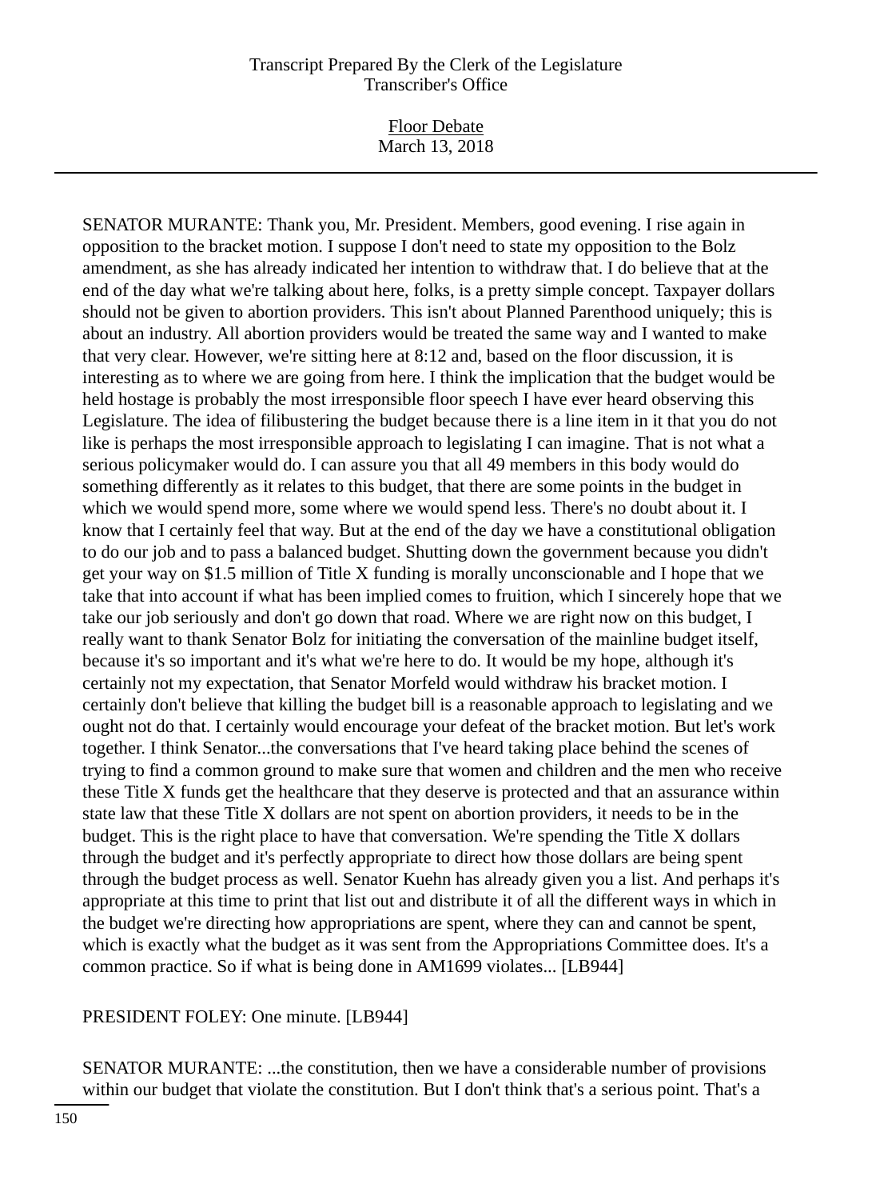SENATOR MURANTE: Thank you, Mr. President. Members, good evening. I rise again in opposition to the bracket motion. I suppose I don't need to state my opposition to the Bolz amendment, as she has already indicated her intention to withdraw that. I do believe that at the end of the day what we're talking about here, folks, is a pretty simple concept. Taxpayer dollars should not be given to abortion providers. This isn't about Planned Parenthood uniquely; this is about an industry. All abortion providers would be treated the same way and I wanted to make that very clear. However, we're sitting here at 8:12 and, based on the floor discussion, it is interesting as to where we are going from here. I think the implication that the budget would be held hostage is probably the most irresponsible floor speech I have ever heard observing this Legislature. The idea of filibustering the budget because there is a line item in it that you do not like is perhaps the most irresponsible approach to legislating I can imagine. That is not what a serious policymaker would do. I can assure you that all 49 members in this body would do something differently as it relates to this budget, that there are some points in the budget in which we would spend more, some where we would spend less. There's no doubt about it. I know that I certainly feel that way. But at the end of the day we have a constitutional obligation to do our job and to pass a balanced budget. Shutting down the government because you didn't get your way on $1.5 million of Title X funding is morally unconscionable and I hope that we take that into account if what has been implied comes to fruition, which I sincerely hope that we take our job seriously and don't go down that road. Where we are right now on this budget, I really want to thank Senator Bolz for initiating the conversation of the mainline budget itself, because it's so important and it's what we're here to do. It would be my hope, although it's certainly not my expectation, that Senator Morfeld would withdraw his bracket motion. I certainly don't believe that killing the budget bill is a reasonable approach to legislating and we ought not do that. I certainly would encourage your defeat of the bracket motion. But let's work together. I think Senator...the conversations that I've heard taking place behind the scenes of trying to find a common ground to make sure that women and children and the men who receive these Title X funds get the healthcare that they deserve is protected and that an assurance within state law that these Title X dollars are not spent on abortion providers, it needs to be in the budget. This is the right place to have that conversation. We're spending the Title X dollars through the budget and it's perfectly appropriate to direct how those dollars are being spent through the budget process as well. Senator Kuehn has already given you a list. And perhaps it's appropriate at this time to print that list out and distribute it of all the different ways in which in the budget we're directing how appropriations are spent, where they can and cannot be spent, which is exactly what the budget as it was sent from the Appropriations Committee does. It's a common practice. So if what is being done in AM1699 violates... [LB944]

PRESIDENT FOLEY: One minute. [LB944]

SENATOR MURANTE: ...the constitution, then we have a considerable number of provisions within our budget that violate the constitution. But I don't think that's a serious point. That's a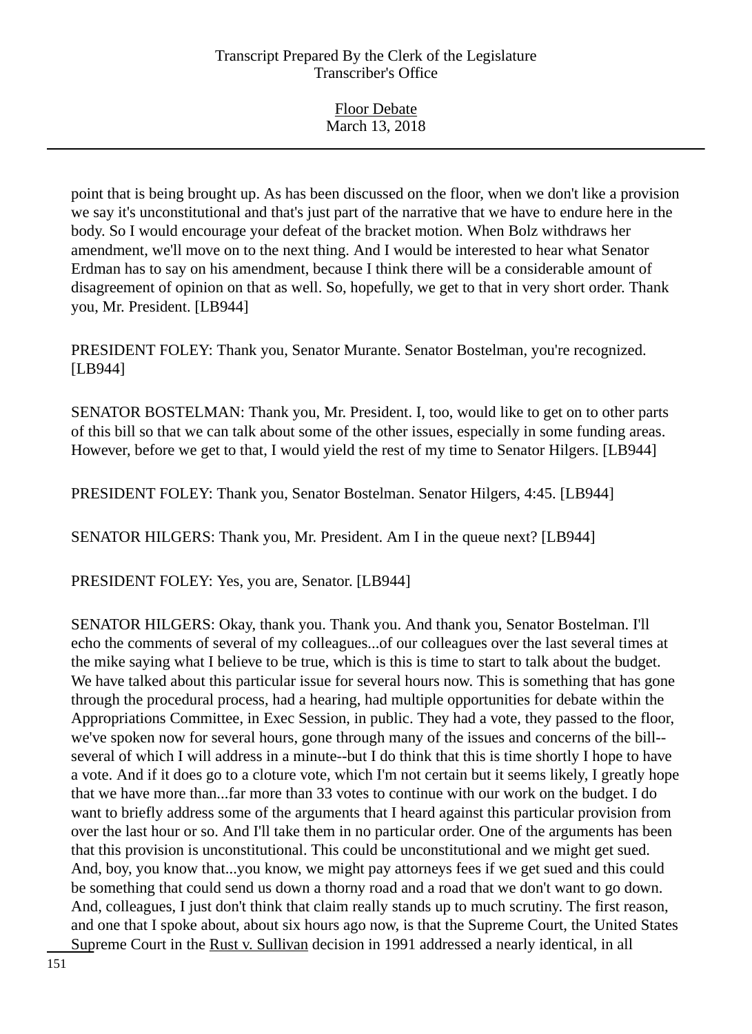point that is being brought up. As has been discussed on the floor, when we don't like a provision we say it's unconstitutional and that's just part of the narrative that we have to endure here in the body. So I would encourage your defeat of the bracket motion. When Bolz withdraws her amendment, we'll move on to the next thing. And I would be interested to hear what Senator Erdman has to say on his amendment, because I think there will be a considerable amount of disagreement of opinion on that as well. So, hopefully, we get to that in very short order. Thank you, Mr. President. [LB944]

PRESIDENT FOLEY: Thank you, Senator Murante. Senator Bostelman, you're recognized. [LB944]

SENATOR BOSTELMAN: Thank you, Mr. President. I, too, would like to get on to other parts of this bill so that we can talk about some of the other issues, especially in some funding areas. However, before we get to that, I would yield the rest of my time to Senator Hilgers. [LB944]

PRESIDENT FOLEY: Thank you, Senator Bostelman. Senator Hilgers, 4:45. [LB944]

SENATOR HILGERS: Thank you, Mr. President. Am I in the queue next? [LB944]

PRESIDENT FOLEY: Yes, you are, Senator. [LB944]

SENATOR HILGERS: Okay, thank you. Thank you. And thank you, Senator Bostelman. I'll echo the comments of several of my colleagues...of our colleagues over the last several times at the mike saying what I believe to be true, which is this is time to start to talk about the budget. We have talked about this particular issue for several hours now. This is something that has gone through the procedural process, had a hearing, had multiple opportunities for debate within the Appropriations Committee, in Exec Session, in public. They had a vote, they passed to the floor, we've spoken now for several hours, gone through many of the issues and concerns of the bill--several of which I will address in a minute--but I do think that this is time shortly I hope to have a vote. And if it does go to a cloture vote, which I'm not certain but it seems likely, I greatly hope that we have more than...far more than 33 votes to continue with our work on the budget. I do want to briefly address some of the arguments that I heard against this particular provision from over the last hour or so. And I'll take them in no particular order. One of the arguments has been that this provision is unconstitutional. This could be unconstitutional and we might get sued. And, boy, you know that...you know, we might pay attorneys fees if we get sued and this could be something that could send us down a thorny road and a road that we don't want to go down. And, colleagues, I just don't think that claim really stands up to much scrutiny. The first reason, and one that I spoke about, about six hours ago now, is that the Supreme Court, the United States Supreme Court in the Rust v. Sullivan decision in 1991 addressed a nearly identical, in all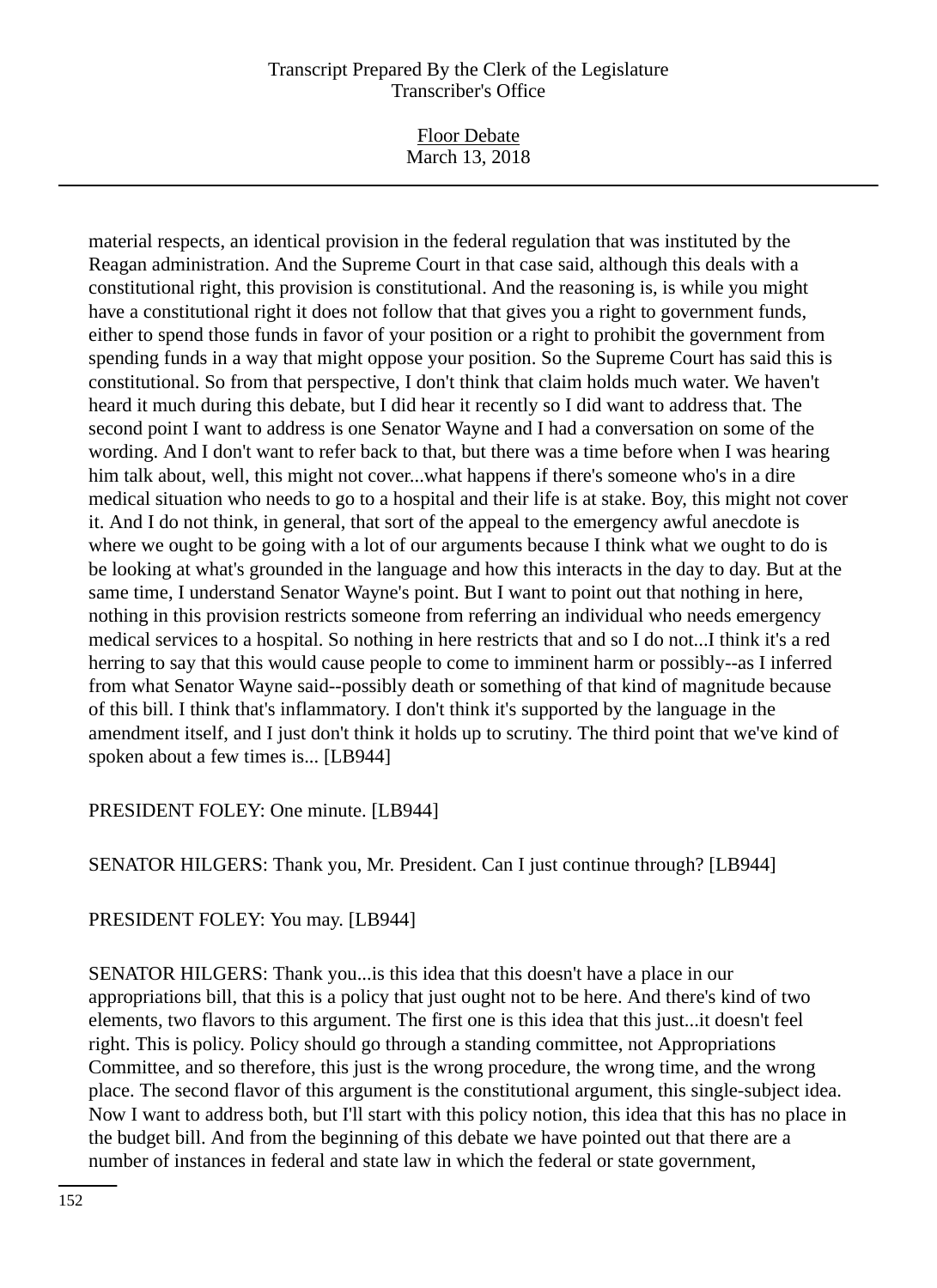material respects, an identical provision in the federal regulation that was instituted by the Reagan administration. And the Supreme Court in that case said, although this deals with a constitutional right, this provision is constitutional. And the reasoning is, is while you might have a constitutional right it does not follow that that gives you a right to government funds, either to spend those funds in favor of your position or a right to prohibit the government from spending funds in a way that might oppose your position. So the Supreme Court has said this is constitutional. So from that perspective, I don't think that claim holds much water. We haven't heard it much during this debate, but I did hear it recently so I did want to address that. The second point I want to address is one Senator Wayne and I had a conversation on some of the wording. And I don't want to refer back to that, but there was a time before when I was hearing him talk about, well, this might not cover...what happens if there's someone who's in a dire medical situation who needs to go to a hospital and their life is at stake. Boy, this might not cover it. And I do not think, in general, that sort of the appeal to the emergency awful anecdote is where we ought to be going with a lot of our arguments because I think what we ought to do is be looking at what's grounded in the language and how this interacts in the day to day. But at the same time, I understand Senator Wayne's point. But I want to point out that nothing in here, nothing in this provision restricts someone from referring an individual who needs emergency medical services to a hospital. So nothing in here restricts that and so I do not...I think it's a red herring to say that this would cause people to come to imminent harm or possibly--as I inferred from what Senator Wayne said--possibly death or something of that kind of magnitude because of this bill. I think that's inflammatory. I don't think it's supported by the language in the amendment itself, and I just don't think it holds up to scrutiny. The third point that we've kind of spoken about a few times is... [LB944]

PRESIDENT FOLEY: One minute. [LB944]

SENATOR HILGERS: Thank you, Mr. President. Can I just continue through? [LB944]

PRESIDENT FOLEY: You may. [LB944]

SENATOR HILGERS: Thank you...is this idea that this doesn't have a place in our appropriations bill, that this is a policy that just ought not to be here. And there's kind of two elements, two flavors to this argument. The first one is this idea that this just...it doesn't feel right. This is policy. Policy should go through a standing committee, not Appropriations Committee, and so therefore, this just is the wrong procedure, the wrong time, and the wrong place. The second flavor of this argument is the constitutional argument, this single-subject idea. Now I want to address both, but I'll start with this policy notion, this idea that this has no place in the budget bill. And from the beginning of this debate we have pointed out that there are a number of instances in federal and state law in which the federal or state government,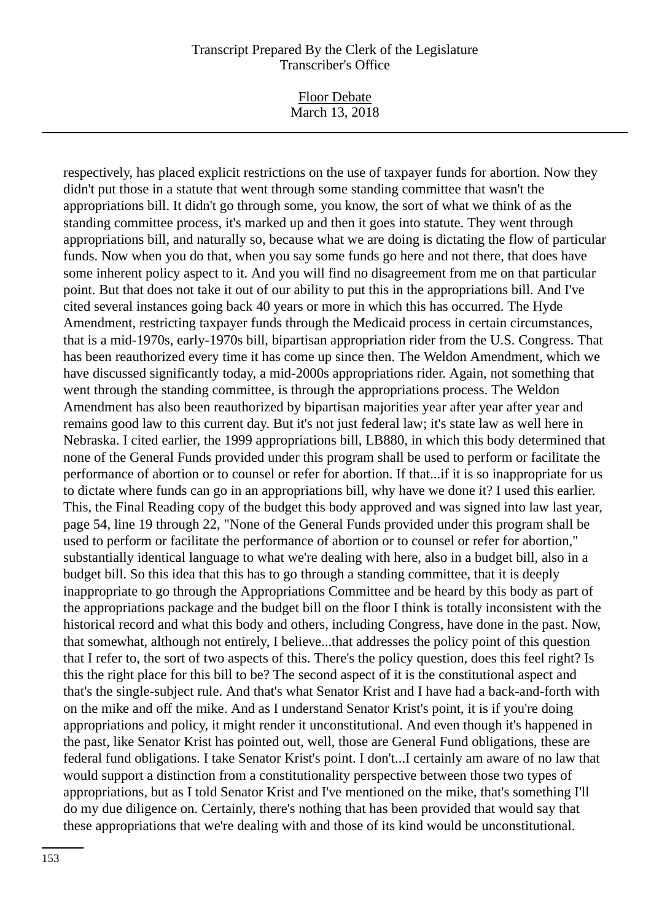respectively, has placed explicit restrictions on the use of taxpayer funds for abortion. Now they didn't put those in a statute that went through some standing committee that wasn't the appropriations bill. It didn't go through some, you know, the sort of what we think of as the standing committee process, it's marked up and then it goes into statute. They went through appropriations bill, and naturally so, because what we are doing is dictating the flow of particular funds. Now when you do that, when you say some funds go here and not there, that does have some inherent policy aspect to it. And you will find no disagreement from me on that particular point. But that does not take it out of our ability to put this in the appropriations bill. And I've cited several instances going back 40 years or more in which this has occurred. The Hyde Amendment, restricting taxpayer funds through the Medicaid process in certain circumstances, that is a mid-1970s, early-1970s bill, bipartisan appropriation rider from the U.S. Congress. That has been reauthorized every time it has come up since then. The Weldon Amendment, which we have discussed significantly today, a mid-2000s appropriations rider. Again, not something that went through the standing committee, is through the appropriations process. The Weldon Amendment has also been reauthorized by bipartisan majorities year after year after year and remains good law to this current day. But it's not just federal law; it's state law as well here in Nebraska. I cited earlier, the 1999 appropriations bill, LB880, in which this body determined that none of the General Funds provided under this program shall be used to perform or facilitate the performance of abortion or to counsel or refer for abortion. If that...if it is so inappropriate for us to dictate where funds can go in an appropriations bill, why have we done it? I used this earlier. This, the Final Reading copy of the budget this body approved and was signed into law last year, page 54, line 19 through 22, "None of the General Funds provided under this program shall be used to perform or facilitate the performance of abortion or to counsel or refer for abortion," substantially identical language to what we're dealing with here, also in a budget bill, also in a budget bill. So this idea that this has to go through a standing committee, that it is deeply inappropriate to go through the Appropriations Committee and be heard by this body as part of the appropriations package and the budget bill on the floor I think is totally inconsistent with the historical record and what this body and others, including Congress, have done in the past. Now, that somewhat, although not entirely, I believe...that addresses the policy point of this question that I refer to, the sort of two aspects of this. There's the policy question, does this feel right? Is this the right place for this bill to be? The second aspect of it is the constitutional aspect and that's the single-subject rule. And that's what Senator Krist and I have had a back-and-forth with on the mike and off the mike. And as I understand Senator Krist's point, it is if you're doing appropriations and policy, it might render it unconstitutional. And even though it's happened in the past, like Senator Krist has pointed out, well, those are General Fund obligations, these are federal fund obligations. I take Senator Krist's point. I don't...I certainly am aware of no law that would support a distinction from a constitutionality perspective between those two types of appropriations, but as I told Senator Krist and I've mentioned on the mike, that's something I'll do my due diligence on. Certainly, there's nothing that has been provided that would say that these appropriations that we're dealing with and those of its kind would be unconstitutional.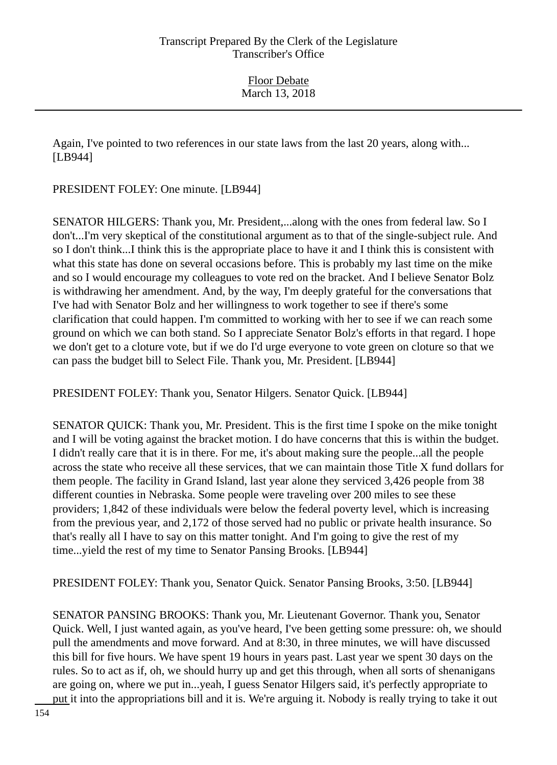Again, I've pointed to two references in our state laws from the last 20 years, along with... [LB944]

PRESIDENT FOLEY: One minute. [LB944]

SENATOR HILGERS: Thank you, Mr. President,...along with the ones from federal law. So I don't...I'm very skeptical of the constitutional argument as to that of the single-subject rule. And so I don't think...I think this is the appropriate place to have it and I think this is consistent with what this state has done on several occasions before. This is probably my last time on the mike and so I would encourage my colleagues to vote red on the bracket. And I believe Senator Bolz is withdrawing her amendment. And, by the way, I'm deeply grateful for the conversations that I've had with Senator Bolz and her willingness to work together to see if there's some clarification that could happen. I'm committed to working with her to see if we can reach some ground on which we can both stand. So I appreciate Senator Bolz's efforts in that regard. I hope we don't get to a cloture vote, but if we do I'd urge everyone to vote green on cloture so that we can pass the budget bill to Select File. Thank you, Mr. President. [LB944]

PRESIDENT FOLEY: Thank you, Senator Hilgers. Senator Quick. [LB944]

SENATOR QUICK: Thank you, Mr. President. This is the first time I spoke on the mike tonight and I will be voting against the bracket motion. I do have concerns that this is within the budget. I didn't really care that it is in there. For me, it's about making sure the people...all the people across the state who receive all these services, that we can maintain those Title X fund dollars for them people. The facility in Grand Island, last year alone they serviced 3,426 people from 38 different counties in Nebraska. Some people were traveling over 200 miles to see these providers; 1,842 of these individuals were below the federal poverty level, which is increasing from the previous year, and 2,172 of those served had no public or private health insurance. So that's really all I have to say on this matter tonight. And I'm going to give the rest of my time...yield the rest of my time to Senator Pansing Brooks. [LB944]

PRESIDENT FOLEY: Thank you, Senator Quick. Senator Pansing Brooks, 3:50. [LB944]

SENATOR PANSING BROOKS: Thank you, Mr. Lieutenant Governor. Thank you, Senator Quick. Well, I just wanted again, as you've heard, I've been getting some pressure: oh, we should pull the amendments and move forward. And at 8:30, in three minutes, we will have discussed this bill for five hours. We have spent 19 hours in years past. Last year we spent 30 days on the rules. So to act as if, oh, we should hurry up and get this through, when all sorts of shenanigans are going on, where we put in...yeah, I guess Senator Hilgers said, it's perfectly appropriate to put it into the appropriations bill and it is. We're arguing it. Nobody is really trying to take it out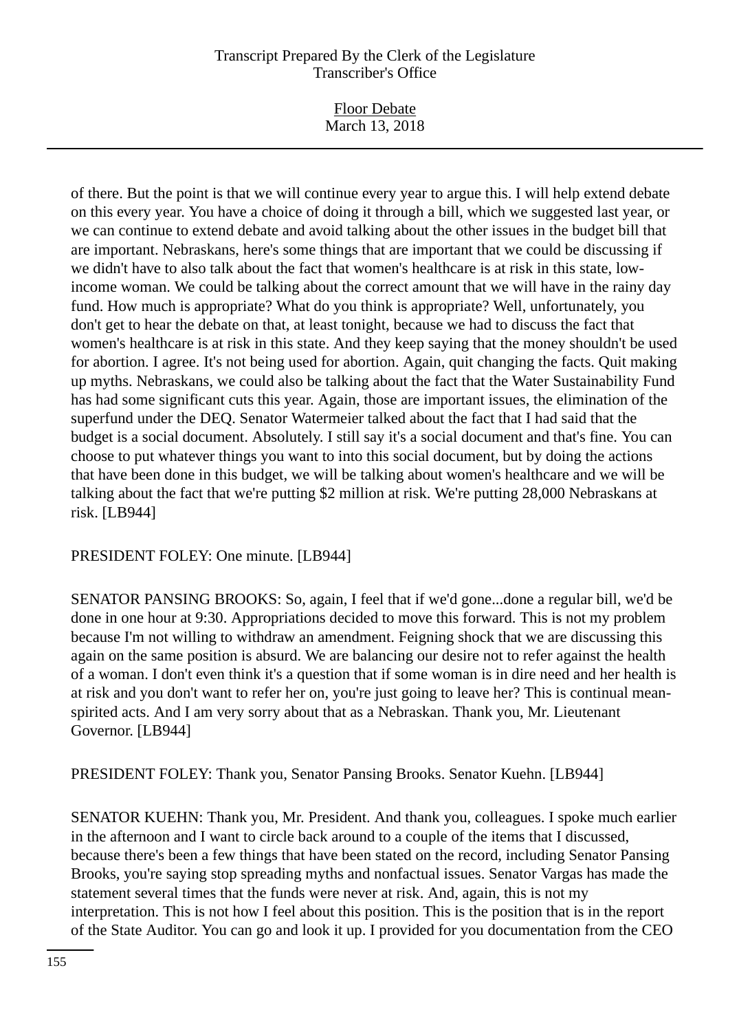of there. But the point is that we will continue every year to argue this. I will help extend debate on this every year. You have a choice of doing it through a bill, which we suggested last year, or we can continue to extend debate and avoid talking about the other issues in the budget bill that are important. Nebraskans, here's some things that are important that we could be discussing if we didn't have to also talk about the fact that women's healthcare is at risk in this state, low-income woman. We could be talking about the correct amount that we will have in the rainy day fund. How much is appropriate? What do you think is appropriate? Well, unfortunately, you don't get to hear the debate on that, at least tonight, because we had to discuss the fact that women's healthcare is at risk in this state. And they keep saying that the money shouldn't be used for abortion. I agree. It's not being used for abortion. Again, quit changing the facts. Quit making up myths. Nebraskans, we could also be talking about the fact that the Water Sustainability Fund has had some significant cuts this year. Again, those are important issues, the elimination of the superfund under the DEQ. Senator Watermeier talked about the fact that I had said that the budget is a social document. Absolutely. I still say it's a social document and that's fine. You can choose to put whatever things you want to into this social document, but by doing the actions that have been done in this budget, we will be talking about women's healthcare and we will be talking about the fact that we're putting $2 million at risk. We're putting 28,000 Nebraskans at risk. [LB944]

PRESIDENT FOLEY: One minute. [LB944]

SENATOR PANSING BROOKS: So, again, I feel that if we'd gone...done a regular bill, we'd be done in one hour at 9:30. Appropriations decided to move this forward. This is not my problem because I'm not willing to withdraw an amendment. Feigning shock that we are discussing this again on the same position is absurd. We are balancing our desire not to refer against the health of a woman. I don't even think it's a question that if some woman is in dire need and her health is at risk and you don't want to refer her on, you're just going to leave her? This is continual mean-spirited acts. And I am very sorry about that as a Nebraskan. Thank you, Mr. Lieutenant Governor. [LB944]

PRESIDENT FOLEY: Thank you, Senator Pansing Brooks. Senator Kuehn. [LB944]

SENATOR KUEHN: Thank you, Mr. President. And thank you, colleagues. I spoke much earlier in the afternoon and I want to circle back around to a couple of the items that I discussed, because there's been a few things that have been stated on the record, including Senator Pansing Brooks, you're saying stop spreading myths and nonfactual issues. Senator Vargas has made the statement several times that the funds were never at risk. And, again, this is not my interpretation. This is not how I feel about this position. This is the position that is in the report of the State Auditor. You can go and look it up. I provided for you documentation from the CEO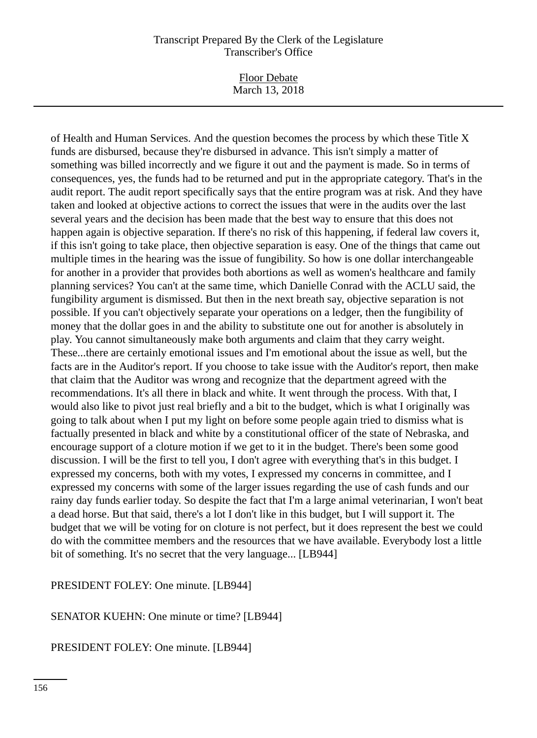of Health and Human Services. And the question becomes the process by which these Title X funds are disbursed, because they're disbursed in advance. This isn't simply a matter of something was billed incorrectly and we figure it out and the payment is made. So in terms of consequences, yes, the funds had to be returned and put in the appropriate category. That's in the audit report. The audit report specifically says that the entire program was at risk. And they have taken and looked at objective actions to correct the issues that were in the audits over the last several years and the decision has been made that the best way to ensure that this does not happen again is objective separation. If there's no risk of this happening, if federal law covers it, if this isn't going to take place, then objective separation is easy. One of the things that came out multiple times in the hearing was the issue of fungibility. So how is one dollar interchangeable for another in a provider that provides both abortions as well as women's healthcare and family planning services? You can't at the same time, which Danielle Conrad with the ACLU said, the fungibility argument is dismissed. But then in the next breath say, objective separation is not possible. If you can't objectively separate your operations on a ledger, then the fungibility of money that the dollar goes in and the ability to substitute one out for another is absolutely in play. You cannot simultaneously make both arguments and claim that they carry weight. These...there are certainly emotional issues and I'm emotional about the issue as well, but the facts are in the Auditor's report. If you choose to take issue with the Auditor's report, then make that claim that the Auditor was wrong and recognize that the department agreed with the recommendations. It's all there in black and white. It went through the process. With that, I would also like to pivot just real briefly and a bit to the budget, which is what I originally was going to talk about when I put my light on before some people again tried to dismiss what is factually presented in black and white by a constitutional officer of the state of Nebraska, and encourage support of a cloture motion if we get to it in the budget. There's been some good discussion. I will be the first to tell you, I don't agree with everything that's in this budget. I expressed my concerns, both with my votes, I expressed my concerns in committee, and I expressed my concerns with some of the larger issues regarding the use of cash funds and our rainy day funds earlier today. So despite the fact that I'm a large animal veterinarian, I won't beat a dead horse. But that said, there's a lot I don't like in this budget, but I will support it. The budget that we will be voting for on cloture is not perfect, but it does represent the best we could do with the committee members and the resources that we have available. Everybody lost a little bit of something. It's no secret that the very language... [LB944]

PRESIDENT FOLEY: One minute. [LB944]

SENATOR KUEHN: One minute or time? [LB944]

PRESIDENT FOLEY: One minute. [LB944]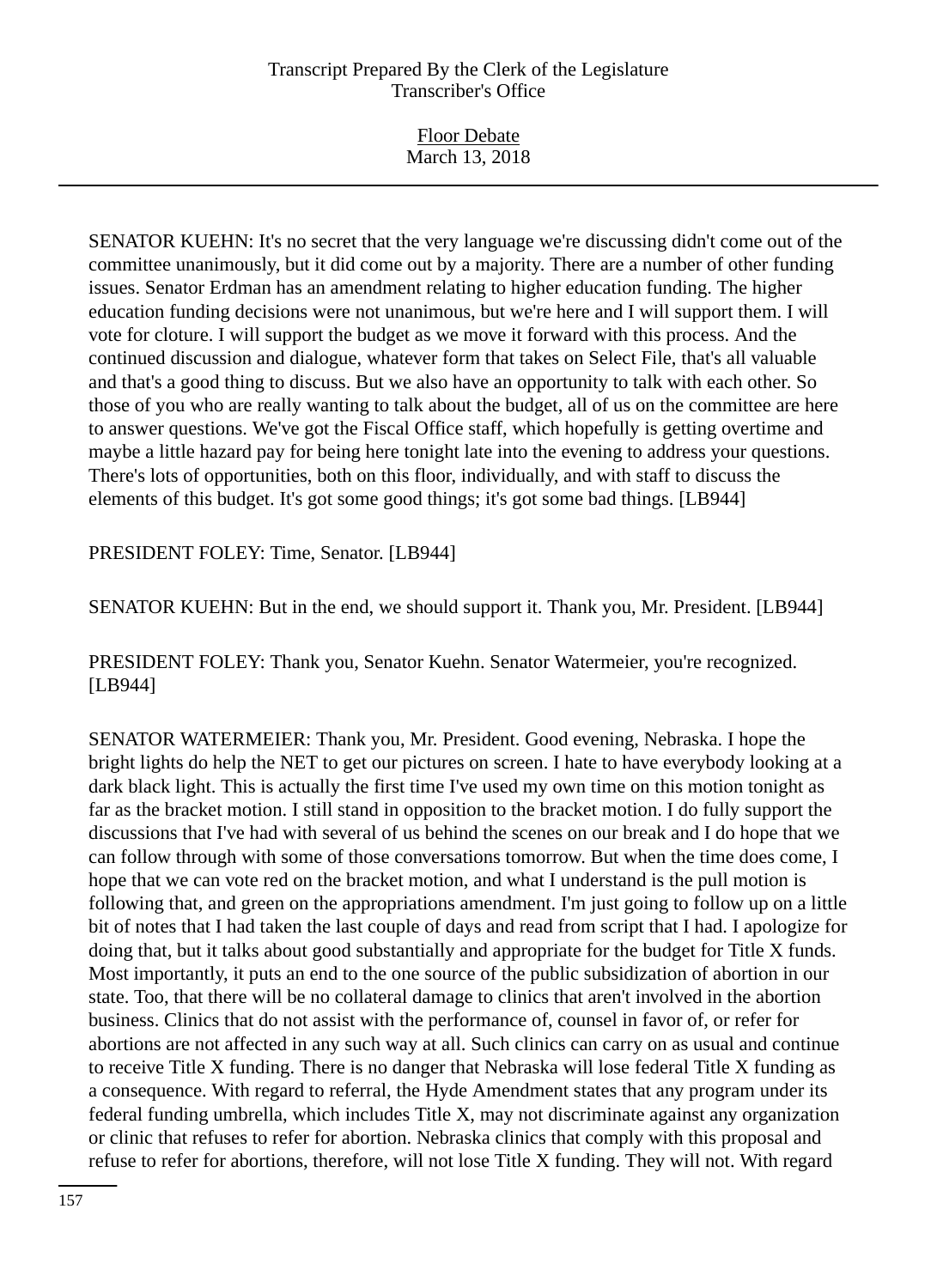SENATOR KUEHN: It's no secret that the very language we're discussing didn't come out of the committee unanimously, but it did come out by a majority. There are a number of other funding issues. Senator Erdman has an amendment relating to higher education funding. The higher education funding decisions were not unanimous, but we're here and I will support them. I will vote for cloture. I will support the budget as we move it forward with this process. And the continued discussion and dialogue, whatever form that takes on Select File, that's all valuable and that's a good thing to discuss. But we also have an opportunity to talk with each other. So those of you who are really wanting to talk about the budget, all of us on the committee are here to answer questions. We've got the Fiscal Office staff, which hopefully is getting overtime and maybe a little hazard pay for being here tonight late into the evening to address your questions. There's lots of opportunities, both on this floor, individually, and with staff to discuss the elements of this budget. It's got some good things; it's got some bad things. [LB944]

PRESIDENT FOLEY: Time, Senator. [LB944]

SENATOR KUEHN: But in the end, we should support it. Thank you, Mr. President. [LB944]

PRESIDENT FOLEY: Thank you, Senator Kuehn. Senator Watermeier, you're recognized. [LB944]

SENATOR WATERMEIER: Thank you, Mr. President. Good evening, Nebraska. I hope the bright lights do help the NET to get our pictures on screen. I hate to have everybody looking at a dark black light. This is actually the first time I've used my own time on this motion tonight as far as the bracket motion. I still stand in opposition to the bracket motion. I do fully support the discussions that I've had with several of us behind the scenes on our break and I do hope that we can follow through with some of those conversations tomorrow. But when the time does come, I hope that we can vote red on the bracket motion, and what I understand is the pull motion is following that, and green on the appropriations amendment. I'm just going to follow up on a little bit of notes that I had taken the last couple of days and read from script that I had. I apologize for doing that, but it talks about good substantially and appropriate for the budget for Title X funds. Most importantly, it puts an end to the one source of the public subsidization of abortion in our state. Too, that there will be no collateral damage to clinics that aren't involved in the abortion business. Clinics that do not assist with the performance of, counsel in favor of, or refer for abortions are not affected in any such way at all. Such clinics can carry on as usual and continue to receive Title X funding. There is no danger that Nebraska will lose federal Title X funding as a consequence. With regard to referral, the Hyde Amendment states that any program under its federal funding umbrella, which includes Title X, may not discriminate against any organization or clinic that refuses to refer for abortion. Nebraska clinics that comply with this proposal and refuse to refer for abortions, therefore, will not lose Title X funding. They will not. With regard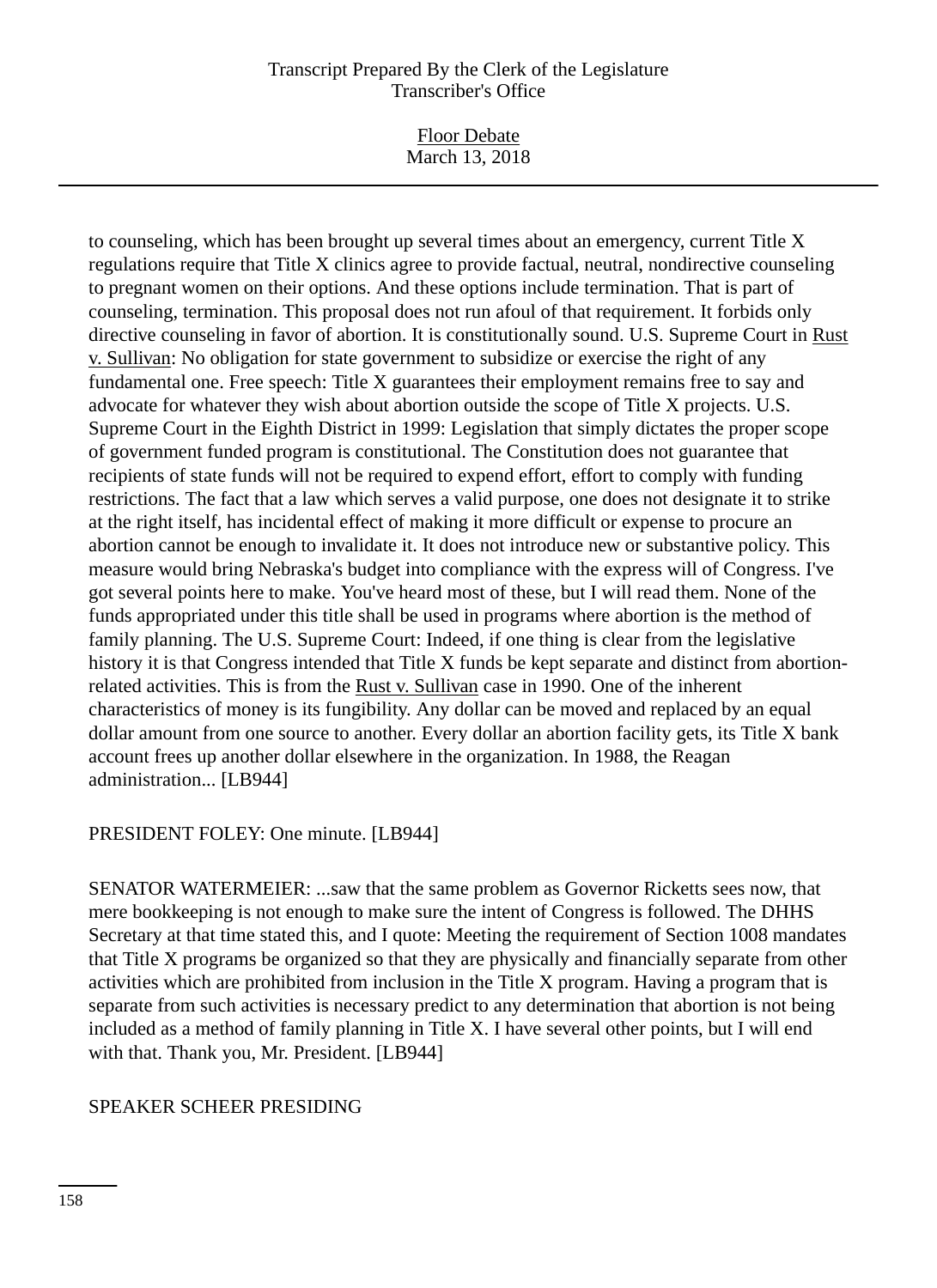to counseling, which has been brought up several times about an emergency, current Title X regulations require that Title X clinics agree to provide factual, neutral, nondirective counseling to pregnant women on their options. And these options include termination. That is part of counseling, termination. This proposal does not run afoul of that requirement. It forbids only directive counseling in favor of abortion. It is constitutionally sound. U.S. Supreme Court in Rust v. Sullivan: No obligation for state government to subsidize or exercise the right of any fundamental one. Free speech: Title X guarantees their employment remains free to say and advocate for whatever they wish about abortion outside the scope of Title X projects. U.S. Supreme Court in the Eighth District in 1999: Legislation that simply dictates the proper scope of government funded program is constitutional. The Constitution does not guarantee that recipients of state funds will not be required to expend effort, effort to comply with funding restrictions. The fact that a law which serves a valid purpose, one does not designate it to strike at the right itself, has incidental effect of making it more difficult or expense to procure an abortion cannot be enough to invalidate it. It does not introduce new or substantive policy. This measure would bring Nebraska's budget into compliance with the express will of Congress. I've got several points here to make. You've heard most of these, but I will read them. None of the funds appropriated under this title shall be used in programs where abortion is the method of family planning. The U.S. Supreme Court: Indeed, if one thing is clear from the legislative history it is that Congress intended that Title X funds be kept separate and distinct from abortion-related activities. This is from the Rust v. Sullivan case in 1990. One of the inherent characteristics of money is its fungibility. Any dollar can be moved and replaced by an equal dollar amount from one source to another. Every dollar an abortion facility gets, its Title X bank account frees up another dollar elsewhere in the organization. In 1988, the Reagan administration... [LB944]

PRESIDENT FOLEY: One minute. [LB944]

SENATOR WATERMEIER: ...saw that the same problem as Governor Ricketts sees now, that mere bookkeeping is not enough to make sure the intent of Congress is followed. The DHHS Secretary at that time stated this, and I quote: Meeting the requirement of Section 1008 mandates that Title X programs be organized so that they are physically and financially separate from other activities which are prohibited from inclusion in the Title X program. Having a program that is separate from such activities is necessary predict to any determination that abortion is not being included as a method of family planning in Title X. I have several other points, but I will end with that. Thank you, Mr. President. [LB944]

SPEAKER SCHEER PRESIDING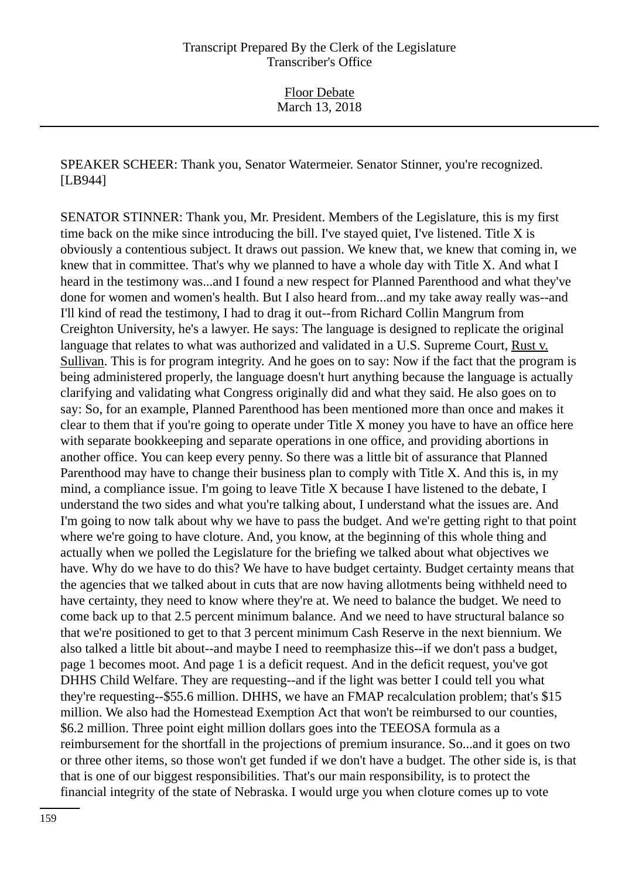SPEAKER SCHEER: Thank you, Senator Watermeier. Senator Stinner, you're recognized. [LB944]

SENATOR STINNER: Thank you, Mr. President. Members of the Legislature, this is my first time back on the mike since introducing the bill. I've stayed quiet, I've listened. Title X is obviously a contentious subject. It draws out passion. We knew that, we knew that coming in, we knew that in committee. That's why we planned to have a whole day with Title X. And what I heard in the testimony was...and I found a new respect for Planned Parenthood and what they've done for women and women's health. But I also heard from...and my take away really was--and I'll kind of read the testimony, I had to drag it out--from Richard Collin Mangrum from Creighton University, he's a lawyer. He says: The language is designed to replicate the original language that relates to what was authorized and validated in a U.S. Supreme Court, Rust v. Sullivan. This is for program integrity. And he goes on to say: Now if the fact that the program is being administered properly, the language doesn't hurt anything because the language is actually clarifying and validating what Congress originally did and what they said. He also goes on to say: So, for an example, Planned Parenthood has been mentioned more than once and makes it clear to them that if you're going to operate under Title X money you have to have an office here with separate bookkeeping and separate operations in one office, and providing abortions in another office. You can keep every penny. So there was a little bit of assurance that Planned Parenthood may have to change their business plan to comply with Title X. And this is, in my mind, a compliance issue. I'm going to leave Title X because I have listened to the debate, I understand the two sides and what you're talking about, I understand what the issues are. And I'm going to now talk about why we have to pass the budget. And we're getting right to that point where we're going to have cloture. And, you know, at the beginning of this whole thing and actually when we polled the Legislature for the briefing we talked about what objectives we have. Why do we have to do this? We have to have budget certainty. Budget certainty means that the agencies that we talked about in cuts that are now having allotments being withheld need to have certainty, they need to know where they're at. We need to balance the budget. We need to come back up to that 2.5 percent minimum balance. And we need to have structural balance so that we're positioned to get to that 3 percent minimum Cash Reserve in the next biennium. We also talked a little bit about--and maybe I need to reemphasize this--if we don't pass a budget, page 1 becomes moot. And page 1 is a deficit request. And in the deficit request, you've got DHHS Child Welfare. They are requesting--and if the light was better I could tell you what they're requesting--$55.6 million. DHHS, we have an FMAP recalculation problem; that's $15 million. We also had the Homestead Exemption Act that won't be reimbursed to our counties, $6.2 million. Three point eight million dollars goes into the TEEOSA formula as a reimbursement for the shortfall in the projections of premium insurance. So...and it goes on two or three other items, so those won't get funded if we don't have a budget. The other side is, is that that is one of our biggest responsibilities. That's our main responsibility, is to protect the financial integrity of the state of Nebraska. I would urge you when cloture comes up to vote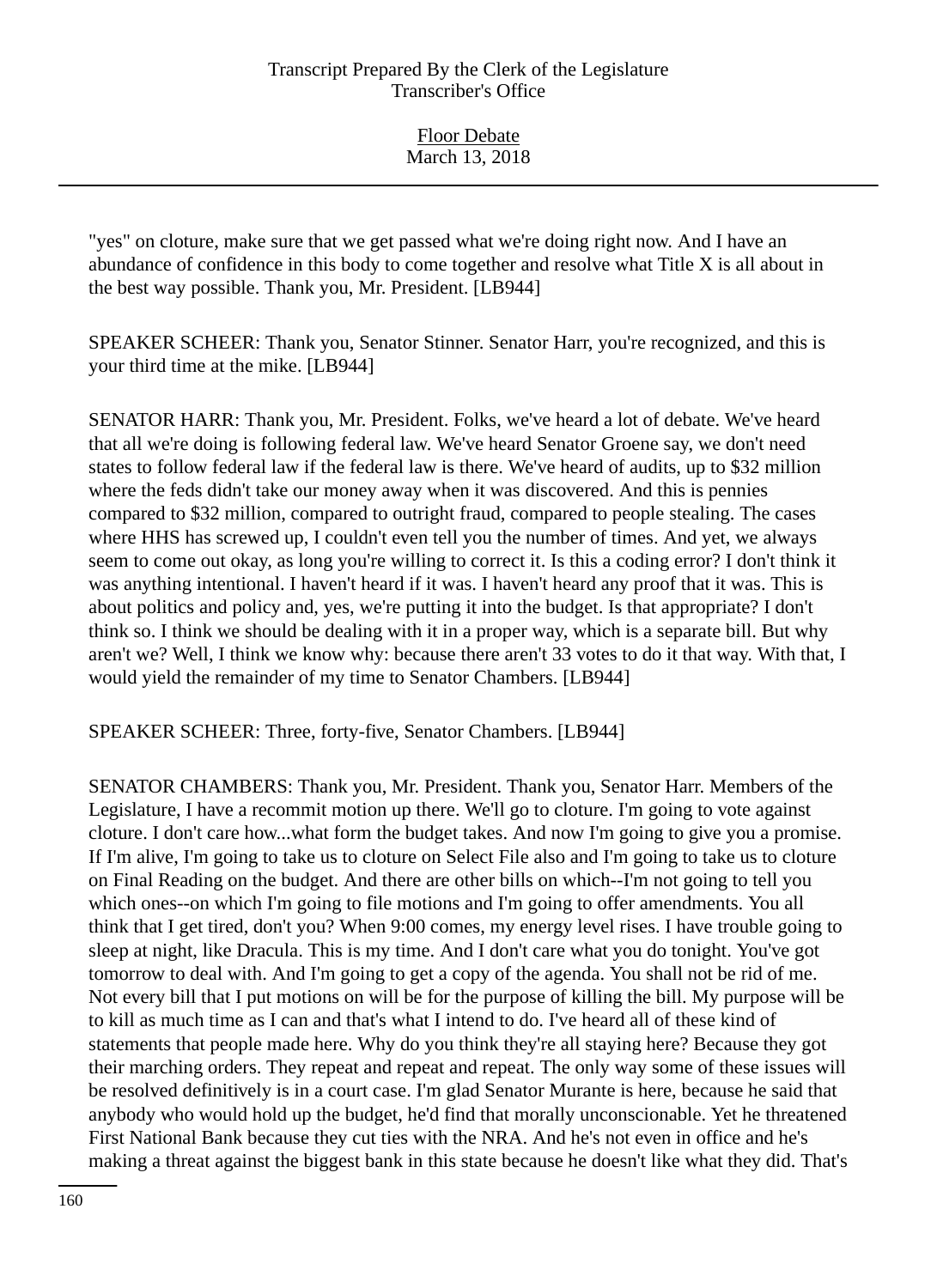"yes" on cloture, make sure that we get passed what we're doing right now. And I have an abundance of confidence in this body to come together and resolve what Title X is all about in the best way possible. Thank you, Mr. President. [LB944]

SPEAKER SCHEER: Thank you, Senator Stinner. Senator Harr, you're recognized, and this is your third time at the mike. [LB944]

SENATOR HARR: Thank you, Mr. President. Folks, we've heard a lot of debate. We've heard that all we're doing is following federal law. We've heard Senator Groene say, we don't need states to follow federal law if the federal law is there. We've heard of audits, up to $32 million where the feds didn't take our money away when it was discovered. And this is pennies compared to $32 million, compared to outright fraud, compared to people stealing. The cases where HHS has screwed up, I couldn't even tell you the number of times. And yet, we always seem to come out okay, as long you're willing to correct it. Is this a coding error? I don't think it was anything intentional. I haven't heard if it was. I haven't heard any proof that it was. This is about politics and policy and, yes, we're putting it into the budget. Is that appropriate? I don't think so. I think we should be dealing with it in a proper way, which is a separate bill. But why aren't we? Well, I think we know why: because there aren't 33 votes to do it that way. With that, I would yield the remainder of my time to Senator Chambers. [LB944]

SPEAKER SCHEER: Three, forty-five, Senator Chambers. [LB944]

SENATOR CHAMBERS: Thank you, Mr. President. Thank you, Senator Harr. Members of the Legislature, I have a recommit motion up there. We'll go to cloture. I'm going to vote against cloture. I don't care how...what form the budget takes. And now I'm going to give you a promise. If I'm alive, I'm going to take us to cloture on Select File also and I'm going to take us to cloture on Final Reading on the budget. And there are other bills on which--I'm not going to tell you which ones--on which I'm going to file motions and I'm going to offer amendments. You all think that I get tired, don't you? When 9:00 comes, my energy level rises. I have trouble going to sleep at night, like Dracula. This is my time. And I don't care what you do tonight. You've got tomorrow to deal with. And I'm going to get a copy of the agenda. You shall not be rid of me. Not every bill that I put motions on will be for the purpose of killing the bill. My purpose will be to kill as much time as I can and that's what I intend to do. I've heard all of these kind of statements that people made here. Why do you think they're all staying here? Because they got their marching orders. They repeat and repeat and repeat. The only way some of these issues will be resolved definitively is in a court case. I'm glad Senator Murante is here, because he said that anybody who would hold up the budget, he'd find that morally unconscionable. Yet he threatened First National Bank because they cut ties with the NRA. And he's not even in office and he's making a threat against the biggest bank in this state because he doesn't like what they did. That's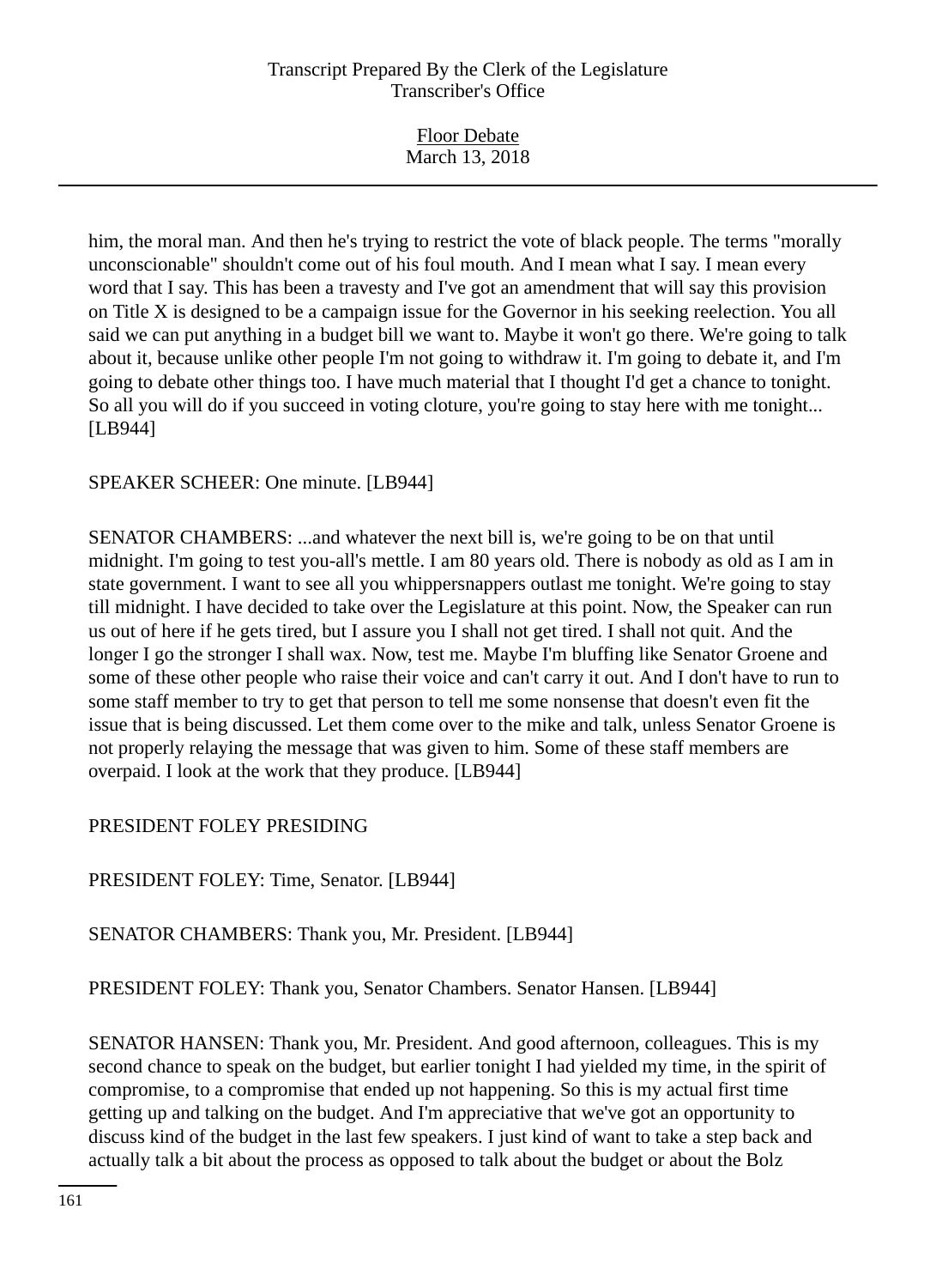him, the moral man. And then he's trying to restrict the vote of black people. The terms "morally unconscionable" shouldn't come out of his foul mouth. And I mean what I say. I mean every word that I say. This has been a travesty and I've got an amendment that will say this provision on Title X is designed to be a campaign issue for the Governor in his seeking reelection. You all said we can put anything in a budget bill we want to. Maybe it won't go there. We're going to talk about it, because unlike other people I'm not going to withdraw it. I'm going to debate it, and I'm going to debate other things too. I have much material that I thought I'd get a chance to tonight. So all you will do if you succeed in voting cloture, you're going to stay here with me tonight... [LB944]

SPEAKER SCHEER: One minute. [LB944]

SENATOR CHAMBERS: ...and whatever the next bill is, we're going to be on that until midnight. I'm going to test you-all's mettle. I am 80 years old. There is nobody as old as I am in state government. I want to see all you whippersnappers outlast me tonight. We're going to stay till midnight. I have decided to take over the Legislature at this point. Now, the Speaker can run us out of here if he gets tired, but I assure you I shall not get tired. I shall not quit. And the longer I go the stronger I shall wax. Now, test me. Maybe I'm bluffing like Senator Groene and some of these other people who raise their voice and can't carry it out. And I don't have to run to some staff member to try to get that person to tell me some nonsense that doesn't even fit the issue that is being discussed. Let them come over to the mike and talk, unless Senator Groene is not properly relaying the message that was given to him. Some of these staff members are overpaid. I look at the work that they produce. [LB944]

PRESIDENT FOLEY PRESIDING

PRESIDENT FOLEY: Time, Senator. [LB944]

SENATOR CHAMBERS: Thank you, Mr. President. [LB944]

PRESIDENT FOLEY: Thank you, Senator Chambers. Senator Hansen. [LB944]

SENATOR HANSEN: Thank you, Mr. President. And good afternoon, colleagues. This is my second chance to speak on the budget, but earlier tonight I had yielded my time, in the spirit of compromise, to a compromise that ended up not happening. So this is my actual first time getting up and talking on the budget. And I'm appreciative that we've got an opportunity to discuss kind of the budget in the last few speakers. I just kind of want to take a step back and actually talk a bit about the process as opposed to talk about the budget or about the Bolz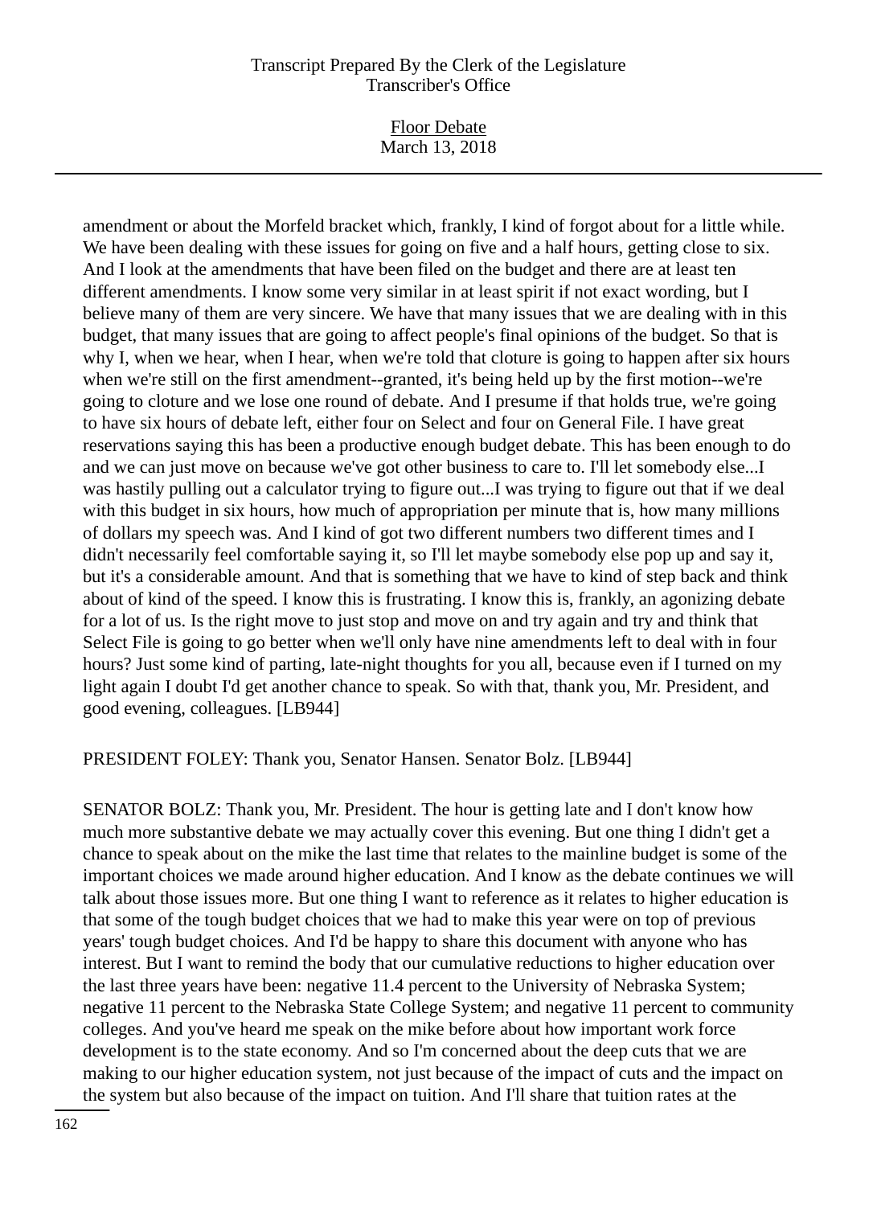amendment or about the Morfeld bracket which, frankly, I kind of forgot about for a little while. We have been dealing with these issues for going on five and a half hours, getting close to six. And I look at the amendments that have been filed on the budget and there are at least ten different amendments. I know some very similar in at least spirit if not exact wording, but I believe many of them are very sincere. We have that many issues that we are dealing with in this budget, that many issues that are going to affect people's final opinions of the budget. So that is why I, when we hear, when I hear, when we're told that cloture is going to happen after six hours when we're still on the first amendment--granted, it's being held up by the first motion--we're going to cloture and we lose one round of debate. And I presume if that holds true, we're going to have six hours of debate left, either four on Select and four on General File. I have great reservations saying this has been a productive enough budget debate. This has been enough to do and we can just move on because we've got other business to care to. I'll let somebody else...I was hastily pulling out a calculator trying to figure out...I was trying to figure out that if we deal with this budget in six hours, how much of appropriation per minute that is, how many millions of dollars my speech was. And I kind of got two different numbers two different times and I didn't necessarily feel comfortable saying it, so I'll let maybe somebody else pop up and say it, but it's a considerable amount. And that is something that we have to kind of step back and think about of kind of the speed. I know this is frustrating. I know this is, frankly, an agonizing debate for a lot of us. Is the right move to just stop and move on and try again and try and think that Select File is going to go better when we'll only have nine amendments left to deal with in four hours? Just some kind of parting, late-night thoughts for you all, because even if I turned on my light again I doubt I'd get another chance to speak. So with that, thank you, Mr. President, and good evening, colleagues. [LB944]

PRESIDENT FOLEY: Thank you, Senator Hansen. Senator Bolz. [LB944]

SENATOR BOLZ: Thank you, Mr. President. The hour is getting late and I don't know how much more substantive debate we may actually cover this evening. But one thing I didn't get a chance to speak about on the mike the last time that relates to the mainline budget is some of the important choices we made around higher education. And I know as the debate continues we will talk about those issues more. But one thing I want to reference as it relates to higher education is that some of the tough budget choices that we had to make this year were on top of previous years' tough budget choices. And I'd be happy to share this document with anyone who has interest. But I want to remind the body that our cumulative reductions to higher education over the last three years have been: negative 11.4 percent to the University of Nebraska System; negative 11 percent to the Nebraska State College System; and negative 11 percent to community colleges. And you've heard me speak on the mike before about how important work force development is to the state economy. And so I'm concerned about the deep cuts that we are making to our higher education system, not just because of the impact of cuts and the impact on the system but also because of the impact on tuition. And I'll share that tuition rates at the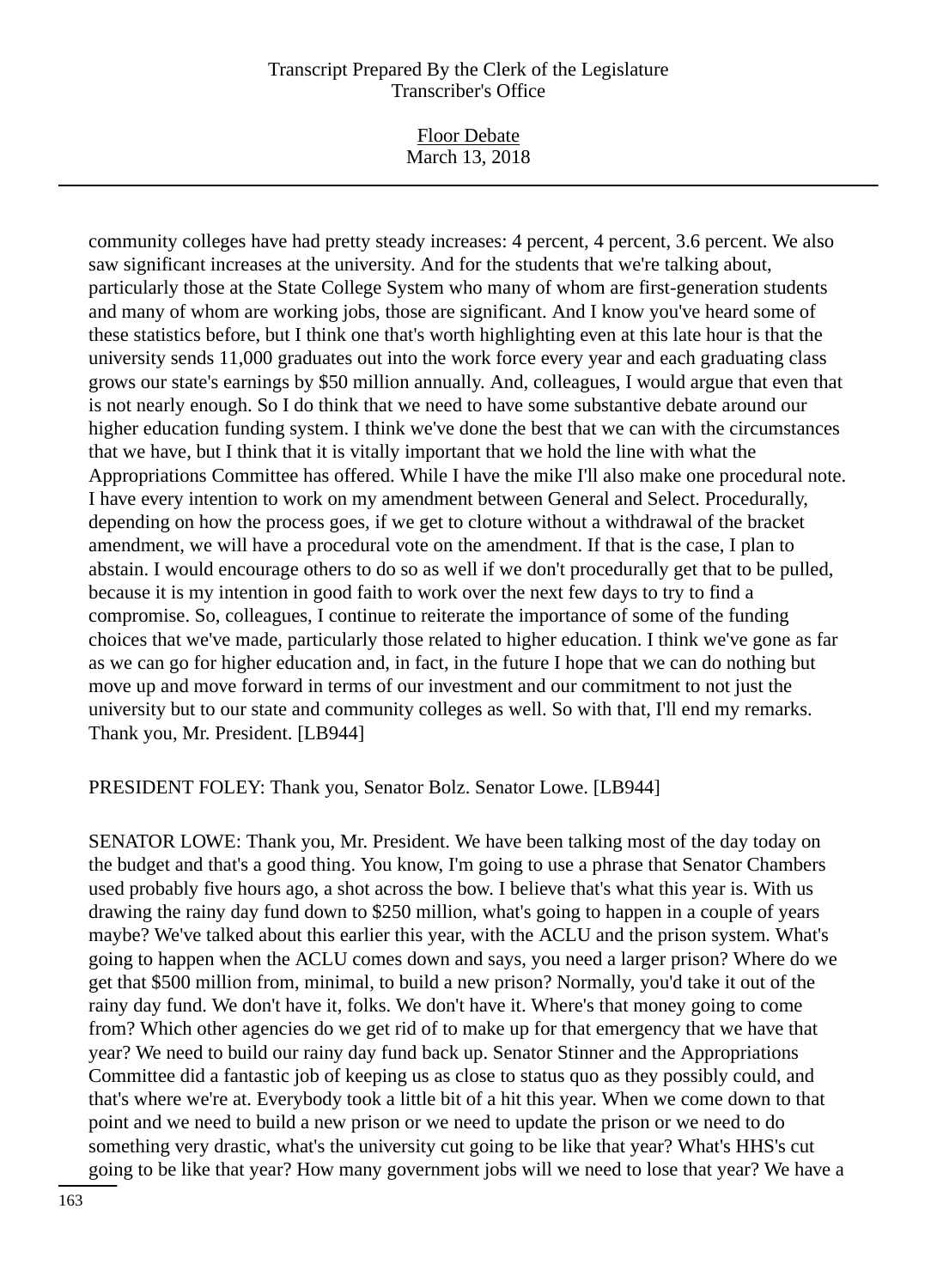community colleges have had pretty steady increases: 4 percent, 4 percent, 3.6 percent. We also saw significant increases at the university. And for the students that we're talking about, particularly those at the State College System who many of whom are first-generation students and many of whom are working jobs, those are significant. And I know you've heard some of these statistics before, but I think one that's worth highlighting even at this late hour is that the university sends 11,000 graduates out into the work force every year and each graduating class grows our state's earnings by $50 million annually. And, colleagues, I would argue that even that is not nearly enough. So I do think that we need to have some substantive debate around our higher education funding system. I think we've done the best that we can with the circumstances that we have, but I think that it is vitally important that we hold the line with what the Appropriations Committee has offered. While I have the mike I'll also make one procedural note. I have every intention to work on my amendment between General and Select. Procedurally, depending on how the process goes, if we get to cloture without a withdrawal of the bracket amendment, we will have a procedural vote on the amendment. If that is the case, I plan to abstain. I would encourage others to do so as well if we don't procedurally get that to be pulled, because it is my intention in good faith to work over the next few days to try to find a compromise. So, colleagues, I continue to reiterate the importance of some of the funding choices that we've made, particularly those related to higher education. I think we've gone as far as we can go for higher education and, in fact, in the future I hope that we can do nothing but move up and move forward in terms of our investment and our commitment to not just the university but to our state and community colleges as well. So with that, I'll end my remarks. Thank you, Mr. President. [LB944]

PRESIDENT FOLEY: Thank you, Senator Bolz. Senator Lowe. [LB944]

SENATOR LOWE: Thank you, Mr. President. We have been talking most of the day today on the budget and that's a good thing. You know, I'm going to use a phrase that Senator Chambers used probably five hours ago, a shot across the bow. I believe that's what this year is. With us drawing the rainy day fund down to $250 million, what's going to happen in a couple of years maybe? We've talked about this earlier this year, with the ACLU and the prison system. What's going to happen when the ACLU comes down and says, you need a larger prison? Where do we get that $500 million from, minimal, to build a new prison? Normally, you'd take it out of the rainy day fund. We don't have it, folks. We don't have it. Where's that money going to come from? Which other agencies do we get rid of to make up for that emergency that we have that year? We need to build our rainy day fund back up. Senator Stinner and the Appropriations Committee did a fantastic job of keeping us as close to status quo as they possibly could, and that's where we're at. Everybody took a little bit of a hit this year. When we come down to that point and we need to build a new prison or we need to update the prison or we need to do something very drastic, what's the university cut going to be like that year? What's HHS's cut going to be like that year? How many government jobs will we need to lose that year? We have a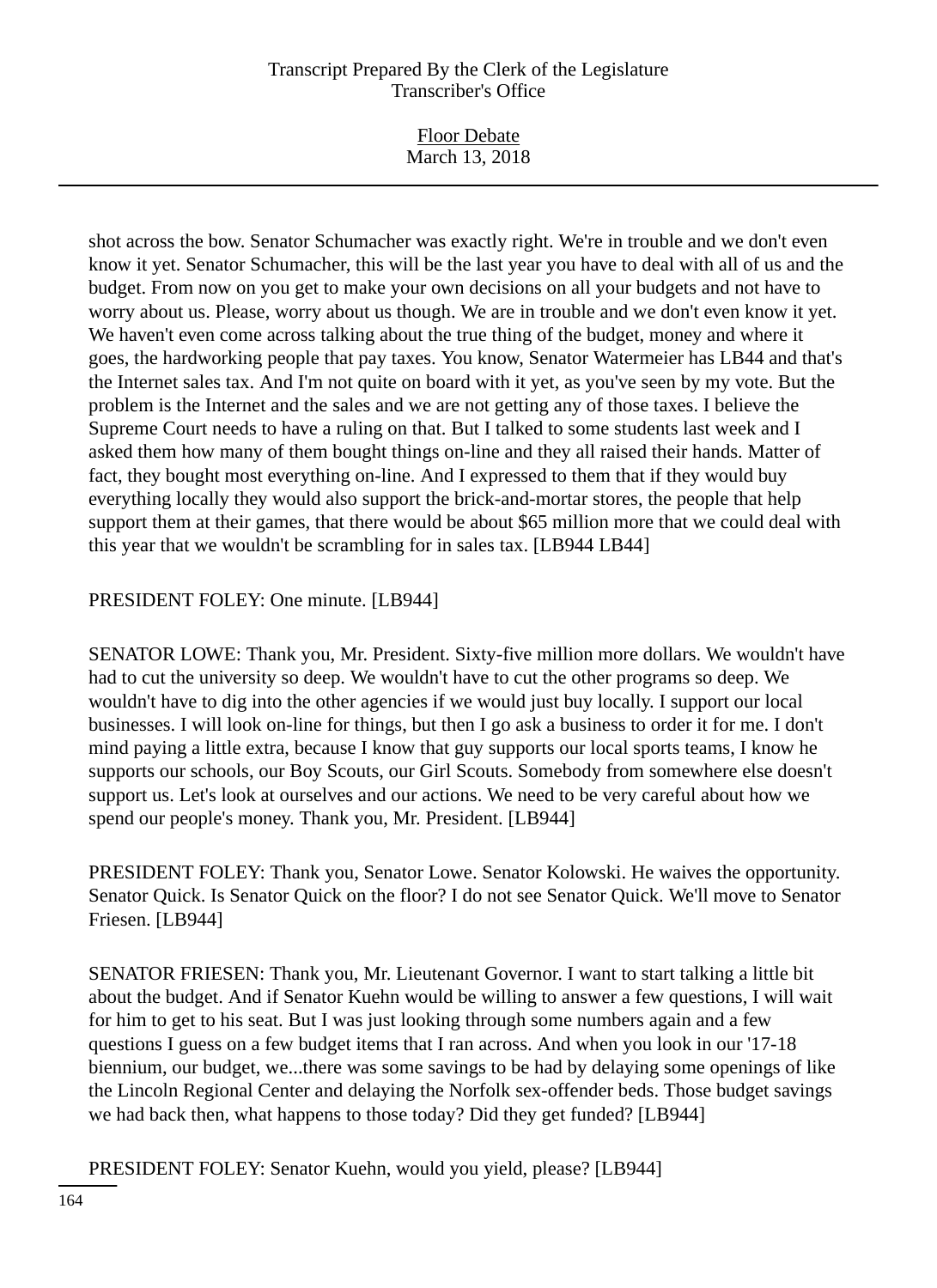shot across the bow. Senator Schumacher was exactly right. We're in trouble and we don't even know it yet. Senator Schumacher, this will be the last year you have to deal with all of us and the budget. From now on you get to make your own decisions on all your budgets and not have to worry about us. Please, worry about us though. We are in trouble and we don't even know it yet. We haven't even come across talking about the true thing of the budget, money and where it goes, the hardworking people that pay taxes. You know, Senator Watermeier has LB44 and that's the Internet sales tax. And I'm not quite on board with it yet, as you've seen by my vote. But the problem is the Internet and the sales and we are not getting any of those taxes. I believe the Supreme Court needs to have a ruling on that. But I talked to some students last week and I asked them how many of them bought things on-line and they all raised their hands. Matter of fact, they bought most everything on-line. And I expressed to them that if they would buy everything locally they would also support the brick-and-mortar stores, the people that help support them at their games, that there would be about $65 million more that we could deal with this year that we wouldn't be scrambling for in sales tax. [LB944 LB44]

PRESIDENT FOLEY: One minute. [LB944]

SENATOR LOWE: Thank you, Mr. President. Sixty-five million more dollars. We wouldn't have had to cut the university so deep. We wouldn't have to cut the other programs so deep. We wouldn't have to dig into the other agencies if we would just buy locally. I support our local businesses. I will look on-line for things, but then I go ask a business to order it for me. I don't mind paying a little extra, because I know that guy supports our local sports teams, I know he supports our schools, our Boy Scouts, our Girl Scouts. Somebody from somewhere else doesn't support us. Let's look at ourselves and our actions. We need to be very careful about how we spend our people's money. Thank you, Mr. President. [LB944]

PRESIDENT FOLEY: Thank you, Senator Lowe. Senator Kolowski. He waives the opportunity. Senator Quick. Is Senator Quick on the floor? I do not see Senator Quick. We'll move to Senator Friesen. [LB944]

SENATOR FRIESEN: Thank you, Mr. Lieutenant Governor. I want to start talking a little bit about the budget. And if Senator Kuehn would be willing to answer a few questions, I will wait for him to get to his seat. But I was just looking through some numbers again and a few questions I guess on a few budget items that I ran across. And when you look in our '17-18 biennium, our budget, we...there was some savings to be had by delaying some openings of like the Lincoln Regional Center and delaying the Norfolk sex-offender beds. Those budget savings we had back then, what happens to those today? Did they get funded? [LB944]

PRESIDENT FOLEY: Senator Kuehn, would you yield, please? [LB944]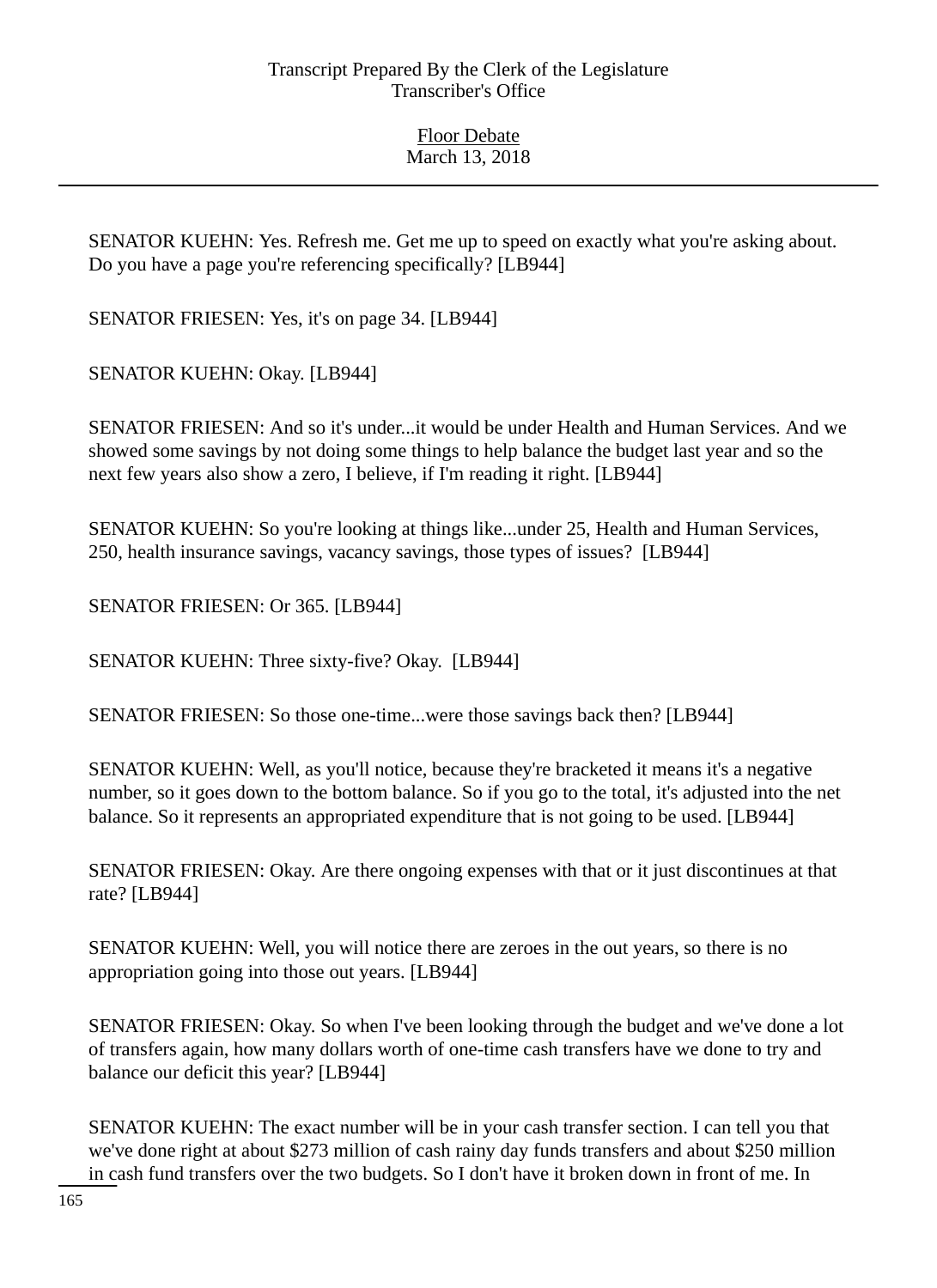SENATOR KUEHN: Yes. Refresh me. Get me up to speed on exactly what you're asking about. Do you have a page you're referencing specifically? [LB944]

SENATOR FRIESEN: Yes, it's on page 34. [LB944]

SENATOR KUEHN: Okay. [LB944]

SENATOR FRIESEN: And so it's under...it would be under Health and Human Services. And we showed some savings by not doing some things to help balance the budget last year and so the next few years also show a zero, I believe, if I'm reading it right. [LB944]

SENATOR KUEHN: So you're looking at things like...under 25, Health and Human Services, 250, health insurance savings, vacancy savings, those types of issues? [LB944]

SENATOR FRIESEN: Or 365. [LB944]

SENATOR KUEHN: Three sixty-five? Okay. [LB944]

SENATOR FRIESEN: So those one-time...were those savings back then? [LB944]

SENATOR KUEHN: Well, as you'll notice, because they're bracketed it means it's a negative number, so it goes down to the bottom balance. So if you go to the total, it's adjusted into the net balance. So it represents an appropriated expenditure that is not going to be used. [LB944]

SENATOR FRIESEN: Okay. Are there ongoing expenses with that or it just discontinues at that rate? [LB944]

SENATOR KUEHN: Well, you will notice there are zeroes in the out years, so there is no appropriation going into those out years. [LB944]

SENATOR FRIESEN: Okay. So when I've been looking through the budget and we've done a lot of transfers again, how many dollars worth of one-time cash transfers have we done to try and balance our deficit this year? [LB944]

SENATOR KUEHN: The exact number will be in your cash transfer section. I can tell you that we've done right at about $273 million of cash rainy day funds transfers and about $250 million in cash fund transfers over the two budgets. So I don't have it broken down in front of me. In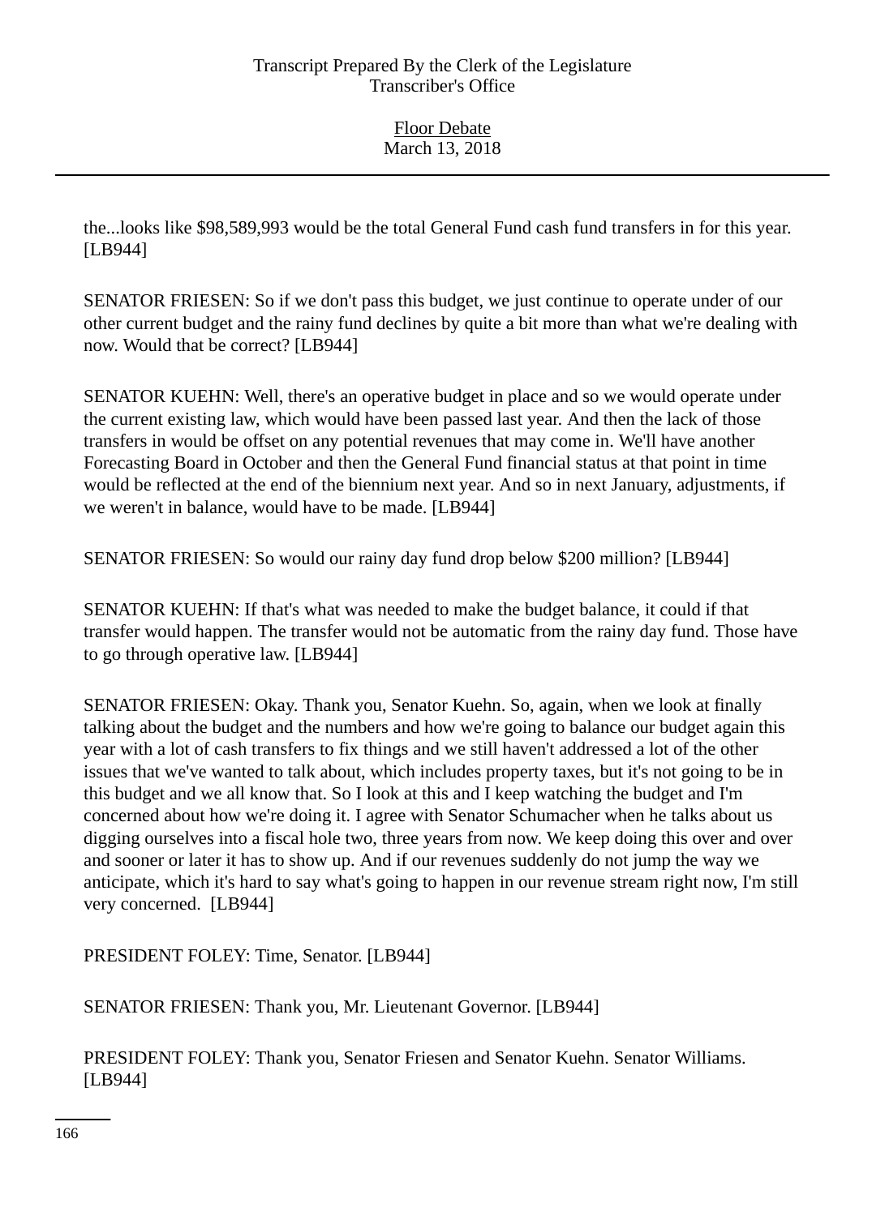the...looks like $98,589,993 would be the total General Fund cash fund transfers in for this year. [LB944]

SENATOR FRIESEN: So if we don't pass this budget, we just continue to operate under of our other current budget and the rainy fund declines by quite a bit more than what we're dealing with now. Would that be correct? [LB944]

SENATOR KUEHN: Well, there's an operative budget in place and so we would operate under the current existing law, which would have been passed last year. And then the lack of those transfers in would be offset on any potential revenues that may come in. We'll have another Forecasting Board in October and then the General Fund financial status at that point in time would be reflected at the end of the biennium next year. And so in next January, adjustments, if we weren't in balance, would have to be made. [LB944]

SENATOR FRIESEN: So would our rainy day fund drop below $200 million? [LB944]

SENATOR KUEHN: If that's what was needed to make the budget balance, it could if that transfer would happen. The transfer would not be automatic from the rainy day fund. Those have to go through operative law. [LB944]

SENATOR FRIESEN: Okay. Thank you, Senator Kuehn. So, again, when we look at finally talking about the budget and the numbers and how we're going to balance our budget again this year with a lot of cash transfers to fix things and we still haven't addressed a lot of the other issues that we've wanted to talk about, which includes property taxes, but it's not going to be in this budget and we all know that. So I look at this and I keep watching the budget and I'm concerned about how we're doing it. I agree with Senator Schumacher when he talks about us digging ourselves into a fiscal hole two, three years from now. We keep doing this over and over and sooner or later it has to show up. And if our revenues suddenly do not jump the way we anticipate, which it's hard to say what's going to happen in our revenue stream right now, I'm still very concerned. [LB944]

PRESIDENT FOLEY: Time, Senator. [LB944]

SENATOR FRIESEN: Thank you, Mr. Lieutenant Governor. [LB944]

PRESIDENT FOLEY: Thank you, Senator Friesen and Senator Kuehn. Senator Williams. [LB944]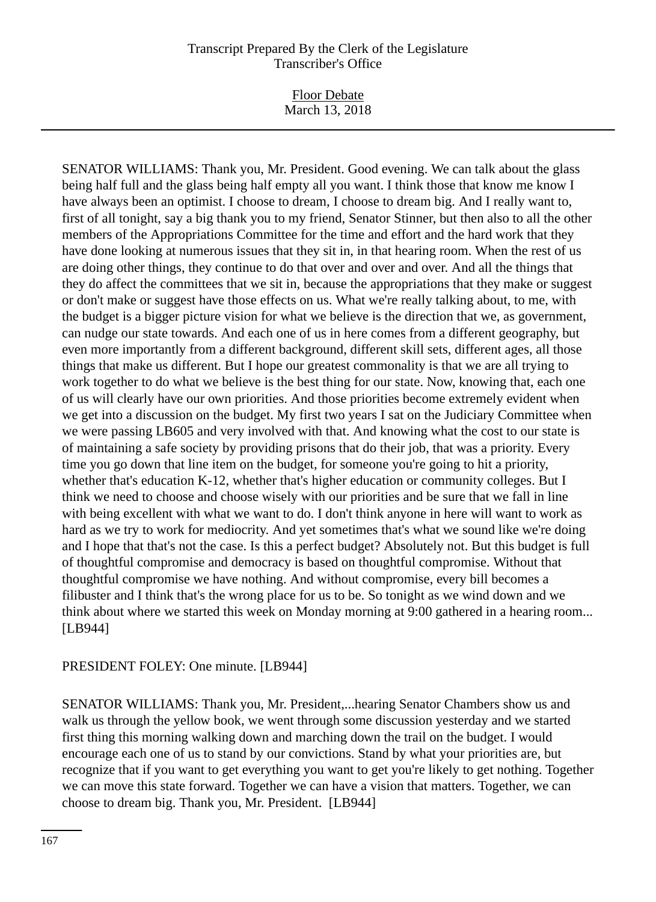SENATOR WILLIAMS: Thank you, Mr. President. Good evening. We can talk about the glass being half full and the glass being half empty all you want. I think those that know me know I have always been an optimist. I choose to dream, I choose to dream big. And I really want to, first of all tonight, say a big thank you to my friend, Senator Stinner, but then also to all the other members of the Appropriations Committee for the time and effort and the hard work that they have done looking at numerous issues that they sit in, in that hearing room. When the rest of us are doing other things, they continue to do that over and over and over. And all the things that they do affect the committees that we sit in, because the appropriations that they make or suggest or don't make or suggest have those effects on us. What we're really talking about, to me, with the budget is a bigger picture vision for what we believe is the direction that we, as government, can nudge our state towards. And each one of us in here comes from a different geography, but even more importantly from a different background, different skill sets, different ages, all those things that make us different. But I hope our greatest commonality is that we are all trying to work together to do what we believe is the best thing for our state. Now, knowing that, each one of us will clearly have our own priorities. And those priorities become extremely evident when we get into a discussion on the budget. My first two years I sat on the Judiciary Committee when we were passing LB605 and very involved with that. And knowing what the cost to our state is of maintaining a safe society by providing prisons that do their job, that was a priority. Every time you go down that line item on the budget, for someone you're going to hit a priority, whether that's education K-12, whether that's higher education or community colleges. But I think we need to choose and choose wisely with our priorities and be sure that we fall in line with being excellent with what we want to do. I don't think anyone in here will want to work as hard as we try to work for mediocrity. And yet sometimes that's what we sound like we're doing and I hope that that's not the case. Is this a perfect budget? Absolutely not. But this budget is full of thoughtful compromise and democracy is based on thoughtful compromise. Without that thoughtful compromise we have nothing. And without compromise, every bill becomes a filibuster and I think that's the wrong place for us to be. So tonight as we wind down and we think about where we started this week on Monday morning at 9:00 gathered in a hearing room... [LB944]

PRESIDENT FOLEY: One minute. [LB944]

SENATOR WILLIAMS: Thank you, Mr. President,...hearing Senator Chambers show us and walk us through the yellow book, we went through some discussion yesterday and we started first thing this morning walking down and marching down the trail on the budget. I would encourage each one of us to stand by our convictions. Stand by what your priorities are, but recognize that if you want to get everything you want to get you're likely to get nothing. Together we can move this state forward. Together we can have a vision that matters. Together, we can choose to dream big. Thank you, Mr. President. [LB944]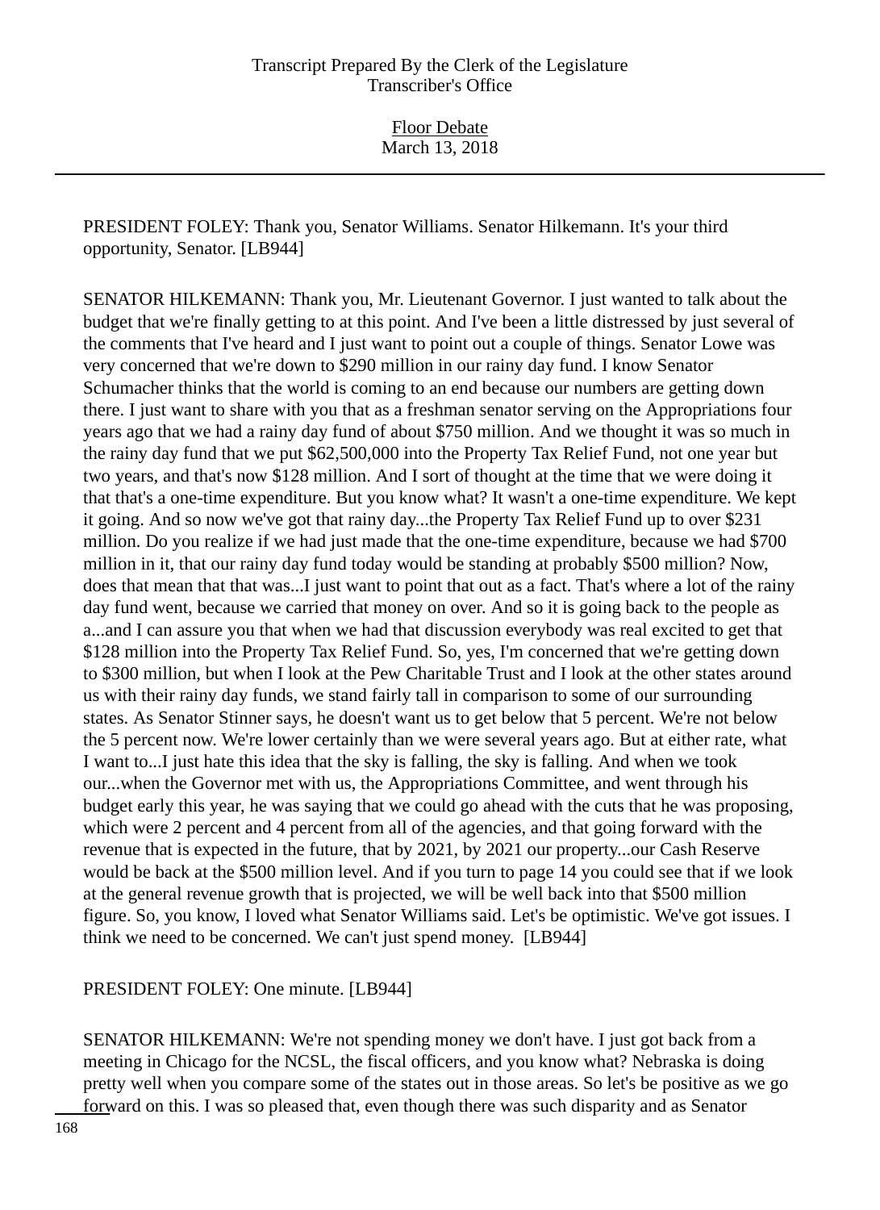PRESIDENT FOLEY: Thank you, Senator Williams. Senator Hilkemann. It's your third opportunity, Senator. [LB944]

SENATOR HILKEMANN: Thank you, Mr. Lieutenant Governor. I just wanted to talk about the budget that we're finally getting to at this point. And I've been a little distressed by just several of the comments that I've heard and I just want to point out a couple of things. Senator Lowe was very concerned that we're down to $290 million in our rainy day fund. I know Senator Schumacher thinks that the world is coming to an end because our numbers are getting down there. I just want to share with you that as a freshman senator serving on the Appropriations four years ago that we had a rainy day fund of about $750 million. And we thought it was so much in the rainy day fund that we put $62,500,000 into the Property Tax Relief Fund, not one year but two years, and that's now $128 million. And I sort of thought at the time that we were doing it that that's a one-time expenditure. But you know what? It wasn't a one-time expenditure. We kept it going. And so now we've got that rainy day...the Property Tax Relief Fund up to over $231 million. Do you realize if we had just made that the one-time expenditure, because we had $700 million in it, that our rainy day fund today would be standing at probably $500 million? Now, does that mean that that was...I just want to point that out as a fact. That's where a lot of the rainy day fund went, because we carried that money on over. And so it is going back to the people as a...and I can assure you that when we had that discussion everybody was real excited to get that $128 million into the Property Tax Relief Fund. So, yes, I'm concerned that we're getting down to $300 million, but when I look at the Pew Charitable Trust and I look at the other states around us with their rainy day funds, we stand fairly tall in comparison to some of our surrounding states. As Senator Stinner says, he doesn't want us to get below that 5 percent. We're not below the 5 percent now. We're lower certainly than we were several years ago. But at either rate, what I want to...I just hate this idea that the sky is falling, the sky is falling. And when we took our...when the Governor met with us, the Appropriations Committee, and went through his budget early this year, he was saying that we could go ahead with the cuts that he was proposing, which were 2 percent and 4 percent from all of the agencies, and that going forward with the revenue that is expected in the future, that by 2021, by 2021 our property...our Cash Reserve would be back at the $500 million level. And if you turn to page 14 you could see that if we look at the general revenue growth that is projected, we will be well back into that $500 million figure. So, you know, I loved what Senator Williams said. Let's be optimistic. We've got issues. I think we need to be concerned. We can't just spend money. [LB944]

PRESIDENT FOLEY: One minute. [LB944]

SENATOR HILKEMANN: We're not spending money we don't have. I just got back from a meeting in Chicago for the NCSL, the fiscal officers, and you know what? Nebraska is doing pretty well when you compare some of the states out in those areas. So let's be positive as we go forward on this. I was so pleased that, even though there was such disparity and as Senator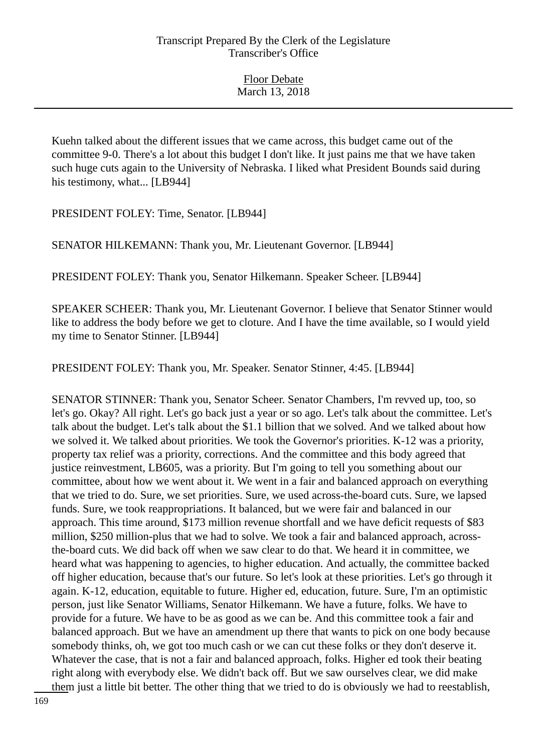Kuehn talked about the different issues that we came across, this budget came out of the committee 9-0. There's a lot about this budget I don't like. It just pains me that we have taken such huge cuts again to the University of Nebraska. I liked what President Bounds said during his testimony, what... [LB944]

PRESIDENT FOLEY: Time, Senator. [LB944]

SENATOR HILKEMANN: Thank you, Mr. Lieutenant Governor. [LB944]

PRESIDENT FOLEY: Thank you, Senator Hilkemann. Speaker Scheer. [LB944]

SPEAKER SCHEER: Thank you, Mr. Lieutenant Governor. I believe that Senator Stinner would like to address the body before we get to cloture. And I have the time available, so I would yield my time to Senator Stinner. [LB944]

PRESIDENT FOLEY: Thank you, Mr. Speaker. Senator Stinner, 4:45. [LB944]

SENATOR STINNER: Thank you, Senator Scheer. Senator Chambers, I'm revved up, too, so let's go. Okay? All right. Let's go back just a year or so ago. Let's talk about the committee. Let's talk about the budget. Let's talk about the $1.1 billion that we solved. And we talked about how we solved it. We talked about priorities. We took the Governor's priorities. K-12 was a priority, property tax relief was a priority, corrections. And the committee and this body agreed that justice reinvestment, LB605, was a priority. But I'm going to tell you something about our committee, about how we went about it. We went in a fair and balanced approach on everything that we tried to do. Sure, we set priorities. Sure, we used across-the-board cuts. Sure, we lapsed funds. Sure, we took reappropriations. It balanced, but we were fair and balanced in our approach. This time around, $173 million revenue shortfall and we have deficit requests of $83 million, $250 million-plus that we had to solve. We took a fair and balanced approach, across-the-board cuts. We did back off when we saw clear to do that. We heard it in committee, we heard what was happening to agencies, to higher education. And actually, the committee backed off higher education, because that's our future. So let's look at these priorities. Let's go through it again. K-12, education, equitable to future. Higher ed, education, future. Sure, I'm an optimistic person, just like Senator Williams, Senator Hilkemann. We have a future, folks. We have to provide for a future. We have to be as good as we can be. And this committee took a fair and balanced approach. But we have an amendment up there that wants to pick on one body because somebody thinks, oh, we got too much cash or we can cut these folks or they don't deserve it. Whatever the case, that is not a fair and balanced approach, folks. Higher ed took their beating right along with everybody else. We didn't back off. But we saw ourselves clear, we did make them just a little bit better. The other thing that we tried to do is obviously we had to reestablish,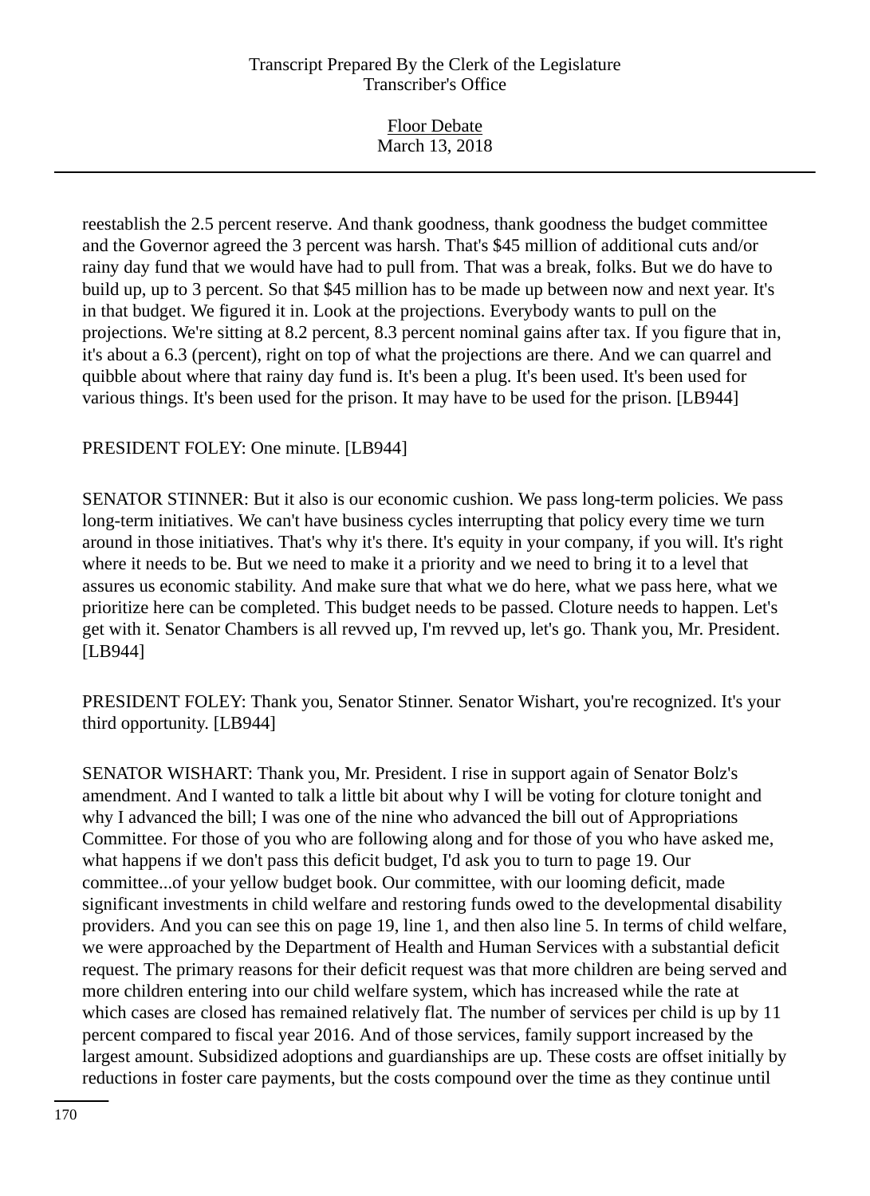reestablish the 2.5 percent reserve. And thank goodness, thank goodness the budget committee and the Governor agreed the 3 percent was harsh. That's $45 million of additional cuts and/or rainy day fund that we would have had to pull from. That was a break, folks. But we do have to build up, up to 3 percent. So that $45 million has to be made up between now and next year. It's in that budget. We figured it in. Look at the projections. Everybody wants to pull on the projections. We're sitting at 8.2 percent, 8.3 percent nominal gains after tax. If you figure that in, it's about a 6.3 (percent), right on top of what the projections are there. And we can quarrel and quibble about where that rainy day fund is. It's been a plug. It's been used. It's been used for various things. It's been used for the prison. It may have to be used for the prison. [LB944]

PRESIDENT FOLEY: One minute. [LB944]

SENATOR STINNER: But it also is our economic cushion. We pass long-term policies. We pass long-term initiatives. We can't have business cycles interrupting that policy every time we turn around in those initiatives. That's why it's there. It's equity in your company, if you will. It's right where it needs to be. But we need to make it a priority and we need to bring it to a level that assures us economic stability. And make sure that what we do here, what we pass here, what we prioritize here can be completed. This budget needs to be passed. Cloture needs to happen. Let's get with it. Senator Chambers is all revved up, I'm revved up, let's go. Thank you, Mr. President. [LB944]

PRESIDENT FOLEY: Thank you, Senator Stinner. Senator Wishart, you're recognized. It's your third opportunity. [LB944]

SENATOR WISHART: Thank you, Mr. President. I rise in support again of Senator Bolz's amendment. And I wanted to talk a little bit about why I will be voting for cloture tonight and why I advanced the bill; I was one of the nine who advanced the bill out of Appropriations Committee. For those of you who are following along and for those of you who have asked me, what happens if we don't pass this deficit budget, I'd ask you to turn to page 19. Our committee...of your yellow budget book. Our committee, with our looming deficit, made significant investments in child welfare and restoring funds owed to the developmental disability providers. And you can see this on page 19, line 1, and then also line 5. In terms of child welfare, we were approached by the Department of Health and Human Services with a substantial deficit request. The primary reasons for their deficit request was that more children are being served and more children entering into our child welfare system, which has increased while the rate at which cases are closed has remained relatively flat. The number of services per child is up by 11 percent compared to fiscal year 2016. And of those services, family support increased by the largest amount. Subsidized adoptions and guardianships are up. These costs are offset initially by reductions in foster care payments, but the costs compound over the time as they continue until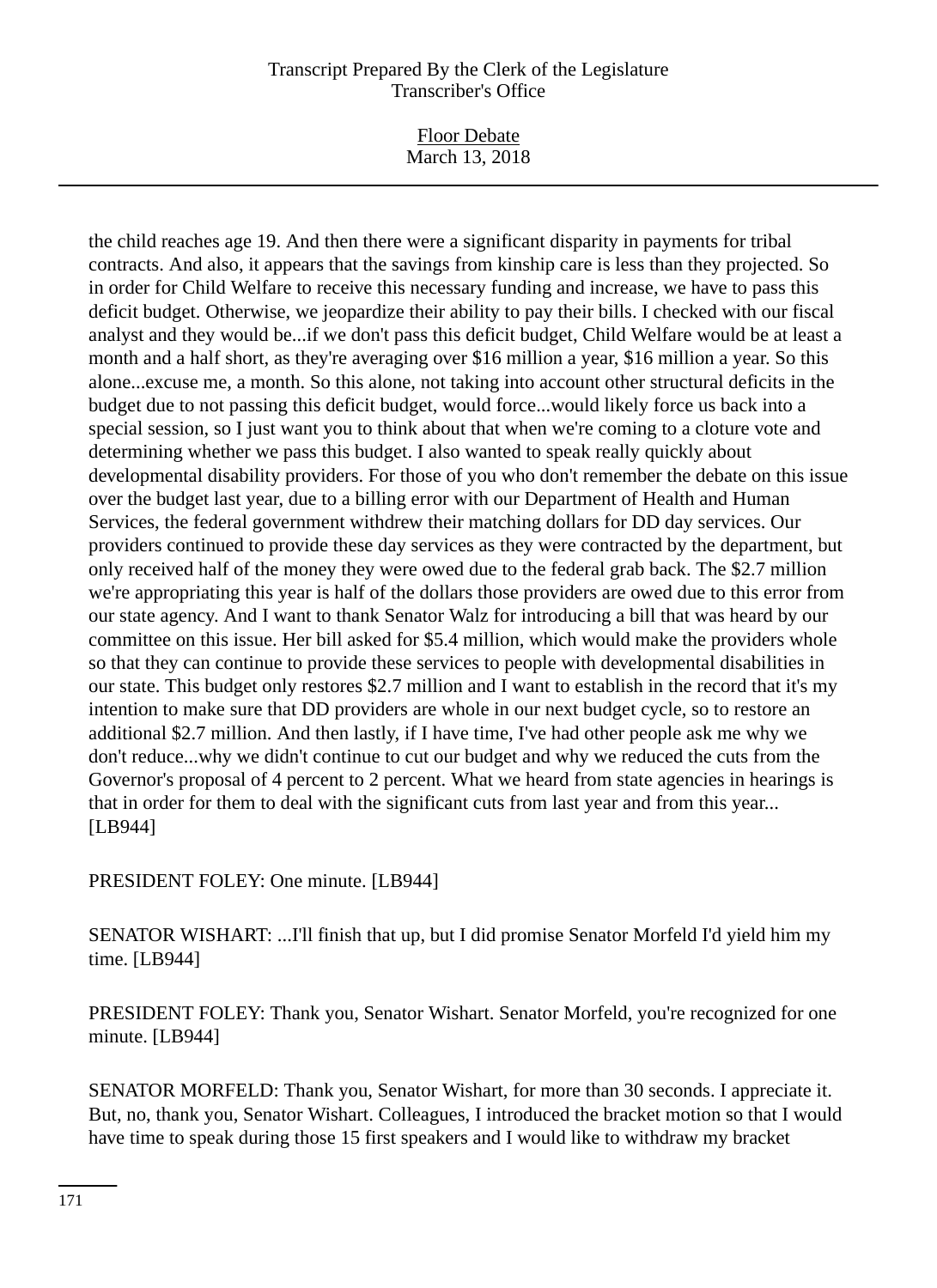the child reaches age 19. And then there were a significant disparity in payments for tribal contracts. And also, it appears that the savings from kinship care is less than they projected. So in order for Child Welfare to receive this necessary funding and increase, we have to pass this deficit budget. Otherwise, we jeopardize their ability to pay their bills. I checked with our fiscal analyst and they would be...if we don't pass this deficit budget, Child Welfare would be at least a month and a half short, as they're averaging over $16 million a year, $16 million a year. So this alone...excuse me, a month. So this alone, not taking into account other structural deficits in the budget due to not passing this deficit budget, would force...would likely force us back into a special session, so I just want you to think about that when we're coming to a cloture vote and determining whether we pass this budget. I also wanted to speak really quickly about developmental disability providers. For those of you who don't remember the debate on this issue over the budget last year, due to a billing error with our Department of Health and Human Services, the federal government withdrew their matching dollars for DD day services. Our providers continued to provide these day services as they were contracted by the department, but only received half of the money they were owed due to the federal grab back. The $2.7 million we're appropriating this year is half of the dollars those providers are owed due to this error from our state agency. And I want to thank Senator Walz for introducing a bill that was heard by our committee on this issue. Her bill asked for $5.4 million, which would make the providers whole so that they can continue to provide these services to people with developmental disabilities in our state. This budget only restores $2.7 million and I want to establish in the record that it's my intention to make sure that DD providers are whole in our next budget cycle, so to restore an additional $2.7 million. And then lastly, if I have time, I've had other people ask me why we don't reduce...why we didn't continue to cut our budget and why we reduced the cuts from the Governor's proposal of 4 percent to 2 percent. What we heard from state agencies in hearings is that in order for them to deal with the significant cuts from last year and from this year... [LB944]

PRESIDENT FOLEY: One minute. [LB944]

SENATOR WISHART: ...I'll finish that up, but I did promise Senator Morfeld I'd yield him my time. [LB944]

PRESIDENT FOLEY: Thank you, Senator Wishart. Senator Morfeld, you're recognized for one minute. [LB944]

SENATOR MORFELD: Thank you, Senator Wishart, for more than 30 seconds. I appreciate it. But, no, thank you, Senator Wishart. Colleagues, I introduced the bracket motion so that I would have time to speak during those 15 first speakers and I would like to withdraw my bracket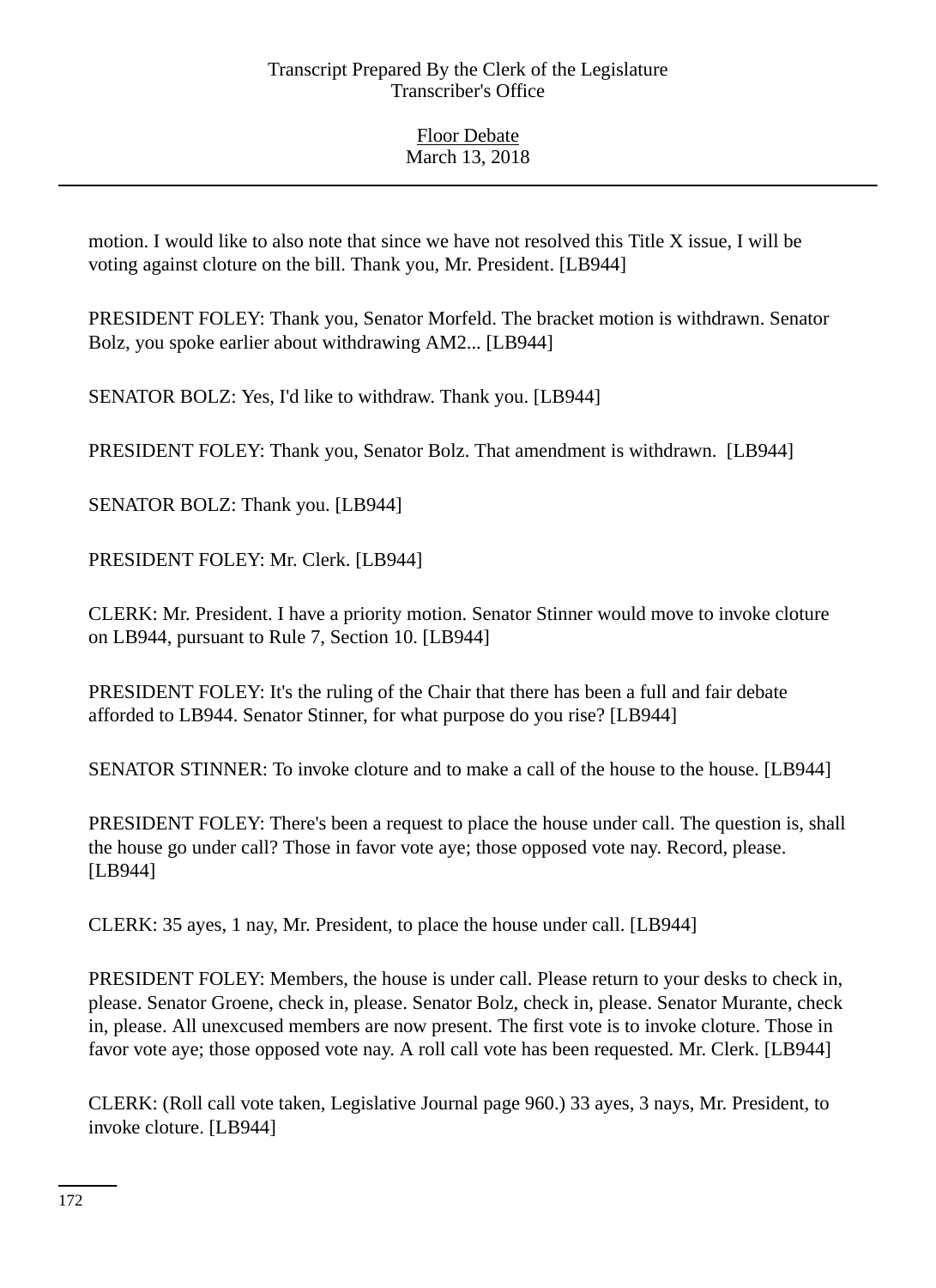motion. I would like to also note that since we have not resolved this Title X issue, I will be voting against cloture on the bill. Thank you, Mr. President. [LB944]

PRESIDENT FOLEY: Thank you, Senator Morfeld. The bracket motion is withdrawn. Senator Bolz, you spoke earlier about withdrawing AM2... [LB944]

SENATOR BOLZ: Yes, I'd like to withdraw. Thank you. [LB944]

PRESIDENT FOLEY: Thank you, Senator Bolz. That amendment is withdrawn. [LB944]

SENATOR BOLZ: Thank you. [LB944]

PRESIDENT FOLEY: Mr. Clerk. [LB944]

CLERK: Mr. President. I have a priority motion. Senator Stinner would move to invoke cloture on LB944, pursuant to Rule 7, Section 10. [LB944]

PRESIDENT FOLEY: It's the ruling of the Chair that there has been a full and fair debate afforded to LB944. Senator Stinner, for what purpose do you rise? [LB944]

SENATOR STINNER: To invoke cloture and to make a call of the house to the house. [LB944]

PRESIDENT FOLEY: There's been a request to place the house under call. The question is, shall the house go under call? Those in favor vote aye; those opposed vote nay. Record, please. [LB944]

CLERK: 35 ayes, 1 nay, Mr. President, to place the house under call. [LB944]

PRESIDENT FOLEY: Members, the house is under call. Please return to your desks to check in, please. Senator Groene, check in, please. Senator Bolz, check in, please. Senator Murante, check in, please. All unexcused members are now present. The first vote is to invoke cloture. Those in favor vote aye; those opposed vote nay. A roll call vote has been requested. Mr. Clerk. [LB944]

CLERK: (Roll call vote taken, Legislative Journal page 960.) 33 ayes, 3 nays, Mr. President, to invoke cloture. [LB944]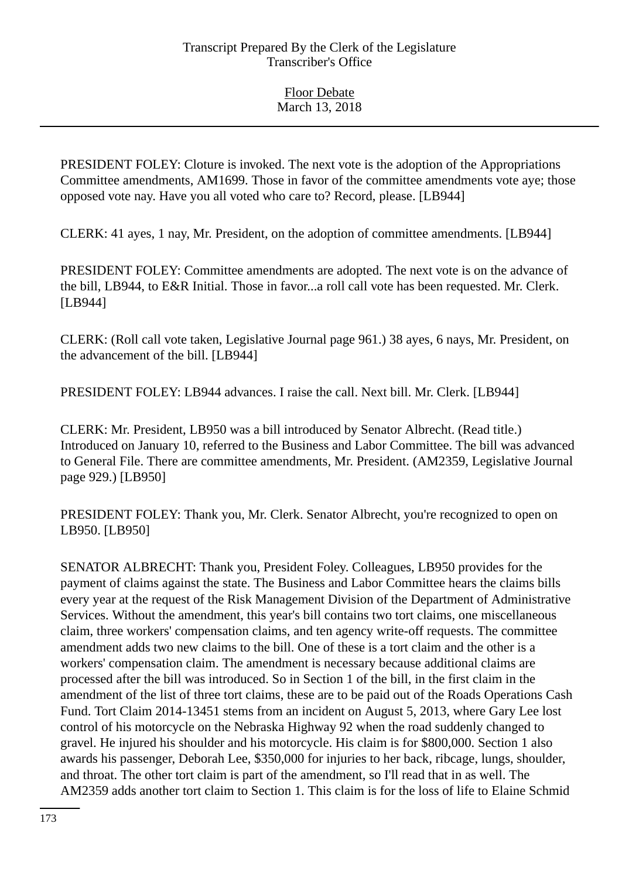PRESIDENT FOLEY: Cloture is invoked. The next vote is the adoption of the Appropriations Committee amendments, AM1699. Those in favor of the committee amendments vote aye; those opposed vote nay. Have you all voted who care to? Record, please. [LB944]

CLERK: 41 ayes, 1 nay, Mr. President, on the adoption of committee amendments. [LB944]

PRESIDENT FOLEY: Committee amendments are adopted. The next vote is on the advance of the bill, LB944, to E&R Initial. Those in favor...a roll call vote has been requested. Mr. Clerk. [LB944]

CLERK: (Roll call vote taken, Legislative Journal page 961.) 38 ayes, 6 nays, Mr. President, on the advancement of the bill. [LB944]

PRESIDENT FOLEY: LB944 advances. I raise the call. Next bill. Mr. Clerk. [LB944]

CLERK: Mr. President, LB950 was a bill introduced by Senator Albrecht. (Read title.) Introduced on January 10, referred to the Business and Labor Committee. The bill was advanced to General File. There are committee amendments, Mr. President. (AM2359, Legislative Journal page 929.) [LB950]

PRESIDENT FOLEY: Thank you, Mr. Clerk. Senator Albrecht, you're recognized to open on LB950. [LB950]

SENATOR ALBRECHT: Thank you, President Foley. Colleagues, LB950 provides for the payment of claims against the state. The Business and Labor Committee hears the claims bills every year at the request of the Risk Management Division of the Department of Administrative Services. Without the amendment, this year's bill contains two tort claims, one miscellaneous claim, three workers' compensation claims, and ten agency write-off requests. The committee amendment adds two new claims to the bill. One of these is a tort claim and the other is a workers' compensation claim. The amendment is necessary because additional claims are processed after the bill was introduced. So in Section 1 of the bill, in the first claim in the amendment of the list of three tort claims, these are to be paid out of the Roads Operations Cash Fund. Tort Claim 2014-13451 stems from an incident on August 5, 2013, where Gary Lee lost control of his motorcycle on the Nebraska Highway 92 when the road suddenly changed to gravel. He injured his shoulder and his motorcycle. His claim is for $800,000. Section 1 also awards his passenger, Deborah Lee, $350,000 for injuries to her back, ribcage, lungs, shoulder, and throat. The other tort claim is part of the amendment, so I'll read that in as well. The AM2359 adds another tort claim to Section 1. This claim is for the loss of life to Elaine Schmid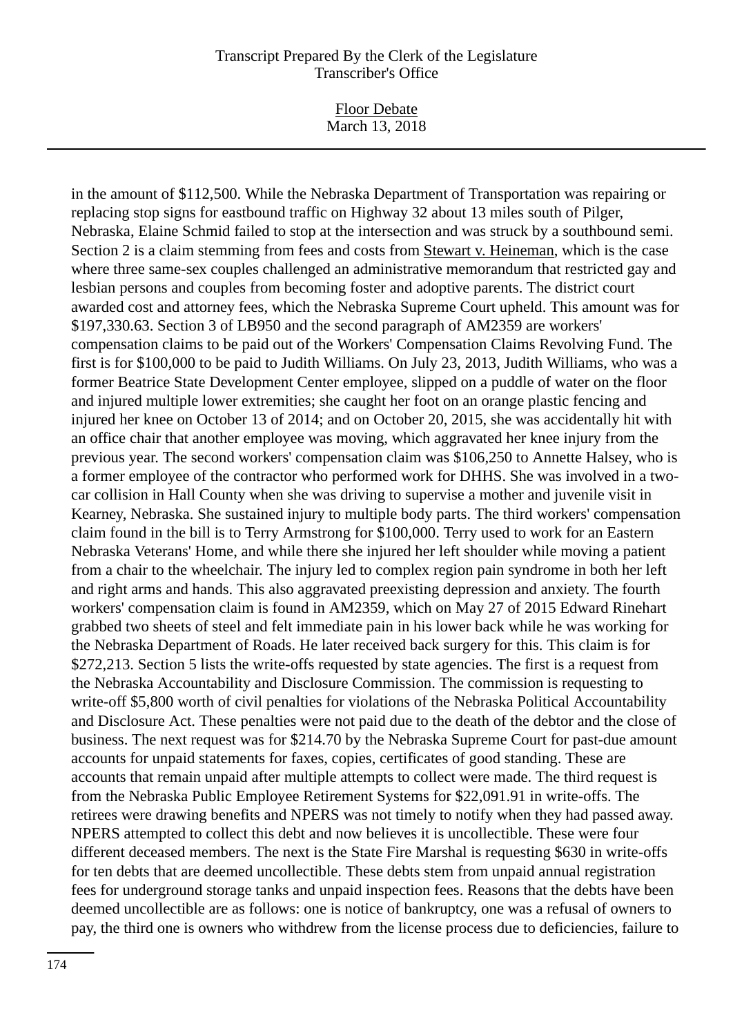in the amount of $112,500. While the Nebraska Department of Transportation was repairing or replacing stop signs for eastbound traffic on Highway 32 about 13 miles south of Pilger, Nebraska, Elaine Schmid failed to stop at the intersection and was struck by a southbound semi. Section 2 is a claim stemming from fees and costs from Stewart v. Heineman, which is the case where three same-sex couples challenged an administrative memorandum that restricted gay and lesbian persons and couples from becoming foster and adoptive parents. The district court awarded cost and attorney fees, which the Nebraska Supreme Court upheld. This amount was for $197,330.63. Section 3 of LB950 and the second paragraph of AM2359 are workers' compensation claims to be paid out of the Workers' Compensation Claims Revolving Fund. The first is for $100,000 to be paid to Judith Williams. On July 23, 2013, Judith Williams, who was a former Beatrice State Development Center employee, slipped on a puddle of water on the floor and injured multiple lower extremities; she caught her foot on an orange plastic fencing and injured her knee on October 13 of 2014; and on October 20, 2015, she was accidentally hit with an office chair that another employee was moving, which aggravated her knee injury from the previous year. The second workers' compensation claim was $106,250 to Annette Halsey, who is a former employee of the contractor who performed work for DHHS. She was involved in a two-car collision in Hall County when she was driving to supervise a mother and juvenile visit in Kearney, Nebraska. She sustained injury to multiple body parts. The third workers' compensation claim found in the bill is to Terry Armstrong for $100,000. Terry used to work for an Eastern Nebraska Veterans' Home, and while there she injured her left shoulder while moving a patient from a chair to the wheelchair. The injury led to complex region pain syndrome in both her left and right arms and hands. This also aggravated preexisting depression and anxiety. The fourth workers' compensation claim is found in AM2359, which on May 27 of 2015 Edward Rinehart grabbed two sheets of steel and felt immediate pain in his lower back while he was working for the Nebraska Department of Roads. He later received back surgery for this. This claim is for $272,213. Section 5 lists the write-offs requested by state agencies. The first is a request from the Nebraska Accountability and Disclosure Commission. The commission is requesting to write-off $5,800 worth of civil penalties for violations of the Nebraska Political Accountability and Disclosure Act. These penalties were not paid due to the death of the debtor and the close of business. The next request was for $214.70 by the Nebraska Supreme Court for past-due amount accounts for unpaid statements for faxes, copies, certificates of good standing. These are accounts that remain unpaid after multiple attempts to collect were made. The third request is from the Nebraska Public Employee Retirement Systems for $22,091.91 in write-offs. The retirees were drawing benefits and NPERS was not timely to notify when they had passed away. NPERS attempted to collect this debt and now believes it is uncollectible. These were four different deceased members. The next is the State Fire Marshal is requesting $630 in write-offs for ten debts that are deemed uncollectible. These debts stem from unpaid annual registration fees for underground storage tanks and unpaid inspection fees. Reasons that the debts have been deemed uncollectible are as follows: one is notice of bankruptcy, one was a refusal of owners to pay, the third one is owners who withdrew from the license process due to deficiencies, failure to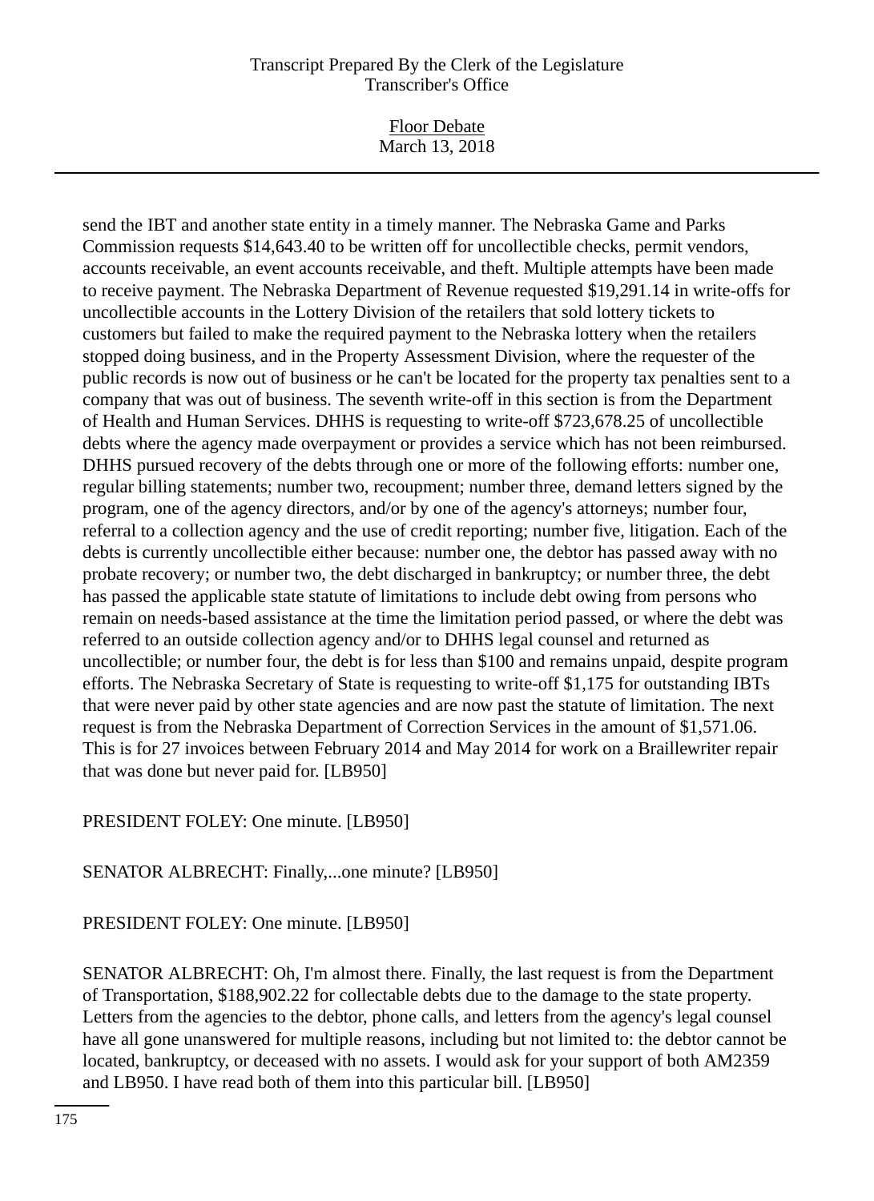send the IBT and another state entity in a timely manner. The Nebraska Game and Parks Commission requests $14,643.40 to be written off for uncollectible checks, permit vendors, accounts receivable, an event accounts receivable, and theft. Multiple attempts have been made to receive payment. The Nebraska Department of Revenue requested $19,291.14 in write-offs for uncollectible accounts in the Lottery Division of the retailers that sold lottery tickets to customers but failed to make the required payment to the Nebraska lottery when the retailers stopped doing business, and in the Property Assessment Division, where the requester of the public records is now out of business or he can't be located for the property tax penalties sent to a company that was out of business. The seventh write-off in this section is from the Department of Health and Human Services. DHHS is requesting to write-off $723,678.25 of uncollectible debts where the agency made overpayment or provides a service which has not been reimbursed. DHHS pursued recovery of the debts through one or more of the following efforts: number one, regular billing statements; number two, recoupment; number three, demand letters signed by the program, one of the agency directors, and/or by one of the agency's attorneys; number four, referral to a collection agency and the use of credit reporting; number five, litigation. Each of the debts is currently uncollectible either because: number one, the debtor has passed away with no probate recovery; or number two, the debt discharged in bankruptcy; or number three, the debt has passed the applicable state statute of limitations to include debt owing from persons who remain on needs-based assistance at the time the limitation period passed, or where the debt was referred to an outside collection agency and/or to DHHS legal counsel and returned as uncollectible; or number four, the debt is for less than $100 and remains unpaid, despite program efforts. The Nebraska Secretary of State is requesting to write-off $1,175 for outstanding IBTs that were never paid by other state agencies and are now past the statute of limitation. The next request is from the Nebraska Department of Correction Services in the amount of $1,571.06. This is for 27 invoices between February 2014 and May 2014 for work on a Braillewriter repair that was done but never paid for. [LB950]

PRESIDENT FOLEY: One minute. [LB950]

SENATOR ALBRECHT: Finally,...one minute? [LB950]

PRESIDENT FOLEY: One minute. [LB950]

SENATOR ALBRECHT: Oh, I'm almost there. Finally, the last request is from the Department of Transportation, $188,902.22 for collectable debts due to the damage to the state property. Letters from the agencies to the debtor, phone calls, and letters from the agency's legal counsel have all gone unanswered for multiple reasons, including but not limited to: the debtor cannot be located, bankruptcy, or deceased with no assets. I would ask for your support of both AM2359 and LB950. I have read both of them into this particular bill. [LB950]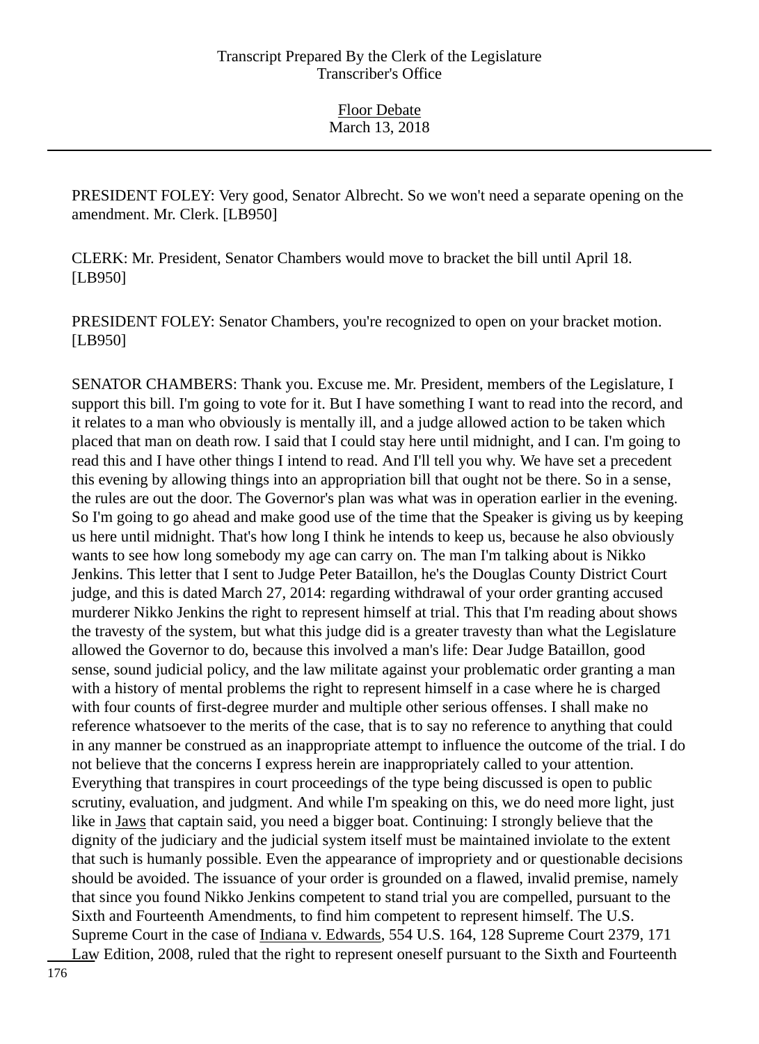PRESIDENT FOLEY: Very good, Senator Albrecht. So we won't need a separate opening on the amendment. Mr. Clerk. [LB950]

CLERK: Mr. President, Senator Chambers would move to bracket the bill until April 18. [LB950]

PRESIDENT FOLEY: Senator Chambers, you're recognized to open on your bracket motion. [LB950]

SENATOR CHAMBERS: Thank you. Excuse me. Mr. President, members of the Legislature, I support this bill. I'm going to vote for it. But I have something I want to read into the record, and it relates to a man who obviously is mentally ill, and a judge allowed action to be taken which placed that man on death row. I said that I could stay here until midnight, and I can. I'm going to read this and I have other things I intend to read. And I'll tell you why. We have set a precedent this evening by allowing things into an appropriation bill that ought not be there. So in a sense, the rules are out the door. The Governor's plan was what was in operation earlier in the evening. So I'm going to go ahead and make good use of the time that the Speaker is giving us by keeping us here until midnight. That's how long I think he intends to keep us, because he also obviously wants to see how long somebody my age can carry on. The man I'm talking about is Nikko Jenkins. This letter that I sent to Judge Peter Bataillon, he's the Douglas County District Court judge, and this is dated March 27, 2014: regarding withdrawal of your order granting accused murderer Nikko Jenkins the right to represent himself at trial. This that I'm reading about shows the travesty of the system, but what this judge did is a greater travesty than what the Legislature allowed the Governor to do, because this involved a man's life: Dear Judge Bataillon, good sense, sound judicial policy, and the law militate against your problematic order granting a man with a history of mental problems the right to represent himself in a case where he is charged with four counts of first-degree murder and multiple other serious offenses. I shall make no reference whatsoever to the merits of the case, that is to say no reference to anything that could in any manner be construed as an inappropriate attempt to influence the outcome of the trial. I do not believe that the concerns I express herein are inappropriately called to your attention. Everything that transpires in court proceedings of the type being discussed is open to public scrutiny, evaluation, and judgment. And while I'm speaking on this, we do need more light, just like in Jaws that captain said, you need a bigger boat. Continuing: I strongly believe that the dignity of the judiciary and the judicial system itself must be maintained inviolate to the extent that such is humanly possible. Even the appearance of impropriety and or questionable decisions should be avoided. The issuance of your order is grounded on a flawed, invalid premise, namely that since you found Nikko Jenkins competent to stand trial you are compelled, pursuant to the Sixth and Fourteenth Amendments, to find him competent to represent himself. The U.S. Supreme Court in the case of Indiana v. Edwards, 554 U.S. 164, 128 Supreme Court 2379, 171 Law Edition, 2008, ruled that the right to represent oneself pursuant to the Sixth and Fourteenth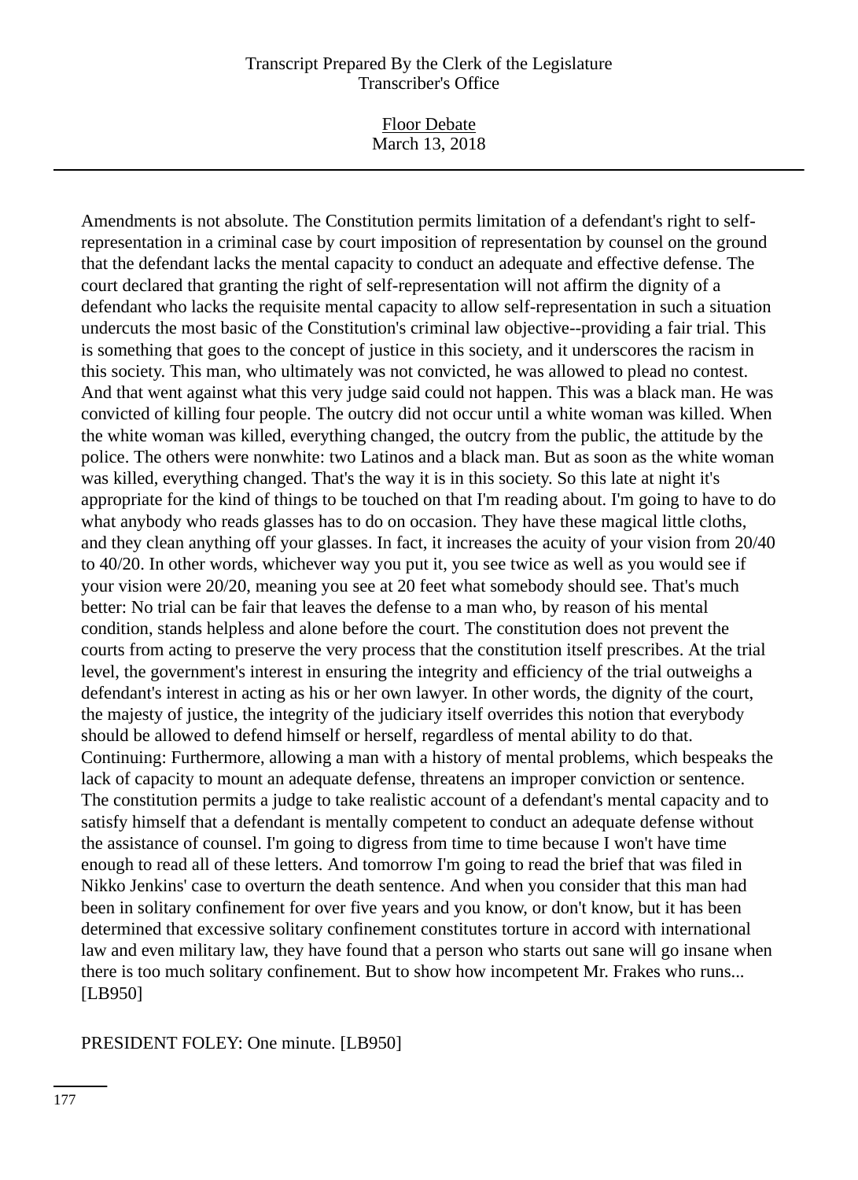Amendments is not absolute. The Constitution permits limitation of a defendant's right to self-representation in a criminal case by court imposition of representation by counsel on the ground that the defendant lacks the mental capacity to conduct an adequate and effective defense. The court declared that granting the right of self-representation will not affirm the dignity of a defendant who lacks the requisite mental capacity to allow self-representation in such a situation undercuts the most basic of the Constitution's criminal law objective--providing a fair trial. This is something that goes to the concept of justice in this society, and it underscores the racism in this society. This man, who ultimately was not convicted, he was allowed to plead no contest. And that went against what this very judge said could not happen. This was a black man. He was convicted of killing four people. The outcry did not occur until a white woman was killed. When the white woman was killed, everything changed, the outcry from the public, the attitude by the police. The others were nonwhite: two Latinos and a black man. But as soon as the white woman was killed, everything changed. That's the way it is in this society. So this late at night it's appropriate for the kind of things to be touched on that I'm reading about. I'm going to have to do what anybody who reads glasses has to do on occasion. They have these magical little cloths, and they clean anything off your glasses. In fact, it increases the acuity of your vision from 20/40 to 40/20. In other words, whichever way you put it, you see twice as well as you would see if your vision were 20/20, meaning you see at 20 feet what somebody should see. That's much better: No trial can be fair that leaves the defense to a man who, by reason of his mental condition, stands helpless and alone before the court. The constitution does not prevent the courts from acting to preserve the very process that the constitution itself prescribes. At the trial level, the government's interest in ensuring the integrity and efficiency of the trial outweighs a defendant's interest in acting as his or her own lawyer. In other words, the dignity of the court, the majesty of justice, the integrity of the judiciary itself overrides this notion that everybody should be allowed to defend himself or herself, regardless of mental ability to do that. Continuing: Furthermore, allowing a man with a history of mental problems, which bespeaks the lack of capacity to mount an adequate defense, threatens an improper conviction or sentence. The constitution permits a judge to take realistic account of a defendant's mental capacity and to satisfy himself that a defendant is mentally competent to conduct an adequate defense without the assistance of counsel. I'm going to digress from time to time because I won't have time enough to read all of these letters. And tomorrow I'm going to read the brief that was filed in Nikko Jenkins' case to overturn the death sentence. And when you consider that this man had been in solitary confinement for over five years and you know, or don't know, but it has been determined that excessive solitary confinement constitutes torture in accord with international law and even military law, they have found that a person who starts out sane will go insane when there is too much solitary confinement. But to show how incompetent Mr. Frakes who runs... [LB950]

PRESIDENT FOLEY: One minute. [LB950]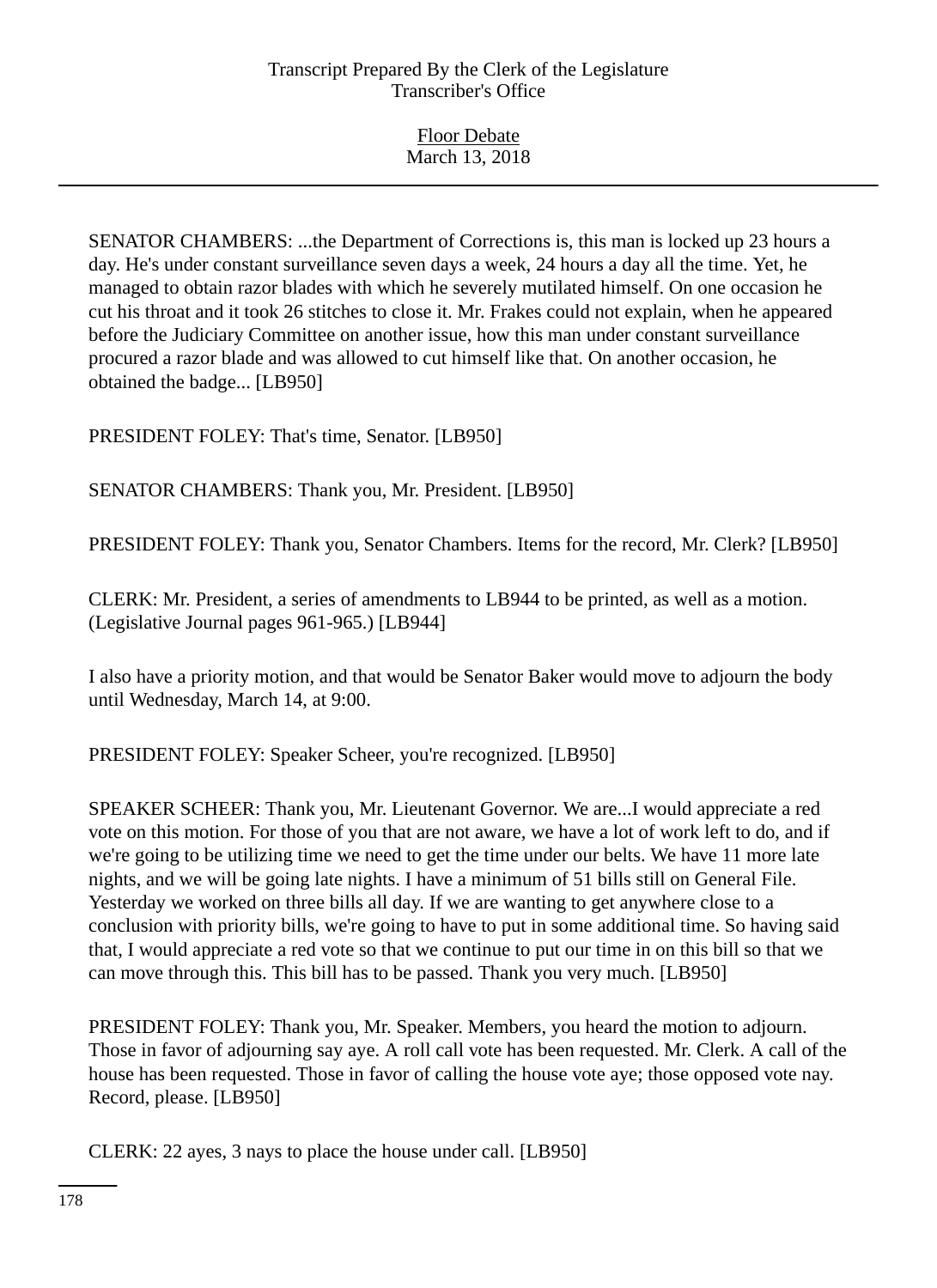SENATOR CHAMBERS: ...the Department of Corrections is, this man is locked up 23 hours a day. He's under constant surveillance seven days a week, 24 hours a day all the time. Yet, he managed to obtain razor blades with which he severely mutilated himself. On one occasion he cut his throat and it took 26 stitches to close it. Mr. Frakes could not explain, when he appeared before the Judiciary Committee on another issue, how this man under constant surveillance procured a razor blade and was allowed to cut himself like that. On another occasion, he obtained the badge... [LB950]

PRESIDENT FOLEY: That's time, Senator. [LB950]

SENATOR CHAMBERS: Thank you, Mr. President. [LB950]

PRESIDENT FOLEY: Thank you, Senator Chambers. Items for the record, Mr. Clerk? [LB950]

CLERK: Mr. President, a series of amendments to LB944 to be printed, as well as a motion. (Legislative Journal pages 961-965.) [LB944]

I also have a priority motion, and that would be Senator Baker would move to adjourn the body until Wednesday, March 14, at 9:00.

PRESIDENT FOLEY: Speaker Scheer, you're recognized. [LB950]

SPEAKER SCHEER: Thank you, Mr. Lieutenant Governor. We are...I would appreciate a red vote on this motion. For those of you that are not aware, we have a lot of work left to do, and if we're going to be utilizing time we need to get the time under our belts. We have 11 more late nights, and we will be going late nights. I have a minimum of 51 bills still on General File. Yesterday we worked on three bills all day. If we are wanting to get anywhere close to a conclusion with priority bills, we're going to have to put in some additional time. So having said that, I would appreciate a red vote so that we continue to put our time in on this bill so that we can move through this. This bill has to be passed. Thank you very much. [LB950]

PRESIDENT FOLEY: Thank you, Mr. Speaker. Members, you heard the motion to adjourn. Those in favor of adjourning say aye. A roll call vote has been requested. Mr. Clerk. A call of the house has been requested. Those in favor of calling the house vote aye; those opposed vote nay. Record, please. [LB950]

CLERK: 22 ayes, 3 nays to place the house under call. [LB950]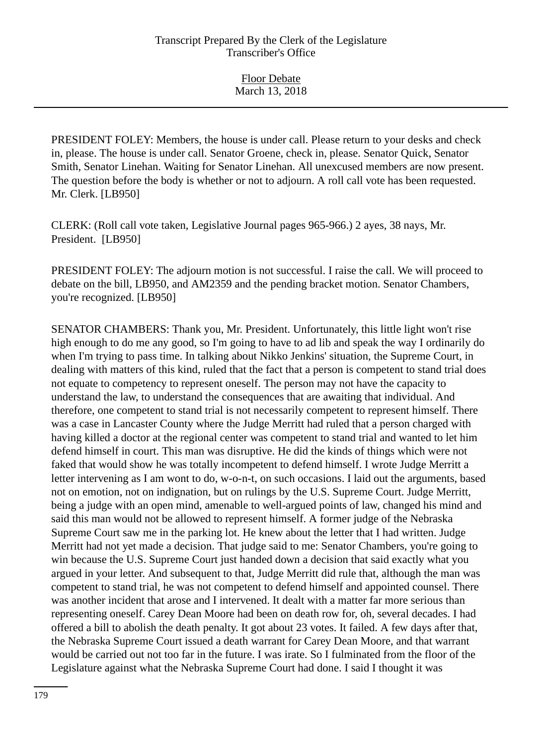PRESIDENT FOLEY: Members, the house is under call. Please return to your desks and check in, please. The house is under call. Senator Groene, check in, please. Senator Quick, Senator Smith, Senator Linehan. Waiting for Senator Linehan. All unexcused members are now present. The question before the body is whether or not to adjourn. A roll call vote has been requested. Mr. Clerk. [LB950]

CLERK: (Roll call vote taken, Legislative Journal pages 965-966.) 2 ayes, 38 nays, Mr. President. [LB950]

PRESIDENT FOLEY: The adjourn motion is not successful. I raise the call. We will proceed to debate on the bill, LB950, and AM2359 and the pending bracket motion. Senator Chambers, you're recognized. [LB950]

SENATOR CHAMBERS: Thank you, Mr. President. Unfortunately, this little light won't rise high enough to do me any good, so I'm going to have to ad lib and speak the way I ordinarily do when I'm trying to pass time. In talking about Nikko Jenkins' situation, the Supreme Court, in dealing with matters of this kind, ruled that the fact that a person is competent to stand trial does not equate to competency to represent oneself. The person may not have the capacity to understand the law, to understand the consequences that are awaiting that individual. And therefore, one competent to stand trial is not necessarily competent to represent himself. There was a case in Lancaster County where the Judge Merritt had ruled that a person charged with having killed a doctor at the regional center was competent to stand trial and wanted to let him defend himself in court. This man was disruptive. He did the kinds of things which were not faked that would show he was totally incompetent to defend himself. I wrote Judge Merritt a letter intervening as I am wont to do, w-o-n-t, on such occasions. I laid out the arguments, based not on emotion, not on indignation, but on rulings by the U.S. Supreme Court. Judge Merritt, being a judge with an open mind, amenable to well-argued points of law, changed his mind and said this man would not be allowed to represent himself. A former judge of the Nebraska Supreme Court saw me in the parking lot. He knew about the letter that I had written. Judge Merritt had not yet made a decision. That judge said to me: Senator Chambers, you're going to win because the U.S. Supreme Court just handed down a decision that said exactly what you argued in your letter. And subsequent to that, Judge Merritt did rule that, although the man was competent to stand trial, he was not competent to defend himself and appointed counsel. There was another incident that arose and I intervened. It dealt with a matter far more serious than representing oneself. Carey Dean Moore had been on death row for, oh, several decades. I had offered a bill to abolish the death penalty. It got about 23 votes. It failed. A few days after that, the Nebraska Supreme Court issued a death warrant for Carey Dean Moore, and that warrant would be carried out not too far in the future. I was irate. So I fulminated from the floor of the Legislature against what the Nebraska Supreme Court had done. I said I thought it was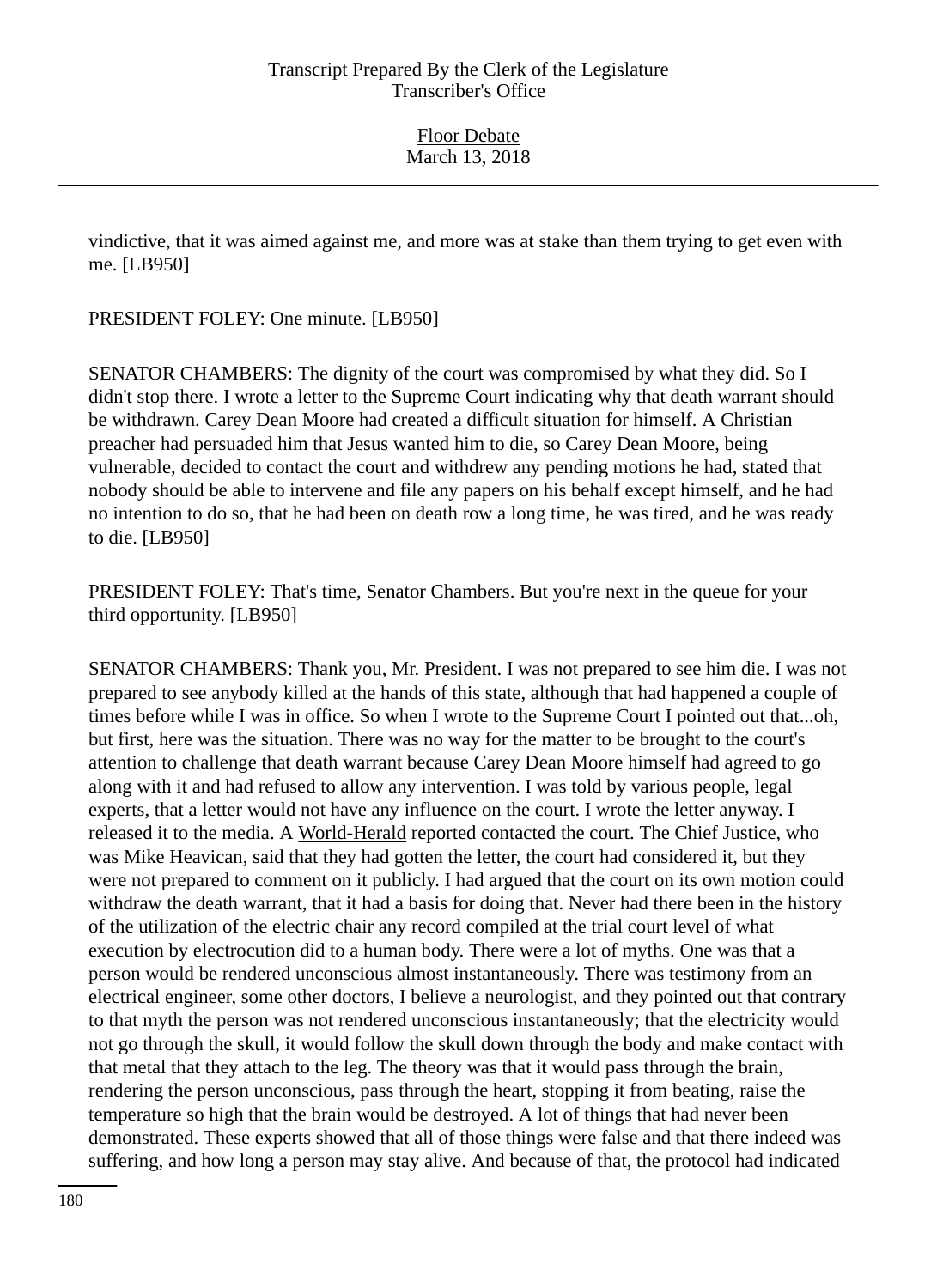vindictive, that it was aimed against me, and more was at stake than them trying to get even with me. [LB950]

PRESIDENT FOLEY: One minute. [LB950]

SENATOR CHAMBERS: The dignity of the court was compromised by what they did. So I didn't stop there. I wrote a letter to the Supreme Court indicating why that death warrant should be withdrawn. Carey Dean Moore had created a difficult situation for himself. A Christian preacher had persuaded him that Jesus wanted him to die, so Carey Dean Moore, being vulnerable, decided to contact the court and withdrew any pending motions he had, stated that nobody should be able to intervene and file any papers on his behalf except himself, and he had no intention to do so, that he had been on death row a long time, he was tired, and he was ready to die. [LB950]

PRESIDENT FOLEY: That's time, Senator Chambers. But you're next in the queue for your third opportunity. [LB950]

SENATOR CHAMBERS: Thank you, Mr. President. I was not prepared to see him die. I was not prepared to see anybody killed at the hands of this state, although that had happened a couple of times before while I was in office. So when I wrote to the Supreme Court I pointed out that...oh, but first, here was the situation. There was no way for the matter to be brought to the court's attention to challenge that death warrant because Carey Dean Moore himself had agreed to go along with it and had refused to allow any intervention. I was told by various people, legal experts, that a letter would not have any influence on the court. I wrote the letter anyway. I released it to the media. A World-Herald reported contacted the court. The Chief Justice, who was Mike Heavican, said that they had gotten the letter, the court had considered it, but they were not prepared to comment on it publicly. I had argued that the court on its own motion could withdraw the death warrant, that it had a basis for doing that. Never had there been in the history of the utilization of the electric chair any record compiled at the trial court level of what execution by electrocution did to a human body. There were a lot of myths. One was that a person would be rendered unconscious almost instantaneously. There was testimony from an electrical engineer, some other doctors, I believe a neurologist, and they pointed out that contrary to that myth the person was not rendered unconscious instantaneously; that the electricity would not go through the skull, it would follow the skull down through the body and make contact with that metal that they attach to the leg. The theory was that it would pass through the brain, rendering the person unconscious, pass through the heart, stopping it from beating, raise the temperature so high that the brain would be destroyed. A lot of things that had never been demonstrated. These experts showed that all of those things were false and that there indeed was suffering, and how long a person may stay alive. And because of that, the protocol had indicated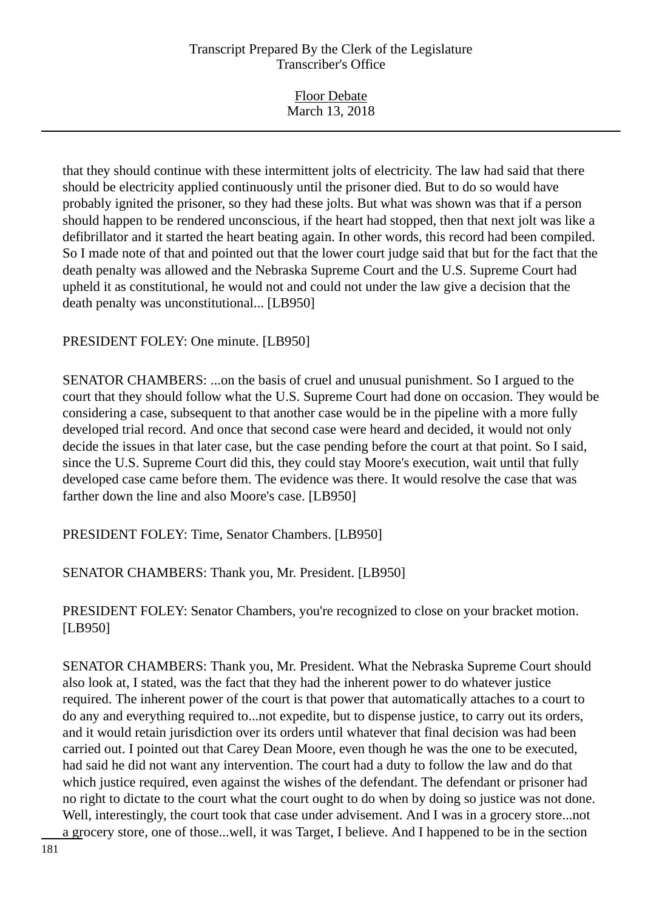that they should continue with these intermittent jolts of electricity. The law had said that there should be electricity applied continuously until the prisoner died. But to do so would have probably ignited the prisoner, so they had these jolts. But what was shown was that if a person should happen to be rendered unconscious, if the heart had stopped, then that next jolt was like a defibrillator and it started the heart beating again. In other words, this record had been compiled. So I made note of that and pointed out that the lower court judge said that but for the fact that the death penalty was allowed and the Nebraska Supreme Court and the U.S. Supreme Court had upheld it as constitutional, he would not and could not under the law give a decision that the death penalty was unconstitutional... [LB950]

PRESIDENT FOLEY: One minute. [LB950]

SENATOR CHAMBERS: ...on the basis of cruel and unusual punishment. So I argued to the court that they should follow what the U.S. Supreme Court had done on occasion. They would be considering a case, subsequent to that another case would be in the pipeline with a more fully developed trial record. And once that second case were heard and decided, it would not only decide the issues in that later case, but the case pending before the court at that point. So I said, since the U.S. Supreme Court did this, they could stay Moore's execution, wait until that fully developed case came before them. The evidence was there. It would resolve the case that was farther down the line and also Moore's case. [LB950]

PRESIDENT FOLEY: Time, Senator Chambers. [LB950]

SENATOR CHAMBERS: Thank you, Mr. President. [LB950]

PRESIDENT FOLEY: Senator Chambers, you're recognized to close on your bracket motion. [LB950]

SENATOR CHAMBERS: Thank you, Mr. President. What the Nebraska Supreme Court should also look at, I stated, was the fact that they had the inherent power to do whatever justice required. The inherent power of the court is that power that automatically attaches to a court to do any and everything required to...not expedite, but to dispense justice, to carry out its orders, and it would retain jurisdiction over its orders until whatever that final decision was had been carried out. I pointed out that Carey Dean Moore, even though he was the one to be executed, had said he did not want any intervention. The court had a duty to follow the law and do that which justice required, even against the wishes of the defendant. The defendant or prisoner had no right to dictate to the court what the court ought to do when by doing so justice was not done. Well, interestingly, the court took that case under advisement. And I was in a grocery store...not a grocery store, one of those...well, it was Target, I believe. And I happened to be in the section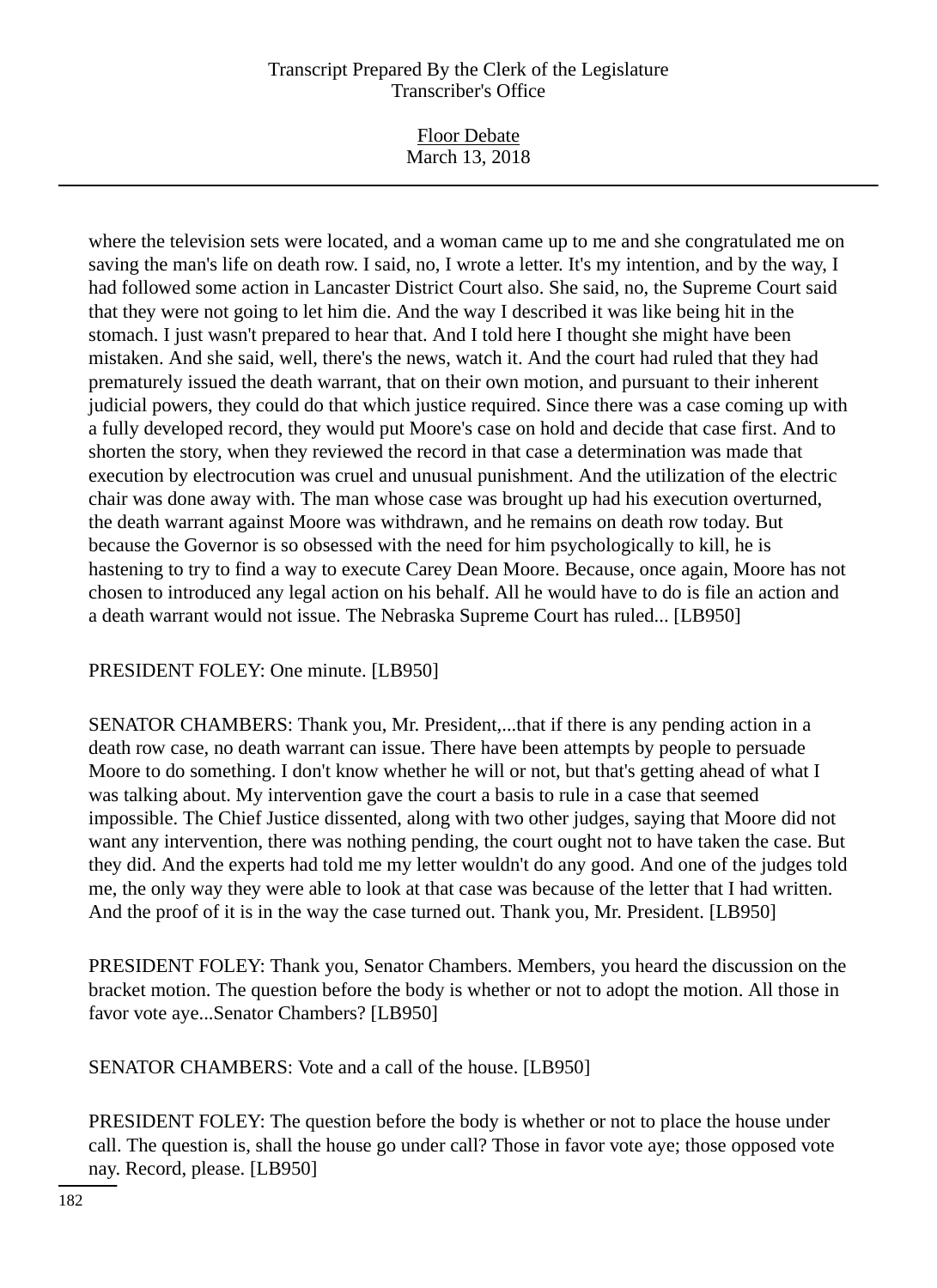where the television sets were located, and a woman came up to me and she congratulated me on saving the man's life on death row. I said, no, I wrote a letter. It's my intention, and by the way, I had followed some action in Lancaster District Court also. She said, no, the Supreme Court said that they were not going to let him die. And the way I described it was like being hit in the stomach. I just wasn't prepared to hear that. And I told here I thought she might have been mistaken. And she said, well, there's the news, watch it. And the court had ruled that they had prematurely issued the death warrant, that on their own motion, and pursuant to their inherent judicial powers, they could do that which justice required. Since there was a case coming up with a fully developed record, they would put Moore's case on hold and decide that case first. And to shorten the story, when they reviewed the record in that case a determination was made that execution by electrocution was cruel and unusual punishment. And the utilization of the electric chair was done away with. The man whose case was brought up had his execution overturned, the death warrant against Moore was withdrawn, and he remains on death row today. But because the Governor is so obsessed with the need for him psychologically to kill, he is hastening to try to find a way to execute Carey Dean Moore. Because, once again, Moore has not chosen to introduced any legal action on his behalf. All he would have to do is file an action and a death warrant would not issue. The Nebraska Supreme Court has ruled... [LB950]

PRESIDENT FOLEY: One minute. [LB950]

SENATOR CHAMBERS: Thank you, Mr. President,...that if there is any pending action in a death row case, no death warrant can issue. There have been attempts by people to persuade Moore to do something. I don't know whether he will or not, but that's getting ahead of what I was talking about. My intervention gave the court a basis to rule in a case that seemed impossible. The Chief Justice dissented, along with two other judges, saying that Moore did not want any intervention, there was nothing pending, the court ought not to have taken the case. But they did. And the experts had told me my letter wouldn't do any good. And one of the judges told me, the only way they were able to look at that case was because of the letter that I had written. And the proof of it is in the way the case turned out. Thank you, Mr. President. [LB950]

PRESIDENT FOLEY: Thank you, Senator Chambers. Members, you heard the discussion on the bracket motion. The question before the body is whether or not to adopt the motion. All those in favor vote aye...Senator Chambers? [LB950]

SENATOR CHAMBERS: Vote and a call of the house. [LB950]

PRESIDENT FOLEY: The question before the body is whether or not to place the house under call. The question is, shall the house go under call? Those in favor vote aye; those opposed vote nay. Record, please. [LB950]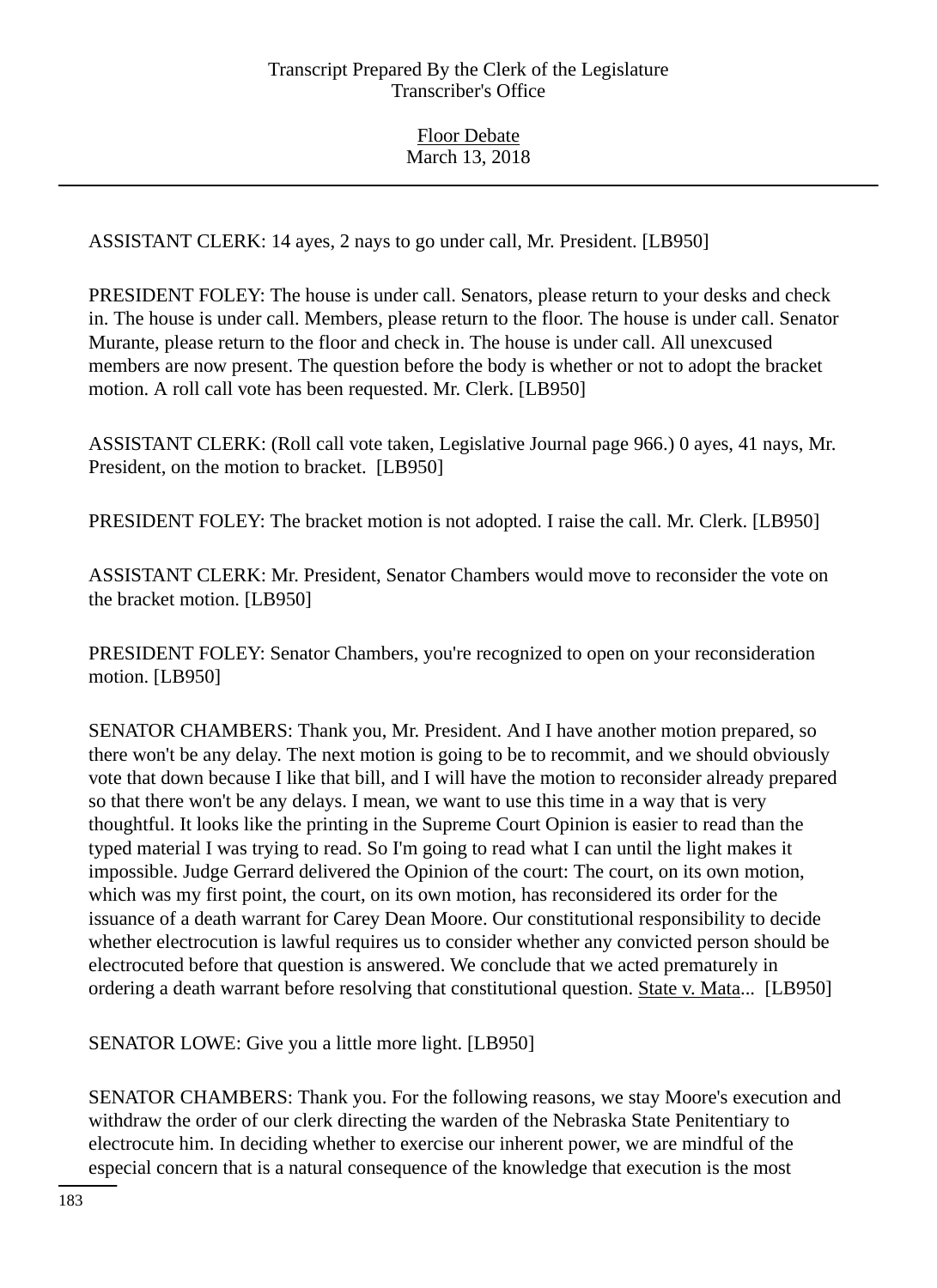ASSISTANT CLERK: 14 ayes, 2 nays to go under call, Mr. President. [LB950]

PRESIDENT FOLEY: The house is under call. Senators, please return to your desks and check in. The house is under call. Members, please return to the floor. The house is under call. Senator Murante, please return to the floor and check in. The house is under call. All unexcused members are now present. The question before the body is whether or not to adopt the bracket motion. A roll call vote has been requested. Mr. Clerk. [LB950]

ASSISTANT CLERK: (Roll call vote taken, Legislative Journal page 966.) 0 ayes, 41 nays, Mr. President, on the motion to bracket. [LB950]

PRESIDENT FOLEY: The bracket motion is not adopted. I raise the call. Mr. Clerk. [LB950]

ASSISTANT CLERK: Mr. President, Senator Chambers would move to reconsider the vote on the bracket motion. [LB950]

PRESIDENT FOLEY: Senator Chambers, you're recognized to open on your reconsideration motion. [LB950]

SENATOR CHAMBERS: Thank you, Mr. President. And I have another motion prepared, so there won't be any delay. The next motion is going to be to recommit, and we should obviously vote that down because I like that bill, and I will have the motion to reconsider already prepared so that there won't be any delays. I mean, we want to use this time in a way that is very thoughtful. It looks like the printing in the Supreme Court Opinion is easier to read than the typed material I was trying to read. So I'm going to read what I can until the light makes it impossible. Judge Gerrard delivered the Opinion of the court: The court, on its own motion, which was my first point, the court, on its own motion, has reconsidered its order for the issuance of a death warrant for Carey Dean Moore. Our constitutional responsibility to decide whether electrocution is lawful requires us to consider whether any convicted person should be electrocuted before that question is answered. We conclude that we acted prematurely in ordering a death warrant before resolving that constitutional question. State v. Mata... [LB950]

SENATOR LOWE: Give you a little more light. [LB950]

SENATOR CHAMBERS: Thank you. For the following reasons, we stay Moore's execution and withdraw the order of our clerk directing the warden of the Nebraska State Penitentiary to electrocute him. In deciding whether to exercise our inherent power, we are mindful of the especial concern that is a natural consequence of the knowledge that execution is the most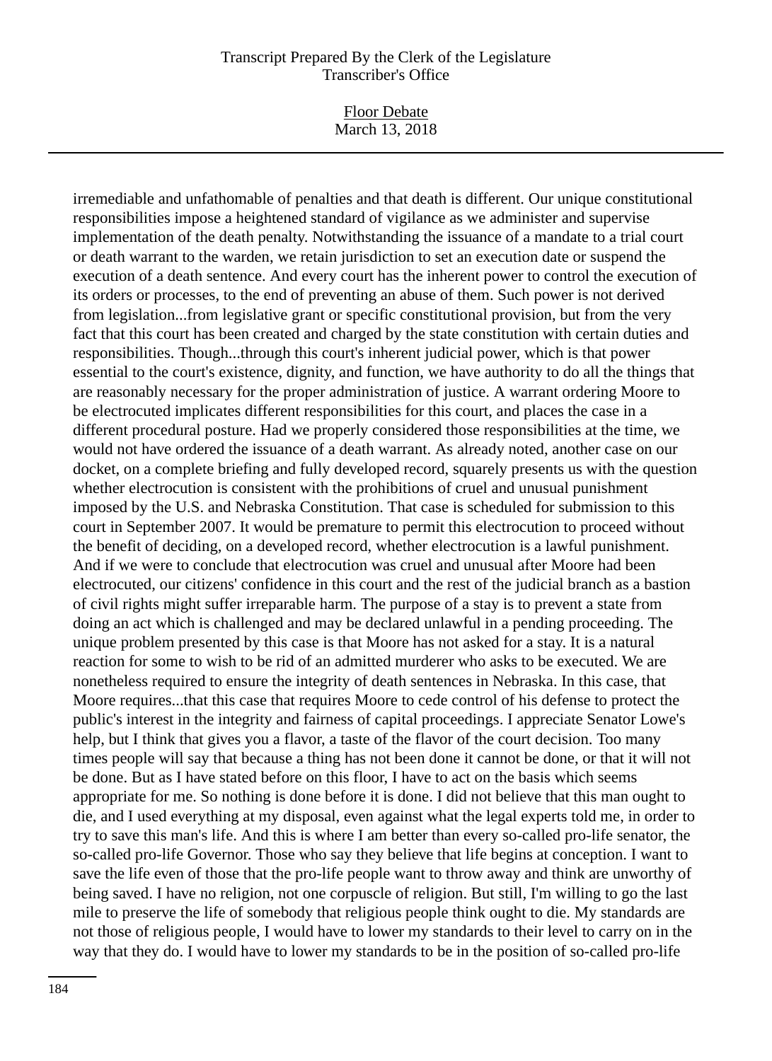irremediable and unfathomable of penalties and that death is different. Our unique constitutional responsibilities impose a heightened standard of vigilance as we administer and supervise implementation of the death penalty. Notwithstanding the issuance of a mandate to a trial court or death warrant to the warden, we retain jurisdiction to set an execution date or suspend the execution of a death sentence. And every court has the inherent power to control the execution of its orders or processes, to the end of preventing an abuse of them. Such power is not derived from legislation...from legislative grant or specific constitutional provision, but from the very fact that this court has been created and charged by the state constitution with certain duties and responsibilities. Though...through this court's inherent judicial power, which is that power essential to the court's existence, dignity, and function, we have authority to do all the things that are reasonably necessary for the proper administration of justice. A warrant ordering Moore to be electrocuted implicates different responsibilities for this court, and places the case in a different procedural posture. Had we properly considered those responsibilities at the time, we would not have ordered the issuance of a death warrant. As already noted, another case on our docket, on a complete briefing and fully developed record, squarely presents us with the question whether electrocution is consistent with the prohibitions of cruel and unusual punishment imposed by the U.S. and Nebraska Constitution. That case is scheduled for submission to this court in September 2007. It would be premature to permit this electrocution to proceed without the benefit of deciding, on a developed record, whether electrocution is a lawful punishment. And if we were to conclude that electrocution was cruel and unusual after Moore had been electrocuted, our citizens' confidence in this court and the rest of the judicial branch as a bastion of civil rights might suffer irreparable harm. The purpose of a stay is to prevent a state from doing an act which is challenged and may be declared unlawful in a pending proceeding. The unique problem presented by this case is that Moore has not asked for a stay. It is a natural reaction for some to wish to be rid of an admitted murderer who asks to be executed. We are nonetheless required to ensure the integrity of death sentences in Nebraska. In this case, that Moore requires...that this case that requires Moore to cede control of his defense to protect the public's interest in the integrity and fairness of capital proceedings. I appreciate Senator Lowe's help, but I think that gives you a flavor, a taste of the flavor of the court decision. Too many times people will say that because a thing has not been done it cannot be done, or that it will not be done. But as I have stated before on this floor, I have to act on the basis which seems appropriate for me. So nothing is done before it is done. I did not believe that this man ought to die, and I used everything at my disposal, even against what the legal experts told me, in order to try to save this man's life. And this is where I am better than every so-called pro-life senator, the so-called pro-life Governor. Those who say they believe that life begins at conception. I want to save the life even of those that the pro-life people want to throw away and think are unworthy of being saved. I have no religion, not one corpuscle of religion. But still, I'm willing to go the last mile to preserve the life of somebody that religious people think ought to die. My standards are not those of religious people, I would have to lower my standards to their level to carry on in the way that they do. I would have to lower my standards to be in the position of so-called pro-life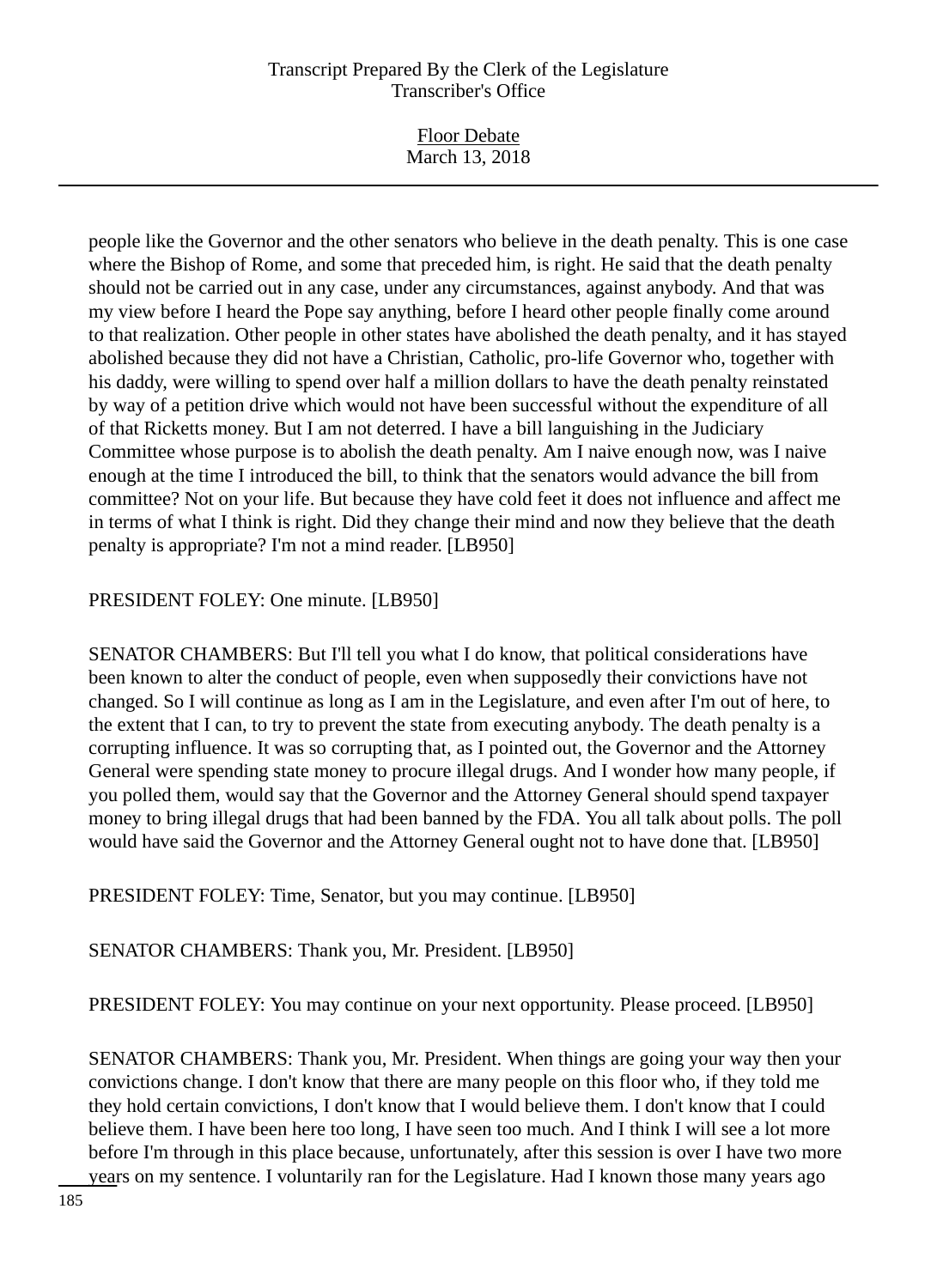people like the Governor and the other senators who believe in the death penalty. This is one case where the Bishop of Rome, and some that preceded him, is right. He said that the death penalty should not be carried out in any case, under any circumstances, against anybody. And that was my view before I heard the Pope say anything, before I heard other people finally come around to that realization. Other people in other states have abolished the death penalty, and it has stayed abolished because they did not have a Christian, Catholic, pro-life Governor who, together with his daddy, were willing to spend over half a million dollars to have the death penalty reinstated by way of a petition drive which would not have been successful without the expenditure of all of that Ricketts money. But I am not deterred. I have a bill languishing in the Judiciary Committee whose purpose is to abolish the death penalty. Am I naive enough now, was I naive enough at the time I introduced the bill, to think that the senators would advance the bill from committee? Not on your life. But because they have cold feet it does not influence and affect me in terms of what I think is right. Did they change their mind and now they believe that the death penalty is appropriate? I'm not a mind reader. [LB950]

PRESIDENT FOLEY: One minute. [LB950]

SENATOR CHAMBERS: But I'll tell you what I do know, that political considerations have been known to alter the conduct of people, even when supposedly their convictions have not changed. So I will continue as long as I am in the Legislature, and even after I'm out of here, to the extent that I can, to try to prevent the state from executing anybody. The death penalty is a corrupting influence. It was so corrupting that, as I pointed out, the Governor and the Attorney General were spending state money to procure illegal drugs. And I wonder how many people, if you polled them, would say that the Governor and the Attorney General should spend taxpayer money to bring illegal drugs that had been banned by the FDA. You all talk about polls. The poll would have said the Governor and the Attorney General ought not to have done that. [LB950]

PRESIDENT FOLEY: Time, Senator, but you may continue. [LB950]

SENATOR CHAMBERS: Thank you, Mr. President. [LB950]

PRESIDENT FOLEY: You may continue on your next opportunity. Please proceed. [LB950]

SENATOR CHAMBERS: Thank you, Mr. President. When things are going your way then your convictions change. I don't know that there are many people on this floor who, if they told me they hold certain convictions, I don't know that I would believe them. I don't know that I could believe them. I have been here too long, I have seen too much. And I think I will see a lot more before I'm through in this place because, unfortunately, after this session is over I have two more years on my sentence. I voluntarily ran for the Legislature. Had I known those many years ago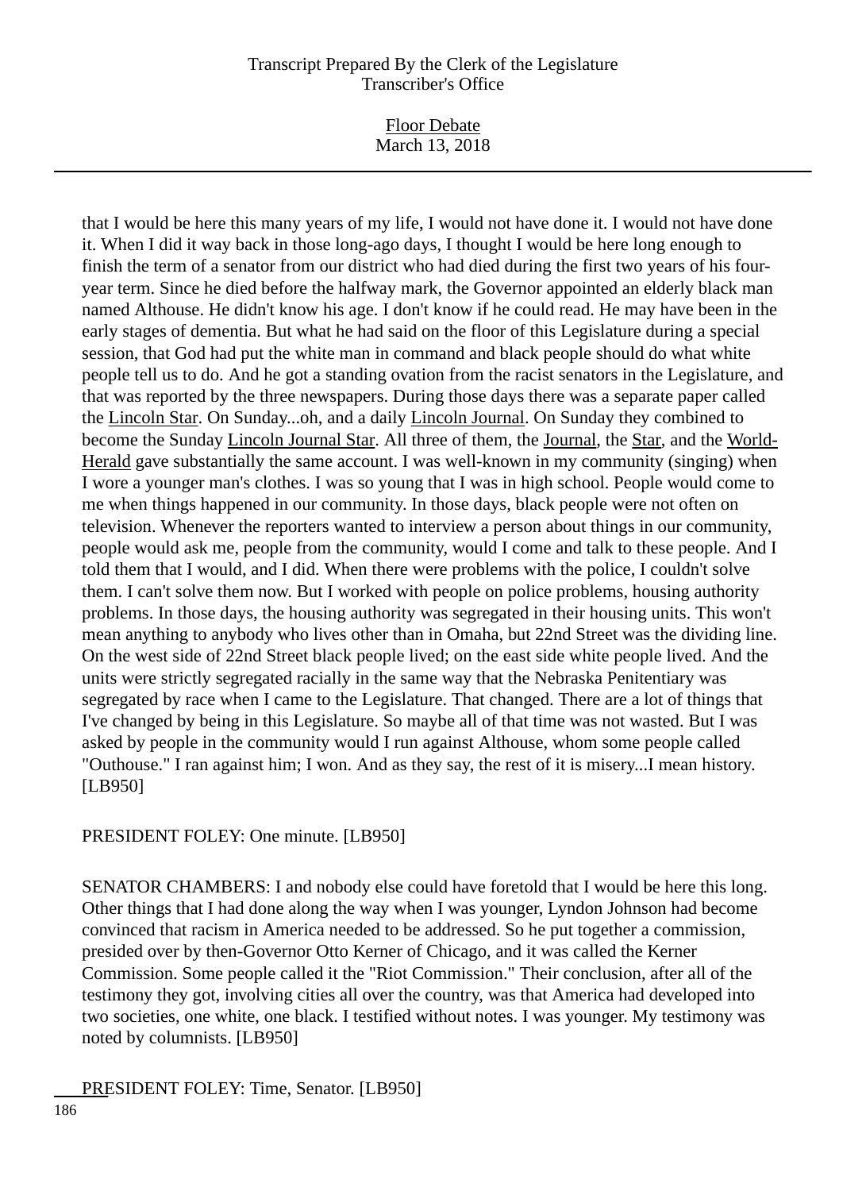that I would be here this many years of my life, I would not have done it. I would not have done it. When I did it way back in those long-ago days, I thought I would be here long enough to finish the term of a senator from our district who had died during the first two years of his four-year term. Since he died before the halfway mark, the Governor appointed an elderly black man named Althouse. He didn't know his age. I don't know if he could read. He may have been in the early stages of dementia. But what he had said on the floor of this Legislature during a special session, that God had put the white man in command and black people should do what white people tell us to do. And he got a standing ovation from the racist senators in the Legislature, and that was reported by the three newspapers. During those days there was a separate paper called the Lincoln Star. On Sunday...oh, and a daily Lincoln Journal. On Sunday they combined to become the Sunday Lincoln Journal Star. All three of them, the Journal, the Star, and the World-Herald gave substantially the same account. I was well-known in my community (singing) when I wore a younger man's clothes. I was so young that I was in high school. People would come to me when things happened in our community. In those days, black people were not often on television. Whenever the reporters wanted to interview a person about things in our community, people would ask me, people from the community, would I come and talk to these people. And I told them that I would, and I did. When there were problems with the police, I couldn't solve them. I can't solve them now. But I worked with people on police problems, housing authority problems. In those days, the housing authority was segregated in their housing units. This won't mean anything to anybody who lives other than in Omaha, but 22nd Street was the dividing line. On the west side of 22nd Street black people lived; on the east side white people lived. And the units were strictly segregated racially in the same way that the Nebraska Penitentiary was segregated by race when I came to the Legislature. That changed. There are a lot of things that I've changed by being in this Legislature. So maybe all of that time was not wasted. But I was asked by people in the community would I run against Althouse, whom some people called "Outhouse." I ran against him; I won. And as they say, the rest of it is misery...I mean history. [LB950]

PRESIDENT FOLEY: One minute. [LB950]

SENATOR CHAMBERS: I and nobody else could have foretold that I would be here this long. Other things that I had done along the way when I was younger, Lyndon Johnson had become convinced that racism in America needed to be addressed. So he put together a commission, presided over by then-Governor Otto Kerner of Chicago, and it was called the Kerner Commission. Some people called it the "Riot Commission." Their conclusion, after all of the testimony they got, involving cities all over the country, was that America had developed into two societies, one white, one black. I testified without notes. I was younger. My testimony was noted by columnists. [LB950]

PRESIDENT FOLEY: Time, Senator. [LB950]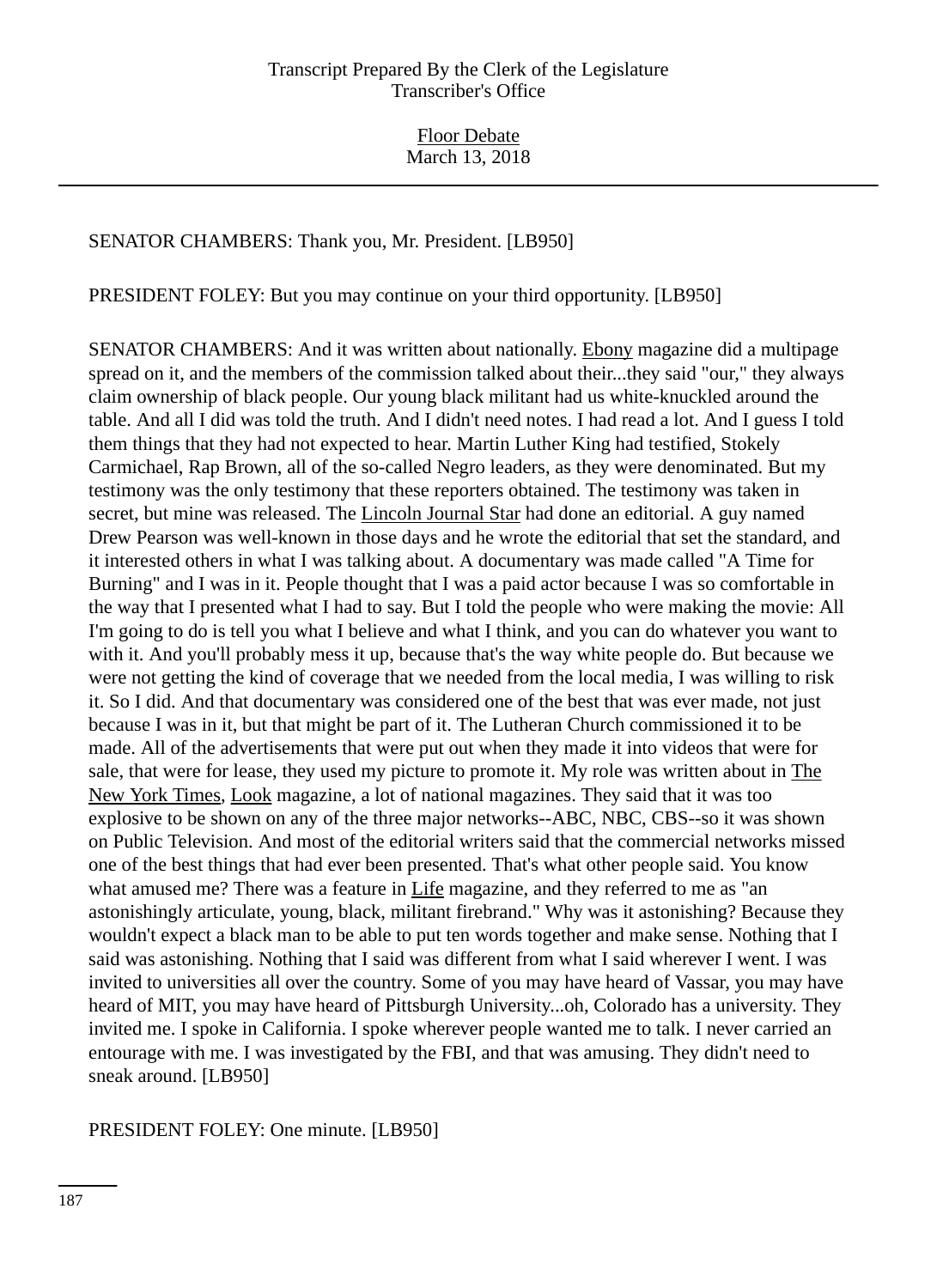SENATOR CHAMBERS: Thank you, Mr. President. [LB950]

PRESIDENT FOLEY: But you may continue on your third opportunity. [LB950]

SENATOR CHAMBERS: And it was written about nationally. Ebony magazine did a multipage spread on it, and the members of the commission talked about their...they said "our," they always claim ownership of black people. Our young black militant had us white-knuckled around the table. And all I did was told the truth. And I didn't need notes. I had read a lot. And I guess I told them things that they had not expected to hear. Martin Luther King had testified, Stokely Carmichael, Rap Brown, all of the so-called Negro leaders, as they were denominated. But my testimony was the only testimony that these reporters obtained. The testimony was taken in secret, but mine was released. The Lincoln Journal Star had done an editorial. A guy named Drew Pearson was well-known in those days and he wrote the editorial that set the standard, and it interested others in what I was talking about. A documentary was made called "A Time for Burning" and I was in it. People thought that I was a paid actor because I was so comfortable in the way that I presented what I had to say. But I told the people who were making the movie: All I'm going to do is tell you what I believe and what I think, and you can do whatever you want to with it. And you'll probably mess it up, because that's the way white people do. But because we were not getting the kind of coverage that we needed from the local media, I was willing to risk it. So I did. And that documentary was considered one of the best that was ever made, not just because I was in it, but that might be part of it. The Lutheran Church commissioned it to be made. All of the advertisements that were put out when they made it into videos that were for sale, that were for lease, they used my picture to promote it. My role was written about in The New York Times, Look magazine, a lot of national magazines. They said that it was too explosive to be shown on any of the three major networks--ABC, NBC, CBS--so it was shown on Public Television. And most of the editorial writers said that the commercial networks missed one of the best things that had ever been presented. That's what other people said. You know what amused me? There was a feature in Life magazine, and they referred to me as "an astonishingly articulate, young, black, militant firebrand." Why was it astonishing? Because they wouldn't expect a black man to be able to put ten words together and make sense. Nothing that I said was astonishing. Nothing that I said was different from what I said wherever I went. I was invited to universities all over the country. Some of you may have heard of Vassar, you may have heard of MIT, you may have heard of Pittsburgh University...oh, Colorado has a university. They invited me. I spoke in California. I spoke wherever people wanted me to talk. I never carried an entourage with me. I was investigated by the FBI, and that was amusing. They didn't need to sneak around. [LB950]

PRESIDENT FOLEY: One minute. [LB950]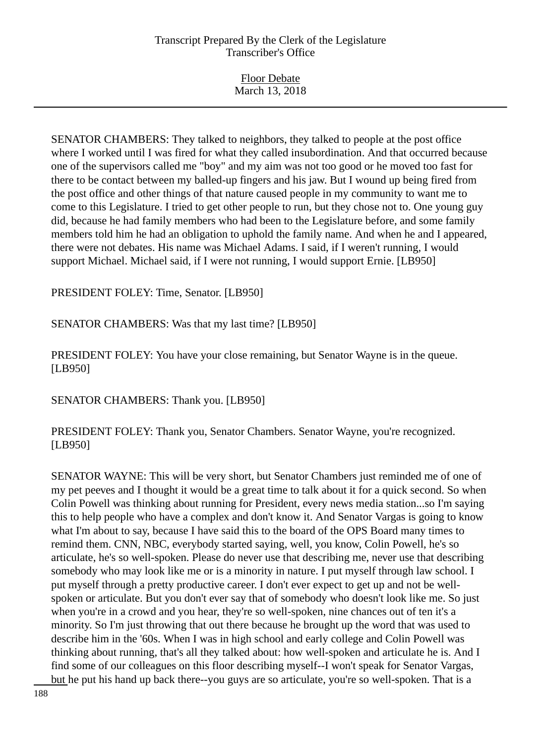SENATOR CHAMBERS: They talked to neighbors, they talked to people at the post office where I worked until I was fired for what they called insubordination. And that occurred because one of the supervisors called me "boy" and my aim was not too good or he moved too fast for there to be contact between my balled-up fingers and his jaw. But I wound up being fired from the post office and other things of that nature caused people in my community to want me to come to this Legislature. I tried to get other people to run, but they chose not to. One young guy did, because he had family members who had been to the Legislature before, and some family members told him he had an obligation to uphold the family name. And when he and I appeared, there were not debates. His name was Michael Adams. I said, if I weren't running, I would support Michael. Michael said, if I were not running, I would support Ernie. [LB950]

PRESIDENT FOLEY: Time, Senator. [LB950]

SENATOR CHAMBERS: Was that my last time? [LB950]

PRESIDENT FOLEY: You have your close remaining, but Senator Wayne is in the queue. [LB950]

SENATOR CHAMBERS: Thank you. [LB950]

PRESIDENT FOLEY: Thank you, Senator Chambers. Senator Wayne, you're recognized. [LB950]

SENATOR WAYNE: This will be very short, but Senator Chambers just reminded me of one of my pet peeves and I thought it would be a great time to talk about it for a quick second. So when Colin Powell was thinking about running for President, every news media station...so I'm saying this to help people who have a complex and don't know it. And Senator Vargas is going to know what I'm about to say, because I have said this to the board of the OPS Board many times to remind them. CNN, NBC, everybody started saying, well, you know, Colin Powell, he's so articulate, he's so well-spoken. Please do never use that describing me, never use that describing somebody who may look like me or is a minority in nature. I put myself through law school. I put myself through a pretty productive career. I don't ever expect to get up and not be well-spoken or articulate. But you don't ever say that of somebody who doesn't look like me. So just when you're in a crowd and you hear, they're so well-spoken, nine chances out of ten it's a minority. So I'm just throwing that out there because he brought up the word that was used to describe him in the '60s. When I was in high school and early college and Colin Powell was thinking about running, that's all they talked about: how well-spoken and articulate he is. And I find some of our colleagues on this floor describing myself--I won't speak for Senator Vargas, but he put his hand up back there--you guys are so articulate, you're so well-spoken. That is a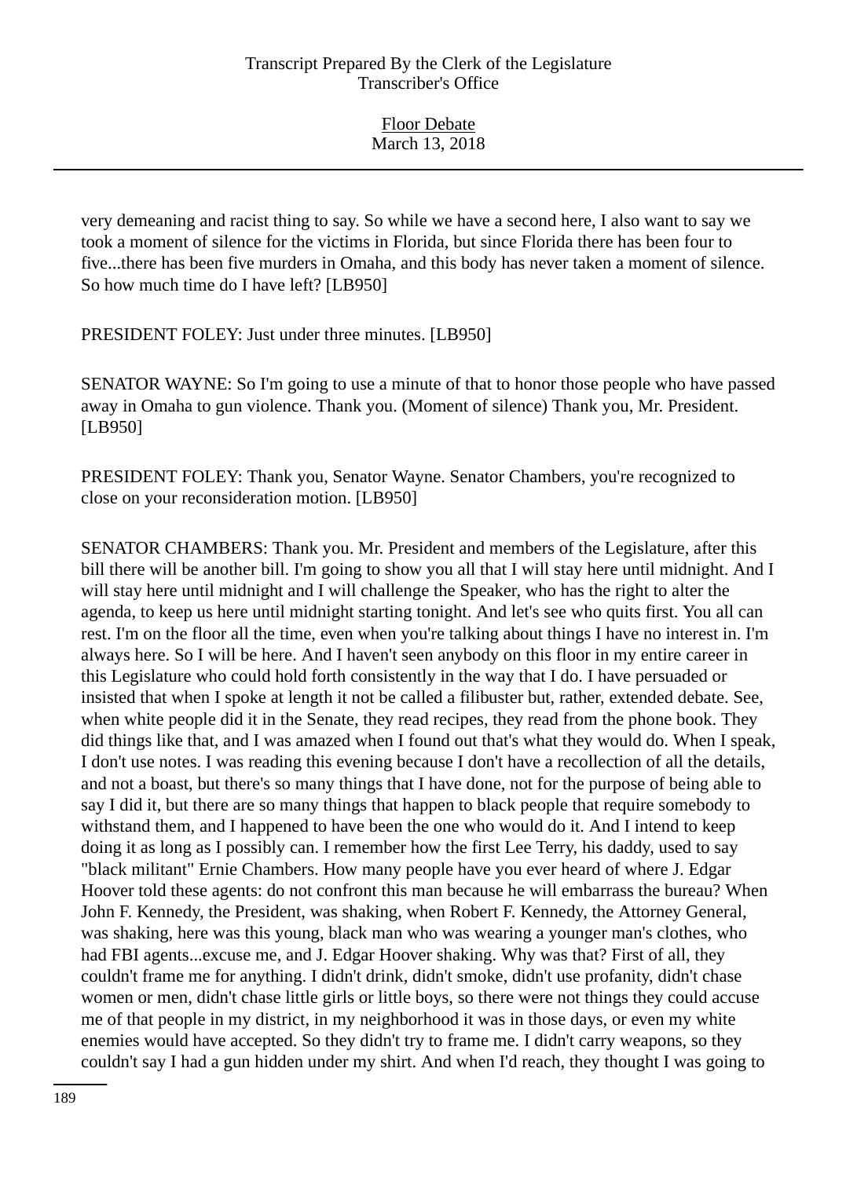very demeaning and racist thing to say. So while we have a second here, I also want to say we took a moment of silence for the victims in Florida, but since Florida there has been four to five...there has been five murders in Omaha, and this body has never taken a moment of silence. So how much time do I have left? [LB950]

PRESIDENT FOLEY: Just under three minutes. [LB950]

SENATOR WAYNE: So I'm going to use a minute of that to honor those people who have passed away in Omaha to gun violence. Thank you. (Moment of silence) Thank you, Mr. President. [LB950]

PRESIDENT FOLEY: Thank you, Senator Wayne. Senator Chambers, you're recognized to close on your reconsideration motion. [LB950]

SENATOR CHAMBERS: Thank you. Mr. President and members of the Legislature, after this bill there will be another bill. I'm going to show you all that I will stay here until midnight. And I will stay here until midnight and I will challenge the Speaker, who has the right to alter the agenda, to keep us here until midnight starting tonight. And let's see who quits first. You all can rest. I'm on the floor all the time, even when you're talking about things I have no interest in. I'm always here. So I will be here. And I haven't seen anybody on this floor in my entire career in this Legislature who could hold forth consistently in the way that I do. I have persuaded or insisted that when I spoke at length it not be called a filibuster but, rather, extended debate. See, when white people did it in the Senate, they read recipes, they read from the phone book. They did things like that, and I was amazed when I found out that's what they would do. When I speak, I don't use notes. I was reading this evening because I don't have a recollection of all the details, and not a boast, but there's so many things that I have done, not for the purpose of being able to say I did it, but there are so many things that happen to black people that require somebody to withstand them, and I happened to have been the one who would do it. And I intend to keep doing it as long as I possibly can. I remember how the first Lee Terry, his daddy, used to say "black militant" Ernie Chambers. How many people have you ever heard of where J. Edgar Hoover told these agents: do not confront this man because he will embarrass the bureau? When John F. Kennedy, the President, was shaking, when Robert F. Kennedy, the Attorney General, was shaking, here was this young, black man who was wearing a younger man's clothes, who had FBI agents...excuse me, and J. Edgar Hoover shaking. Why was that? First of all, they couldn't frame me for anything. I didn't drink, didn't smoke, didn't use profanity, didn't chase women or men, didn't chase little girls or little boys, so there were not things they could accuse me of that people in my district, in my neighborhood it was in those days, or even my white enemies would have accepted. So they didn't try to frame me. I didn't carry weapons, so they couldn't say I had a gun hidden under my shirt. And when I'd reach, they thought I was going to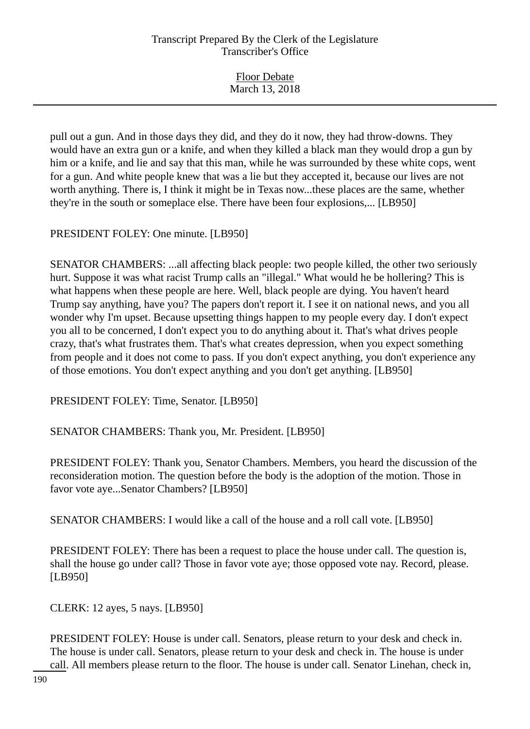pull out a gun. And in those days they did, and they do it now, they had throw-downs. They would have an extra gun or a knife, and when they killed a black man they would drop a gun by him or a knife, and lie and say that this man, while he was surrounded by these white cops, went for a gun. And white people knew that was a lie but they accepted it, because our lives are not worth anything. There is, I think it might be in Texas now...these places are the same, whether they're in the south or someplace else. There have been four explosions,... [LB950]

PRESIDENT FOLEY: One minute. [LB950]

SENATOR CHAMBERS: ...all affecting black people: two people killed, the other two seriously hurt. Suppose it was what racist Trump calls an "illegal." What would he be hollering? This is what happens when these people are here. Well, black people are dying. You haven't heard Trump say anything, have you? The papers don't report it. I see it on national news, and you all wonder why I'm upset. Because upsetting things happen to my people every day. I don't expect you all to be concerned, I don't expect you to do anything about it. That's what drives people crazy, that's what frustrates them. That's what creates depression, when you expect something from people and it does not come to pass. If you don't expect anything, you don't experience any of those emotions. You don't expect anything and you don't get anything. [LB950]

PRESIDENT FOLEY: Time, Senator. [LB950]

SENATOR CHAMBERS: Thank you, Mr. President. [LB950]

PRESIDENT FOLEY: Thank you, Senator Chambers. Members, you heard the discussion of the reconsideration motion. The question before the body is the adoption of the motion. Those in favor vote aye...Senator Chambers? [LB950]

SENATOR CHAMBERS: I would like a call of the house and a roll call vote. [LB950]

PRESIDENT FOLEY: There has been a request to place the house under call. The question is, shall the house go under call? Those in favor vote aye; those opposed vote nay. Record, please. [LB950]

CLERK: 12 ayes, 5 nays. [LB950]

PRESIDENT FOLEY: House is under call. Senators, please return to your desk and check in. The house is under call. Senators, please return to your desk and check in. The house is under call. All members please return to the floor. The house is under call. Senator Linehan, check in,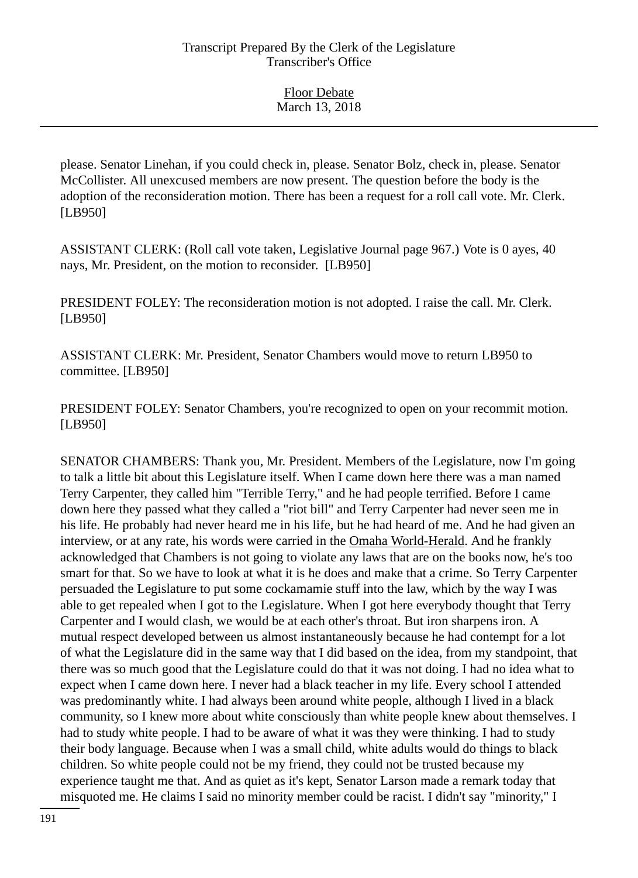please. Senator Linehan, if you could check in, please. Senator Bolz, check in, please. Senator McCollister. All unexcused members are now present. The question before the body is the adoption of the reconsideration motion. There has been a request for a roll call vote. Mr. Clerk. [LB950]

ASSISTANT CLERK: (Roll call vote taken, Legislative Journal page 967.) Vote is 0 ayes, 40 nays, Mr. President, on the motion to reconsider. [LB950]

PRESIDENT FOLEY: The reconsideration motion is not adopted. I raise the call. Mr. Clerk. [LB950]

ASSISTANT CLERK: Mr. President, Senator Chambers would move to return LB950 to committee. [LB950]

PRESIDENT FOLEY: Senator Chambers, you're recognized to open on your recommit motion. [LB950]

SENATOR CHAMBERS: Thank you, Mr. President. Members of the Legislature, now I'm going to talk a little bit about this Legislature itself. When I came down here there was a man named Terry Carpenter, they called him "Terrible Terry," and he had people terrified. Before I came down here they passed what they called a "riot bill" and Terry Carpenter had never seen me in his life. He probably had never heard me in his life, but he had heard of me. And he had given an interview, or at any rate, his words were carried in the Omaha World-Herald. And he frankly acknowledged that Chambers is not going to violate any laws that are on the books now, he's too smart for that. So we have to look at what it is he does and make that a crime. So Terry Carpenter persuaded the Legislature to put some cockamamie stuff into the law, which by the way I was able to get repealed when I got to the Legislature. When I got here everybody thought that Terry Carpenter and I would clash, we would be at each other's throat. But iron sharpens iron. A mutual respect developed between us almost instantaneously because he had contempt for a lot of what the Legislature did in the same way that I did based on the idea, from my standpoint, that there was so much good that the Legislature could do that it was not doing. I had no idea what to expect when I came down here. I never had a black teacher in my life. Every school I attended was predominantly white. I had always been around white people, although I lived in a black community, so I knew more about white consciously than white people knew about themselves. I had to study white people. I had to be aware of what it was they were thinking. I had to study their body language. Because when I was a small child, white adults would do things to black children. So white people could not be my friend, they could not be trusted because my experience taught me that. And as quiet as it's kept, Senator Larson made a remark today that misquoted me. He claims I said no minority member could be racist. I didn't say "minority," I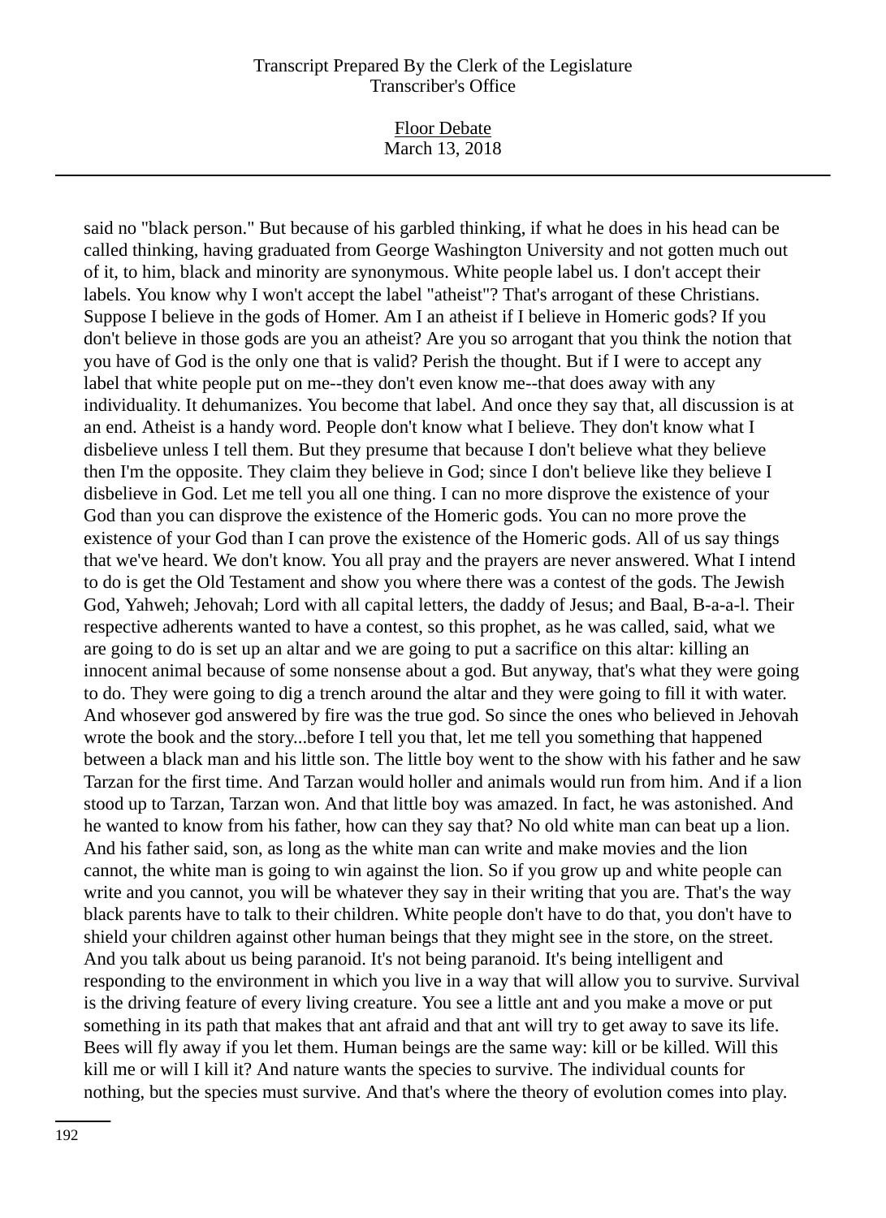said no "black person." But because of his garbled thinking, if what he does in his head can be called thinking, having graduated from George Washington University and not gotten much out of it, to him, black and minority are synonymous. White people label us. I don't accept their labels. You know why I won't accept the label "atheist"? That's arrogant of these Christians. Suppose I believe in the gods of Homer. Am I an atheist if I believe in Homeric gods? If you don't believe in those gods are you an atheist? Are you so arrogant that you think the notion that you have of God is the only one that is valid? Perish the thought. But if I were to accept any label that white people put on me--they don't even know me--that does away with any individuality. It dehumanizes. You become that label. And once they say that, all discussion is at an end. Atheist is a handy word. People don't know what I believe. They don't know what I disbelieve unless I tell them. But they presume that because I don't believe what they believe then I'm the opposite. They claim they believe in God; since I don't believe like they believe I disbelieve in God. Let me tell you all one thing. I can no more disprove the existence of your God than you can disprove the existence of the Homeric gods. You can no more prove the existence of your God than I can prove the existence of the Homeric gods. All of us say things that we've heard. We don't know. You all pray and the prayers are never answered. What I intend to do is get the Old Testament and show you where there was a contest of the gods. The Jewish God, Yahweh; Jehovah; Lord with all capital letters, the daddy of Jesus; and Baal, B-a-a-l. Their respective adherents wanted to have a contest, so this prophet, as he was called, said, what we are going to do is set up an altar and we are going to put a sacrifice on this altar: killing an innocent animal because of some nonsense about a god. But anyway, that's what they were going to do. They were going to dig a trench around the altar and they were going to fill it with water. And whosever god answered by fire was the true god. So since the ones who believed in Jehovah wrote the book and the story...before I tell you that, let me tell you something that happened between a black man and his little son. The little boy went to the show with his father and he saw Tarzan for the first time. And Tarzan would holler and animals would run from him. And if a lion stood up to Tarzan, Tarzan won. And that little boy was amazed. In fact, he was astonished. And he wanted to know from his father, how can they say that? No old white man can beat up a lion. And his father said, son, as long as the white man can write and make movies and the lion cannot, the white man is going to win against the lion. So if you grow up and white people can write and you cannot, you will be whatever they say in their writing that you are. That's the way black parents have to talk to their children. White people don't have to do that, you don't have to shield your children against other human beings that they might see in the store, on the street. And you talk about us being paranoid. It's not being paranoid. It's being intelligent and responding to the environment in which you live in a way that will allow you to survive. Survival is the driving feature of every living creature. You see a little ant and you make a move or put something in its path that makes that ant afraid and that ant will try to get away to save its life. Bees will fly away if you let them. Human beings are the same way: kill or be killed. Will this kill me or will I kill it? And nature wants the species to survive. The individual counts for nothing, but the species must survive. And that's where the theory of evolution comes into play.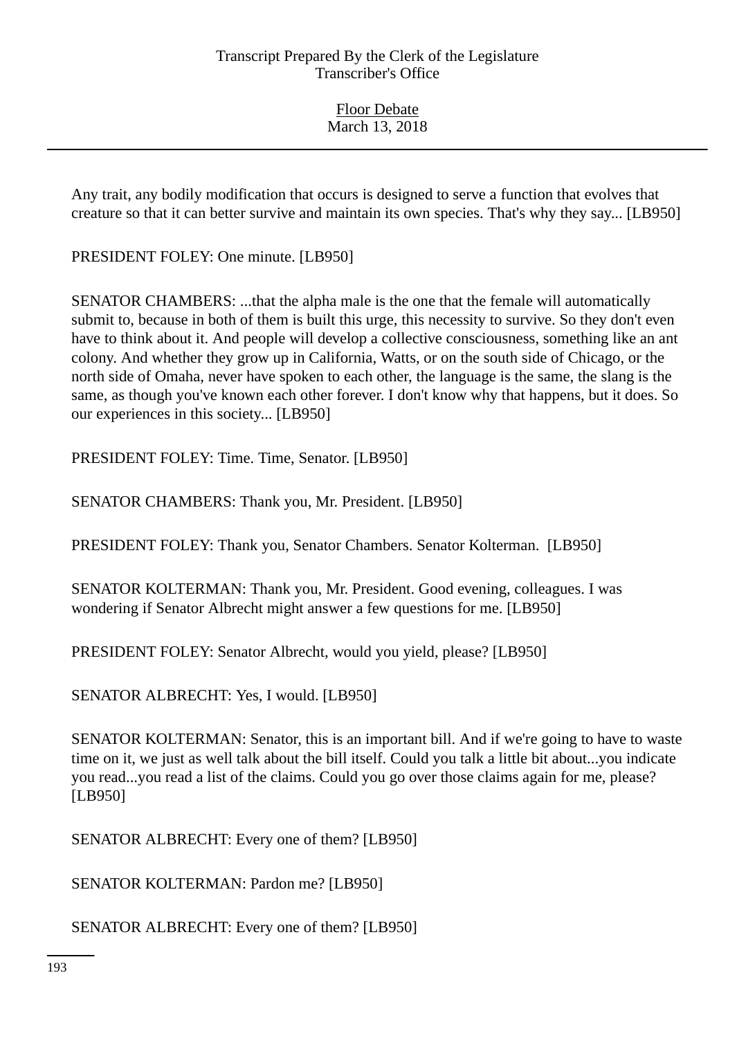Any trait, any bodily modification that occurs is designed to serve a function that evolves that creature so that it can better survive and maintain its own species. That's why they say... [LB950]

PRESIDENT FOLEY: One minute. [LB950]

SENATOR CHAMBERS: ...that the alpha male is the one that the female will automatically submit to, because in both of them is built this urge, this necessity to survive. So they don't even have to think about it. And people will develop a collective consciousness, something like an ant colony. And whether they grow up in California, Watts, or on the south side of Chicago, or the north side of Omaha, never have spoken to each other, the language is the same, the slang is the same, as though you've known each other forever. I don't know why that happens, but it does. So our experiences in this society... [LB950]

PRESIDENT FOLEY: Time. Time, Senator. [LB950]

SENATOR CHAMBERS: Thank you, Mr. President. [LB950]

PRESIDENT FOLEY: Thank you, Senator Chambers. Senator Kolterman. [LB950]

SENATOR KOLTERMAN: Thank you, Mr. President. Good evening, colleagues. I was wondering if Senator Albrecht might answer a few questions for me. [LB950]

PRESIDENT FOLEY: Senator Albrecht, would you yield, please? [LB950]

SENATOR ALBRECHT: Yes, I would. [LB950]

SENATOR KOLTERMAN: Senator, this is an important bill. And if we're going to have to waste time on it, we just as well talk about the bill itself. Could you talk a little bit about...you indicate you read...you read a list of the claims. Could you go over those claims again for me, please? [LB950]

SENATOR ALBRECHT: Every one of them? [LB950]

SENATOR KOLTERMAN: Pardon me? [LB950]

SENATOR ALBRECHT: Every one of them? [LB950]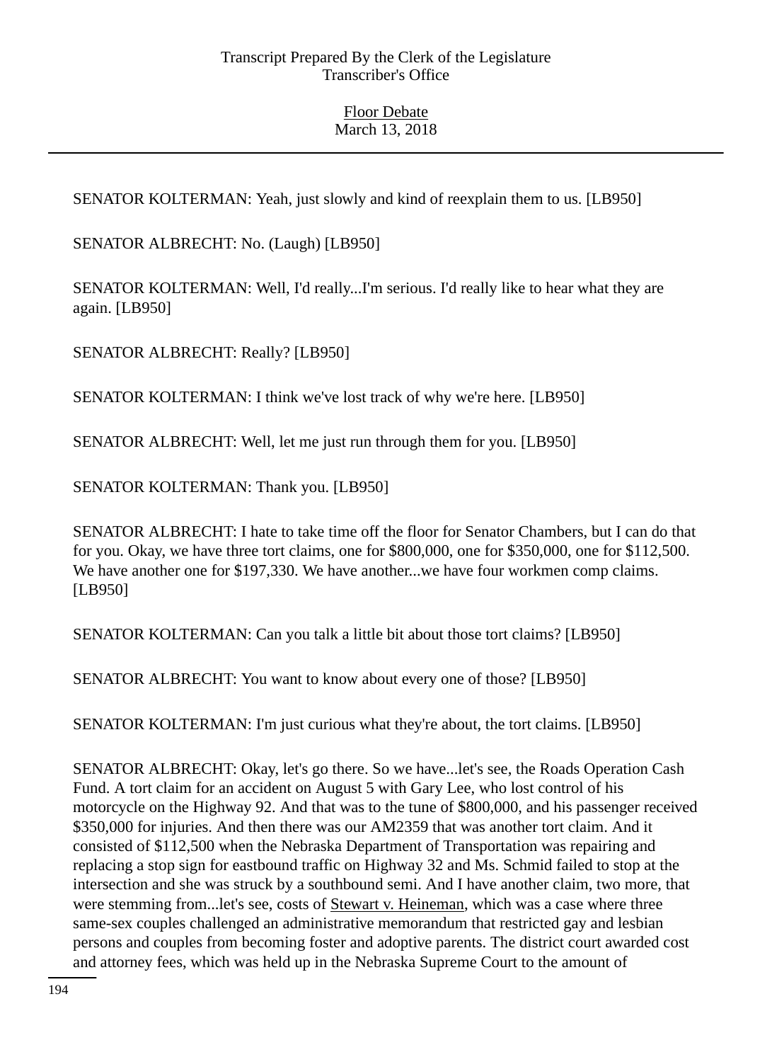SENATOR KOLTERMAN: Yeah, just slowly and kind of reexplain them to us. [LB950]

SENATOR ALBRECHT: No. (Laugh) [LB950]

SENATOR KOLTERMAN: Well, I'd really...I'm serious. I'd really like to hear what they are again. [LB950]

SENATOR ALBRECHT: Really? [LB950]

SENATOR KOLTERMAN: I think we've lost track of why we're here. [LB950]

SENATOR ALBRECHT: Well, let me just run through them for you. [LB950]

SENATOR KOLTERMAN: Thank you. [LB950]

SENATOR ALBRECHT: I hate to take time off the floor for Senator Chambers, but I can do that for you. Okay, we have three tort claims, one for $800,000, one for $350,000, one for $112,500. We have another one for $197,330. We have another...we have four workmen comp claims. [LB950]

SENATOR KOLTERMAN: Can you talk a little bit about those tort claims? [LB950]

SENATOR ALBRECHT: You want to know about every one of those? [LB950]

SENATOR KOLTERMAN: I'm just curious what they're about, the tort claims. [LB950]

SENATOR ALBRECHT: Okay, let's go there. So we have...let's see, the Roads Operation Cash Fund. A tort claim for an accident on August 5 with Gary Lee, who lost control of his motorcycle on the Highway 92. And that was to the tune of $800,000, and his passenger received $350,000 for injuries. And then there was our AM2359 that was another tort claim. And it consisted of $112,500 when the Nebraska Department of Transportation was repairing and replacing a stop sign for eastbound traffic on Highway 32 and Ms. Schmid failed to stop at the intersection and she was struck by a southbound semi. And I have another claim, two more, that were stemming from...let's see, costs of <u>Stewart v. Heineman</u>, which was a case where three same-sex couples challenged an administrative memorandum that restricted gay and lesbian persons and couples from becoming foster and adoptive parents. The district court awarded cost and attorney fees, which was held up in the Nebraska Supreme Court to the amount of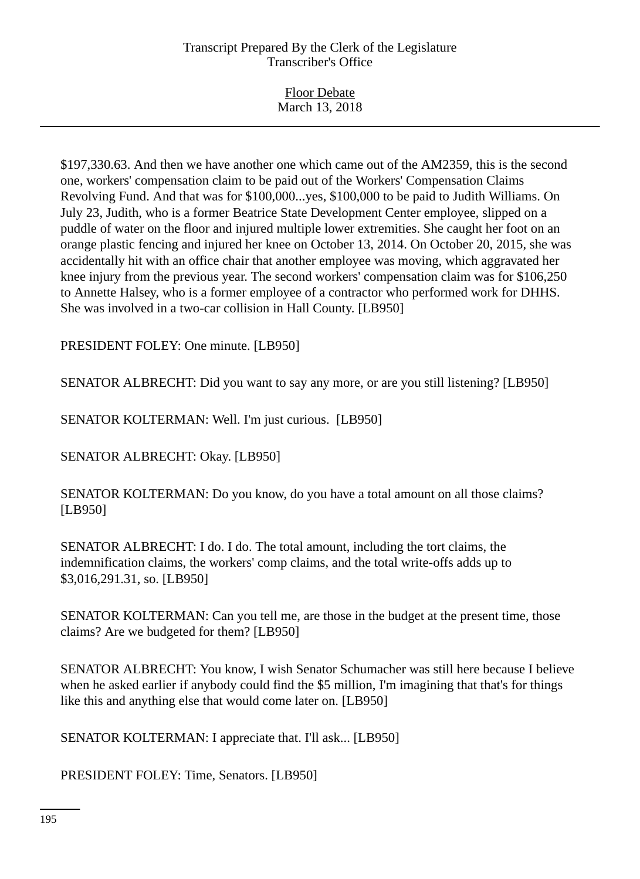$197,330.63. And then we have another one which came out of the AM2359, this is the second one, workers' compensation claim to be paid out of the Workers' Compensation Claims Revolving Fund. And that was for $100,000...yes, $100,000 to be paid to Judith Williams. On July 23, Judith, who is a former Beatrice State Development Center employee, slipped on a puddle of water on the floor and injured multiple lower extremities. She caught her foot on an orange plastic fencing and injured her knee on October 13, 2014. On October 20, 2015, she was accidentally hit with an office chair that another employee was moving, which aggravated her knee injury from the previous year. The second workers' compensation claim was for $106,250 to Annette Halsey, who is a former employee of a contractor who performed work for DHHS. She was involved in a two-car collision in Hall County. [LB950]

PRESIDENT FOLEY: One minute. [LB950]

SENATOR ALBRECHT: Did you want to say any more, or are you still listening? [LB950]

SENATOR KOLTERMAN: Well. I'm just curious. [LB950]

SENATOR ALBRECHT: Okay. [LB950]

SENATOR KOLTERMAN: Do you know, do you have a total amount on all those claims? [LB950]

SENATOR ALBRECHT: I do. I do. The total amount, including the tort claims, the indemnification claims, the workers' comp claims, and the total write-offs adds up to $3,016,291.31, so. [LB950]

SENATOR KOLTERMAN: Can you tell me, are those in the budget at the present time, those claims? Are we budgeted for them? [LB950]

SENATOR ALBRECHT: You know, I wish Senator Schumacher was still here because I believe when he asked earlier if anybody could find the $5 million, I'm imagining that that's for things like this and anything else that would come later on. [LB950]

SENATOR KOLTERMAN: I appreciate that. I'll ask... [LB950]

PRESIDENT FOLEY: Time, Senators. [LB950]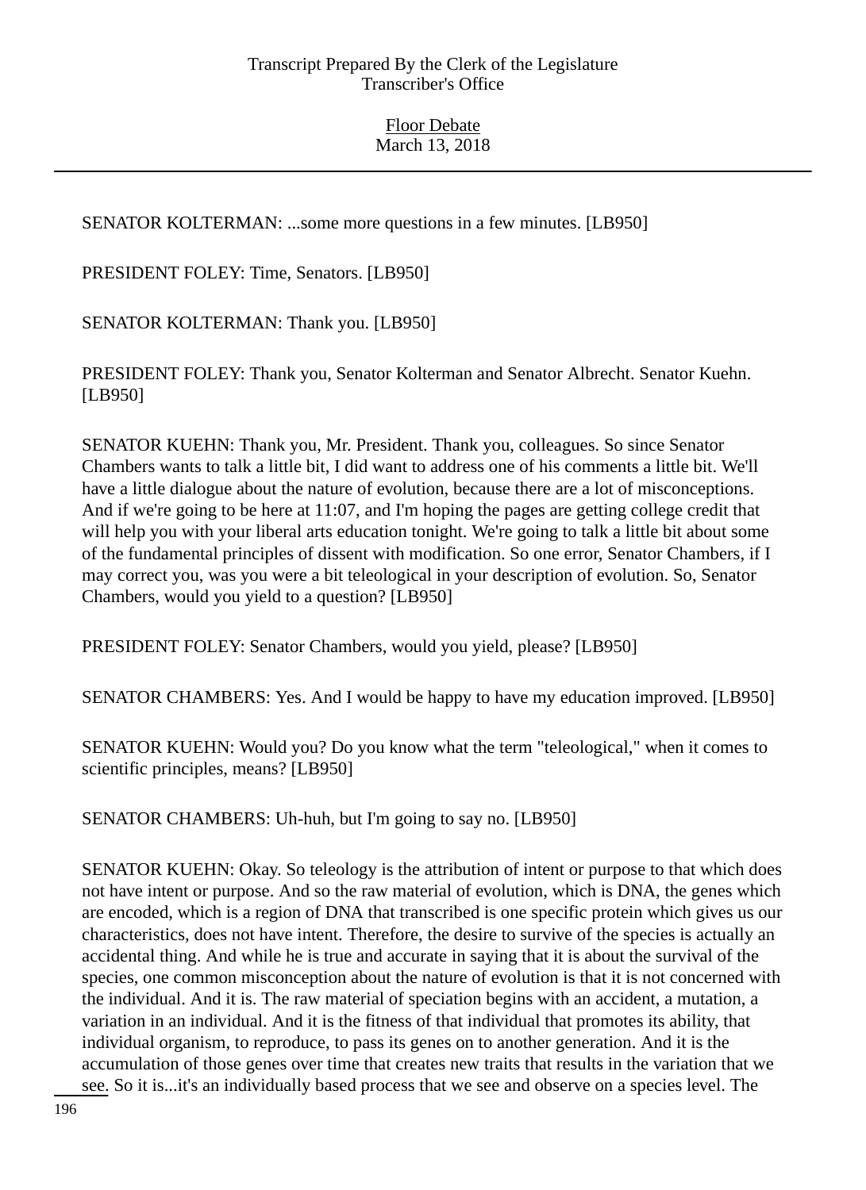SENATOR KOLTERMAN: ...some more questions in a few minutes. [LB950]

PRESIDENT FOLEY: Time, Senators. [LB950]

SENATOR KOLTERMAN: Thank you. [LB950]

PRESIDENT FOLEY: Thank you, Senator Kolterman and Senator Albrecht. Senator Kuehn. [LB950]

SENATOR KUEHN: Thank you, Mr. President. Thank you, colleagues. So since Senator Chambers wants to talk a little bit, I did want to address one of his comments a little bit. We'll have a little dialogue about the nature of evolution, because there are a lot of misconceptions. And if we're going to be here at 11:07, and I'm hoping the pages are getting college credit that will help you with your liberal arts education tonight. We're going to talk a little bit about some of the fundamental principles of dissent with modification. So one error, Senator Chambers, if I may correct you, was you were a bit teleological in your description of evolution. So, Senator Chambers, would you yield to a question? [LB950]

PRESIDENT FOLEY: Senator Chambers, would you yield, please? [LB950]

SENATOR CHAMBERS: Yes. And I would be happy to have my education improved. [LB950]

SENATOR KUEHN: Would you? Do you know what the term "teleological," when it comes to scientific principles, means? [LB950]

SENATOR CHAMBERS: Uh-huh, but I'm going to say no. [LB950]

SENATOR KUEHN: Okay. So teleology is the attribution of intent or purpose to that which does not have intent or purpose. And so the raw material of evolution, which is DNA, the genes which are encoded, which is a region of DNA that transcribed is one specific protein which gives us our characteristics, does not have intent. Therefore, the desire to survive of the species is actually an accidental thing. And while he is true and accurate in saying that it is about the survival of the species, one common misconception about the nature of evolution is that it is not concerned with the individual. And it is. The raw material of speciation begins with an accident, a mutation, a variation in an individual. And it is the fitness of that individual that promotes its ability, that individual organism, to reproduce, to pass its genes on to another generation. And it is the accumulation of those genes over time that creates new traits that results in the variation that we see. So it is...it's an individually based process that we see and observe on a species level. The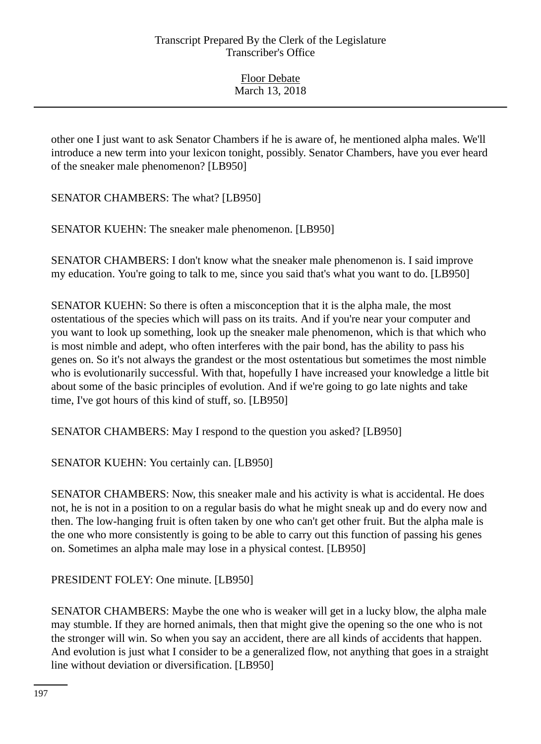other one I just want to ask Senator Chambers if he is aware of, he mentioned alpha males. We'll introduce a new term into your lexicon tonight, possibly. Senator Chambers, have you ever heard of the sneaker male phenomenon? [LB950]

SENATOR CHAMBERS: The what? [LB950]

SENATOR KUEHN: The sneaker male phenomenon. [LB950]

SENATOR CHAMBERS: I don't know what the sneaker male phenomenon is. I said improve my education. You're going to talk to me, since you said that's what you want to do. [LB950]

SENATOR KUEHN: So there is often a misconception that it is the alpha male, the most ostentatious of the species which will pass on its traits. And if you're near your computer and you want to look up something, look up the sneaker male phenomenon, which is that which who is most nimble and adept, who often interferes with the pair bond, has the ability to pass his genes on. So it's not always the grandest or the most ostentatious but sometimes the most nimble who is evolutionarily successful. With that, hopefully I have increased your knowledge a little bit about some of the basic principles of evolution. And if we're going to go late nights and take time, I've got hours of this kind of stuff, so. [LB950]

SENATOR CHAMBERS: May I respond to the question you asked? [LB950]

SENATOR KUEHN: You certainly can. [LB950]

SENATOR CHAMBERS: Now, this sneaker male and his activity is what is accidental. He does not, he is not in a position to on a regular basis do what he might sneak up and do every now and then. The low-hanging fruit is often taken by one who can't get other fruit. But the alpha male is the one who more consistently is going to be able to carry out this function of passing his genes on. Sometimes an alpha male may lose in a physical contest. [LB950]

PRESIDENT FOLEY: One minute. [LB950]

SENATOR CHAMBERS: Maybe the one who is weaker will get in a lucky blow, the alpha male may stumble. If they are horned animals, then that might give the opening so the one who is not the stronger will win. So when you say an accident, there are all kinds of accidents that happen. And evolution is just what I consider to be a generalized flow, not anything that goes in a straight line without deviation or diversification. [LB950]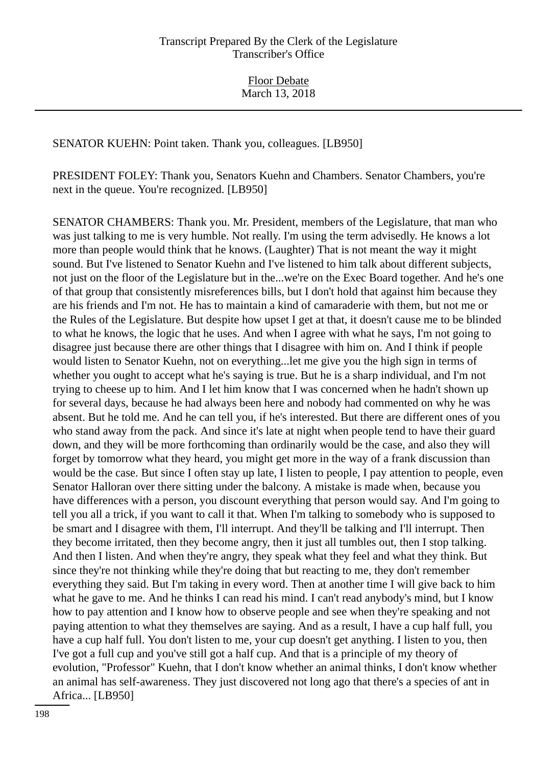SENATOR KUEHN: Point taken. Thank you, colleagues. [LB950]

PRESIDENT FOLEY: Thank you, Senators Kuehn and Chambers. Senator Chambers, you're next in the queue. You're recognized. [LB950]

SENATOR CHAMBERS: Thank you. Mr. President, members of the Legislature, that man who was just talking to me is very humble. Not really. I'm using the term advisedly. He knows a lot more than people would think that he knows. (Laughter) That is not meant the way it might sound. But I've listened to Senator Kuehn and I've listened to him talk about different subjects, not just on the floor of the Legislature but in the...we're on the Exec Board together. And he's one of that group that consistently misreferences bills, but I don't hold that against him because they are his friends and I'm not. He has to maintain a kind of camaraderie with them, but not me or the Rules of the Legislature. But despite how upset I get at that, it doesn't cause me to be blinded to what he knows, the logic that he uses. And when I agree with what he says, I'm not going to disagree just because there are other things that I disagree with him on. And I think if people would listen to Senator Kuehn, not on everything...let me give you the high sign in terms of whether you ought to accept what he's saying is true. But he is a sharp individual, and I'm not trying to cheese up to him. And I let him know that I was concerned when he hadn't shown up for several days, because he had always been here and nobody had commented on why he was absent. But he told me. And he can tell you, if he's interested. But there are different ones of you who stand away from the pack. And since it's late at night when people tend to have their guard down, and they will be more forthcoming than ordinarily would be the case, and also they will forget by tomorrow what they heard, you might get more in the way of a frank discussion than would be the case. But since I often stay up late, I listen to people, I pay attention to people, even Senator Halloran over there sitting under the balcony. A mistake is made when, because you have differences with a person, you discount everything that person would say. And I'm going to tell you all a trick, if you want to call it that. When I'm talking to somebody who is supposed to be smart and I disagree with them, I'll interrupt. And they'll be talking and I'll interrupt. Then they become irritated, then they become angry, then it just all tumbles out, then I stop talking. And then I listen. And when they're angry, they speak what they feel and what they think. But since they're not thinking while they're doing that but reacting to me, they don't remember everything they said. But I'm taking in every word. Then at another time I will give back to him what he gave to me. And he thinks I can read his mind. I can't read anybody's mind, but I know how to pay attention and I know how to observe people and see when they're speaking and not paying attention to what they themselves are saying. And as a result, I have a cup half full, you have a cup half full. You don't listen to me, your cup doesn't get anything. I listen to you, then I've got a full cup and you've still got a half cup. And that is a principle of my theory of evolution, "Professor" Kuehn, that I don't know whether an animal thinks, I don't know whether an animal has self-awareness. They just discovered not long ago that there's a species of ant in Africa... [LB950]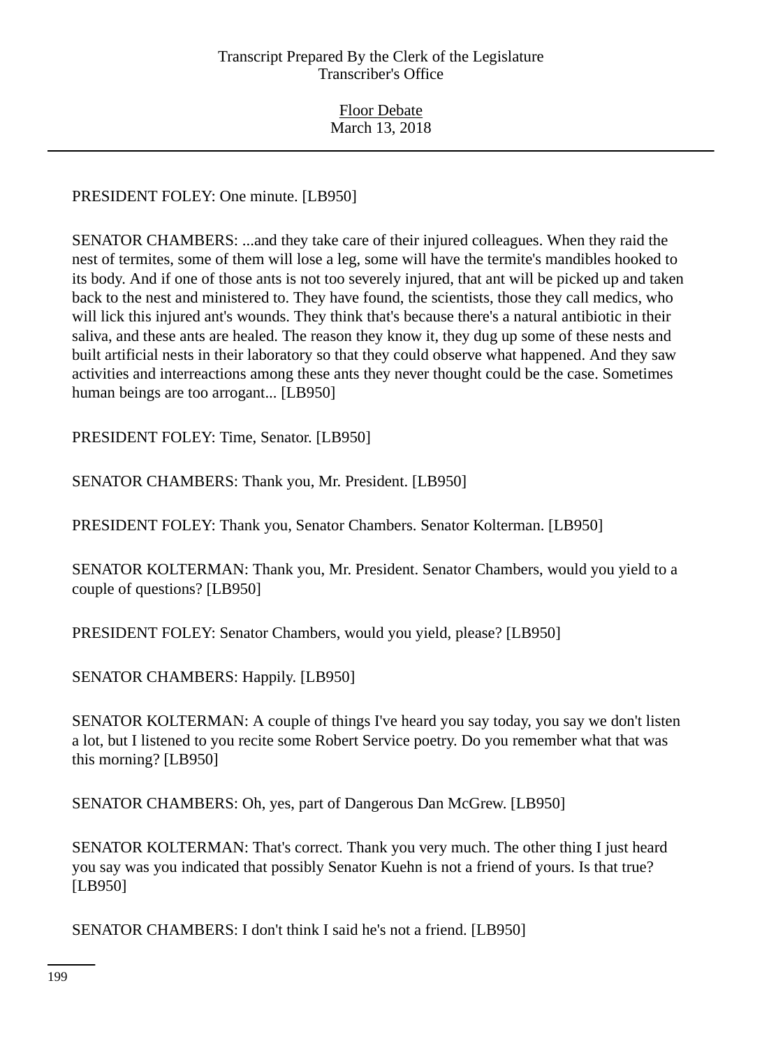PRESIDENT FOLEY: One minute. [LB950]

SENATOR CHAMBERS: ...and they take care of their injured colleagues. When they raid the nest of termites, some of them will lose a leg, some will have the termite's mandibles hooked to its body. And if one of those ants is not too severely injured, that ant will be picked up and taken back to the nest and ministered to. They have found, the scientists, those they call medics, who will lick this injured ant's wounds. They think that's because there's a natural antibiotic in their saliva, and these ants are healed. The reason they know it, they dug up some of these nests and built artificial nests in their laboratory so that they could observe what happened. And they saw activities and interreactions among these ants they never thought could be the case. Sometimes human beings are too arrogant... [LB950]

PRESIDENT FOLEY: Time, Senator. [LB950]

SENATOR CHAMBERS: Thank you, Mr. President. [LB950]

PRESIDENT FOLEY: Thank you, Senator Chambers. Senator Kolterman. [LB950]

SENATOR KOLTERMAN: Thank you, Mr. President. Senator Chambers, would you yield to a couple of questions? [LB950]

PRESIDENT FOLEY: Senator Chambers, would you yield, please? [LB950]

SENATOR CHAMBERS: Happily. [LB950]

SENATOR KOLTERMAN: A couple of things I've heard you say today, you say we don't listen a lot, but I listened to you recite some Robert Service poetry. Do you remember what that was this morning? [LB950]

SENATOR CHAMBERS: Oh, yes, part of Dangerous Dan McGrew. [LB950]

SENATOR KOLTERMAN: That's correct. Thank you very much. The other thing I just heard you say was you indicated that possibly Senator Kuehn is not a friend of yours. Is that true? [LB950]

SENATOR CHAMBERS: I don't think I said he's not a friend. [LB950]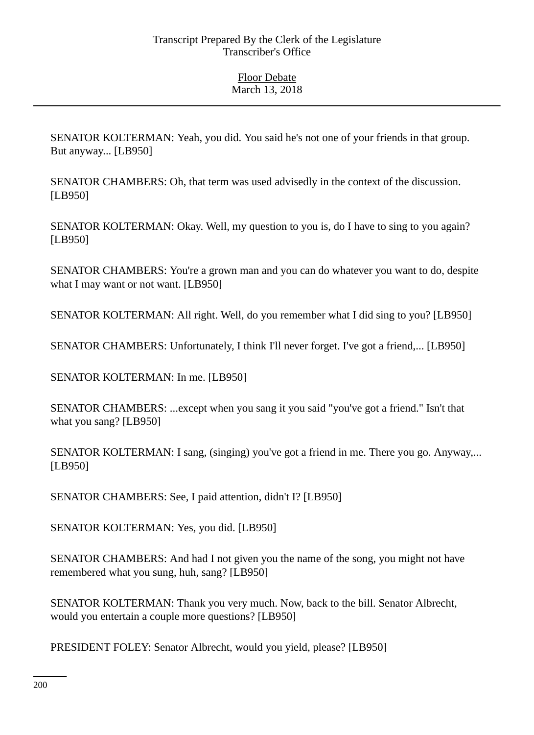SENATOR KOLTERMAN: Yeah, you did. You said he's not one of your friends in that group. But anyway... [LB950]

SENATOR CHAMBERS: Oh, that term was used advisedly in the context of the discussion. [LB950]

SENATOR KOLTERMAN: Okay. Well, my question to you is, do I have to sing to you again? [LB950]

SENATOR CHAMBERS: You're a grown man and you can do whatever you want to do, despite what I may want or not want. [LB950]

SENATOR KOLTERMAN: All right. Well, do you remember what I did sing to you? [LB950]

SENATOR CHAMBERS: Unfortunately, I think I'll never forget. I've got a friend,... [LB950]

SENATOR KOLTERMAN: In me. [LB950]

SENATOR CHAMBERS: ...except when you sang it you said "you've got a friend." Isn't that what you sang? [LB950]

SENATOR KOLTERMAN: I sang, (singing) you've got a friend in me. There you go. Anyway,... [LB950]

SENATOR CHAMBERS: See, I paid attention, didn't I? [LB950]

SENATOR KOLTERMAN: Yes, you did. [LB950]

SENATOR CHAMBERS: And had I not given you the name of the song, you might not have remembered what you sung, huh, sang? [LB950]

SENATOR KOLTERMAN: Thank you very much. Now, back to the bill. Senator Albrecht, would you entertain a couple more questions? [LB950]

PRESIDENT FOLEY: Senator Albrecht, would you yield, please? [LB950]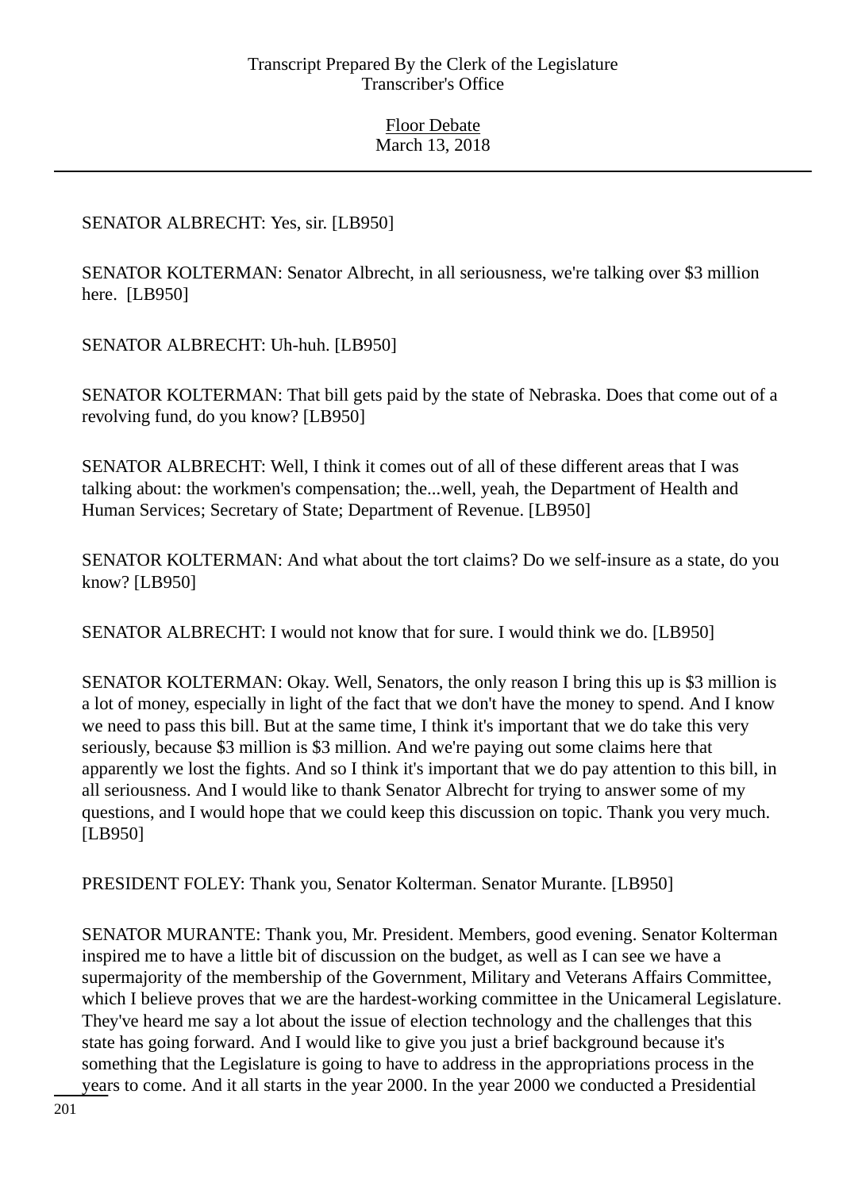SENATOR ALBRECHT: Yes, sir. [LB950]

SENATOR KOLTERMAN: Senator Albrecht, in all seriousness, we're talking over $3 million here. [LB950]

SENATOR ALBRECHT: Uh-huh. [LB950]

SENATOR KOLTERMAN: That bill gets paid by the state of Nebraska. Does that come out of a revolving fund, do you know? [LB950]

SENATOR ALBRECHT: Well, I think it comes out of all of these different areas that I was talking about: the workmen's compensation; the...well, yeah, the Department of Health and Human Services; Secretary of State; Department of Revenue. [LB950]

SENATOR KOLTERMAN: And what about the tort claims? Do we self-insure as a state, do you know? [LB950]

SENATOR ALBRECHT: I would not know that for sure. I would think we do. [LB950]

SENATOR KOLTERMAN: Okay. Well, Senators, the only reason I bring this up is $3 million is a lot of money, especially in light of the fact that we don't have the money to spend. And I know we need to pass this bill. But at the same time, I think it's important that we do take this very seriously, because $3 million is $3 million. And we're paying out some claims here that apparently we lost the fights. And so I think it's important that we do pay attention to this bill, in all seriousness. And I would like to thank Senator Albrecht for trying to answer some of my questions, and I would hope that we could keep this discussion on topic. Thank you very much. [LB950]

PRESIDENT FOLEY: Thank you, Senator Kolterman. Senator Murante. [LB950]

SENATOR MURANTE: Thank you, Mr. President. Members, good evening. Senator Kolterman inspired me to have a little bit of discussion on the budget, as well as I can see we have a supermajority of the membership of the Government, Military and Veterans Affairs Committee, which I believe proves that we are the hardest-working committee in the Unicameral Legislature. They've heard me say a lot about the issue of election technology and the challenges that this state has going forward. And I would like to give you just a brief background because it's something that the Legislature is going to have to address in the appropriations process in the years to come. And it all starts in the year 2000. In the year 2000 we conducted a Presidential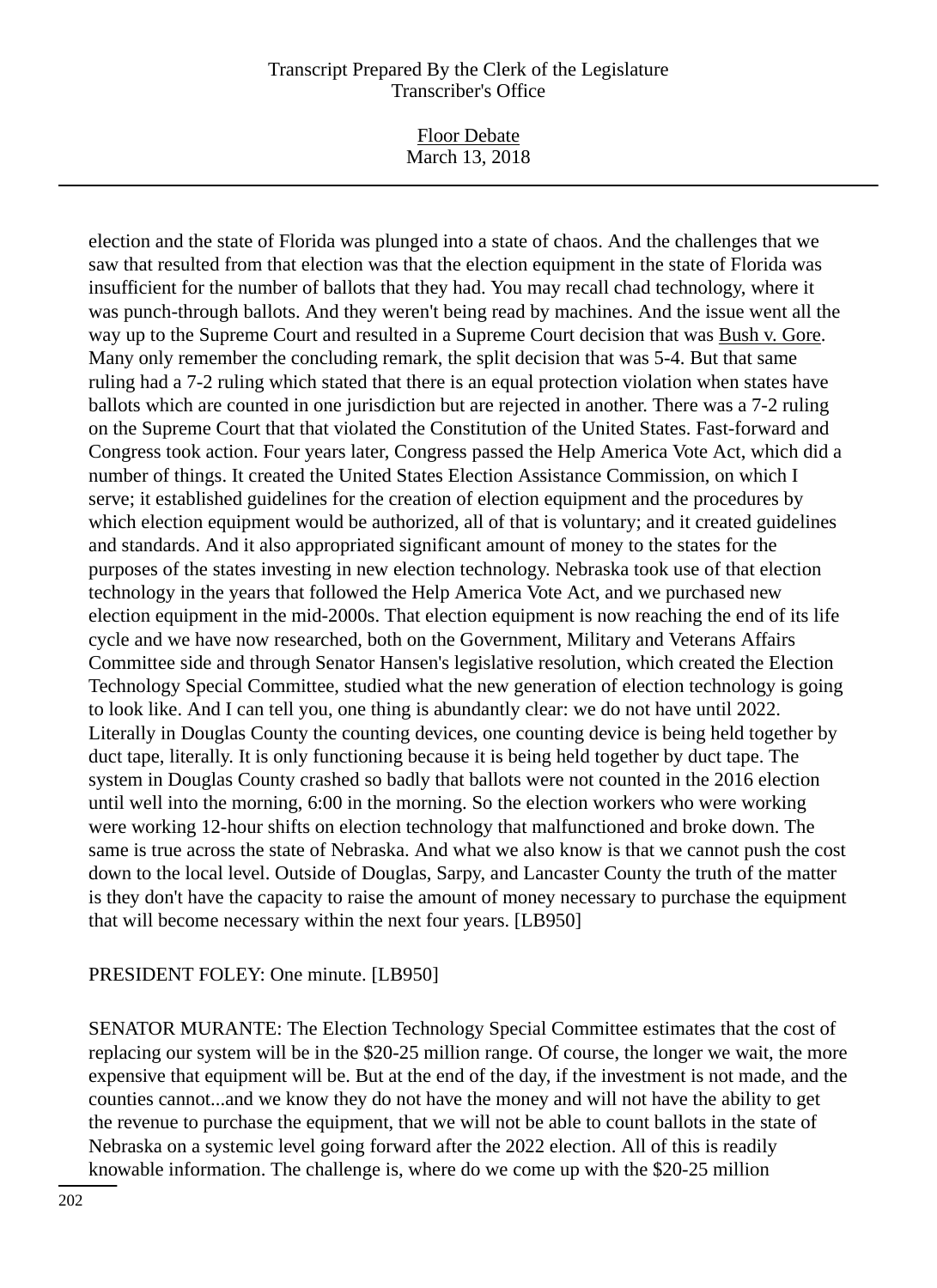election and the state of Florida was plunged into a state of chaos. And the challenges that we saw that resulted from that election was that the election equipment in the state of Florida was insufficient for the number of ballots that they had. You may recall chad technology, where it was punch-through ballots. And they weren't being read by machines. And the issue went all the way up to the Supreme Court and resulted in a Supreme Court decision that was Bush v. Gore. Many only remember the concluding remark, the split decision that was 5-4. But that same ruling had a 7-2 ruling which stated that there is an equal protection violation when states have ballots which are counted in one jurisdiction but are rejected in another. There was a 7-2 ruling on the Supreme Court that that violated the Constitution of the United States. Fast-forward and Congress took action. Four years later, Congress passed the Help America Vote Act, which did a number of things. It created the United States Election Assistance Commission, on which I serve; it established guidelines for the creation of election equipment and the procedures by which election equipment would be authorized, all of that is voluntary; and it created guidelines and standards. And it also appropriated significant amount of money to the states for the purposes of the states investing in new election technology. Nebraska took use of that election technology in the years that followed the Help America Vote Act, and we purchased new election equipment in the mid-2000s. That election equipment is now reaching the end of its life cycle and we have now researched, both on the Government, Military and Veterans Affairs Committee side and through Senator Hansen's legislative resolution, which created the Election Technology Special Committee, studied what the new generation of election technology is going to look like. And I can tell you, one thing is abundantly clear: we do not have until 2022. Literally in Douglas County the counting devices, one counting device is being held together by duct tape, literally. It is only functioning because it is being held together by duct tape. The system in Douglas County crashed so badly that ballots were not counted in the 2016 election until well into the morning, 6:00 in the morning. So the election workers who were working were working 12-hour shifts on election technology that malfunctioned and broke down. The same is true across the state of Nebraska. And what we also know is that we cannot push the cost down to the local level. Outside of Douglas, Sarpy, and Lancaster County the truth of the matter is they don't have the capacity to raise the amount of money necessary to purchase the equipment that will become necessary within the next four years. [LB950]

PRESIDENT FOLEY: One minute. [LB950]

SENATOR MURANTE: The Election Technology Special Committee estimates that the cost of replacing our system will be in the $20-25 million range. Of course, the longer we wait, the more expensive that equipment will be. But at the end of the day, if the investment is not made, and the counties cannot...and we know they do not have the money and will not have the ability to get the revenue to purchase the equipment, that we will not be able to count ballots in the state of Nebraska on a systemic level going forward after the 2022 election. All of this is readily knowable information. The challenge is, where do we come up with the $20-25 million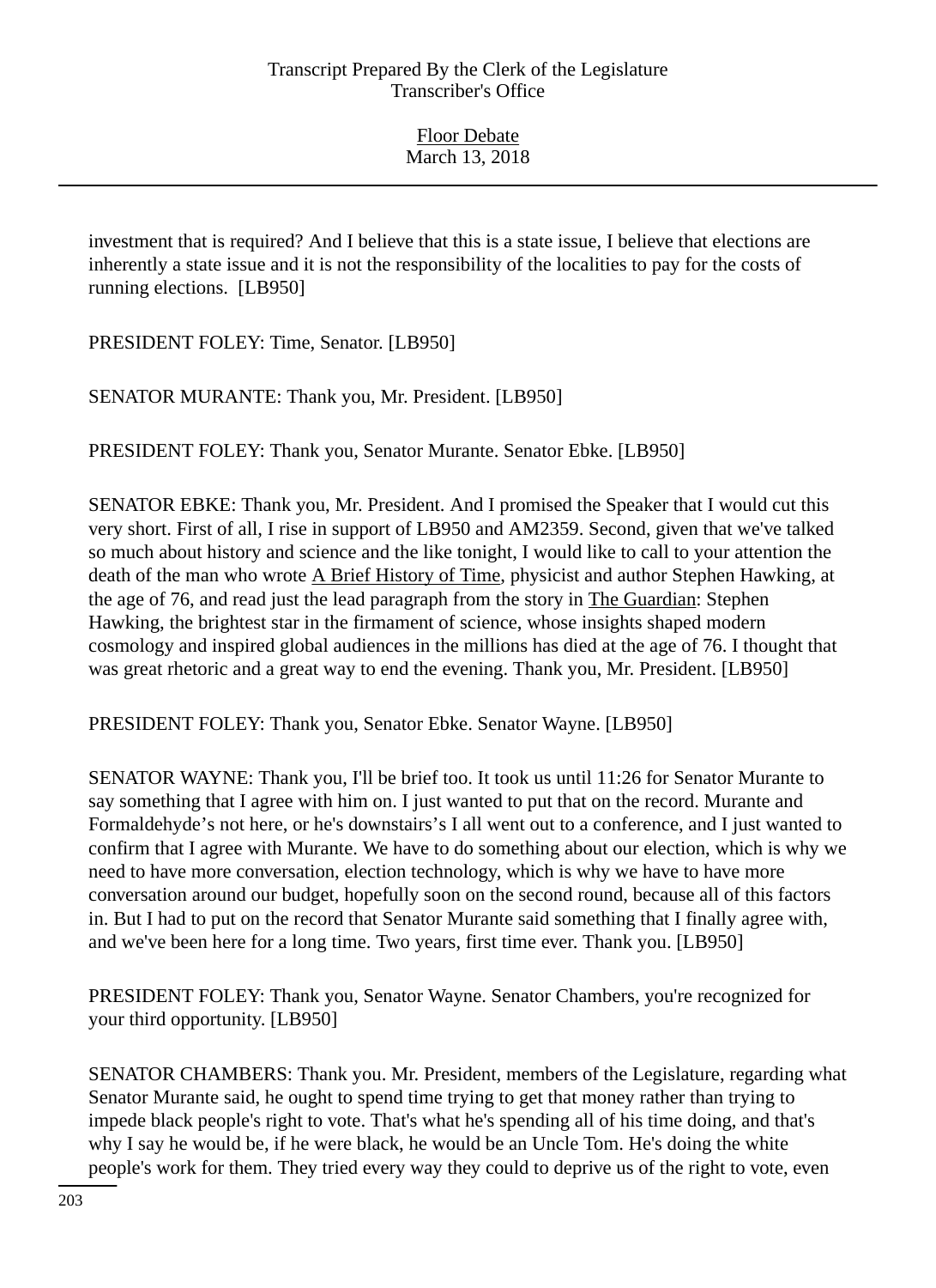investment that is required? And I believe that this is a state issue, I believe that elections are inherently a state issue and it is not the responsibility of the localities to pay for the costs of running elections. [LB950]

PRESIDENT FOLEY: Time, Senator. [LB950]

SENATOR MURANTE: Thank you, Mr. President. [LB950]

PRESIDENT FOLEY: Thank you, Senator Murante. Senator Ebke. [LB950]

SENATOR EBKE: Thank you, Mr. President. And I promised the Speaker that I would cut this very short. First of all, I rise in support of LB950 and AM2359. Second, given that we've talked so much about history and science and the like tonight, I would like to call to your attention the death of the man who wrote A Brief History of Time, physicist and author Stephen Hawking, at the age of 76, and read just the lead paragraph from the story in The Guardian: Stephen Hawking, the brightest star in the firmament of science, whose insights shaped modern cosmology and inspired global audiences in the millions has died at the age of 76. I thought that was great rhetoric and a great way to end the evening. Thank you, Mr. President. [LB950]

PRESIDENT FOLEY: Thank you, Senator Ebke. Senator Wayne. [LB950]

SENATOR WAYNE: Thank you, I'll be brief too. It took us until 11:26 for Senator Murante to say something that I agree with him on. I just wanted to put that on the record. Murante and Formaldehyde's not here, or he's downstairs's I all went out to a conference, and I just wanted to confirm that I agree with Murante. We have to do something about our election, which is why we need to have more conversation, election technology, which is why we have to have more conversation around our budget, hopefully soon on the second round, because all of this factors in. But I had to put on the record that Senator Murante said something that I finally agree with, and we've been here for a long time. Two years, first time ever. Thank you. [LB950]

PRESIDENT FOLEY: Thank you, Senator Wayne. Senator Chambers, you're recognized for your third opportunity. [LB950]

SENATOR CHAMBERS: Thank you. Mr. President, members of the Legislature, regarding what Senator Murante said, he ought to spend time trying to get that money rather than trying to impede black people's right to vote. That's what he's spending all of his time doing, and that's why I say he would be, if he were black, he would be an Uncle Tom. He's doing the white people's work for them. They tried every way they could to deprive us of the right to vote, even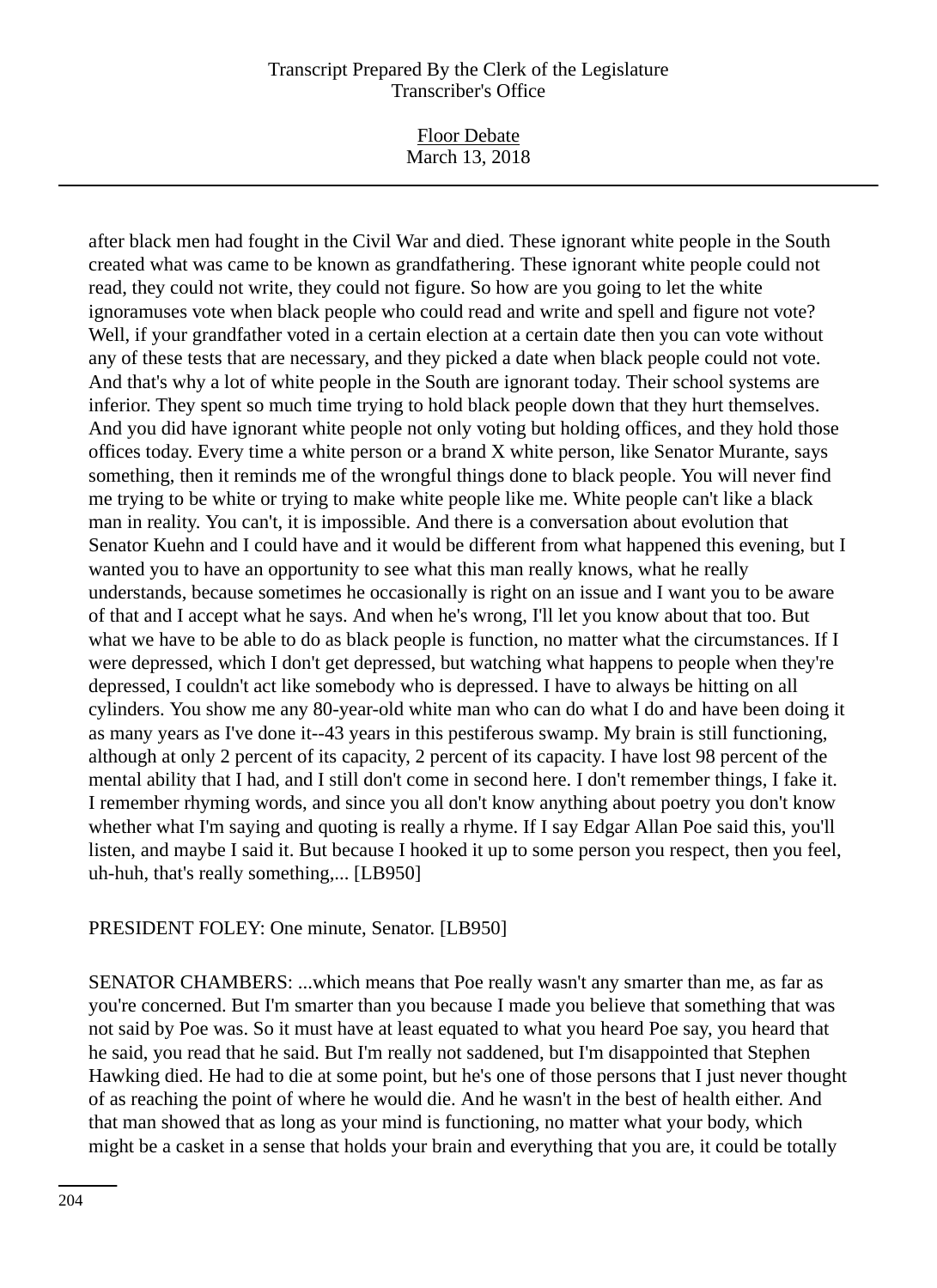after black men had fought in the Civil War and died. These ignorant white people in the South created what was came to be known as grandfathering. These ignorant white people could not read, they could not write, they could not figure. So how are you going to let the white ignoramuses vote when black people who could read and write and spell and figure not vote? Well, if your grandfather voted in a certain election at a certain date then you can vote without any of these tests that are necessary, and they picked a date when black people could not vote. And that's why a lot of white people in the South are ignorant today. Their school systems are inferior. They spent so much time trying to hold black people down that they hurt themselves. And you did have ignorant white people not only voting but holding offices, and they hold those offices today. Every time a white person or a brand X white person, like Senator Murante, says something, then it reminds me of the wrongful things done to black people. You will never find me trying to be white or trying to make white people like me. White people can't like a black man in reality. You can't, it is impossible. And there is a conversation about evolution that Senator Kuehn and I could have and it would be different from what happened this evening, but I wanted you to have an opportunity to see what this man really knows, what he really understands, because sometimes he occasionally is right on an issue and I want you to be aware of that and I accept what he says. And when he's wrong, I'll let you know about that too. But what we have to be able to do as black people is function, no matter what the circumstances. If I were depressed, which I don't get depressed, but watching what happens to people when they're depressed, I couldn't act like somebody who is depressed. I have to always be hitting on all cylinders. You show me any 80-year-old white man who can do what I do and have been doing it as many years as I've done it--43 years in this pestiferous swamp. My brain is still functioning, although at only 2 percent of its capacity, 2 percent of its capacity. I have lost 98 percent of the mental ability that I had, and I still don't come in second here. I don't remember things, I fake it. I remember rhyming words, and since you all don't know anything about poetry you don't know whether what I'm saying and quoting is really a rhyme. If I say Edgar Allan Poe said this, you'll listen, and maybe I said it. But because I hooked it up to some person you respect, then you feel, uh-huh, that's really something,... [LB950]

PRESIDENT FOLEY: One minute, Senator. [LB950]

SENATOR CHAMBERS: ...which means that Poe really wasn't any smarter than me, as far as you're concerned. But I'm smarter than you because I made you believe that something that was not said by Poe was. So it must have at least equated to what you heard Poe say, you heard that he said, you read that he said. But I'm really not saddened, but I'm disappointed that Stephen Hawking died. He had to die at some point, but he's one of those persons that I just never thought of as reaching the point of where he would die. And he wasn't in the best of health either. And that man showed that as long as your mind is functioning, no matter what your body, which might be a casket in a sense that holds your brain and everything that you are, it could be totally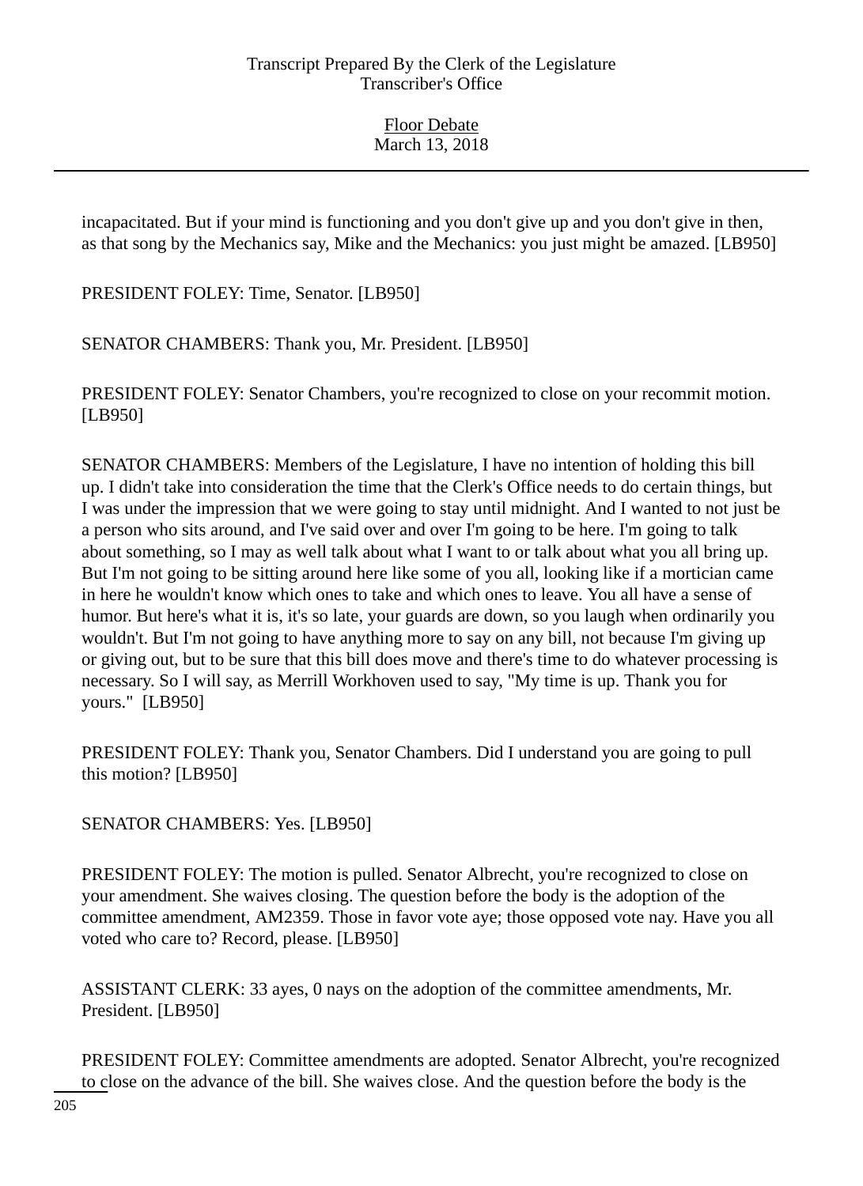incapacitated. But if your mind is functioning and you don't give up and you don't give in then, as that song by the Mechanics say, Mike and the Mechanics: you just might be amazed. [LB950]

PRESIDENT FOLEY: Time, Senator. [LB950]

SENATOR CHAMBERS: Thank you, Mr. President. [LB950]

PRESIDENT FOLEY: Senator Chambers, you're recognized to close on your recommit motion. [LB950]

SENATOR CHAMBERS: Members of the Legislature, I have no intention of holding this bill up. I didn't take into consideration the time that the Clerk's Office needs to do certain things, but I was under the impression that we were going to stay until midnight. And I wanted to not just be a person who sits around, and I've said over and over I'm going to be here. I'm going to talk about something, so I may as well talk about what I want to or talk about what you all bring up. But I'm not going to be sitting around here like some of you all, looking like if a mortician came in here he wouldn't know which ones to take and which ones to leave. You all have a sense of humor. But here's what it is, it's so late, your guards are down, so you laugh when ordinarily you wouldn't. But I'm not going to have anything more to say on any bill, not because I'm giving up or giving out, but to be sure that this bill does move and there's time to do whatever processing is necessary. So I will say, as Merrill Workhoven used to say, "My time is up. Thank you for yours." [LB950]

PRESIDENT FOLEY: Thank you, Senator Chambers. Did I understand you are going to pull this motion? [LB950]

SENATOR CHAMBERS: Yes. [LB950]

PRESIDENT FOLEY: The motion is pulled. Senator Albrecht, you're recognized to close on your amendment. She waives closing. The question before the body is the adoption of the committee amendment, AM2359. Those in favor vote aye; those opposed vote nay. Have you all voted who care to? Record, please. [LB950]

ASSISTANT CLERK: 33 ayes, 0 nays on the adoption of the committee amendments, Mr. President. [LB950]

PRESIDENT FOLEY: Committee amendments are adopted. Senator Albrecht, you're recognized to close on the advance of the bill. She waives close. And the question before the body is the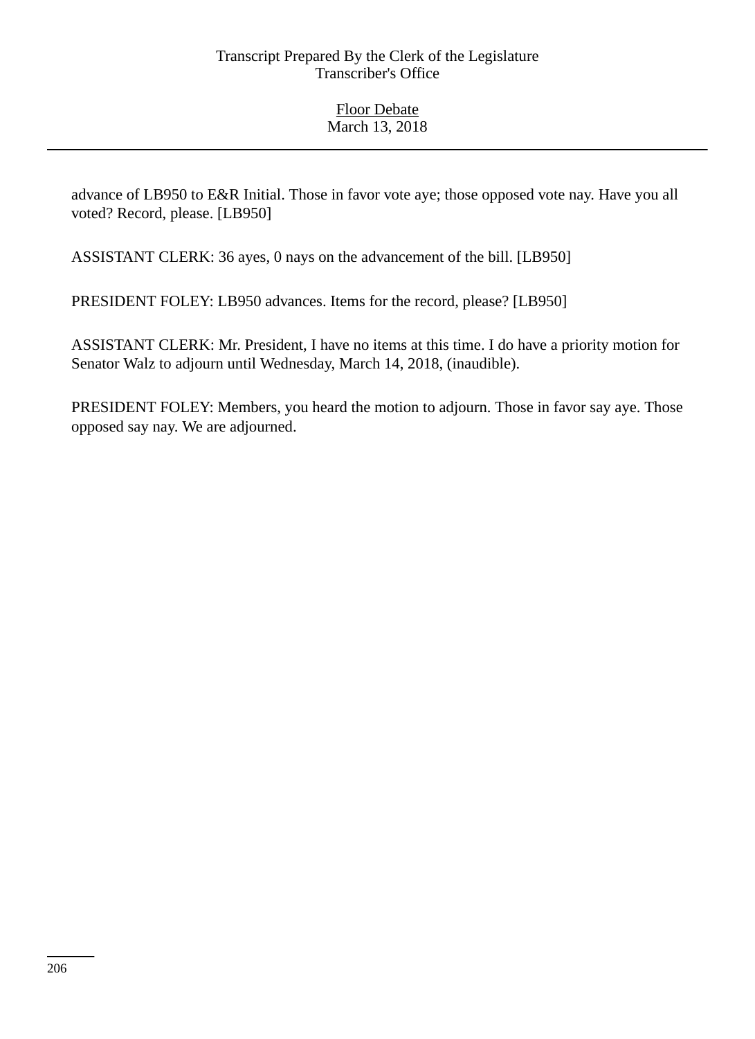advance of LB950 to E&R Initial. Those in favor vote aye; those opposed vote nay. Have you all voted? Record, please. [LB950]

ASSISTANT CLERK: 36 ayes, 0 nays on the advancement of the bill. [LB950]

PRESIDENT FOLEY: LB950 advances. Items for the record, please? [LB950]

ASSISTANT CLERK: Mr. President, I have no items at this time. I do have a priority motion for Senator Walz to adjourn until Wednesday, March 14, 2018, (inaudible).

PRESIDENT FOLEY: Members, you heard the motion to adjourn. Those in favor say aye. Those opposed say nay. We are adjourned.